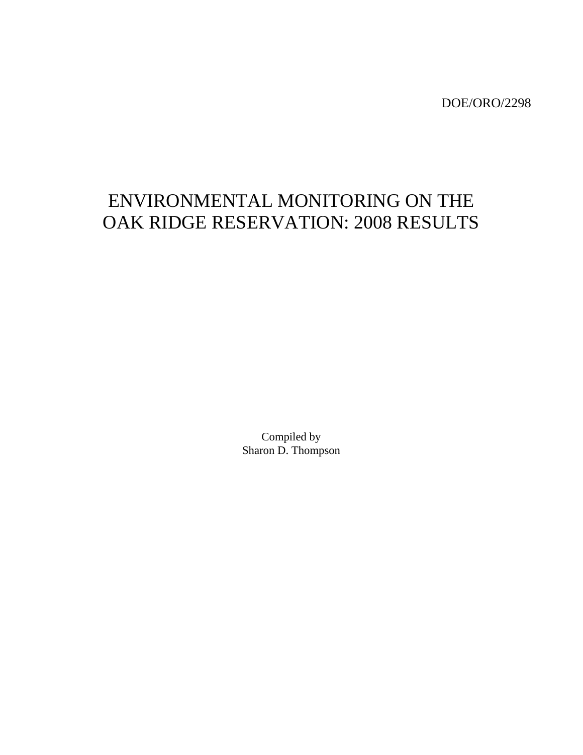DOE/ORO/2298

# ENVIRONMENTAL MONITORING ON THE OAK RIDGE RESERVATION: 2008 RESULTS

Compiled by
Sharon D. Thompson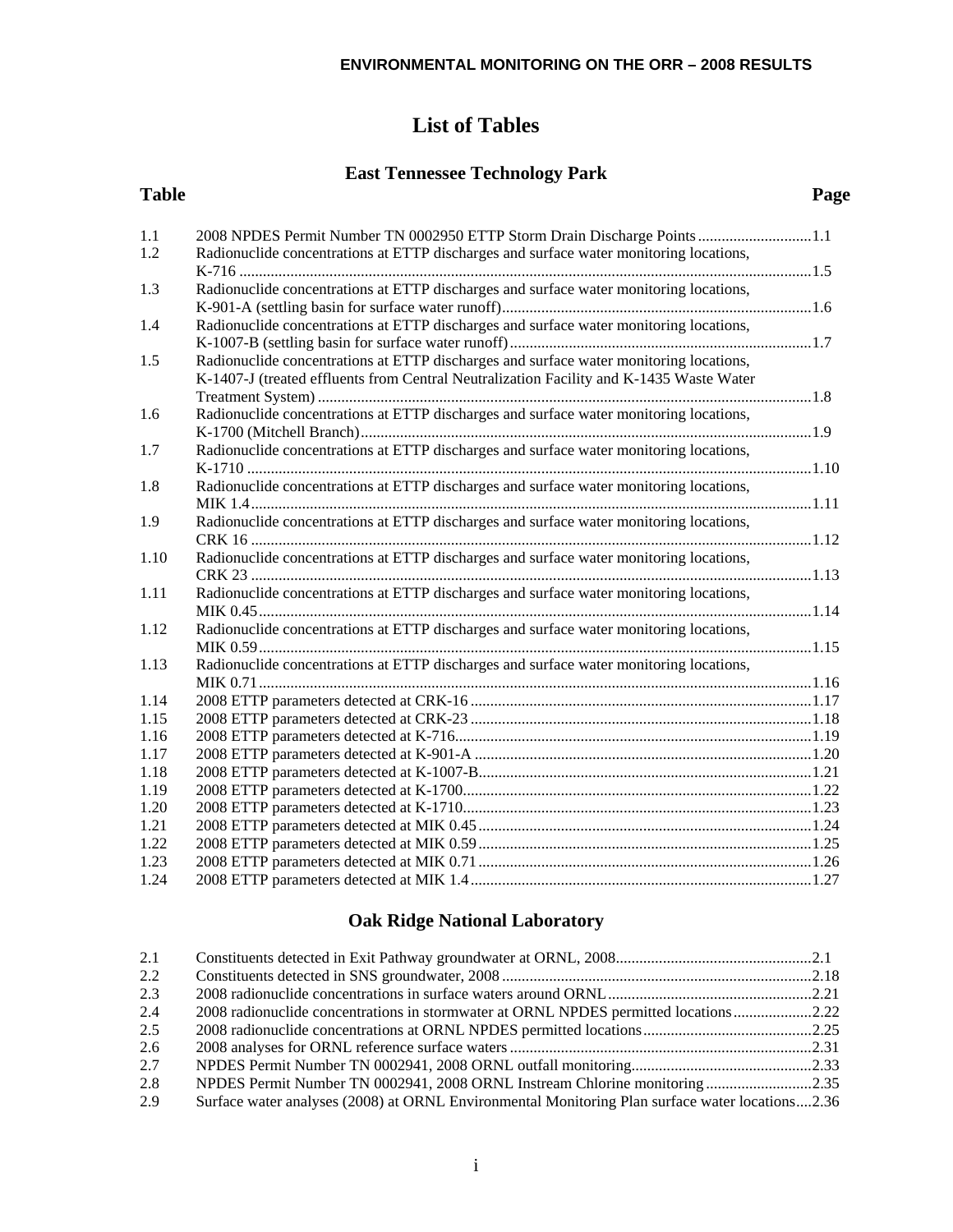# List of Tables

## East Tennessee Technology Park

| Table | | Page |
|---|---|---|
| 1.1 | 2008 NPDES Permit Number TN 0002950 ETTP Storm Drain Discharge Points | 1.1 |
| 1.2 | Radionuclide concentrations at ETTP discharges and surface water monitoring locations, K-716 | 1.5 |
| 1.3 | Radionuclide concentrations at ETTP discharges and surface water monitoring locations, K-901-A (settling basin for surface water runoff) | 1.6 |
| 1.4 | Radionuclide concentrations at ETTP discharges and surface water monitoring locations, K-1007-B (settling basin for surface water runoff) | 1.7 |
| 1.5 | Radionuclide concentrations at ETTP discharges and surface water monitoring locations, K-1407-J (treated effluents from Central Neutralization Facility and K-1435 Waste Water Treatment System) | 1.8 |
| 1.6 | Radionuclide concentrations at ETTP discharges and surface water monitoring locations, K-1700 (Mitchell Branch) | 1.9 |
| 1.7 | Radionuclide concentrations at ETTP discharges and surface water monitoring locations, K-1710 | 1.10 |
| 1.8 | Radionuclide concentrations at ETTP discharges and surface water monitoring locations, MIK 1.4 | 1.11 |
| 1.9 | Radionuclide concentrations at ETTP discharges and surface water monitoring locations, CRK 16 | 1.12 |
| 1.10 | Radionuclide concentrations at ETTP discharges and surface water monitoring locations, CRK 23 | 1.13 |
| 1.11 | Radionuclide concentrations at ETTP discharges and surface water monitoring locations, MIK 0.45 | 1.14 |
| 1.12 | Radionuclide concentrations at ETTP discharges and surface water monitoring locations, MIK 0.59 | 1.15 |
| 1.13 | Radionuclide concentrations at ETTP discharges and surface water monitoring locations, MIK 0.71 | 1.16 |
| 1.14 | 2008 ETTP parameters detected at CRK-16 | 1.17 |
| 1.15 | 2008 ETTP parameters detected at CRK-23 | 1.18 |
| 1.16 | 2008 ETTP parameters detected at K-716 | 1.19 |
| 1.17 | 2008 ETTP parameters detected at K-901-A | 1.20 |
| 1.18 | 2008 ETTP parameters detected at K-1007-B | 1.21 |
| 1.19 | 2008 ETTP parameters detected at K-1700 | 1.22 |
| 1.20 | 2008 ETTP parameters detected at K-1710 | 1.23 |
| 1.21 | 2008 ETTP parameters detected at MIK 0.45 | 1.24 |
| 1.22 | 2008 ETTP parameters detected at MIK 0.59 | 1.25 |
| 1.23 | 2008 ETTP parameters detected at MIK 0.71 | 1.26 |
| 1.24 | 2008 ETTP parameters detected at MIK 1.4 | 1.27 |

## Oak Ridge National Laboratory

| Table | | Page |
|---|---|---|
| 2.1 | Constituents detected in Exit Pathway groundwater at ORNL, 2008 | 2.1 |
| 2.2 | Constituents detected in SNS groundwater, 2008 | 2.18 |
| 2.3 | 2008 radionuclide concentrations in surface waters around ORNL | 2.21 |
| 2.4 | 2008 radionuclide concentrations in stormwater at ORNL NPDES permitted locations | 2.22 |
| 2.5 | 2008 radionuclide concentrations at ORNL NPDES permitted locations | 2.25 |
| 2.6 | 2008 analyses for ORNL reference surface waters | 2.31 |
| 2.7 | NPDES Permit Number TN 0002941, 2008 ORNL outfall monitoring | 2.33 |
| 2.8 | NPDES Permit Number TN 0002941, 2008 ORNL Instream Chlorine monitoring | 2.35 |
| 2.9 | Surface water analyses (2008) at ORNL Environmental Monitoring Plan surface water locations | 2.36 |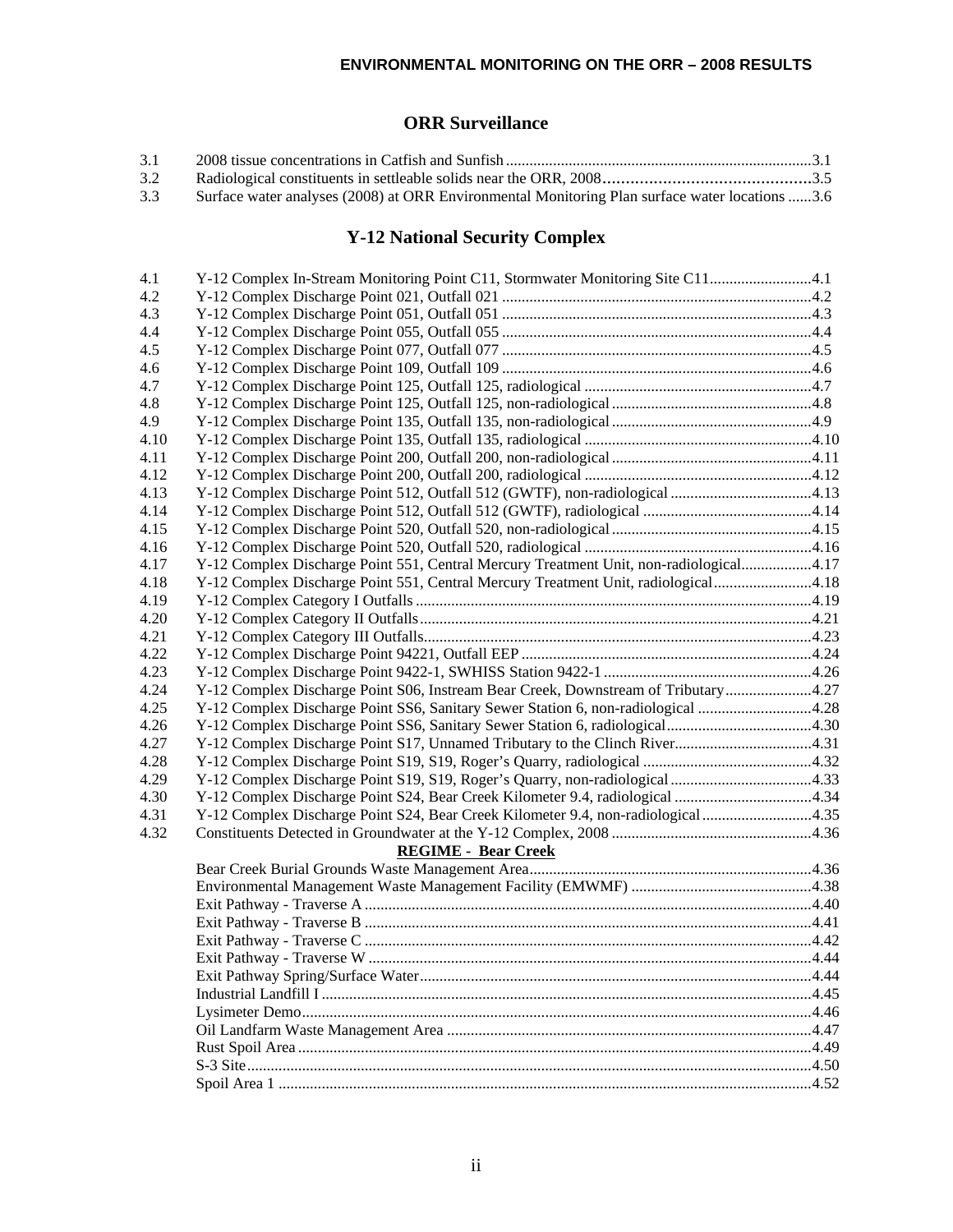## ORR Surveillance

| | | |
|---|---|---|
| 3.1 | 2008 tissue concentrations in Catfish and Sunfish | 3.1 |
| 3.2 | Radiological constituents in settleable solids near the ORR, 2008 | 3.5 |
| 3.3 | Surface water analyses (2008) at ORR Environmental Monitoring Plan surface water locations | 3.6 |

## Y-12 National Security Complex

| | | |
|---|---|---|
| 4.1 | Y-12 Complex In-Stream Monitoring Point C11, Stormwater Monitoring Site C11 | 4.1 |
| 4.2 | Y-12 Complex Discharge Point 021, Outfall 021 | 4.2 |
| 4.3 | Y-12 Complex Discharge Point 051, Outfall 051 | 4.3 |
| 4.4 | Y-12 Complex Discharge Point 055, Outfall 055 | 4.4 |
| 4.5 | Y-12 Complex Discharge Point 077, Outfall 077 | 4.5 |
| 4.6 | Y-12 Complex Discharge Point 109, Outfall 109 | 4.6 |
| 4.7 | Y-12 Complex Discharge Point 125, Outfall 125, radiological | 4.7 |
| 4.8 | Y-12 Complex Discharge Point 125, Outfall 125, non-radiological | 4.8 |
| 4.9 | Y-12 Complex Discharge Point 135, Outfall 135, non-radiological | 4.9 |
| 4.10 | Y-12 Complex Discharge Point 135, Outfall 135, radiological | 4.10 |
| 4.11 | Y-12 Complex Discharge Point 200, Outfall 200, non-radiological | 4.11 |
| 4.12 | Y-12 Complex Discharge Point 200, Outfall 200, radiological | 4.12 |
| 4.13 | Y-12 Complex Discharge Point 512, Outfall 512 (GWTF), non-radiological | 4.13 |
| 4.14 | Y-12 Complex Discharge Point 512, Outfall 512 (GWTF), radiological | 4.14 |
| 4.15 | Y-12 Complex Discharge Point 520, Outfall 520, non-radiological | 4.15 |
| 4.16 | Y-12 Complex Discharge Point 520, Outfall 520, radiological | 4.16 |
| 4.17 | Y-12 Complex Discharge Point 551, Central Mercury Treatment Unit, non-radiological | 4.17 |
| 4.18 | Y-12 Complex Discharge Point 551, Central Mercury Treatment Unit, radiological | 4.18 |
| 4.19 | Y-12 Complex Category I Outfalls | 4.19 |
| 4.20 | Y-12 Complex Category II Outfalls | 4.21 |
| 4.21 | Y-12 Complex Category III Outfalls | 4.23 |
| 4.22 | Y-12 Complex Discharge Point 94221, Outfall EEP | 4.24 |
| 4.23 | Y-12 Complex Discharge Point 9422-1, SWHISS Station 9422-1 | 4.26 |
| 4.24 | Y-12 Complex Discharge Point S06, Instream Bear Creek, Downstream of Tributary | 4.27 |
| 4.25 | Y-12 Complex Discharge Point SS6, Sanitary Sewer Station 6, non-radiological | 4.28 |
| 4.26 | Y-12 Complex Discharge Point SS6, Sanitary Sewer Station 6, radiological | 4.30 |
| 4.27 | Y-12 Complex Discharge Point S17, Unnamed Tributary to the Clinch River | 4.31 |
| 4.28 | Y-12 Complex Discharge Point S19, S19, Roger's Quarry, radiological | 4.32 |
| 4.29 | Y-12 Complex Discharge Point S19, S19, Roger's Quarry, non-radiological | 4.33 |
| 4.30 | Y-12 Complex Discharge Point S24, Bear Creek Kilometer 9.4, radiological | 4.34 |
| 4.31 | Y-12 Complex Discharge Point S24, Bear Creek Kilometer 9.4, non-radiological | 4.35 |
| 4.32 | Constituents Detected in Groundwater at the Y-12 Complex, 2008 | 4.36 |
| | **REGIME - Bear Creek** | |
| | Bear Creek Burial Grounds Waste Management Area | 4.36 |
| | Environmental Management Waste Management Facility (EMWMF) | 4.38 |
| | Exit Pathway - Traverse A | 4.40 |
| | Exit Pathway - Traverse B | 4.41 |
| | Exit Pathway - Traverse C | 4.42 |
| | Exit Pathway - Traverse W | 4.44 |
| | Exit Pathway Spring/Surface Water | 4.44 |
| | Industrial Landfill I | 4.45 |
| | Lysimeter Demo | 4.46 |
| | Oil Landfarm Waste Management Area | 4.47 |
| | Rust Spoil Area | 4.49 |
| | S-3 Site | 4.50 |
| | Spoil Area 1 | 4.52 |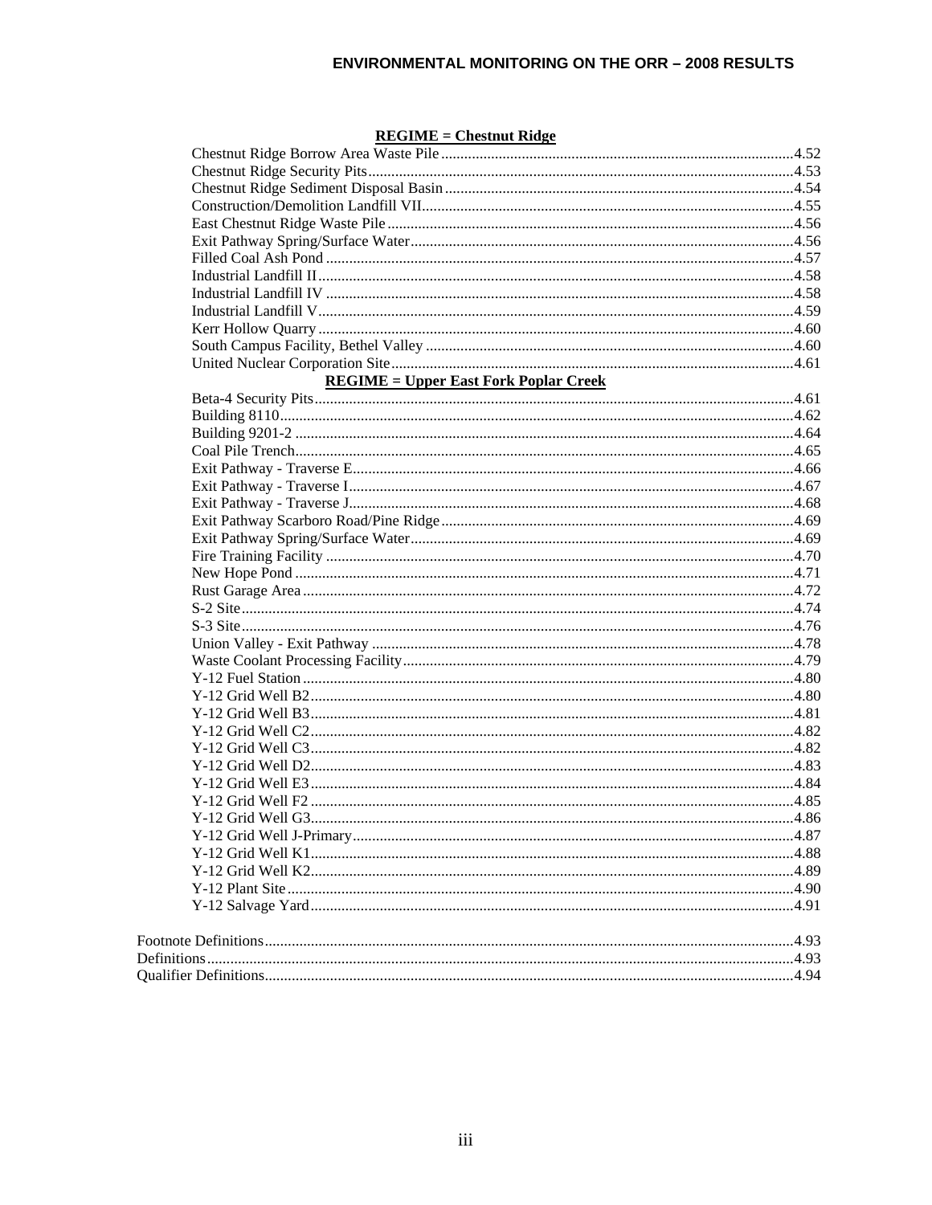**REGIME = Chestnut Ridge**

Chestnut Ridge Borrow Area Waste Pile ........................................ 4.52
Chestnut Ridge Security Pits ........................................ 4.53
Chestnut Ridge Sediment Disposal Basin ........................................ 4.54
Construction/Demolition Landfill VII ........................................ 4.55
East Chestnut Ridge Waste Pile ........................................ 4.56
Exit Pathway Spring/Surface Water ........................................ 4.56
Filled Coal Ash Pond ........................................ 4.57
Industrial Landfill II ........................................ 4.58
Industrial Landfill IV ........................................ 4.58
Industrial Landfill V ........................................ 4.59
Kerr Hollow Quarry ........................................ 4.60
South Campus Facility, Bethel Valley ........................................ 4.60
United Nuclear Corporation Site ........................................ 4.61

**REGIME = Upper East Fork Poplar Creek**

Beta-4 Security Pits ........................................ 4.61
Building 8110 ........................................ 4.62
Building 9201-2 ........................................ 4.64
Coal Pile Trench ........................................ 4.65
Exit Pathway - Traverse E ........................................ 4.66
Exit Pathway - Traverse I ........................................ 4.67
Exit Pathway - Traverse J ........................................ 4.68
Exit Pathway Scarboro Road/Pine Ridge ........................................ 4.69
Exit Pathway Spring/Surface Water ........................................ 4.69
Fire Training Facility ........................................ 4.70
New Hope Pond ........................................ 4.71
Rust Garage Area ........................................ 4.72
S-2 Site ........................................ 4.74
S-3 Site ........................................ 4.76
Union Valley - Exit Pathway ........................................ 4.78
Waste Coolant Processing Facility ........................................ 4.79
Y-12 Fuel Station ........................................ 4.80
Y-12 Grid Well B2 ........................................ 4.80
Y-12 Grid Well B3 ........................................ 4.81
Y-12 Grid Well C2 ........................................ 4.82
Y-12 Grid Well C3 ........................................ 4.82
Y-12 Grid Well D2 ........................................ 4.83
Y-12 Grid Well E3 ........................................ 4.84
Y-12 Grid Well F2 ........................................ 4.85
Y-12 Grid Well G3 ........................................ 4.86
Y-12 Grid Well J-Primary ........................................ 4.87
Y-12 Grid Well K1 ........................................ 4.88
Y-12 Grid Well K2 ........................................ 4.89
Y-12 Plant Site ........................................ 4.90
Y-12 Salvage Yard ........................................ 4.91

Footnote Definitions ........................................ 4.93
Definitions ........................................ 4.93
Qualifier Definitions ........................................ 4.94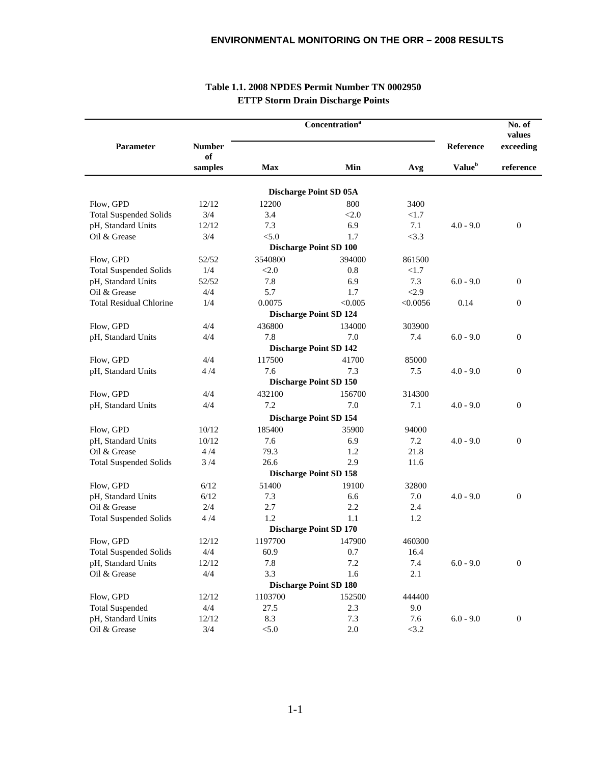**Table 1.1. 2008 NPDES Permit Number TN 0002950**
**ETTP Storm Drain Discharge Points**

| Parameter | Number of samples | Concentration[a] Max | Min | Avg | Reference Value[b] | No. of values exceeding reference |
|---|---|---|---|---|---|---|
| | | **Discharge Point SD 05A** | | | | |
| Flow, GPD | 12/12 | 12200 | 800 | 3400 | | |
| Total Suspended Solids | 3/4 | 3.4 | <2.0 | <1.7 | | |
| pH, Standard Units | 12/12 | 7.3 | 6.9 | 7.1 | 4.0 - 9.0 | 0 |
| Oil & Grease | 3/4 | <5.0 | 1.7 | <3.3 | | |
| | | **Discharge Point SD 100** | | | | |
| Flow, GPD | 52/52 | 3540800 | 394000 | 861500 | | |
| Total Suspended Solids | 1/4 | <2.0 | 0.8 | <1.7 | | |
| pH, Standard Units | 52/52 | 7.8 | 6.9 | 7.3 | 6.0 - 9.0 | 0 |
| Oil & Grease | 4/4 | 5.7 | 1.7 | <2.9 | | |
| Total Residual Chlorine | 1/4 | 0.0075 | <0.005 | <0.0056 | 0.14 | 0 |
| | | **Discharge Point SD 124** | | | | |
| Flow, GPD | 4/4 | 436800 | 134000 | 303900 | | |
| pH, Standard Units | 4/4 | 7.8 | 7.0 | 7.4 | 6.0 - 9.0 | 0 |
| | | **Discharge Point SD 142** | | | | |
| Flow, GPD | 4/4 | 117500 | 41700 | 85000 | | |
| pH, Standard Units | 4 /4 | 7.6 | 7.3 | 7.5 | 4.0 - 9.0 | 0 |
| | | **Discharge Point SD 150** | | | | |
| Flow, GPD | 4/4 | 432100 | 156700 | 314300 | | |
| pH, Standard Units | 4/4 | 7.2 | 7.0 | 7.1 | 4.0 - 9.0 | 0 |
| | | **Discharge Point SD 154** | | | | |
| Flow, GPD | 10/12 | 185400 | 35900 | 94000 | | |
| pH, Standard Units | 10/12 | 7.6 | 6.9 | 7.2 | 4.0 - 9.0 | 0 |
| Oil & Grease | 4 /4 | 79.3 | 1.2 | 21.8 | | |
| Total Suspended Solids | 3 /4 | 26.6 | 2.9 | 11.6 | | |
| | | **Discharge Point SD 158** | | | | |
| Flow, GPD | 6/12 | 51400 | 19100 | 32800 | | |
| pH, Standard Units | 6/12 | 7.3 | 6.6 | 7.0 | 4.0 - 9.0 | 0 |
| Oil & Grease | 2/4 | 2.7 | 2.2 | 2.4 | | |
| Total Suspended Solids | 4 /4 | 1.2 | 1.1 | 1.2 | | |
| | | **Discharge Point SD 170** | | | | |
| Flow, GPD | 12/12 | 1197700 | 147900 | 460300 | | |
| Total Suspended Solids | 4/4 | 60.9 | 0.7 | 16.4 | | |
| pH, Standard Units | 12/12 | 7.8 | 7.2 | 7.4 | 6.0 - 9.0 | 0 |
| Oil & Grease | 4/4 | 3.3 | 1.6 | 2.1 | | |
| | | **Discharge Point SD 180** | | | | |
| Flow, GPD | 12/12 | 1103700 | 152500 | 444400 | | |
| Total Suspended | 4/4 | 27.5 | 2.3 | 9.0 | | |
| pH, Standard Units | 12/12 | 8.3 | 7.3 | 7.6 | 6.0 - 9.0 | 0 |
| Oil & Grease | 3/4 | <5.0 | 2.0 | <3.2 | | |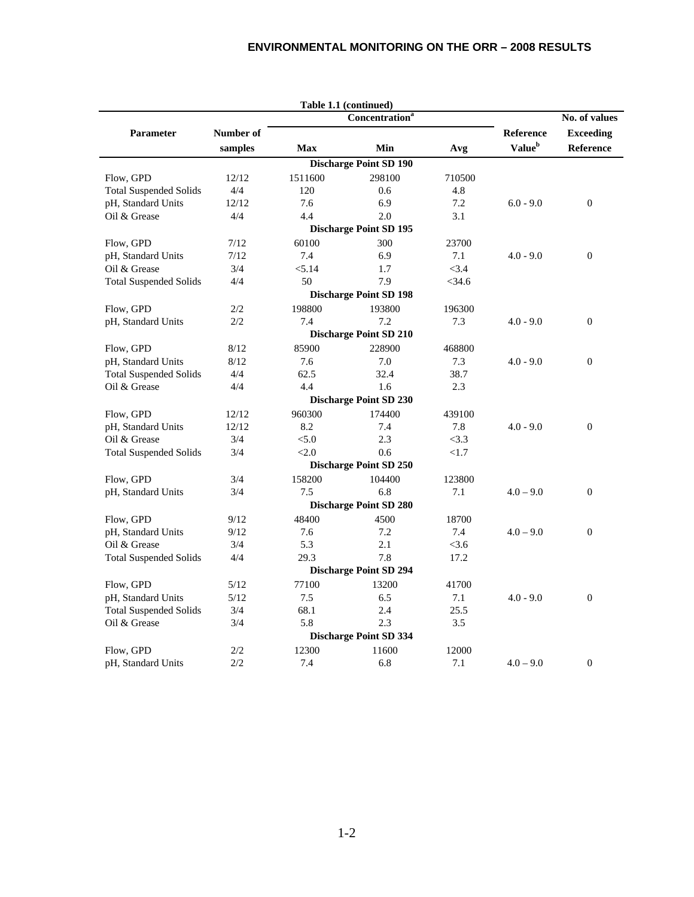**Table 1.1 (continued)**

| Parameter | Number of samples | Concentration[a] | | | Reference Value[b] | No. of values Exceeding Reference |
|---|---|---|---|---|---|---|
| | | Max | Min | Avg | | |
| **Discharge Point SD 190** | | | | | | |
| Flow, GPD | 12/12 | 1511600 | 298100 | 710500 | | |
| Total Suspended Solids | 4/4 | 120 | 0.6 | 4.8 | | |
| pH, Standard Units | 12/12 | 7.6 | 6.9 | 7.2 | 6.0 - 9.0 | 0 |
| Oil & Grease | 4/4 | 4.4 | 2.0 | 3.1 | | |
| **Discharge Point SD 195** | | | | | | |
| Flow, GPD | 7/12 | 60100 | 300 | 23700 | | |
| pH, Standard Units | 7/12 | 7.4 | 6.9 | 7.1 | 4.0 - 9.0 | 0 |
| Oil & Grease | 3/4 | <5.14 | 1.7 | <3.4 | | |
| Total Suspended Solids | 4/4 | 50 | 7.9 | <34.6 | | |
| **Discharge Point SD 198** | | | | | | |
| Flow, GPD | 2/2 | 198800 | 193800 | 196300 | | |
| pH, Standard Units | 2/2 | 7.4 | 7.2 | 7.3 | 4.0 - 9.0 | 0 |
| **Discharge Point SD 210** | | | | | | |
| Flow, GPD | 8/12 | 85900 | 228900 | 468800 | | |
| pH, Standard Units | 8/12 | 7.6 | 7.0 | 7.3 | 4.0 - 9.0 | 0 |
| Total Suspended Solids | 4/4 | 62.5 | 32.4 | 38.7 | | |
| Oil & Grease | 4/4 | 4.4 | 1.6 | 2.3 | | |
| **Discharge Point SD 230** | | | | | | |
| Flow, GPD | 12/12 | 960300 | 174400 | 439100 | | |
| pH, Standard Units | 12/12 | 8.2 | 7.4 | 7.8 | 4.0 - 9.0 | 0 |
| Oil & Grease | 3/4 | <5.0 | 2.3 | <3.3 | | |
| Total Suspended Solids | 3/4 | <2.0 | 0.6 | <1.7 | | |
| **Discharge Point SD 250** | | | | | | |
| Flow, GPD | 3/4 | 158200 | 104400 | 123800 | | |
| pH, Standard Units | 3/4 | 7.5 | 6.8 | 7.1 | 4.0 – 9.0 | 0 |
| **Discharge Point SD 280** | | | | | | |
| Flow, GPD | 9/12 | 48400 | 4500 | 18700 | | |
| pH, Standard Units | 9/12 | 7.6 | 7.2 | 7.4 | 4.0 – 9.0 | 0 |
| Oil & Grease | 3/4 | 5.3 | 2.1 | <3.6 | | |
| Total Suspended Solids | 4/4 | 29.3 | 7.8 | 17.2 | | |
| **Discharge Point SD 294** | | | | | | |
| Flow, GPD | 5/12 | 77100 | 13200 | 41700 | | |
| pH, Standard Units | 5/12 | 7.5 | 6.5 | 7.1 | 4.0 - 9.0 | 0 |
| Total Suspended Solids | 3/4 | 68.1 | 2.4 | 25.5 | | |
| Oil & Grease | 3/4 | 5.8 | 2.3 | 3.5 | | |
| **Discharge Point SD 334** | | | | | | |
| Flow, GPD | 2/2 | 12300 | 11600 | 12000 | | |
| pH, Standard Units | 2/2 | 7.4 | 6.8 | 7.1 | 4.0 – 9.0 | 0 |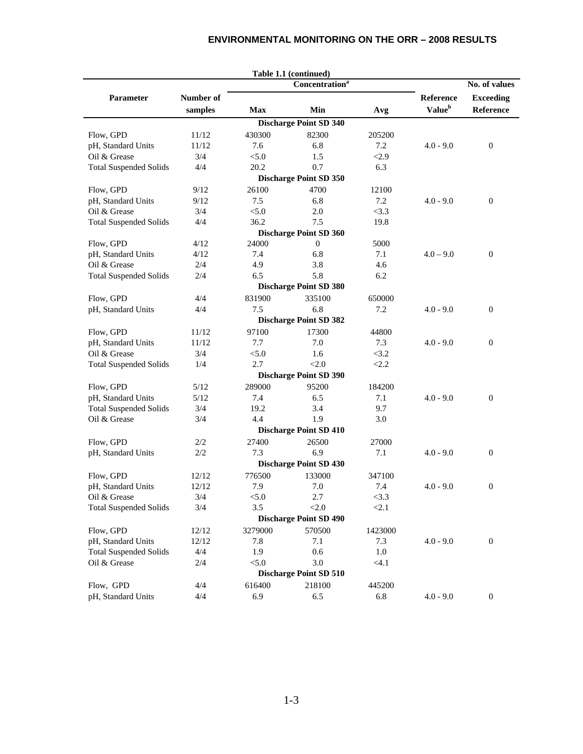Table 1.1 (continued)

| Parameter | Number of samples | Concentration[a] Max | Min | Avg | Reference Value[b] | No. of values Exceeding Reference |
|---|---|---|---|---|---|---|
| **Discharge Point SD 340** | | | | | | |
| Flow, GPD | 11/12 | 430300 | 82300 | 205200 | | |
| pH, Standard Units | 11/12 | 7.6 | 6.8 | 7.2 | 4.0 - 9.0 | 0 |
| Oil & Grease | 3/4 | <5.0 | 1.5 | <2.9 | | |
| Total Suspended Solids | 4/4 | 20.2 | 0.7 | 6.3 | | |
| **Discharge Point SD 350** | | | | | | |
| Flow, GPD | 9/12 | 26100 | 4700 | 12100 | | |
| pH, Standard Units | 9/12 | 7.5 | 6.8 | 7.2 | 4.0 - 9.0 | 0 |
| Oil & Grease | 3/4 | <5.0 | 2.0 | <3.3 | | |
| Total Suspended Solids | 4/4 | 36.2 | 7.5 | 19.8 | | |
| **Discharge Point SD 360** | | | | | | |
| Flow, GPD | 4/12 | 24000 | 0 | 5000 | | |
| pH, Standard Units | 4/12 | 7.4 | 6.8 | 7.1 | 4.0 – 9.0 | 0 |
| Oil & Grease | 2/4 | 4.9 | 3.8 | 4.6 | | |
| Total Suspended Solids | 2/4 | 6.5 | 5.8 | 6.2 | | |
| **Discharge Point SD 380** | | | | | | |
| Flow, GPD | 4/4 | 831900 | 335100 | 650000 | | |
| pH, Standard Units | 4/4 | 7.5 | 6.8 | 7.2 | 4.0 - 9.0 | 0 |
| **Discharge Point SD 382** | | | | | | |
| Flow, GPD | 11/12 | 97100 | 17300 | 44800 | | |
| pH, Standard Units | 11/12 | 7.7 | 7.0 | 7.3 | 4.0 - 9.0 | 0 |
| Oil & Grease | 3/4 | <5.0 | 1.6 | <3.2 | | |
| Total Suspended Solids | 1/4 | 2.7 | <2.0 | <2.2 | | |
| **Discharge Point SD 390** | | | | | | |
| Flow, GPD | 5/12 | 289000 | 95200 | 184200 | | |
| pH, Standard Units | 5/12 | 7.4 | 6.5 | 7.1 | 4.0 - 9.0 | 0 |
| Total Suspended Solids | 3/4 | 19.2 | 3.4 | 9.7 | | |
| Oil & Grease | 3/4 | 4.4 | 1.9 | 3.0 | | |
| **Discharge Point SD 410** | | | | | | |
| Flow, GPD | 2/2 | 27400 | 26500 | 27000 | | |
| pH, Standard Units | 2/2 | 7.3 | 6.9 | 7.1 | 4.0 - 9.0 | 0 |
| **Discharge Point SD 430** | | | | | | |
| Flow, GPD | 12/12 | 776500 | 133000 | 347100 | | |
| pH, Standard Units | 12/12 | 7.9 | 7.0 | 7.4 | 4.0 - 9.0 | 0 |
| Oil & Grease | 3/4 | <5.0 | 2.7 | <3.3 | | |
| Total Suspended Solids | 3/4 | 3.5 | <2.0 | <2.1 | | |
| **Discharge Point SD 490** | | | | | | |
| Flow, GPD | 12/12 | 3279000 | 570500 | 1423000 | | |
| pH, Standard Units | 12/12 | 7.8 | 7.1 | 7.3 | 4.0 - 9.0 | 0 |
| Total Suspended Solids | 4/4 | 1.9 | 0.6 | 1.0 | | |
| Oil & Grease | 2/4 | <5.0 | 3.0 | <4.1 | | |
| **Discharge Point SD 510** | | | | | | |
| Flow, GPD | 4/4 | 616400 | 218100 | 445200 | | |
| pH, Standard Units | 4/4 | 6.9 | 6.5 | 6.8 | 4.0 - 9.0 | 0 |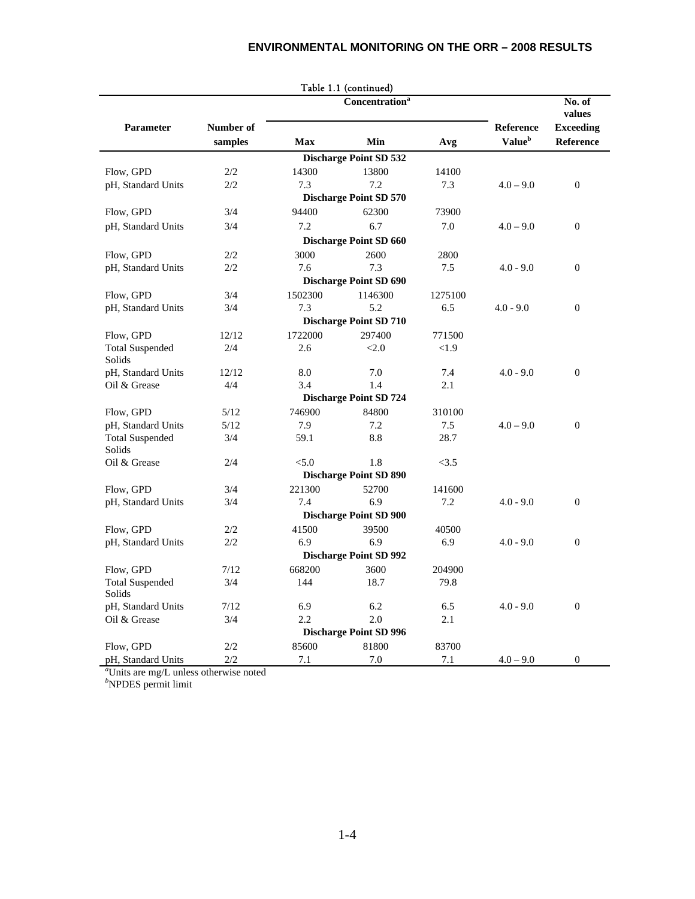Table 1.1 (continued)

| Parameter | Number of samples | Concentration[a] Max | Min | Avg | Reference Value[b] | No. of values Exceeding Reference |
|---|---|---|---|---|---|---|
| **Discharge Point SD 532** | | | | | | |
| Flow, GPD | 2/2 | 14300 | 13800 | 14100 | | |
| pH, Standard Units | 2/2 | 7.3 | 7.2 | 7.3 | 4.0 – 9.0 | 0 |
| **Discharge Point SD 570** | | | | | | |
| Flow, GPD | 3/4 | 94400 | 62300 | 73900 | | |
| pH, Standard Units | 3/4 | 7.2 | 6.7 | 7.0 | 4.0 – 9.0 | 0 |
| **Discharge Point SD 660** | | | | | | |
| Flow, GPD | 2/2 | 3000 | 2600 | 2800 | | |
| pH, Standard Units | 2/2 | 7.6 | 7.3 | 7.5 | 4.0 - 9.0 | 0 |
| **Discharge Point SD 690** | | | | | | |
| Flow, GPD | 3/4 | 1502300 | 1146300 | 1275100 | | |
| pH, Standard Units | 3/4 | 7.3 | 5.2 | 6.5 | 4.0 - 9.0 | 0 |
| **Discharge Point SD 710** | | | | | | |
| Flow, GPD | 12/12 | 1722000 | 297400 | 771500 | | |
| Total Suspended Solids | 2/4 | 2.6 | <2.0 | <1.9 | | |
| pH, Standard Units | 12/12 | 8.0 | 7.0 | 7.4 | 4.0 - 9.0 | 0 |
| Oil & Grease | 4/4 | 3.4 | 1.4 | 2.1 | | |
| **Discharge Point SD 724** | | | | | | |
| Flow, GPD | 5/12 | 746900 | 84800 | 310100 | | |
| pH, Standard Units | 5/12 | 7.9 | 7.2 | 7.5 | 4.0 – 9.0 | 0 |
| Total Suspended Solids | 3/4 | 59.1 | 8.8 | 28.7 | | |
| Oil & Grease | 2/4 | <5.0 | 1.8 | <3.5 | | |
| **Discharge Point SD 890** | | | | | | |
| Flow, GPD | 3/4 | 221300 | 52700 | 141600 | | |
| pH, Standard Units | 3/4 | 7.4 | 6.9 | 7.2 | 4.0 - 9.0 | 0 |
| **Discharge Point SD 900** | | | | | | |
| Flow, GPD | 2/2 | 41500 | 39500 | 40500 | | |
| pH, Standard Units | 2/2 | 6.9 | 6.9 | 6.9 | 4.0 - 9.0 | 0 |
| **Discharge Point SD 992** | | | | | | |
| Flow, GPD | 7/12 | 668200 | 3600 | 204900 | | |
| Total Suspended Solids | 3/4 | 144 | 18.7 | 79.8 | | |
| pH, Standard Units | 7/12 | 6.9 | 6.2 | 6.5 | 4.0 - 9.0 | 0 |
| Oil & Grease | 3/4 | 2.2 | 2.0 | 2.1 | | |
| **Discharge Point SD 996** | | | | | | |
| Flow, GPD | 2/2 | 85600 | 81800 | 83700 | | |
| pH, Standard Units | 2/2 | 7.1 | 7.0 | 7.1 | 4.0 – 9.0 | 0 |

[a]Units are mg/L unless otherwise noted
[b]NPDES permit limit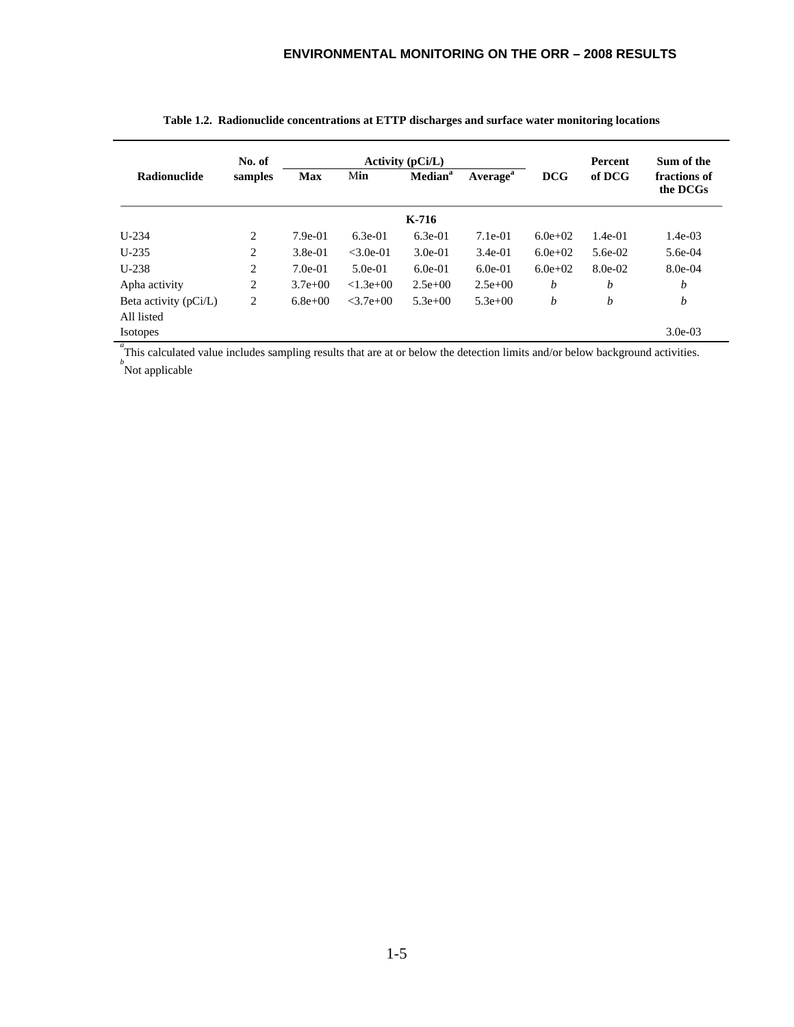**Table 1.2. Radionuclide concentrations at ETTP discharges and surface water monitoring locations**

| Radionuclide | No. of samples | Activity (pCi/L) | | | | DCG | Percent of DCG | Sum of the fractions of the DCGs |
|---|---|---|---|---|---|---|---|---|
| | | Max | Min | Median[a] | Average[a] | | | |
| | | | | **K-716** | | | | |
| U-234 | 2 | 7.9e-01 | 6.3e-01 | 6.3e-01 | 7.1e-01 | 6.0e+02 | 1.4e-01 | 1.4e-03 |
| U-235 | 2 | 3.8e-01 | <3.0e-01 | 3.0e-01 | 3.4e-01 | 6.0e+02 | 5.6e-02 | 5.6e-04 |
| U-238 | 2 | 7.0e-01 | 5.0e-01 | 6.0e-01 | 6.0e-01 | 6.0e+02 | 8.0e-02 | 8.0e-04 |
| Apha activity | 2 | 3.7e+00 | <1.3e+00 | 2.5e+00 | 2.5e+00 | *b* | *b* | *b* |
| Beta activity (pCi/L) | 2 | 6.8e+00 | <3.7e+00 | 5.3e+00 | 5.3e+00 | *b* | *b* | *b* |
| All listed Isotopes | | | | | | | | 3.0e-03 |

[a] This calculated value includes sampling results that are at or below the detection limits and/or below background activities.

[b] Not applicable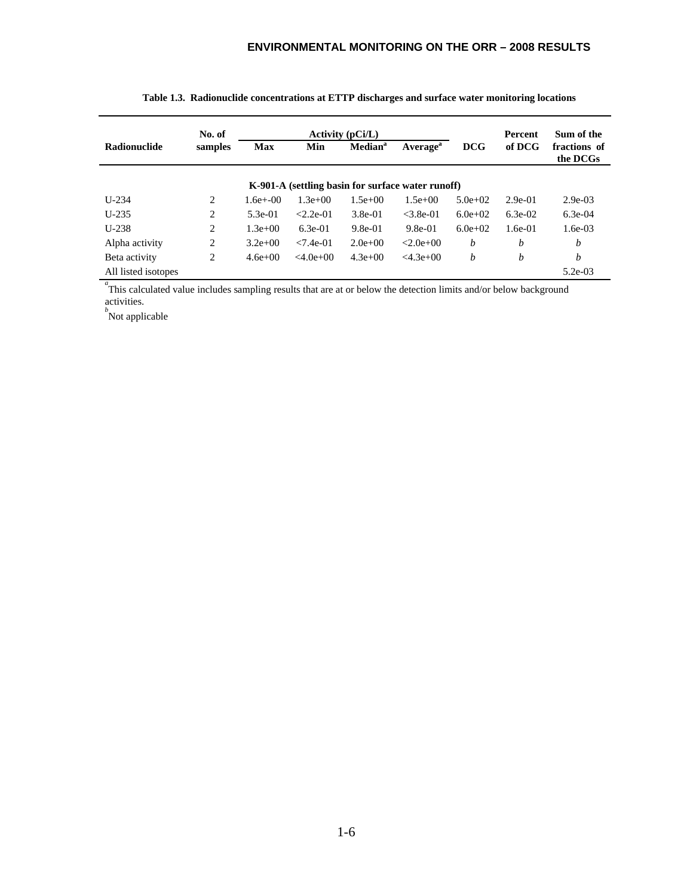**Table 1.3. Radionuclide concentrations at ETTP discharges and surface water monitoring locations**

| Radionuclide | No. of samples | Activity (pCi/L) | | | | DCG | Percent of DCG | Sum of the fractions of the DCGs |
|---|---|---|---|---|---|---|---|---|
| | | Max | Min | Median[a] | Average[a] | | | |
| **K-901-A (settling basin for surface water runoff)** | | | | | | | | |
| U-234 | 2 | 1.6e+-00 | 1.3e+00 | 1.5e+00 | 1.5e+00 | 5.0e+02 | 2.9e-01 | 2.9e-03 |
| U-235 | 2 | 5.3e-01 | <2.2e-01 | 3.8e-01 | <3.8e-01 | 6.0e+02 | 6.3e-02 | 6.3e-04 |
| U-238 | 2 | 1.3e+00 | 6.3e-01 | 9.8e-01 | 9.8e-01 | 6.0e+02 | 1.6e-01 | 1.6e-03 |
| Alpha activity | 2 | 3.2e+00 | <7.4e-01 | 2.0e+00 | <2.0e+00 | *b* | *b* | *b* |
| Beta activity | 2 | 4.6e+00 | <4.0e+00 | 4.3e+00 | <4.3e+00 | *b* | *b* | *b* |
| All listed isotopes | | | | | | | | 5.2e-03 |

[a] This calculated value includes sampling results that are at or below the detection limits and/or below background activities.

[b] Not applicable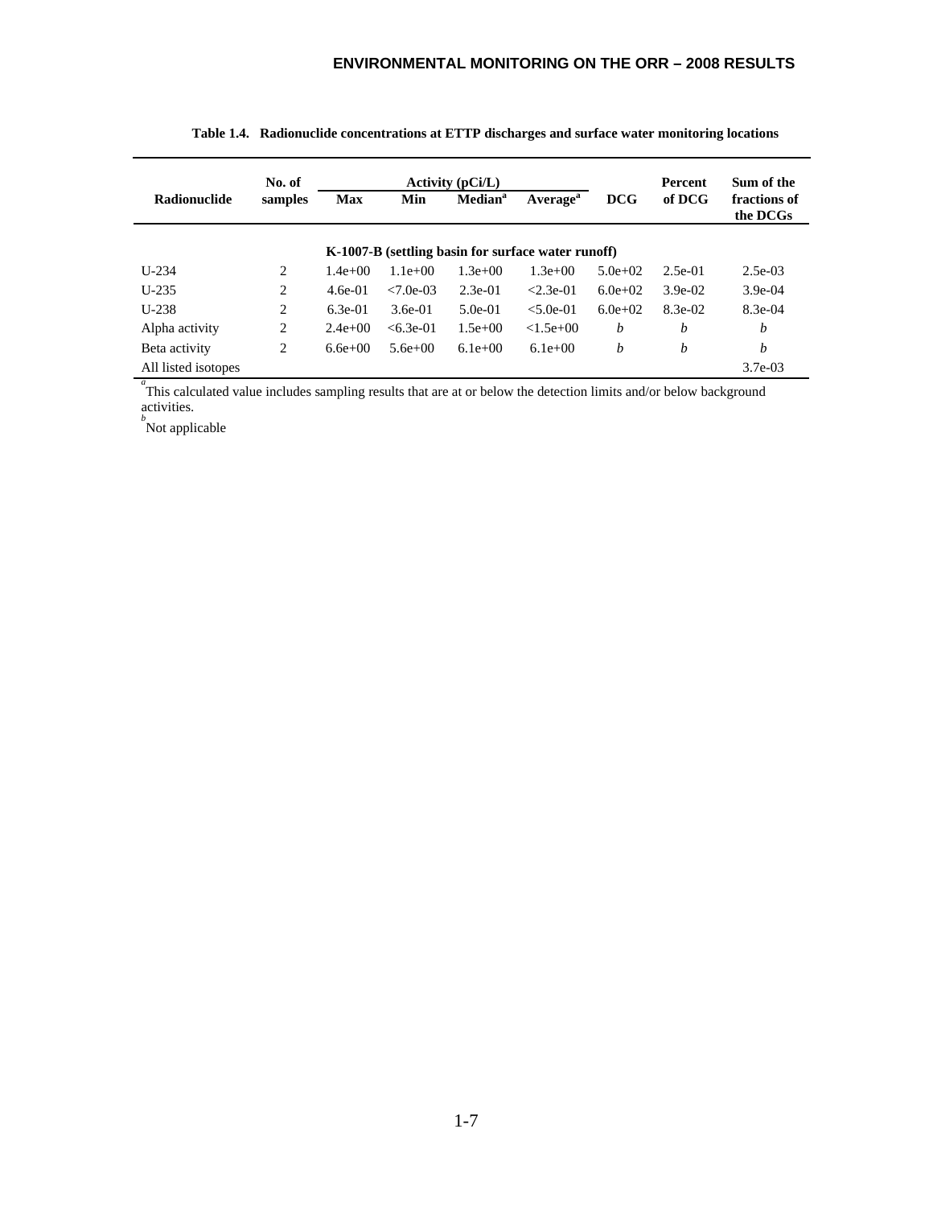**Table 1.4. Radionuclide concentrations at ETTP discharges and surface water monitoring locations**

| Radionuclide | No. of samples | Activity (pCi/L) | | | | DCG | Percent of DCG | Sum of the fractions of the DCGs |
|---|---|---|---|---|---|---|---|---|
| | | Max | Min | Median[a] | Average[a] | | | |
| **K-1007-B (settling basin for surface water runoff)** | | | | | | | | |
| U-234 | 2 | 1.4e+00 | 1.1e+00 | 1.3e+00 | 1.3e+00 | 5.0e+02 | 2.5e-01 | 2.5e-03 |
| U-235 | 2 | 4.6e-01 | <7.0e-03 | 2.3e-01 | <2.3e-01 | 6.0e+02 | 3.9e-02 | 3.9e-04 |
| U-238 | 2 | 6.3e-01 | 3.6e-01 | 5.0e-01 | <5.0e-01 | 6.0e+02 | 8.3e-02 | 8.3e-04 |
| Alpha activity | 2 | 2.4e+00 | <6.3e-01 | 1.5e+00 | <1.5e+00 | *b* | *b* | *b* |
| Beta activity | 2 | 6.6e+00 | 5.6e+00 | 6.1e+00 | 6.1e+00 | *b* | *b* | *b* |
| All listed isotopes | | | | | | | | 3.7e-03 |

[a] This calculated value includes sampling results that are at or below the detection limits and/or below background activities.

[b] Not applicable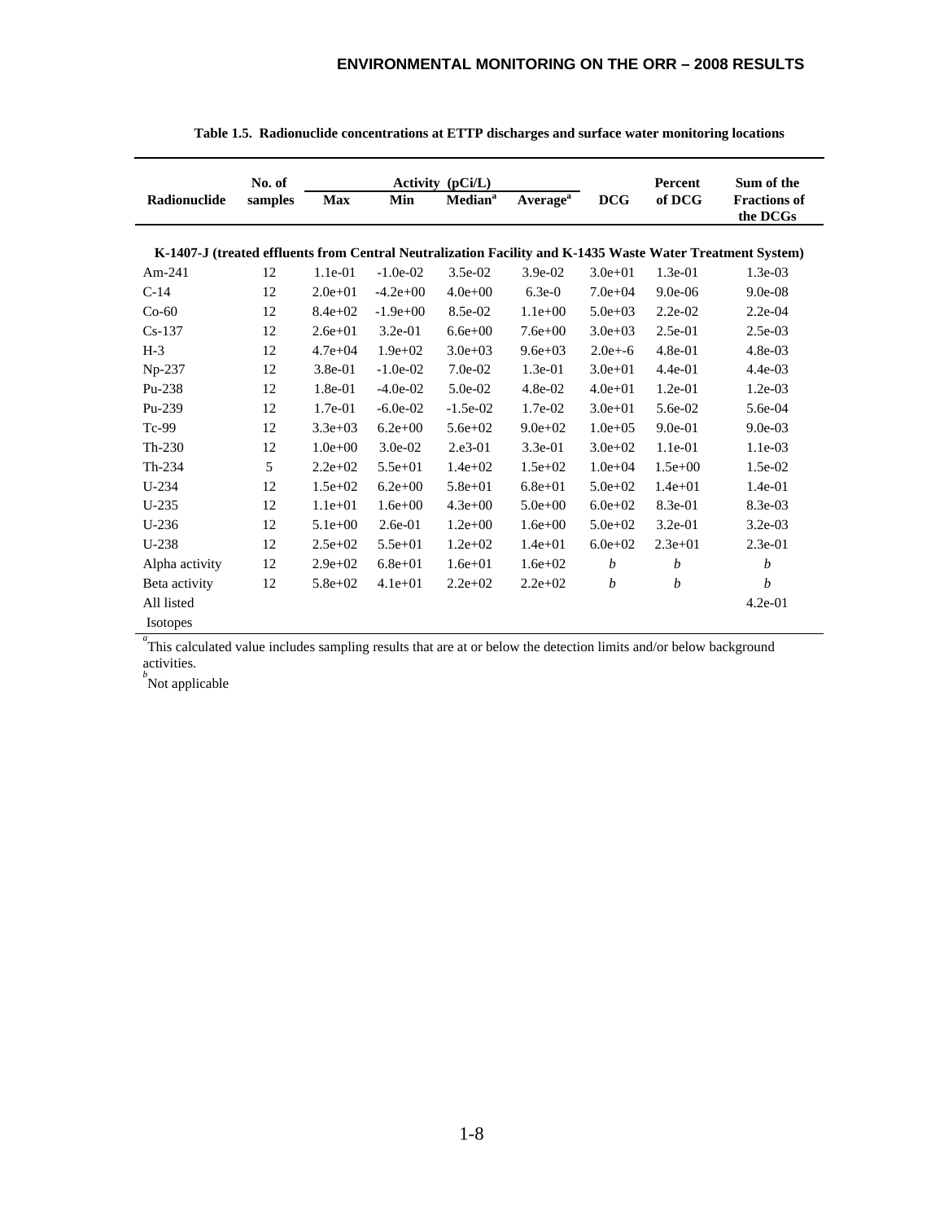**Table 1.5. Radionuclide concentrations at ETTP discharges and surface water monitoring locations**

| Radionuclide | No. of samples | Activity (pCi/L) | | | | DCG | Percent of DCG | Sum of the Fractions of the DCGs |
|---|---|---|---|---|---|---|---|---|
| | | Max | Min | Median[a] | Average[a] | | | |
| **K-1407-J (treated effluents from Central Neutralization Facility and K-1435 Waste Water Treatment System)** | | | | | | | | |
| Am-241 | 12 | 1.1e-01 | -1.0e-02 | 3.5e-02 | 3.9e-02 | 3.0e+01 | 1.3e-01 | 1.3e-03 |
| C-14 | 12 | 2.0e+01 | -4.2e+00 | 4.0e+00 | 6.3e-0 | 7.0e+04 | 9.0e-06 | 9.0e-08 |
| Co-60 | 12 | 8.4e+02 | -1.9e+00 | 8.5e-02 | 1.1e+00 | 5.0e+03 | 2.2e-02 | 2.2e-04 |
| Cs-137 | 12 | 2.6e+01 | 3.2e-01 | 6.6e+00 | 7.6e+00 | 3.0e+03 | 2.5e-01 | 2.5e-03 |
| H-3 | 12 | 4.7e+04 | 1.9e+02 | 3.0e+03 | 9.6e+03 | 2.0e+-6 | 4.8e-01 | 4.8e-03 |
| Np-237 | 12 | 3.8e-01 | -1.0e-02 | 7.0e-02 | 1.3e-01 | 3.0e+01 | 4.4e-01 | 4.4e-03 |
| Pu-238 | 12 | 1.8e-01 | -4.0e-02 | 5.0e-02 | 4.8e-02 | 4.0e+01 | 1.2e-01 | 1.2e-03 |
| Pu-239 | 12 | 1.7e-01 | -6.0e-02 | -1.5e-02 | 1.7e-02 | 3.0e+01 | 5.6e-02 | 5.6e-04 |
| Tc-99 | 12 | 3.3e+03 | 6.2e+00 | 5.6e+02 | 9.0e+02 | 1.0e+05 | 9.0e-01 | 9.0e-03 |
| Th-230 | 12 | 1.0e+00 | 3.0e-02 | 2.e3-01 | 3.3e-01 | 3.0e+02 | 1.1e-01 | 1.1e-03 |
| Th-234 | 5 | 2.2e+02 | 5.5e+01 | 1.4e+02 | 1.5e+02 | 1.0e+04 | 1.5e+00 | 1.5e-02 |
| U-234 | 12 | 1.5e+02 | 6.2e+00 | 5.8e+01 | 6.8e+01 | 5.0e+02 | 1.4e+01 | 1.4e-01 |
| U-235 | 12 | 1.1e+01 | 1.6e+00 | 4.3e+00 | 5.0e+00 | 6.0e+02 | 8.3e-01 | 8.3e-03 |
| U-236 | 12 | 5.1e+00 | 2.6e-01 | 1.2e+00 | 1.6e+00 | 5.0e+02 | 3.2e-01 | 3.2e-03 |
| U-238 | 12 | 2.5e+02 | 5.5e+01 | 1.2e+02 | 1.4e+01 | 6.0e+02 | 2.3e+01 | 2.3e-01 |
| Alpha activity | 12 | 2.9e+02 | 6.8e+01 | 1.6e+01 | 1.6e+02 | *b* | *b* | *b* |
| Beta activity | 12 | 5.8e+02 | 4.1e+01 | 2.2e+02 | 2.2e+02 | *b* | *b* | *b* |
| All listed Isotopes | | | | | | | | 4.2e-01 |

[a]This calculated value includes sampling results that are at or below the detection limits and/or below background activities.

[b]Not applicable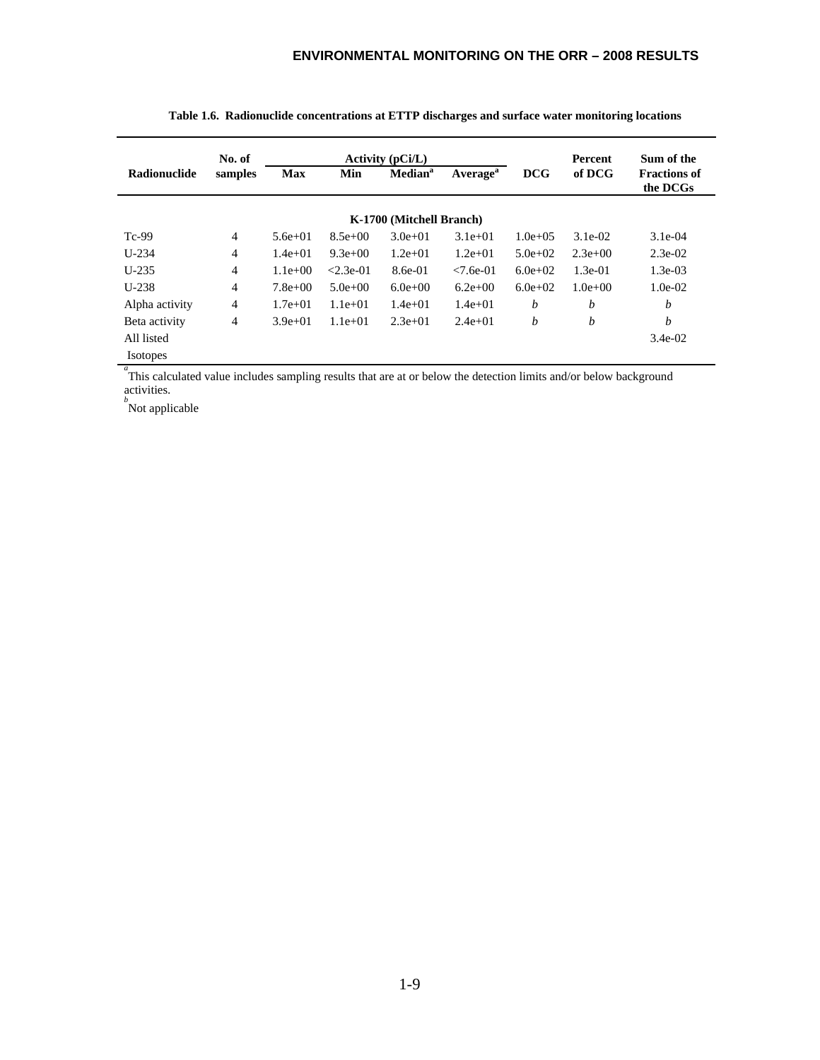**Table 1.6. Radionuclide concentrations at ETTP discharges and surface water monitoring locations**

| Radionuclide | No. of samples | Activity (pCi/L) | | | | DCG | Percent of DCG | Sum of the Fractions of the DCGs |
|---|---|---|---|---|---|---|---|---|
| | | Max | Min | Median[a] | Average[a] | | | |
| | | | | **K-1700 (Mitchell Branch)** | | | | |
| Tc-99 | 4 | 5.6e+01 | 8.5e+00 | 3.0e+01 | 3.1e+01 | 1.0e+05 | 3.1e-02 | 3.1e-04 |
| U-234 | 4 | 1.4e+01 | 9.3e+00 | 1.2e+01 | 1.2e+01 | 5.0e+02 | 2.3e+00 | 2.3e-02 |
| U-235 | 4 | 1.1e+00 | <2.3e-01 | 8.6e-01 | <7.6e-01 | 6.0e+02 | 1.3e-01 | 1.3e-03 |
| U-238 | 4 | 7.8e+00 | 5.0e+00 | 6.0e+00 | 6.2e+00 | 6.0e+02 | 1.0e+00 | 1.0e-02 |
| Alpha activity | 4 | 1.7e+01 | 1.1e+01 | 1.4e+01 | 1.4e+01 | *b* | *b* | *b* |
| Beta activity | 4 | 3.9e+01 | 1.1e+01 | 2.3e+01 | 2.4e+01 | *b* | *b* | *b* |
| All listed Isotopes | | | | | | | | 3.4e-02 |

[a] This calculated value includes sampling results that are at or below the detection limits and/or below background activities.

[b] Not applicable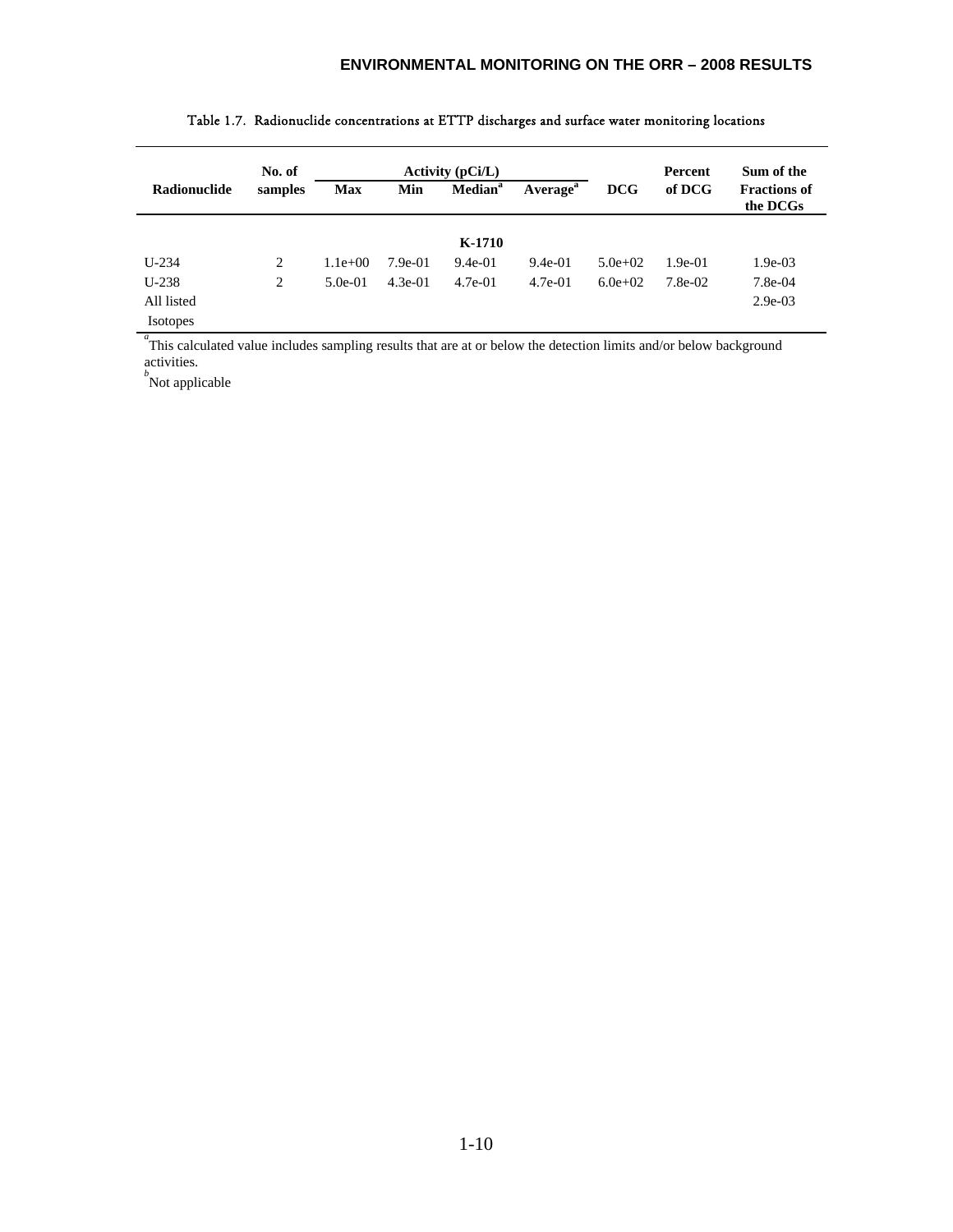Table 1.7. Radionuclide concentrations at ETTP discharges and surface water monitoring locations

| Radionuclide | No. of samples | Activity (pCi/L) | | | | DCG | Percent of DCG | Sum of the Fractions of the DCGs |
|---|---|---|---|---|---|---|---|---|
| | | Max | Min | Median[a] | Average[a] | | | |
| | | | | **K-1710** | | | | |
| U-234 | 2 | 1.1e+00 | 7.9e-01 | 9.4e-01 | 9.4e-01 | 5.0e+02 | 1.9e-01 | 1.9e-03 |
| U-238 | 2 | 5.0e-01 | 4.3e-01 | 4.7e-01 | 4.7e-01 | 6.0e+02 | 7.8e-02 | 7.8e-04 |
| All listed Isotopes | | | | | | | | 2.9e-03 |

[a] This calculated value includes sampling results that are at or below the detection limits and/or below background activities.

[b] Not applicable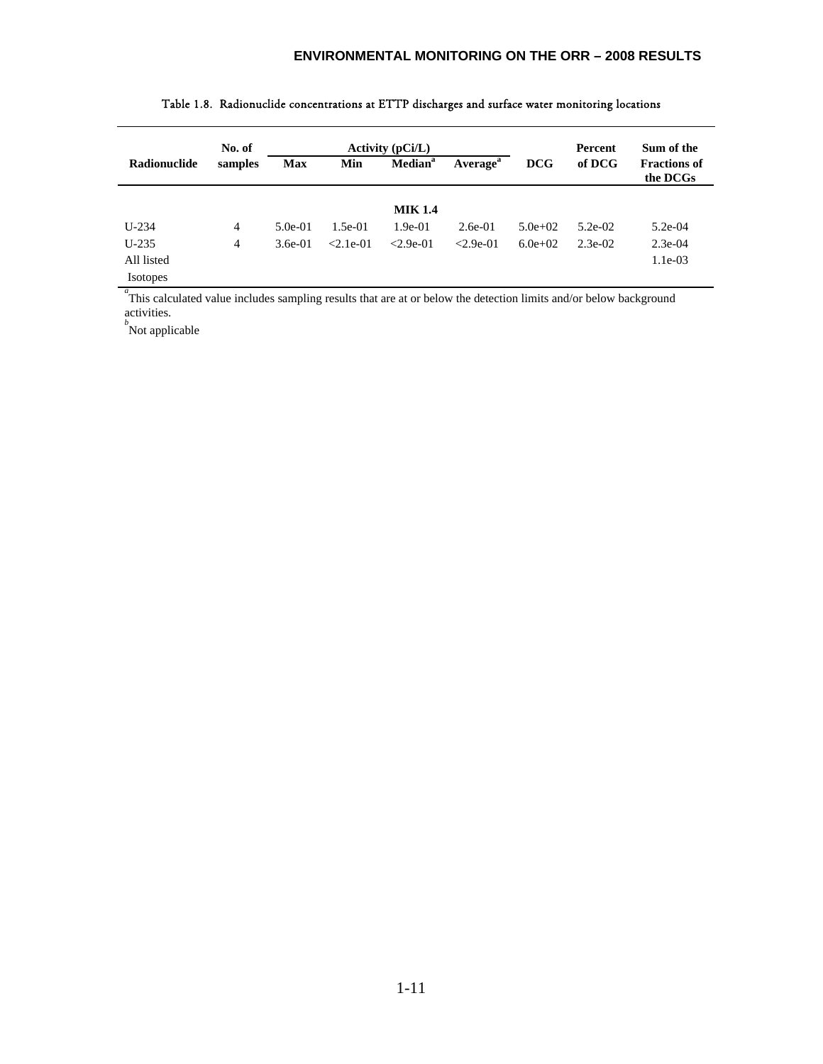Table 1.8. Radionuclide concentrations at ETTP discharges and surface water monitoring locations

| Radionuclide | No. of samples | Activity (pCi/L) | | | | DCG | Percent of DCG | Sum of the Fractions of the DCGs |
|---|---|---|---|---|---|---|---|---|
| | | Max | Min | Median[a] | Average[a] | | | |
| | | | | **MIK 1.4** | | | | |
| U-234 | 4 | 5.0e-01 | 1.5e-01 | 1.9e-01 | 2.6e-01 | 5.0e+02 | 5.2e-02 | 5.2e-04 |
| U-235 | 4 | 3.6e-01 | <2.1e-01 | <2.9e-01 | <2.9e-01 | 6.0e+02 | 2.3e-02 | 2.3e-04 |
| All listed Isotopes | | | | | | | | 1.1e-03 |

[a]This calculated value includes sampling results that are at or below the detection limits and/or below background activities.

[b]Not applicable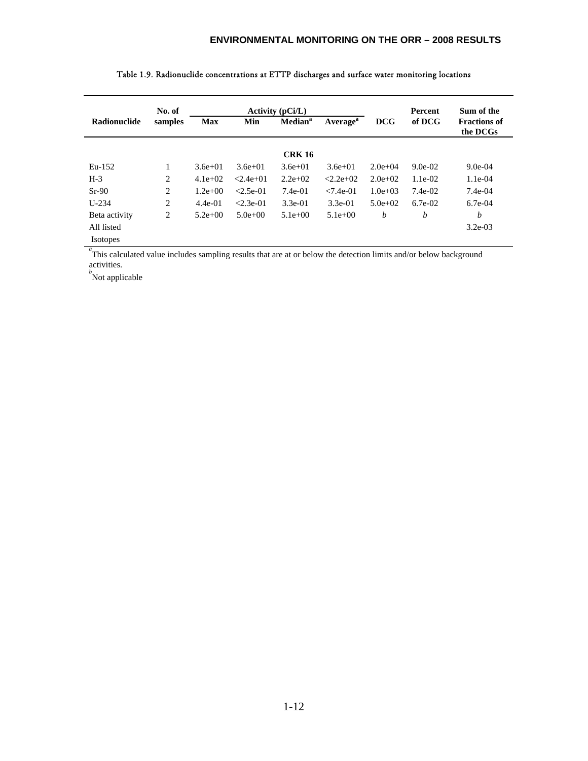Table 1.9. Radionuclide concentrations at ETTP discharges and surface water monitoring locations

| Radionuclide | No. of samples | Activity (pCi/L) | | | | DCG | Percent of DCG | Sum of the Fractions of the DCGs |
|---|---|---|---|---|---|---|---|---|
| | | Max | Min | Median[a] | Average[a] | | | |
| | | | | **CRK 16** | | | | |
| Eu-152 | 1 | 3.6e+01 | 3.6e+01 | 3.6e+01 | 3.6e+01 | 2.0e+04 | 9.0e-02 | 9.0e-04 |
| H-3 | 2 | 4.1e+02 | <2.4e+01 | 2.2e+02 | <2.2e+02 | 2.0e+02 | 1.1e-02 | 1.1e-04 |
| Sr-90 | 2 | 1.2e+00 | <2.5e-01 | 7.4e-01 | <7.4e-01 | 1.0e+03 | 7.4e-02 | 7.4e-04 |
| U-234 | 2 | 4.4e-01 | <2.3e-01 | 3.3e-01 | 3.3e-01 | 5.0e+02 | 6.7e-02 | 6.7e-04 |
| Beta activity | 2 | 5.2e+00 | 5.0e+00 | 5.1e+00 | 5.1e+00 | *b* | *b* | *b* |
| All listed Isotopes | | | | | | | | 3.2e-03 |

[a]This calculated value includes sampling results that are at or below the detection limits and/or below background activities.
[b]Not applicable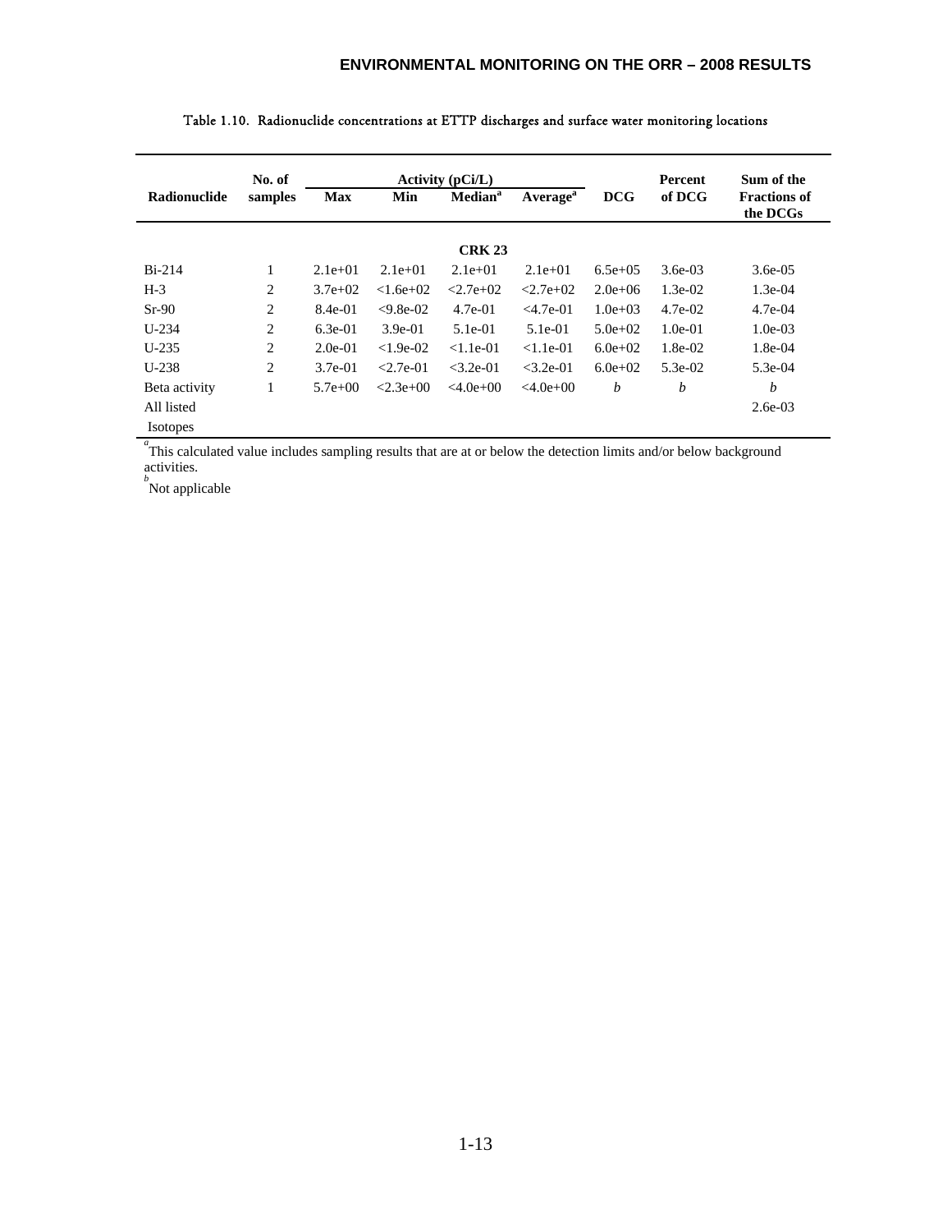Table 1.10. Radionuclide concentrations at ETTP discharges and surface water monitoring locations

| Radionuclide | No. of samples | Activity (pCi/L) | | | | DCG | Percent of DCG | Sum of the Fractions of the DCGs |
|---|---|---|---|---|---|---|---|---|
| | | Max | Min | Median[a] | Average[a] | | | |
| | | | | **CRK 23** | | | | |
| Bi-214 | 1 | 2.1e+01 | 2.1e+01 | 2.1e+01 | 2.1e+01 | 6.5e+05 | 3.6e-03 | 3.6e-05 |
| H-3 | 2 | 3.7e+02 | <1.6e+02 | <2.7e+02 | <2.7e+02 | 2.0e+06 | 1.3e-02 | 1.3e-04 |
| Sr-90 | 2 | 8.4e-01 | <9.8e-02 | 4.7e-01 | <4.7e-01 | 1.0e+03 | 4.7e-02 | 4.7e-04 |
| U-234 | 2 | 6.3e-01 | 3.9e-01 | 5.1e-01 | 5.1e-01 | 5.0e+02 | 1.0e-01 | 1.0e-03 |
| U-235 | 2 | 2.0e-01 | <1.9e-02 | <1.1e-01 | <1.1e-01 | 6.0e+02 | 1.8e-02 | 1.8e-04 |
| U-238 | 2 | 3.7e-01 | <2.7e-01 | <3.2e-01 | <3.2e-01 | 6.0e+02 | 5.3e-02 | 5.3e-04 |
| Beta activity | 1 | 5.7e+00 | <2.3e+00 | <4.0e+00 | <4.0e+00 | *b* | *b* | *b* |
| All listed Isotopes | | | | | | | | 2.6e-03 |

[a] This calculated value includes sampling results that are at or below the detection limits and/or below background activities.

[b] Not applicable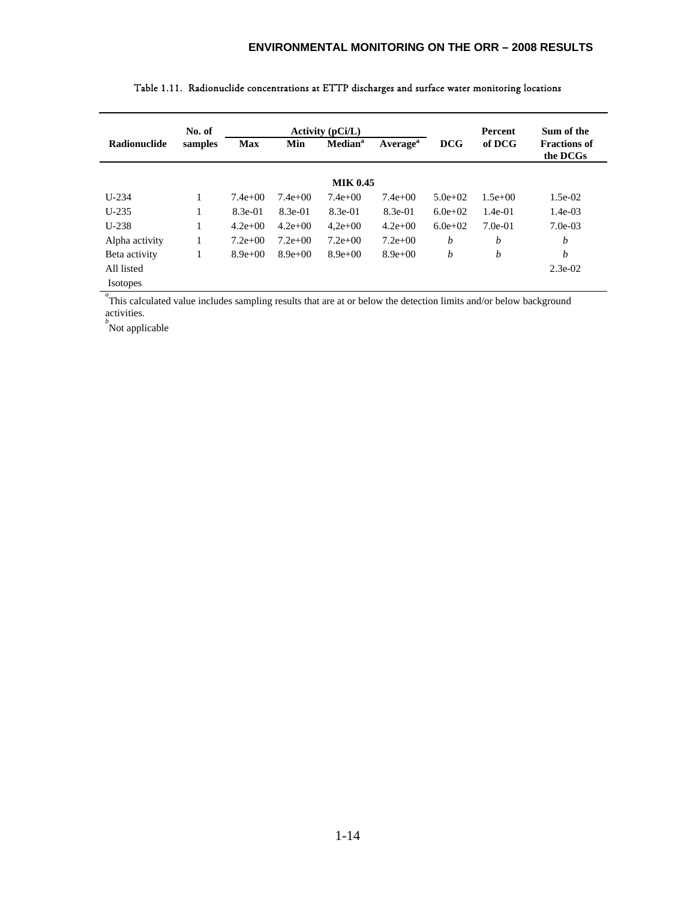Table 1.11. Radionuclide concentrations at ETTP discharges and surface water monitoring locations

| Radionuclide | No. of samples | Activity (pCi/L) | | | | DCG | Percent of DCG | Sum of the Fractions of the DCGs |
|---|---|---|---|---|---|---|---|---|
| | | Max | Min | Median[a] | Average[a] | | | |
| | | | | **MIK 0.45** | | | | |
| U-234 | 1 | 7.4e+00 | 7.4e+00 | 7.4e+00 | 7.4e+00 | 5.0e+02 | 1.5e+00 | 1.5e-02 |
| U-235 | 1 | 8.3e-01 | 8.3e-01 | 8.3e-01 | 8.3e-01 | 6.0e+02 | 1.4e-01 | 1.4e-03 |
| U-238 | 1 | 4.2e+00 | 4.2e+00 | 4,2e+00 | 4.2e+00 | 6.0e+02 | 7.0e-01 | 7.0e-03 |
| Alpha activity | 1 | 7.2e+00 | 7.2e+00 | 7.2e+00 | 7.2e+00 | *b* | *b* | *b* |
| Beta activity | 1 | 8.9e+00 | 8.9e+00 | 8.9e+00 | 8.9e+00 | *b* | *b* | *b* |
| All listed Isotopes | | | | | | | | 2.3e-02 |

[a]This calculated value includes sampling results that are at or below the detection limits and/or below background activities.

[b]Not applicable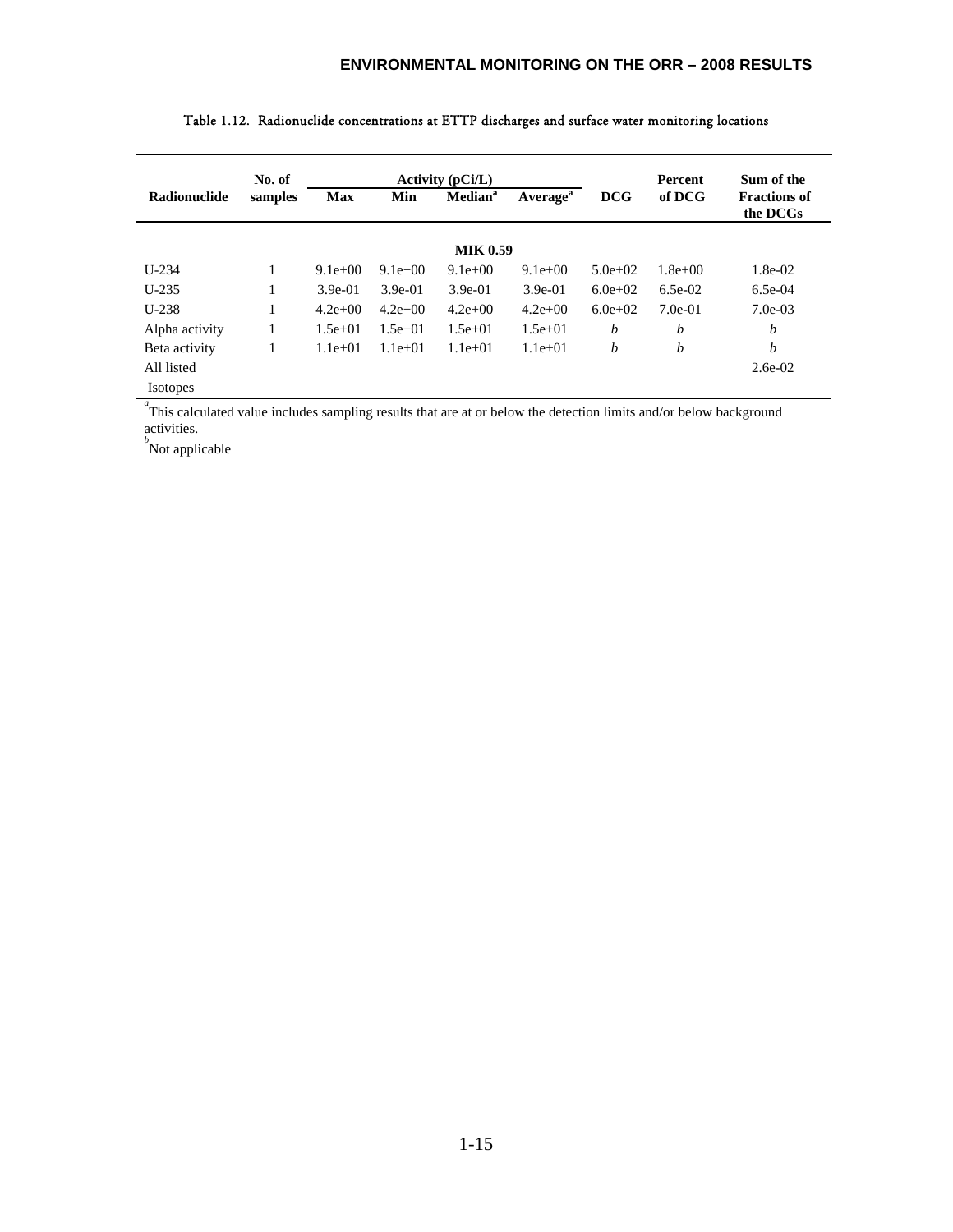Table 1.12. Radionuclide concentrations at ETTP discharges and surface water monitoring locations

| Radionuclide | No. of samples | Activity (pCi/L) | | | | DCG | Percent of DCG | Sum of the Fractions of the DCGs |
|---|---|---|---|---|---|---|---|---|
| | | Max | Min | Median[a] | Average[a] | | | |
| | | | | **MIK 0.59** | | | | |
| U-234 | 1 | 9.1e+00 | 9.1e+00 | 9.1e+00 | 9.1e+00 | 5.0e+02 | 1.8e+00 | 1.8e-02 |
| U-235 | 1 | 3.9e-01 | 3.9e-01 | 3.9e-01 | 3.9e-01 | 6.0e+02 | 6.5e-02 | 6.5e-04 |
| U-238 | 1 | 4.2e+00 | 4.2e+00 | 4.2e+00 | 4.2e+00 | 6.0e+02 | 7.0e-01 | 7.0e-03 |
| Alpha activity | 1 | 1.5e+01 | 1.5e+01 | 1.5e+01 | 1.5e+01 | *b* | *b* | *b* |
| Beta activity | 1 | 1.1e+01 | 1.1e+01 | 1.1e+01 | 1.1e+01 | *b* | *b* | *b* |
| All listed Isotopes | | | | | | | | 2.6e-02 |

[a]This calculated value includes sampling results that are at or below the detection limits and/or below background activities.

[b]Not applicable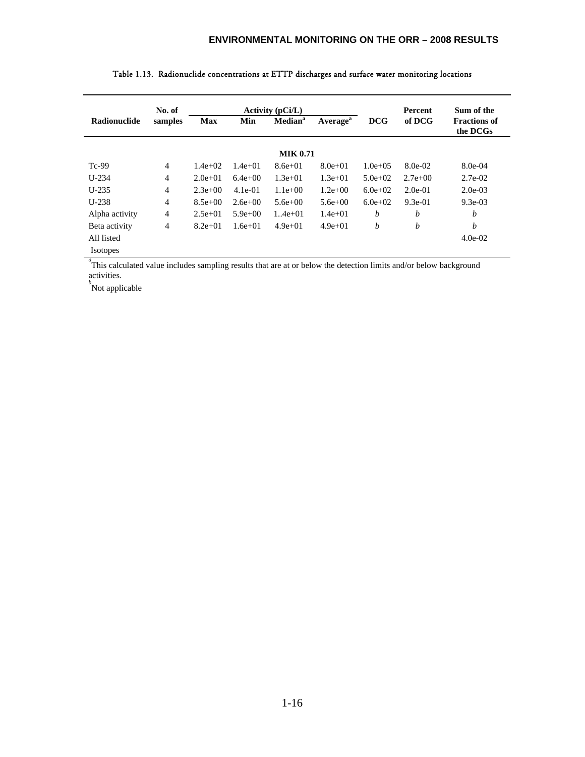Table 1.13. Radionuclide concentrations at ETTP discharges and surface water monitoring locations

| Radionuclide | No. of samples | Activity (pCi/L) | | | | DCG | Percent of DCG | Sum of the Fractions of the DCGs |
|---|---|---|---|---|---|---|---|---|
| | | Max | Min | Median[a] | Average[a] | | | |
| | | | | **MIK 0.71** | | | | |
| Tc-99 | 4 | 1.4e+02 | 1.4e+01 | 8.6e+01 | 8.0e+01 | 1.0e+05 | 8.0e-02 | 8.0e-04 |
| U-234 | 4 | 2.0e+01 | 6.4e+00 | 1.3e+01 | 1.3e+01 | 5.0e+02 | 2.7e+00 | 2.7e-02 |
| U-235 | 4 | 2.3e+00 | 4.1e-01 | 1.1e+00 | 1.2e+00 | 6.0e+02 | 2.0e-01 | 2.0e-03 |
| U-238 | 4 | 8.5e+00 | 2.6e+00 | 5.6e+00 | 5.6e+00 | 6.0e+02 | 9.3e-01 | 9.3e-03 |
| Alpha activity | 4 | 2.5e+01 | 5.9e+00 | 1..4e+01 | 1.4e+01 | *b* | *b* | *b* |
| Beta activity | 4 | 8.2e+01 | 1.6e+01 | 4.9e+01 | 4.9e+01 | *b* | *b* | *b* |
| All listed Isotopes | | | | | | | | 4.0e-02 |

[a] This calculated value includes sampling results that are at or below the detection limits and/or below background activities.

[b] Not applicable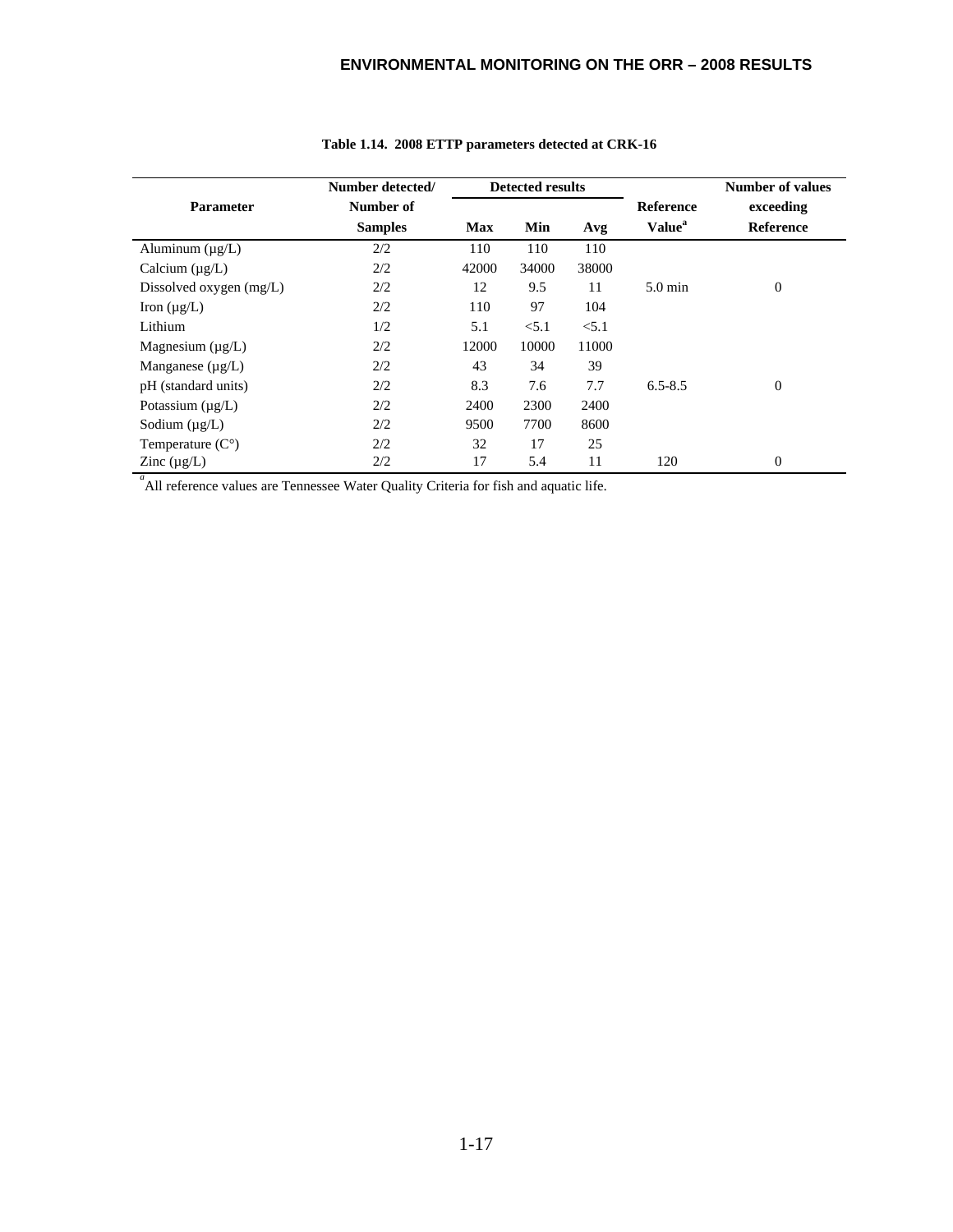**Table 1.14. 2008 ETTP parameters detected at CRK-16**

| Parameter | Number detected/ Number of Samples | Detected results | | | Reference Value[a] | Number of values exceeding Reference |
|---|---|---|---|---|---|---|
| | | Max | Min | Avg | | |
| Aluminum (µg/L) | 2/2 | 110 | 110 | 110 | | |
| Calcium (µg/L) | 2/2 | 42000 | 34000 | 38000 | | |
| Dissolved oxygen (mg/L) | 2/2 | 12 | 9.5 | 11 | 5.0 min | 0 |
| Iron (µg/L) | 2/2 | 110 | 97 | 104 | | |
| Lithium | 1/2 | 5.1 | <5.1 | <5.1 | | |
| Magnesium (µg/L) | 2/2 | 12000 | 10000 | 11000 | | |
| Manganese (µg/L) | 2/2 | 43 | 34 | 39 | | |
| pH (standard units) | 2/2 | 8.3 | 7.6 | 7.7 | 6.5-8.5 | 0 |
| Potassium (µg/L) | 2/2 | 2400 | 2300 | 2400 | | |
| Sodium (µg/L) | 2/2 | 9500 | 7700 | 8600 | | |
| Temperature (C°) | 2/2 | 32 | 17 | 25 | | |
| Zinc (µg/L) | 2/2 | 17 | 5.4 | 11 | 120 | 0 |

[a] All reference values are Tennessee Water Quality Criteria for fish and aquatic life.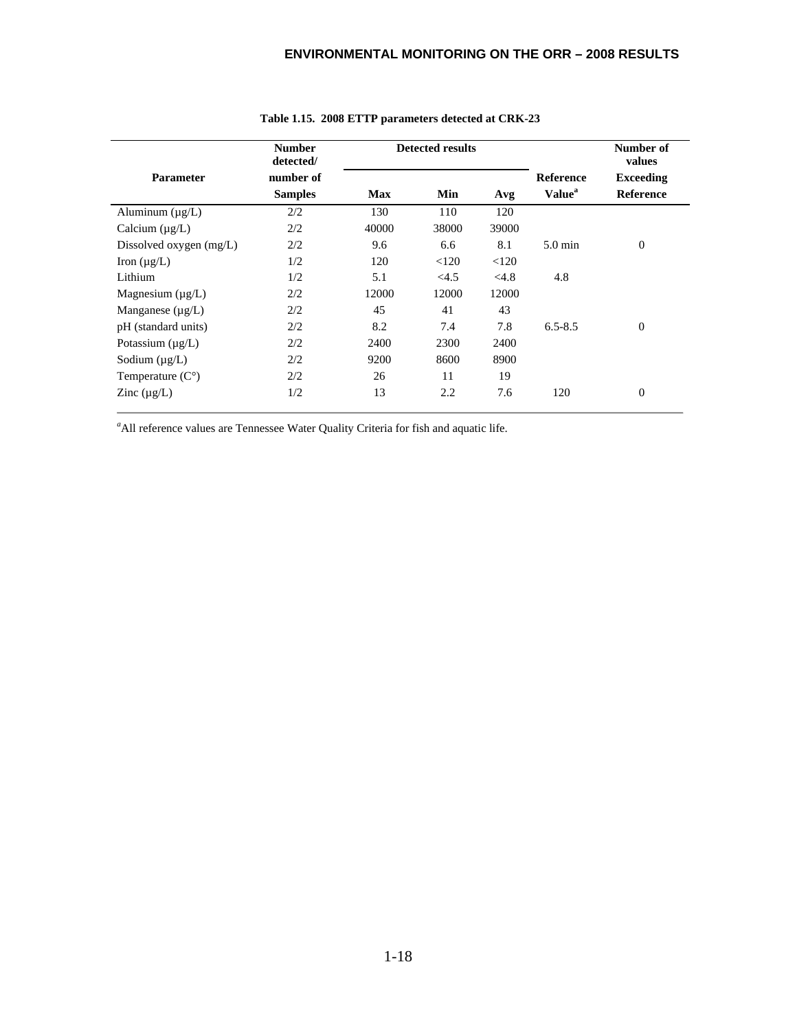**Table 1.15. 2008 ETTP parameters detected at CRK-23**

| Parameter | Number detected/ number of Samples | Detected results | | | Reference Value[a] | Number of values Exceeding Reference |
|---|---|---|---|---|---|---|
| | | Max | Min | Avg | | |
| Aluminum (µg/L) | 2/2 | 130 | 110 | 120 | | |
| Calcium (µg/L) | 2/2 | 40000 | 38000 | 39000 | | |
| Dissolved oxygen (mg/L) | 2/2 | 9.6 | 6.6 | 8.1 | 5.0 min | 0 |
| Iron (µg/L) | 1/2 | 120 | <120 | <120 | | |
| Lithium | 1/2 | 5.1 | <4.5 | <4.8 | 4.8 | |
| Magnesium (µg/L) | 2/2 | 12000 | 12000 | 12000 | | |
| Manganese (µg/L) | 2/2 | 45 | 41 | 43 | | |
| pH (standard units) | 2/2 | 8.2 | 7.4 | 7.8 | 6.5-8.5 | 0 |
| Potassium (µg/L) | 2/2 | 2400 | 2300 | 2400 | | |
| Sodium (µg/L) | 2/2 | 9200 | 8600 | 8900 | | |
| Temperature (C°) | 2/2 | 26 | 11 | 19 | | |
| Zinc (µg/L) | 1/2 | 13 | 2.2 | 7.6 | 120 | 0 |

[a]All reference values are Tennessee Water Quality Criteria for fish and aquatic life.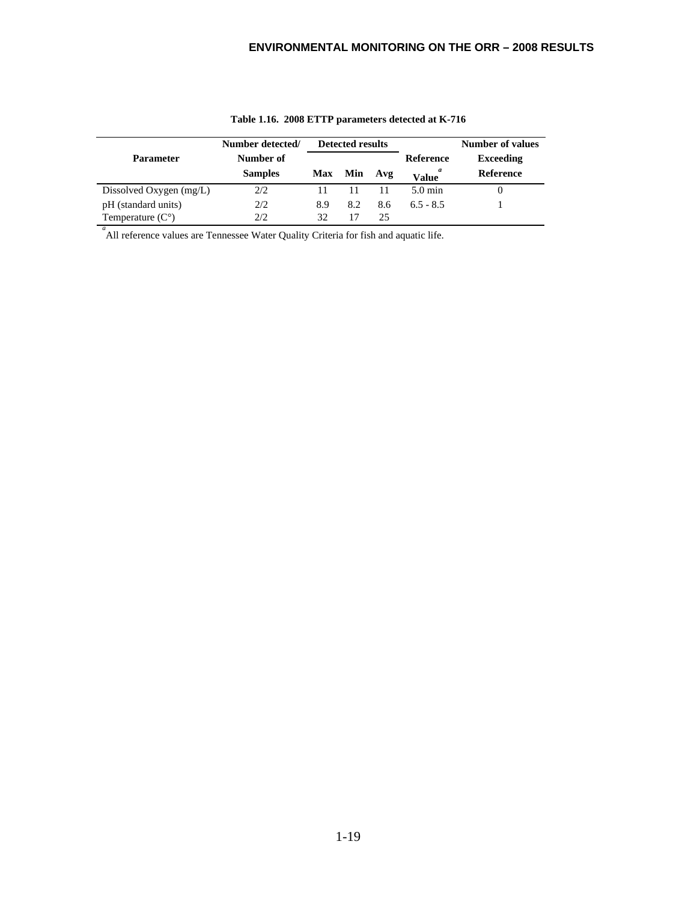**Table 1.16. 2008 ETTP parameters detected at K-716**

| Parameter | Number detected/ Number of Samples | Detected results | | | Reference Value[a] | Number of values Exceeding Reference |
|---|---|---|---|---|---|---|
| | | Max | Min | Avg | | |
| Dissolved Oxygen (mg/L) | 2/2 | 11 | 11 | 11 | 5.0 min | 0 |
| pH (standard units) | 2/2 | 8.9 | 8.2 | 8.6 | 6.5 - 8.5 | 1 |
| Temperature (C°) | 2/2 | 32 | 17 | 25 | | |

[a] All reference values are Tennessee Water Quality Criteria for fish and aquatic life.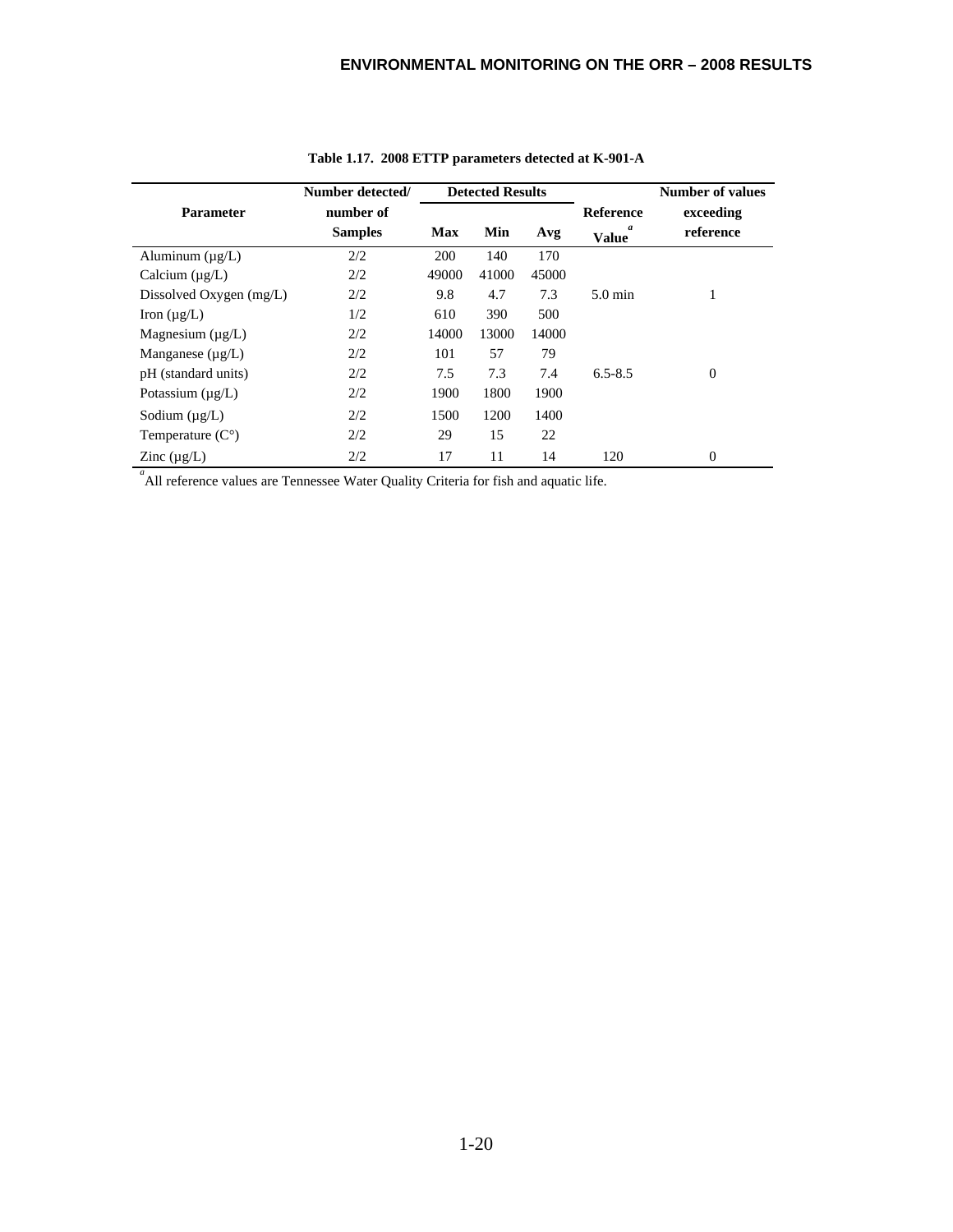**Table 1.17. 2008 ETTP parameters detected at K-901-A**

| Parameter | Number detected/ number of Samples | Detected Results | | | Reference Value[a] | Number of values exceeding reference |
|---|---|---|---|---|---|---|
| | | Max | Min | Avg | | |
| Aluminum (µg/L) | 2/2 | 200 | 140 | 170 | | |
| Calcium (µg/L) | 2/2 | 49000 | 41000 | 45000 | | |
| Dissolved Oxygen (mg/L) | 2/2 | 9.8 | 4.7 | 7.3 | 5.0 min | 1 |
| Iron (µg/L) | 1/2 | 610 | 390 | 500 | | |
| Magnesium (µg/L) | 2/2 | 14000 | 13000 | 14000 | | |
| Manganese (µg/L) | 2/2 | 101 | 57 | 79 | | |
| pH (standard units) | 2/2 | 7.5 | 7.3 | 7.4 | 6.5-8.5 | 0 |
| Potassium (µg/L) | 2/2 | 1900 | 1800 | 1900 | | |
| Sodium (µg/L) | 2/2 | 1500 | 1200 | 1400 | | |
| Temperature (C°) | 2/2 | 29 | 15 | 22 | | |
| Zinc (µg/L) | 2/2 | 17 | 11 | 14 | 120 | 0 |

[a] All reference values are Tennessee Water Quality Criteria for fish and aquatic life.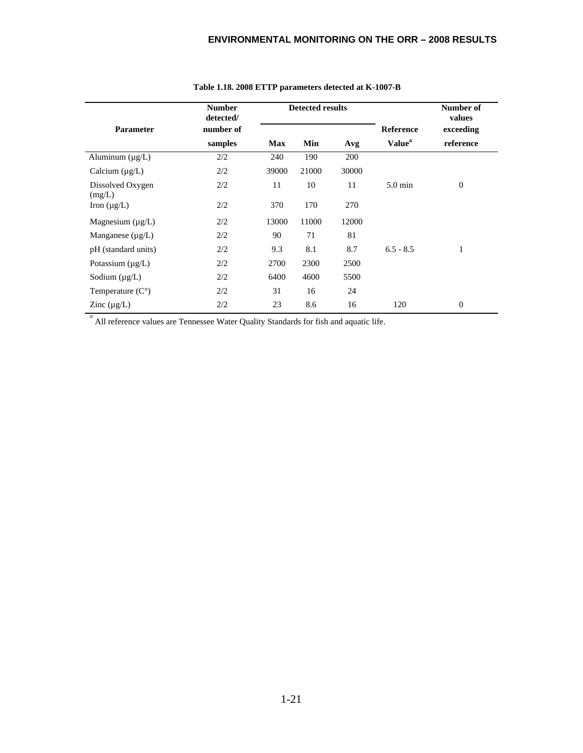**Table 1.18. 2008 ETTP parameters detected at K-1007-B**

| Parameter | Number detected/ number of samples | Detected results | | | Reference Value[a] | Number of values exceeding reference |
|---|---|---|---|---|---|---|
| | | Max | Min | Avg | | |
| Aluminum (µg/L) | 2/2 | 240 | 190 | 200 | | |
| Calcium (µg/L) | 2/2 | 39000 | 21000 | 30000 | | |
| Dissolved Oxygen (mg/L) | 2/2 | 11 | 10 | 11 | 5.0 min | 0 |
| Iron (µg/L) | 2/2 | 370 | 170 | 270 | | |
| Magnesium (µg/L) | 2/2 | 13000 | 11000 | 12000 | | |
| Manganese (µg/L) | 2/2 | 90 | 71 | 81 | | |
| pH (standard units) | 2/2 | 9.3 | 8.1 | 8.7 | 6.5 - 8.5 | 1 |
| Potassium (µg/L) | 2/2 | 2700 | 2300 | 2500 | | |
| Sodium (µg/L) | 2/2 | 6400 | 4600 | 5500 | | |
| Temperature (C°) | 2/2 | 31 | 16 | 24 | | |
| Zinc (µg/L) | 2/2 | 23 | 8.6 | 16 | 120 | 0 |

[a] All reference values are Tennessee Water Quality Standards for fish and aquatic life.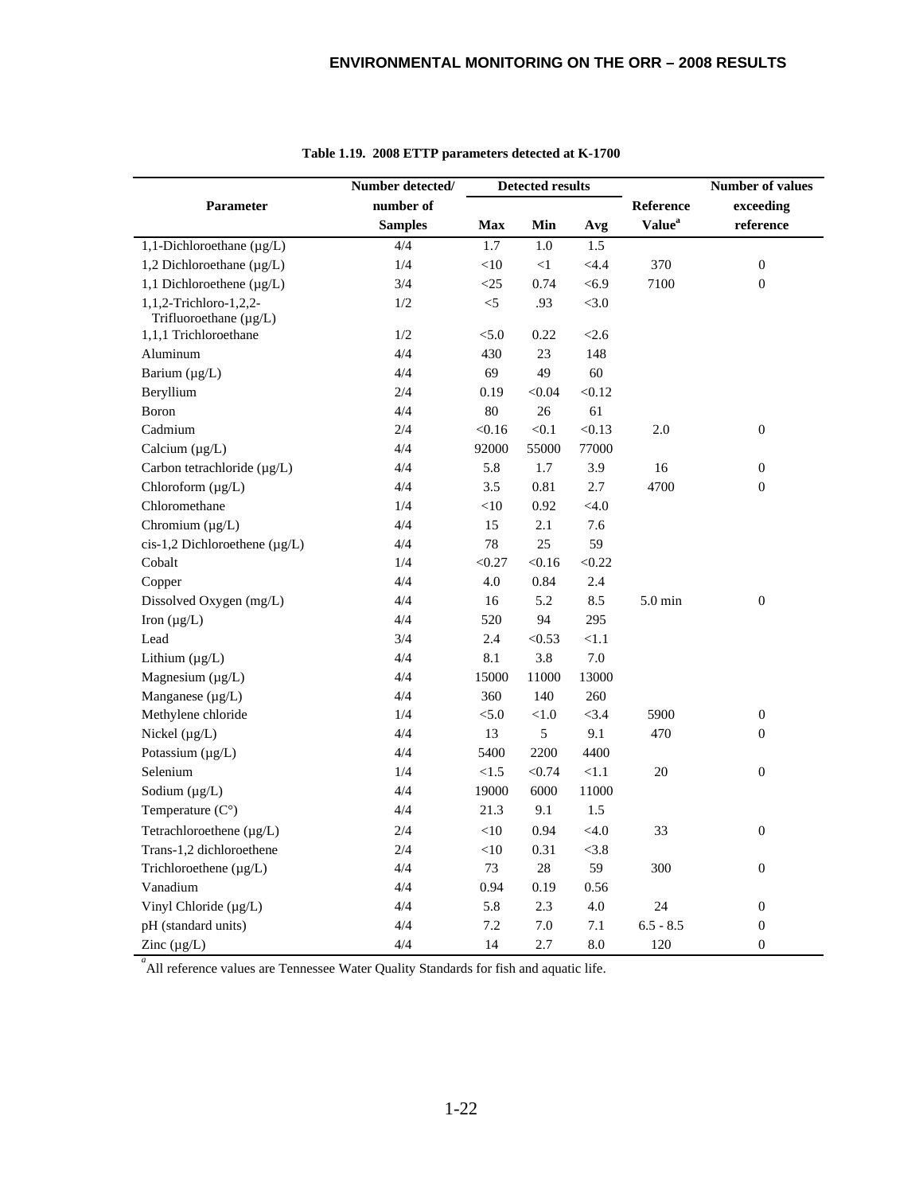**Table 1.19. 2008 ETTP parameters detected at K-1700**

| Parameter | Number detected/ number of Samples | Detected results Max | Min | Avg | Reference Value[a] | Number of values exceeding reference |
|---|---|---|---|---|---|---|
| 1,1-Dichloroethane (µg/L) | 4/4 | 1.7 | 1.0 | 1.5 | | |
| 1,2 Dichloroethane (µg/L) | 1/4 | <10 | <1 | <4.4 | 370 | 0 |
| 1,1 Dichloroethene (µg/L) | 3/4 | <25 | 0.74 | <6.9 | 7100 | 0 |
| 1,1,2-Trichloro-1,2,2-Trifluoroethane (µg/L) | 1/2 | <5 | .93 | <3.0 | | |
| 1,1,1 Trichloroethane | 1/2 | <5.0 | 0.22 | <2.6 | | |
| Aluminum | 4/4 | 430 | 23 | 148 | | |
| Barium (µg/L) | 4/4 | 69 | 49 | 60 | | |
| Beryllium | 2/4 | 0.19 | <0.04 | <0.12 | | |
| Boron | 4/4 | 80 | 26 | 61 | | |
| Cadmium | 2/4 | <0.16 | <0.1 | <0.13 | 2.0 | 0 |
| Calcium (µg/L) | 4/4 | 92000 | 55000 | 77000 | | |
| Carbon tetrachloride (µg/L) | 4/4 | 5.8 | 1.7 | 3.9 | 16 | 0 |
| Chloroform (µg/L) | 4/4 | 3.5 | 0.81 | 2.7 | 4700 | 0 |
| Chloromethane | 1/4 | <10 | 0.92 | <4.0 | | |
| Chromium (µg/L) | 4/4 | 15 | 2.1 | 7.6 | | |
| cis-1,2 Dichloroethene (µg/L) | 4/4 | 78 | 25 | 59 | | |
| Cobalt | 1/4 | <0.27 | <0.16 | <0.22 | | |
| Copper | 4/4 | 4.0 | 0.84 | 2.4 | | |
| Dissolved Oxygen (mg/L) | 4/4 | 16 | 5.2 | 8.5 | 5.0 min | 0 |
| Iron (µg/L) | 4/4 | 520 | 94 | 295 | | |
| Lead | 3/4 | 2.4 | <0.53 | <1.1 | | |
| Lithium (µg/L) | 4/4 | 8.1 | 3.8 | 7.0 | | |
| Magnesium (µg/L) | 4/4 | 15000 | 11000 | 13000 | | |
| Manganese (µg/L) | 4/4 | 360 | 140 | 260 | | |
| Methylene chloride | 1/4 | <5.0 | <1.0 | <3.4 | 5900 | 0 |
| Nickel (µg/L) | 4/4 | 13 | 5 | 9.1 | 470 | 0 |
| Potassium (µg/L) | 4/4 | 5400 | 2200 | 4400 | | |
| Selenium | 1/4 | <1.5 | <0.74 | <1.1 | 20 | 0 |
| Sodium (µg/L) | 4/4 | 19000 | 6000 | 11000 | | |
| Temperature (C°) | 4/4 | 21.3 | 9.1 | 1.5 | | |
| Tetrachloroethene (µg/L) | 2/4 | <10 | 0.94 | <4.0 | 33 | 0 |
| Trans-1,2 dichloroethene | 2/4 | <10 | 0.31 | <3.8 | | |
| Trichloroethene (µg/L) | 4/4 | 73 | 28 | 59 | 300 | 0 |
| Vanadium | 4/4 | 0.94 | 0.19 | 0.56 | | |
| Vinyl Chloride (µg/L) | 4/4 | 5.8 | 2.3 | 4.0 | 24 | 0 |
| pH (standard units) | 4/4 | 7.2 | 7.0 | 7.1 | 6.5 - 8.5 | 0 |
| Zinc (µg/L) | 4/4 | 14 | 2.7 | 8.0 | 120 | 0 |

[a] All reference values are Tennessee Water Quality Standards for fish and aquatic life.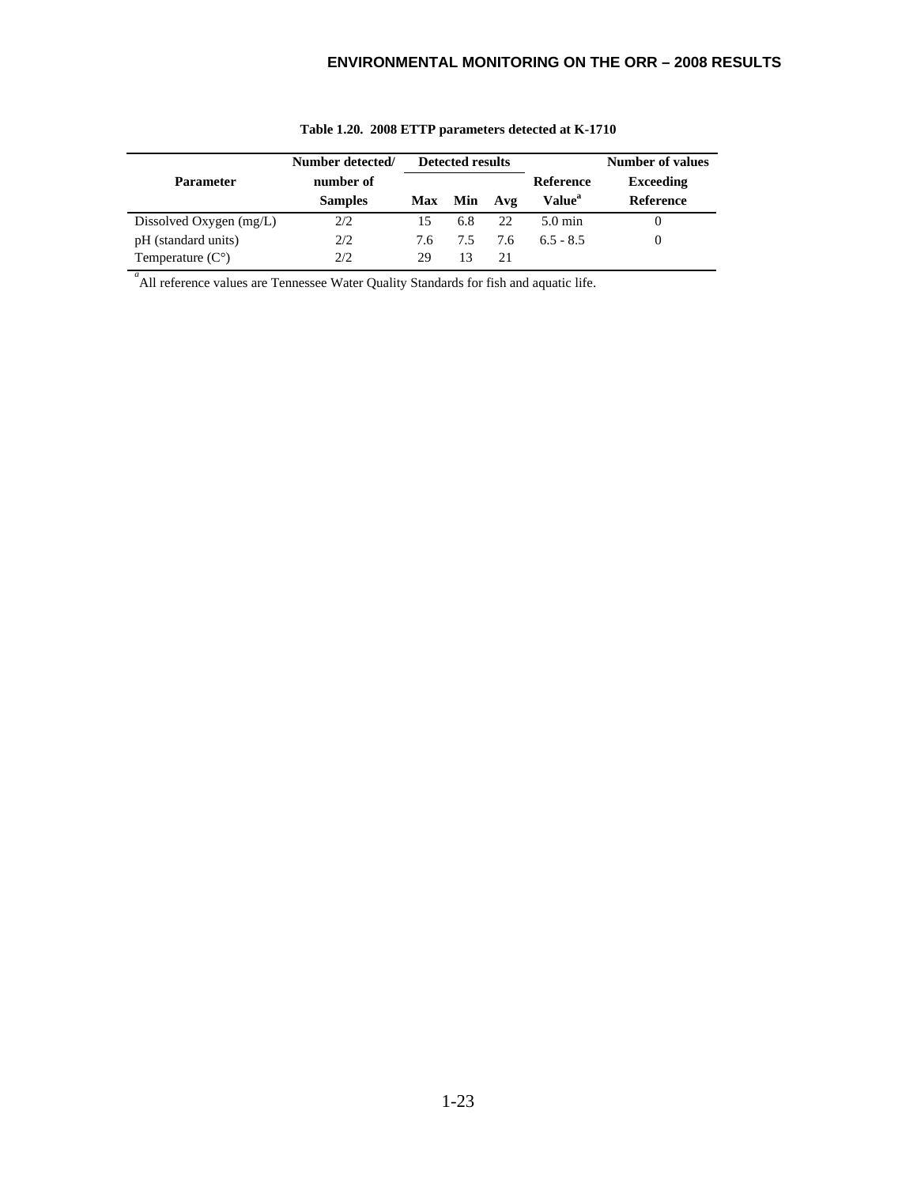**Table 1.20. 2008 ETTP parameters detected at K-1710**

| Parameter | Number detected/ number of Samples | Detected results | | | Reference Value[a] | Number of values Exceeding Reference |
|---|---|---|---|---|---|---|
| | | Max | Min | Avg | | |
| Dissolved Oxygen (mg/L) | 2/2 | 15 | 6.8 | 22 | 5.0 min | 0 |
| pH (standard units) | 2/2 | 7.6 | 7.5 | 7.6 | 6.5 - 8.5 | 0 |
| Temperature (C°) | 2/2 | 29 | 13 | 21 | | |

[a] All reference values are Tennessee Water Quality Standards for fish and aquatic life.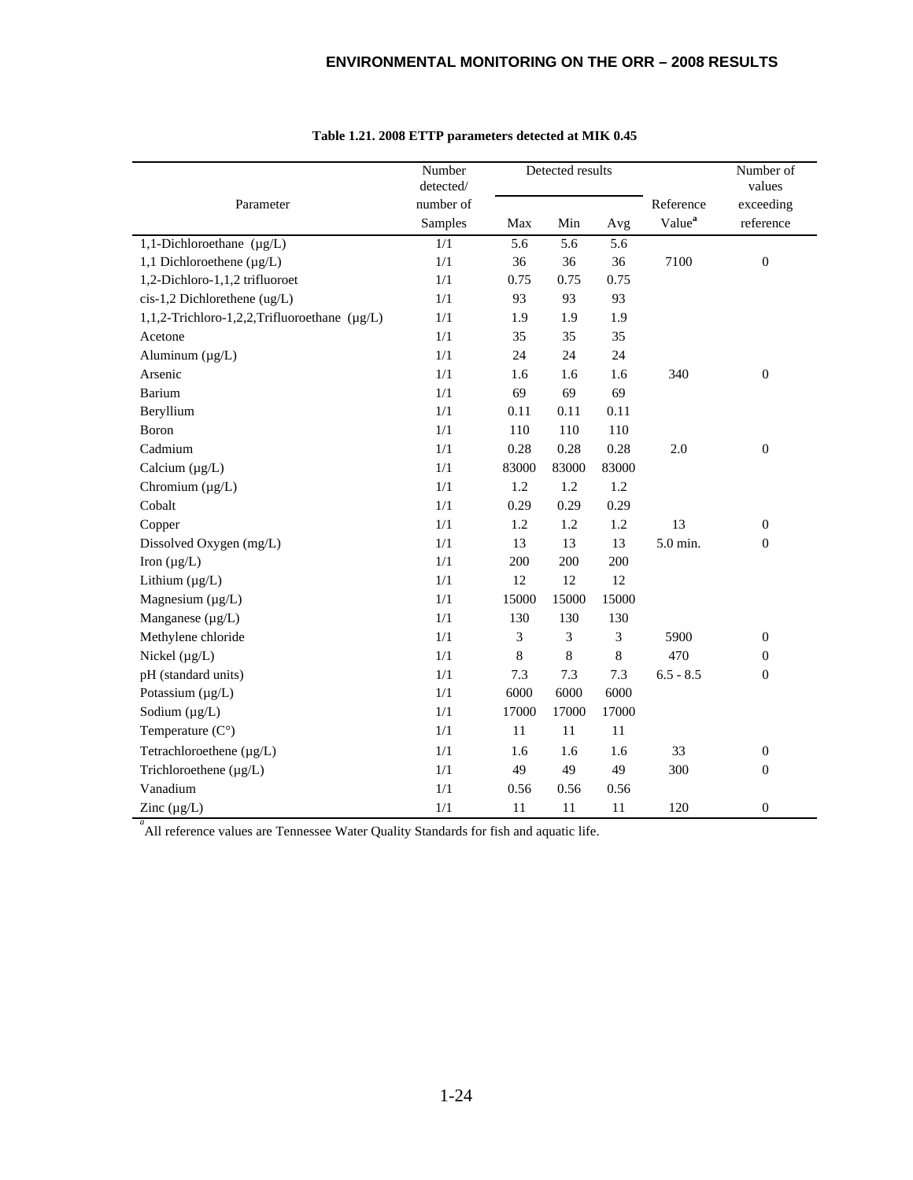**Table 1.21. 2008 ETTP parameters detected at MIK 0.45**

| Parameter | Number detected/ number of Samples | Detected results | | | Reference Value[a] | Number of values exceeding reference |
|---|---|---|---|---|---|---|
| | | Max | Min | Avg | | |
| 1,1-Dichloroethane (µg/L) | 1/1 | 5.6 | 5.6 | 5.6 | | |
| 1,1 Dichloroethene (µg/L) | 1/1 | 36 | 36 | 36 | 7100 | 0 |
| 1,2-Dichloro-1,1,2 trifluoroet | 1/1 | 0.75 | 0.75 | 0.75 | | |
| cis-1,2 Dichlorethene (ug/L) | 1/1 | 93 | 93 | 93 | | |
| 1,1,2-Trichloro-1,2,2,Trifluoroethane (µg/L) | 1/1 | 1.9 | 1.9 | 1.9 | | |
| Acetone | 1/1 | 35 | 35 | 35 | | |
| Aluminum (µg/L) | 1/1 | 24 | 24 | 24 | | |
| Arsenic | 1/1 | 1.6 | 1.6 | 1.6 | 340 | 0 |
| Barium | 1/1 | 69 | 69 | 69 | | |
| Beryllium | 1/1 | 0.11 | 0.11 | 0.11 | | |
| Boron | 1/1 | 110 | 110 | 110 | | |
| Cadmium | 1/1 | 0.28 | 0.28 | 0.28 | 2.0 | 0 |
| Calcium (µg/L) | 1/1 | 83000 | 83000 | 83000 | | |
| Chromium (µg/L) | 1/1 | 1.2 | 1.2 | 1.2 | | |
| Cobalt | 1/1 | 0.29 | 0.29 | 0.29 | | |
| Copper | 1/1 | 1.2 | 1.2 | 1.2 | 13 | 0 |
| Dissolved Oxygen (mg/L) | 1/1 | 13 | 13 | 13 | 5.0 min. | 0 |
| Iron (µg/L) | 1/1 | 200 | 200 | 200 | | |
| Lithium (µg/L) | 1/1 | 12 | 12 | 12 | | |
| Magnesium (µg/L) | 1/1 | 15000 | 15000 | 15000 | | |
| Manganese (µg/L) | 1/1 | 130 | 130 | 130 | | |
| Methylene chloride | 1/1 | 3 | 3 | 3 | 5900 | 0 |
| Nickel (µg/L) | 1/1 | 8 | 8 | 8 | 470 | 0 |
| pH (standard units) | 1/1 | 7.3 | 7.3 | 7.3 | 6.5 - 8.5 | 0 |
| Potassium (µg/L) | 1/1 | 6000 | 6000 | 6000 | | |
| Sodium (µg/L) | 1/1 | 17000 | 17000 | 17000 | | |
| Temperature (C°) | 1/1 | 11 | 11 | 11 | | |
| Tetrachloroethene (µg/L) | 1/1 | 1.6 | 1.6 | 1.6 | 33 | 0 |
| Trichloroethene (µg/L) | 1/1 | 49 | 49 | 49 | 300 | 0 |
| Vanadium | 1/1 | 0.56 | 0.56 | 0.56 | | |
| Zinc (µg/L) | 1/1 | 11 | 11 | 11 | 120 | 0 |

[a] All reference values are Tennessee Water Quality Standards for fish and aquatic life.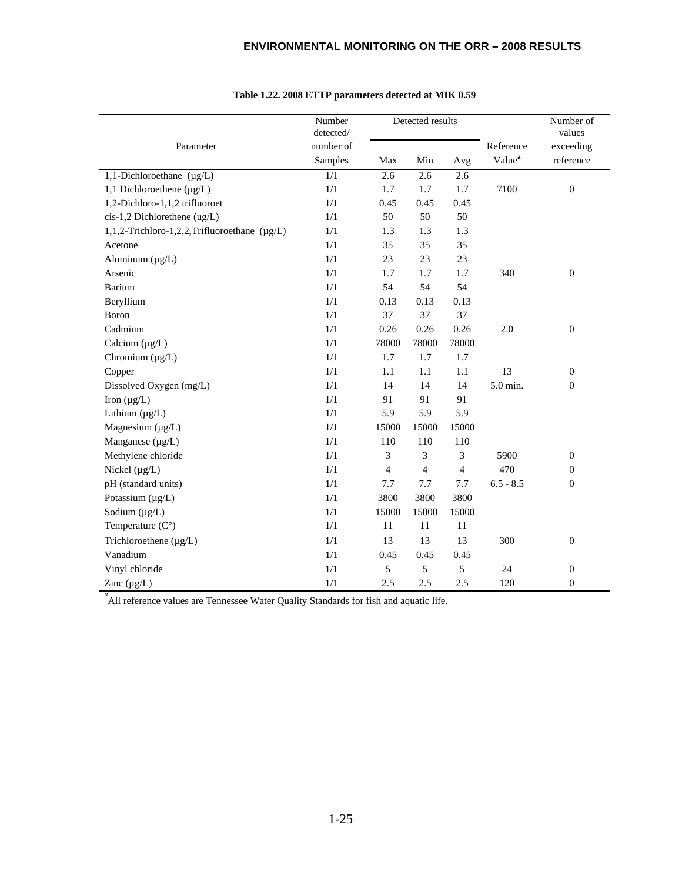**Table 1.22. 2008 ETTP parameters detected at MIK 0.59**

| Parameter | Number detected/ number of Samples | Detected results | | | Reference Value[a] | Number of values exceeding reference |
|---|---|---|---|---|---|---|
| | | Max | Min | Avg | | |
| 1,1-Dichloroethane (µg/L) | 1/1 | 2.6 | 2.6 | 2.6 | | |
| 1,1 Dichloroethene (µg/L) | 1/1 | 1.7 | 1.7 | 1.7 | 7100 | 0 |
| 1,2-Dichloro-1,1,2 trifluoroet | 1/1 | 0.45 | 0.45 | 0.45 | | |
| cis-1,2 Dichlorethene (ug/L) | 1/1 | 50 | 50 | 50 | | |
| 1,1,2-Trichloro-1,2,2,Trifluoroethane (µg/L) | 1/1 | 1.3 | 1.3 | 1.3 | | |
| Acetone | 1/1 | 35 | 35 | 35 | | |
| Aluminum (µg/L) | 1/1 | 23 | 23 | 23 | | |
| Arsenic | 1/1 | 1.7 | 1.7 | 1.7 | 340 | 0 |
| Barium | 1/1 | 54 | 54 | 54 | | |
| Beryllium | 1/1 | 0.13 | 0.13 | 0.13 | | |
| Boron | 1/1 | 37 | 37 | 37 | | |
| Cadmium | 1/1 | 0.26 | 0.26 | 0.26 | 2.0 | 0 |
| Calcium (µg/L) | 1/1 | 78000 | 78000 | 78000 | | |
| Chromium (µg/L) | 1/1 | 1.7 | 1.7 | 1.7 | | |
| Copper | 1/1 | 1.1 | 1.1 | 1.1 | 13 | 0 |
| Dissolved Oxygen (mg/L) | 1/1 | 14 | 14 | 14 | 5.0 min. | 0 |
| Iron (µg/L) | 1/1 | 91 | 91 | 91 | | |
| Lithium (µg/L) | 1/1 | 5.9 | 5.9 | 5.9 | | |
| Magnesium (µg/L) | 1/1 | 15000 | 15000 | 15000 | | |
| Manganese (µg/L) | 1/1 | 110 | 110 | 110 | | |
| Methylene chloride | 1/1 | 3 | 3 | 3 | 5900 | 0 |
| Nickel (µg/L) | 1/1 | 4 | 4 | 4 | 470 | 0 |
| pH (standard units) | 1/1 | 7.7 | 7.7 | 7.7 | 6.5 - 8.5 | 0 |
| Potassium (µg/L) | 1/1 | 3800 | 3800 | 3800 | | |
| Sodium (µg/L) | 1/1 | 15000 | 15000 | 15000 | | |
| Temperature (C°) | 1/1 | 11 | 11 | 11 | | |
| Trichloroethene (µg/L) | 1/1 | 13 | 13 | 13 | 300 | 0 |
| Vanadium | 1/1 | 0.45 | 0.45 | 0.45 | | |
| Vinyl chloride | 1/1 | 5 | 5 | 5 | 24 | 0 |
| Zinc (µg/L) | 1/1 | 2.5 | 2.5 | 2.5 | 120 | 0 |

[a] All reference values are Tennessee Water Quality Standards for fish and aquatic life.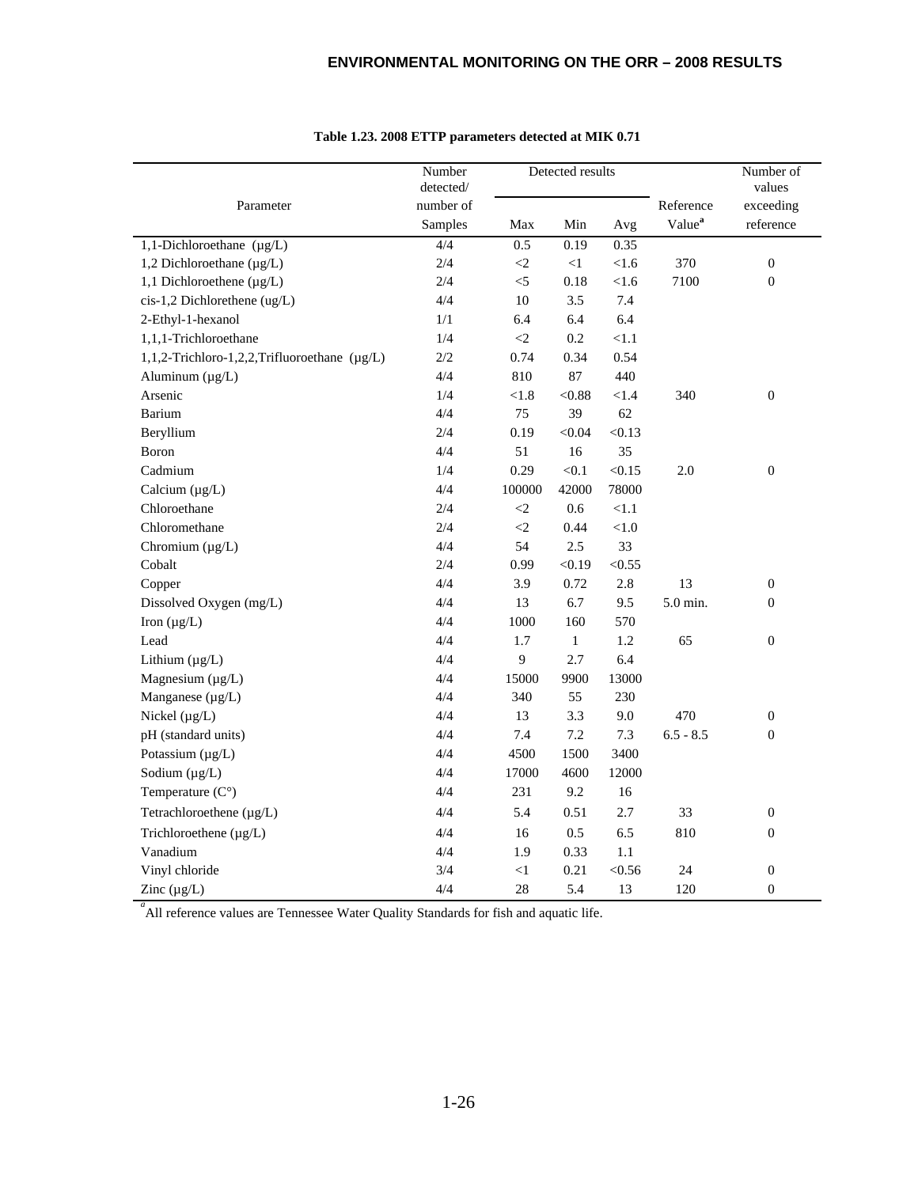**Table 1.23. 2008 ETTP parameters detected at MIK 0.71**

| Parameter | Number detected/ number of Samples | Detected results | | | Reference Value[a] | Number of values exceeding reference |
|---|---|---|---|---|---|---|
| | | Max | Min | Avg | | |
| 1,1-Dichloroethane (µg/L) | 4/4 | 0.5 | 0.19 | 0.35 | | |
| 1,2 Dichloroethane (µg/L) | 2/4 | <2 | <1 | <1.6 | 370 | 0 |
| 1,1 Dichloroethene (µg/L) | 2/4 | <5 | 0.18 | <1.6 | 7100 | 0 |
| cis-1,2 Dichlorethene (ug/L) | 4/4 | 10 | 3.5 | 7.4 | | |
| 2-Ethyl-1-hexanol | 1/1 | 6.4 | 6.4 | 6.4 | | |
| 1,1,1-Trichloroethane | 1/4 | <2 | 0.2 | <1.1 | | |
| 1,1,2-Trichloro-1,2,2,Trifluoroethane (µg/L) | 2/2 | 0.74 | 0.34 | 0.54 | | |
| Aluminum (µg/L) | 4/4 | 810 | 87 | 440 | | |
| Arsenic | 1/4 | <1.8 | <0.88 | <1.4 | 340 | 0 |
| Barium | 4/4 | 75 | 39 | 62 | | |
| Beryllium | 2/4 | 0.19 | <0.04 | <0.13 | | |
| Boron | 4/4 | 51 | 16 | 35 | | |
| Cadmium | 1/4 | 0.29 | <0.1 | <0.15 | 2.0 | 0 |
| Calcium (µg/L) | 4/4 | 100000 | 42000 | 78000 | | |
| Chloroethane | 2/4 | <2 | 0.6 | <1.1 | | |
| Chloromethane | 2/4 | <2 | 0.44 | <1.0 | | |
| Chromium (µg/L) | 4/4 | 54 | 2.5 | 33 | | |
| Cobalt | 2/4 | 0.99 | <0.19 | <0.55 | | |
| Copper | 4/4 | 3.9 | 0.72 | 2.8 | 13 | 0 |
| Dissolved Oxygen (mg/L) | 4/4 | 13 | 6.7 | 9.5 | 5.0 min. | 0 |
| Iron (µg/L) | 4/4 | 1000 | 160 | 570 | | |
| Lead | 4/4 | 1.7 | 1 | 1.2 | 65 | 0 |
| Lithium (µg/L) | 4/4 | 9 | 2.7 | 6.4 | | |
| Magnesium (µg/L) | 4/4 | 15000 | 9900 | 13000 | | |
| Manganese (µg/L) | 4/4 | 340 | 55 | 230 | | |
| Nickel (µg/L) | 4/4 | 13 | 3.3 | 9.0 | 470 | 0 |
| pH (standard units) | 4/4 | 7.4 | 7.2 | 7.3 | 6.5 - 8.5 | 0 |
| Potassium (µg/L) | 4/4 | 4500 | 1500 | 3400 | | |
| Sodium (µg/L) | 4/4 | 17000 | 4600 | 12000 | | |
| Temperature (C°) | 4/4 | 231 | 9.2 | 16 | | |
| Tetrachloroethene (µg/L) | 4/4 | 5.4 | 0.51 | 2.7 | 33 | 0 |
| Trichloroethene (µg/L) | 4/4 | 16 | 0.5 | 6.5 | 810 | 0 |
| Vanadium | 4/4 | 1.9 | 0.33 | 1.1 | | |
| Vinyl chloride | 3/4 | <1 | 0.21 | <0.56 | 24 | 0 |
| Zinc (µg/L) | 4/4 | 28 | 5.4 | 13 | 120 | 0 |

[a] All reference values are Tennessee Water Quality Standards for fish and aquatic life.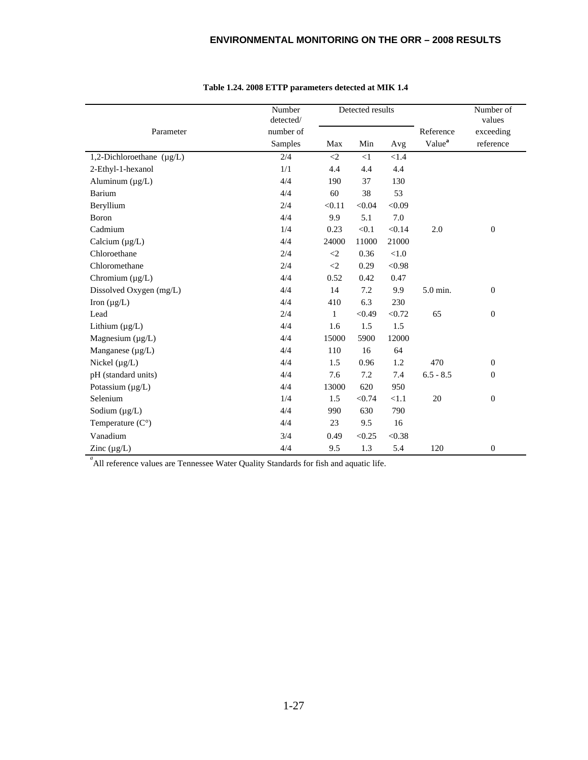**Table 1.24. 2008 ETTP parameters detected at MIK 1.4**

| Parameter | Number detected/ number of Samples | Detected results | | | Reference Value[a] | Number of values exceeding reference |
|---|---|---|---|---|---|---|
| | | Max | Min | Avg | | |
| 1,2-Dichloroethane (µg/L) | 2/4 | <2 | <1 | <1.4 | | |
| 2-Ethyl-1-hexanol | 1/1 | 4.4 | 4.4 | 4.4 | | |
| Aluminum (µg/L) | 4/4 | 190 | 37 | 130 | | |
| Barium | 4/4 | 60 | 38 | 53 | | |
| Beryllium | 2/4 | <0.11 | <0.04 | <0.09 | | |
| Boron | 4/4 | 9.9 | 5.1 | 7.0 | | |
| Cadmium | 1/4 | 0.23 | <0.1 | <0.14 | 2.0 | 0 |
| Calcium (µg/L) | 4/4 | 24000 | 11000 | 21000 | | |
| Chloroethane | 2/4 | <2 | 0.36 | <1.0 | | |
| Chloromethane | 2/4 | <2 | 0.29 | <0.98 | | |
| Chromium (µg/L) | 4/4 | 0.52 | 0.42 | 0.47 | | |
| Dissolved Oxygen (mg/L) | 4/4 | 14 | 7.2 | 9.9 | 5.0 min. | 0 |
| Iron (µg/L) | 4/4 | 410 | 6.3 | 230 | | |
| Lead | 2/4 | 1 | <0.49 | <0.72 | 65 | 0 |
| Lithium (µg/L) | 4/4 | 1.6 | 1.5 | 1.5 | | |
| Magnesium (µg/L) | 4/4 | 15000 | 5900 | 12000 | | |
| Manganese (µg/L) | 4/4 | 110 | 16 | 64 | | |
| Nickel (µg/L) | 4/4 | 1.5 | 0.96 | 1.2 | 470 | 0 |
| pH (standard units) | 4/4 | 7.6 | 7.2 | 7.4 | 6.5 - 8.5 | 0 |
| Potassium (µg/L) | 4/4 | 13000 | 620 | 950 | | |
| Selenium | 1/4 | 1.5 | <0.74 | <1.1 | 20 | 0 |
| Sodium (µg/L) | 4/4 | 990 | 630 | 790 | | |
| Temperature (C°) | 4/4 | 23 | 9.5 | 16 | | |
| Vanadium | 3/4 | 0.49 | <0.25 | <0.38 | | |
| Zinc (µg/L) | 4/4 | 9.5 | 1.3 | 5.4 | 120 | 0 |

[a] All reference values are Tennessee Water Quality Standards for fish and aquatic life.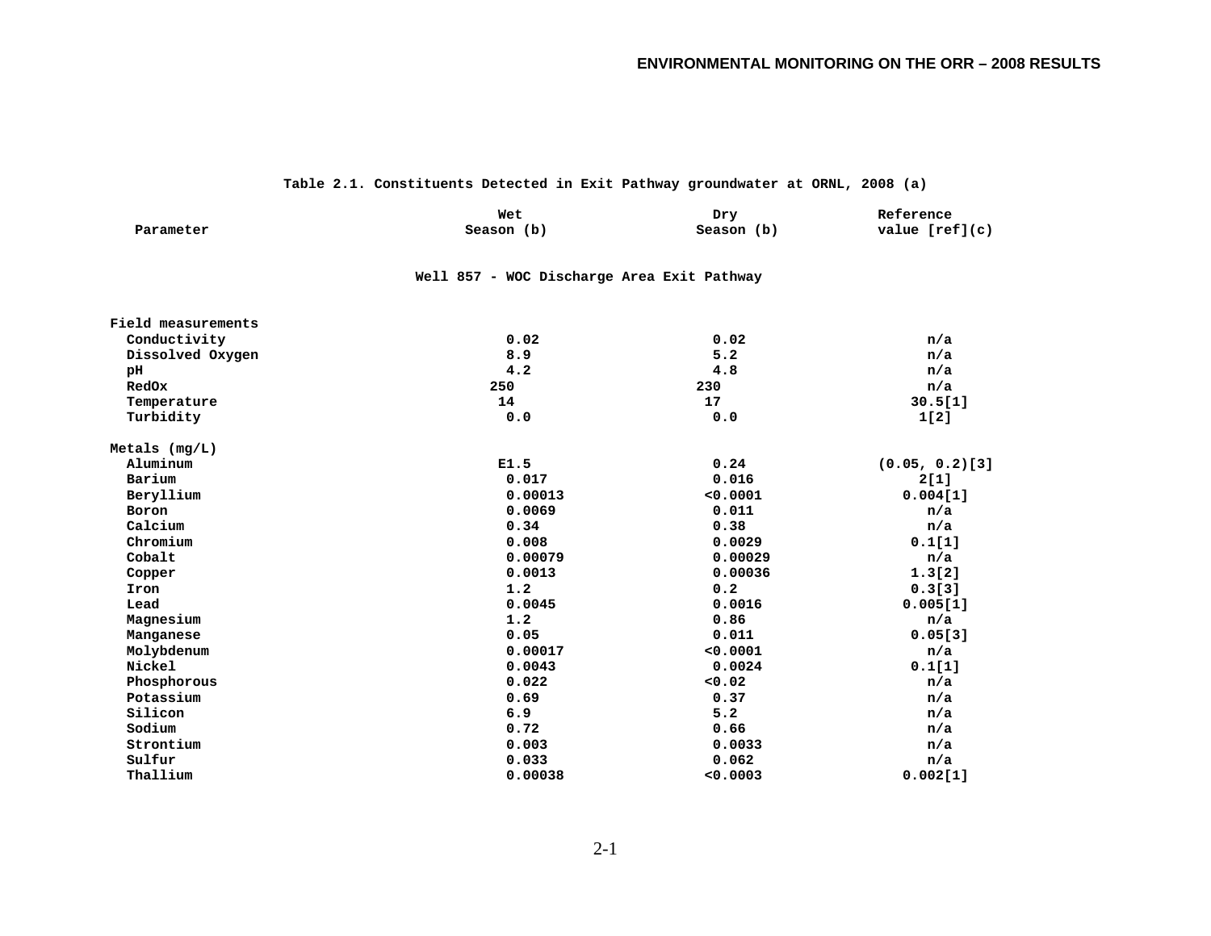**Table 2.1. Constituents Detected in Exit Pathway groundwater at ORNL, 2008 (a)**

| Parameter | Wet Season (b) | Dry Season (b) | Reference value [ref](c) |
|---|---|---|---|
| **Well 857 - WOC Discharge Area Exit Pathway** | | | |
| Field measurements | | | |
| Conductivity | 0.02 | 0.02 | n/a |
| Dissolved Oxygen | 8.9 | 5.2 | n/a |
| pH | 4.2 | 4.8 | n/a |
| RedOx | 250 | 230 | n/a |
| Temperature | 14 | 17 | 30.5[1] |
| Turbidity | 0.0 | 0.0 | 1[2] |
| Metals (mg/L) | | | |
| Aluminum | E1.5 | 0.24 | (0.05, 0.2)[3] |
| Barium | 0.017 | 0.016 | 2[1] |
| Beryllium | 0.00013 | <0.0001 | 0.004[1] |
| Boron | 0.0069 | 0.011 | n/a |
| Calcium | 0.34 | 0.38 | n/a |
| Chromium | 0.008 | 0.0029 | 0.1[1] |
| Cobalt | 0.00079 | 0.00029 | n/a |
| Copper | 0.0013 | 0.00036 | 1.3[2] |
| Iron | 1.2 | 0.2 | 0.3[3] |
| Lead | 0.0045 | 0.0016 | 0.005[1] |
| Magnesium | 1.2 | 0.86 | n/a |
| Manganese | 0.05 | 0.011 | 0.05[3] |
| Molybdenum | 0.00017 | <0.0001 | n/a |
| Nickel | 0.0043 | 0.0024 | 0.1[1] |
| Phosphorous | 0.022 | <0.02 | n/a |
| Potassium | 0.69 | 0.37 | n/a |
| Silicon | 6.9 | 5.2 | n/a |
| Sodium | 0.72 | 0.66 | n/a |
| Strontium | 0.003 | 0.0033 | n/a |
| Sulfur | 0.033 | 0.062 | n/a |
| Thallium | 0.00038 | <0.0003 | 0.002[1] |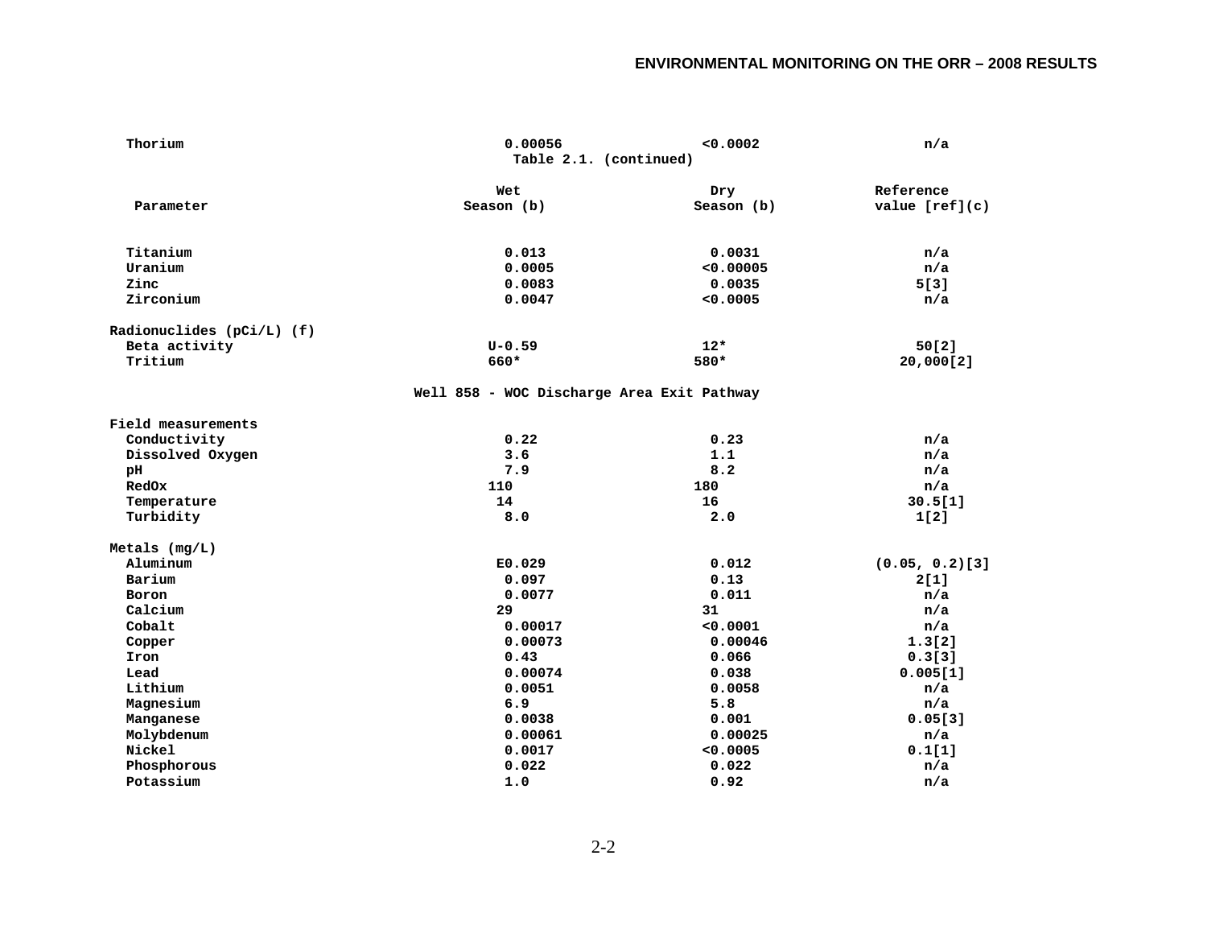| Thorium | 0.00056 | <0.0002 | n/a |
|---|---|---|---|

Table 2.1. (continued)

| Parameter | Wet Season (b) | Dry Season (b) | Reference value [ref](c) |
|---|---|---|---|
| Titanium | 0.013 | 0.0031 | n/a |
| Uranium | 0.0005 | <0.00005 | n/a |
| Zinc | 0.0083 | 0.0035 | 5[3] |
| Zirconium | 0.0047 | <0.0005 | n/a |
| Radionuclides (pCi/L) (f) | | | |
| Beta activity | U-0.59 | 12* | 50[2] |
| Tritium | 660* | 580* | 20,000[2] |
| **Well 858 - WOC Discharge Area Exit Pathway** | | | |
| Field measurements | | | |
| Conductivity | 0.22 | 0.23 | n/a |
| Dissolved Oxygen | 3.6 | 1.1 | n/a |
| pH | 7.9 | 8.2 | n/a |
| RedOx | 110 | 180 | n/a |
| Temperature | 14 | 16 | 30.5[1] |
| Turbidity | 8.0 | 2.0 | 1[2] |
| Metals (mg/L) | | | |
| Aluminum | E0.029 | 0.012 | (0.05, 0.2)[3] |
| Barium | 0.097 | 0.13 | 2[1] |
| Boron | 0.0077 | 0.011 | n/a |
| Calcium | 29 | 31 | n/a |
| Cobalt | 0.00017 | <0.0001 | n/a |
| Copper | 0.00073 | 0.00046 | 1.3[2] |
| Iron | 0.43 | 0.066 | 0.3[3] |
| Lead | 0.00074 | 0.038 | 0.005[1] |
| Lithium | 0.0051 | 0.0058 | n/a |
| Magnesium | 6.9 | 5.8 | n/a |
| Manganese | 0.0038 | 0.001 | 0.05[3] |
| Molybdenum | 0.00061 | 0.00025 | n/a |
| Nickel | 0.0017 | <0.0005 | 0.1[1] |
| Phosphorous | 0.022 | 0.022 | n/a |
| Potassium | 1.0 | 0.92 | n/a |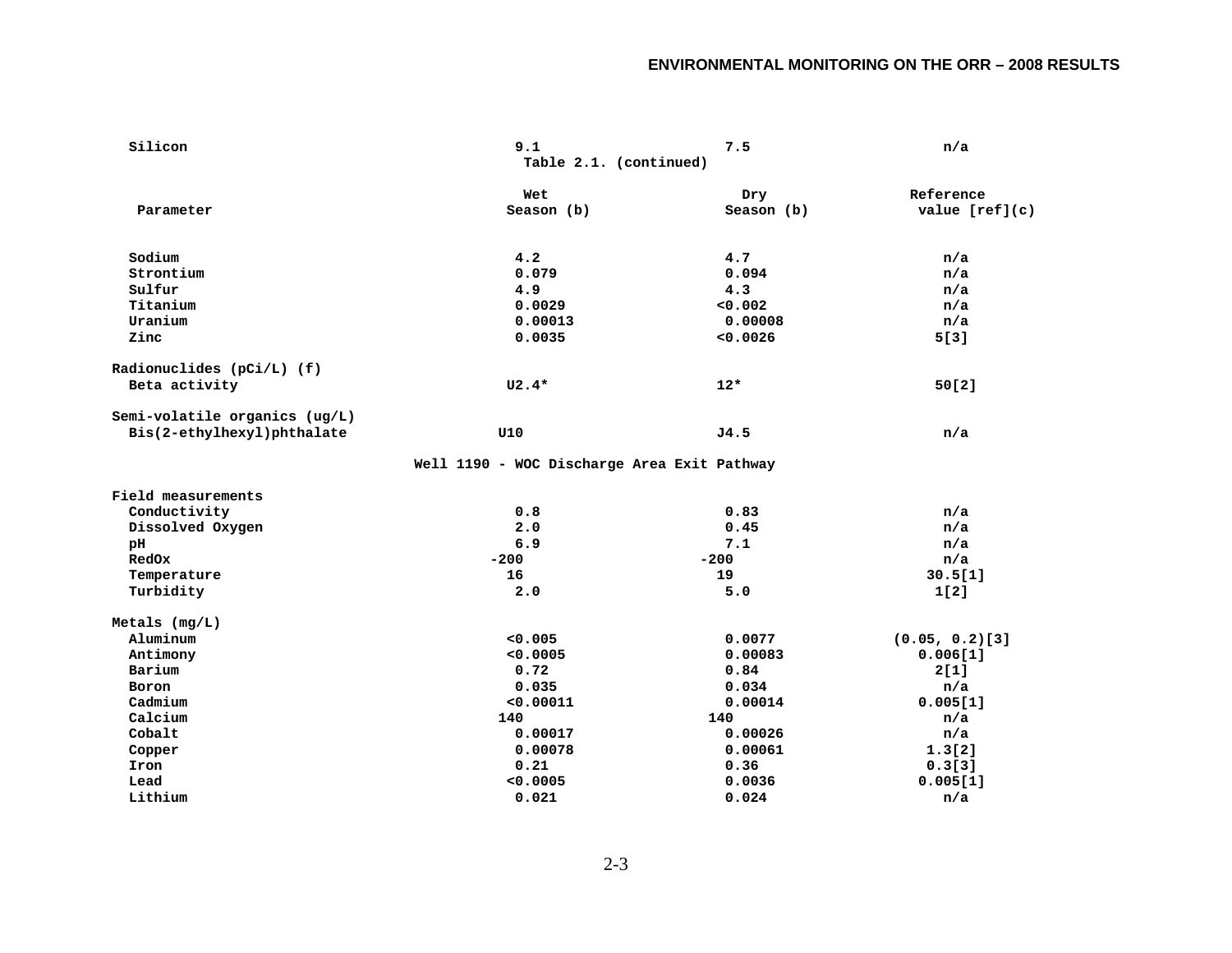| Parameter | Wet Season (b) | Dry Season (b) | Reference value [ref](c) |
|---|---|---|---|
| Silicon | 9.1 | 7.5 | n/a |

Table 2.1. (continued)

| Parameter | Wet Season (b) | Dry Season (b) | Reference value [ref](c) |
|---|---|---|---|
| Sodium | 4.2 | 4.7 | n/a |
| Strontium | 0.079 | 0.094 | n/a |
| Sulfur | 4.9 | 4.3 | n/a |
| Titanium | 0.0029 | <0.002 | n/a |
| Uranium | 0.00013 | 0.00008 | n/a |
| Zinc | 0.0035 | <0.0026 | 5[3] |
| **Radionuclides (pCi/L) (f)** | | | |
| Beta activity | U2.4* | 12* | 50[2] |
| **Semi-volatile organics (ug/L)** | | | |
| Bis(2-ethylhexyl)phthalate | U10 | J4.5 | n/a |
| **Well 1190 - WOC Discharge Area Exit Pathway** | | | |
| **Field measurements** | | | |
| Conductivity | 0.8 | 0.83 | n/a |
| Dissolved Oxygen | 2.0 | 0.45 | n/a |
| pH | 6.9 | 7.1 | n/a |
| RedOx | -200 | -200 | n/a |
| Temperature | 16 | 19 | 30.5[1] |
| Turbidity | 2.0 | 5.0 | 1[2] |
| **Metals (mg/L)** | | | |
| Aluminum | <0.005 | 0.0077 | (0.05, 0.2)[3] |
| Antimony | <0.0005 | 0.00083 | 0.006[1] |
| Barium | 0.72 | 0.84 | 2[1] |
| Boron | 0.035 | 0.034 | n/a |
| Cadmium | <0.00011 | 0.00014 | 0.005[1] |
| Calcium | 140 | 140 | n/a |
| Cobalt | 0.00017 | 0.00026 | n/a |
| Copper | 0.00078 | 0.00061 | 1.3[2] |
| Iron | 0.21 | 0.36 | 0.3[3] |
| Lead | <0.0005 | 0.0036 | 0.005[1] |
| Lithium | 0.021 | 0.024 | n/a |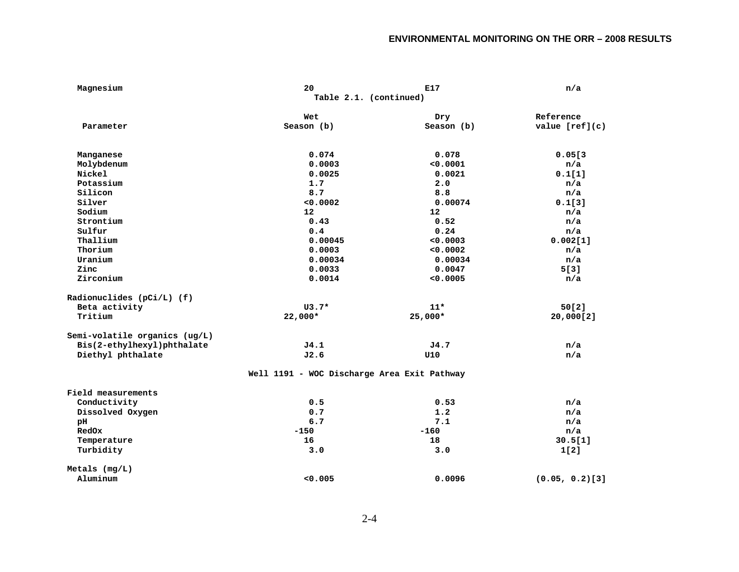| Magnesium | 20 | E17 | n/a |
|---|---|---|---|

Table 2.1. (continued)

| Parameter | Wet Season (b) | Dry Season (b) | Reference value [ref](c) |
|---|---|---|---|
| Manganese | 0.074 | 0.078 | 0.05[3 |
| Molybdenum | 0.0003 | <0.0001 | n/a |
| Nickel | 0.0025 | 0.0021 | 0.1[1] |
| Potassium | 1.7 | 2.0 | n/a |
| Silicon | 8.7 | 8.8 | n/a |
| Silver | <0.0002 | 0.00074 | 0.1[3] |
| Sodium | 12 | 12 | n/a |
| Strontium | 0.43 | 0.52 | n/a |
| Sulfur | 0.4 | 0.24 | n/a |
| Thallium | 0.00045 | <0.0003 | 0.002[1] |
| Thorium | 0.0003 | <0.0002 | n/a |
| Uranium | 0.00034 | 0.00034 | n/a |
| Zinc | 0.0033 | 0.0047 | 5[3] |
| Zirconium | 0.0014 | <0.0005 | n/a |
| **Radionuclides (pCi/L) (f)** | | | |
| Beta activity | U3.7* | 11* | 50[2] |
| Tritium | 22,000* | 25,000* | 20,000[2] |
| **Semi-volatile organics (ug/L)** | | | |
| Bis(2-ethylhexyl)phthalate | J4.1 | J4.7 | n/a |
| Diethyl phthalate | J2.6 | U10 | n/a |
| **Well 1191 - WOC Discharge Area Exit Pathway** | | | |
| **Field measurements** | | | |
| Conductivity | 0.5 | 0.53 | n/a |
| Dissolved Oxygen | 0.7 | 1.2 | n/a |
| pH | 6.7 | 7.1 | n/a |
| RedOx | -150 | -160 | n/a |
| Temperature | 16 | 18 | 30.5[1] |
| Turbidity | 3.0 | 3.0 | 1[2] |
| **Metals (mg/L)** | | | |
| Aluminum | <0.005 | 0.0096 | (0.05, 0.2)[3] |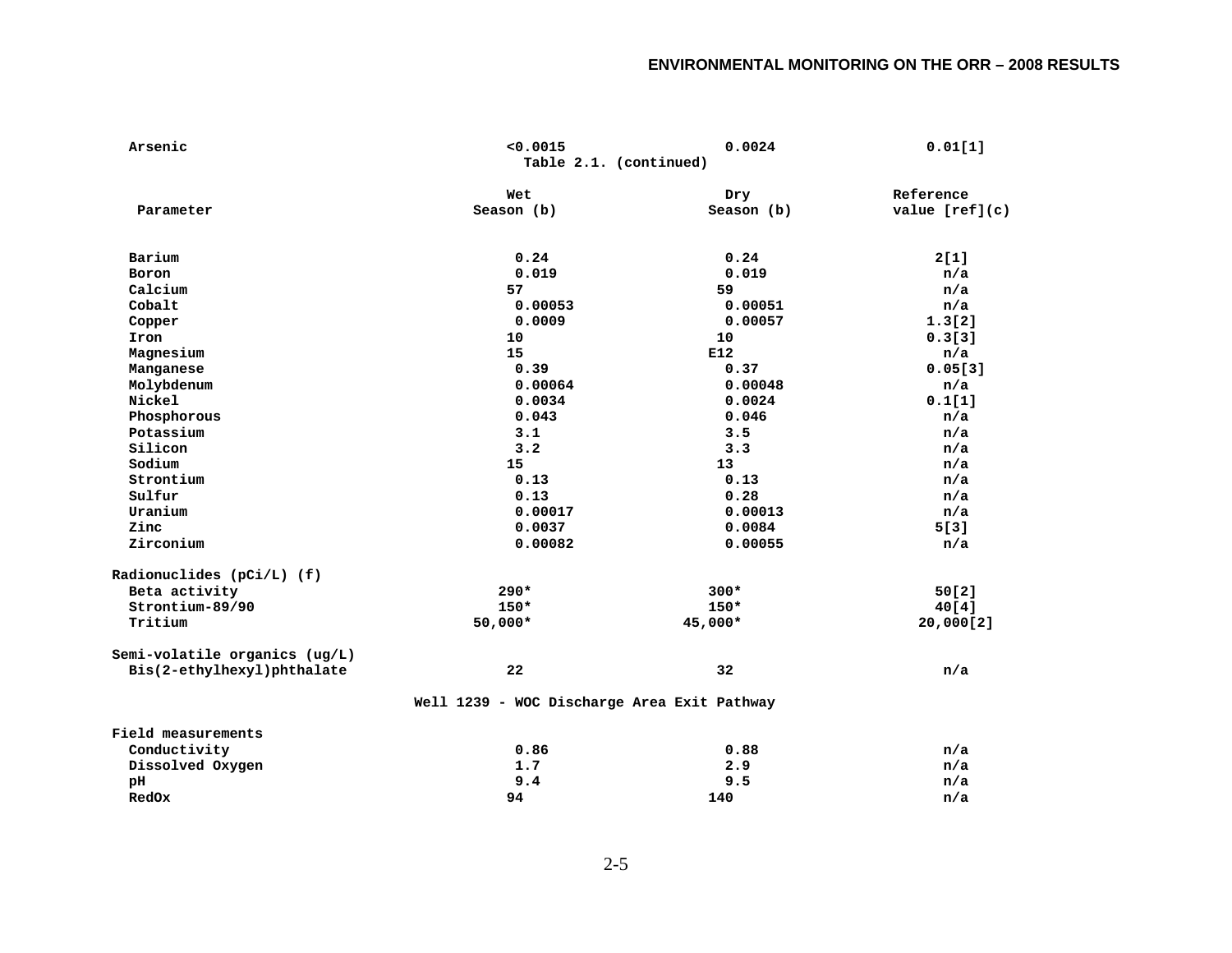Table 2.1. (continued)

| Parameter | Wet Season (b) | Dry Season (b) | Reference value [ref](c) |
|---|---|---|---|
| Arsenic | <0.0015 | 0.0024 | 0.01[1] |
| Barium | 0.24 | 0.24 | 2[1] |
| Boron | 0.019 | 0.019 | n/a |
| Calcium | 57 | 59 | n/a |
| Cobalt | 0.00053 | 0.00051 | n/a |
| Copper | 0.0009 | 0.00057 | 1.3[2] |
| Iron | 10 | 10 | 0.3[3] |
| Magnesium | 15 | E12 | n/a |
| Manganese | 0.39 | 0.37 | 0.05[3] |
| Molybdenum | 0.00064 | 0.00048 | n/a |
| Nickel | 0.0034 | 0.0024 | 0.1[1] |
| Phosphorous | 0.043 | 0.046 | n/a |
| Potassium | 3.1 | 3.5 | n/a |
| Silicon | 3.2 | 3.3 | n/a |
| Sodium | 15 | 13 | n/a |
| Strontium | 0.13 | 0.13 | n/a |
| Sulfur | 0.13 | 0.28 | n/a |
| Uranium | 0.00017 | 0.00013 | n/a |
| Zinc | 0.0037 | 0.0084 | 5[3] |
| Zirconium | 0.00082 | 0.00055 | n/a |
| **Radionuclides (pCi/L) (f)** | | | |
| Beta activity | 290* | 300* | 50[2] |
| Strontium-89/90 | 150* | 150* | 40[4] |
| Tritium | 50,000* | 45,000* | 20,000[2] |
| **Semi-volatile organics (ug/L)** | | | |
| Bis(2-ethylhexyl)phthalate | 22 | 32 | n/a |
| **Well 1239 - WOC Discharge Area Exit Pathway** | | | |
| **Field measurements** | | | |
| Conductivity | 0.86 | 0.88 | n/a |
| Dissolved Oxygen | 1.7 | 2.9 | n/a |
| pH | 9.4 | 9.5 | n/a |
| RedOx | 94 | 140 | n/a |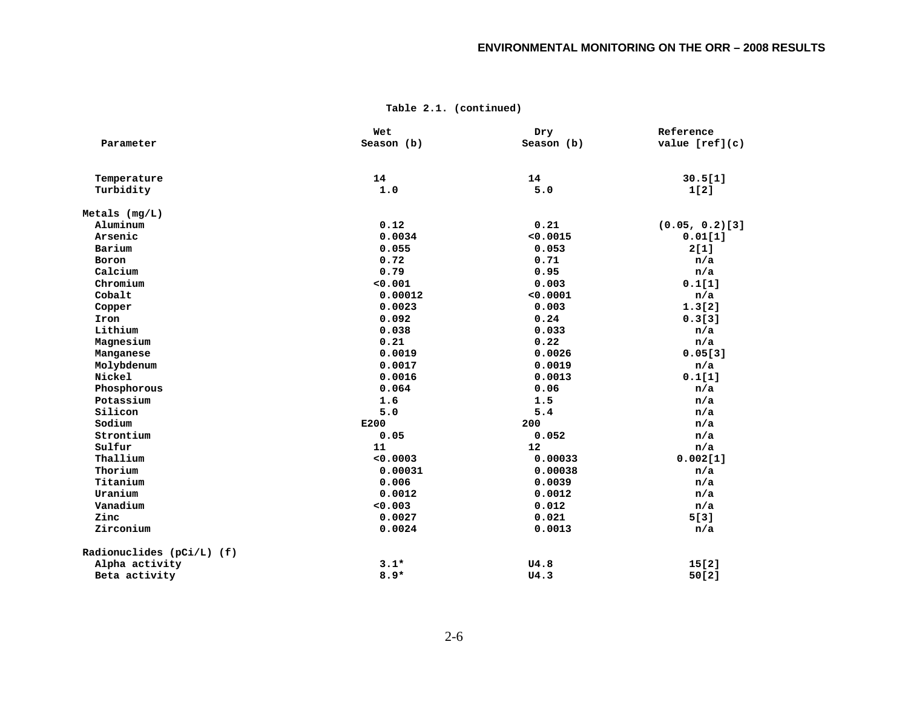**Table 2.1. (continued)**

| Parameter | Wet Season (b) | Dry Season (b) | Reference value [ref](c) |
|---|---|---|---|
| Temperature | 14 | 14 | 30.5[1] |
| Turbidity | 1.0 | 5.0 | 1[2] |
| **Metals (mg/L)** | | | |
| Aluminum | 0.12 | 0.21 | (0.05, 0.2)[3] |
| Arsenic | 0.0034 | <0.0015 | 0.01[1] |
| Barium | 0.055 | 0.053 | 2[1] |
| Boron | 0.72 | 0.71 | n/a |
| Calcium | 0.79 | 0.95 | n/a |
| Chromium | <0.001 | 0.003 | 0.1[1] |
| Cobalt | 0.00012 | <0.0001 | n/a |
| Copper | 0.0023 | 0.003 | 1.3[2] |
| Iron | 0.092 | 0.24 | 0.3[3] |
| Lithium | 0.038 | 0.033 | n/a |
| Magnesium | 0.21 | 0.22 | n/a |
| Manganese | 0.0019 | 0.0026 | 0.05[3] |
| Molybdenum | 0.0017 | 0.0019 | n/a |
| Nickel | 0.0016 | 0.0013 | 0.1[1] |
| Phosphorous | 0.064 | 0.06 | n/a |
| Potassium | 1.6 | 1.5 | n/a |
| Silicon | 5.0 | 5.4 | n/a |
| Sodium | E200 | 200 | n/a |
| Strontium | 0.05 | 0.052 | n/a |
| Sulfur | 11 | 12 | n/a |
| Thallium | <0.0003 | 0.00033 | 0.002[1] |
| Thorium | 0.00031 | 0.00038 | n/a |
| Titanium | 0.006 | 0.0039 | n/a |
| Uranium | 0.0012 | 0.0012 | n/a |
| Vanadium | <0.003 | 0.012 | n/a |
| Zinc | 0.0027 | 0.021 | 5[3] |
| Zirconium | 0.0024 | 0.0013 | n/a |
| **Radionuclides (pCi/L) (f)** | | | |
| Alpha activity | 3.1* | U4.8 | 15[2] |
| Beta activity | 8.9* | U4.3 | 50[2] |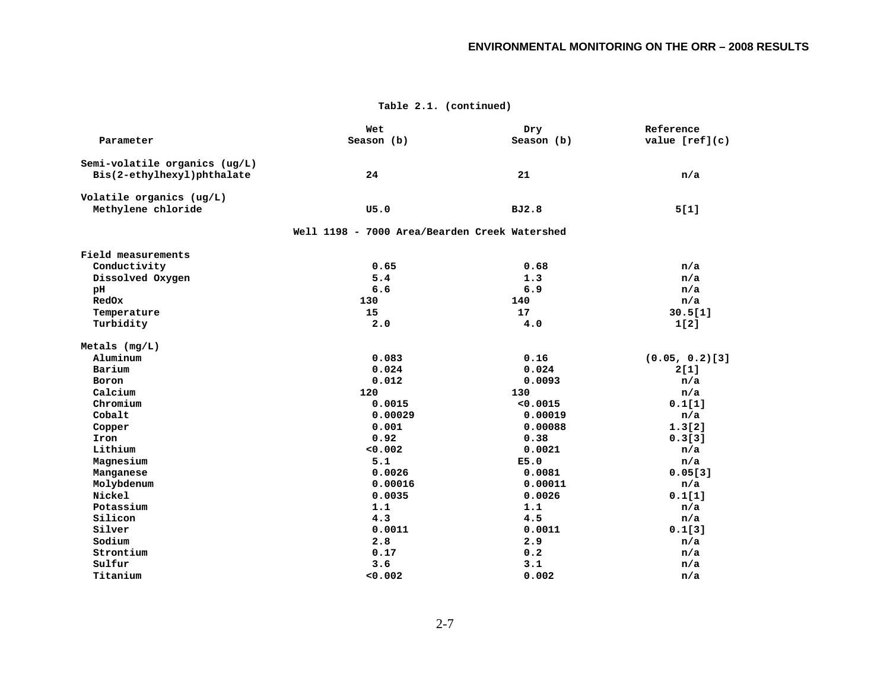**Table 2.1. (continued)**

| Parameter | Wet Season (b) | Dry Season (b) | Reference value [ref](c) |
|---|---|---|---|
| Semi-volatile organics (ug/L) | | | |
| Bis(2-ethylhexyl)phthalate | 24 | 21 | n/a |
| Volatile organics (ug/L) | | | |
| Methylene chloride | U5.0 | BJ2.8 | 5[1] |
| **Well 1198 - 7000 Area/Bearden Creek Watershed** | | | |
| Field measurements | | | |
| Conductivity | 0.65 | 0.68 | n/a |
| Dissolved Oxygen | 5.4 | 1.3 | n/a |
| pH | 6.6 | 6.9 | n/a |
| RedOx | 130 | 140 | n/a |
| Temperature | 15 | 17 | 30.5[1] |
| Turbidity | 2.0 | 4.0 | 1[2] |
| Metals (mg/L) | | | |
| Aluminum | 0.083 | 0.16 | (0.05, 0.2)[3] |
| Barium | 0.024 | 0.024 | 2[1] |
| Boron | 0.012 | 0.0093 | n/a |
| Calcium | 120 | 130 | n/a |
| Chromium | 0.0015 | <0.0015 | 0.1[1] |
| Cobalt | 0.00029 | 0.00019 | n/a |
| Copper | 0.001 | 0.00088 | 1.3[2] |
| Iron | 0.92 | 0.38 | 0.3[3] |
| Lithium | <0.002 | 0.0021 | n/a |
| Magnesium | 5.1 | E5.0 | n/a |
| Manganese | 0.0026 | 0.0081 | 0.05[3] |
| Molybdenum | 0.00016 | 0.00011 | n/a |
| Nickel | 0.0035 | 0.0026 | 0.1[1] |
| Potassium | 1.1 | 1.1 | n/a |
| Silicon | 4.3 | 4.5 | n/a |
| Silver | 0.0011 | 0.0011 | 0.1[3] |
| Sodium | 2.8 | 2.9 | n/a |
| Strontium | 0.17 | 0.2 | n/a |
| Sulfur | 3.6 | 3.1 | n/a |
| Titanium | <0.002 | 0.002 | n/a |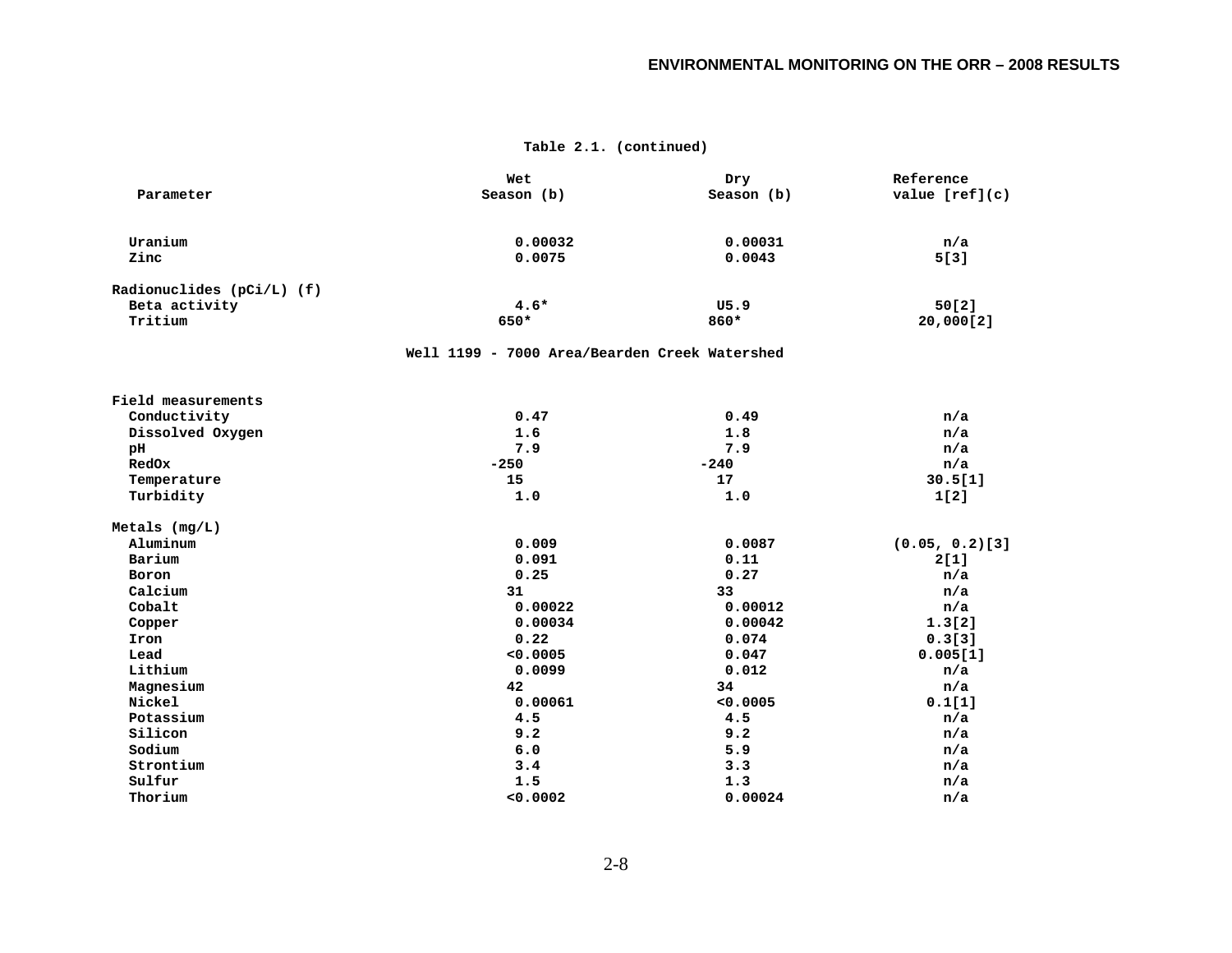**Table 2.1. (continued)**

| Parameter | Wet Season (b) | Dry Season (b) | Reference value [ref](c) |
|---|---|---|---|
| Uranium | 0.00032 | 0.00031 | n/a |
| Zinc | 0.0075 | 0.0043 | 5[3] |
| **Radionuclides (pCi/L) (f)** | | | |
| Beta activity | 4.6* | U5.9 | 50[2] |
| Tritium | 650* | 860* | 20,000[2] |
| **Well 1199 - 7000 Area/Bearden Creek Watershed** | | | |
| **Field measurements** | | | |
| Conductivity | 0.47 | 0.49 | n/a |
| Dissolved Oxygen | 1.6 | 1.8 | n/a |
| pH | 7.9 | 7.9 | n/a |
| RedOx | -250 | -240 | n/a |
| Temperature | 15 | 17 | 30.5[1] |
| Turbidity | 1.0 | 1.0 | 1[2] |
| **Metals (mg/L)** | | | |
| Aluminum | 0.009 | 0.0087 | (0.05, 0.2)[3] |
| Barium | 0.091 | 0.11 | 2[1] |
| Boron | 0.25 | 0.27 | n/a |
| Calcium | 31 | 33 | n/a |
| Cobalt | 0.00022 | 0.00012 | n/a |
| Copper | 0.00034 | 0.00042 | 1.3[2] |
| Iron | 0.22 | 0.074 | 0.3[3] |
| Lead | <0.0005 | 0.047 | 0.005[1] |
| Lithium | 0.0099 | 0.012 | n/a |
| Magnesium | 42 | 34 | n/a |
| Nickel | 0.00061 | <0.0005 | 0.1[1] |
| Potassium | 4.5 | 4.5 | n/a |
| Silicon | 9.2 | 9.2 | n/a |
| Sodium | 6.0 | 5.9 | n/a |
| Strontium | 3.4 | 3.3 | n/a |
| Sulfur | 1.5 | 1.3 | n/a |
| Thorium | <0.0002 | 0.00024 | n/a |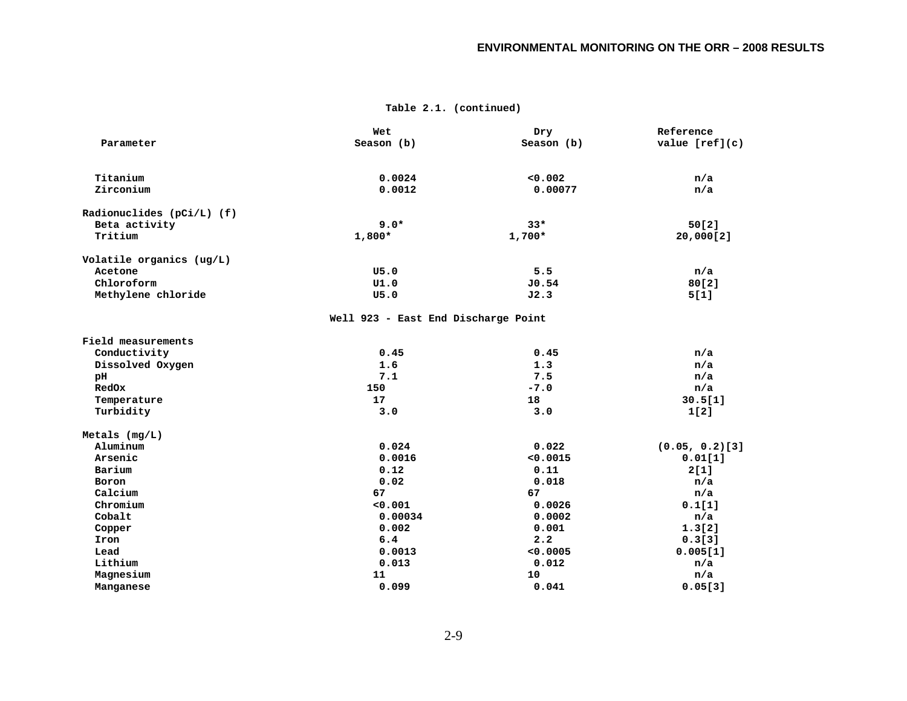**Table 2.1. (continued)**

| Parameter | Wet Season (b) | Dry Season (b) | Reference value [ref](c) |
|---|---|---|---|
| Titanium | 0.0024 | <0.002 | n/a |
| Zirconium | 0.0012 | 0.00077 | n/a |
| Radionuclides (pCi/L) (f) | | | |
| Beta activity | 9.0* | 33* | 50[2] |
| Tritium | 1,800* | 1,700* | 20,000[2] |
| Volatile organics (ug/L) | | | |
| Acetone | U5.0 | 5.5 | n/a |
| Chloroform | U1.0 | J0.54 | 80[2] |
| Methylene chloride | U5.0 | J2.3 | 5[1] |
| **Well 923 - East End Discharge Point** | | | |
| Field measurements | | | |
| Conductivity | 0.45 | 0.45 | n/a |
| Dissolved Oxygen | 1.6 | 1.3 | n/a |
| pH | 7.1 | 7.5 | n/a |
| RedOx | 150 | -7.0 | n/a |
| Temperature | 17 | 18 | 30.5[1] |
| Turbidity | 3.0 | 3.0 | 1[2] |
| Metals (mg/L) | | | |
| Aluminum | 0.024 | 0.022 | (0.05, 0.2)[3] |
| Arsenic | 0.0016 | <0.0015 | 0.01[1] |
| Barium | 0.12 | 0.11 | 2[1] |
| Boron | 0.02 | 0.018 | n/a |
| Calcium | 67 | 67 | n/a |
| Chromium | <0.001 | 0.0026 | 0.1[1] |
| Cobalt | 0.00034 | 0.0002 | n/a |
| Copper | 0.002 | 0.001 | 1.3[2] |
| Iron | 6.4 | 2.2 | 0.3[3] |
| Lead | 0.0013 | <0.0005 | 0.005[1] |
| Lithium | 0.013 | 0.012 | n/a |
| Magnesium | 11 | 10 | n/a |
| Manganese | 0.099 | 0.041 | 0.05[3] |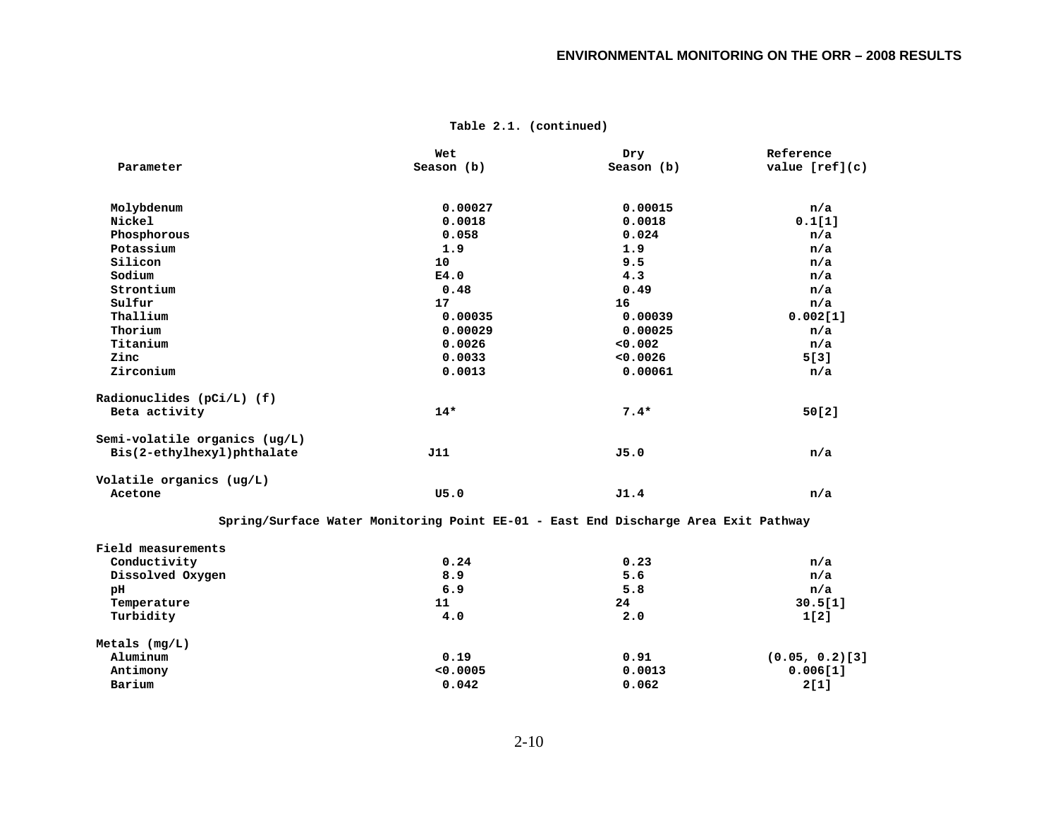**Table 2.1. (continued)**

| Parameter | Wet Season (b) | Dry Season (b) | Reference value [ref](c) |
|---|---|---|---|
| Molybdenum | 0.00027 | 0.00015 | n/a |
| Nickel | 0.0018 | 0.0018 | 0.1[1] |
| Phosphorous | 0.058 | 0.024 | n/a |
| Potassium | 1.9 | 1.9 | n/a |
| Silicon | 10 | 9.5 | n/a |
| Sodium | E4.0 | 4.3 | n/a |
| Strontium | 0.48 | 0.49 | n/a |
| Sulfur | 17 | 16 | n/a |
| Thallium | 0.00035 | 0.00039 | 0.002[1] |
| Thorium | 0.00029 | 0.00025 | n/a |
| Titanium | 0.0026 | <0.002 | n/a |
| Zinc | 0.0033 | <0.0026 | 5[3] |
| Zirconium | 0.0013 | 0.00061 | n/a |
| **Radionuclides (pCi/L) (f)** | | | |
| Beta activity | 14* | 7.4* | 50[2] |
| **Semi-volatile organics (ug/L)** | | | |
| Bis(2-ethylhexyl)phthalate | J11 | J5.0 | n/a |
| **Volatile organics (ug/L)** | | | |
| Acetone | U5.0 | J1.4 | n/a |
| **Spring/Surface Water Monitoring Point EE-01 - East End Discharge Area Exit Pathway** | | | |
| **Field measurements** | | | |
| Conductivity | 0.24 | 0.23 | n/a |
| Dissolved Oxygen | 8.9 | 5.6 | n/a |
| pH | 6.9 | 5.8 | n/a |
| Temperature | 11 | 24 | 30.5[1] |
| Turbidity | 4.0 | 2.0 | 1[2] |
| **Metals (mg/L)** | | | |
| Aluminum | 0.19 | 0.91 | (0.05, 0.2)[3] |
| Antimony | <0.0005 | 0.0013 | 0.006[1] |
| Barium | 0.042 | 0.062 | 2[1] |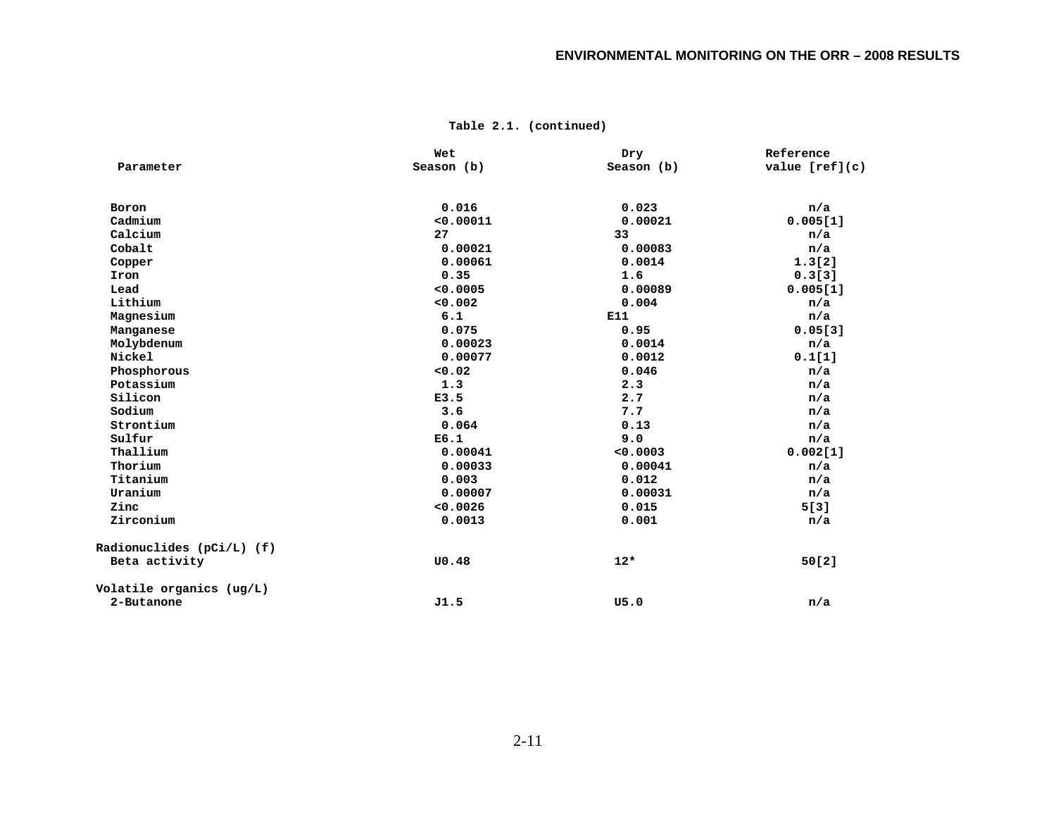**Table 2.1. (continued)**

| Parameter | Wet Season (b) | Dry Season (b) | Reference value [ref](c) |
|---|---|---|---|
| Boron | 0.016 | 0.023 | n/a |
| Cadmium | <0.00011 | 0.00021 | 0.005[1] |
| Calcium | 27 | 33 | n/a |
| Cobalt | 0.00021 | 0.00083 | n/a |
| Copper | 0.00061 | 0.0014 | 1.3[2] |
| Iron | 0.35 | 1.6 | 0.3[3] |
| Lead | <0.0005 | 0.00089 | 0.005[1] |
| Lithium | <0.002 | 0.004 | n/a |
| Magnesium | 6.1 | E11 | n/a |
| Manganese | 0.075 | 0.95 | 0.05[3] |
| Molybdenum | 0.00023 | 0.0014 | n/a |
| Nickel | 0.00077 | 0.0012 | 0.1[1] |
| Phosphorous | <0.02 | 0.046 | n/a |
| Potassium | 1.3 | 2.3 | n/a |
| Silicon | E3.5 | 2.7 | n/a |
| Sodium | 3.6 | 7.7 | n/a |
| Strontium | 0.064 | 0.13 | n/a |
| Sulfur | E6.1 | 9.0 | n/a |
| Thallium | 0.00041 | <0.0003 | 0.002[1] |
| Thorium | 0.00033 | 0.00041 | n/a |
| Titanium | 0.003 | 0.012 | n/a |
| Uranium | 0.00007 | 0.00031 | n/a |
| Zinc | <0.0026 | 0.015 | 5[3] |
| Zirconium | 0.0013 | 0.001 | n/a |
| **Radionuclides (pCi/L) (f)** | | | |
| Beta activity | U0.48 | 12* | 50[2] |
| **Volatile organics (ug/L)** | | | |
| 2-Butanone | J1.5 | U5.0 | n/a |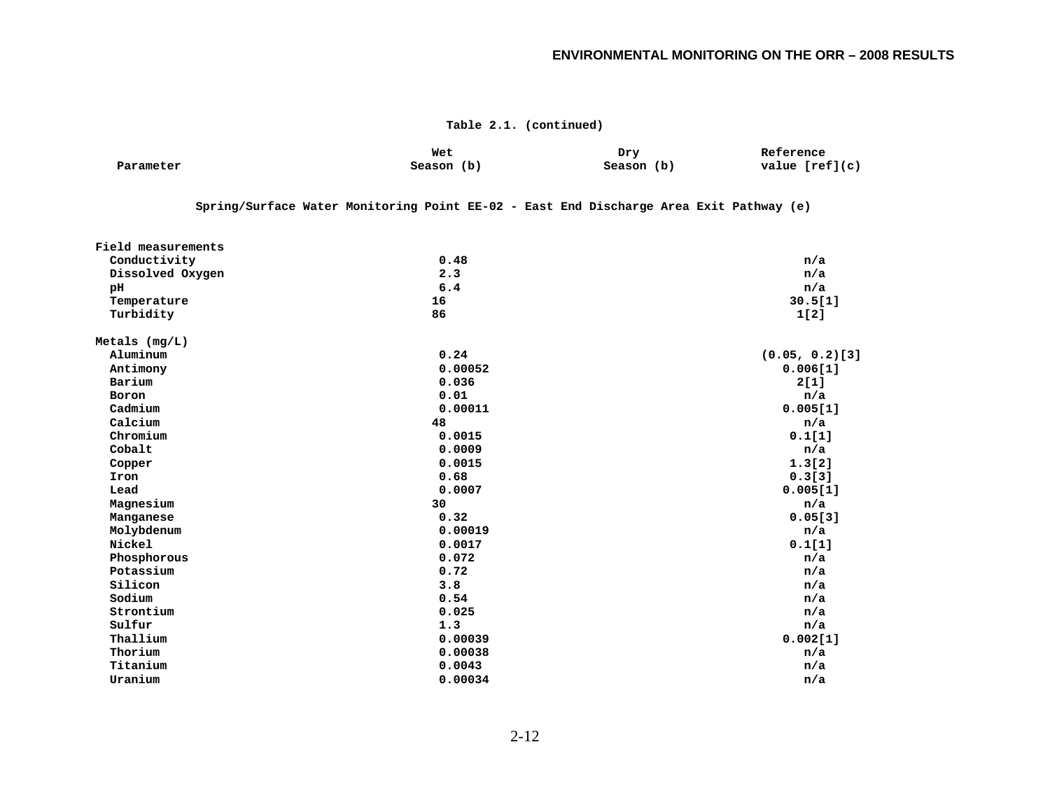**Table 2.1. (continued)**

| Parameter | Wet Season (b) | Dry Season (b) | Reference value [ref](c) |
|---|---|---|---|
| **Spring/Surface Water Monitoring Point EE-02 - East End Discharge Area Exit Pathway (e)** | | | |
| **Field measurements** | | | |
| Conductivity | 0.48 | | n/a |
| Dissolved Oxygen | 2.3 | | n/a |
| pH | 6.4 | | n/a |
| Temperature | 16 | | 30.5[1] |
| Turbidity | 86 | | 1[2] |
| **Metals (mg/L)** | | | |
| Aluminum | 0.24 | | (0.05, 0.2)[3] |
| Antimony | 0.00052 | | 0.006[1] |
| Barium | 0.036 | | 2[1] |
| Boron | 0.01 | | n/a |
| Cadmium | 0.00011 | | 0.005[1] |
| Calcium | 48 | | n/a |
| Chromium | 0.0015 | | 0.1[1] |
| Cobalt | 0.0009 | | n/a |
| Copper | 0.0015 | | 1.3[2] |
| Iron | 0.68 | | 0.3[3] |
| Lead | 0.0007 | | 0.005[1] |
| Magnesium | 30 | | n/a |
| Manganese | 0.32 | | 0.05[3] |
| Molybdenum | 0.00019 | | n/a |
| Nickel | 0.0017 | | 0.1[1] |
| Phosphorous | 0.072 | | n/a |
| Potassium | 0.72 | | n/a |
| Silicon | 3.8 | | n/a |
| Sodium | 0.54 | | n/a |
| Strontium | 0.025 | | n/a |
| Sulfur | 1.3 | | n/a |
| Thallium | 0.00039 | | 0.002[1] |
| Thorium | 0.00038 | | n/a |
| Titanium | 0.0043 | | n/a |
| Uranium | 0.00034 | | n/a |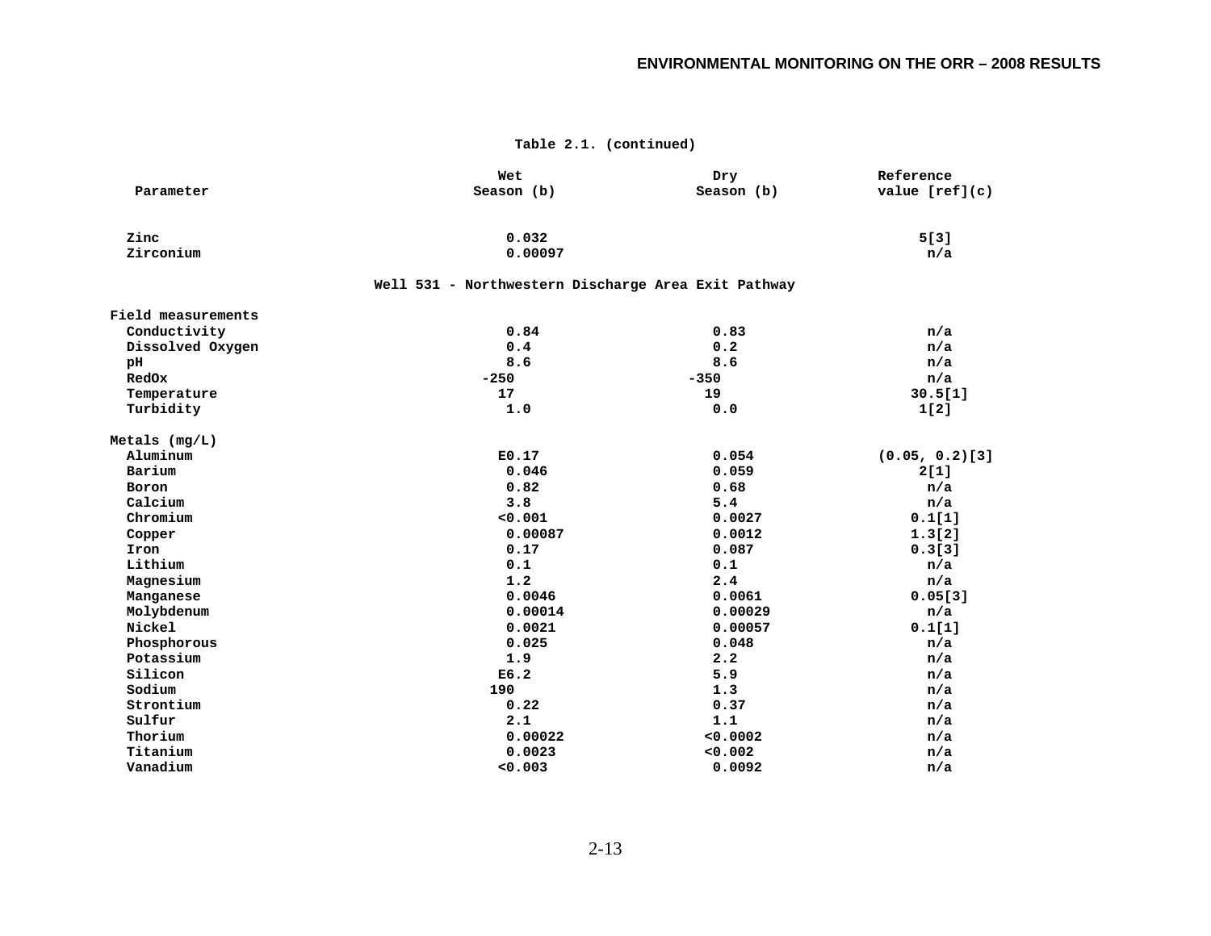**Table 2.1. (continued)**

| Parameter | Wet Season (b) | Dry Season (b) | Reference value [ref](c) |
|---|---|---|---|
| Zinc | 0.032 | | 5[3] |
| Zirconium | 0.00097 | | n/a |
| **Well 531 - Northwestern Discharge Area Exit Pathway** | | | |
| Field measurements | | | |
| Conductivity | 0.84 | 0.83 | n/a |
| Dissolved Oxygen | 0.4 | 0.2 | n/a |
| pH | 8.6 | 8.6 | n/a |
| RedOx | -250 | -350 | n/a |
| Temperature | 17 | 19 | 30.5[1] |
| Turbidity | 1.0 | 0.0 | 1[2] |
| Metals (mg/L) | | | |
| Aluminum | E0.17 | 0.054 | (0.05, 0.2)[3] |
| Barium | 0.046 | 0.059 | 2[1] |
| Boron | 0.82 | 0.68 | n/a |
| Calcium | 3.8 | 5.4 | n/a |
| Chromium | <0.001 | 0.0027 | 0.1[1] |
| Copper | 0.00087 | 0.0012 | 1.3[2] |
| Iron | 0.17 | 0.087 | 0.3[3] |
| Lithium | 0.1 | 0.1 | n/a |
| Magnesium | 1.2 | 2.4 | n/a |
| Manganese | 0.0046 | 0.0061 | 0.05[3] |
| Molybdenum | 0.00014 | 0.00029 | n/a |
| Nickel | 0.0021 | 0.00057 | 0.1[1] |
| Phosphorous | 0.025 | 0.048 | n/a |
| Potassium | 1.9 | 2.2 | n/a |
| Silicon | E6.2 | 5.9 | n/a |
| Sodium | 190 | 1.3 | n/a |
| Strontium | 0.22 | 0.37 | n/a |
| Sulfur | 2.1 | 1.1 | n/a |
| Thorium | 0.00022 | <0.0002 | n/a |
| Titanium | 0.0023 | <0.002 | n/a |
| Vanadium | <0.003 | 0.0092 | n/a |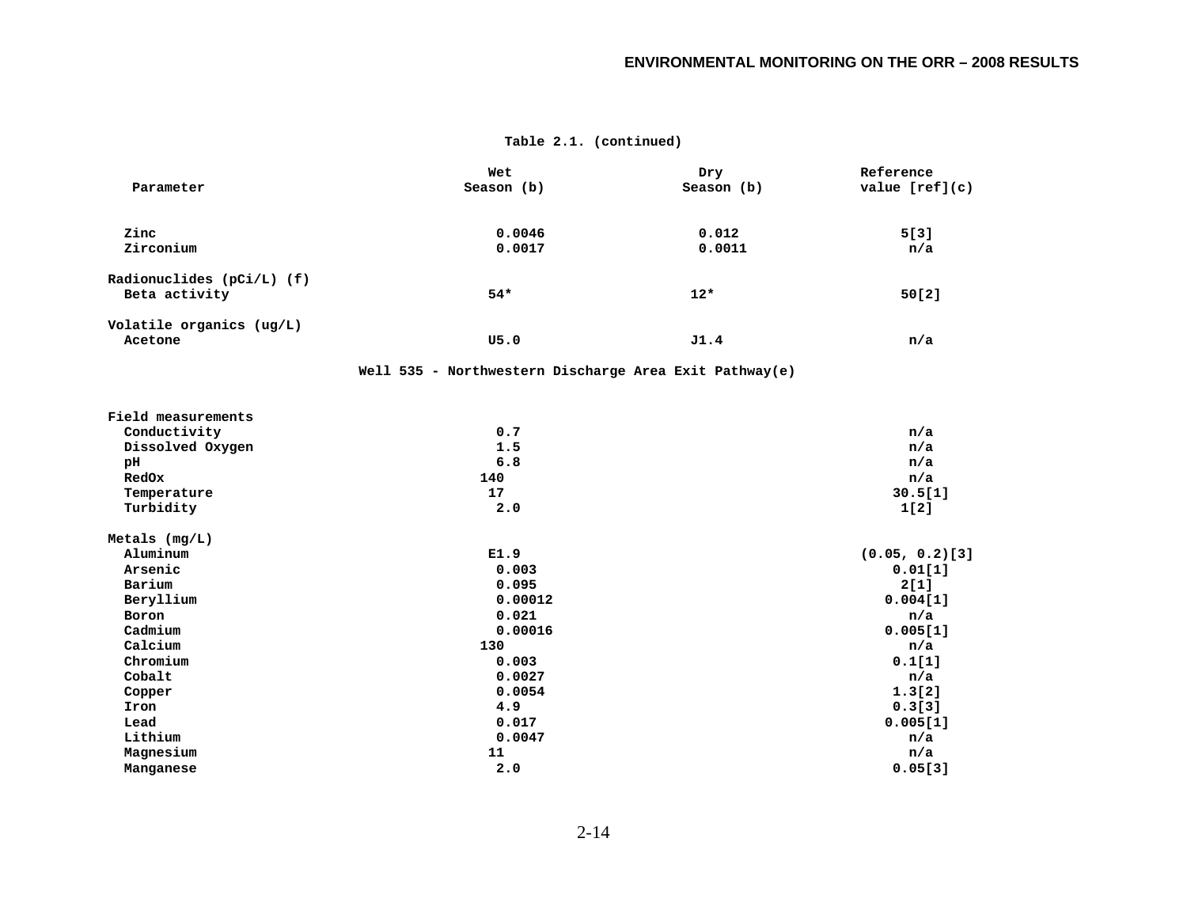**Table 2.1. (continued)**

| Parameter | Wet Season (b) | Dry Season (b) | Reference value [ref](c) |
|---|---|---|---|
| Zinc | 0.0046 | 0.012 | 5[3] |
| Zirconium | 0.0017 | 0.0011 | n/a |
| **Radionuclides (pCi/L) (f)** | | | |
| Beta activity | 54* | 12* | 50[2] |
| **Volatile organics (ug/L)** | | | |
| Acetone | U5.0 | J1.4 | n/a |
| **Well 535 - Northwestern Discharge Area Exit Pathway(e)** | | | |
| **Field measurements** | | | |
| Conductivity | 0.7 | | n/a |
| Dissolved Oxygen | 1.5 | | n/a |
| pH | 6.8 | | n/a |
| RedOx | 140 | | n/a |
| Temperature | 17 | | 30.5[1] |
| Turbidity | 2.0 | | 1[2] |
| **Metals (mg/L)** | | | |
| Aluminum | E1.9 | | (0.05, 0.2)[3] |
| Arsenic | 0.003 | | 0.01[1] |
| Barium | 0.095 | | 2[1] |
| Beryllium | 0.00012 | | 0.004[1] |
| Boron | 0.021 | | n/a |
| Cadmium | 0.00016 | | 0.005[1] |
| Calcium | 130 | | n/a |
| Chromium | 0.003 | | 0.1[1] |
| Cobalt | 0.0027 | | n/a |
| Copper | 0.0054 | | 1.3[2] |
| Iron | 4.9 | | 0.3[3] |
| Lead | 0.017 | | 0.005[1] |
| Lithium | 0.0047 | | n/a |
| Magnesium | 11 | | n/a |
| Manganese | 2.0 | | 0.05[3] |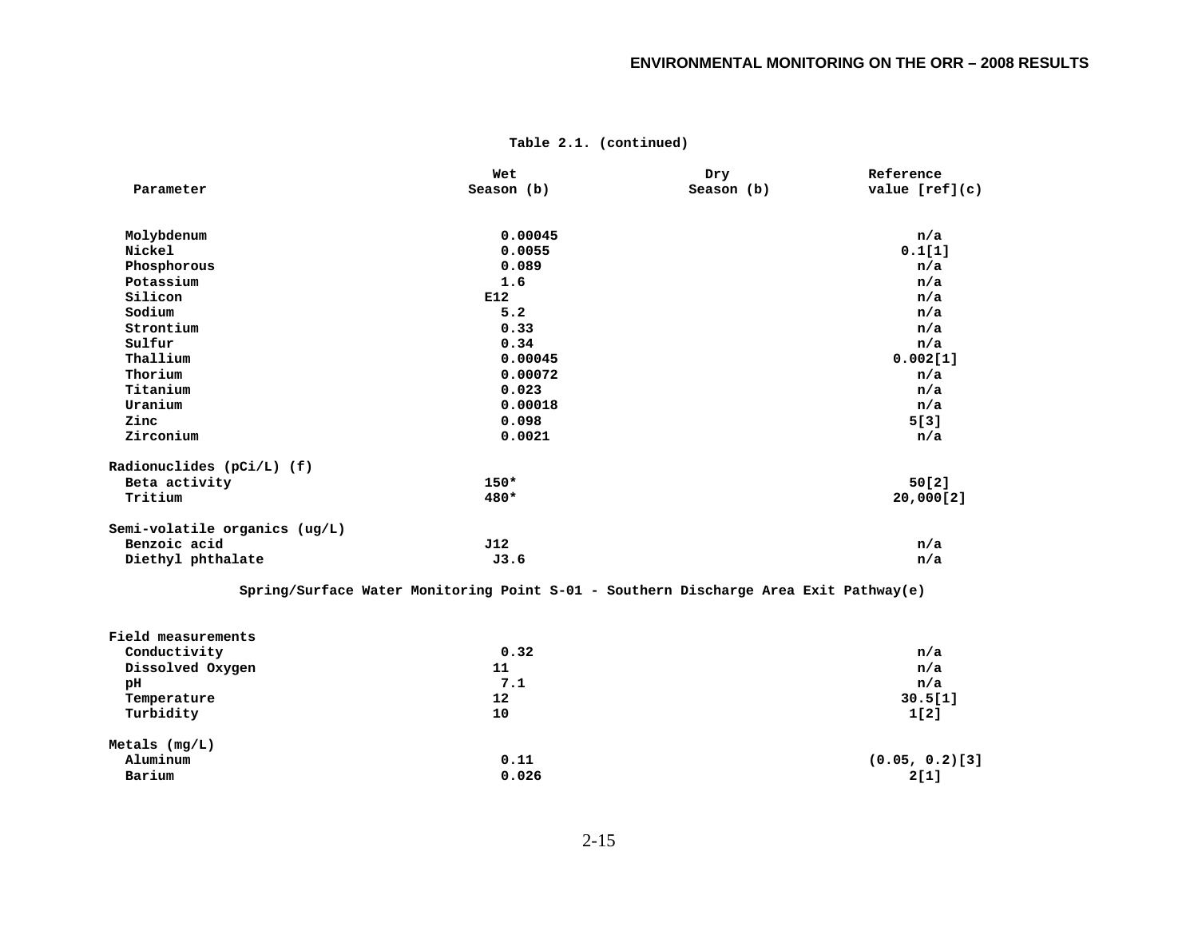Table 2.1. (continued)

| Parameter | Wet Season (b) | Dry Season (b) | Reference value [ref](c) |
|---|---|---|---|
| Molybdenum | 0.00045 | | n/a |
| Nickel | 0.0055 | | 0.1[1] |
| Phosphorous | 0.089 | | n/a |
| Potassium | 1.6 | | n/a |
| Silicon | E12 | | n/a |
| Sodium | 5.2 | | n/a |
| Strontium | 0.33 | | n/a |
| Sulfur | 0.34 | | n/a |
| Thallium | 0.00045 | | 0.002[1] |
| Thorium | 0.00072 | | n/a |
| Titanium | 0.023 | | n/a |
| Uranium | 0.00018 | | n/a |
| Zinc | 0.098 | | 5[3] |
| Zirconium | 0.0021 | | n/a |
| **Radionuclides (pCi/L) (f)** | | | |
| Beta activity | 150* | | 50[2] |
| Tritium | 480* | | 20,000[2] |
| **Semi-volatile organics (ug/L)** | | | |
| Benzoic acid | J12 | | n/a |
| Diethyl phthalate | J3.6 | | n/a |
| **Spring/Surface Water Monitoring Point S-01 - Southern Discharge Area Exit Pathway(e)** | | | |
| **Field measurements** | | | |
| Conductivity | 0.32 | | n/a |
| Dissolved Oxygen | 11 | | n/a |
| pH | 7.1 | | n/a |
| Temperature | 12 | | 30.5[1] |
| Turbidity | 10 | | 1[2] |
| **Metals (mg/L)** | | | |
| Aluminum | 0.11 | | (0.05, 0.2)[3] |
| Barium | 0.026 | | 2[1] |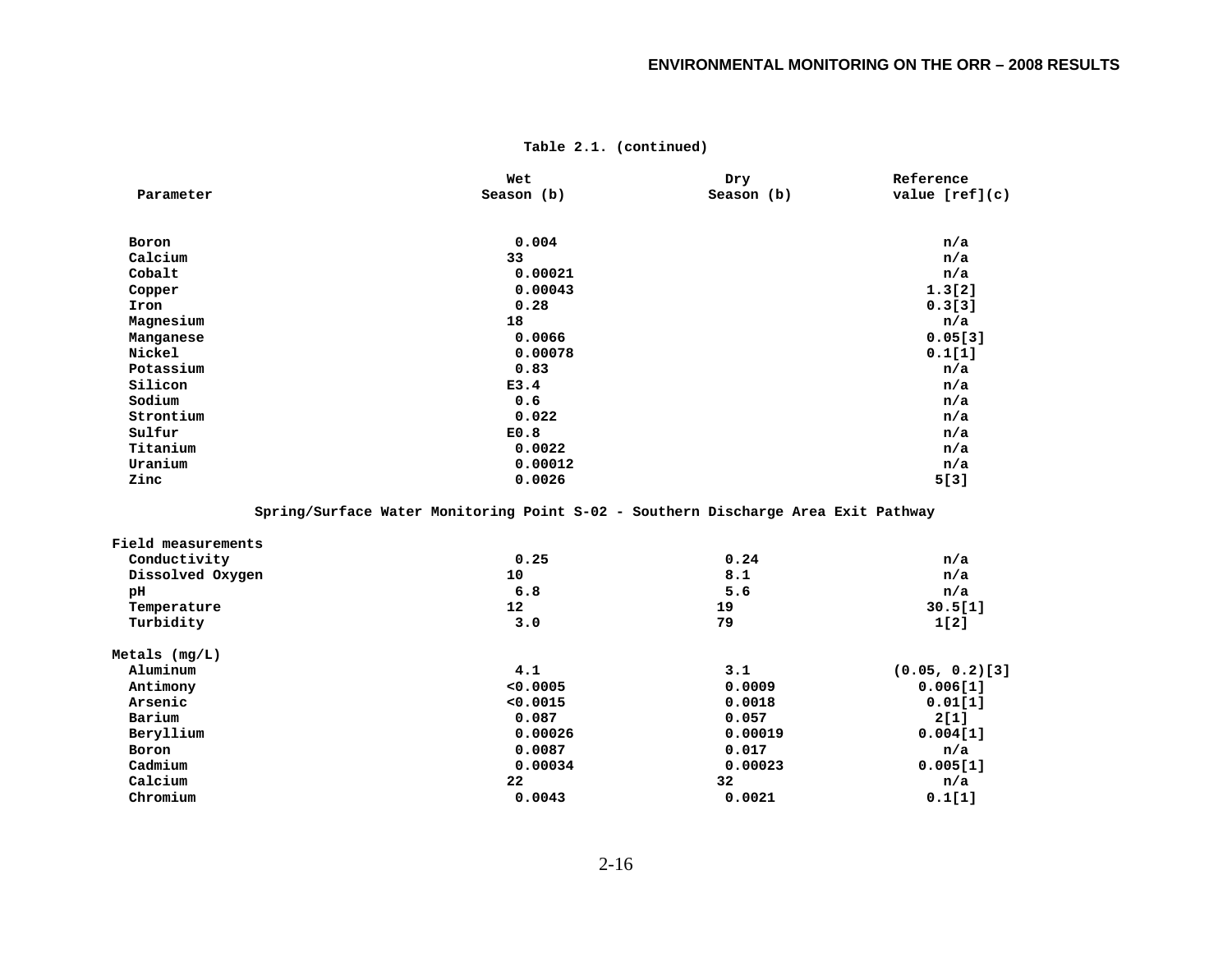**Table 2.1. (continued)**

| Parameter | Wet Season (b) | Dry Season (b) | Reference value [ref](c) |
|---|---|---|---|
| Boron | 0.004 | | n/a |
| Calcium | 33 | | n/a |
| Cobalt | 0.00021 | | n/a |
| Copper | 0.00043 | | 1.3[2] |
| Iron | 0.28 | | 0.3[3] |
| Magnesium | 18 | | n/a |
| Manganese | 0.0066 | | 0.05[3] |
| Nickel | 0.00078 | | 0.1[1] |
| Potassium | 0.83 | | n/a |
| Silicon | E3.4 | | n/a |
| Sodium | 0.6 | | n/a |
| Strontium | 0.022 | | n/a |
| Sulfur | E0.8 | | n/a |
| Titanium | 0.0022 | | n/a |
| Uranium | 0.00012 | | n/a |
| Zinc | 0.0026 | | 5[3] |
| **Spring/Surface Water Monitoring Point S-02 - Southern Discharge Area Exit Pathway** | | | |
| Field measurements | | | |
| Conductivity | 0.25 | 0.24 | n/a |
| Dissolved Oxygen | 10 | 8.1 | n/a |
| pH | 6.8 | 5.6 | n/a |
| Temperature | 12 | 19 | 30.5[1] |
| Turbidity | 3.0 | 79 | 1[2] |
| Metals (mg/L) | | | |
| Aluminum | 4.1 | 3.1 | (0.05, 0.2)[3] |
| Antimony | <0.0005 | 0.0009 | 0.006[1] |
| Arsenic | <0.0015 | 0.0018 | 0.01[1] |
| Barium | 0.087 | 0.057 | 2[1] |
| Beryllium | 0.00026 | 0.00019 | 0.004[1] |
| Boron | 0.0087 | 0.017 | n/a |
| Cadmium | 0.00034 | 0.00023 | 0.005[1] |
| Calcium | 22 | 32 | n/a |
| Chromium | 0.0043 | 0.0021 | 0.1[1] |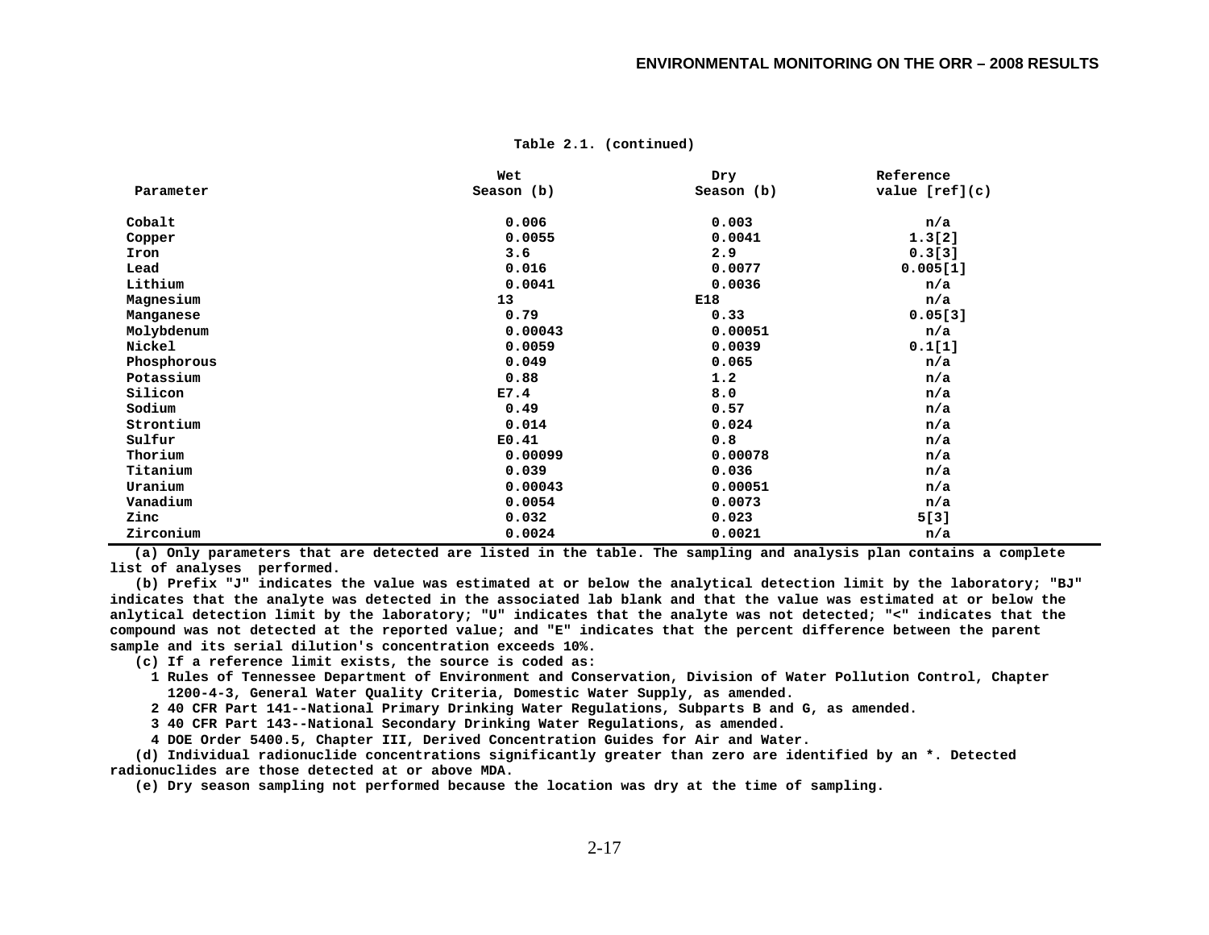**Table 2.1. (continued)**

| Parameter | Wet Season (b) | Dry Season (b) | Reference value [ref](c) |
|---|---|---|---|
| Cobalt | 0.006 | 0.003 | n/a |
| Copper | 0.0055 | 0.0041 | 1.3[2] |
| Iron | 3.6 | 2.9 | 0.3[3] |
| Lead | 0.016 | 0.0077 | 0.005[1] |
| Lithium | 0.0041 | 0.0036 | n/a |
| Magnesium | 13 | E18 | n/a |
| Manganese | 0.79 | 0.33 | 0.05[3] |
| Molybdenum | 0.00043 | 0.00051 | n/a |
| Nickel | 0.0059 | 0.0039 | 0.1[1] |
| Phosphorous | 0.049 | 0.065 | n/a |
| Potassium | 0.88 | 1.2 | n/a |
| Silicon | E7.4 | 8.0 | n/a |
| Sodium | 0.49 | 0.57 | n/a |
| Strontium | 0.014 | 0.024 | n/a |
| Sulfur | E0.41 | 0.8 | n/a |
| Thorium | 0.00099 | 0.00078 | n/a |
| Titanium | 0.039 | 0.036 | n/a |
| Uranium | 0.00043 | 0.00051 | n/a |
| Vanadium | 0.0054 | 0.0073 | n/a |
| Zinc | 0.032 | 0.023 | 5[3] |
| Zirconium | 0.0024 | 0.0021 | n/a |

(a) Only parameters that are detected are listed in the table. The sampling and analysis plan contains a complete list of analyses performed.

(b) Prefix "J" indicates the value was estimated at or below the analytical detection limit by the laboratory; "BJ" indicates that the analyte was detected in the associated lab blank and that the value was estimated at or below the anlytical detection limit by the laboratory; "U" indicates that the analyte was not detected; "<" indicates that the compound was not detected at the reported value; and "E" indicates that the percent difference between the parent sample and its serial dilution's concentration exceeds 10%.

(c) If a reference limit exists, the source is coded as:

1 Rules of Tennessee Department of Environment and Conservation, Division of Water Pollution Control, Chapter 1200-4-3, General Water Quality Criteria, Domestic Water Supply, as amended.

2 40 CFR Part 141--National Primary Drinking Water Regulations, Subparts B and G, as amended.

3 40 CFR Part 143--National Secondary Drinking Water Regulations, as amended.

4 DOE Order 5400.5, Chapter III, Derived Concentration Guides for Air and Water.

(d) Individual radionuclide concentrations significantly greater than zero are identified by an *. Detected radionuclides are those detected at or above MDA.

(e) Dry season sampling not performed because the location was dry at the time of sampling.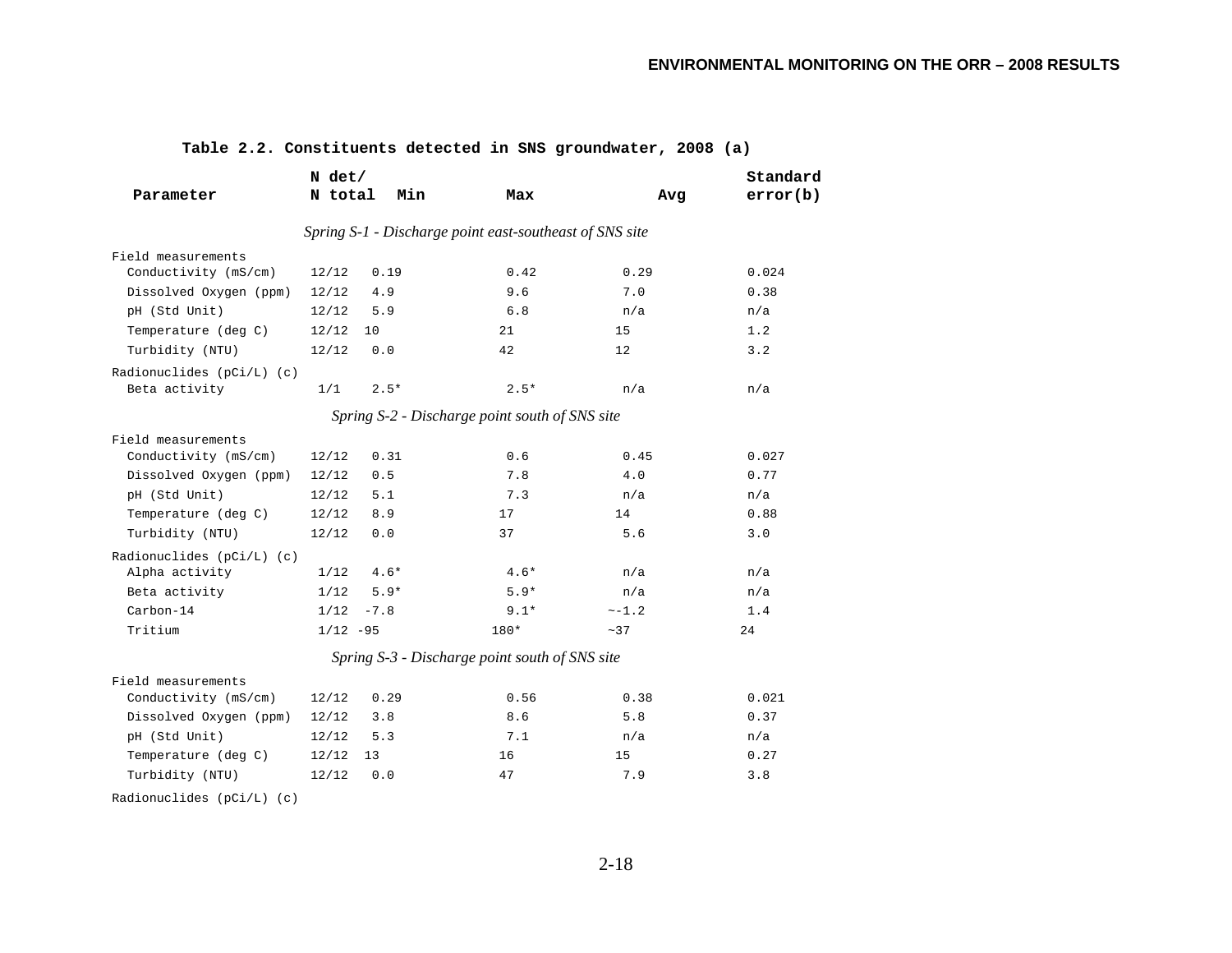**Table 2.2. Constituents detected in SNS groundwater, 2008 (a)**

| Parameter | N det/ N total | Min | Max | Avg | Standard error(b) |
|---|---|---|---|---|---|
| *Spring S-1 - Discharge point east-southeast of SNS site* | | | | | |
| Field measurements | | | | | |
| Conductivity (mS/cm) | 12/12 | 0.19 | 0.42 | 0.29 | 0.024 |
| Dissolved Oxygen (ppm) | 12/12 | 4.9 | 9.6 | 7.0 | 0.38 |
| pH (Std Unit) | 12/12 | 5.9 | 6.8 | n/a | n/a |
| Temperature (deg C) | 12/12 | 10 | 21 | 15 | 1.2 |
| Turbidity (NTU) | 12/12 | 0.0 | 42 | 12 | 3.2 |
| Radionuclides (pCi/L) (c) | | | | | |
| Beta activity | 1/1 | 2.5* | 2.5* | n/a | n/a |
| *Spring S-2 - Discharge point south of SNS site* | | | | | |
| Field measurements | | | | | |
| Conductivity (mS/cm) | 12/12 | 0.31 | 0.6 | 0.45 | 0.027 |
| Dissolved Oxygen (ppm) | 12/12 | 0.5 | 7.8 | 4.0 | 0.77 |
| pH (Std Unit) | 12/12 | 5.1 | 7.3 | n/a | n/a |
| Temperature (deg C) | 12/12 | 8.9 | 17 | 14 | 0.88 |
| Turbidity (NTU) | 12/12 | 0.0 | 37 | 5.6 | 3.0 |
| Radionuclides (pCi/L) (c) | | | | | |
| Alpha activity | 1/12 | 4.6* | 4.6* | n/a | n/a |
| Beta activity | 1/12 | 5.9* | 5.9* | n/a | n/a |
| Carbon-14 | 1/12 | -7.8 | 9.1* | ~-1.2 | 1.4 |
| Tritium | 1/12 | -95 | 180* | ~37 | 24 |
| *Spring S-3 - Discharge point south of SNS site* | | | | | |
| Field measurements | | | | | |
| Conductivity (mS/cm) | 12/12 | 0.29 | 0.56 | 0.38 | 0.021 |
| Dissolved Oxygen (ppm) | 12/12 | 3.8 | 8.6 | 5.8 | 0.37 |
| pH (Std Unit) | 12/12 | 5.3 | 7.1 | n/a | n/a |
| Temperature (deg C) | 12/12 | 13 | 16 | 15 | 0.27 |
| Turbidity (NTU) | 12/12 | 0.0 | 47 | 7.9 | 3.8 |
| Radionuclides (pCi/L) (c) | | | | | |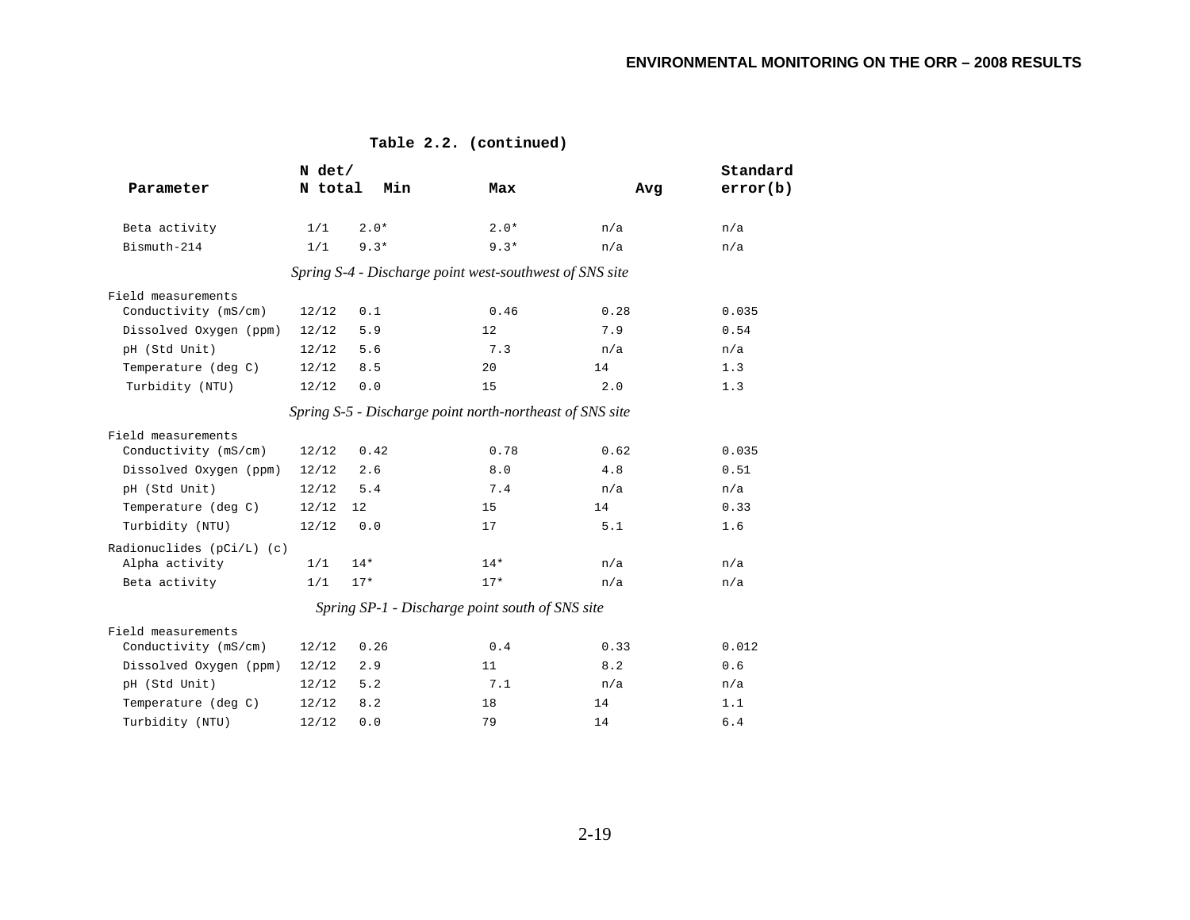**Table 2.2. (continued)**

| Parameter | N det/ N total | Min | Max | Avg | Standard error(b) |
|---|---|---|---|---|---|
| Beta activity | 1/1 | 2.0* | 2.0* | n/a | n/a |
| Bismuth-214 | 1/1 | 9.3* | 9.3* | n/a | n/a |
| *Spring S-4 - Discharge point west-southwest of SNS site* | | | | | |
| Field measurements | | | | | |
| Conductivity (mS/cm) | 12/12 | 0.1 | 0.46 | 0.28 | 0.035 |
| Dissolved Oxygen (ppm) | 12/12 | 5.9 | 12 | 7.9 | 0.54 |
| pH (Std Unit) | 12/12 | 5.6 | 7.3 | n/a | n/a |
| Temperature (deg C) | 12/12 | 8.5 | 20 | 14 | 1.3 |
| Turbidity (NTU) | 12/12 | 0.0 | 15 | 2.0 | 1.3 |
| *Spring S-5 - Discharge point north-northeast of SNS site* | | | | | |
| Field measurements | | | | | |
| Conductivity (mS/cm) | 12/12 | 0.42 | 0.78 | 0.62 | 0.035 |
| Dissolved Oxygen (ppm) | 12/12 | 2.6 | 8.0 | 4.8 | 0.51 |
| pH (Std Unit) | 12/12 | 5.4 | 7.4 | n/a | n/a |
| Temperature (deg C) | 12/12 | 12 | 15 | 14 | 0.33 |
| Turbidity (NTU) | 12/12 | 0.0 | 17 | 5.1 | 1.6 |
| Radionuclides (pCi/L) (c) | | | | | |
| Alpha activity | 1/1 | 14* | 14* | n/a | n/a |
| Beta activity | 1/1 | 17* | 17* | n/a | n/a |
| *Spring SP-1 - Discharge point south of SNS site* | | | | | |
| Field measurements | | | | | |
| Conductivity (mS/cm) | 12/12 | 0.26 | 0.4 | 0.33 | 0.012 |
| Dissolved Oxygen (ppm) | 12/12 | 2.9 | 11 | 8.2 | 0.6 |
| pH (Std Unit) | 12/12 | 5.2 | 7.1 | n/a | n/a |
| Temperature (deg C) | 12/12 | 8.2 | 18 | 14 | 1.1 |
| Turbidity (NTU) | 12/12 | 0.0 | 79 | 14 | 6.4 |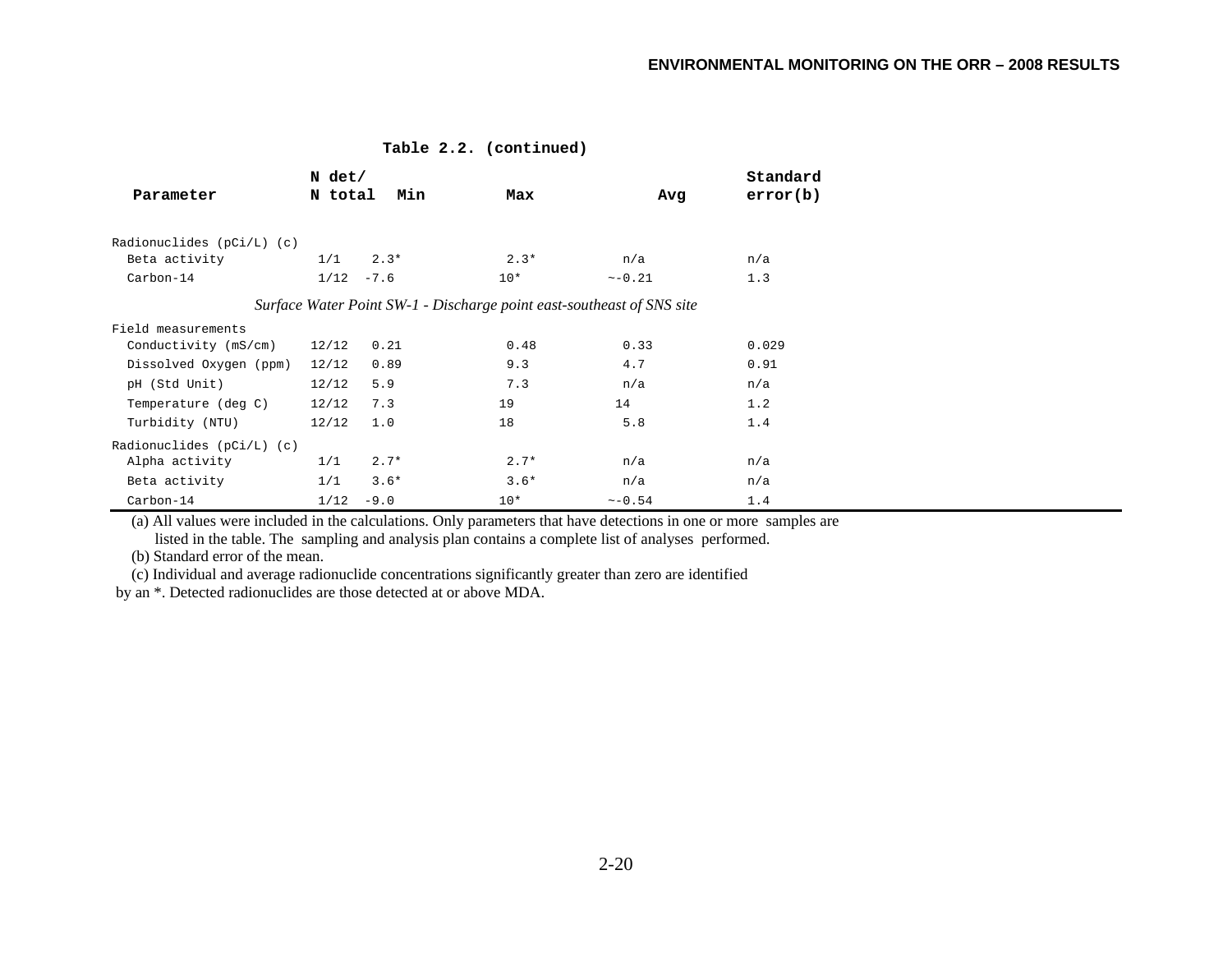**Table 2.2. (continued)**

| Parameter | N det/ N total | Min | Max | Avg | Standard error(b) |
|---|---|---|---|---|---|
| Radionuclides (pCi/L) (c) | | | | | |
| Beta activity | 1/1 | 2.3* | 2.3* | n/a | n/a |
| Carbon-14 | 1/12 | -7.6 | 10* | ~-0.21 | 1.3 |
| *Surface Water Point SW-1 - Discharge point east-southeast of SNS site* | | | | | |
| Field measurements | | | | | |
| Conductivity (mS/cm) | 12/12 | 0.21 | 0.48 | 0.33 | 0.029 |
| Dissolved Oxygen (ppm) | 12/12 | 0.89 | 9.3 | 4.7 | 0.91 |
| pH (Std Unit) | 12/12 | 5.9 | 7.3 | n/a | n/a |
| Temperature (deg C) | 12/12 | 7.3 | 19 | 14 | 1.2 |
| Turbidity (NTU) | 12/12 | 1.0 | 18 | 5.8 | 1.4 |
| Radionuclides (pCi/L) (c) | | | | | |
| Alpha activity | 1/1 | 2.7* | 2.7* | n/a | n/a |
| Beta activity | 1/1 | 3.6* | 3.6* | n/a | n/a |
| Carbon-14 | 1/12 | -9.0 | 10* | ~-0.54 | 1.4 |

(a) All values were included in the calculations. Only parameters that have detections in one or more samples are listed in the table. The sampling and analysis plan contains a complete list of analyses performed.

(b) Standard error of the mean.

(c) Individual and average radionuclide concentrations significantly greater than zero are identified by an *. Detected radionuclides are those detected at or above MDA.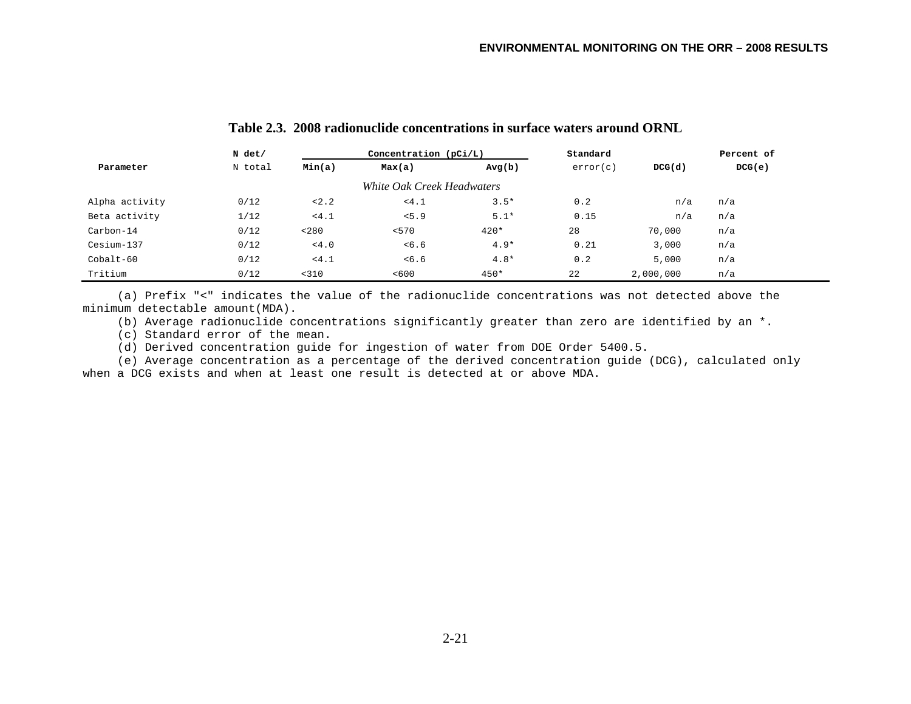**Table 2.3. 2008 radionuclide concentrations in surface waters around ORNL**

| Parameter | N det/ N total | Concentration (pCi/L) Min(a) | Max(a) | Avg(b) | Standard error(c) | DCG(d) | Percent of DCG(e) |
|---|---|---|---|---|---|---|---|
| | | | *White Oak Creek Headwaters* | | | | |
| Alpha activity | 0/12 | <2.2 | <4.1 | 3.5* | 0.2 | n/a | n/a |
| Beta activity | 1/12 | <4.1 | <5.9 | 5.1* | 0.15 | n/a | n/a |
| Carbon-14 | 0/12 | <280 | <570 | 420* | 28 | 70,000 | n/a |
| Cesium-137 | 0/12 | <4.0 | <6.6 | 4.9* | 0.21 | 3,000 | n/a |
| Cobalt-60 | 0/12 | <4.1 | <6.6 | 4.8* | 0.2 | 5,000 | n/a |
| Tritium | 0/12 | <310 | <600 | 450* | 22 | 2,000,000 | n/a |

(a) Prefix "<" indicates the value of the radionuclide concentrations was not detected above the minimum detectable amount(MDA).

(b) Average radionuclide concentrations significantly greater than zero are identified by an *.

(c) Standard error of the mean.

(d) Derived concentration guide for ingestion of water from DOE Order 5400.5.

(e) Average concentration as a percentage of the derived concentration guide (DCG), calculated only when a DCG exists and when at least one result is detected at or above MDA.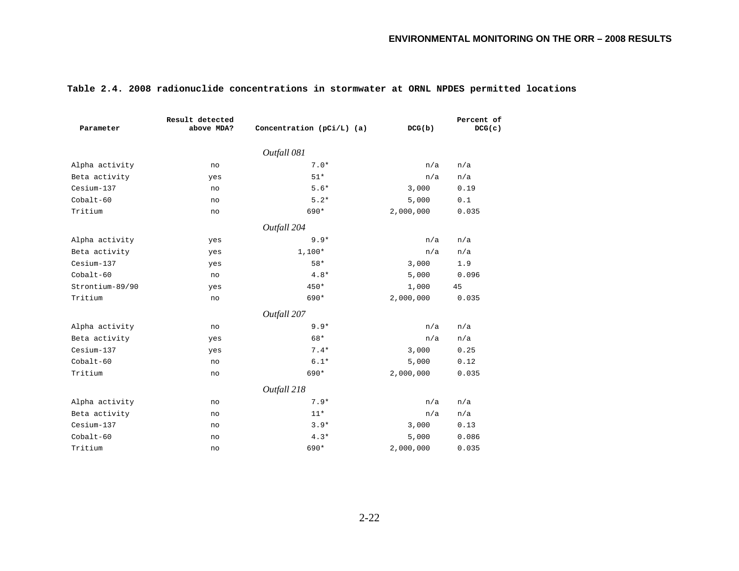**Table 2.4. 2008 radionuclide concentrations in stormwater at ORNL NPDES permitted locations**

| Parameter | Result detected above MDA? | Concentration (pCi/L) (a) | DCG(b) | Percent of DCG(c) |
|---|---|---|---|---|
| | | *Outfall 081* | | |
| Alpha activity | no | 7.0* | n/a | n/a |
| Beta activity | yes | 51* | n/a | n/a |
| Cesium-137 | no | 5.6* | 3,000 | 0.19 |
| Cobalt-60 | no | 5.2* | 5,000 | 0.1 |
| Tritium | no | 690* | 2,000,000 | 0.035 |
| | | *Outfall 204* | | |
| Alpha activity | yes | 9.9* | n/a | n/a |
| Beta activity | yes | 1,100* | n/a | n/a |
| Cesium-137 | yes | 58* | 3,000 | 1.9 |
| Cobalt-60 | no | 4.8* | 5,000 | 0.096 |
| Strontium-89/90 | yes | 450* | 1,000 | 45 |
| Tritium | no | 690* | 2,000,000 | 0.035 |
| | | *Outfall 207* | | |
| Alpha activity | no | 9.9* | n/a | n/a |
| Beta activity | yes | 68* | n/a | n/a |
| Cesium-137 | yes | 7.4* | 3,000 | 0.25 |
| Cobalt-60 | no | 6.1* | 5,000 | 0.12 |
| Tritium | no | 690* | 2,000,000 | 0.035 |
| | | *Outfall 218* | | |
| Alpha activity | no | 7.9* | n/a | n/a |
| Beta activity | no | 11* | n/a | n/a |
| Cesium-137 | no | 3.9* | 3,000 | 0.13 |
| Cobalt-60 | no | 4.3* | 5,000 | 0.086 |
| Tritium | no | 690* | 2,000,000 | 0.035 |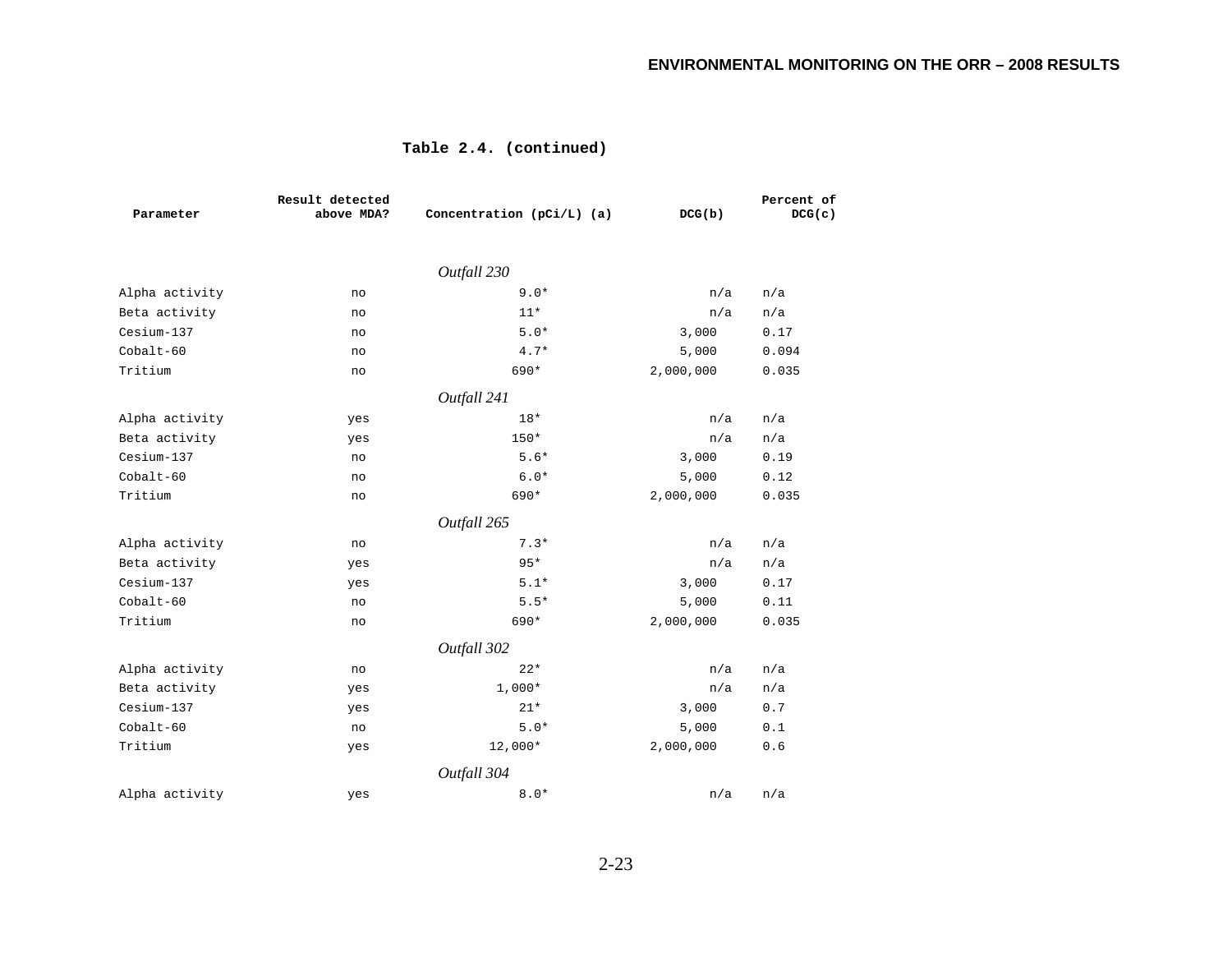**Table 2.4. (continued)**

| Parameter | Result detected above MDA? | Concentration (pCi/L) (a) | DCG(b) | Percent of DCG(c) |
|---|---|---|---|---|
| | | *Outfall 230* | | |
| Alpha activity | no | 9.0* | n/a | n/a |
| Beta activity | no | 11* | n/a | n/a |
| Cesium-137 | no | 5.0* | 3,000 | 0.17 |
| Cobalt-60 | no | 4.7* | 5,000 | 0.094 |
| Tritium | no | 690* | 2,000,000 | 0.035 |
| | | *Outfall 241* | | |
| Alpha activity | yes | 18* | n/a | n/a |
| Beta activity | yes | 150* | n/a | n/a |
| Cesium-137 | no | 5.6* | 3,000 | 0.19 |
| Cobalt-60 | no | 6.0* | 5,000 | 0.12 |
| Tritium | no | 690* | 2,000,000 | 0.035 |
| | | *Outfall 265* | | |
| Alpha activity | no | 7.3* | n/a | n/a |
| Beta activity | yes | 95* | n/a | n/a |
| Cesium-137 | yes | 5.1* | 3,000 | 0.17 |
| Cobalt-60 | no | 5.5* | 5,000 | 0.11 |
| Tritium | no | 690* | 2,000,000 | 0.035 |
| | | *Outfall 302* | | |
| Alpha activity | no | 22* | n/a | n/a |
| Beta activity | yes | 1,000* | n/a | n/a |
| Cesium-137 | yes | 21* | 3,000 | 0.7 |
| Cobalt-60 | no | 5.0* | 5,000 | 0.1 |
| Tritium | yes | 12,000* | 2,000,000 | 0.6 |
| | | *Outfall 304* | | |
| Alpha activity | yes | 8.0* | n/a | n/a |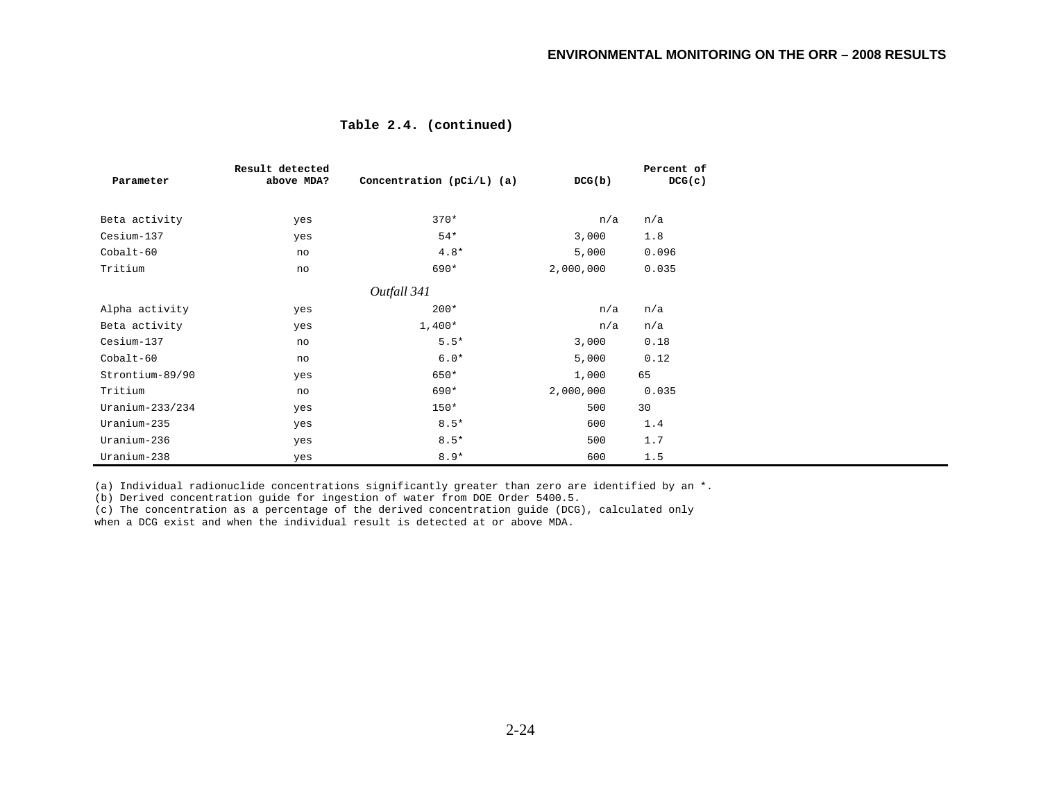**Table 2.4. (continued)**

| Parameter | Result detected above MDA? | Concentration (pCi/L) (a) | DCG(b) | Percent of DCG(c) |
|---|---|---|---|---|
| Beta activity | yes | 370* | n/a | n/a |
| Cesium-137 | yes | 54* | 3,000 | 1.8 |
| Cobalt-60 | no | 4.8* | 5,000 | 0.096 |
| Tritium | no | 690* | 2,000,000 | 0.035 |
| | | *Outfall 341* | | |
| Alpha activity | yes | 200* | n/a | n/a |
| Beta activity | yes | 1,400* | n/a | n/a |
| Cesium-137 | no | 5.5* | 3,000 | 0.18 |
| Cobalt-60 | no | 6.0* | 5,000 | 0.12 |
| Strontium-89/90 | yes | 650* | 1,000 | 65 |
| Tritium | no | 690* | 2,000,000 | 0.035 |
| Uranium-233/234 | yes | 150* | 500 | 30 |
| Uranium-235 | yes | 8.5* | 600 | 1.4 |
| Uranium-236 | yes | 8.5* | 500 | 1.7 |
| Uranium-238 | yes | 8.9* | 600 | 1.5 |

(a) Individual radionuclide concentrations significantly greater than zero are identified by an *.
(b) Derived concentration guide for ingestion of water from DOE Order 5400.5.
(c) The concentration as a percentage of the derived concentration guide (DCG), calculated only when a DCG exist and when the individual result is detected at or above MDA.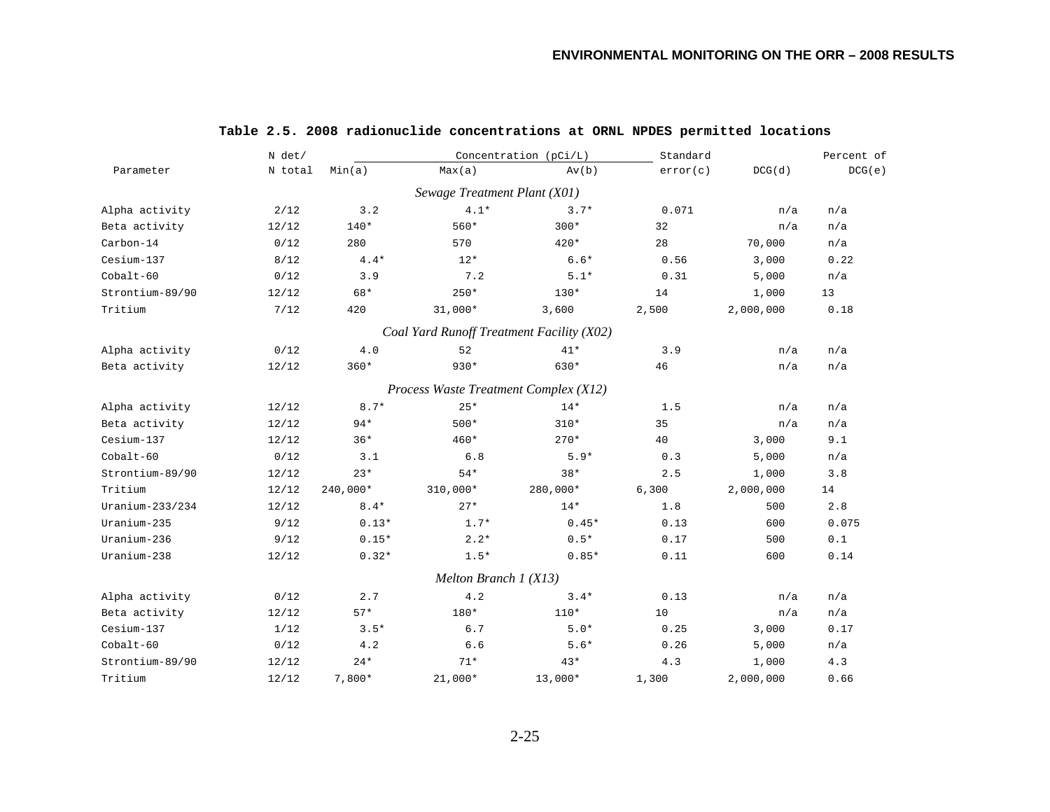**Table 2.5. 2008 radionuclide concentrations at ORNL NPDES permitted locations**

| Parameter | N det/ N total | Concentration (pCi/L) Min(a) | Max(a) | Av(b) | Standard error(c) | DCG(d) | Percent of DCG(e) |
|---|---|---|---|---|---|---|---|
| *Sewage Treatment Plant (X01)* | | | | | | | |
| Alpha activity | 2/12 | 3.2 | 4.1* | 3.7* | 0.071 | n/a | n/a |
| Beta activity | 12/12 | 140* | 560* | 300* | 32 | n/a | n/a |
| Carbon-14 | 0/12 | 280 | 570 | 420* | 28 | 70,000 | n/a |
| Cesium-137 | 8/12 | 4.4* | 12* | 6.6* | 0.56 | 3,000 | 0.22 |
| Cobalt-60 | 0/12 | 3.9 | 7.2 | 5.1* | 0.31 | 5,000 | n/a |
| Strontium-89/90 | 12/12 | 68* | 250* | 130* | 14 | 1,000 | 13 |
| Tritium | 7/12 | 420 | 31,000* | 3,600 | 2,500 | 2,000,000 | 0.18 |
| *Coal Yard Runoff Treatment Facility (X02)* | | | | | | | |
| Alpha activity | 0/12 | 4.0 | 52 | 41* | 3.9 | n/a | n/a |
| Beta activity | 12/12 | 360* | 930* | 630* | 46 | n/a | n/a |
| *Process Waste Treatment Complex (X12)* | | | | | | | |
| Alpha activity | 12/12 | 8.7* | 25* | 14* | 1.5 | n/a | n/a |
| Beta activity | 12/12 | 94* | 500* | 310* | 35 | n/a | n/a |
| Cesium-137 | 12/12 | 36* | 460* | 270* | 40 | 3,000 | 9.1 |
| Cobalt-60 | 0/12 | 3.1 | 6.8 | 5.9* | 0.3 | 5,000 | n/a |
| Strontium-89/90 | 12/12 | 23* | 54* | 38* | 2.5 | 1,000 | 3.8 |
| Tritium | 12/12 | 240,000* | 310,000* | 280,000* | 6,300 | 2,000,000 | 14 |
| Uranium-233/234 | 12/12 | 8.4* | 27* | 14* | 1.8 | 500 | 2.8 |
| Uranium-235 | 9/12 | 0.13* | 1.7* | 0.45* | 0.13 | 600 | 0.075 |
| Uranium-236 | 9/12 | 0.15* | 2.2* | 0.5* | 0.17 | 500 | 0.1 |
| Uranium-238 | 12/12 | 0.32* | 1.5* | 0.85* | 0.11 | 600 | 0.14 |
| *Melton Branch 1 (X13)* | | | | | | | |
| Alpha activity | 0/12 | 2.7 | 4.2 | 3.4* | 0.13 | n/a | n/a |
| Beta activity | 12/12 | 57* | 180* | 110* | 10 | n/a | n/a |
| Cesium-137 | 1/12 | 3.5* | 6.7 | 5.0* | 0.25 | 3,000 | 0.17 |
| Cobalt-60 | 0/12 | 4.2 | 6.6 | 5.6* | 0.26 | 5,000 | n/a |
| Strontium-89/90 | 12/12 | 24* | 71* | 43* | 4.3 | 1,000 | 4.3 |
| Tritium | 12/12 | 7,800* | 21,000* | 13,000* | 1,300 | 2,000,000 | 0.66 |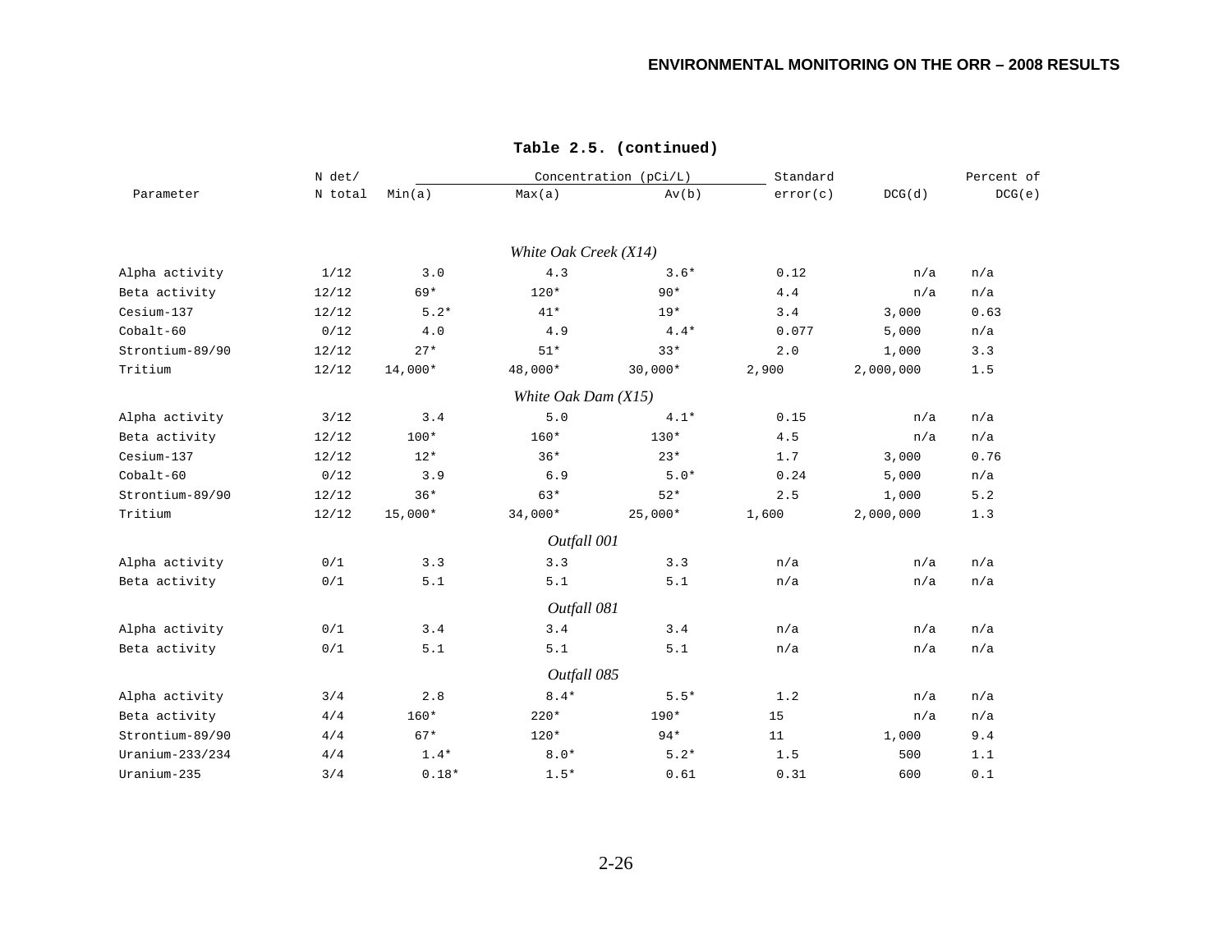**Table 2.5. (continued)**

| Parameter | N det/ N total | Concentration (pCi/L) Min(a) | Max(a) | Av(b) | Standard error(c) | DCG(d) | Percent of DCG(e) |
|---|---|---|---|---|---|---|---|
| *White Oak Creek (X14)* | | | | | | | |
| Alpha activity | 1/12 | 3.0 | 4.3 | 3.6* | 0.12 | n/a | n/a |
| Beta activity | 12/12 | 69* | 120* | 90* | 4.4 | n/a | n/a |
| Cesium-137 | 12/12 | 5.2* | 41* | 19* | 3.4 | 3,000 | 0.63 |
| Cobalt-60 | 0/12 | 4.0 | 4.9 | 4.4* | 0.077 | 5,000 | n/a |
| Strontium-89/90 | 12/12 | 27* | 51* | 33* | 2.0 | 1,000 | 3.3 |
| Tritium | 12/12 | 14,000* | 48,000* | 30,000* | 2,900 | 2,000,000 | 1.5 |
| *White Oak Dam (X15)* | | | | | | | |
| Alpha activity | 3/12 | 3.4 | 5.0 | 4.1* | 0.15 | n/a | n/a |
| Beta activity | 12/12 | 100* | 160* | 130* | 4.5 | n/a | n/a |
| Cesium-137 | 12/12 | 12* | 36* | 23* | 1.7 | 3,000 | 0.76 |
| Cobalt-60 | 0/12 | 3.9 | 6.9 | 5.0* | 0.24 | 5,000 | n/a |
| Strontium-89/90 | 12/12 | 36* | 63* | 52* | 2.5 | 1,000 | 5.2 |
| Tritium | 12/12 | 15,000* | 34,000* | 25,000* | 1,600 | 2,000,000 | 1.3 |
| *Outfall 001* | | | | | | | |
| Alpha activity | 0/1 | 3.3 | 3.3 | 3.3 | n/a | n/a | n/a |
| Beta activity | 0/1 | 5.1 | 5.1 | 5.1 | n/a | n/a | n/a |
| *Outfall 081* | | | | | | | |
| Alpha activity | 0/1 | 3.4 | 3.4 | 3.4 | n/a | n/a | n/a |
| Beta activity | 0/1 | 5.1 | 5.1 | 5.1 | n/a | n/a | n/a |
| *Outfall 085* | | | | | | | |
| Alpha activity | 3/4 | 2.8 | 8.4* | 5.5* | 1.2 | n/a | n/a |
| Beta activity | 4/4 | 160* | 220* | 190* | 15 | n/a | n/a |
| Strontium-89/90 | 4/4 | 67* | 120* | 94* | 11 | 1,000 | 9.4 |
| Uranium-233/234 | 4/4 | 1.4* | 8.0* | 5.2* | 1.5 | 500 | 1.1 |
| Uranium-235 | 3/4 | 0.18* | 1.5* | 0.61 | 0.31 | 600 | 0.1 |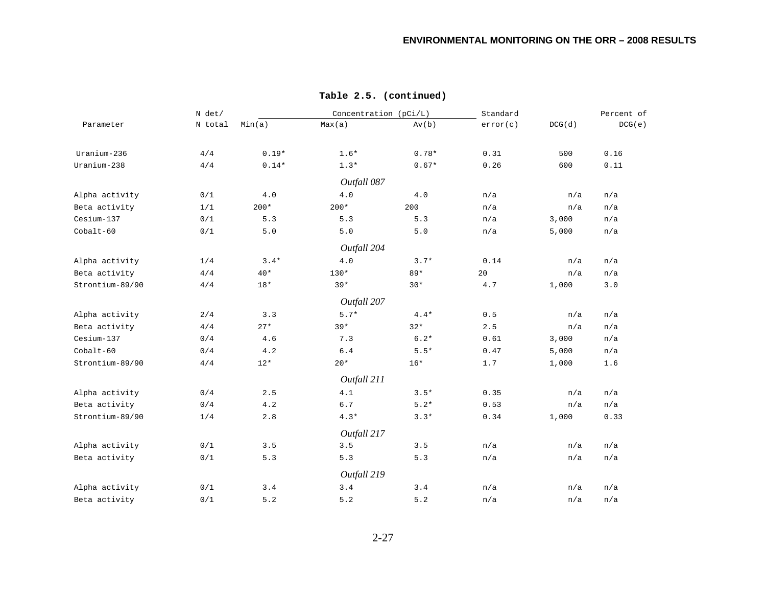**Table 2.5. (continued)**

| Parameter | N det/ N total | Concentration (pCi/L) Min(a) | Max(a) | Av(b) | Standard error(c) | DCG(d) | Percent of DCG(e) |
|---|---|---|---|---|---|---|---|
| Uranium-236 | 4/4 | 0.19* | 1.6* | 0.78* | 0.31 | 500 | 0.16 |
| Uranium-238 | 4/4 | 0.14* | 1.3* | 0.67* | 0.26 | 600 | 0.11 |
| *Outfall 087* | | | | | | | |
| Alpha activity | 0/1 | 4.0 | 4.0 | 4.0 | n/a | n/a | n/a |
| Beta activity | 1/1 | 200* | 200* | 200 | n/a | n/a | n/a |
| Cesium-137 | 0/1 | 5.3 | 5.3 | 5.3 | n/a | 3,000 | n/a |
| Cobalt-60 | 0/1 | 5.0 | 5.0 | 5.0 | n/a | 5,000 | n/a |
| *Outfall 204* | | | | | | | |
| Alpha activity | 1/4 | 3.4* | 4.0 | 3.7* | 0.14 | n/a | n/a |
| Beta activity | 4/4 | 40* | 130* | 89* | 20 | n/a | n/a |
| Strontium-89/90 | 4/4 | 18* | 39* | 30* | 4.7 | 1,000 | 3.0 |
| *Outfall 207* | | | | | | | |
| Alpha activity | 2/4 | 3.3 | 5.7* | 4.4* | 0.5 | n/a | n/a |
| Beta activity | 4/4 | 27* | 39* | 32* | 2.5 | n/a | n/a |
| Cesium-137 | 0/4 | 4.6 | 7.3 | 6.2* | 0.61 | 3,000 | n/a |
| Cobalt-60 | 0/4 | 4.2 | 6.4 | 5.5* | 0.47 | 5,000 | n/a |
| Strontium-89/90 | 4/4 | 12* | 20* | 16* | 1.7 | 1,000 | 1.6 |
| *Outfall 211* | | | | | | | |
| Alpha activity | 0/4 | 2.5 | 4.1 | 3.5* | 0.35 | n/a | n/a |
| Beta activity | 0/4 | 4.2 | 6.7 | 5.2* | 0.53 | n/a | n/a |
| Strontium-89/90 | 1/4 | 2.8 | 4.3* | 3.3* | 0.34 | 1,000 | 0.33 |
| *Outfall 217* | | | | | | | |
| Alpha activity | 0/1 | 3.5 | 3.5 | 3.5 | n/a | n/a | n/a |
| Beta activity | 0/1 | 5.3 | 5.3 | 5.3 | n/a | n/a | n/a |
| *Outfall 219* | | | | | | | |
| Alpha activity | 0/1 | 3.4 | 3.4 | 3.4 | n/a | n/a | n/a |
| Beta activity | 0/1 | 5.2 | 5.2 | 5.2 | n/a | n/a | n/a |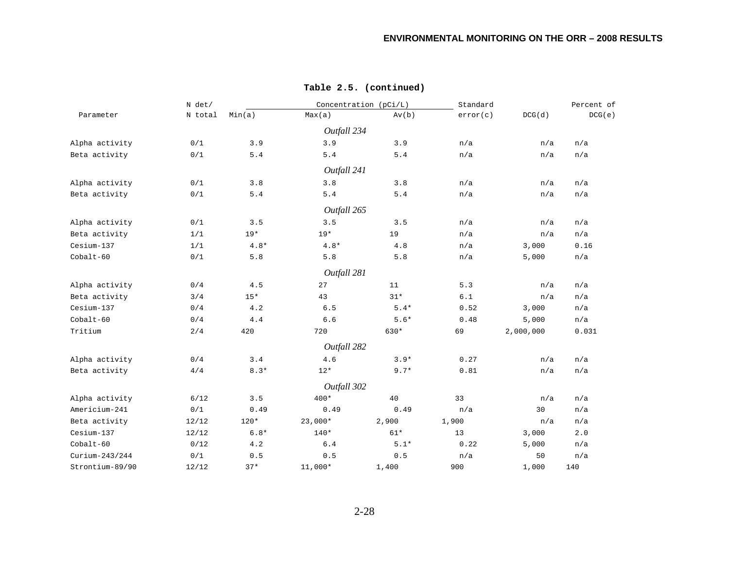**Table 2.5. (continued)**

| Parameter | N det/ N total | Concentration (pCi/L) Min(a) | Max(a) | Av(b) | Standard error(c) | DCG(d) | Percent of DCG(e) |
|---|---|---|---|---|---|---|---|
| | | | *Outfall 234* | | | | |
| Alpha activity | 0/1 | 3.9 | 3.9 | 3.9 | n/a | n/a | n/a |
| Beta activity | 0/1 | 5.4 | 5.4 | 5.4 | n/a | n/a | n/a |
| | | | *Outfall 241* | | | | |
| Alpha activity | 0/1 | 3.8 | 3.8 | 3.8 | n/a | n/a | n/a |
| Beta activity | 0/1 | 5.4 | 5.4 | 5.4 | n/a | n/a | n/a |
| | | | *Outfall 265* | | | | |
| Alpha activity | 0/1 | 3.5 | 3.5 | 3.5 | n/a | n/a | n/a |
| Beta activity | 1/1 | 19* | 19* | 19 | n/a | n/a | n/a |
| Cesium-137 | 1/1 | 4.8* | 4.8* | 4.8 | n/a | 3,000 | 0.16 |
| Cobalt-60 | 0/1 | 5.8 | 5.8 | 5.8 | n/a | 5,000 | n/a |
| | | | *Outfall 281* | | | | |
| Alpha activity | 0/4 | 4.5 | 27 | 11 | 5.3 | n/a | n/a |
| Beta activity | 3/4 | 15* | 43 | 31* | 6.1 | n/a | n/a |
| Cesium-137 | 0/4 | 4.2 | 6.5 | 5.4* | 0.52 | 3,000 | n/a |
| Cobalt-60 | 0/4 | 4.4 | 6.6 | 5.6* | 0.48 | 5,000 | n/a |
| Tritium | 2/4 | 420 | 720 | 630* | 69 | 2,000,000 | 0.031 |
| | | | *Outfall 282* | | | | |
| Alpha activity | 0/4 | 3.4 | 4.6 | 3.9* | 0.27 | n/a | n/a |
| Beta activity | 4/4 | 8.3* | 12* | 9.7* | 0.81 | n/a | n/a |
| | | | *Outfall 302* | | | | |
| Alpha activity | 6/12 | 3.5 | 400* | 40 | 33 | n/a | n/a |
| Americium-241 | 0/1 | 0.49 | 0.49 | 0.49 | n/a | 30 | n/a |
| Beta activity | 12/12 | 120* | 23,000* | 2,900 | 1,900 | n/a | n/a |
| Cesium-137 | 12/12 | 6.8* | 140* | 61* | 13 | 3,000 | 2.0 |
| Cobalt-60 | 0/12 | 4.2 | 6.4 | 5.1* | 0.22 | 5,000 | n/a |
| Curium-243/244 | 0/1 | 0.5 | 0.5 | 0.5 | n/a | 50 | n/a |
| Strontium-89/90 | 12/12 | 37* | 11,000* | 1,400 | 900 | 1,000 | 140 |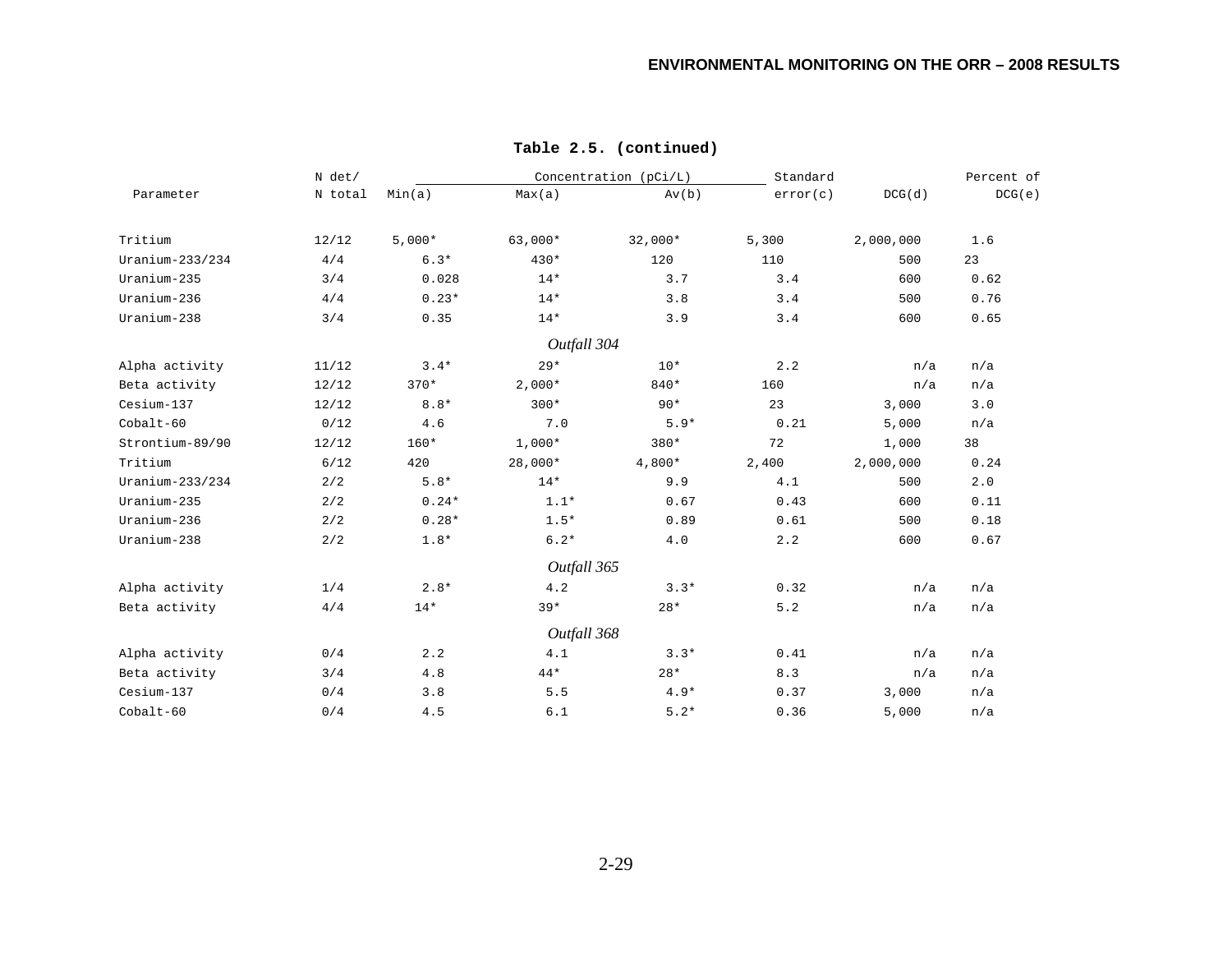**Table 2.5. (continued)**

| Parameter | N det/ N total | Concentration (pCi/L) Min(a) | Max(a) | Av(b) | Standard error(c) | DCG(d) | Percent of DCG(e) |
|---|---|---|---|---|---|---|---|
| Tritium | 12/12 | 5,000* | 63,000* | 32,000* | 5,300 | 2,000,000 | 1.6 |
| Uranium-233/234 | 4/4 | 6.3* | 430* | 120 | 110 | 500 | 23 |
| Uranium-235 | 3/4 | 0.028 | 14* | 3.7 | 3.4 | 600 | 0.62 |
| Uranium-236 | 4/4 | 0.23* | 14* | 3.8 | 3.4 | 500 | 0.76 |
| Uranium-238 | 3/4 | 0.35 | 14* | 3.9 | 3.4 | 600 | 0.65 |
| | | | *Outfall 304* | | | | |
| Alpha activity | 11/12 | 3.4* | 29* | 10* | 2.2 | n/a | n/a |
| Beta activity | 12/12 | 370* | 2,000* | 840* | 160 | n/a | n/a |
| Cesium-137 | 12/12 | 8.8* | 300* | 90* | 23 | 3,000 | 3.0 |
| Cobalt-60 | 0/12 | 4.6 | 7.0 | 5.9* | 0.21 | 5,000 | n/a |
| Strontium-89/90 | 12/12 | 160* | 1,000* | 380* | 72 | 1,000 | 38 |
| Tritium | 6/12 | 420 | 28,000* | 4,800* | 2,400 | 2,000,000 | 0.24 |
| Uranium-233/234 | 2/2 | 5.8* | 14* | 9.9 | 4.1 | 500 | 2.0 |
| Uranium-235 | 2/2 | 0.24* | 1.1* | 0.67 | 0.43 | 600 | 0.11 |
| Uranium-236 | 2/2 | 0.28* | 1.5* | 0.89 | 0.61 | 500 | 0.18 |
| Uranium-238 | 2/2 | 1.8* | 6.2* | 4.0 | 2.2 | 600 | 0.67 |
| | | | *Outfall 365* | | | | |
| Alpha activity | 1/4 | 2.8* | 4.2 | 3.3* | 0.32 | n/a | n/a |
| Beta activity | 4/4 | 14* | 39* | 28* | 5.2 | n/a | n/a |
| | | | *Outfall 368* | | | | |
| Alpha activity | 0/4 | 2.2 | 4.1 | 3.3* | 0.41 | n/a | n/a |
| Beta activity | 3/4 | 4.8 | 44* | 28* | 8.3 | n/a | n/a |
| Cesium-137 | 0/4 | 3.8 | 5.5 | 4.9* | 0.37 | 3,000 | n/a |
| Cobalt-60 | 0/4 | 4.5 | 6.1 | 5.2* | 0.36 | 5,000 | n/a |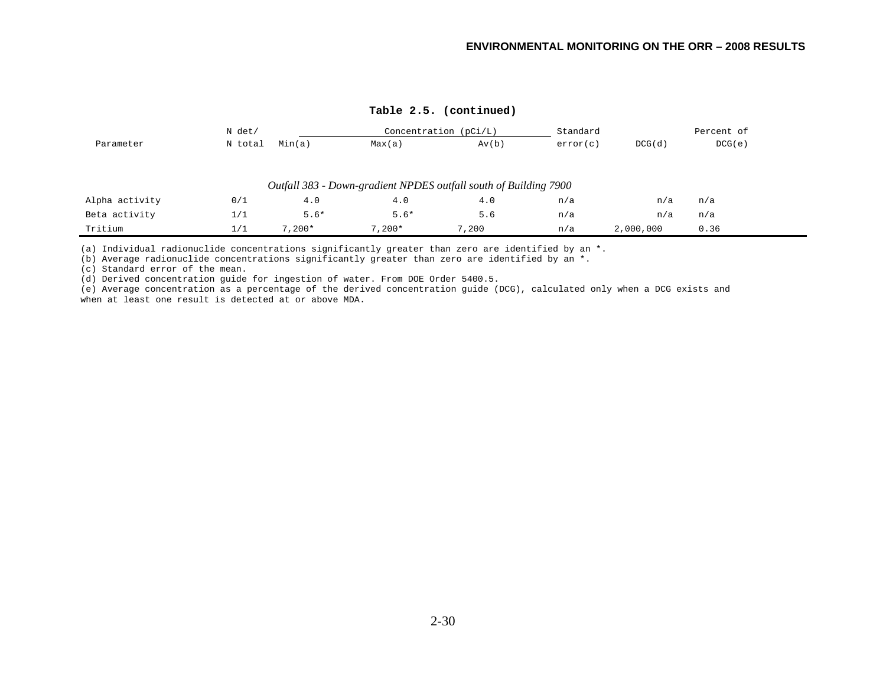**Table 2.5. (continued)**

| Parameter | N det/ N total | Concentration (pCi/L) Min(a) | Max(a) | Av(b) | Standard error(c) | DCG(d) | Percent of DCG(e) |
|---|---|---|---|---|---|---|---|
| *Outfall 383 - Down-gradient NPDES outfall south of Building 7900* | | | | | | | |
| Alpha activity | 0/1 | 4.0 | 4.0 | 4.0 | n/a | n/a | n/a |
| Beta activity | 1/1 | 5.6* | 5.6* | 5.6 | n/a | n/a | n/a |
| Tritium | 1/1 | 7,200* | 7,200* | 7,200 | n/a | 2,000,000 | 0.36 |

(a) Individual radionuclide concentrations significantly greater than zero are identified by an *.
(b) Average radionuclide concentrations significantly greater than zero are identified by an *.
(c) Standard error of the mean.
(d) Derived concentration guide for ingestion of water. From DOE Order 5400.5.
(e) Average concentration as a percentage of the derived concentration guide (DCG), calculated only when a DCG exists and when at least one result is detected at or above MDA.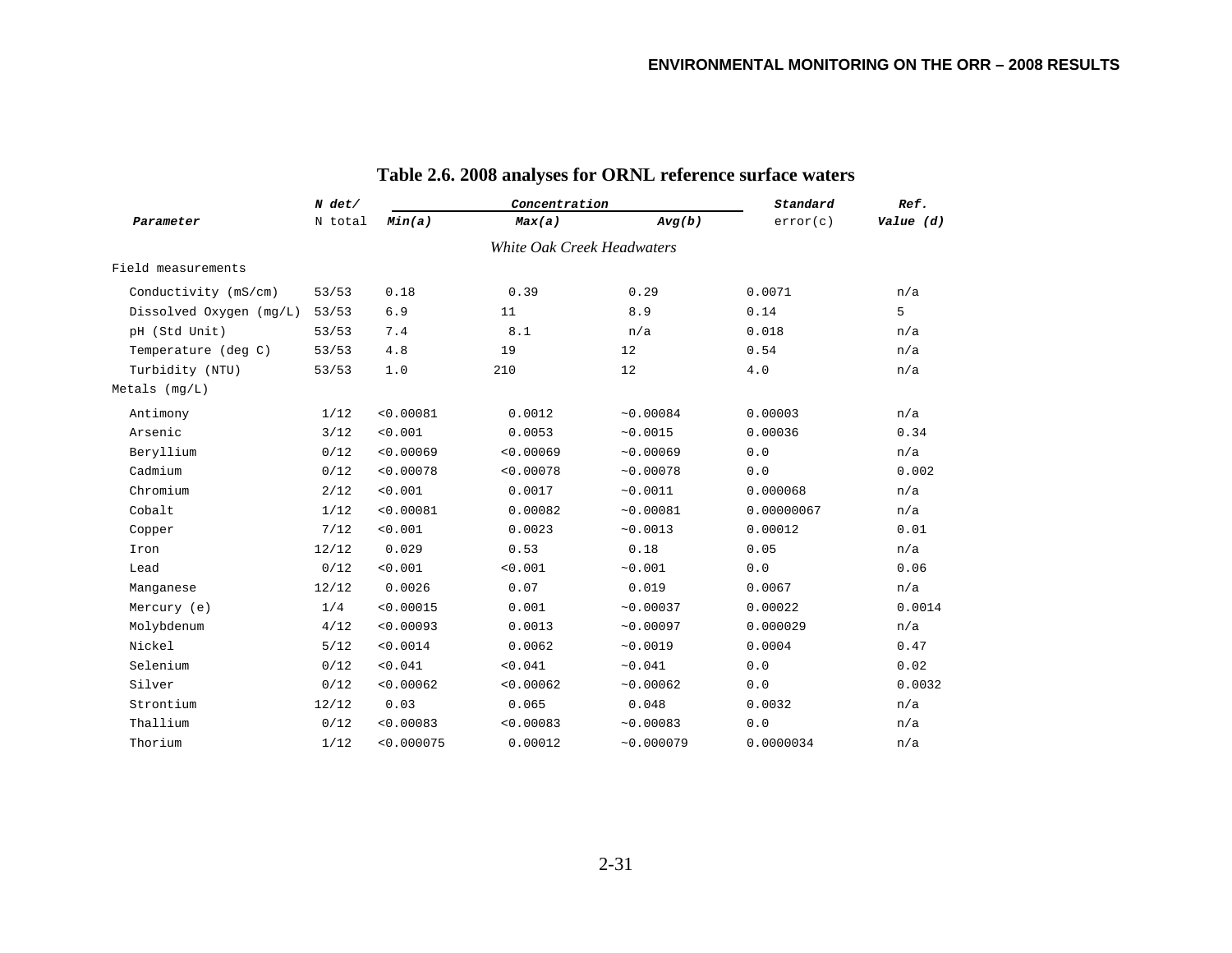# Table 2.6. 2008 analyses for ORNL reference surface waters

| Parameter | N det/ N total | Concentration Min(a) | Max(a) | Avg(b) | Standard error(c) | Ref. Value (d) |
|---|---|---|---|---|---|---|
| | | *White Oak Creek Headwaters* | | | | |
| Field measurements | | | | | | |
| Conductivity (mS/cm) | 53/53 | 0.18 | 0.39 | 0.29 | 0.0071 | n/a |
| Dissolved Oxygen (mg/L) | 53/53 | 6.9 | 11 | 8.9 | 0.14 | 5 |
| pH (Std Unit) | 53/53 | 7.4 | 8.1 | n/a | 0.018 | n/a |
| Temperature (deg C) | 53/53 | 4.8 | 19 | 12 | 0.54 | n/a |
| Turbidity (NTU) | 53/53 | 1.0 | 210 | 12 | 4.0 | n/a |
| Metals (mg/L) | | | | | | |
| Antimony | 1/12 | <0.00081 | 0.0012 | ~0.00084 | 0.00003 | n/a |
| Arsenic | 3/12 | <0.001 | 0.0053 | ~0.0015 | 0.00036 | 0.34 |
| Beryllium | 0/12 | <0.00069 | <0.00069 | ~0.00069 | 0.0 | n/a |
| Cadmium | 0/12 | <0.00078 | <0.00078 | ~0.00078 | 0.0 | 0.002 |
| Chromium | 2/12 | <0.001 | 0.0017 | ~0.0011 | 0.000068 | n/a |
| Cobalt | 1/12 | <0.00081 | 0.00082 | ~0.00081 | 0.00000067 | n/a |
| Copper | 7/12 | <0.001 | 0.0023 | ~0.0013 | 0.00012 | 0.01 |
| Iron | 12/12 | 0.029 | 0.53 | 0.18 | 0.05 | n/a |
| Lead | 0/12 | <0.001 | <0.001 | ~0.001 | 0.0 | 0.06 |
| Manganese | 12/12 | 0.0026 | 0.07 | 0.019 | 0.0067 | n/a |
| Mercury (e) | 1/4 | <0.00015 | 0.001 | ~0.00037 | 0.00022 | 0.0014 |
| Molybdenum | 4/12 | <0.00093 | 0.0013 | ~0.00097 | 0.000029 | n/a |
| Nickel | 5/12 | <0.0014 | 0.0062 | ~0.0019 | 0.0004 | 0.47 |
| Selenium | 0/12 | <0.041 | <0.041 | ~0.041 | 0.0 | 0.02 |
| Silver | 0/12 | <0.00062 | <0.00062 | ~0.00062 | 0.0 | 0.0032 |
| Strontium | 12/12 | 0.03 | 0.065 | 0.048 | 0.0032 | n/a |
| Thallium | 0/12 | <0.00083 | <0.00083 | ~0.00083 | 0.0 | n/a |
| Thorium | 1/12 | <0.000075 | 0.00012 | ~0.000079 | 0.0000034 | n/a |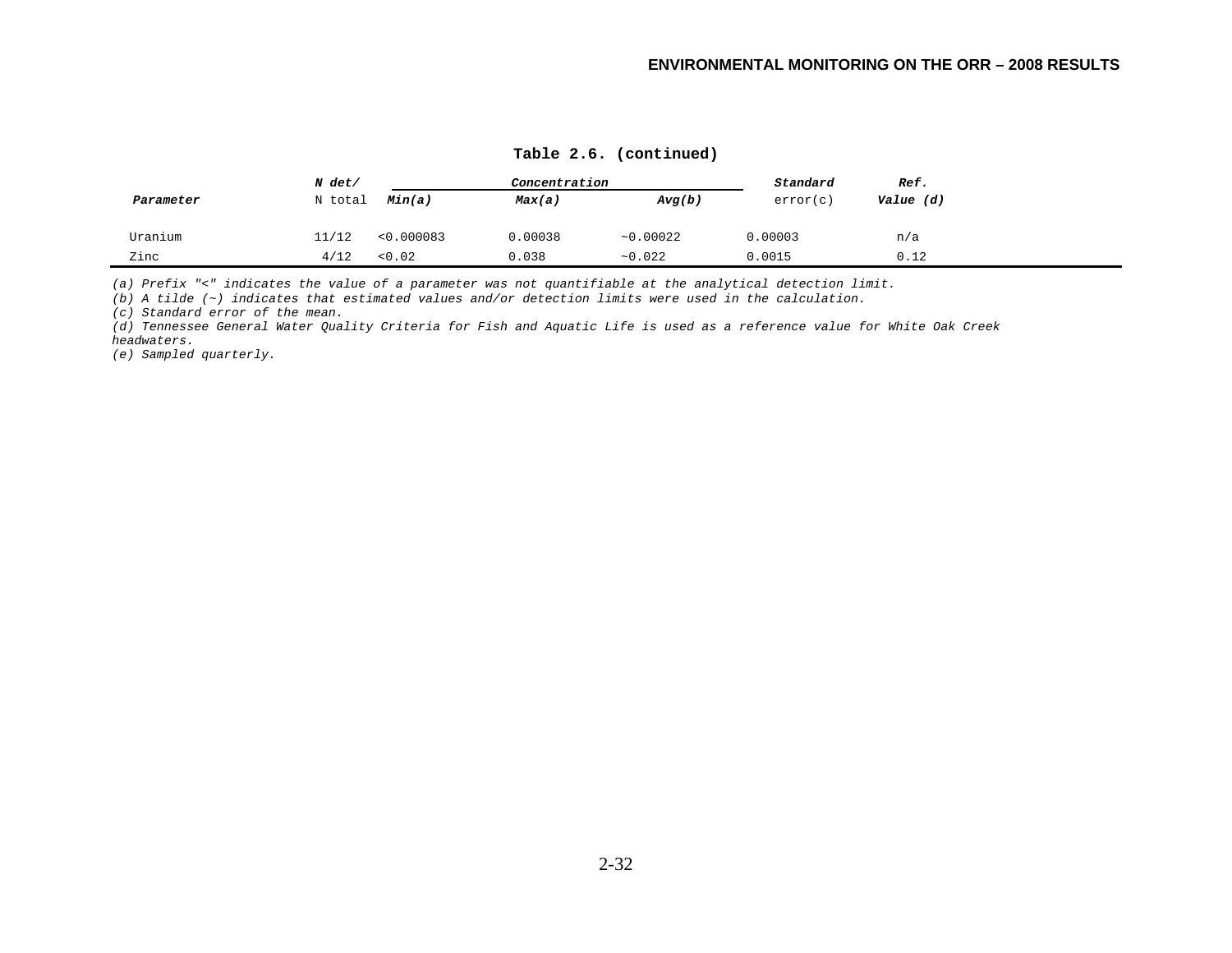**Table 2.6. (continued)**

| Parameter | N det/ N total | Concentration | | | Standard error(c) | Ref. Value (d) |
|---|---|---|---|---|---|---|
| | | Min(a) | Max(a) | Avg(b) | | |
| Uranium | 11/12 | <0.000083 | 0.00038 | ~0.00022 | 0.00003 | n/a |
| Zinc | 4/12 | <0.02 | 0.038 | ~0.022 | 0.0015 | 0.12 |

*(a) Prefix "<" indicates the value of a parameter was not quantifiable at the analytical detection limit.*
*(b) A tilde (~) indicates that estimated values and/or detection limits were used in the calculation.*
*(c) Standard error of the mean.*
*(d) Tennessee General Water Quality Criteria for Fish and Aquatic Life is used as a reference value for White Oak Creek headwaters.*
*(e) Sampled quarterly.*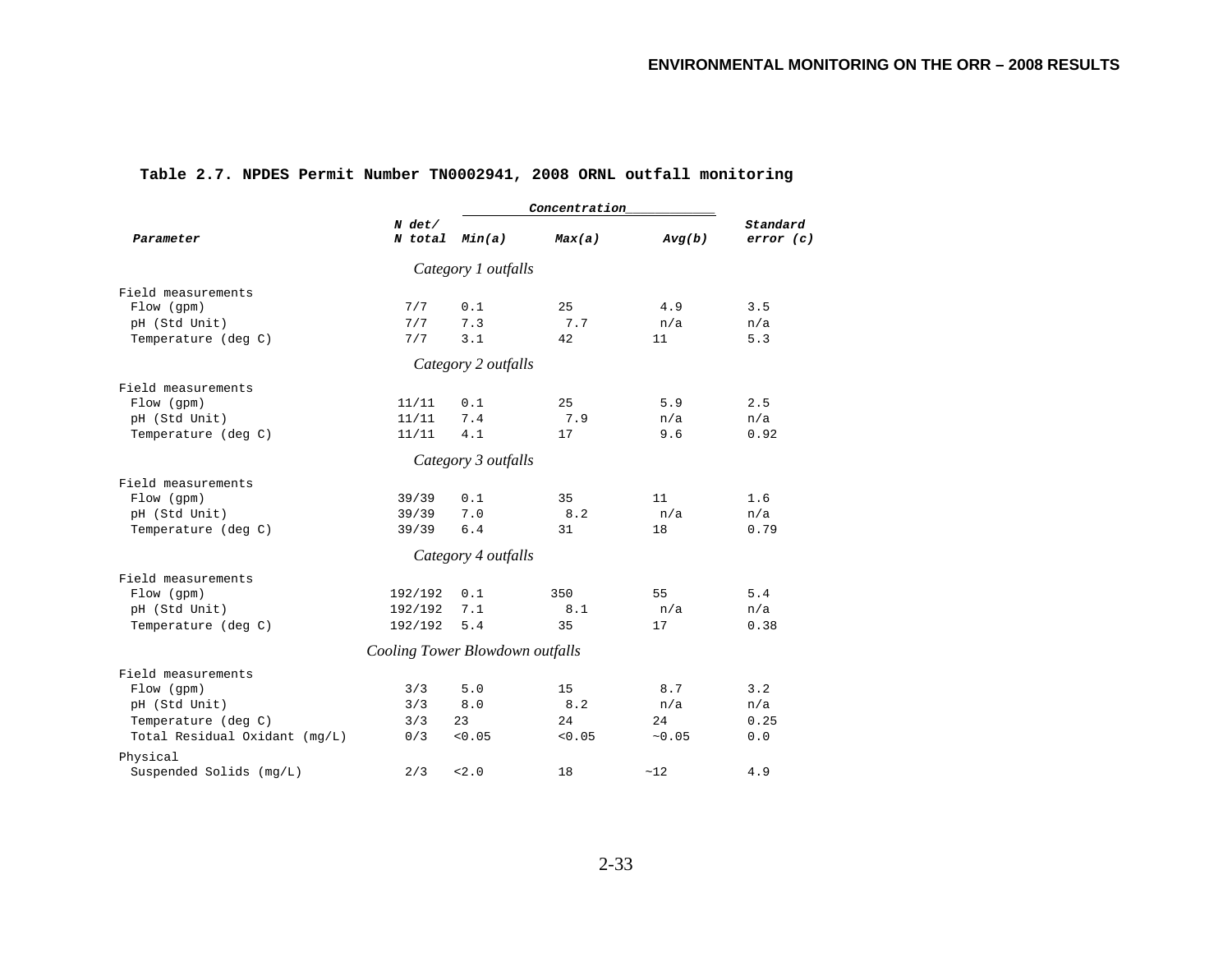**Table 2.7. NPDES Permit Number TN0002941, 2008 ORNL outfall monitoring**

| Parameter | N det/ N total | Concentration Min(a) | Max(a) | Avg(b) | Standard error (c) |
|---|---|---|---|---|---|
| *Category 1 outfalls* | | | | | |
| Field measurements | | | | | |
| Flow (gpm) | 7/7 | 0.1 | 25 | 4.9 | 3.5 |
| pH (Std Unit) | 7/7 | 7.3 | 7.7 | n/a | n/a |
| Temperature (deg C) | 7/7 | 3.1 | 42 | 11 | 5.3 |
| *Category 2 outfalls* | | | | | |
| Field measurements | | | | | |
| Flow (gpm) | 11/11 | 0.1 | 25 | 5.9 | 2.5 |
| pH (Std Unit) | 11/11 | 7.4 | 7.9 | n/a | n/a |
| Temperature (deg C) | 11/11 | 4.1 | 17 | 9.6 | 0.92 |
| *Category 3 outfalls* | | | | | |
| Field measurements | | | | | |
| Flow (gpm) | 39/39 | 0.1 | 35 | 11 | 1.6 |
| pH (Std Unit) | 39/39 | 7.0 | 8.2 | n/a | n/a |
| Temperature (deg C) | 39/39 | 6.4 | 31 | 18 | 0.79 |
| *Category 4 outfalls* | | | | | |
| Field measurements | | | | | |
| Flow (gpm) | 192/192 | 0.1 | 350 | 55 | 5.4 |
| pH (Std Unit) | 192/192 | 7.1 | 8.1 | n/a | n/a |
| Temperature (deg C) | 192/192 | 5.4 | 35 | 17 | 0.38 |
| *Cooling Tower Blowdown outfalls* | | | | | |
| Field measurements | | | | | |
| Flow (gpm) | 3/3 | 5.0 | 15 | 8.7 | 3.2 |
| pH (Std Unit) | 3/3 | 8.0 | 8.2 | n/a | n/a |
| Temperature (deg C) | 3/3 | 23 | 24 | 24 | 0.25 |
| Total Residual Oxidant (mg/L) | 0/3 | <0.05 | <0.05 | ~0.05 | 0.0 |
| Physical | | | | | |
| Suspended Solids (mg/L) | 2/3 | <2.0 | 18 | ~12 | 4.9 |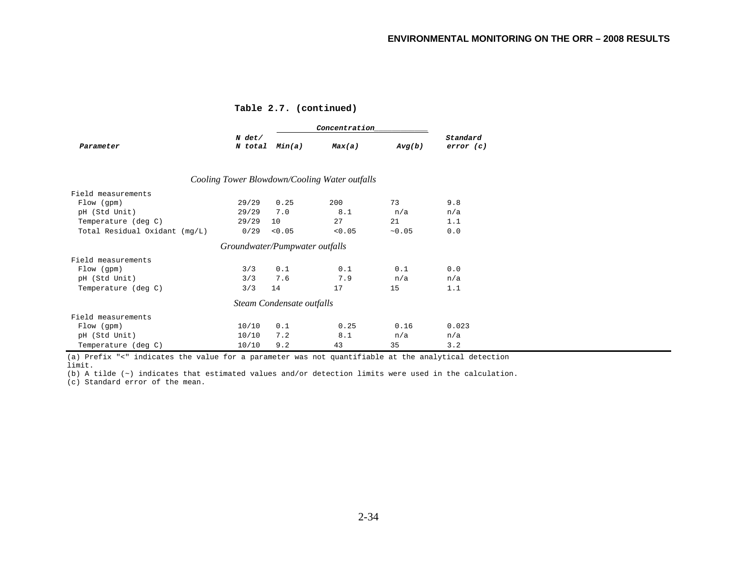**Table 2.7. (continued)**

| *Parameter* | *N det/ N total* | *Concentration* *Min(a)* | *Max(a)* | *Avg(b)* | *Standard error (c)* |
|---|---|---|---|---|---|
| *Cooling Tower Blowdown/Cooling Water outfalls* | | | | | |
| Field measurements | | | | | |
| Flow (gpm) | 29/29 | 0.25 | 200 | 73 | 9.8 |
| pH (Std Unit) | 29/29 | 7.0 | 8.1 | n/a | n/a |
| Temperature (deg C) | 29/29 | 10 | 27 | 21 | 1.1 |
| Total Residual Oxidant (mg/L) | 0/29 | <0.05 | <0.05 | ~0.05 | 0.0 |
| *Groundwater/Pumpwater outfalls* | | | | | |
| Field measurements | | | | | |
| Flow (gpm) | 3/3 | 0.1 | 0.1 | 0.1 | 0.0 |
| pH (Std Unit) | 3/3 | 7.6 | 7.9 | n/a | n/a |
| Temperature (deg C) | 3/3 | 14 | 17 | 15 | 1.1 |
| *Steam Condensate outfalls* | | | | | |
| Field measurements | | | | | |
| Flow (gpm) | 10/10 | 0.1 | 0.25 | 0.16 | 0.023 |
| pH (Std Unit) | 10/10 | 7.2 | 8.1 | n/a | n/a |
| Temperature (deg C) | 10/10 | 9.2 | 43 | 35 | 3.2 |

(a) Prefix "<" indicates the value for a parameter was not quantifiable at the analytical detection limit.
(b) A tilde (~) indicates that estimated values and/or detection limits were used in the calculation.
(c) Standard error of the mean.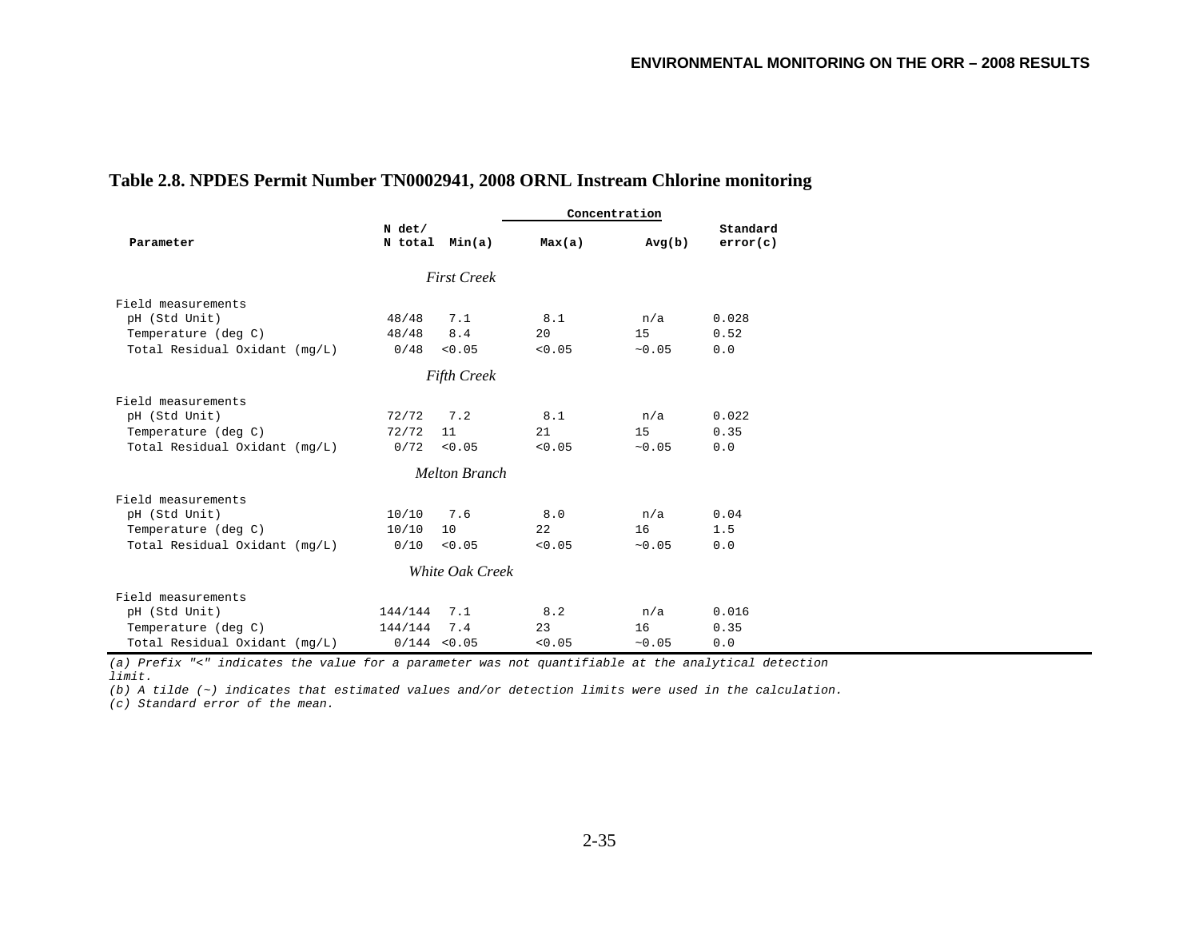## Table 2.8. NPDES Permit Number TN0002941, 2008 ORNL Instream Chlorine monitoring

| Parameter | N det/ N total | Concentration Min(a) | Max(a) | Avg(b) | Standard error(c) |
|---|---|---|---|---|---|
| *First Creek* | | | | | |
| Field measurements | | | | | |
| pH (Std Unit) | 48/48 | 7.1 | 8.1 | n/a | 0.028 |
| Temperature (deg C) | 48/48 | 8.4 | 20 | 15 | 0.52 |
| Total Residual Oxidant (mg/L) | 0/48 | <0.05 | <0.05 | ~0.05 | 0.0 |
| *Fifth Creek* | | | | | |
| Field measurements | | | | | |
| pH (Std Unit) | 72/72 | 7.2 | 8.1 | n/a | 0.022 |
| Temperature (deg C) | 72/72 | 11 | 21 | 15 | 0.35 |
| Total Residual Oxidant (mg/L) | 0/72 | <0.05 | <0.05 | ~0.05 | 0.0 |
| *Melton Branch* | | | | | |
| Field measurements | | | | | |
| pH (Std Unit) | 10/10 | 7.6 | 8.0 | n/a | 0.04 |
| Temperature (deg C) | 10/10 | 10 | 22 | 16 | 1.5 |
| Total Residual Oxidant (mg/L) | 0/10 | <0.05 | <0.05 | ~0.05 | 0.0 |
| *White Oak Creek* | | | | | |
| Field measurements | | | | | |
| pH (Std Unit) | 144/144 | 7.1 | 8.2 | n/a | 0.016 |
| Temperature (deg C) | 144/144 | 7.4 | 23 | 16 | 0.35 |
| Total Residual Oxidant (mg/L) | 0/144 | <0.05 | <0.05 | ~0.05 | 0.0 |

*(a) Prefix "<" indicates the value for a parameter was not quantifiable at the analytical detection limit.*

*(b) A tilde (~) indicates that estimated values and/or detection limits were used in the calculation.*

*(c) Standard error of the mean.*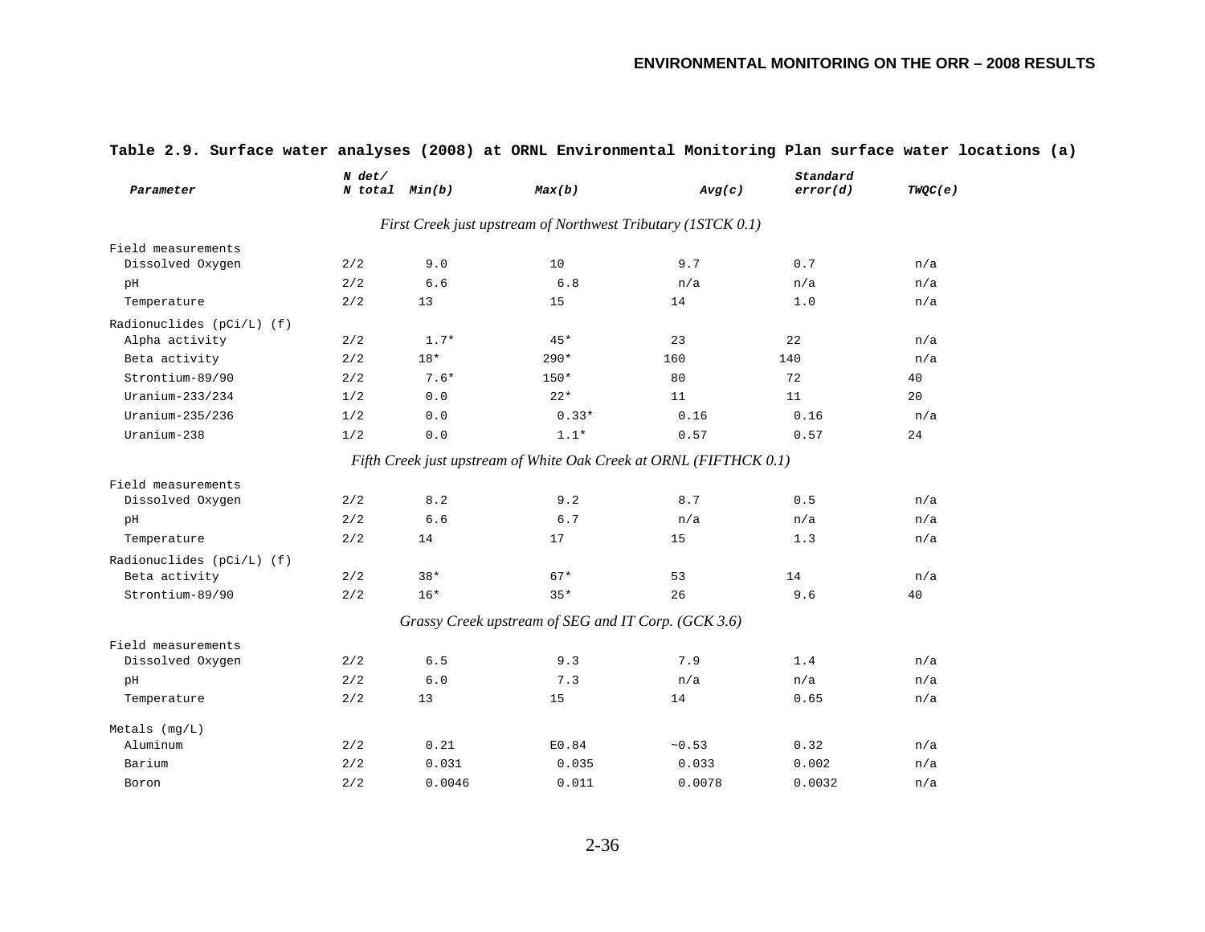**Table 2.9. Surface water analyses (2008) at ORNL Environmental Monitoring Plan surface water locations (a)**

| *Parameter* | *N det/ N total* | *Min(b)* | *Max(b)* | *Avg(c)* | *Standard error(d)* | *TWQC(e)* |
|---|---|---|---|---|---|---|
| | | | *First Creek just upstream of Northwest Tributary (1STCK 0.1)* | | | |
| Field measurements | | | | | | |
| Dissolved Oxygen | 2/2 | 9.0 | 10 | 9.7 | 0.7 | n/a |
| pH | 2/2 | 6.6 | 6.8 | n/a | n/a | n/a |
| Temperature | 2/2 | 13 | 15 | 14 | 1.0 | n/a |
| Radionuclides (pCi/L) (f) | | | | | | |
| Alpha activity | 2/2 | 1.7* | 45* | 23 | 22 | n/a |
| Beta activity | 2/2 | 18* | 290* | 160 | 140 | n/a |
| Strontium-89/90 | 2/2 | 7.6* | 150* | 80 | 72 | 40 |
| Uranium-233/234 | 1/2 | 0.0 | 22* | 11 | 11 | 20 |
| Uranium-235/236 | 1/2 | 0.0 | 0.33* | 0.16 | 0.16 | n/a |
| Uranium-238 | 1/2 | 0.0 | 1.1* | 0.57 | 0.57 | 24 |
| | | | *Fifth Creek just upstream of White Oak Creek at ORNL (FIFTHCK 0.1)* | | | |
| Field measurements | | | | | | |
| Dissolved Oxygen | 2/2 | 8.2 | 9.2 | 8.7 | 0.5 | n/a |
| pH | 2/2 | 6.6 | 6.7 | n/a | n/a | n/a |
| Temperature | 2/2 | 14 | 17 | 15 | 1.3 | n/a |
| Radionuclides (pCi/L) (f) | | | | | | |
| Beta activity | 2/2 | 38* | 67* | 53 | 14 | n/a |
| Strontium-89/90 | 2/2 | 16* | 35* | 26 | 9.6 | 40 |
| | | | *Grassy Creek upstream of SEG and IT Corp. (GCK 3.6)* | | | |
| Field measurements | | | | | | |
| Dissolved Oxygen | 2/2 | 6.5 | 9.3 | 7.9 | 1.4 | n/a |
| pH | 2/2 | 6.0 | 7.3 | n/a | n/a | n/a |
| Temperature | 2/2 | 13 | 15 | 14 | 0.65 | n/a |
| Metals (mg/L) | | | | | | |
| Aluminum | 2/2 | 0.21 | E0.84 | ~0.53 | 0.32 | n/a |
| Barium | 2/2 | 0.031 | 0.035 | 0.033 | 0.002 | n/a |
| Boron | 2/2 | 0.0046 | 0.011 | 0.0078 | 0.0032 | n/a |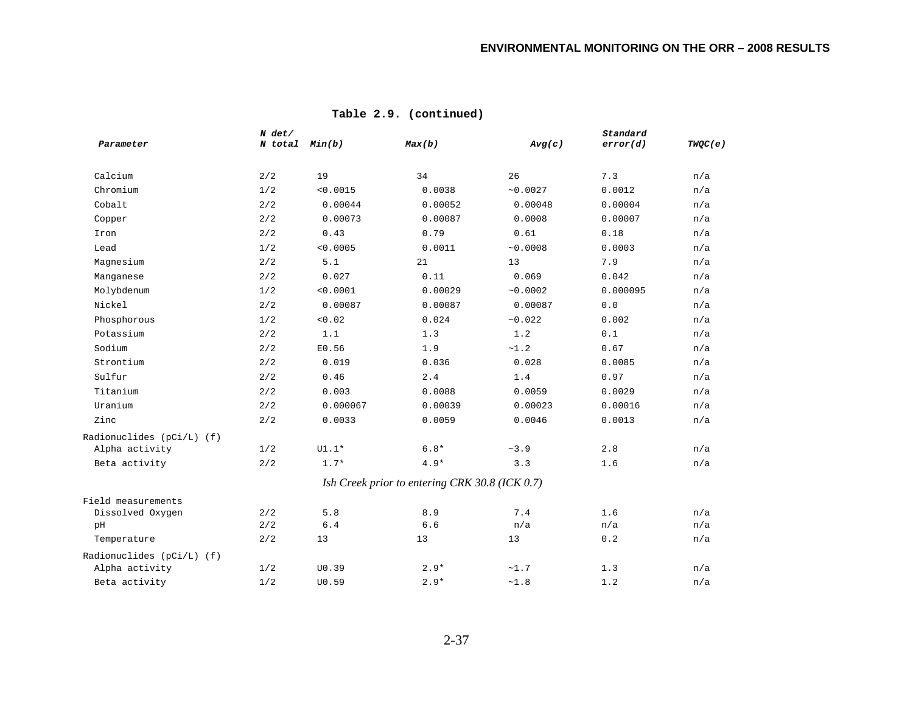**Table 2.9. (continued)**

| *Parameter* | *N det/ N total* | *Min(b)* | *Max(b)* | *Avg(c)* | *Standard error(d)* | *TWQC(e)* |
|---|---|---|---|---|---|---|
| Calcium | 2/2 | 19 | 34 | 26 | 7.3 | n/a |
| Chromium | 1/2 | <0.0015 | 0.0038 | ~0.0027 | 0.0012 | n/a |
| Cobalt | 2/2 | 0.00044 | 0.00052 | 0.00048 | 0.00004 | n/a |
| Copper | 2/2 | 0.00073 | 0.00087 | 0.0008 | 0.00007 | n/a |
| Iron | 2/2 | 0.43 | 0.79 | 0.61 | 0.18 | n/a |
| Lead | 1/2 | <0.0005 | 0.0011 | ~0.0008 | 0.0003 | n/a |
| Magnesium | 2/2 | 5.1 | 21 | 13 | 7.9 | n/a |
| Manganese | 2/2 | 0.027 | 0.11 | 0.069 | 0.042 | n/a |
| Molybdenum | 1/2 | <0.0001 | 0.00029 | ~0.0002 | 0.000095 | n/a |
| Nickel | 2/2 | 0.00087 | 0.00087 | 0.00087 | 0.0 | n/a |
| Phosphorous | 1/2 | <0.02 | 0.024 | ~0.022 | 0.002 | n/a |
| Potassium | 2/2 | 1.1 | 1.3 | 1.2 | 0.1 | n/a |
| Sodium | 2/2 | E0.56 | 1.9 | ~1.2 | 0.67 | n/a |
| Strontium | 2/2 | 0.019 | 0.036 | 0.028 | 0.0085 | n/a |
| Sulfur | 2/2 | 0.46 | 2.4 | 1.4 | 0.97 | n/a |
| Titanium | 2/2 | 0.003 | 0.0088 | 0.0059 | 0.0029 | n/a |
| Uranium | 2/2 | 0.000067 | 0.00039 | 0.00023 | 0.00016 | n/a |
| Zinc | 2/2 | 0.0033 | 0.0059 | 0.0046 | 0.0013 | n/a |
| Radionuclides (pCi/L) (f) | | | | | | |
| Alpha activity | 1/2 | U1.1* | 6.8* | ~3.9 | 2.8 | n/a |
| Beta activity | 2/2 | 1.7* | 4.9* | 3.3 | 1.6 | n/a |
| | | *Ish Creek prior to entering CRK 30.8 (ICK 0.7)* | | | | |
| Field measurements | | | | | | |
| Dissolved Oxygen | 2/2 | 5.8 | 8.9 | 7.4 | 1.6 | n/a |
| pH | 2/2 | 6.4 | 6.6 | n/a | n/a | n/a |
| Temperature | 2/2 | 13 | 13 | 13 | 0.2 | n/a |
| Radionuclides (pCi/L) (f) | | | | | | |
| Alpha activity | 1/2 | U0.39 | 2.9* | ~1.7 | 1.3 | n/a |
| Beta activity | 1/2 | U0.59 | 2.9* | ~1.8 | 1.2 | n/a |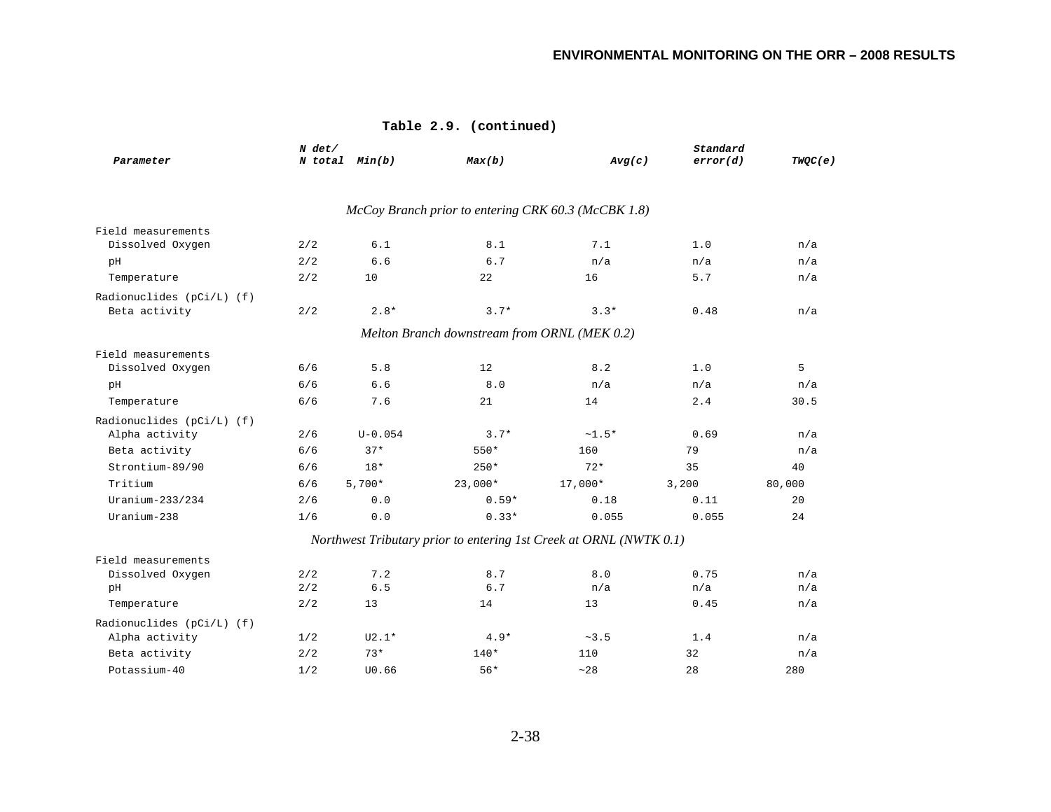**Table 2.9. (continued)**

| Parameter | N det/ N total | Min(b) | Max(b) | Avg(c) | Standard error(d) | TWQC(e) |
|---|---|---|---|---|---|---|
| *McCoy Branch prior to entering CRK 60.3 (McCBK 1.8)* | | | | | | |
| Field measurements | | | | | | |
| Dissolved Oxygen | 2/2 | 6.1 | 8.1 | 7.1 | 1.0 | n/a |
| pH | 2/2 | 6.6 | 6.7 | n/a | n/a | n/a |
| Temperature | 2/2 | 10 | 22 | 16 | 5.7 | n/a |
| Radionuclides (pCi/L) (f) | | | | | | |
| Beta activity | 2/2 | 2.8* | 3.7* | 3.3* | 0.48 | n/a |
| *Melton Branch downstream from ORNL (MEK 0.2)* | | | | | | |
| Field measurements | | | | | | |
| Dissolved Oxygen | 6/6 | 5.8 | 12 | 8.2 | 1.0 | 5 |
| pH | 6/6 | 6.6 | 8.0 | n/a | n/a | n/a |
| Temperature | 6/6 | 7.6 | 21 | 14 | 2.4 | 30.5 |
| Radionuclides (pCi/L) (f) | | | | | | |
| Alpha activity | 2/6 | U-0.054 | 3.7* | ~1.5* | 0.69 | n/a |
| Beta activity | 6/6 | 37* | 550* | 160 | 79 | n/a |
| Strontium-89/90 | 6/6 | 18* | 250* | 72* | 35 | 40 |
| Tritium | 6/6 | 5,700* | 23,000* | 17,000* | 3,200 | 80,000 |
| Uranium-233/234 | 2/6 | 0.0 | 0.59* | 0.18 | 0.11 | 20 |
| Uranium-238 | 1/6 | 0.0 | 0.33* | 0.055 | 0.055 | 24 |
| *Northwest Tributary prior to entering 1st Creek at ORNL (NWTK 0.1)* | | | | | | |
| Field measurements | | | | | | |
| Dissolved Oxygen | 2/2 | 7.2 | 8.7 | 8.0 | 0.75 | n/a |
| pH | 2/2 | 6.5 | 6.7 | n/a | n/a | n/a |
| Temperature | 2/2 | 13 | 14 | 13 | 0.45 | n/a |
| Radionuclides (pCi/L) (f) | | | | | | |
| Alpha activity | 1/2 | U2.1* | 4.9* | ~3.5 | 1.4 | n/a |
| Beta activity | 2/2 | 73* | 140* | 110 | 32 | n/a |
| Potassium-40 | 1/2 | U0.66 | 56* | ~28 | 28 | 280 |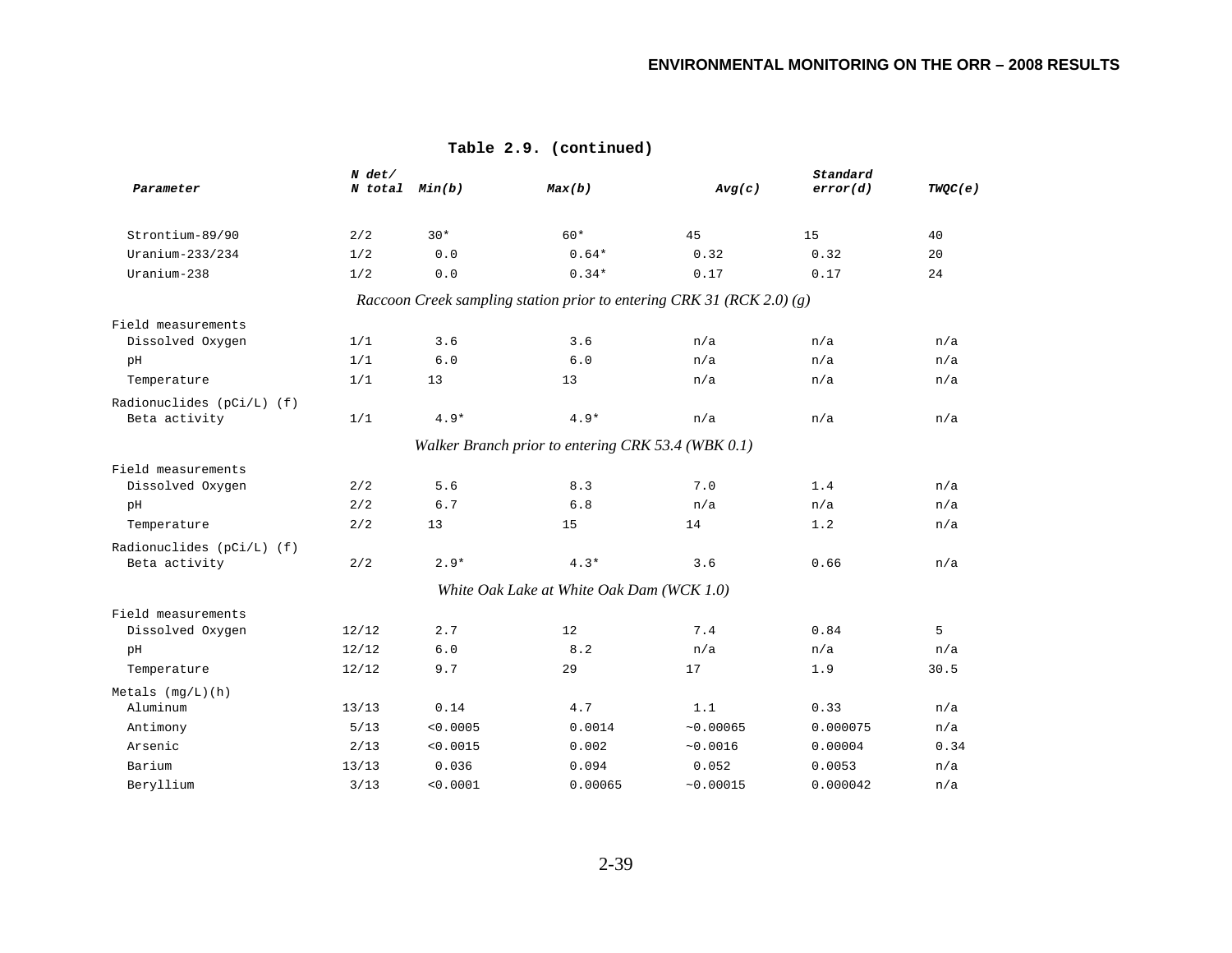**Table 2.9. (continued)**

| Parameter | N det/ N total | Min(b) | Max(b) | Avg(c) | Standard error(d) | TWQC(e) |
|---|---|---|---|---|---|---|
| Strontium-89/90 | 2/2 | 30* | 60* | 45 | 15 | 40 |
| Uranium-233/234 | 1/2 | 0.0 | 0.64* | 0.32 | 0.32 | 20 |
| Uranium-238 | 1/2 | 0.0 | 0.34* | 0.17 | 0.17 | 24 |
| *Raccoon Creek sampling station prior to entering CRK 31 (RCK 2.0) (g)* | | | | | | |
| Field measurements | | | | | | |
| Dissolved Oxygen | 1/1 | 3.6 | 3.6 | n/a | n/a | n/a |
| pH | 1/1 | 6.0 | 6.0 | n/a | n/a | n/a |
| Temperature | 1/1 | 13 | 13 | n/a | n/a | n/a |
| Radionuclides (pCi/L) (f) | | | | | | |
| Beta activity | 1/1 | 4.9* | 4.9* | n/a | n/a | n/a |
| *Walker Branch prior to entering CRK 53.4 (WBK 0.1)* | | | | | | |
| Field measurements | | | | | | |
| Dissolved Oxygen | 2/2 | 5.6 | 8.3 | 7.0 | 1.4 | n/a |
| pH | 2/2 | 6.7 | 6.8 | n/a | n/a | n/a |
| Temperature | 2/2 | 13 | 15 | 14 | 1.2 | n/a |
| Radionuclides (pCi/L) (f) | | | | | | |
| Beta activity | 2/2 | 2.9* | 4.3* | 3.6 | 0.66 | n/a |
| *White Oak Lake at White Oak Dam (WCK 1.0)* | | | | | | |
| Field measurements | | | | | | |
| Dissolved Oxygen | 12/12 | 2.7 | 12 | 7.4 | 0.84 | 5 |
| pH | 12/12 | 6.0 | 8.2 | n/a | n/a | n/a |
| Temperature | 12/12 | 9.7 | 29 | 17 | 1.9 | 30.5 |
| Metals (mg/L)(h) | | | | | | |
| Aluminum | 13/13 | 0.14 | 4.7 | 1.1 | 0.33 | n/a |
| Antimony | 5/13 | <0.0005 | 0.0014 | ~0.00065 | 0.000075 | n/a |
| Arsenic | 2/13 | <0.0015 | 0.002 | ~0.0016 | 0.00004 | 0.34 |
| Barium | 13/13 | 0.036 | 0.094 | 0.052 | 0.0053 | n/a |
| Beryllium | 3/13 | <0.0001 | 0.00065 | ~0.00015 | 0.000042 | n/a |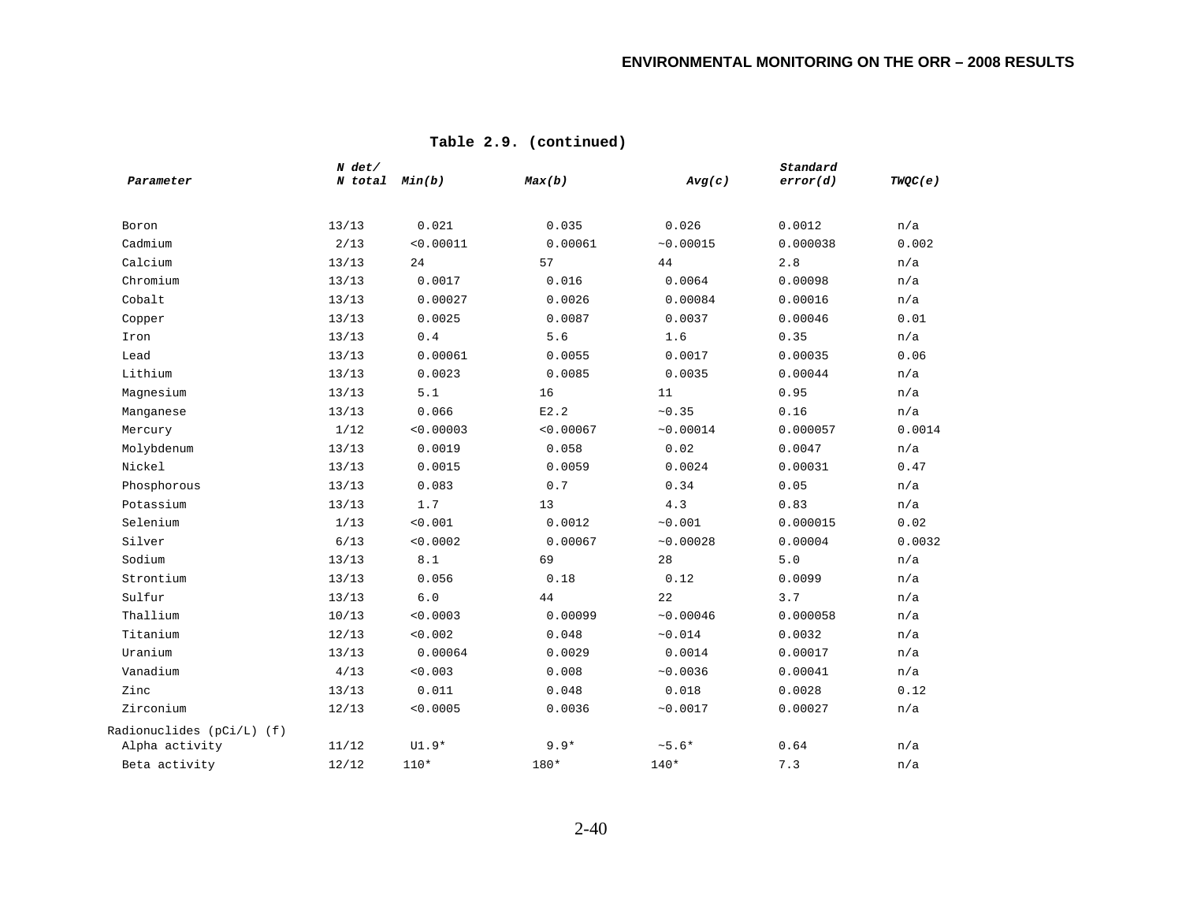**Table 2.9. (continued)**

| Parameter | N det/ N total | Min(b) | Max(b) | Avg(c) | Standard error(d) | TWQC(e) |
|---|---|---|---|---|---|---|
| Boron | 13/13 | 0.021 | 0.035 | 0.026 | 0.0012 | n/a |
| Cadmium | 2/13 | <0.00011 | 0.00061 | ~0.00015 | 0.000038 | 0.002 |
| Calcium | 13/13 | 24 | 57 | 44 | 2.8 | n/a |
| Chromium | 13/13 | 0.0017 | 0.016 | 0.0064 | 0.00098 | n/a |
| Cobalt | 13/13 | 0.00027 | 0.0026 | 0.00084 | 0.00016 | n/a |
| Copper | 13/13 | 0.0025 | 0.0087 | 0.0037 | 0.00046 | 0.01 |
| Iron | 13/13 | 0.4 | 5.6 | 1.6 | 0.35 | n/a |
| Lead | 13/13 | 0.00061 | 0.0055 | 0.0017 | 0.00035 | 0.06 |
| Lithium | 13/13 | 0.0023 | 0.0085 | 0.0035 | 0.00044 | n/a |
| Magnesium | 13/13 | 5.1 | 16 | 11 | 0.95 | n/a |
| Manganese | 13/13 | 0.066 | E2.2 | ~0.35 | 0.16 | n/a |
| Mercury | 1/12 | <0.00003 | <0.00067 | ~0.00014 | 0.000057 | 0.0014 |
| Molybdenum | 13/13 | 0.0019 | 0.058 | 0.02 | 0.0047 | n/a |
| Nickel | 13/13 | 0.0015 | 0.0059 | 0.0024 | 0.00031 | 0.47 |
| Phosphorous | 13/13 | 0.083 | 0.7 | 0.34 | 0.05 | n/a |
| Potassium | 13/13 | 1.7 | 13 | 4.3 | 0.83 | n/a |
| Selenium | 1/13 | <0.001 | 0.0012 | ~0.001 | 0.000015 | 0.02 |
| Silver | 6/13 | <0.0002 | 0.00067 | ~0.00028 | 0.00004 | 0.0032 |
| Sodium | 13/13 | 8.1 | 69 | 28 | 5.0 | n/a |
| Strontium | 13/13 | 0.056 | 0.18 | 0.12 | 0.0099 | n/a |
| Sulfur | 13/13 | 6.0 | 44 | 22 | 3.7 | n/a |
| Thallium | 10/13 | <0.0003 | 0.00099 | ~0.00046 | 0.000058 | n/a |
| Titanium | 12/13 | <0.002 | 0.048 | ~0.014 | 0.0032 | n/a |
| Uranium | 13/13 | 0.00064 | 0.0029 | 0.0014 | 0.00017 | n/a |
| Vanadium | 4/13 | <0.003 | 0.008 | ~0.0036 | 0.00041 | n/a |
| Zinc | 13/13 | 0.011 | 0.048 | 0.018 | 0.0028 | 0.12 |
| Zirconium | 12/13 | <0.0005 | 0.0036 | ~0.0017 | 0.00027 | n/a |
| Radionuclides (pCi/L) (f) | | | | | | |
| Alpha activity | 11/12 | U1.9* | 9.9* | ~5.6* | 0.64 | n/a |
| Beta activity | 12/12 | 110* | 180* | 140* | 7.3 | n/a |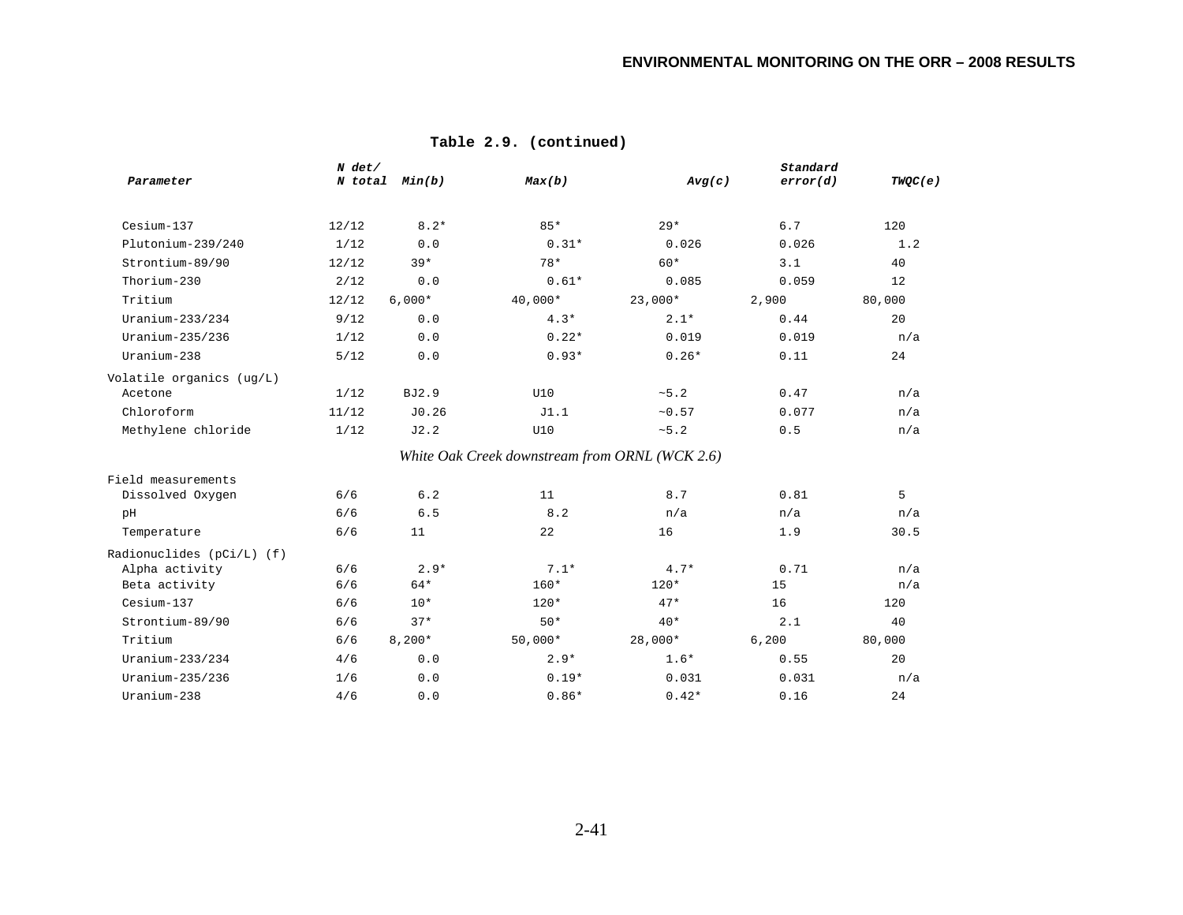**Table 2.9. (continued)**

| Parameter | N det/ N total | Min(b) | Max(b) | Avg(c) | Standard error(d) | TWQC(e) |
|---|---|---|---|---|---|---|
| Cesium-137 | 12/12 | 8.2* | 85* | 29* | 6.7 | 120 |
| Plutonium-239/240 | 1/12 | 0.0 | 0.31* | 0.026 | 0.026 | 1.2 |
| Strontium-89/90 | 12/12 | 39* | 78* | 60* | 3.1 | 40 |
| Thorium-230 | 2/12 | 0.0 | 0.61* | 0.085 | 0.059 | 12 |
| Tritium | 12/12 | 6,000* | 40,000* | 23,000* | 2,900 | 80,000 |
| Uranium-233/234 | 9/12 | 0.0 | 4.3* | 2.1* | 0.44 | 20 |
| Uranium-235/236 | 1/12 | 0.0 | 0.22* | 0.019 | 0.019 | n/a |
| Uranium-238 | 5/12 | 0.0 | 0.93* | 0.26* | 0.11 | 24 |
| Volatile organics (ug/L) | | | | | | |
| Acetone | 1/12 | BJ2.9 | U10 | ~5.2 | 0.47 | n/a |
| Chloroform | 11/12 | J0.26 | J1.1 | ~0.57 | 0.077 | n/a |
| Methylene chloride | 1/12 | J2.2 | U10 | ~5.2 | 0.5 | n/a |
| *White Oak Creek downstream from ORNL (WCK 2.6)* | | | | | | |
| Field measurements | | | | | | |
| Dissolved Oxygen | 6/6 | 6.2 | 11 | 8.7 | 0.81 | 5 |
| pH | 6/6 | 6.5 | 8.2 | n/a | n/a | n/a |
| Temperature | 6/6 | 11 | 22 | 16 | 1.9 | 30.5 |
| Radionuclides (pCi/L) (f) | | | | | | |
| Alpha activity | 6/6 | 2.9* | 7.1* | 4.7* | 0.71 | n/a |
| Beta activity | 6/6 | 64* | 160* | 120* | 15 | n/a |
| Cesium-137 | 6/6 | 10* | 120* | 47* | 16 | 120 |
| Strontium-89/90 | 6/6 | 37* | 50* | 40* | 2.1 | 40 |
| Tritium | 6/6 | 8,200* | 50,000* | 28,000* | 6,200 | 80,000 |
| Uranium-233/234 | 4/6 | 0.0 | 2.9* | 1.6* | 0.55 | 20 |
| Uranium-235/236 | 1/6 | 0.0 | 0.19* | 0.031 | 0.031 | n/a |
| Uranium-238 | 4/6 | 0.0 | 0.86* | 0.42* | 0.16 | 24 |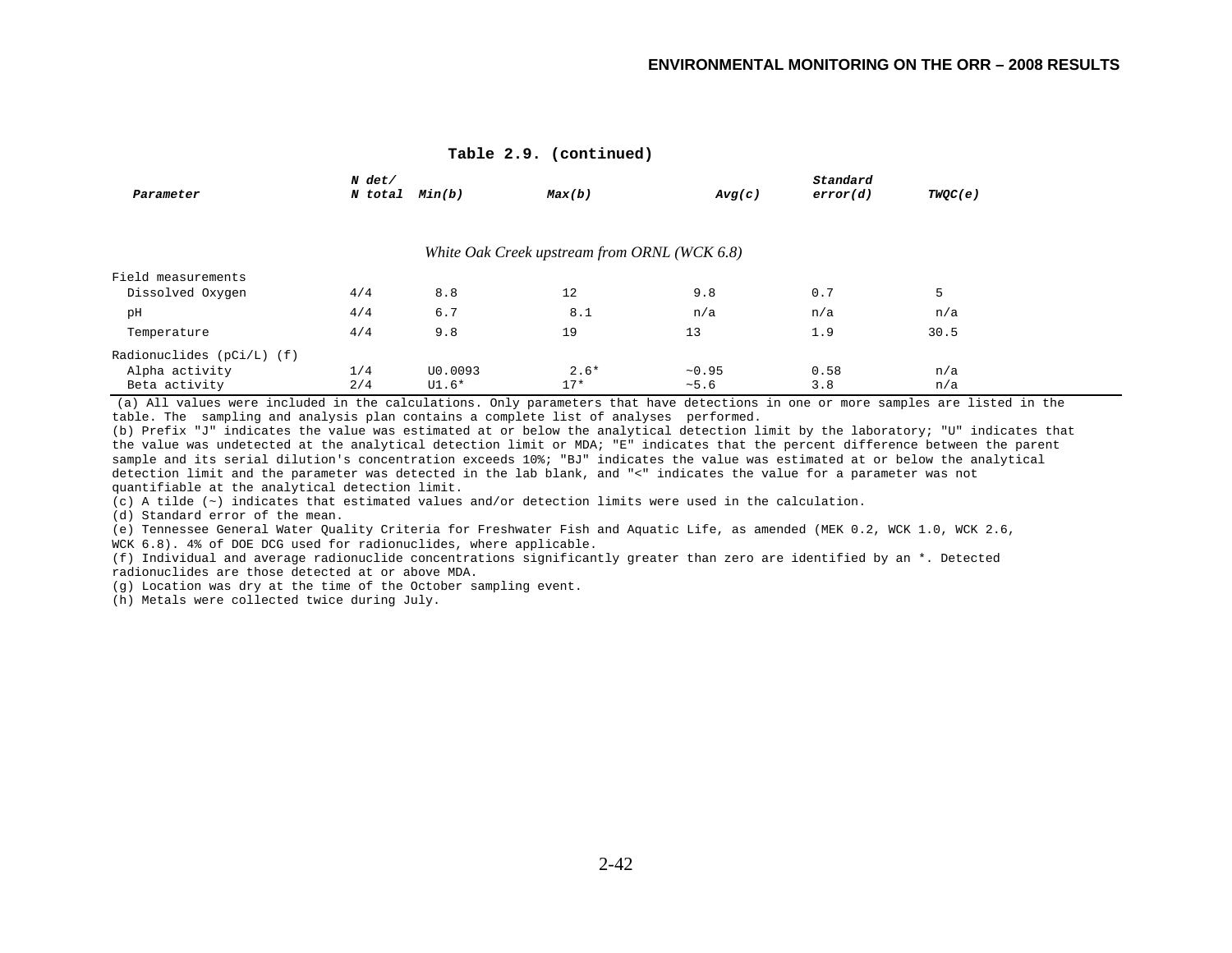**Table 2.9. (continued)**

| *Parameter* | *N det/ N total* | *Min(b)* | *Max(b)* | *Avg(c)* | *Standard error(d)* | *TWQC(e)* |
|---|---|---|---|---|---|---|
| | | | *White Oak Creek upstream from ORNL (WCK 6.8)* | | | |
| Field measurements | | | | | | |
| Dissolved Oxygen | 4/4 | 8.8 | 12 | 9.8 | 0.7 | 5 |
| pH | 4/4 | 6.7 | 8.1 | n/a | n/a | n/a |
| Temperature | 4/4 | 9.8 | 19 | 13 | 1.9 | 30.5 |
| Radionuclides (pCi/L) (f) | | | | | | |
| Alpha activity | 1/4 | U0.0093 | 2.6* | ~0.95 | 0.58 | n/a |
| Beta activity | 2/4 | U1.6* | 17* | ~5.6 | 3.8 | n/a |

(a) All values were included in the calculations. Only parameters that have detections in one or more samples are listed in the table. The sampling and analysis plan contains a complete list of analyses performed.
(b) Prefix "J" indicates the value was estimated at or below the analytical detection limit by the laboratory; "U" indicates that the value was undetected at the analytical detection limit or MDA; "E" indicates that the percent difference between the parent sample and its serial dilution's concentration exceeds 10%; "BJ" indicates the value was estimated at or below the analytical detection limit and the parameter was detected in the lab blank, and "<" indicates the value for a parameter was not quantifiable at the analytical detection limit.
(c) A tilde (~) indicates that estimated values and/or detection limits were used in the calculation.
(d) Standard error of the mean.
(e) Tennessee General Water Quality Criteria for Freshwater Fish and Aquatic Life, as amended (MEK 0.2, WCK 1.0, WCK 2.6, WCK 6.8). 4% of DOE DCG used for radionuclides, where applicable.
(f) Individual and average radionuclide concentrations significantly greater than zero are identified by an *. Detected radionuclides are those detected at or above MDA.
(g) Location was dry at the time of the October sampling event.
(h) Metals were collected twice during July.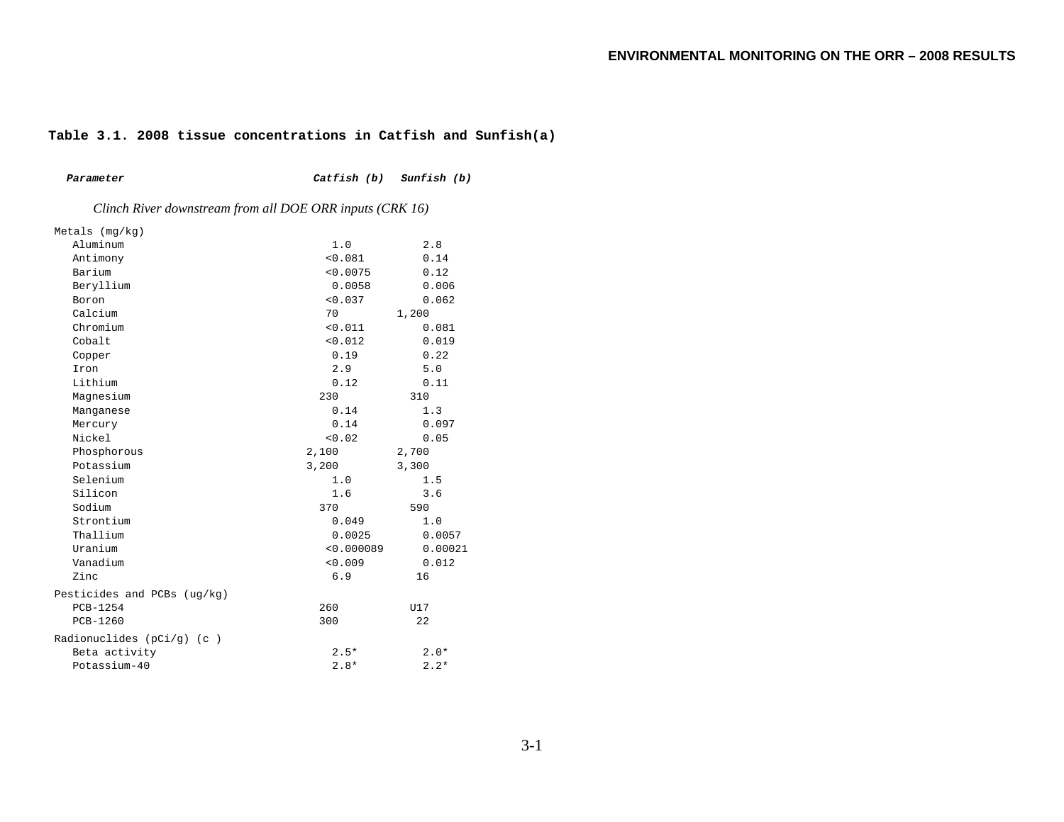**Table 3.1. 2008 tissue concentrations in Catfish and Sunfish(a)**

| ***Parameter*** | ***Catfish (b)*** | ***Sunfish (b)*** |
|---|---|---|
| *Clinch River downstream from all DOE ORR inputs (CRK 16)* | | |
| Metals (mg/kg) | | |
| Aluminum | 1.0 | 2.8 |
| Antimony | <0.081 | 0.14 |
| Barium | <0.0075 | 0.12 |
| Beryllium | 0.0058 | 0.006 |
| Boron | <0.037 | 0.062 |
| Calcium | 70 | 1,200 |
| Chromium | <0.011 | 0.081 |
| Cobalt | <0.012 | 0.019 |
| Copper | 0.19 | 0.22 |
| Iron | 2.9 | 5.0 |
| Lithium | 0.12 | 0.11 |
| Magnesium | 230 | 310 |
| Manganese | 0.14 | 1.3 |
| Mercury | 0.14 | 0.097 |
| Nickel | <0.02 | 0.05 |
| Phosphorous | 2,100 | 2,700 |
| Potassium | 3,200 | 3,300 |
| Selenium | 1.0 | 1.5 |
| Silicon | 1.6 | 3.6 |
| Sodium | 370 | 590 |
| Strontium | 0.049 | 1.0 |
| Thallium | 0.0025 | 0.0057 |
| Uranium | <0.000089 | 0.00021 |
| Vanadium | <0.009 | 0.012 |
| Zinc | 6.9 | 16 |
| Pesticides and PCBs (ug/kg) | | |
| PCB-1254 | 260 | U17 |
| PCB-1260 | 300 | 22 |
| Radionuclides (pCi/g) (c ) | | |
| Beta activity | 2.5* | 2.0* |
| Potassium-40 | 2.8* | 2.2* |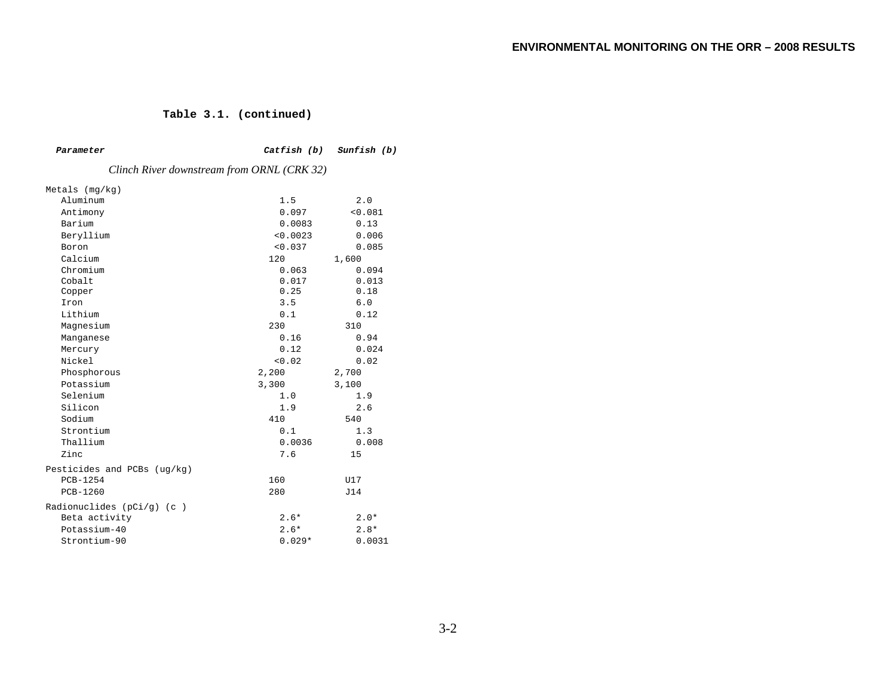**Table 3.1. (continued)**

| ***Parameter*** | ***Catfish (b)*** | ***Sunfish (b)*** |
|---|---|---|
| *Clinch River downstream from ORNL (CRK 32)* | | |
| Metals (mg/kg) | | |
| Aluminum | 1.5 | 2.0 |
| Antimony | 0.097 | <0.081 |
| Barium | 0.0083 | 0.13 |
| Beryllium | <0.0023 | 0.006 |
| Boron | <0.037 | 0.085 |
| Calcium | 120 | 1,600 |
| Chromium | 0.063 | 0.094 |
| Cobalt | 0.017 | 0.013 |
| Copper | 0.25 | 0.18 |
| Iron | 3.5 | 6.0 |
| Lithium | 0.1 | 0.12 |
| Magnesium | 230 | 310 |
| Manganese | 0.16 | 0.94 |
| Mercury | 0.12 | 0.024 |
| Nickel | <0.02 | 0.02 |
| Phosphorous | 2,200 | 2,700 |
| Potassium | 3,300 | 3,100 |
| Selenium | 1.0 | 1.9 |
| Silicon | 1.9 | 2.6 |
| Sodium | 410 | 540 |
| Strontium | 0.1 | 1.3 |
| Thallium | 0.0036 | 0.008 |
| Zinc | 7.6 | 15 |
| Pesticides and PCBs (ug/kg) | | |
| PCB-1254 | 160 | U17 |
| PCB-1260 | 280 | J14 |
| Radionuclides (pCi/g) (c ) | | |
| Beta activity | 2.6* | 2.0* |
| Potassium-40 | 2.6* | 2.8* |
| Strontium-90 | 0.029* | 0.0031 |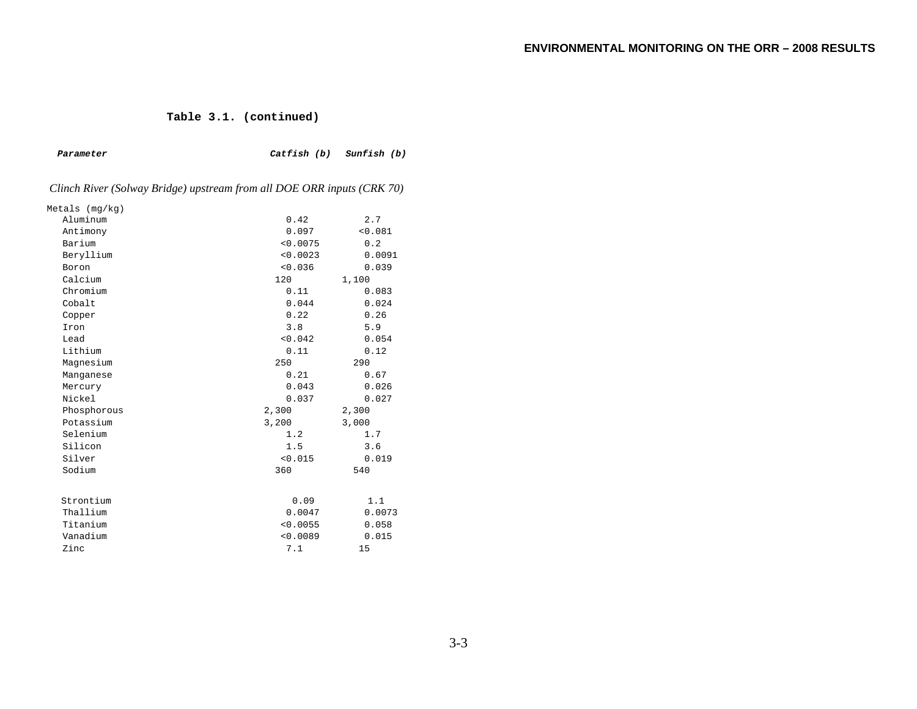**Table 3.1. (continued)**

| ***Parameter*** | ***Catfish (b)*** | ***Sunfish (b)*** |
|---|---|---|
| *Clinch River (Solway Bridge) upstream from all DOE ORR inputs (CRK 70)* | | |
| Metals (mg/kg) | | |
| Aluminum | 0.42 | 2.7 |
| Antimony | 0.097 | <0.081 |
| Barium | <0.0075 | 0.2 |
| Beryllium | <0.0023 | 0.0091 |
| Boron | <0.036 | 0.039 |
| Calcium | 120 | 1,100 |
| Chromium | 0.11 | 0.083 |
| Cobalt | 0.044 | 0.024 |
| Copper | 0.22 | 0.26 |
| Iron | 3.8 | 5.9 |
| Lead | <0.042 | 0.054 |
| Lithium | 0.11 | 0.12 |
| Magnesium | 250 | 290 |
| Manganese | 0.21 | 0.67 |
| Mercury | 0.043 | 0.026 |
| Nickel | 0.037 | 0.027 |
| Phosphorous | 2,300 | 2,300 |
| Potassium | 3,200 | 3,000 |
| Selenium | 1.2 | 1.7 |
| Silicon | 1.5 | 3.6 |
| Silver | <0.015 | 0.019 |
| Sodium | 360 | 540 |
| Strontium | 0.09 | 1.1 |
| Thallium | 0.0047 | 0.0073 |
| Titanium | <0.0055 | 0.058 |
| Vanadium | <0.0089 | 0.015 |
| Zinc | 7.1 | 15 |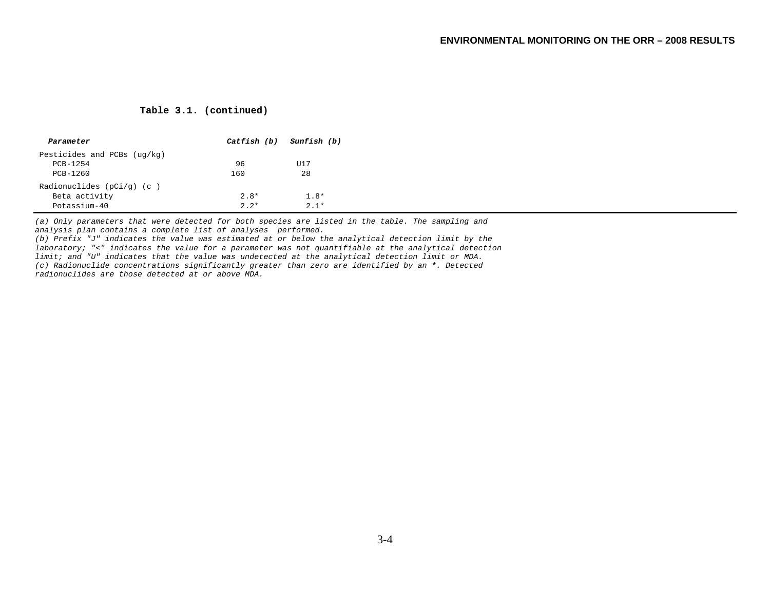**Table 3.1. (continued)**

| ***Parameter*** | ***Catfish (b)*** | ***Sunfish (b)*** |
|---|---|---|
| Pesticides and PCBs (ug/kg) | | |
| PCB-1254 | 96 | U17 |
| PCB-1260 | 160 | 28 |
| Radionuclides (pCi/g) (c ) | | |
| Beta activity | 2.8* | 1.8* |
| Potassium-40 | 2.2* | 2.1* |

*(a) Only parameters that were detected for both species are listed in the table. The sampling and analysis plan contains a complete list of analyses performed.*
*(b) Prefix "J" indicates the value was estimated at or below the analytical detection limit by the laboratory; "<" indicates the value for a parameter was not quantifiable at the analytical detection limit; and "U" indicates that the value was undetected at the analytical detection limit or MDA.*
*(c) Radionuclide concentrations significantly greater than zero are identified by an *. Detected radionuclides are those detected at or above MDA.*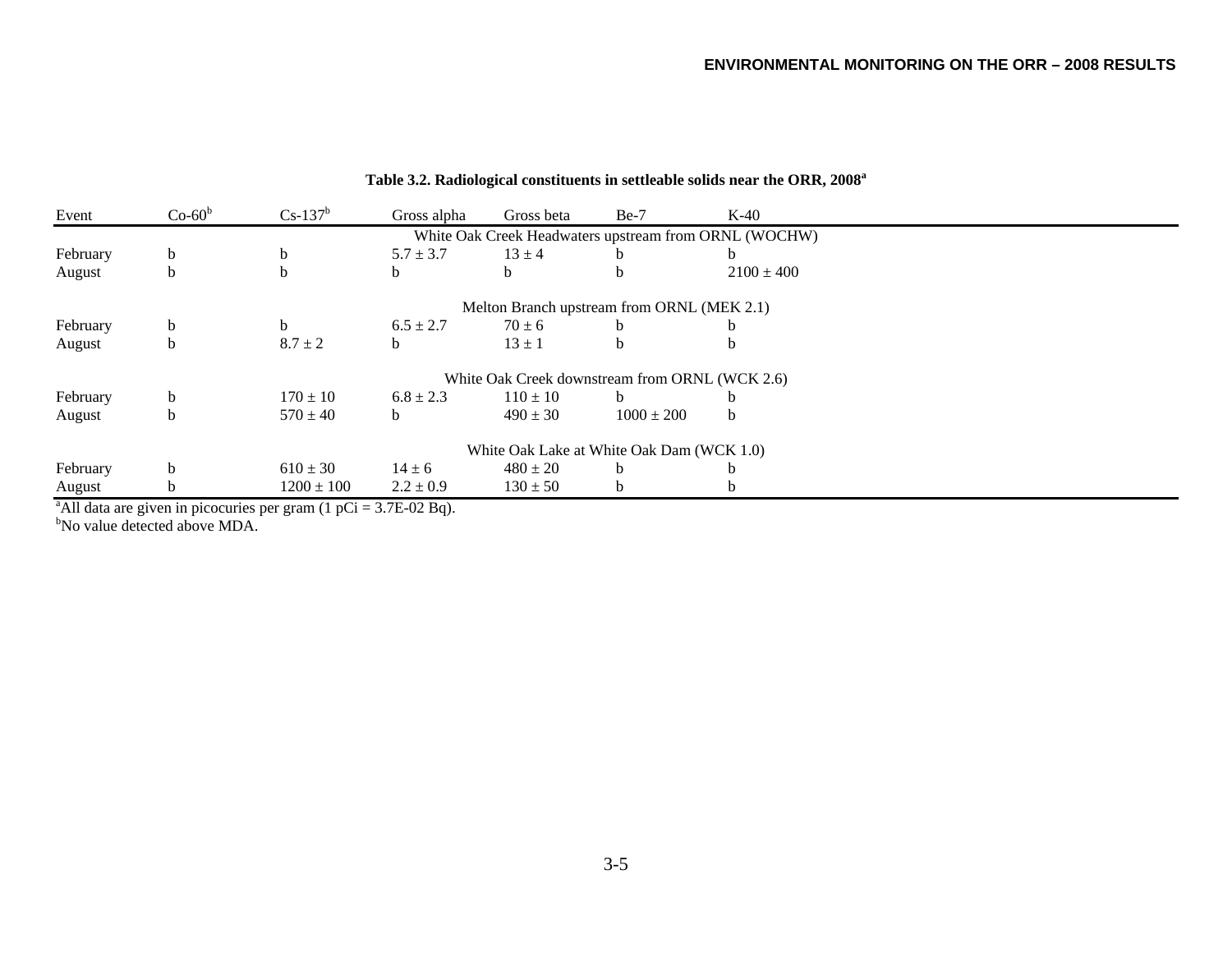**Table 3.2. Radiological constituents in settleable solids near the ORR, 2008[a]**

| Event | Co-60[b] | Cs-137[b] | Gross alpha | Gross beta | Be-7 | K-40 |
|---|---|---|---|---|---|---|
| | | | White Oak Creek Headwaters upstream from ORNL (WOCHW) | | | |
| February | b | b | 5.7 ± 3.7 | 13 ± 4 | b | b |
| August | b | b | b | b | b | 2100 ± 400 |
| | | | Melton Branch upstream from ORNL (MEK 2.1) | | | |
| February | b | b | 6.5 ± 2.7 | 70 ± 6 | b | b |
| August | b | 8.7 ± 2 | b | 13 ± 1 | b | b |
| | | | White Oak Creek downstream from ORNL (WCK 2.6) | | | |
| February | b | 170 ± 10 | 6.8 ± 2.3 | 110 ± 10 | b | b |
| August | b | 570 ± 40 | b | 490 ± 30 | 1000 ± 200 | b |
| | | | White Oak Lake at White Oak Dam (WCK 1.0) | | | |
| February | b | 610 ± 30 | 14 ± 6 | 480 ± 20 | b | b |
| August | b | 1200 ± 100 | 2.2 ± 0.9 | 130 ± 50 | b | b |

[a]All data are given in picocuries per gram (1 pCi = 3.7E-02 Bq).
[b]No value detected above MDA.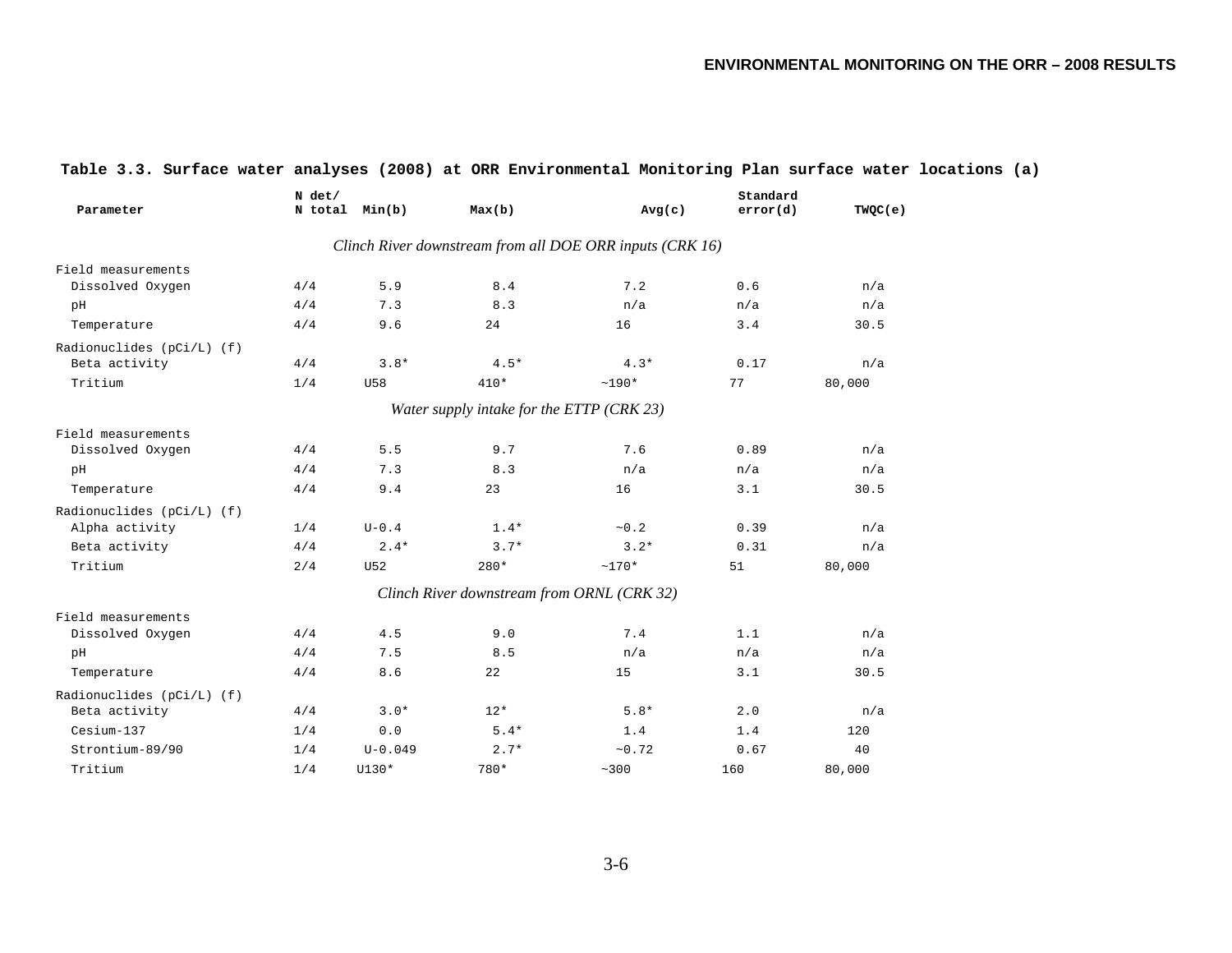**Table 3.3. Surface water analyses (2008) at ORR Environmental Monitoring Plan surface water locations (a)**

| Parameter | N det/ N total | Min(b) | Max(b) | Avg(c) | Standard error(d) | TWQC(e) |
|---|---|---|---|---|---|---|
| | | | *Clinch River downstream from all DOE ORR inputs (CRK 16)* | | | |
| Field measurements | | | | | | |
| Dissolved Oxygen | 4/4 | 5.9 | 8.4 | 7.2 | 0.6 | n/a |
| pH | 4/4 | 7.3 | 8.3 | n/a | n/a | n/a |
| Temperature | 4/4 | 9.6 | 24 | 16 | 3.4 | 30.5 |
| Radionuclides (pCi/L) (f) | | | | | | |
| Beta activity | 4/4 | 3.8* | 4.5* | 4.3* | 0.17 | n/a |
| Tritium | 1/4 | U58 | 410* | ~190* | 77 | 80,000 |
| | | | *Water supply intake for the ETTP (CRK 23)* | | | |
| Field measurements | | | | | | |
| Dissolved Oxygen | 4/4 | 5.5 | 9.7 | 7.6 | 0.89 | n/a |
| pH | 4/4 | 7.3 | 8.3 | n/a | n/a | n/a |
| Temperature | 4/4 | 9.4 | 23 | 16 | 3.1 | 30.5 |
| Radionuclides (pCi/L) (f) | | | | | | |
| Alpha activity | 1/4 | U-0.4 | 1.4* | ~0.2 | 0.39 | n/a |
| Beta activity | 4/4 | 2.4* | 3.7* | 3.2* | 0.31 | n/a |
| Tritium | 2/4 | U52 | 280* | ~170* | 51 | 80,000 |
| | | | *Clinch River downstream from ORNL (CRK 32)* | | | |
| Field measurements | | | | | | |
| Dissolved Oxygen | 4/4 | 4.5 | 9.0 | 7.4 | 1.1 | n/a |
| pH | 4/4 | 7.5 | 8.5 | n/a | n/a | n/a |
| Temperature | 4/4 | 8.6 | 22 | 15 | 3.1 | 30.5 |
| Radionuclides (pCi/L) (f) | | | | | | |
| Beta activity | 4/4 | 3.0* | 12* | 5.8* | 2.0 | n/a |
| Cesium-137 | 1/4 | 0.0 | 5.4* | 1.4 | 1.4 | 120 |
| Strontium-89/90 | 1/4 | U-0.049 | 2.7* | ~0.72 | 0.67 | 40 |
| Tritium | 1/4 | U130* | 780* | ~300 | 160 | 80,000 |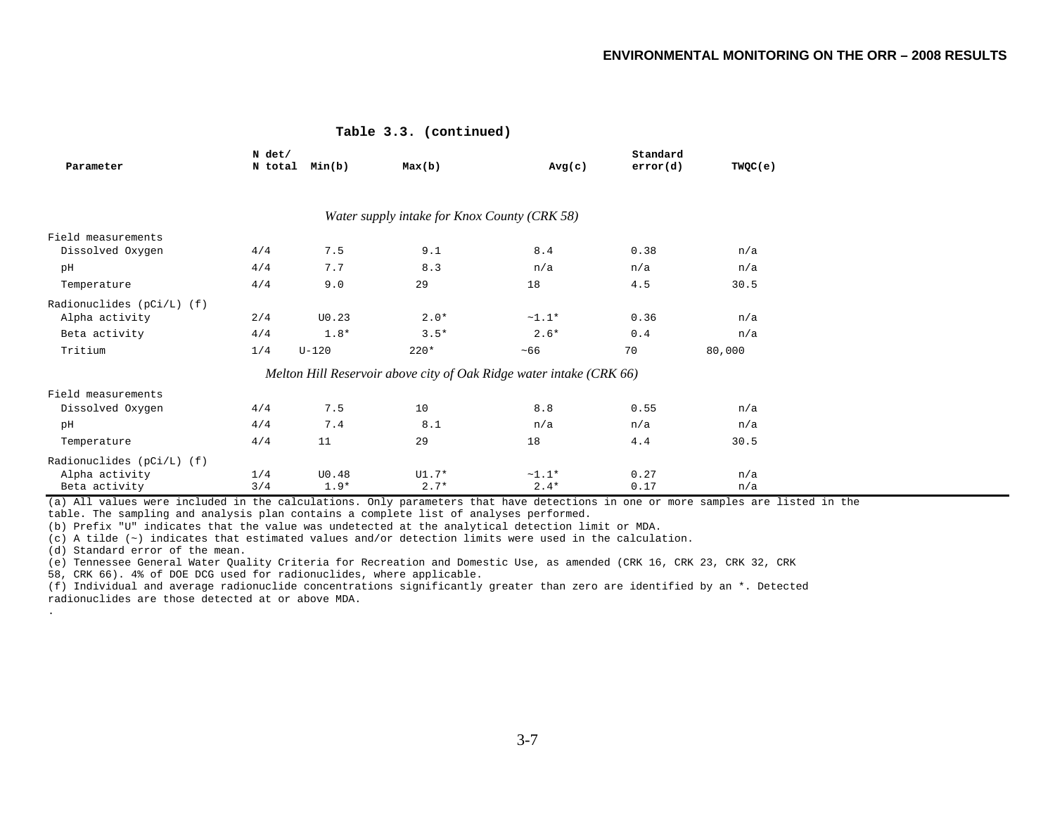**Table 3.3. (continued)**

| Parameter | N det/ N total | Min(b) | Max(b) | Avg(c) | Standard error(d) | TWQC(e) |
|---|---|---|---|---|---|---|
| *Water supply intake for Knox County (CRK 58)* | | | | | | |
| Field measurements | | | | | | |
| Dissolved Oxygen | 4/4 | 7.5 | 9.1 | 8.4 | 0.38 | n/a |
| pH | 4/4 | 7.7 | 8.3 | n/a | n/a | n/a |
| Temperature | 4/4 | 9.0 | 29 | 18 | 4.5 | 30.5 |
| Radionuclides (pCi/L) (f) | | | | | | |
| Alpha activity | 2/4 | U0.23 | 2.0* | ~1.1* | 0.36 | n/a |
| Beta activity | 4/4 | 1.8* | 3.5* | 2.6* | 0.4 | n/a |
| Tritium | 1/4 | U-120 | 220* | ~66 | 70 | 80,000 |
| *Melton Hill Reservoir above city of Oak Ridge water intake (CRK 66)* | | | | | | |
| Field measurements | | | | | | |
| Dissolved Oxygen | 4/4 | 7.5 | 10 | 8.8 | 0.55 | n/a |
| pH | 4/4 | 7.4 | 8.1 | n/a | n/a | n/a |
| Temperature | 4/4 | 11 | 29 | 18 | 4.4 | 30.5 |
| Radionuclides (pCi/L) (f) | | | | | | |
| Alpha activity | 1/4 | U0.48 | U1.7* | ~1.1* | 0.27 | n/a |
| Beta activity | 3/4 | 1.9* | 2.7* | 2.4* | 0.17 | n/a |

(a) All values were included in the calculations. Only parameters that have detections in one or more samples are listed in the table. The sampling and analysis plan contains a complete list of analyses performed.
(b) Prefix "U" indicates that the value was undetected at the analytical detection limit or MDA.
(c) A tilde (~) indicates that estimated values and/or detection limits were used in the calculation.
(d) Standard error of the mean.
(e) Tennessee General Water Quality Criteria for Recreation and Domestic Use, as amended (CRK 16, CRK 23, CRK 32, CRK 58, CRK 66). 4% of DOE DCG used for radionuclides, where applicable.
(f) Individual and average radionuclide concentrations significantly greater than zero are identified by an *. Detected radionuclides are those detected at or above MDA.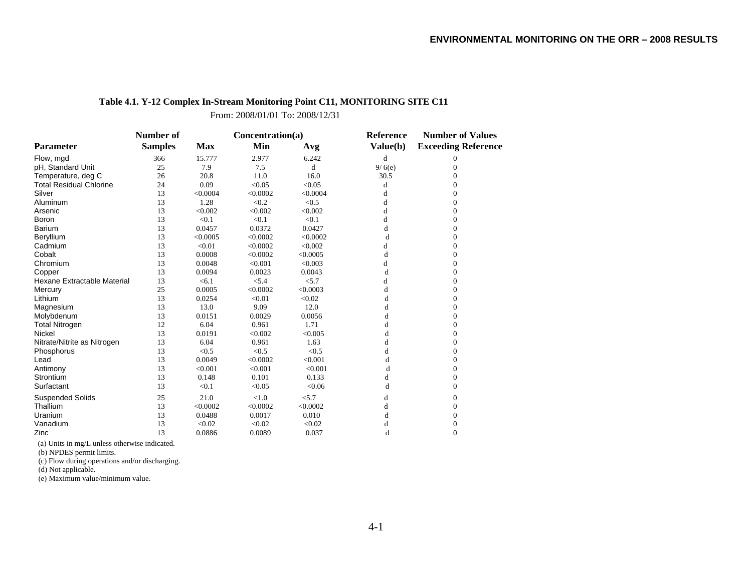**Table 4.1. Y-12 Complex In-Stream Monitoring Point C11, MONITORING SITE C11**

From: 2008/01/01 To: 2008/12/31

| Parameter | Number of Samples | Concentration(a) Max | Min | Avg | Reference Value(b) | Number of Values Exceeding Reference |
|---|---|---|---|---|---|---|
| Flow, mgd | 366 | 15.777 | 2.977 | 6.242 | d | 0 |
| pH, Standard Unit | 25 | 7.9 | 7.5 | d | 9/ 6(e) | 0 |
| Temperature, deg C | 26 | 20.8 | 11.0 | 16.0 | 30.5 | 0 |
| Total Residual Chlorine | 24 | 0.09 | <0.05 | <0.05 | d | 0 |
| Silver | 13 | <0.0004 | <0.0002 | <0.0004 | d | 0 |
| Aluminum | 13 | 1.28 | <0.2 | <0.5 | d | 0 |
| Arsenic | 13 | <0.002 | <0.002 | <0.002 | d | 0 |
| Boron | 13 | <0.1 | <0.1 | <0.1 | d | 0 |
| Barium | 13 | 0.0457 | 0.0372 | 0.0427 | d | 0 |
| Beryllium | 13 | <0.0005 | <0.0002 | <0.0002 | d | 0 |
| Cadmium | 13 | <0.01 | <0.0002 | <0.002 | d | 0 |
| Cobalt | 13 | 0.0008 | <0.0002 | <0.0005 | d | 0 |
| Chromium | 13 | 0.0048 | <0.001 | <0.003 | d | 0 |
| Copper | 13 | 0.0094 | 0.0023 | 0.0043 | d | 0 |
| Hexane Extractable Material | 13 | <6.1 | <5.4 | <5.7 | d | 0 |
| Mercury | 25 | 0.0005 | <0.0002 | <0.0003 | d | 0 |
| Lithium | 13 | 0.0254 | <0.01 | <0.02 | d | 0 |
| Magnesium | 13 | 13.0 | 9.09 | 12.0 | d | 0 |
| Molybdenum | 13 | 0.0151 | 0.0029 | 0.0056 | d | 0 |
| Total Nitrogen | 12 | 6.04 | 0.961 | 1.71 | d | 0 |
| Nickel | 13 | 0.0191 | <0.002 | <0.005 | d | 0 |
| Nitrate/Nitrite as Nitrogen | 13 | 6.04 | 0.961 | 1.63 | d | 0 |
| Phosphorus | 13 | <0.5 | <0.5 | <0.5 | d | 0 |
| Lead | 13 | 0.0049 | <0.0002 | <0.001 | d | 0 |
| Antimony | 13 | <0.001 | <0.001 | <0.001 | d | 0 |
| Strontium | 13 | 0.148 | 0.101 | 0.133 | d | 0 |
| Surfactant | 13 | <0.1 | <0.05 | <0.06 | d | 0 |
| Suspended Solids | 25 | 21.0 | <1.0 | <5.7 | d | 0 |
| Thallium | 13 | <0.0002 | <0.0002 | <0.0002 | d | 0 |
| Uranium | 13 | 0.0488 | 0.0017 | 0.010 | d | 0 |
| Vanadium | 13 | <0.02 | <0.02 | <0.02 | d | 0 |
| Zinc | 13 | 0.0886 | 0.0089 | 0.037 | d | 0 |

(a) Units in mg/L unless otherwise indicated.

(b) NPDES permit limits.

(c) Flow during operations and/or discharging.

(d) Not applicable.

(e) Maximum value/minimum value.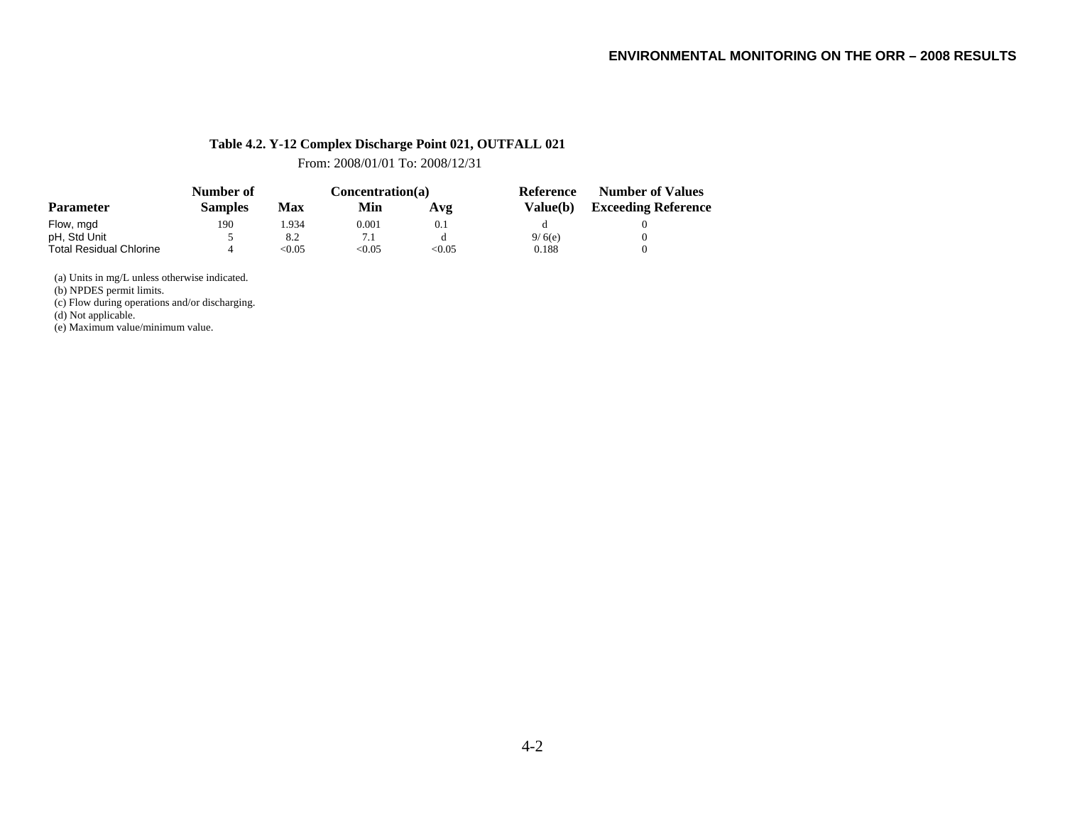**Table 4.2. Y-12 Complex Discharge Point 021, OUTFALL 021**

From: 2008/01/01 To: 2008/12/31

| Parameter | Number of Samples | Concentration(a) Max | Min | Avg | Reference Value(b) | Number of Values Exceeding Reference |
|---|---|---|---|---|---|---|
| Flow, mgd | 190 | 1.934 | 0.001 | 0.1 | d | 0 |
| pH, Std Unit | 5 | 8.2 | 7.1 | d | 9/ 6(e) | 0 |
| Total Residual Chlorine | 4 | <0.05 | <0.05 | <0.05 | 0.188 | 0 |

(a) Units in mg/L unless otherwise indicated.
(b) NPDES permit limits.
(c) Flow during operations and/or discharging.
(d) Not applicable.
(e) Maximum value/minimum value.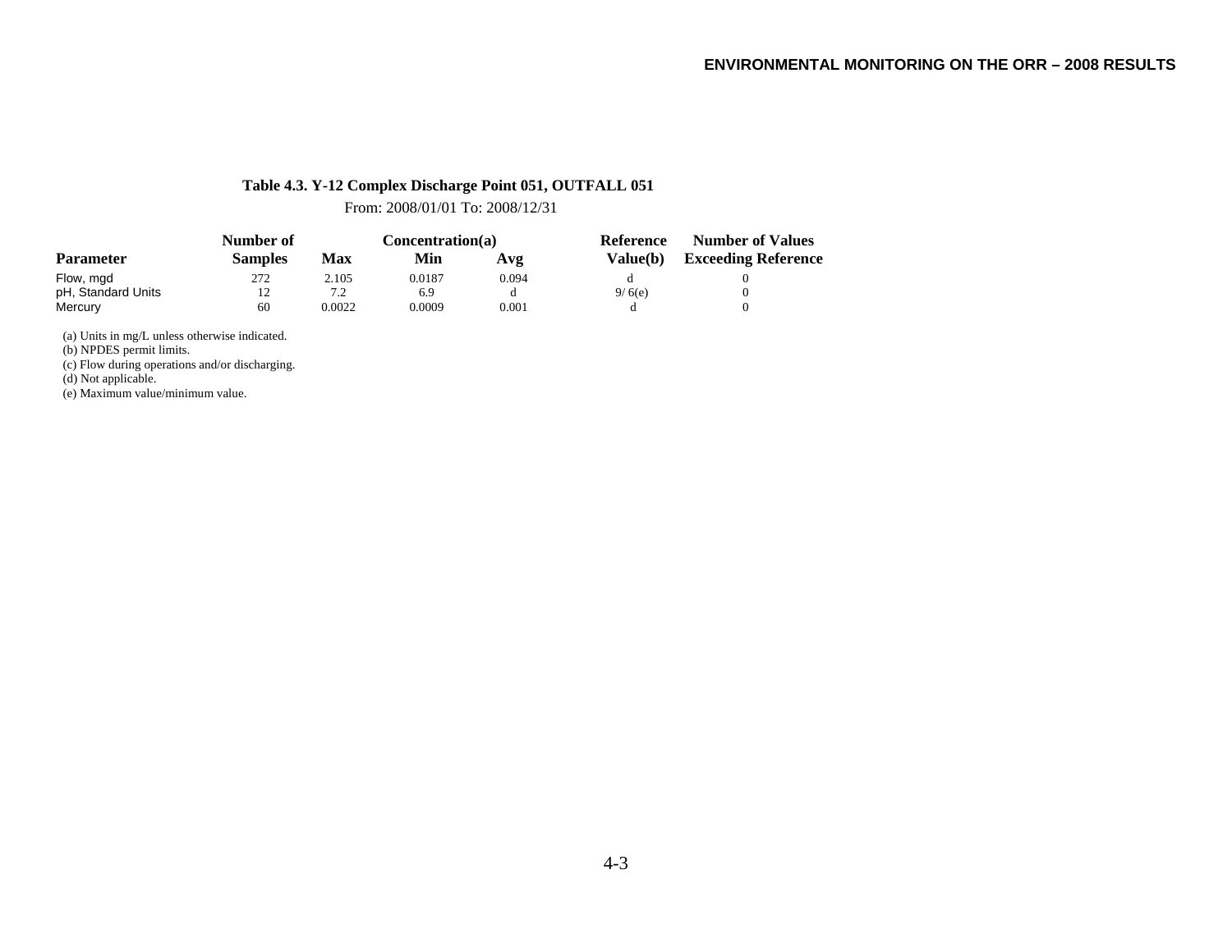**Table 4.3. Y-12 Complex Discharge Point 051, OUTFALL 051**

From: 2008/01/01 To: 2008/12/31

| Parameter | Number of Samples | Concentration(a) Max | Min | Avg | Reference Value(b) | Number of Values Exceeding Reference |
|---|---|---|---|---|---|---|
| Flow, mgd | 272 | 2.105 | 0.0187 | 0.094 | d | 0 |
| pH, Standard Units | 12 | 7.2 | 6.9 | d | 9/ 6(e) | 0 |
| Mercury | 60 | 0.0022 | 0.0009 | 0.001 | d | 0 |

(a) Units in mg/L unless otherwise indicated.
(b) NPDES permit limits.
(c) Flow during operations and/or discharging.
(d) Not applicable.
(e) Maximum value/minimum value.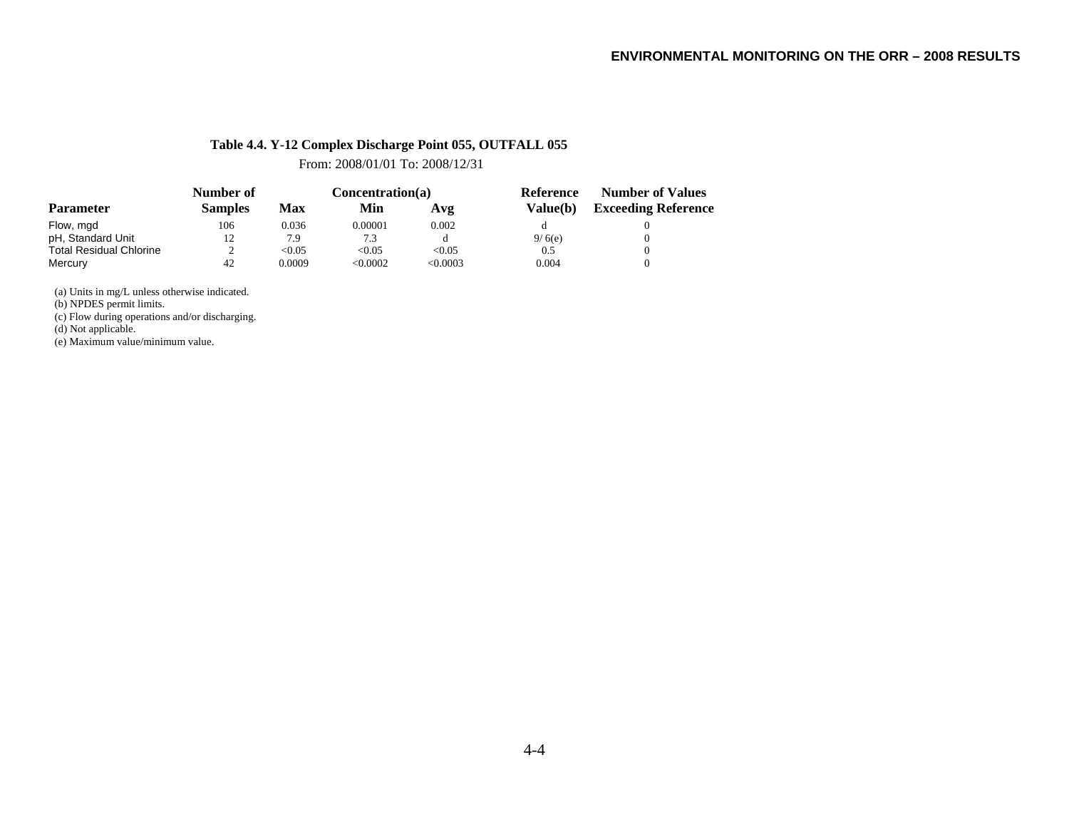**Table 4.4. Y-12 Complex Discharge Point 055, OUTFALL 055**

From: 2008/01/01 To: 2008/12/31

| Parameter | Number of Samples | Concentration(a) Max | Min | Avg | Reference Value(b) | Number of Values Exceeding Reference |
|---|---|---|---|---|---|---|
| Flow, mgd | 106 | 0.036 | 0.00001 | 0.002 | d | 0 |
| pH, Standard Unit | 12 | 7.9 | 7.3 | d | 9/ 6(e) | 0 |
| Total Residual Chlorine | 2 | <0.05 | <0.05 | <0.05 | 0.5 | 0 |
| Mercury | 42 | 0.0009 | <0.0002 | <0.0003 | 0.004 | 0 |

(a) Units in mg/L unless otherwise indicated.
(b) NPDES permit limits.
(c) Flow during operations and/or discharging.
(d) Not applicable.
(e) Maximum value/minimum value.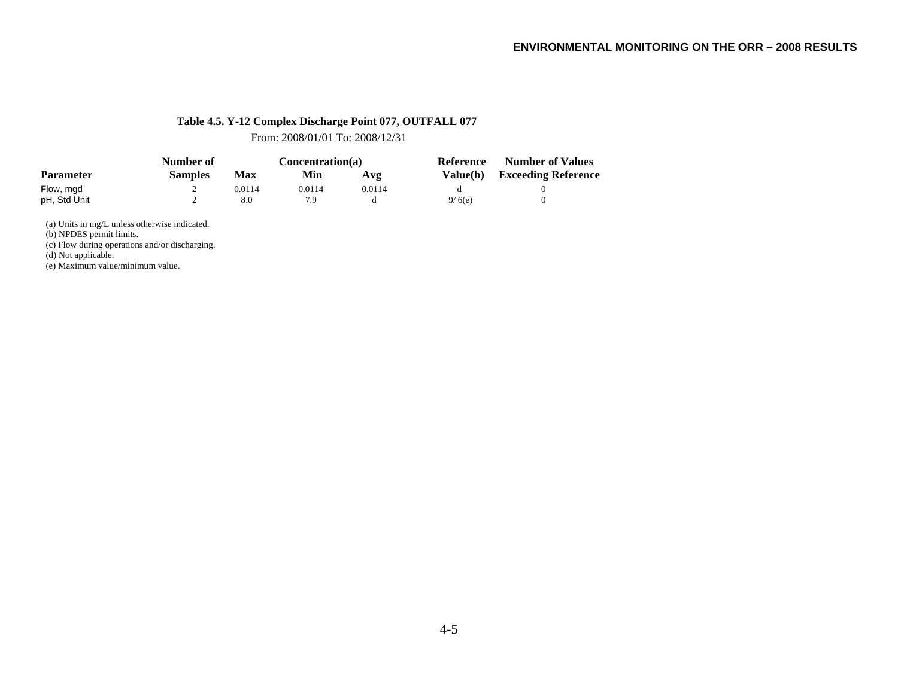**Table 4.5. Y-12 Complex Discharge Point 077, OUTFALL 077**

From: 2008/01/01 To: 2008/12/31

| Parameter | Number of Samples | Concentration(a) Max | Min | Avg | Reference Value(b) | Number of Values Exceeding Reference |
|---|---|---|---|---|---|---|
| Flow, mgd | 2 | 0.0114 | 0.0114 | 0.0114 | d | 0 |
| pH, Std Unit | 2 | 8.0 | 7.9 | d | 9/ 6(e) | 0 |

(a) Units in mg/L unless otherwise indicated.
(b) NPDES permit limits.
(c) Flow during operations and/or discharging.
(d) Not applicable.
(e) Maximum value/minimum value.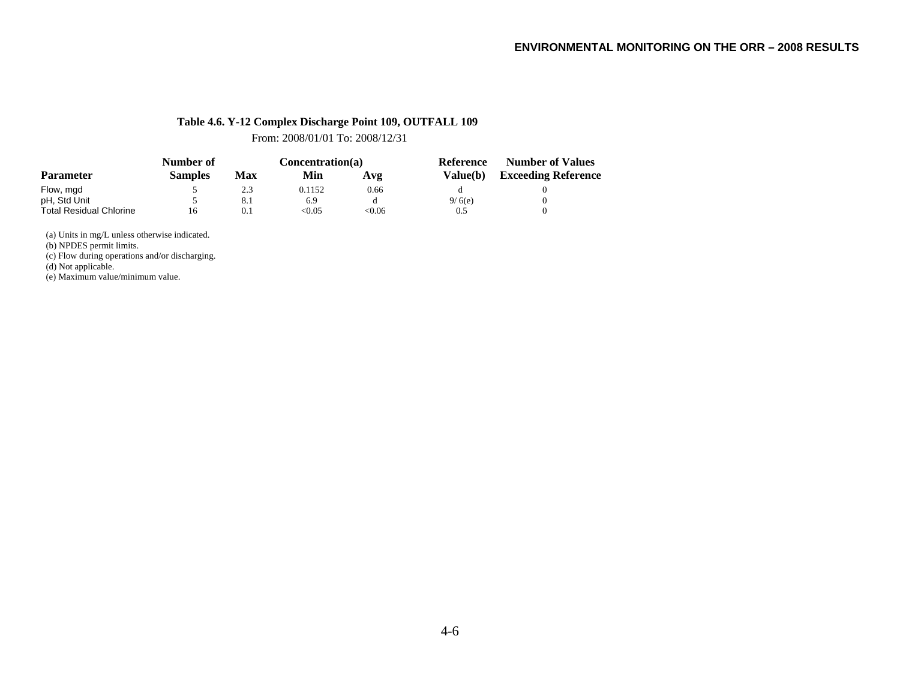**Table 4.6. Y-12 Complex Discharge Point 109, OUTFALL 109**

From: 2008/01/01 To: 2008/12/31

| Parameter | Number of Samples | Concentration(a) Max | Min | Avg | Reference Value(b) | Number of Values Exceeding Reference |
|---|---|---|---|---|---|---|
| Flow, mgd | 5 | 2.3 | 0.1152 | 0.66 | d | 0 |
| pH, Std Unit | 5 | 8.1 | 6.9 | d | 9/ 6(e) | 0 |
| Total Residual Chlorine | 16 | 0.1 | <0.05 | <0.06 | 0.5 | 0 |

(a) Units in mg/L unless otherwise indicated.
(b) NPDES permit limits.
(c) Flow during operations and/or discharging.
(d) Not applicable.
(e) Maximum value/minimum value.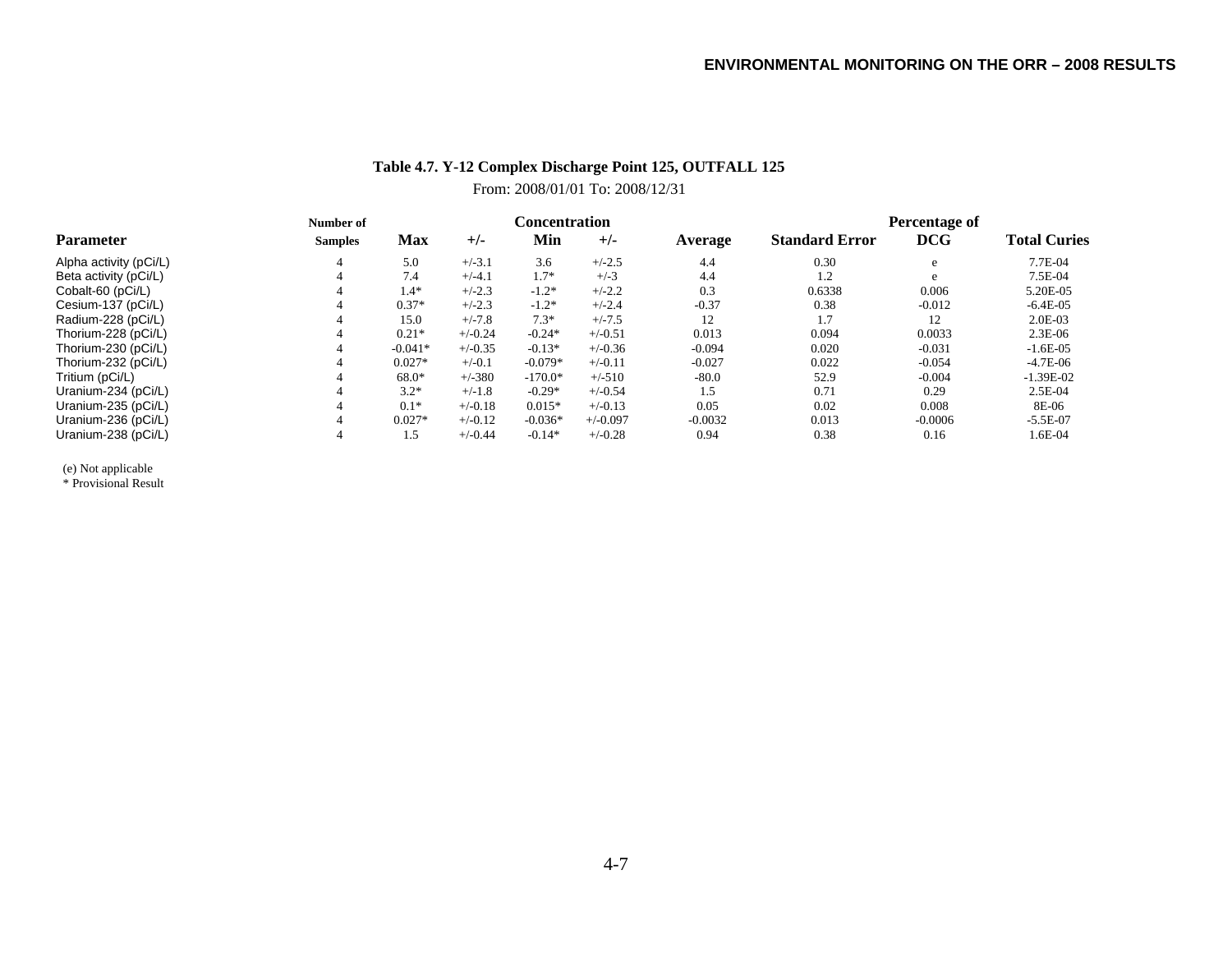**Table 4.7. Y-12 Complex Discharge Point 125, OUTFALL 125**

From: 2008/01/01 To: 2008/12/31

| Parameter | Number of Samples | Concentration Max | +/- | Min | +/- | Average | Standard Error | Percentage of DCG | Total Curies |
|---|---|---|---|---|---|---|---|---|---|
| Alpha activity (pCi/L) | 4 | 5.0 | +/-3.1 | 3.6 | +/-2.5 | 4.4 | 0.30 | e | 7.7E-04 |
| Beta activity (pCi/L) | 4 | 7.4 | +/-4.1 | 1.7* | +/-3 | 4.4 | 1.2 | e | 7.5E-04 |
| Cobalt-60 (pCi/L) | 4 | 1.4* | +/-2.3 | -1.2* | +/-2.2 | 0.3 | 0.6338 | 0.006 | 5.20E-05 |
| Cesium-137 (pCi/L) | 4 | 0.37* | +/-2.3 | -1.2* | +/-2.4 | -0.37 | 0.38 | -0.012 | -6.4E-05 |
| Radium-228 (pCi/L) | 4 | 15.0 | +/-7.8 | 7.3* | +/-7.5 | 12 | 1.7 | 12 | 2.0E-03 |
| Thorium-228 (pCi/L) | 4 | 0.21* | +/-0.24 | -0.24* | +/-0.51 | 0.013 | 0.094 | 0.0033 | 2.3E-06 |
| Thorium-230 (pCi/L) | 4 | -0.041* | +/-0.35 | -0.13* | +/-0.36 | -0.094 | 0.020 | -0.031 | -1.6E-05 |
| Thorium-232 (pCi/L) | 4 | 0.027* | +/-0.1 | -0.079* | +/-0.11 | -0.027 | 0.022 | -0.054 | -4.7E-06 |
| Tritium (pCi/L) | 4 | 68.0* | +/-380 | -170.0* | +/-510 | -80.0 | 52.9 | -0.004 | -1.39E-02 |
| Uranium-234 (pCi/L) | 4 | 3.2* | +/-1.8 | -0.29* | +/-0.54 | 1.5 | 0.71 | 0.29 | 2.5E-04 |
| Uranium-235 (pCi/L) | 4 | 0.1* | +/-0.18 | 0.015* | +/-0.13 | 0.05 | 0.02 | 0.008 | 8E-06 |
| Uranium-236 (pCi/L) | 4 | 0.027* | +/-0.12 | -0.036* | +/-0.097 | -0.0032 | 0.013 | -0.0006 | -5.5E-07 |
| Uranium-238 (pCi/L) | 4 | 1.5 | +/-0.44 | -0.14* | +/-0.28 | 0.94 | 0.38 | 0.16 | 1.6E-04 |

(e) Not applicable
* Provisional Result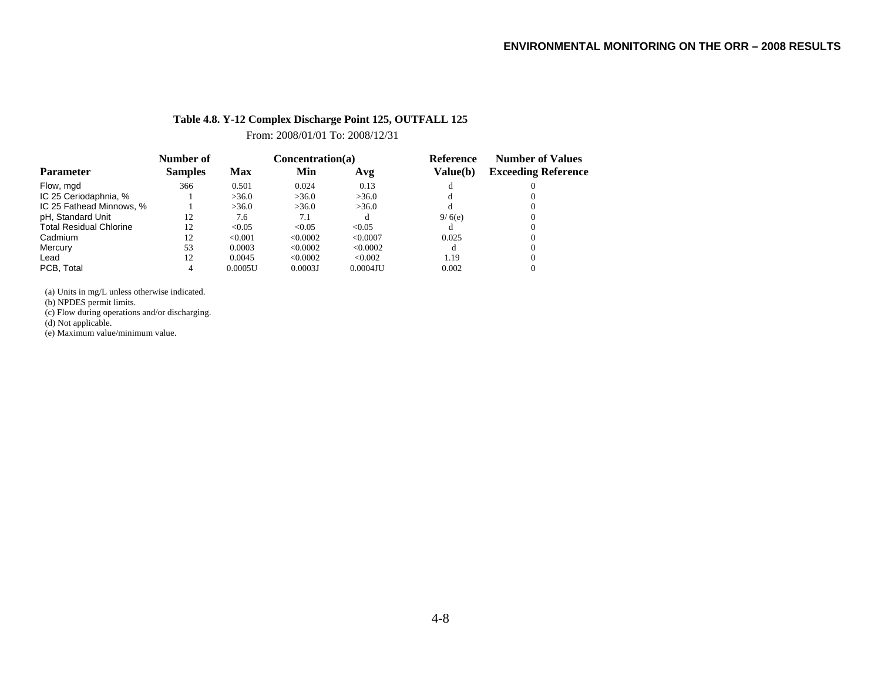**Table 4.8. Y-12 Complex Discharge Point 125, OUTFALL 125**

From: 2008/01/01 To: 2008/12/31

| Parameter | Number of Samples | Concentration(a) Max | Min | Avg | Reference Value(b) | Number of Values Exceeding Reference |
|---|---|---|---|---|---|---|
| Flow, mgd | 366 | 0.501 | 0.024 | 0.13 | d | 0 |
| IC 25 Ceriodaphnia, % | 1 | >36.0 | >36.0 | >36.0 | d | 0 |
| IC 25 Fathead Minnows, % | 1 | >36.0 | >36.0 | >36.0 | d | 0 |
| pH, Standard Unit | 12 | 7.6 | 7.1 | d | 9/ 6(e) | 0 |
| Total Residual Chlorine | 12 | <0.05 | <0.05 | <0.05 | d | 0 |
| Cadmium | 12 | <0.001 | <0.0002 | <0.0007 | 0.025 | 0 |
| Mercury | 53 | 0.0003 | <0.0002 | <0.0002 | d | 0 |
| Lead | 12 | 0.0045 | <0.0002 | <0.002 | 1.19 | 0 |
| PCB, Total | 4 | 0.0005U | 0.0003J | 0.0004JU | 0.002 | 0 |

(a) Units in mg/L unless otherwise indicated.
(b) NPDES permit limits.
(c) Flow during operations and/or discharging.
(d) Not applicable.
(e) Maximum value/minimum value.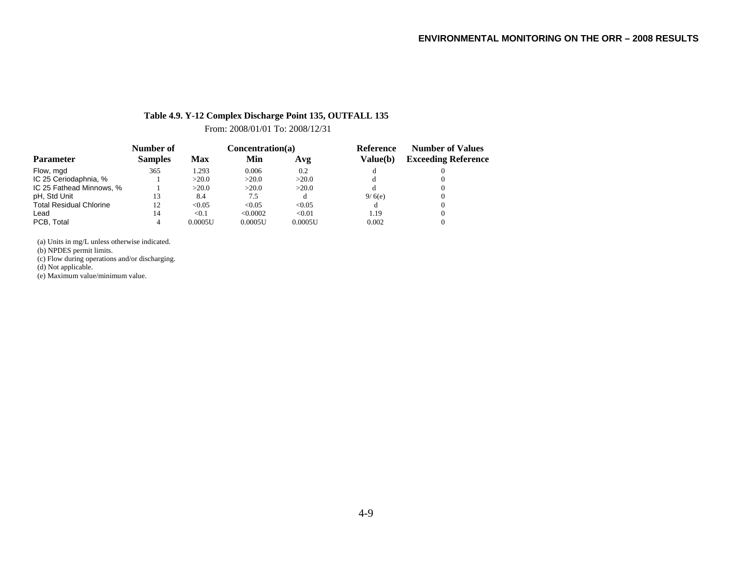**Table 4.9. Y-12 Complex Discharge Point 135, OUTFALL 135**

From: 2008/01/01 To: 2008/12/31

| Parameter | Number of Samples | Concentration(a) Max | Min | Avg | Reference Value(b) | Number of Values Exceeding Reference |
|---|---|---|---|---|---|---|
| Flow, mgd | 365 | 1.293 | 0.006 | 0.2 | d | 0 |
| IC 25 Ceriodaphnia, % | 1 | >20.0 | >20.0 | >20.0 | d | 0 |
| IC 25 Fathead Minnows, % | 1 | >20.0 | >20.0 | >20.0 | d | 0 |
| pH, Std Unit | 13 | 8.4 | 7.5 | d | 9/ 6(e) | 0 |
| Total Residual Chlorine | 12 | <0.05 | <0.05 | <0.05 | d | 0 |
| Lead | 14 | <0.1 | <0.0002 | <0.01 | 1.19 | 0 |
| PCB, Total | 4 | 0.0005U | 0.0005U | 0.0005U | 0.002 | 0 |

(a) Units in mg/L unless otherwise indicated.
(b) NPDES permit limits.
(c) Flow during operations and/or discharging.
(d) Not applicable.
(e) Maximum value/minimum value.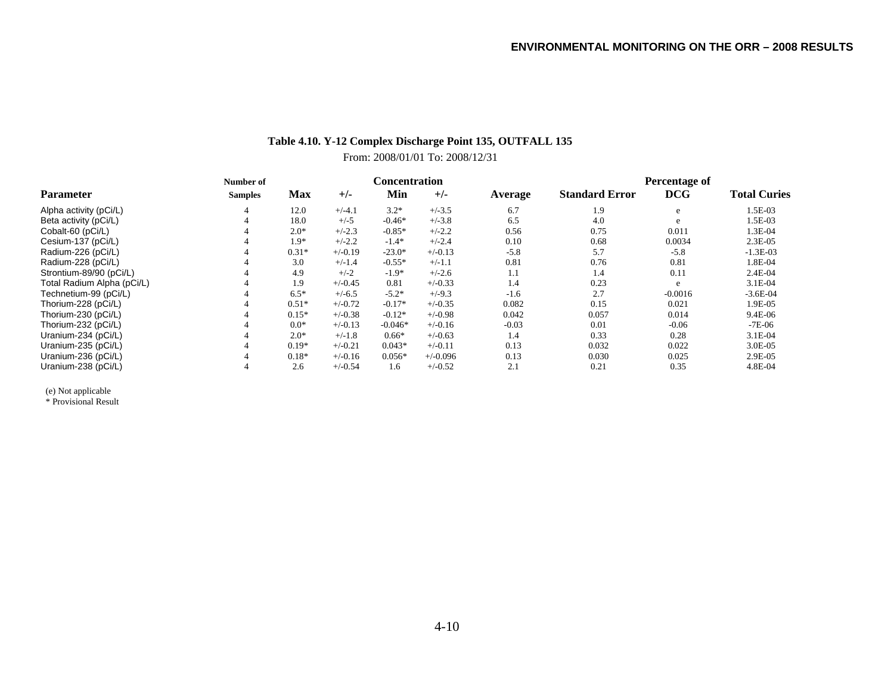**Table 4.10. Y-12 Complex Discharge Point 135, OUTFALL 135**

From: 2008/01/01 To: 2008/12/31

| Parameter | Number of Samples | Concentration Max | +/- | Min | +/- | Average | Standard Error | Percentage of DCG | Total Curies |
|---|---|---|---|---|---|---|---|---|---|
| Alpha activity (pCi/L) | 4 | 12.0 | +/-4.1 | 3.2* | +/-3.5 | 6.7 | 1.9 | e | 1.5E-03 |
| Beta activity (pCi/L) | 4 | 18.0 | +/-5 | -0.46* | +/-3.8 | 6.5 | 4.0 | e | 1.5E-03 |
| Cobalt-60 (pCi/L) | 4 | 2.0* | +/-2.3 | -0.85* | +/-2.2 | 0.56 | 0.75 | 0.011 | 1.3E-04 |
| Cesium-137 (pCi/L) | 4 | 1.9* | +/-2.2 | -1.4* | +/-2.4 | 0.10 | 0.68 | 0.0034 | 2.3E-05 |
| Radium-226 (pCi/L) | 4 | 0.31* | +/-0.19 | -23.0* | +/-0.13 | -5.8 | 5.7 | -5.8 | -1.3E-03 |
| Radium-228 (pCi/L) | 4 | 3.0 | +/-1.4 | -0.55* | +/-1.1 | 0.81 | 0.76 | 0.81 | 1.8E-04 |
| Strontium-89/90 (pCi/L) | 4 | 4.9 | +/-2 | -1.9* | +/-2.6 | 1.1 | 1.4 | 0.11 | 2.4E-04 |
| Total Radium Alpha (pCi/L) | 4 | 1.9 | +/-0.45 | 0.81 | +/-0.33 | 1.4 | 0.23 | e | 3.1E-04 |
| Technetium-99 (pCi/L) | 4 | 6.5* | +/-6.5 | -5.2* | +/-9.3 | -1.6 | 2.7 | -0.0016 | -3.6E-04 |
| Thorium-228 (pCi/L) | 4 | 0.51* | +/-0.72 | -0.17* | +/-0.35 | 0.082 | 0.15 | 0.021 | 1.9E-05 |
| Thorium-230 (pCi/L) | 4 | 0.15* | +/-0.38 | -0.12* | +/-0.98 | 0.042 | 0.057 | 0.014 | 9.4E-06 |
| Thorium-232 (pCi/L) | 4 | 0.0* | +/-0.13 | -0.046* | +/-0.16 | -0.03 | 0.01 | -0.06 | -7E-06 |
| Uranium-234 (pCi/L) | 4 | 2.0* | +/-1.8 | 0.66* | +/-0.63 | 1.4 | 0.33 | 0.28 | 3.1E-04 |
| Uranium-235 (pCi/L) | 4 | 0.19* | +/-0.21 | 0.043* | +/-0.11 | 0.13 | 0.032 | 0.022 | 3.0E-05 |
| Uranium-236 (pCi/L) | 4 | 0.18* | +/-0.16 | 0.056* | +/-0.096 | 0.13 | 0.030 | 0.025 | 2.9E-05 |
| Uranium-238 (pCi/L) | 4 | 2.6 | +/-0.54 | 1.6 | +/-0.52 | 2.1 | 0.21 | 0.35 | 4.8E-04 |

(e) Not applicable
* Provisional Result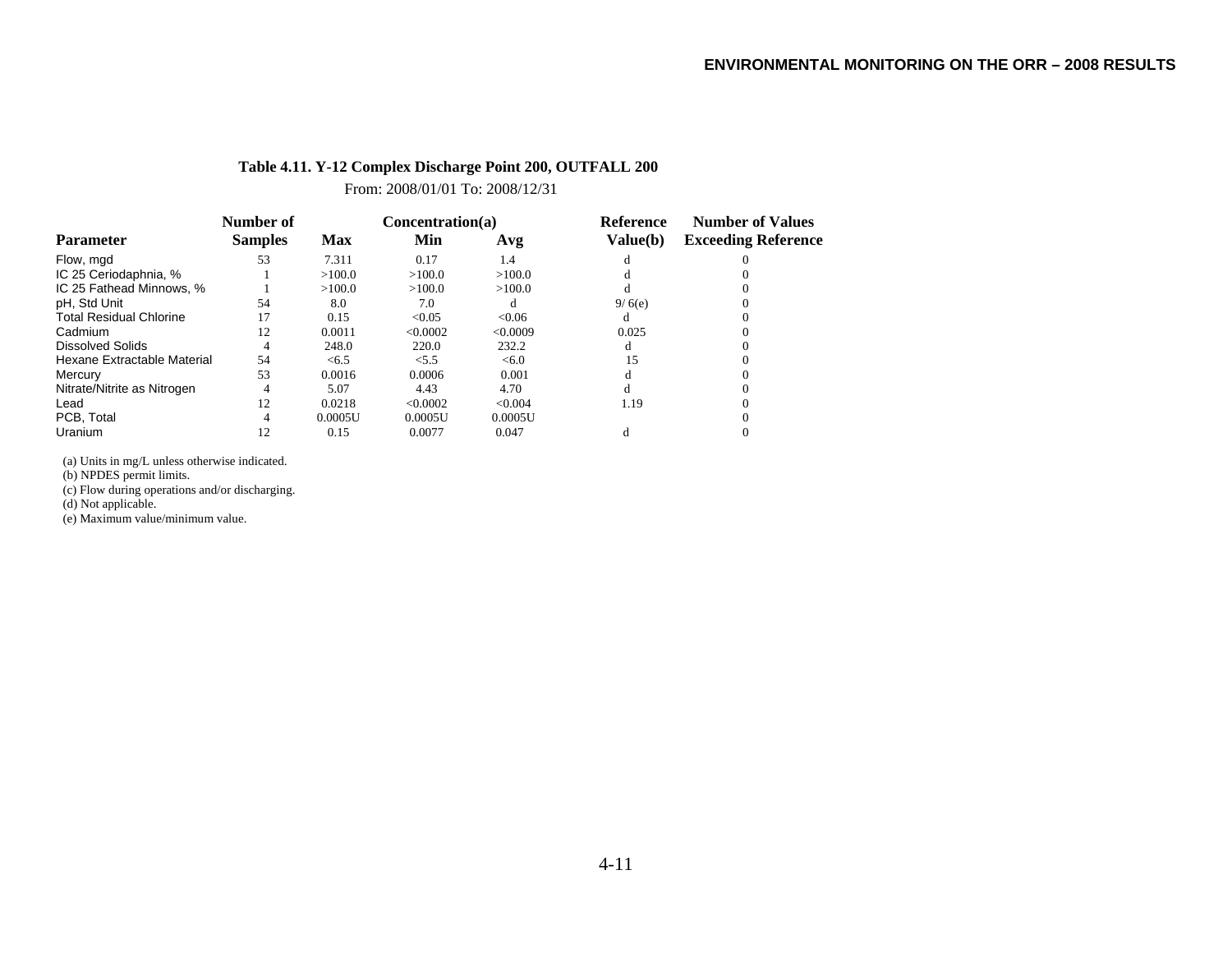**Table 4.11. Y-12 Complex Discharge Point 200, OUTFALL 200**

From: 2008/01/01 To: 2008/12/31

| Parameter | Number of Samples | Concentration(a) Max | Min | Avg | Reference Value(b) | Number of Values Exceeding Reference |
|---|---|---|---|---|---|---|
| Flow, mgd | 53 | 7.311 | 0.17 | 1.4 | d | 0 |
| IC 25 Ceriodaphnia, % | 1 | >100.0 | >100.0 | >100.0 | d | 0 |
| IC 25 Fathead Minnows, % | 1 | >100.0 | >100.0 | >100.0 | d | 0 |
| pH, Std Unit | 54 | 8.0 | 7.0 | d | 9/ 6(e) | 0 |
| Total Residual Chlorine | 17 | 0.15 | <0.05 | <0.06 | d | 0 |
| Cadmium | 12 | 0.0011 | <0.0002 | <0.0009 | 0.025 | 0 |
| Dissolved Solids | 4 | 248.0 | 220.0 | 232.2 | d | 0 |
| Hexane Extractable Material | 54 | <6.5 | <5.5 | <6.0 | 15 | 0 |
| Mercury | 53 | 0.0016 | 0.0006 | 0.001 | d | 0 |
| Nitrate/Nitrite as Nitrogen | 4 | 5.07 | 4.43 | 4.70 | d | 0 |
| Lead | 12 | 0.0218 | <0.0002 | <0.004 | 1.19 | 0 |
| PCB, Total | 4 | 0.0005U | 0.0005U | 0.0005U | | 0 |
| Uranium | 12 | 0.15 | 0.0077 | 0.047 | d | 0 |

(a) Units in mg/L unless otherwise indicated.
(b) NPDES permit limits.
(c) Flow during operations and/or discharging.
(d) Not applicable.
(e) Maximum value/minimum value.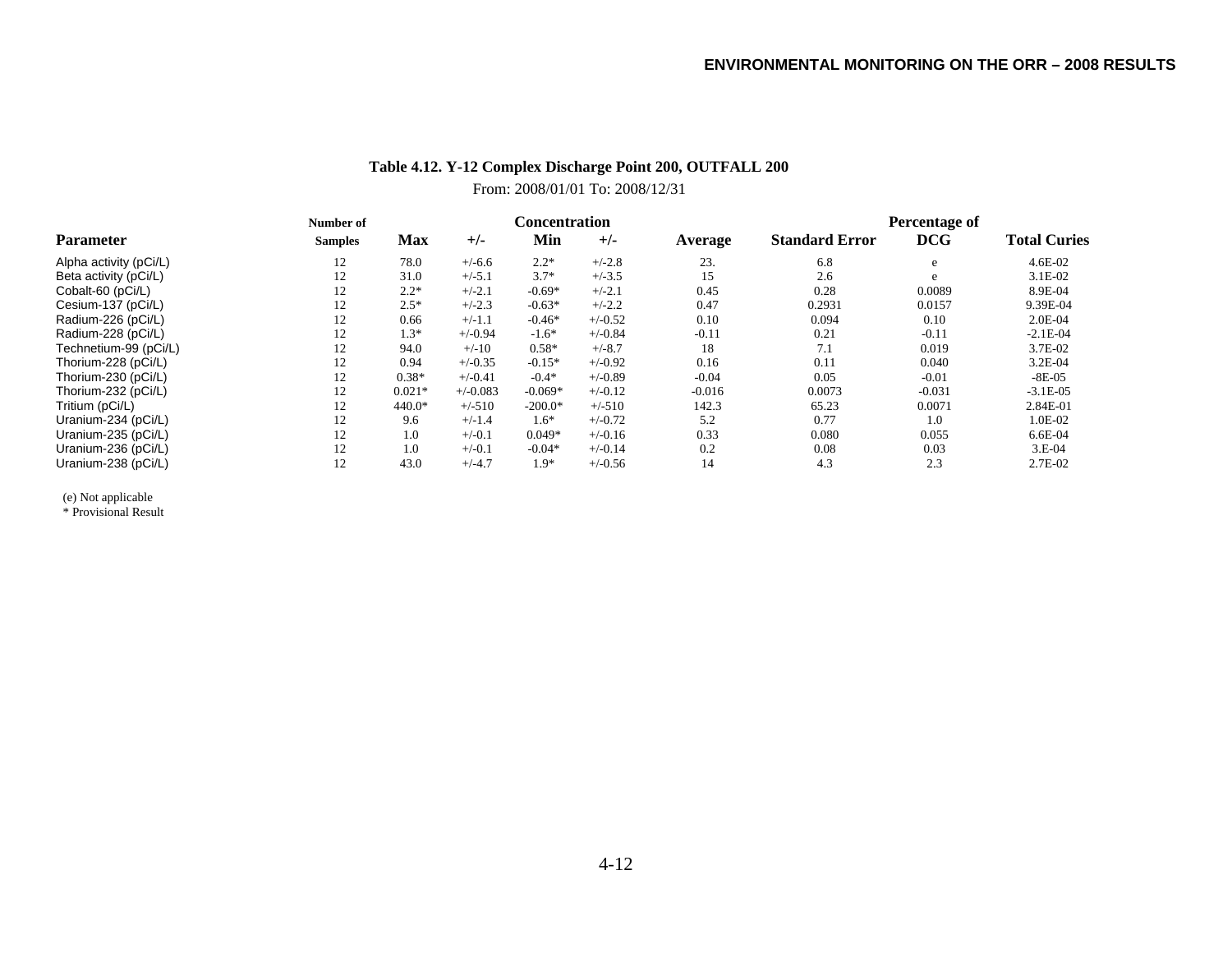**Table 4.12. Y-12 Complex Discharge Point 200, OUTFALL 200**

From: 2008/01/01 To: 2008/12/31

| Parameter | Number of Samples | Concentration Max | +/- | Min | +/- | Average | Standard Error | Percentage of DCG | Total Curies |
|---|---|---|---|---|---|---|---|---|---|
| Alpha activity (pCi/L) | 12 | 78.0 | +/-6.6 | 2.2* | +/-2.8 | 23. | 6.8 | e | 4.6E-02 |
| Beta activity (pCi/L) | 12 | 31.0 | +/-5.1 | 3.7* | +/-3.5 | 15 | 2.6 | e | 3.1E-02 |
| Cobalt-60 (pCi/L) | 12 | 2.2* | +/-2.1 | -0.69* | +/-2.1 | 0.45 | 0.28 | 0.0089 | 8.9E-04 |
| Cesium-137 (pCi/L) | 12 | 2.5* | +/-2.3 | -0.63* | +/-2.2 | 0.47 | 0.2931 | 0.0157 | 9.39E-04 |
| Radium-226 (pCi/L) | 12 | 0.66 | +/-1.1 | -0.46* | +/-0.52 | 0.10 | 0.094 | 0.10 | 2.0E-04 |
| Radium-228 (pCi/L) | 12 | 1.3* | +/-0.94 | -1.6* | +/-0.84 | -0.11 | 0.21 | -0.11 | -2.1E-04 |
| Technetium-99 (pCi/L) | 12 | 94.0 | +/-10 | 0.58* | +/-8.7 | 18 | 7.1 | 0.019 | 3.7E-02 |
| Thorium-228 (pCi/L) | 12 | 0.94 | +/-0.35 | -0.15* | +/-0.92 | 0.16 | 0.11 | 0.040 | 3.2E-04 |
| Thorium-230 (pCi/L) | 12 | 0.38* | +/-0.41 | -0.4* | +/-0.89 | -0.04 | 0.05 | -0.01 | -8E-05 |
| Thorium-232 (pCi/L) | 12 | 0.021* | +/-0.083 | -0.069* | +/-0.12 | -0.016 | 0.0073 | -0.031 | -3.1E-05 |
| Tritium (pCi/L) | 12 | 440.0* | +/-510 | -200.0* | +/-510 | 142.3 | 65.23 | 0.0071 | 2.84E-01 |
| Uranium-234 (pCi/L) | 12 | 9.6 | +/-1.4 | 1.6* | +/-0.72 | 5.2 | 0.77 | 1.0 | 1.0E-02 |
| Uranium-235 (pCi/L) | 12 | 1.0 | +/-0.1 | 0.049* | +/-0.16 | 0.33 | 0.080 | 0.055 | 6.6E-04 |
| Uranium-236 (pCi/L) | 12 | 1.0 | +/-0.1 | -0.04* | +/-0.14 | 0.2 | 0.08 | 0.03 | 3.E-04 |
| Uranium-238 (pCi/L) | 12 | 43.0 | +/-4.7 | 1.9* | +/-0.56 | 14 | 4.3 | 2.3 | 2.7E-02 |

(e) Not applicable

\* Provisional Result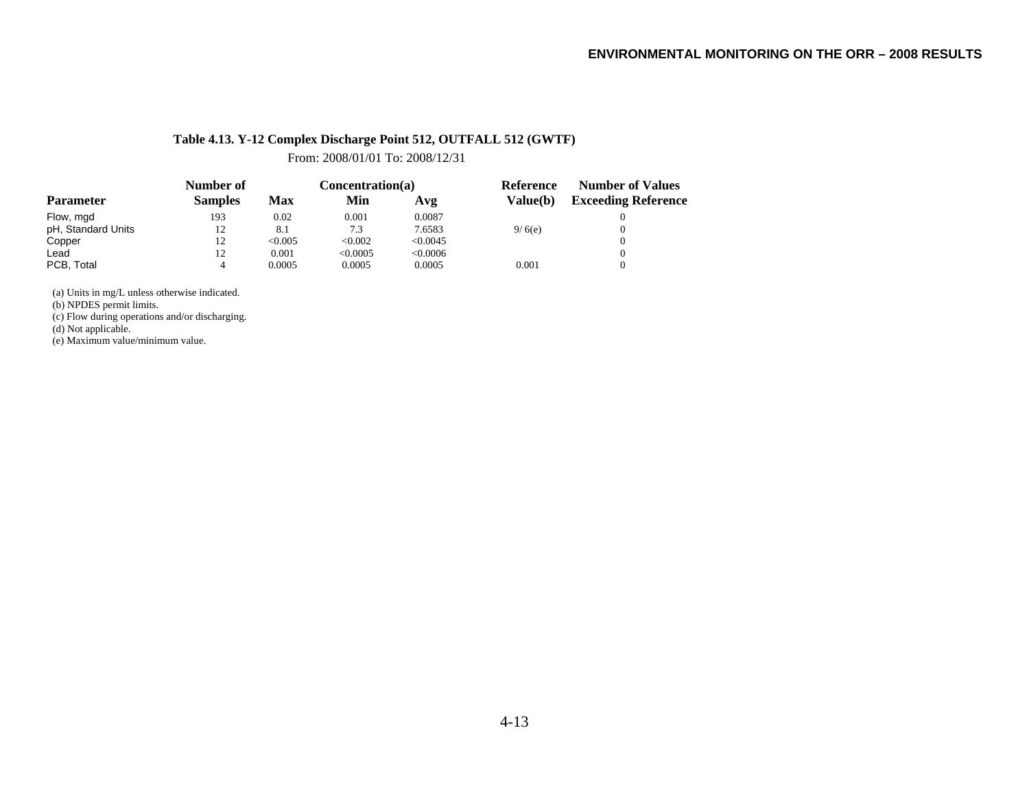### Table 4.13. Y-12 Complex Discharge Point 512, OUTFALL 512 (GWTF)

From: 2008/01/01 To: 2008/12/31

| Parameter | Number of Samples | Concentration(a) Max | Min | Avg | Reference Value(b) | Number of Values Exceeding Reference |
|---|---|---|---|---|---|---|
| Flow, mgd | 193 | 0.02 | 0.001 | 0.0087 | | 0 |
| pH, Standard Units | 12 | 8.1 | 7.3 | 7.6583 | 9/ 6(e) | 0 |
| Copper | 12 | <0.005 | <0.002 | <0.0045 | | 0 |
| Lead | 12 | 0.001 | <0.0005 | <0.0006 | | 0 |
| PCB, Total | 4 | 0.0005 | 0.0005 | 0.0005 | 0.001 | 0 |

(a) Units in mg/L unless otherwise indicated.
(b) NPDES permit limits.
(c) Flow during operations and/or discharging.
(d) Not applicable.
(e) Maximum value/minimum value.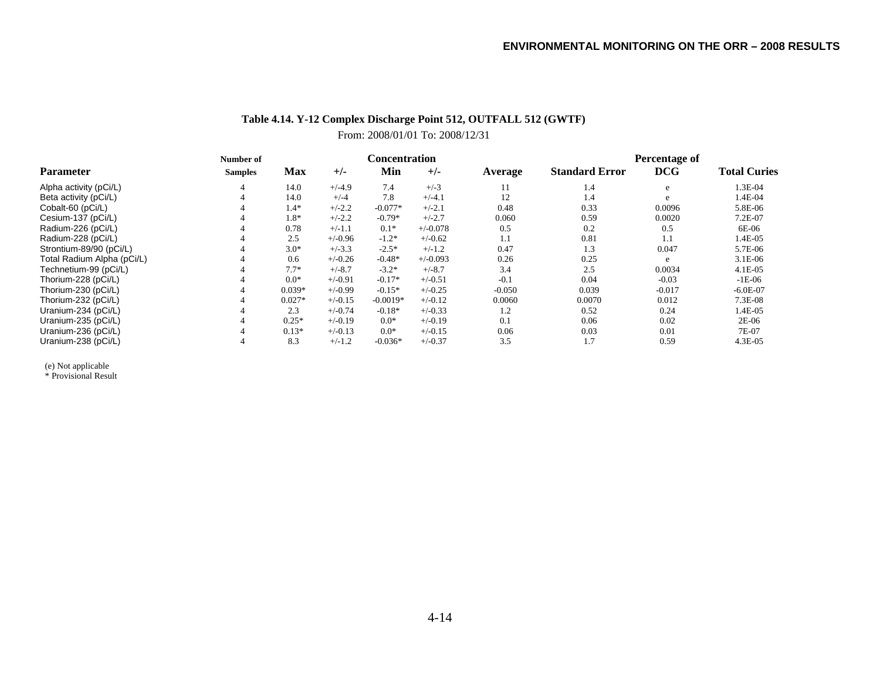**Table 4.14. Y-12 Complex Discharge Point 512, OUTFALL 512 (GWTF)**

From: 2008/01/01 To: 2008/12/31

| Parameter | Number of Samples | Concentration Max | +/- | Min | +/- | Average | Standard Error | Percentage of DCG | Total Curies |
|---|---|---|---|---|---|---|---|---|---|
| Alpha activity (pCi/L) | 4 | 14.0 | +/-4.9 | 7.4 | +/-3 | 11 | 1.4 | e | 1.3E-04 |
| Beta activity (pCi/L) | 4 | 14.0 | +/-4 | 7.8 | +/-4.1 | 12 | 1.4 | e | 1.4E-04 |
| Cobalt-60 (pCi/L) | 4 | 1.4* | +/-2.2 | -0.077* | +/-2.1 | 0.48 | 0.33 | 0.0096 | 5.8E-06 |
| Cesium-137 (pCi/L) | 4 | 1.8* | +/-2.2 | -0.79* | +/-2.7 | 0.060 | 0.59 | 0.0020 | 7.2E-07 |
| Radium-226 (pCi/L) | 4 | 0.78 | +/-1.1 | 0.1* | +/-0.078 | 0.5 | 0.2 | 0.5 | 6E-06 |
| Radium-228 (pCi/L) | 4 | 2.5 | +/-0.96 | -1.2* | +/-0.62 | 1.1 | 0.81 | 1.1 | 1.4E-05 |
| Strontium-89/90 (pCi/L) | 4 | 3.0* | +/-3.3 | -2.5* | +/-1.2 | 0.47 | 1.3 | 0.047 | 5.7E-06 |
| Total Radium Alpha (pCi/L) | 4 | 0.6 | +/-0.26 | -0.48* | +/-0.093 | 0.26 | 0.25 | e | 3.1E-06 |
| Technetium-99 (pCi/L) | 4 | 7.7* | +/-8.7 | -3.2* | +/-8.7 | 3.4 | 2.5 | 0.0034 | 4.1E-05 |
| Thorium-228 (pCi/L) | 4 | 0.0* | +/-0.91 | -0.17* | +/-0.51 | -0.1 | 0.04 | -0.03 | -1E-06 |
| Thorium-230 (pCi/L) | 4 | 0.039* | +/-0.99 | -0.15* | +/-0.25 | -0.050 | 0.039 | -0.017 | -6.0E-07 |
| Thorium-232 (pCi/L) | 4 | 0.027* | +/-0.15 | -0.0019* | +/-0.12 | 0.0060 | 0.0070 | 0.012 | 7.3E-08 |
| Uranium-234 (pCi/L) | 4 | 2.3 | +/-0.74 | -0.18* | +/-0.33 | 1.2 | 0.52 | 0.24 | 1.4E-05 |
| Uranium-235 (pCi/L) | 4 | 0.25* | +/-0.19 | 0.0* | +/-0.19 | 0.1 | 0.06 | 0.02 | 2E-06 |
| Uranium-236 (pCi/L) | 4 | 0.13* | +/-0.13 | 0.0* | +/-0.15 | 0.06 | 0.03 | 0.01 | 7E-07 |
| Uranium-238 (pCi/L) | 4 | 8.3 | +/-1.2 | -0.036* | +/-0.37 | 3.5 | 1.7 | 0.59 | 4.3E-05 |

(e) Not applicable
\* Provisional Result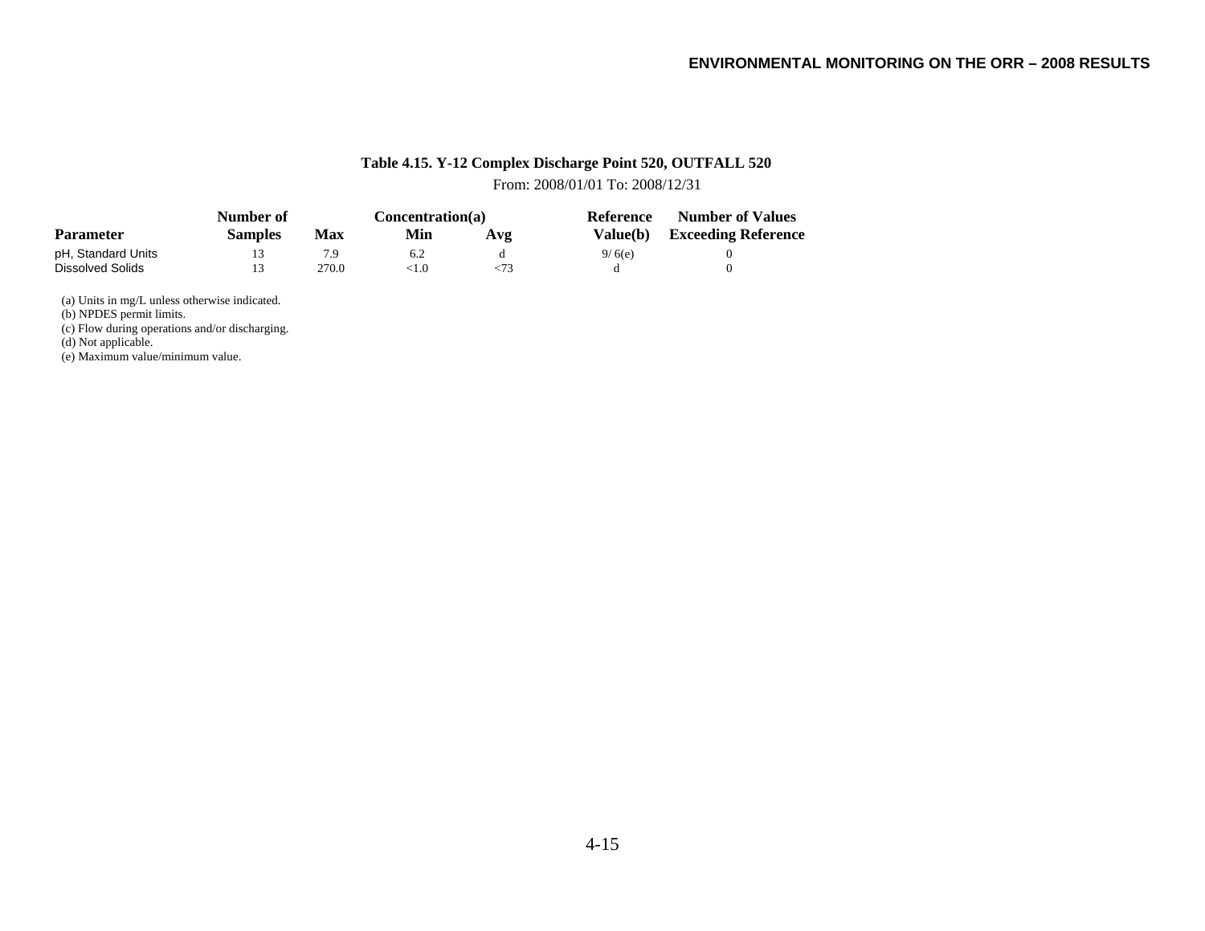**Table 4.15. Y-12 Complex Discharge Point 520, OUTFALL 520**

From: 2008/01/01 To: 2008/12/31

| Parameter | Number of Samples | Concentration(a) | | | Reference Value(b) | Number of Values Exceeding Reference |
|---|---|---|---|---|---|---|
| | | Max | Min | Avg | | |
| pH, Standard Units | 13 | 7.9 | 6.2 | d | 9/ 6(e) | 0 |
| Dissolved Solids | 13 | 270.0 | <1.0 | <73 | d | 0 |

(a) Units in mg/L unless otherwise indicated.
(b) NPDES permit limits.
(c) Flow during operations and/or discharging.
(d) Not applicable.
(e) Maximum value/minimum value.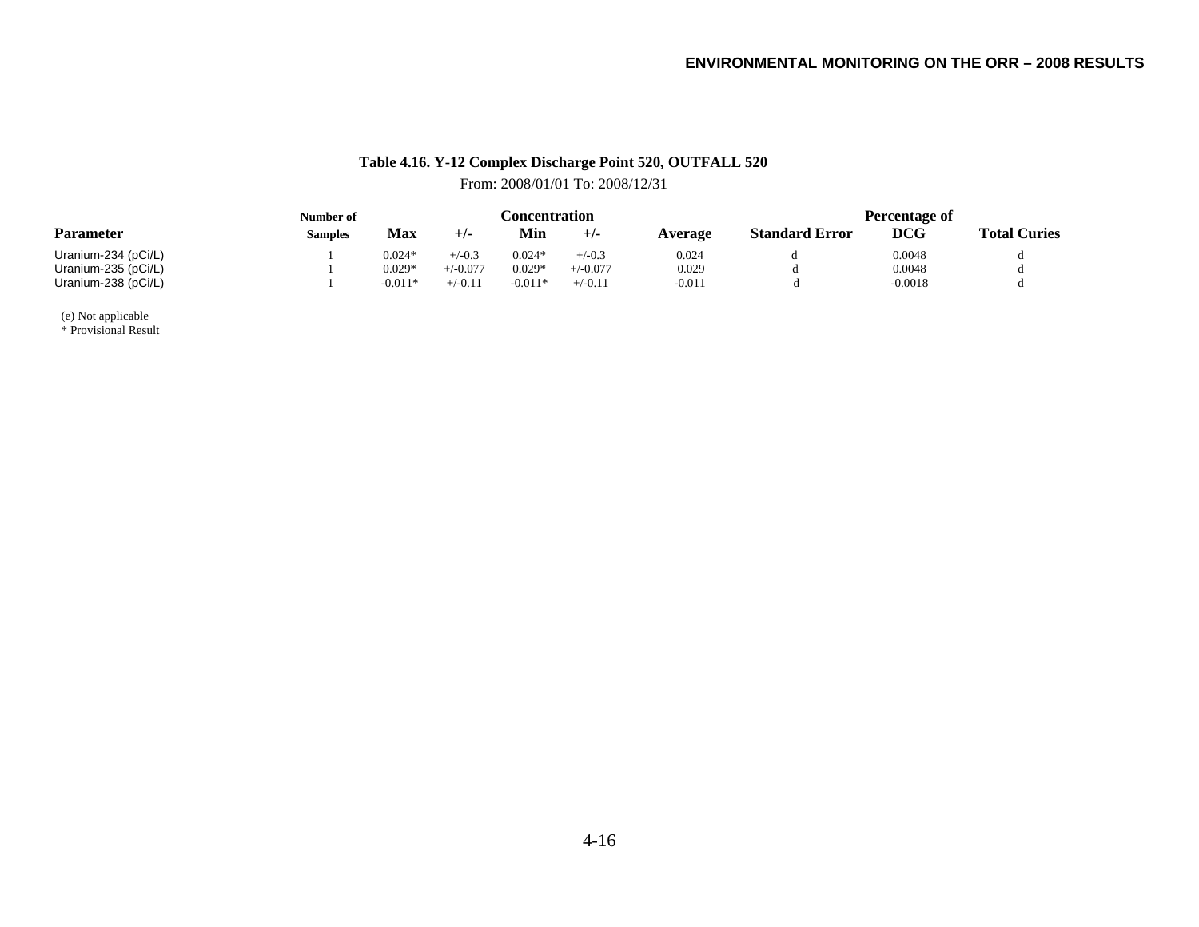**Table 4.16. Y-12 Complex Discharge Point 520, OUTFALL 520**

From: 2008/01/01 To: 2008/12/31

| Parameter | Number of Samples | Concentration Max | +/- | Min | +/- | Average | Standard Error | Percentage of DCG | Total Curies |
|---|---|---|---|---|---|---|---|---|---|
| Uranium-234 (pCi/L) | 1 | 0.024* | +/-0.3 | 0.024* | +/-0.3 | 0.024 | d | 0.0048 | d |
| Uranium-235 (pCi/L) | 1 | 0.029* | +/-0.077 | 0.029* | +/-0.077 | 0.029 | d | 0.0048 | d |
| Uranium-238 (pCi/L) | 1 | -0.011* | +/-0.11 | -0.011* | +/-0.11 | -0.011 | d | -0.0018 | d |

(e) Not applicable

* Provisional Result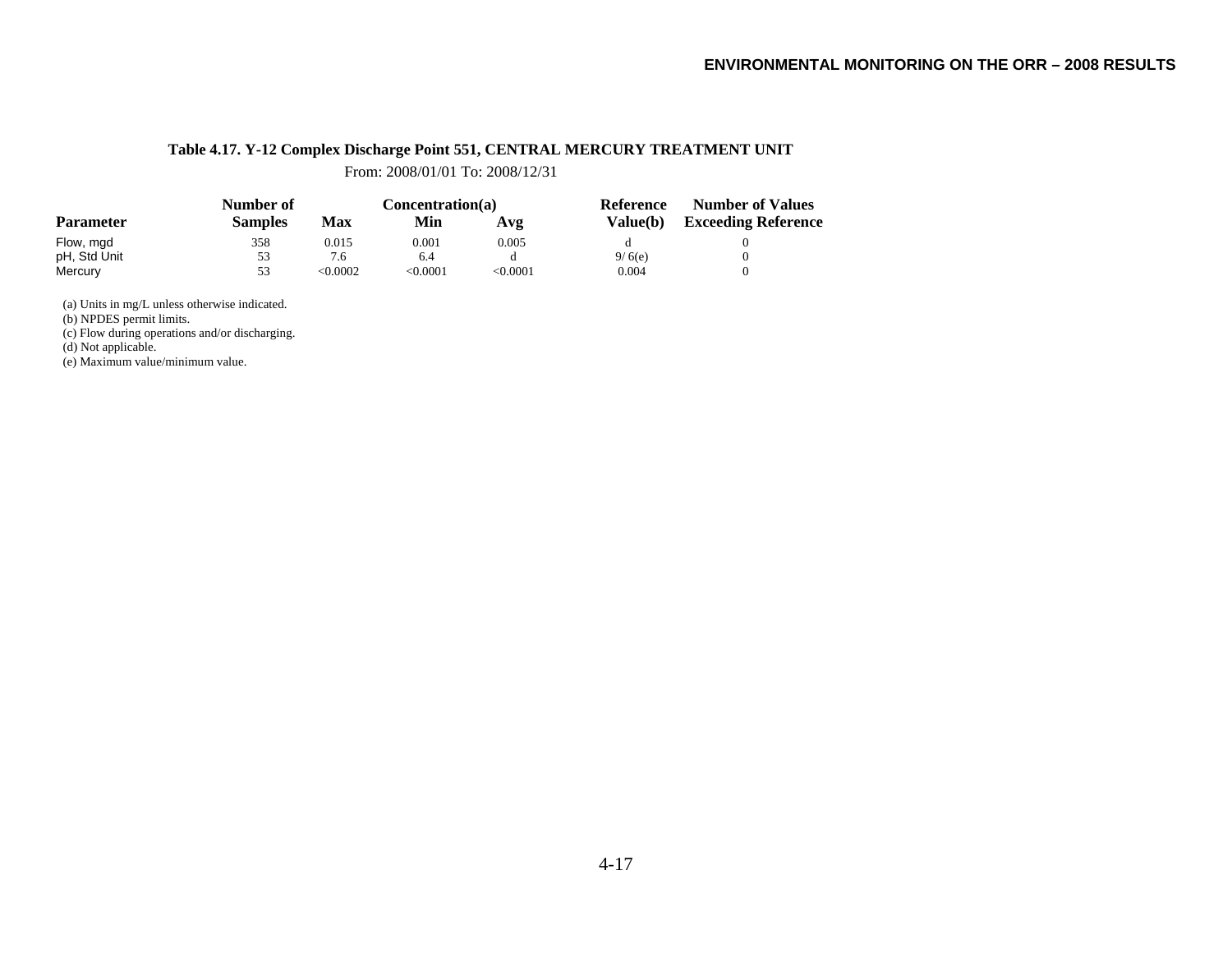**Table 4.17. Y-12 Complex Discharge Point 551, CENTRAL MERCURY TREATMENT UNIT**

From: 2008/01/01 To: 2008/12/31

| Parameter | Number of Samples | Concentration(a) Max | Min | Avg | Reference Value(b) | Number of Values Exceeding Reference |
|---|---|---|---|---|---|---|
| Flow, mgd | 358 | 0.015 | 0.001 | 0.005 | d | 0 |
| pH, Std Unit | 53 | 7.6 | 6.4 | d | 9/ 6(e) | 0 |
| Mercury | 53 | <0.0002 | <0.0001 | <0.0001 | 0.004 | 0 |

(a) Units in mg/L unless otherwise indicated.
(b) NPDES permit limits.
(c) Flow during operations and/or discharging.
(d) Not applicable.
(e) Maximum value/minimum value.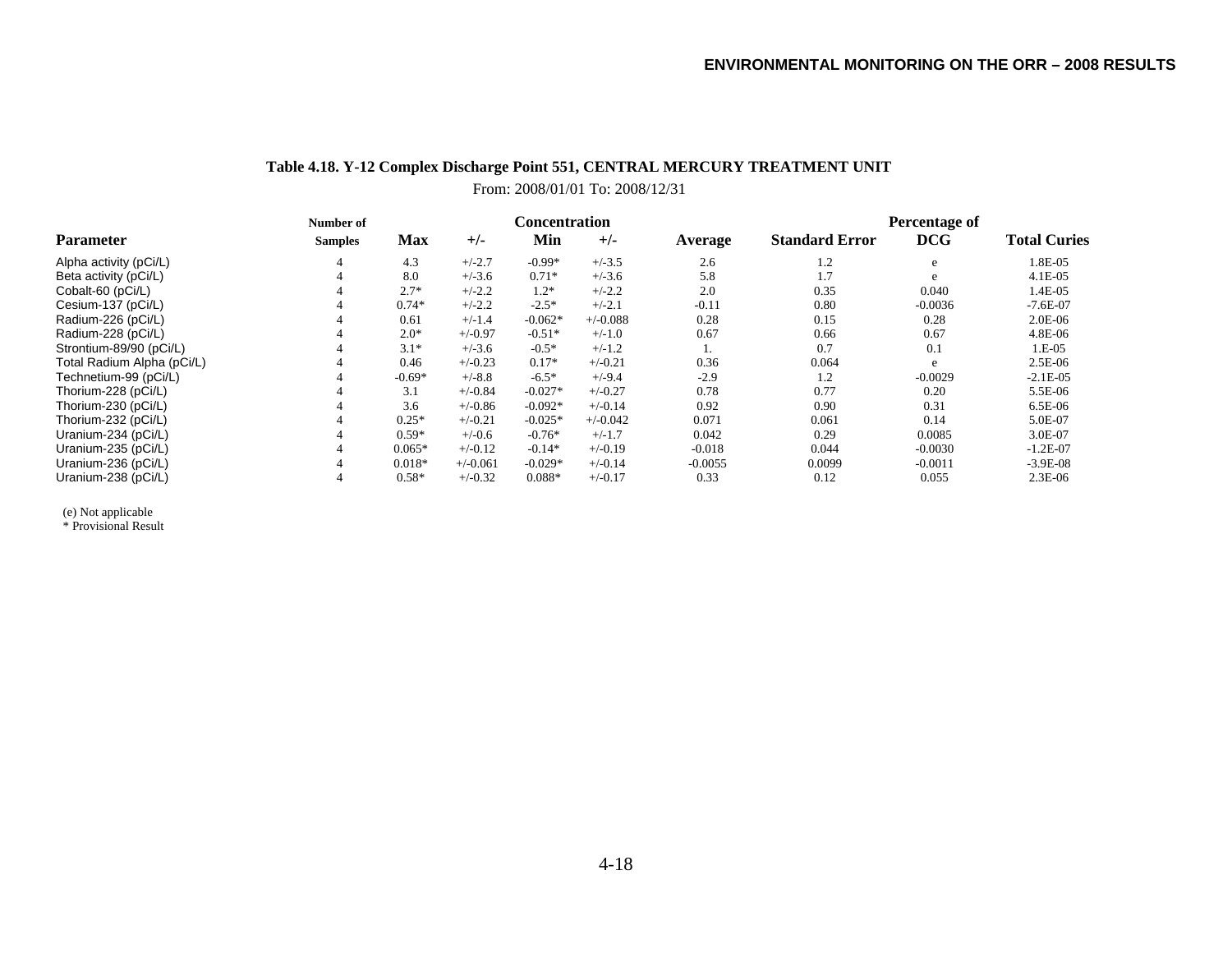**Table 4.18. Y-12 Complex Discharge Point 551, CENTRAL MERCURY TREATMENT UNIT**

From: 2008/01/01 To: 2008/12/31

| Parameter | Number of Samples | Concentration Max | +/- | Min | +/- | Average | Standard Error | Percentage of DCG | Total Curies |
|---|---|---|---|---|---|---|---|---|---|
| Alpha activity (pCi/L) | 4 | 4.3 | +/-2.7 | -0.99* | +/-3.5 | 2.6 | 1.2 | e | 1.8E-05 |
| Beta activity (pCi/L) | 4 | 8.0 | +/-3.6 | 0.71* | +/-3.6 | 5.8 | 1.7 | e | 4.1E-05 |
| Cobalt-60 (pCi/L) | 4 | 2.7* | +/-2.2 | 1.2* | +/-2.2 | 2.0 | 0.35 | 0.040 | 1.4E-05 |
| Cesium-137 (pCi/L) | 4 | 0.74* | +/-2.2 | -2.5* | +/-2.1 | -0.11 | 0.80 | -0.0036 | -7.6E-07 |
| Radium-226 (pCi/L) | 4 | 0.61 | +/-1.4 | -0.062* | +/-0.088 | 0.28 | 0.15 | 0.28 | 2.0E-06 |
| Radium-228 (pCi/L) | 4 | 2.0* | +/-0.97 | -0.51* | +/-1.0 | 0.67 | 0.66 | 0.67 | 4.8E-06 |
| Strontium-89/90 (pCi/L) | 4 | 3.1* | +/-3.6 | -0.5* | +/-1.2 | 1. | 0.7 | 0.1 | 1.E-05 |
| Total Radium Alpha (pCi/L) | 4 | 0.46 | +/-0.23 | 0.17* | +/-0.21 | 0.36 | 0.064 | e | 2.5E-06 |
| Technetium-99 (pCi/L) | 4 | -0.69* | +/-8.8 | -6.5* | +/-9.4 | -2.9 | 1.2 | -0.0029 | -2.1E-05 |
| Thorium-228 (pCi/L) | 4 | 3.1 | +/-0.84 | -0.027* | +/-0.27 | 0.78 | 0.77 | 0.20 | 5.5E-06 |
| Thorium-230 (pCi/L) | 4 | 3.6 | +/-0.86 | -0.092* | +/-0.14 | 0.92 | 0.90 | 0.31 | 6.5E-06 |
| Thorium-232 (pCi/L) | 4 | 0.25* | +/-0.21 | -0.025* | +/-0.042 | 0.071 | 0.061 | 0.14 | 5.0E-07 |
| Uranium-234 (pCi/L) | 4 | 0.59* | +/-0.6 | -0.76* | +/-1.7 | 0.042 | 0.29 | 0.0085 | 3.0E-07 |
| Uranium-235 (pCi/L) | 4 | 0.065* | +/-0.12 | -0.14* | +/-0.19 | -0.018 | 0.044 | -0.0030 | -1.2E-07 |
| Uranium-236 (pCi/L) | 4 | 0.018* | +/-0.061 | -0.029* | +/-0.14 | -0.0055 | 0.0099 | -0.0011 | -3.9E-08 |
| Uranium-238 (pCi/L) | 4 | 0.58* | +/-0.32 | 0.088* | +/-0.17 | 0.33 | 0.12 | 0.055 | 2.3E-06 |

(e) Not applicable
* Provisional Result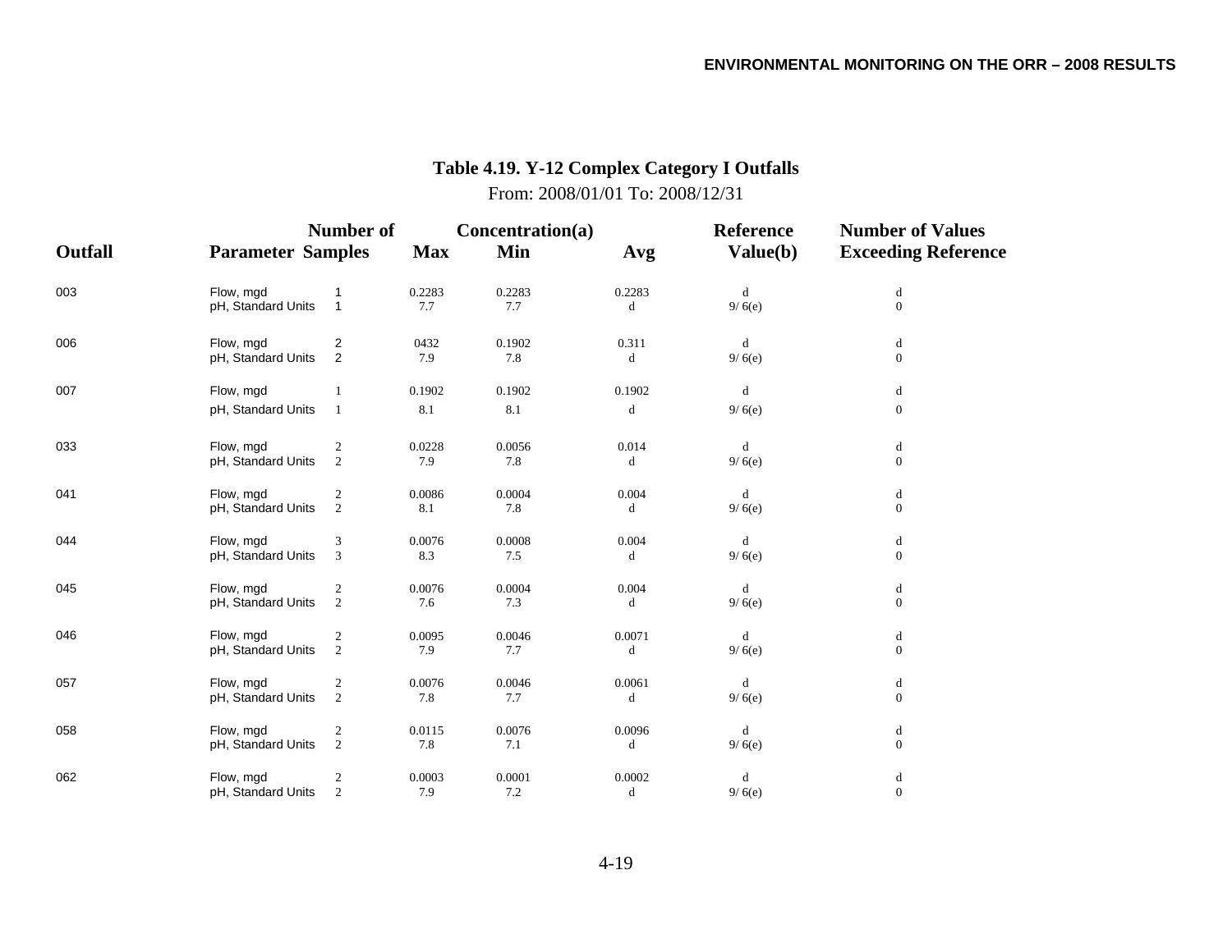# Table 4.19. Y-12 Complex Category I Outfalls

From: 2008/01/01 To: 2008/12/31

| Outfall | Parameter | Number of Samples | Concentration(a) Max | Min | Avg | Reference Value(b) | Number of Values Exceeding Reference |
|---|---|---|---|---|---|---|---|
| 003 | Flow, mgd | 1 | 0.2283 | 0.2283 | 0.2283 | d | d |
| | pH, Standard Units | 1 | 7.7 | 7.7 | d | 9/ 6(e) | 0 |
| 006 | Flow, mgd | 2 | 0432 | 0.1902 | 0.311 | d | d |
| | pH, Standard Units | 2 | 7.9 | 7.8 | d | 9/ 6(e) | 0 |
| 007 | Flow, mgd | 1 | 0.1902 | 0.1902 | 0.1902 | d | d |
| | pH, Standard Units | 1 | 8.1 | 8.1 | d | 9/ 6(e) | 0 |
| 033 | Flow, mgd | 2 | 0.0228 | 0.0056 | 0.014 | d | d |
| | pH, Standard Units | 2 | 7.9 | 7.8 | d | 9/ 6(e) | 0 |
| 041 | Flow, mgd | 2 | 0.0086 | 0.0004 | 0.004 | d | d |
| | pH, Standard Units | 2 | 8.1 | 7.8 | d | 9/ 6(e) | 0 |
| 044 | Flow, mgd | 3 | 0.0076 | 0.0008 | 0.004 | d | d |
| | pH, Standard Units | 3 | 8.3 | 7.5 | d | 9/ 6(e) | 0 |
| 045 | Flow, mgd | 2 | 0.0076 | 0.0004 | 0.004 | d | d |
| | pH, Standard Units | 2 | 7.6 | 7.3 | d | 9/ 6(e) | 0 |
| 046 | Flow, mgd | 2 | 0.0095 | 0.0046 | 0.0071 | d | d |
| | pH, Standard Units | 2 | 7.9 | 7.7 | d | 9/ 6(e) | 0 |
| 057 | Flow, mgd | 2 | 0.0076 | 0.0046 | 0.0061 | d | d |
| | pH, Standard Units | 2 | 7.8 | 7.7 | d | 9/ 6(e) | 0 |
| 058 | Flow, mgd | 2 | 0.0115 | 0.0076 | 0.0096 | d | d |
| | pH, Standard Units | 2 | 7.8 | 7.1 | d | 9/ 6(e) | 0 |
| 062 | Flow, mgd | 2 | 0.0003 | 0.0001 | 0.0002 | d | d |
| | pH, Standard Units | 2 | 7.9 | 7.2 | d | 9/ 6(e) | 0 |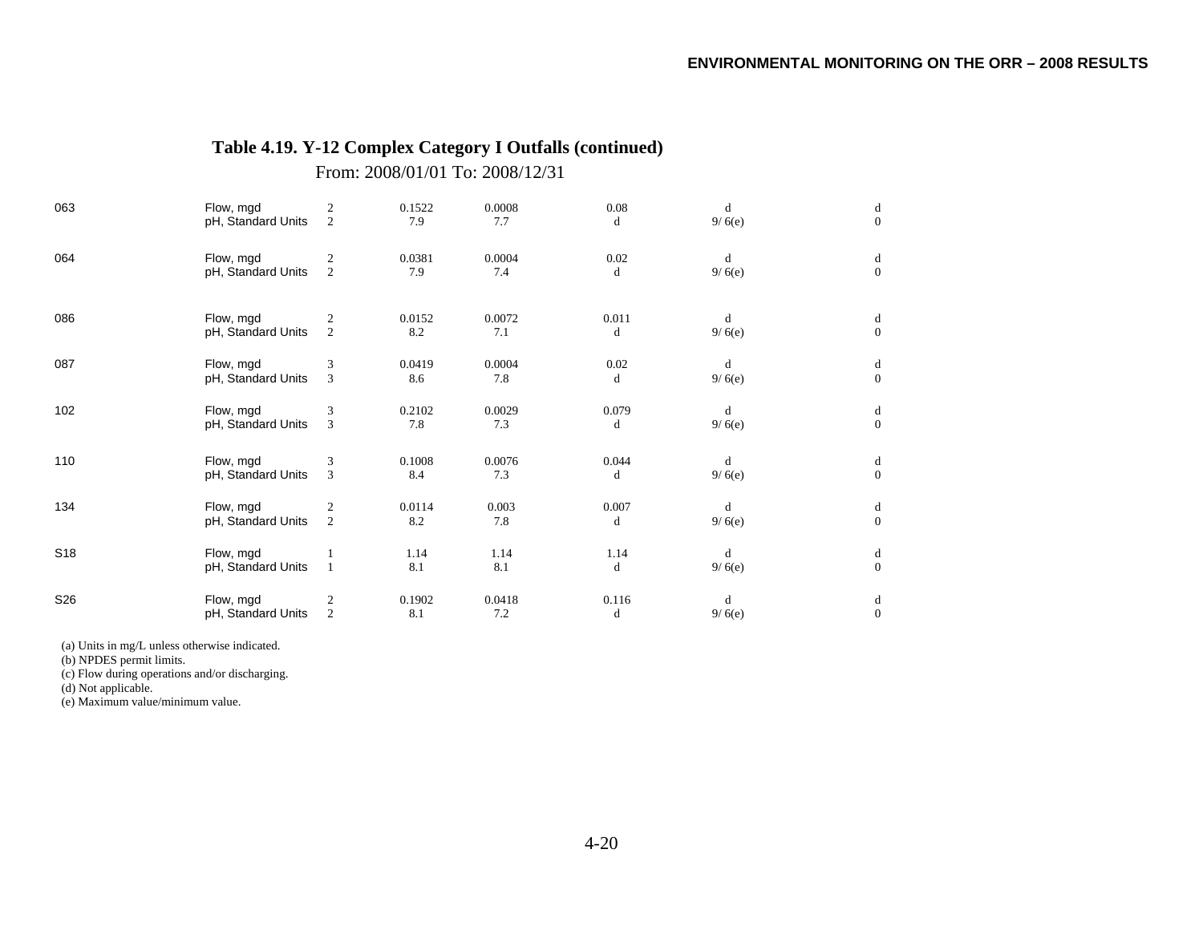# Table 4.19. Y-12 Complex Category I Outfalls (continued)

From: 2008/01/01 To: 2008/12/31

| | | | | | | | |
|---|---|---|---|---|---|---|---|
| 063 | Flow, mgd | 2 | 0.1522 | 0.0008 | 0.08 | d | d |
| | pH, Standard Units | 2 | 7.9 | 7.7 | d | 9/ 6(e) | 0 |
| 064 | Flow, mgd | 2 | 0.0381 | 0.0004 | 0.02 | d | d |
| | pH, Standard Units | 2 | 7.9 | 7.4 | d | 9/ 6(e) | 0 |
| 086 | Flow, mgd | 2 | 0.0152 | 0.0072 | 0.011 | d | d |
| | pH, Standard Units | 2 | 8.2 | 7.1 | d | 9/ 6(e) | 0 |
| 087 | Flow, mgd | 3 | 0.0419 | 0.0004 | 0.02 | d | d |
| | pH, Standard Units | 3 | 8.6 | 7.8 | d | 9/ 6(e) | 0 |
| 102 | Flow, mgd | 3 | 0.2102 | 0.0029 | 0.079 | d | d |
| | pH, Standard Units | 3 | 7.8 | 7.3 | d | 9/ 6(e) | 0 |
| 110 | Flow, mgd | 3 | 0.1008 | 0.0076 | 0.044 | d | d |
| | pH, Standard Units | 3 | 8.4 | 7.3 | d | 9/ 6(e) | 0 |
| 134 | Flow, mgd | 2 | 0.0114 | 0.003 | 0.007 | d | d |
| | pH, Standard Units | 2 | 8.2 | 7.8 | d | 9/ 6(e) | 0 |
| S18 | Flow, mgd | 1 | 1.14 | 1.14 | 1.14 | d | d |
| | pH, Standard Units | 1 | 8.1 | 8.1 | d | 9/ 6(e) | 0 |
| S26 | Flow, mgd | 2 | 0.1902 | 0.0418 | 0.116 | d | d |
| | pH, Standard Units | 2 | 8.1 | 7.2 | d | 9/ 6(e) | 0 |

(a) Units in mg/L unless otherwise indicated.
(b) NPDES permit limits.
(c) Flow during operations and/or discharging.
(d) Not applicable.
(e) Maximum value/minimum value.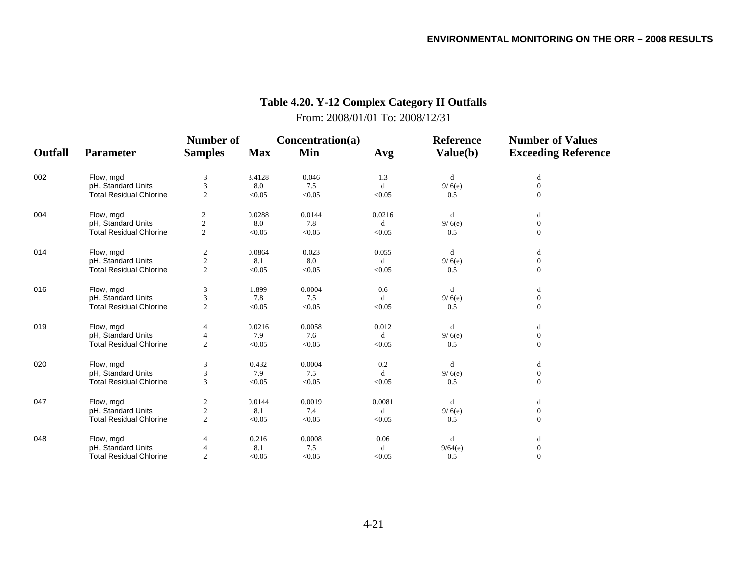**Table 4.20. Y-12 Complex Category II Outfalls**

From: 2008/01/01 To: 2008/12/31

| Outfall | Parameter | Number of Samples | Concentration(a) Max | Min | Avg | Reference Value(b) | Number of Values Exceeding Reference |
|---|---|---|---|---|---|---|---|
| 002 | Flow, mgd | 3 | 3.4128 | 0.046 | 1.3 | d | d |
| | pH, Standard Units | 3 | 8.0 | 7.5 | d | 9/ 6(e) | 0 |
| | Total Residual Chlorine | 2 | <0.05 | <0.05 | <0.05 | 0.5 | 0 |
| 004 | Flow, mgd | 2 | 0.0288 | 0.0144 | 0.0216 | d | d |
| | pH, Standard Units | 2 | 8.0 | 7.8 | d | 9/ 6(e) | 0 |
| | Total Residual Chlorine | 2 | <0.05 | <0.05 | <0.05 | 0.5 | 0 |
| 014 | Flow, mgd | 2 | 0.0864 | 0.023 | 0.055 | d | d |
| | pH, Standard Units | 2 | 8.1 | 8.0 | d | 9/ 6(e) | 0 |
| | Total Residual Chlorine | 2 | <0.05 | <0.05 | <0.05 | 0.5 | 0 |
| 016 | Flow, mgd | 3 | 1.899 | 0.0004 | 0.6 | d | d |
| | pH, Standard Units | 3 | 7.8 | 7.5 | d | 9/ 6(e) | 0 |
| | Total Residual Chlorine | 2 | <0.05 | <0.05 | <0.05 | 0.5 | 0 |
| 019 | Flow, mgd | 4 | 0.0216 | 0.0058 | 0.012 | d | d |
| | pH, Standard Units | 4 | 7.9 | 7.6 | d | 9/ 6(e) | 0 |
| | Total Residual Chlorine | 2 | <0.05 | <0.05 | <0.05 | 0.5 | 0 |
| 020 | Flow, mgd | 3 | 0.432 | 0.0004 | 0.2 | d | d |
| | pH, Standard Units | 3 | 7.9 | 7.5 | d | 9/ 6(e) | 0 |
| | Total Residual Chlorine | 3 | <0.05 | <0.05 | <0.05 | 0.5 | 0 |
| 047 | Flow, mgd | 2 | 0.0144 | 0.0019 | 0.0081 | d | d |
| | pH, Standard Units | 2 | 8.1 | 7.4 | d | 9/ 6(e) | 0 |
| | Total Residual Chlorine | 2 | <0.05 | <0.05 | <0.05 | 0.5 | 0 |
| 048 | Flow, mgd | 4 | 0.216 | 0.0008 | 0.06 | d | d |
| | pH, Standard Units | 4 | 8.1 | 7.5 | d | 9/64(e) | 0 |
| | Total Residual Chlorine | 2 | <0.05 | <0.05 | <0.05 | 0.5 | 0 |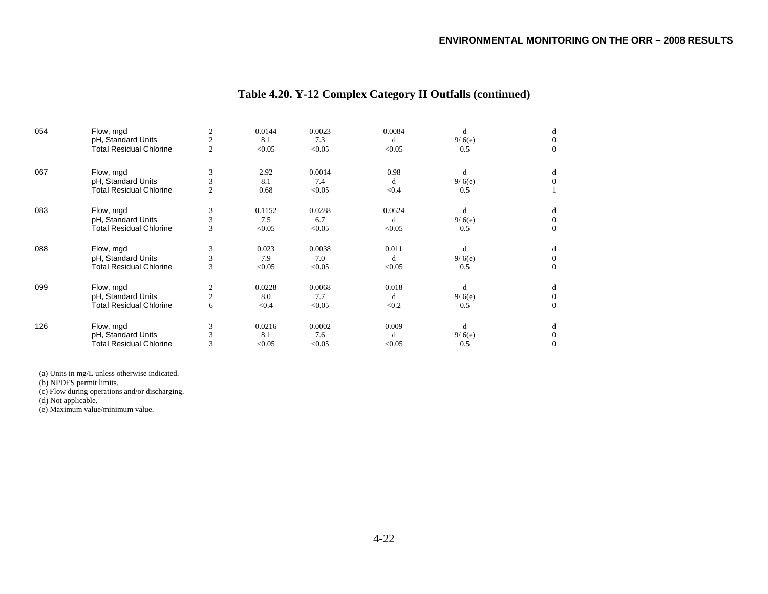## Table 4.20. Y-12 Complex Category II Outfalls (continued)

| | | | | | | | |
|---|---|---|---|---|---|---|---|
| 054 | Flow, mgd | 2 | 0.0144 | 0.0023 | 0.0084 | d | d |
| | pH, Standard Units | 2 | 8.1 | 7.3 | d | 9/ 6(e) | 0 |
| | Total Residual Chlorine | 2 | <0.05 | <0.05 | <0.05 | 0.5 | 0 |
| 067 | Flow, mgd | 3 | 2.92 | 0.0014 | 0.98 | d | d |
| | pH, Standard Units | 3 | 8.1 | 7.4 | d | 9/ 6(e) | 0 |
| | Total Residual Chlorine | 2 | 0.68 | <0.05 | <0.4 | 0.5 | 1 |
| 083 | Flow, mgd | 3 | 0.1152 | 0.0288 | 0.0624 | d | d |
| | pH, Standard Units | 3 | 7.5 | 6.7 | d | 9/ 6(e) | 0 |
| | Total Residual Chlorine | 3 | <0.05 | <0.05 | <0.05 | 0.5 | 0 |
| 088 | Flow, mgd | 3 | 0.023 | 0.0038 | 0.011 | d | d |
| | pH, Standard Units | 3 | 7.9 | 7.0 | d | 9/ 6(e) | 0 |
| | Total Residual Chlorine | 3 | <0.05 | <0.05 | <0.05 | 0.5 | 0 |
| 099 | Flow, mgd | 2 | 0.0228 | 0.0068 | 0.018 | d | d |
| | pH, Standard Units | 2 | 8.0 | 7.7 | d | 9/ 6(e) | 0 |
| | Total Residual Chlorine | 6 | <0.4 | <0.05 | <0.2 | 0.5 | 0 |
| 126 | Flow, mgd | 3 | 0.0216 | 0.0002 | 0.009 | d | d |
| | pH, Standard Units | 3 | 8.1 | 7.6 | d | 9/ 6(e) | 0 |
| | Total Residual Chlorine | 3 | <0.05 | <0.05 | <0.05 | 0.5 | 0 |

(a) Units in mg/L unless otherwise indicated.
(b) NPDES permit limits.
(c) Flow during operations and/or discharging.
(d) Not applicable.
(e) Maximum value/minimum value.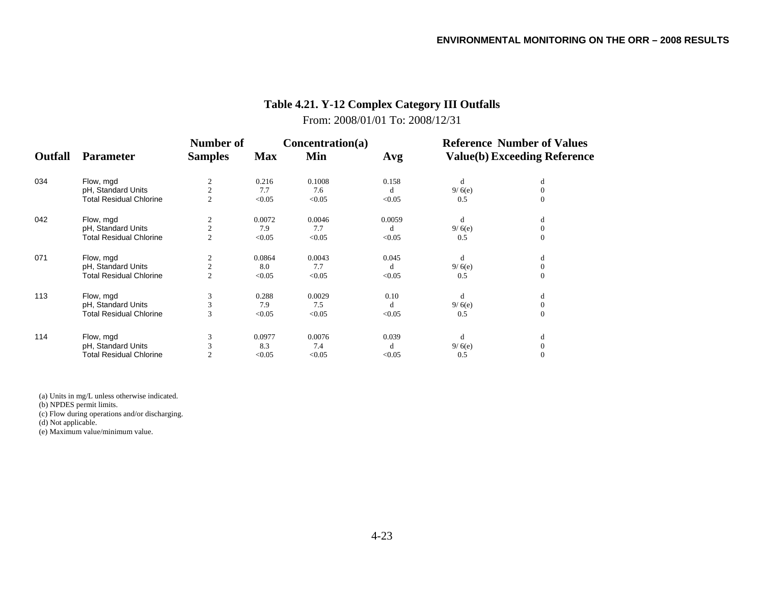**Table 4.21. Y-12 Complex Category III Outfalls**

From: 2008/01/01 To: 2008/12/31

| Outfall | Parameter | Number of Samples | Concentration(a) Max | Min | Avg | Reference Value(b) | Number of Values Exceeding Reference |
|---|---|---|---|---|---|---|---|
| 034 | Flow, mgd | 2 | 0.216 | 0.1008 | 0.158 | d | d |
| | pH, Standard Units | 2 | 7.7 | 7.6 | d | 9/ 6(e) | 0 |
| | Total Residual Chlorine | 2 | <0.05 | <0.05 | <0.05 | 0.5 | 0 |
| 042 | Flow, mgd | 2 | 0.0072 | 0.0046 | 0.0059 | d | d |
| | pH, Standard Units | 2 | 7.9 | 7.7 | d | 9/ 6(e) | 0 |
| | Total Residual Chlorine | 2 | <0.05 | <0.05 | <0.05 | 0.5 | 0 |
| 071 | Flow, mgd | 2 | 0.0864 | 0.0043 | 0.045 | d | d |
| | pH, Standard Units | 2 | 8.0 | 7.7 | d | 9/ 6(e) | 0 |
| | Total Residual Chlorine | 2 | <0.05 | <0.05 | <0.05 | 0.5 | 0 |
| 113 | Flow, mgd | 3 | 0.288 | 0.0029 | 0.10 | d | d |
| | pH, Standard Units | 3 | 7.9 | 7.5 | d | 9/ 6(e) | 0 |
| | Total Residual Chlorine | 3 | <0.05 | <0.05 | <0.05 | 0.5 | 0 |
| 114 | Flow, mgd | 3 | 0.0977 | 0.0076 | 0.039 | d | d |
| | pH, Standard Units | 3 | 8.3 | 7.4 | d | 9/ 6(e) | 0 |
| | Total Residual Chlorine | 2 | <0.05 | <0.05 | <0.05 | 0.5 | 0 |

(a) Units in mg/L unless otherwise indicated.
(b) NPDES permit limits.
(c) Flow during operations and/or discharging.
(d) Not applicable.
(e) Maximum value/minimum value.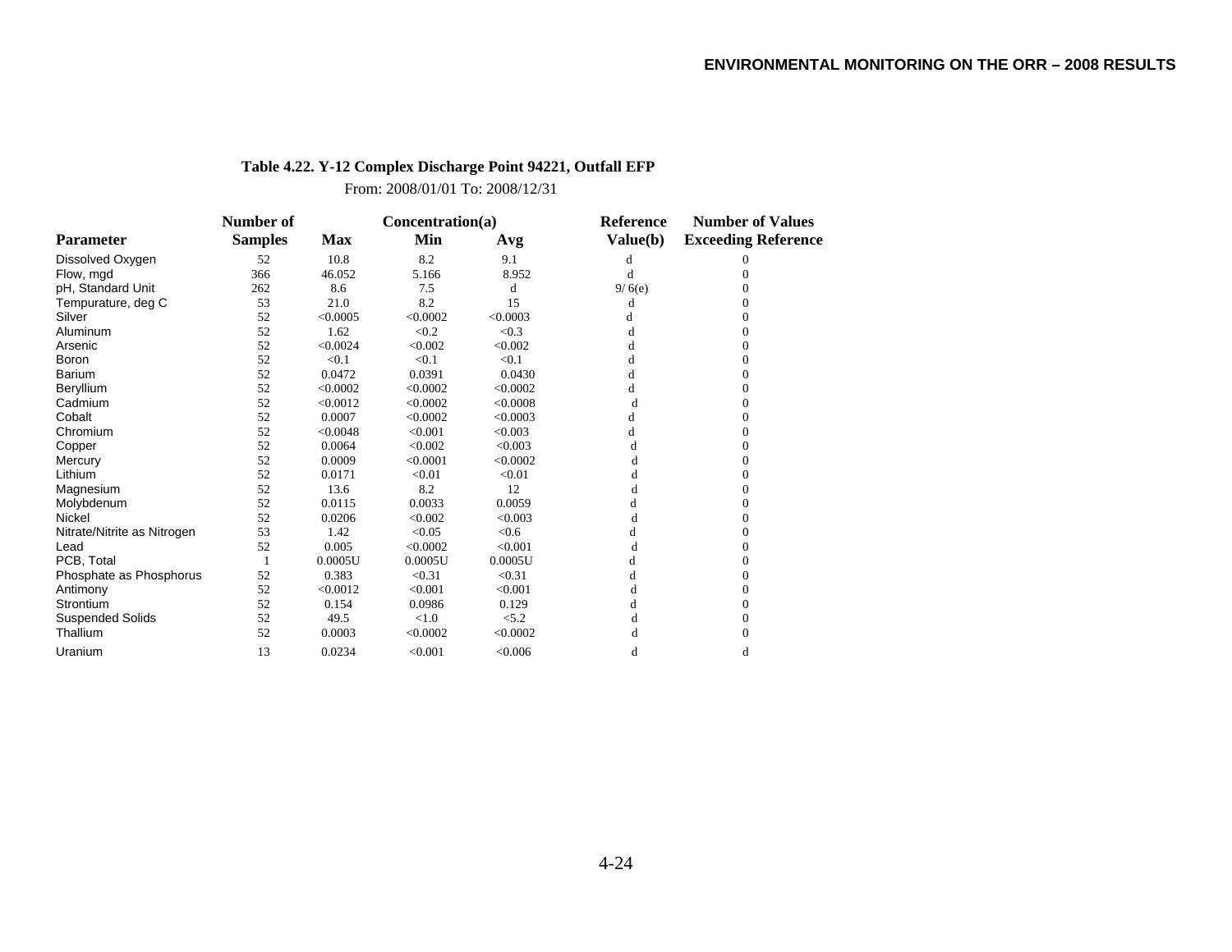**Table 4.22. Y-12 Complex Discharge Point 94221, Outfall EFP**

From: 2008/01/01 To: 2008/12/31

| Parameter | Number of Samples | Concentration(a) Max | Min | Avg | Reference Value(b) | Number of Values Exceeding Reference |
|---|---|---|---|---|---|---|
| Dissolved Oxygen | 52 | 10.8 | 8.2 | 9.1 | d | 0 |
| Flow, mgd | 366 | 46.052 | 5.166 | 8.952 | d | 0 |
| pH, Standard Unit | 262 | 8.6 | 7.5 | d | 9/ 6(e) | 0 |
| Tempurature, deg C | 53 | 21.0 | 8.2 | 15 | d | 0 |
| Silver | 52 | <0.0005 | <0.0002 | <0.0003 | d | 0 |
| Aluminum | 52 | 1.62 | <0.2 | <0.3 | d | 0 |
| Arsenic | 52 | <0.0024 | <0.002 | <0.002 | d | 0 |
| Boron | 52 | <0.1 | <0.1 | <0.1 | d | 0 |
| Barium | 52 | 0.0472 | 0.0391 | 0.0430 | d | 0 |
| Beryllium | 52 | <0.0002 | <0.0002 | <0.0002 | d | 0 |
| Cadmium | 52 | <0.0012 | <0.0002 | <0.0008 | d | 0 |
| Cobalt | 52 | 0.0007 | <0.0002 | <0.0003 | d | 0 |
| Chromium | 52 | <0.0048 | <0.001 | <0.003 | d | 0 |
| Copper | 52 | 0.0064 | <0.002 | <0.003 | d | 0 |
| Mercury | 52 | 0.0009 | <0.0001 | <0.0002 | d | 0 |
| Lithium | 52 | 0.0171 | <0.01 | <0.01 | d | 0 |
| Magnesium | 52 | 13.6 | 8.2 | 12 | d | 0 |
| Molybdenum | 52 | 0.0115 | 0.0033 | 0.0059 | d | 0 |
| Nickel | 52 | 0.0206 | <0.002 | <0.003 | d | 0 |
| Nitrate/Nitrite as Nitrogen | 53 | 1.42 | <0.05 | <0.6 | d | 0 |
| Lead | 52 | 0.005 | <0.0002 | <0.001 | d | 0 |
| PCB, Total | 1 | 0.0005U | 0.0005U | 0.0005U | d | 0 |
| Phosphate as Phosphorus | 52 | 0.383 | <0.31 | <0.31 | d | 0 |
| Antimony | 52 | <0.0012 | <0.001 | <0.001 | d | 0 |
| Strontium | 52 | 0.154 | 0.0986 | 0.129 | d | 0 |
| Suspended Solids | 52 | 49.5 | <1.0 | <5.2 | d | 0 |
| Thallium | 52 | 0.0003 | <0.0002 | <0.0002 | d | 0 |
| Uranium | 13 | 0.0234 | <0.001 | <0.006 | d | d |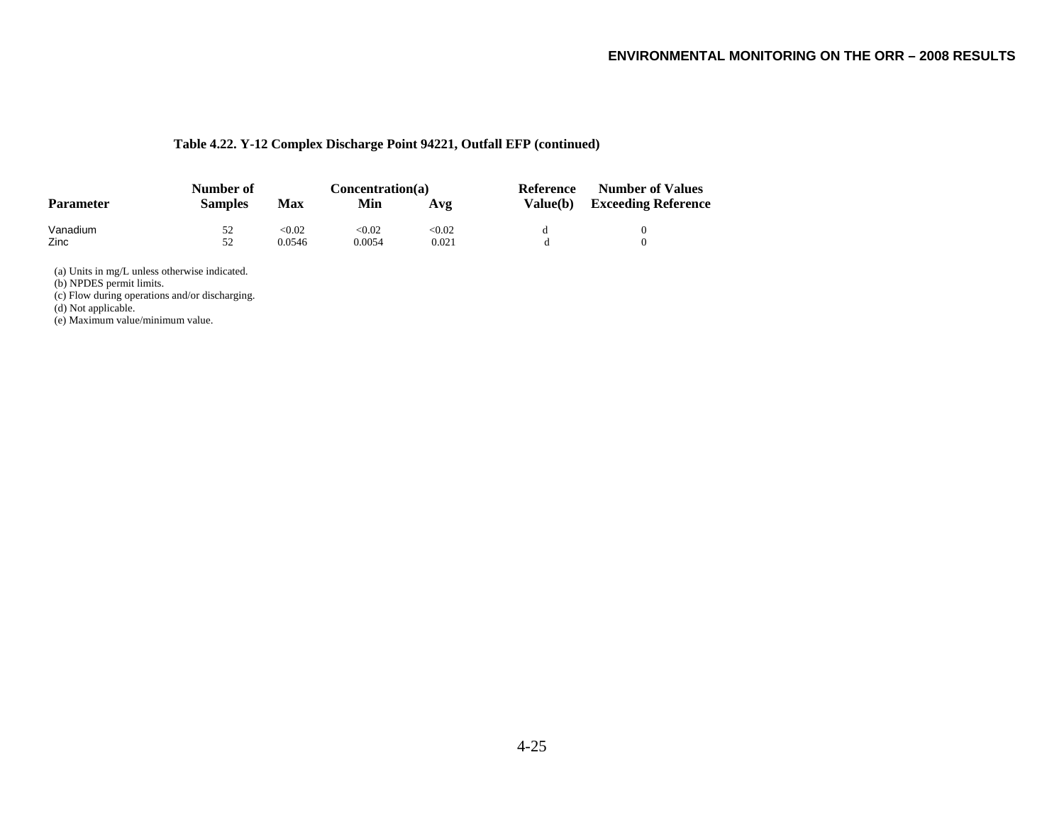**Table 4.22. Y-12 Complex Discharge Point 94221, Outfall EFP (continued)**

| Parameter | Number of Samples | Concentration(a) | | | Reference Value(b) | Number of Values Exceeding Reference |
|---|---|---|---|---|---|---|
| | | Max | Min | Avg | | |
| Vanadium | 52 | <0.02 | <0.02 | <0.02 | d | 0 |
| Zinc | 52 | 0.0546 | 0.0054 | 0.021 | d | 0 |

(a) Units in mg/L unless otherwise indicated.
(b) NPDES permit limits.
(c) Flow during operations and/or discharging.
(d) Not applicable.
(e) Maximum value/minimum value.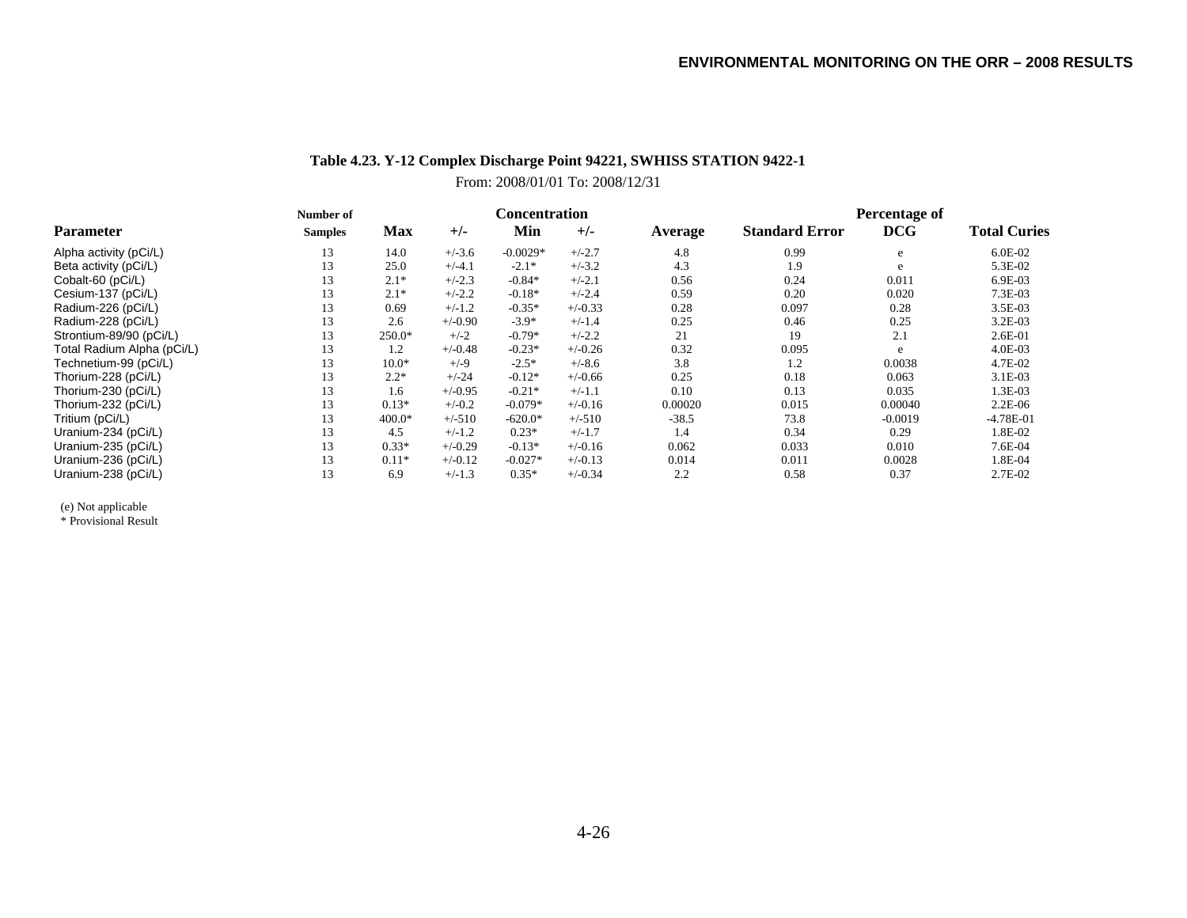**Table 4.23. Y-12 Complex Discharge Point 94221, SWHISS STATION 9422-1**

From: 2008/01/01 To: 2008/12/31

| Parameter | Number of Samples | Concentration Max | +/- | Min | +/- | Average | Standard Error | Percentage of DCG | Total Curies |
|---|---|---|---|---|---|---|---|---|---|
| Alpha activity (pCi/L) | 13 | 14.0 | +/-3.6 | -0.0029* | +/-2.7 | 4.8 | 0.99 | e | 6.0E-02 |
| Beta activity (pCi/L) | 13 | 25.0 | +/-4.1 | -2.1* | +/-3.2 | 4.3 | 1.9 | e | 5.3E-02 |
| Cobalt-60 (pCi/L) | 13 | 2.1* | +/-2.3 | -0.84* | +/-2.1 | 0.56 | 0.24 | 0.011 | 6.9E-03 |
| Cesium-137 (pCi/L) | 13 | 2.1* | +/-2.2 | -0.18* | +/-2.4 | 0.59 | 0.20 | 0.020 | 7.3E-03 |
| Radium-226 (pCi/L) | 13 | 0.69 | +/-1.2 | -0.35* | +/-0.33 | 0.28 | 0.097 | 0.28 | 3.5E-03 |
| Radium-228 (pCi/L) | 13 | 2.6 | +/-0.90 | -3.9* | +/-1.4 | 0.25 | 0.46 | 0.25 | 3.2E-03 |
| Strontium-89/90 (pCi/L) | 13 | 250.0* | +/-2 | -0.79* | +/-2.2 | 21 | 19 | 2.1 | 2.6E-01 |
| Total Radium Alpha (pCi/L) | 13 | 1.2 | +/-0.48 | -0.23* | +/-0.26 | 0.32 | 0.095 | e | 4.0E-03 |
| Technetium-99 (pCi/L) | 13 | 10.0* | +/-9 | -2.5* | +/-8.6 | 3.8 | 1.2 | 0.0038 | 4.7E-02 |
| Thorium-228 (pCi/L) | 13 | 2.2* | +/-24 | -0.12* | +/-0.66 | 0.25 | 0.18 | 0.063 | 3.1E-03 |
| Thorium-230 (pCi/L) | 13 | 1.6 | +/-0.95 | -0.21* | +/-1.1 | 0.10 | 0.13 | 0.035 | 1.3E-03 |
| Thorium-232 (pCi/L) | 13 | 0.13* | +/-0.2 | -0.079* | +/-0.16 | 0.00020 | 0.015 | 0.00040 | 2.2E-06 |
| Tritium (pCi/L) | 13 | 400.0* | +/-510 | -620.0* | +/-510 | -38.5 | 73.8 | -0.0019 | -4.78E-01 |
| Uranium-234 (pCi/L) | 13 | 4.5 | +/-1.2 | 0.23* | +/-1.7 | 1.4 | 0.34 | 0.29 | 1.8E-02 |
| Uranium-235 (pCi/L) | 13 | 0.33* | +/-0.29 | -0.13* | +/-0.16 | 0.062 | 0.033 | 0.010 | 7.6E-04 |
| Uranium-236 (pCi/L) | 13 | 0.11* | +/-0.12 | -0.027* | +/-0.13 | 0.014 | 0.011 | 0.0028 | 1.8E-04 |
| Uranium-238 (pCi/L) | 13 | 6.9 | +/-1.3 | 0.35* | +/-0.34 | 2.2 | 0.58 | 0.37 | 2.7E-02 |

(e) Not applicable
* Provisional Result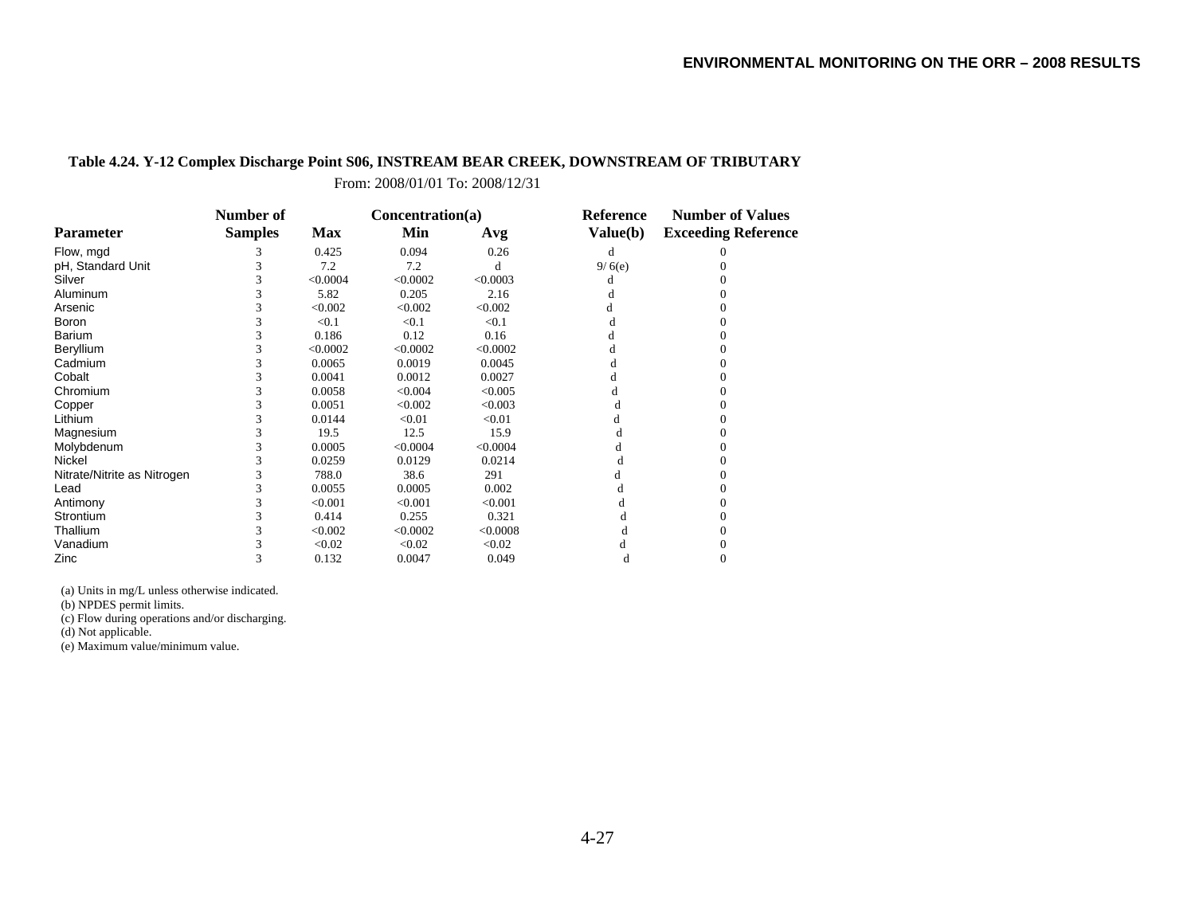**Table 4.24. Y-12 Complex Discharge Point S06, INSTREAM BEAR CREEK, DOWNSTREAM OF TRIBUTARY**

From: 2008/01/01 To: 2008/12/31

| Parameter | Number of Samples | Concentration(a) Max | Min | Avg | Reference Value(b) | Number of Values Exceeding Reference |
|---|---|---|---|---|---|---|
| Flow, mgd | 3 | 0.425 | 0.094 | 0.26 | d | 0 |
| pH, Standard Unit | 3 | 7.2 | 7.2 | d | 9/ 6(e) | 0 |
| Silver | 3 | <0.0004 | <0.0002 | <0.0003 | d | 0 |
| Aluminum | 3 | 5.82 | 0.205 | 2.16 | d | 0 |
| Arsenic | 3 | <0.002 | <0.002 | <0.002 | d | 0 |
| Boron | 3 | <0.1 | <0.1 | <0.1 | d | 0 |
| Barium | 3 | 0.186 | 0.12 | 0.16 | d | 0 |
| Beryllium | 3 | <0.0002 | <0.0002 | <0.0002 | d | 0 |
| Cadmium | 3 | 0.0065 | 0.0019 | 0.0045 | d | 0 |
| Cobalt | 3 | 0.0041 | 0.0012 | 0.0027 | d | 0 |
| Chromium | 3 | 0.0058 | <0.004 | <0.005 | d | 0 |
| Copper | 3 | 0.0051 | <0.002 | <0.003 | d | 0 |
| Lithium | 3 | 0.0144 | <0.01 | <0.01 | d | 0 |
| Magnesium | 3 | 19.5 | 12.5 | 15.9 | d | 0 |
| Molybdenum | 3 | 0.0005 | <0.0004 | <0.0004 | d | 0 |
| Nickel | 3 | 0.0259 | 0.0129 | 0.0214 | d | 0 |
| Nitrate/Nitrite as Nitrogen | 3 | 788.0 | 38.6 | 291 | d | 0 |
| Lead | 3 | 0.0055 | 0.0005 | 0.002 | d | 0 |
| Antimony | 3 | <0.001 | <0.001 | <0.001 | d | 0 |
| Strontium | 3 | 0.414 | 0.255 | 0.321 | d | 0 |
| Thallium | 3 | <0.002 | <0.0002 | <0.0008 | d | 0 |
| Vanadium | 3 | <0.02 | <0.02 | <0.02 | d | 0 |
| Zinc | 3 | 0.132 | 0.0047 | 0.049 | d | 0 |

(a) Units in mg/L unless otherwise indicated.
(b) NPDES permit limits.
(c) Flow during operations and/or discharging.
(d) Not applicable.
(e) Maximum value/minimum value.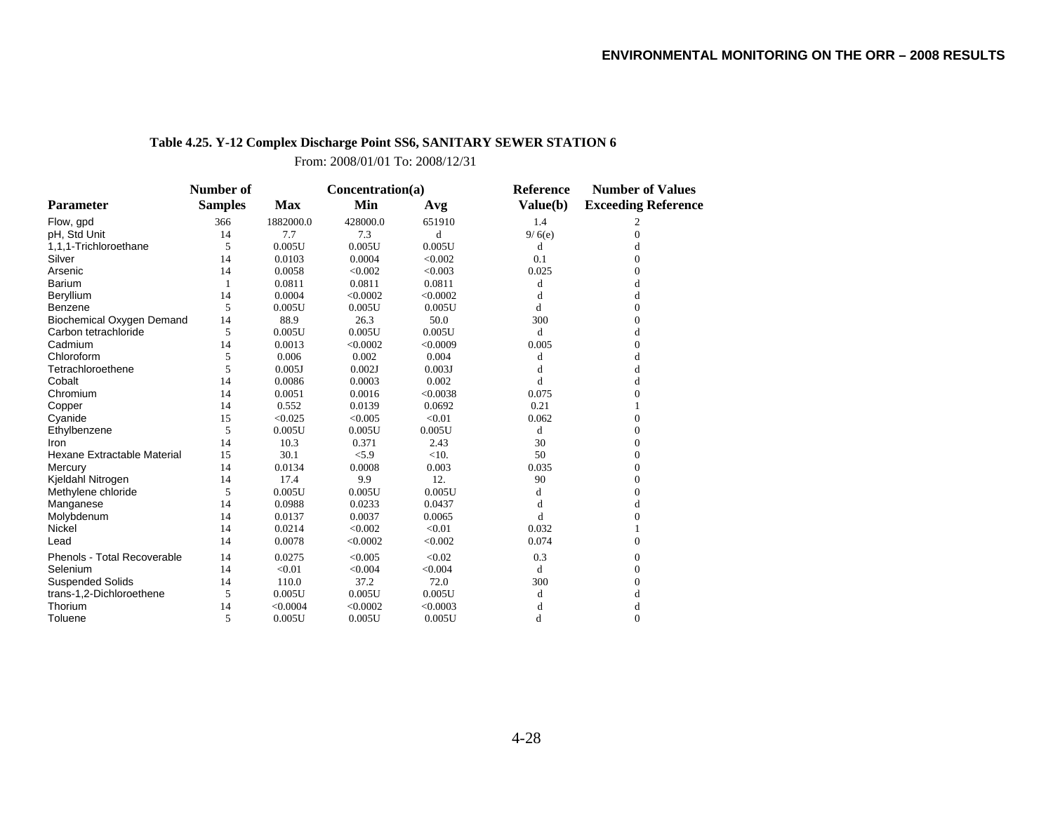**Table 4.25. Y-12 Complex Discharge Point SS6, SANITARY SEWER STATION 6**

From: 2008/01/01 To: 2008/12/31

| Parameter | Number of Samples | Concentration(a) Max | Min | Avg | Reference Value(b) | Number of Values Exceeding Reference |
|---|---|---|---|---|---|---|
| Flow, gpd | 366 | 1882000.0 | 428000.0 | 651910 | 1.4 | 2 |
| pH, Std Unit | 14 | 7.7 | 7.3 | d | 9/ 6(e) | 0 |
| 1,1,1-Trichloroethane | 5 | 0.005U | 0.005U | 0.005U | d | d |
| Silver | 14 | 0.0103 | 0.0004 | <0.002 | 0.1 | 0 |
| Arsenic | 14 | 0.0058 | <0.002 | <0.003 | 0.025 | 0 |
| Barium | 1 | 0.0811 | 0.0811 | 0.0811 | d | d |
| Beryllium | 14 | 0.0004 | <0.0002 | <0.0002 | d | d |
| Benzene | 5 | 0.005U | 0.005U | 0.005U | d | 0 |
| Biochemical Oxygen Demand | 14 | 88.9 | 26.3 | 50.0 | 300 | 0 |
| Carbon tetrachloride | 5 | 0.005U | 0.005U | 0.005U | d | d |
| Cadmium | 14 | 0.0013 | <0.0002 | <0.0009 | 0.005 | 0 |
| Chloroform | 5 | 0.006 | 0.002 | 0.004 | d | d |
| Tetrachloroethene | 5 | 0.005J | 0.002J | 0.003J | d | d |
| Cobalt | 14 | 0.0086 | 0.0003 | 0.002 | d | d |
| Chromium | 14 | 0.0051 | 0.0016 | <0.0038 | 0.075 | 0 |
| Copper | 14 | 0.552 | 0.0139 | 0.0692 | 0.21 | 1 |
| Cyanide | 15 | <0.025 | <0.005 | <0.01 | 0.062 | 0 |
| Ethylbenzene | 5 | 0.005U | 0.005U | 0.005U | d | 0 |
| Iron | 14 | 10.3 | 0.371 | 2.43 | 30 | 0 |
| Hexane Extractable Material | 15 | 30.1 | <5.9 | <10. | 50 | 0 |
| Mercury | 14 | 0.0134 | 0.0008 | 0.003 | 0.035 | 0 |
| Kjeldahl Nitrogen | 14 | 17.4 | 9.9 | 12. | 90 | 0 |
| Methylene chloride | 5 | 0.005U | 0.005U | 0.005U | d | 0 |
| Manganese | 14 | 0.0988 | 0.0233 | 0.0437 | d | d |
| Molybdenum | 14 | 0.0137 | 0.0037 | 0.0065 | d | 0 |
| Nickel | 14 | 0.0214 | <0.002 | <0.01 | 0.032 | 1 |
| Lead | 14 | 0.0078 | <0.0002 | <0.002 | 0.074 | 0 |
| Phenols - Total Recoverable | 14 | 0.0275 | <0.005 | <0.02 | 0.3 | 0 |
| Selenium | 14 | <0.01 | <0.004 | <0.004 | d | 0 |
| Suspended Solids | 14 | 110.0 | 37.2 | 72.0 | 300 | 0 |
| trans-1,2-Dichloroethene | 5 | 0.005U | 0.005U | 0.005U | d | d |
| Thorium | 14 | <0.0004 | <0.0002 | <0.0003 | d | d |
| Toluene | 5 | 0.005U | 0.005U | 0.005U | d | 0 |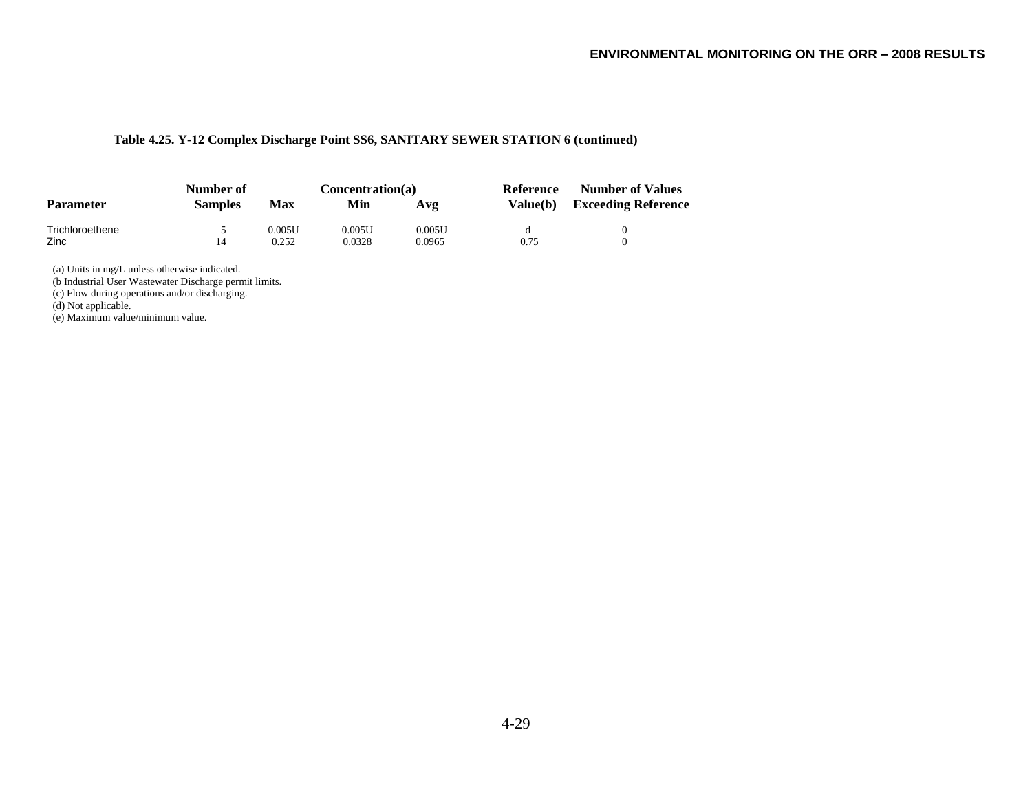**Table 4.25. Y-12 Complex Discharge Point SS6, SANITARY SEWER STATION 6 (continued)**

| Parameter | Number of Samples | Concentration(a) Max | Min | Avg | Reference Value(b) | Number of Values Exceeding Reference |
|---|---|---|---|---|---|---|
| Trichloroethene | 5 | 0.005U | 0.005U | 0.005U | d | 0 |
| Zinc | 14 | 0.252 | 0.0328 | 0.0965 | 0.75 | 0 |

(a) Units in mg/L unless otherwise indicated.
(b Industrial User Wastewater Discharge permit limits.
(c) Flow during operations and/or discharging.
(d) Not applicable.
(e) Maximum value/minimum value.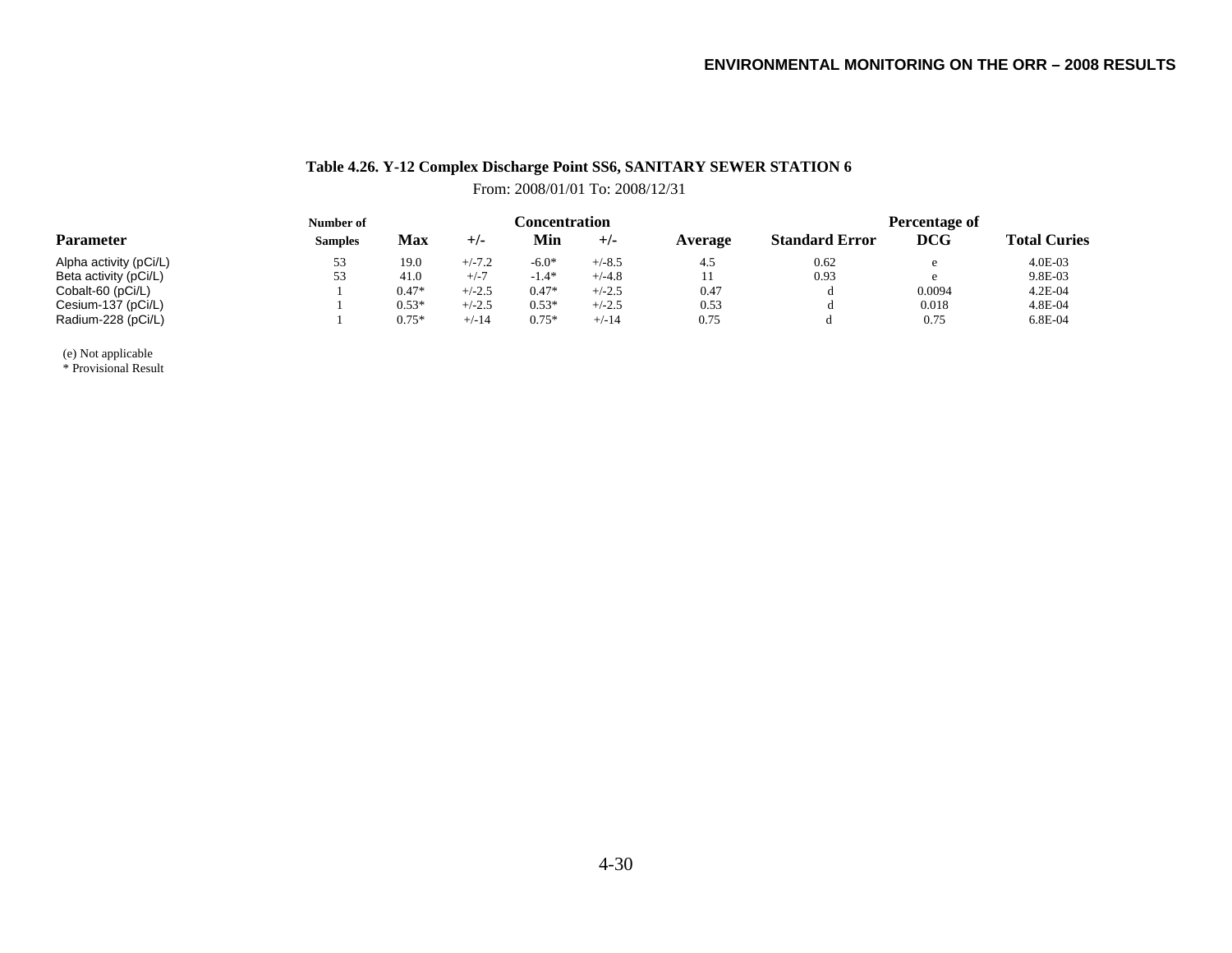**Table 4.26. Y-12 Complex Discharge Point SS6, SANITARY SEWER STATION 6**

From: 2008/01/01 To: 2008/12/31

| Parameter | Number of Samples | Concentration Max | +/- | Min | +/- | Average | Standard Error | Percentage of DCG | Total Curies |
|---|---|---|---|---|---|---|---|---|---|
| Alpha activity (pCi/L) | 53 | 19.0 | +/-7.2 | -6.0* | +/-8.5 | 4.5 | 0.62 | e | 4.0E-03 |
| Beta activity (pCi/L) | 53 | 41.0 | +/-7 | -1.4* | +/-4.8 | 11 | 0.93 | e | 9.8E-03 |
| Cobalt-60 (pCi/L) | 1 | 0.47* | +/-2.5 | 0.47* | +/-2.5 | 0.47 | d | 0.0094 | 4.2E-04 |
| Cesium-137 (pCi/L) | 1 | 0.53* | +/-2.5 | 0.53* | +/-2.5 | 0.53 | d | 0.018 | 4.8E-04 |
| Radium-228 (pCi/L) | 1 | 0.75* | +/-14 | 0.75* | +/-14 | 0.75 | d | 0.75 | 6.8E-04 |

(e) Not applicable
* Provisional Result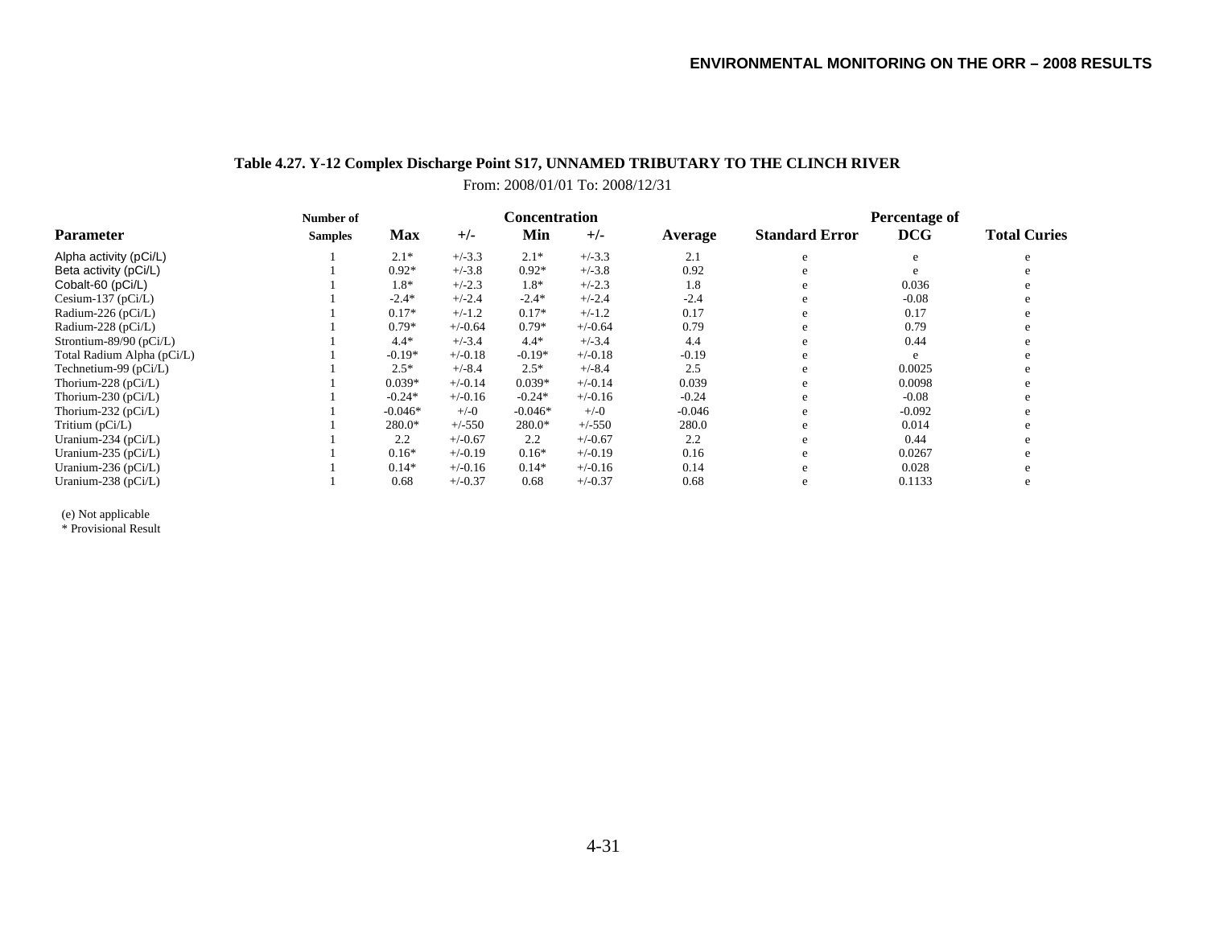**Table 4.27. Y-12 Complex Discharge Point S17, UNNAMED TRIBUTARY TO THE CLINCH RIVER**

From: 2008/01/01 To: 2008/12/31

| Parameter | Number of Samples | Concentration Max | +/- | Min | +/- | Average | Standard Error | Percentage of DCG | Total Curies |
|---|---|---|---|---|---|---|---|---|---|
| Alpha activity (pCi/L) | 1 | 2.1* | +/-3.3 | 2.1* | +/-3.3 | 2.1 | e | e | e |
| Beta activity (pCi/L) | 1 | 0.92* | +/-3.8 | 0.92* | +/-3.8 | 0.92 | e | e | e |
| Cobalt-60 (pCi/L) | 1 | 1.8* | +/-2.3 | 1.8* | +/-2.3 | 1.8 | e | 0.036 | e |
| Cesium-137 (pCi/L) | 1 | -2.4* | +/-2.4 | -2.4* | +/-2.4 | -2.4 | e | -0.08 | e |
| Radium-226 (pCi/L) | 1 | 0.17* | +/-1.2 | 0.17* | +/-1.2 | 0.17 | e | 0.17 | e |
| Radium-228 (pCi/L) | 1 | 0.79* | +/-0.64 | 0.79* | +/-0.64 | 0.79 | e | 0.79 | e |
| Strontium-89/90 (pCi/L) | 1 | 4.4* | +/-3.4 | 4.4* | +/-3.4 | 4.4 | e | 0.44 | e |
| Total Radium Alpha (pCi/L) | 1 | -0.19* | +/-0.18 | -0.19* | +/-0.18 | -0.19 | e | e | e |
| Technetium-99 (pCi/L) | 1 | 2.5* | +/-8.4 | 2.5* | +/-8.4 | 2.5 | e | 0.0025 | e |
| Thorium-228 (pCi/L) | 1 | 0.039* | +/-0.14 | 0.039* | +/-0.14 | 0.039 | e | 0.0098 | e |
| Thorium-230 (pCi/L) | 1 | -0.24* | +/-0.16 | -0.24* | +/-0.16 | -0.24 | e | -0.08 | e |
| Thorium-232 (pCi/L) | 1 | -0.046* | +/-0 | -0.046* | +/-0 | -0.046 | e | -0.092 | e |
| Tritium (pCi/L) | 1 | 280.0* | +/-550 | 280.0* | +/-550 | 280.0 | e | 0.014 | e |
| Uranium-234 (pCi/L) | 1 | 2.2 | +/-0.67 | 2.2 | +/-0.67 | 2.2 | e | 0.44 | e |
| Uranium-235 (pCi/L) | 1 | 0.16* | +/-0.19 | 0.16* | +/-0.19 | 0.16 | e | 0.0267 | e |
| Uranium-236 (pCi/L) | 1 | 0.14* | +/-0.16 | 0.14* | +/-0.16 | 0.14 | e | 0.028 | e |
| Uranium-238 (pCi/L) | 1 | 0.68 | +/-0.37 | 0.68 | +/-0.37 | 0.68 | e | 0.1133 | e |

(e) Not applicable
* Provisional Result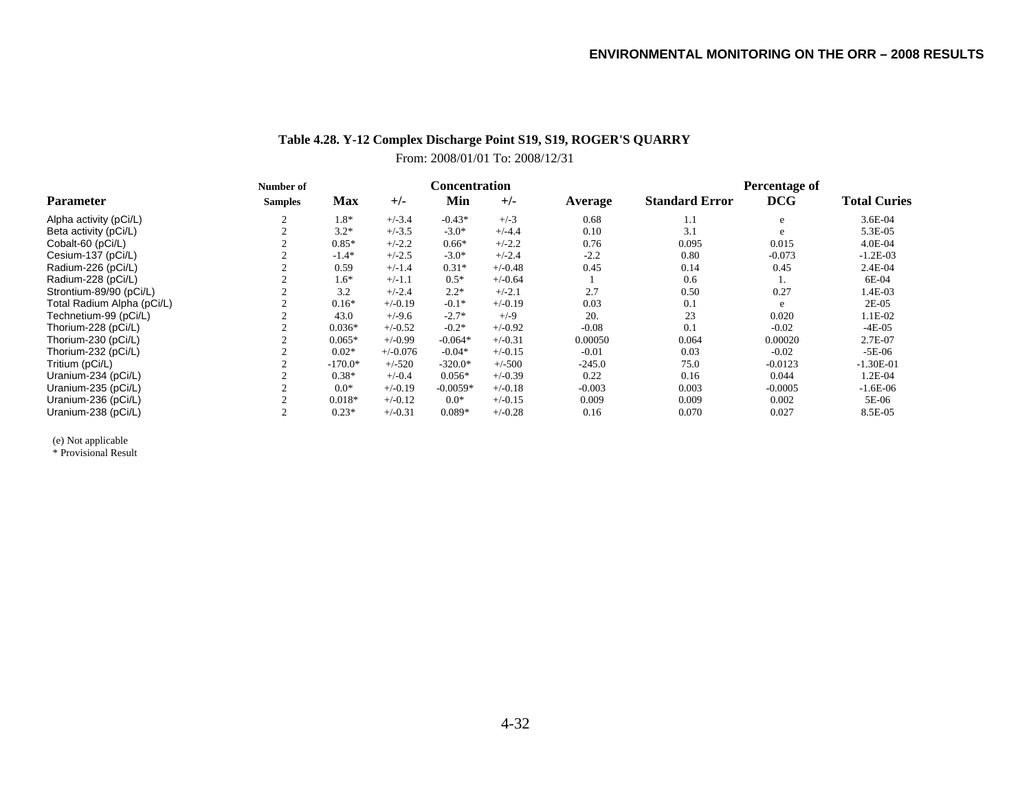**Table 4.28. Y-12 Complex Discharge Point S19, S19, ROGER'S QUARRY**

From: 2008/01/01 To: 2008/12/31

| Parameter | Number of Samples | Concentration Max | +/- | Min | +/- | Average | Standard Error | Percentage of DCG | Total Curies |
|---|---|---|---|---|---|---|---|---|---|
| Alpha activity (pCi/L) | 2 | 1.8* | +/-3.4 | -0.43* | +/-3 | 0.68 | 1.1 | e | 3.6E-04 |
| Beta activity (pCi/L) | 2 | 3.2* | +/-3.5 | -3.0* | +/-4.4 | 0.10 | 3.1 | e | 5.3E-05 |
| Cobalt-60 (pCi/L) | 2 | 0.85* | +/-2.2 | 0.66* | +/-2.2 | 0.76 | 0.095 | 0.015 | 4.0E-04 |
| Cesium-137 (pCi/L) | 2 | -1.4* | +/-2.5 | -3.0* | +/-2.4 | -2.2 | 0.80 | -0.073 | -1.2E-03 |
| Radium-226 (pCi/L) | 2 | 0.59 | +/-1.4 | 0.31* | +/-0.48 | 0.45 | 0.14 | 0.45 | 2.4E-04 |
| Radium-228 (pCi/L) | 2 | 1.6* | +/-1.1 | 0.5* | +/-0.64 | 1 | 0.6 | 1. | 6E-04 |
| Strontium-89/90 (pCi/L) | 2 | 3.2 | +/-2.4 | 2.2* | +/-2.1 | 2.7 | 0.50 | 0.27 | 1.4E-03 |
| Total Radium Alpha (pCi/L) | 2 | 0.16* | +/-0.19 | -0.1* | +/-0.19 | 0.03 | 0.1 | e | 2E-05 |
| Technetium-99 (pCi/L) | 2 | 43.0 | +/-9.6 | -2.7* | +/-9 | 20. | 23 | 0.020 | 1.1E-02 |
| Thorium-228 (pCi/L) | 2 | 0.036* | +/-0.52 | -0.2* | +/-0.92 | -0.08 | 0.1 | -0.02 | -4E-05 |
| Thorium-230 (pCi/L) | 2 | 0.065* | +/-0.99 | -0.064* | +/-0.31 | 0.00050 | 0.064 | 0.00020 | 2.7E-07 |
| Thorium-232 (pCi/L) | 2 | 0.02* | +/-0.076 | -0.04* | +/-0.15 | -0.01 | 0.03 | -0.02 | -5E-06 |
| Tritium (pCi/L) | 2 | -170.0* | +/-520 | -320.0* | +/-500 | -245.0 | 75.0 | -0.0123 | -1.30E-01 |
| Uranium-234 (pCi/L) | 2 | 0.38* | +/-0.4 | 0.056* | +/-0.39 | 0.22 | 0.16 | 0.044 | 1.2E-04 |
| Uranium-235 (pCi/L) | 2 | 0.0* | +/-0.19 | -0.0059* | +/-0.18 | -0.003 | 0.003 | -0.0005 | -1.6E-06 |
| Uranium-236 (pCi/L) | 2 | 0.018* | +/-0.12 | 0.0* | +/-0.15 | 0.009 | 0.009 | 0.002 | 5E-06 |
| Uranium-238 (pCi/L) | 2 | 0.23* | +/-0.31 | 0.089* | +/-0.28 | 0.16 | 0.070 | 0.027 | 8.5E-05 |

(e) Not applicable
* Provisional Result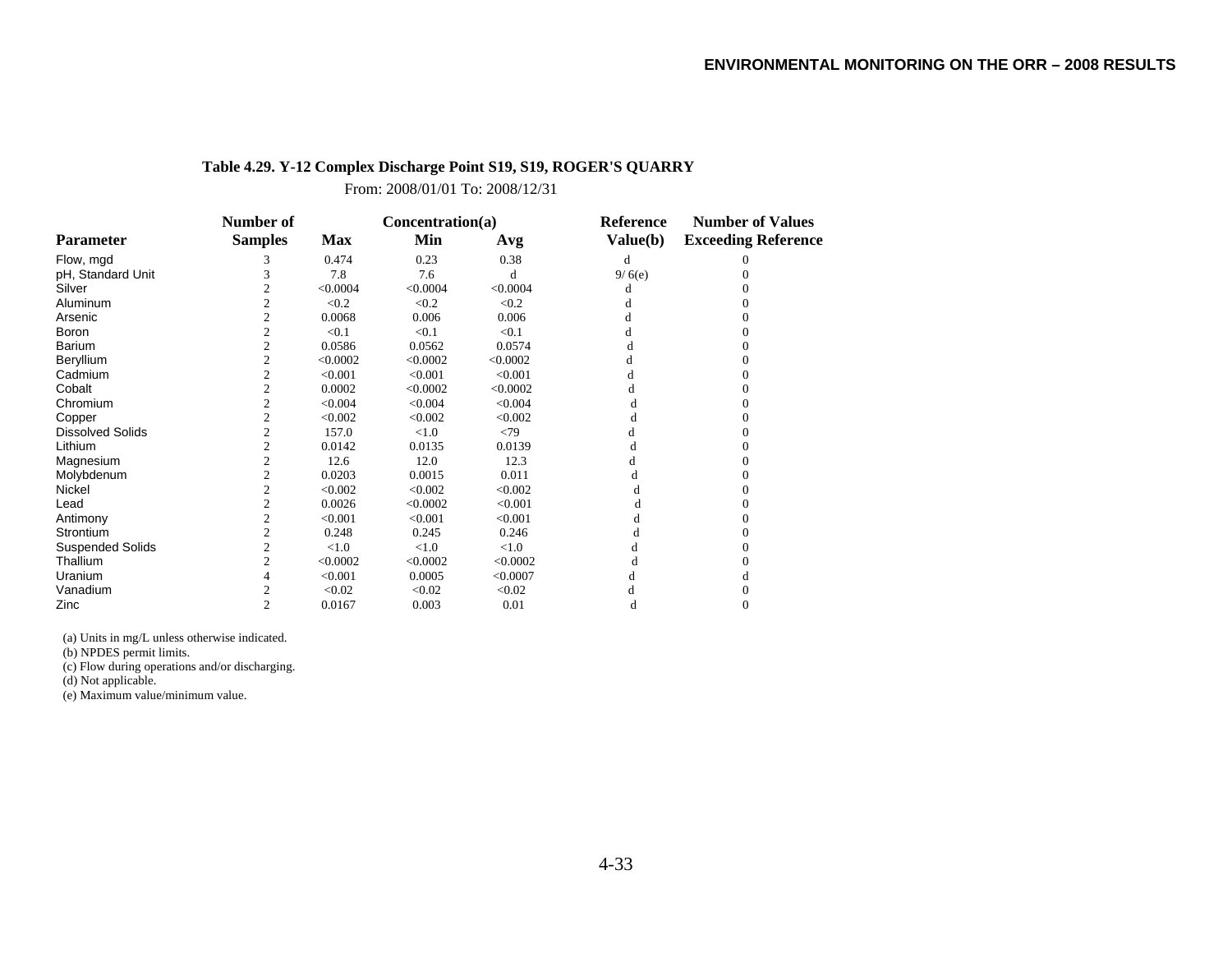**Table 4.29. Y-12 Complex Discharge Point S19, S19, ROGER'S QUARRY**

From: 2008/01/01 To: 2008/12/31

| Parameter | Number of Samples | Concentration(a) Max | Min | Avg | Reference Value(b) | Number of Values Exceeding Reference |
|---|---|---|---|---|---|---|
| Flow, mgd | 3 | 0.474 | 0.23 | 0.38 | d | 0 |
| pH, Standard Unit | 3 | 7.8 | 7.6 | d | 9/ 6(e) | 0 |
| Silver | 2 | <0.0004 | <0.0004 | <0.0004 | d | 0 |
| Aluminum | 2 | <0.2 | <0.2 | <0.2 | d | 0 |
| Arsenic | 2 | 0.0068 | 0.006 | 0.006 | d | 0 |
| Boron | 2 | <0.1 | <0.1 | <0.1 | d | 0 |
| Barium | 2 | 0.0586 | 0.0562 | 0.0574 | d | 0 |
| Beryllium | 2 | <0.0002 | <0.0002 | <0.0002 | d | 0 |
| Cadmium | 2 | <0.001 | <0.001 | <0.001 | d | 0 |
| Cobalt | 2 | 0.0002 | <0.0002 | <0.0002 | d | 0 |
| Chromium | 2 | <0.004 | <0.004 | <0.004 | d | 0 |
| Copper | 2 | <0.002 | <0.002 | <0.002 | d | 0 |
| Dissolved Solids | 2 | 157.0 | <1.0 | <79 | d | 0 |
| Lithium | 2 | 0.0142 | 0.0135 | 0.0139 | d | 0 |
| Magnesium | 2 | 12.6 | 12.0 | 12.3 | d | 0 |
| Molybdenum | 2 | 0.0203 | 0.0015 | 0.011 | d | 0 |
| Nickel | 2 | <0.002 | <0.002 | <0.002 | d | 0 |
| Lead | 2 | 0.0026 | <0.0002 | <0.001 | d | 0 |
| Antimony | 2 | <0.001 | <0.001 | <0.001 | d | 0 |
| Strontium | 2 | 0.248 | 0.245 | 0.246 | d | 0 |
| Suspended Solids | 2 | <1.0 | <1.0 | <1.0 | d | 0 |
| Thallium | 2 | <0.0002 | <0.0002 | <0.0002 | d | 0 |
| Uranium | 4 | <0.001 | 0.0005 | <0.0007 | d | d |
| Vanadium | 2 | <0.02 | <0.02 | <0.02 | d | 0 |
| Zinc | 2 | 0.0167 | 0.003 | 0.01 | d | 0 |

(a) Units in mg/L unless otherwise indicated.

(b) NPDES permit limits.

(c) Flow during operations and/or discharging.

(d) Not applicable.

(e) Maximum value/minimum value.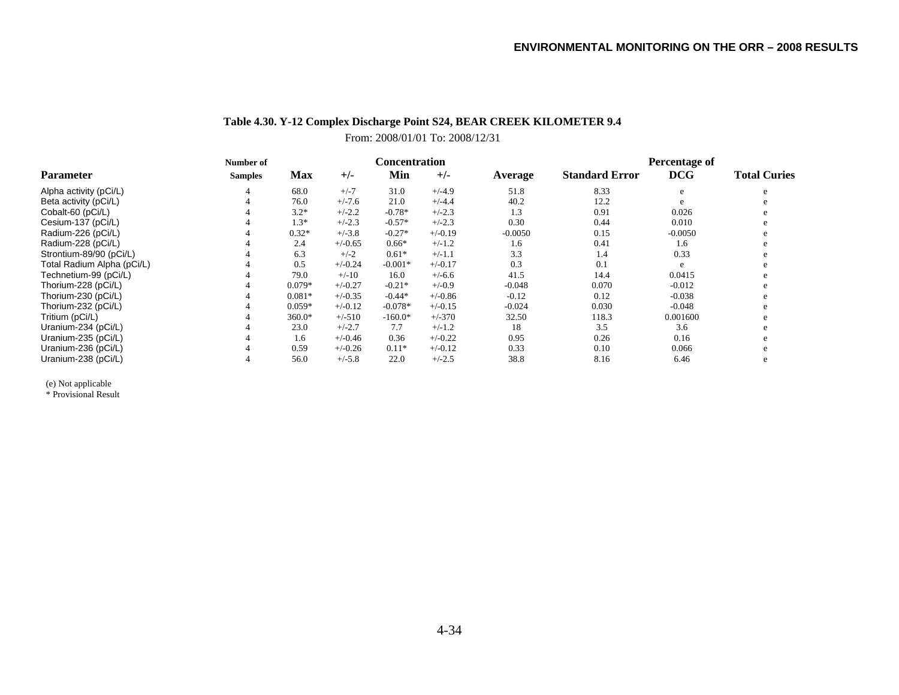**Table 4.30. Y-12 Complex Discharge Point S24, BEAR CREEK KILOMETER 9.4**

From: 2008/01/01 To: 2008/12/31

| Parameter | Number of Samples | Concentration Max | +/- | Min | +/- | Average | Standard Error | Percentage of DCG | Total Curies |
|---|---|---|---|---|---|---|---|---|---|
| Alpha activity (pCi/L) | 4 | 68.0 | +/-7 | 31.0 | +/-4.9 | 51.8 | 8.33 | e | e |
| Beta activity (pCi/L) | 4 | 76.0 | +/-7.6 | 21.0 | +/-4.4 | 40.2 | 12.2 | e | e |
| Cobalt-60 (pCi/L) | 4 | 3.2* | +/-2.2 | -0.78* | +/-2.3 | 1.3 | 0.91 | 0.026 | e |
| Cesium-137 (pCi/L) | 4 | 1.3* | +/-2.3 | -0.57* | +/-2.3 | 0.30 | 0.44 | 0.010 | e |
| Radium-226 (pCi/L) | 4 | 0.32* | +/-3.8 | -0.27* | +/-0.19 | -0.0050 | 0.15 | -0.0050 | e |
| Radium-228 (pCi/L) | 4 | 2.4 | +/-0.65 | 0.66* | +/-1.2 | 1.6 | 0.41 | 1.6 | e |
| Strontium-89/90 (pCi/L) | 4 | 6.3 | +/-2 | 0.61* | +/-1.1 | 3.3 | 1.4 | 0.33 | e |
| Total Radium Alpha (pCi/L) | 4 | 0.5 | +/-0.24 | -0.001* | +/-0.17 | 0.3 | 0.1 | e | e |
| Technetium-99 (pCi/L) | 4 | 79.0 | +/-10 | 16.0 | +/-6.6 | 41.5 | 14.4 | 0.0415 | e |
| Thorium-228 (pCi/L) | 4 | 0.079* | +/-0.27 | -0.21* | +/-0.9 | -0.048 | 0.070 | -0.012 | e |
| Thorium-230 (pCi/L) | 4 | 0.081* | +/-0.35 | -0.44* | +/-0.86 | -0.12 | 0.12 | -0.038 | e |
| Thorium-232 (pCi/L) | 4 | 0.059* | +/-0.12 | -0.078* | +/-0.15 | -0.024 | 0.030 | -0.048 | e |
| Tritium (pCi/L) | 4 | 360.0* | +/-510 | -160.0* | +/-370 | 32.50 | 118.3 | 0.001600 | e |
| Uranium-234 (pCi/L) | 4 | 23.0 | +/-2.7 | 7.7 | +/-1.2 | 18 | 3.5 | 3.6 | e |
| Uranium-235 (pCi/L) | 4 | 1.6 | +/-0.46 | 0.36 | +/-0.22 | 0.95 | 0.26 | 0.16 | e |
| Uranium-236 (pCi/L) | 4 | 0.59 | +/-0.26 | 0.11* | +/-0.12 | 0.33 | 0.10 | 0.066 | e |
| Uranium-238 (pCi/L) | 4 | 56.0 | +/-5.8 | 22.0 | +/-2.5 | 38.8 | 8.16 | 6.46 | e |

(e) Not applicable
* Provisional Result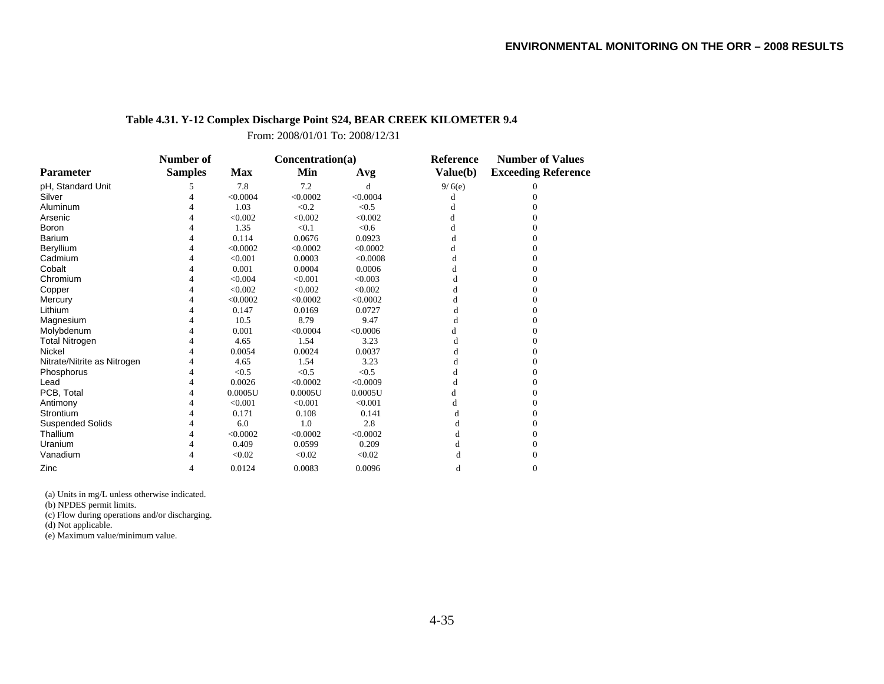**Table 4.31. Y-12 Complex Discharge Point S24, BEAR CREEK KILOMETER 9.4**

From: 2008/01/01 To: 2008/12/31

| Parameter | Number of Samples | Concentration(a) Max | Min | Avg | Reference Value(b) | Number of Values Exceeding Reference |
|---|---|---|---|---|---|---|
| pH, Standard Unit | 5 | 7.8 | 7.2 | d | 9/ 6(e) | 0 |
| Silver | 4 | <0.0004 | <0.0002 | <0.0004 | d | 0 |
| Aluminum | 4 | 1.03 | <0.2 | <0.5 | d | 0 |
| Arsenic | 4 | <0.002 | <0.002 | <0.002 | d | 0 |
| Boron | 4 | 1.35 | <0.1 | <0.6 | d | 0 |
| Barium | 4 | 0.114 | 0.0676 | 0.0923 | d | 0 |
| Beryllium | 4 | <0.0002 | <0.0002 | <0.0002 | d | 0 |
| Cadmium | 4 | <0.001 | 0.0003 | <0.0008 | d | 0 |
| Cobalt | 4 | 0.001 | 0.0004 | 0.0006 | d | 0 |
| Chromium | 4 | <0.004 | <0.001 | <0.003 | d | 0 |
| Copper | 4 | <0.002 | <0.002 | <0.002 | d | 0 |
| Mercury | 4 | <0.0002 | <0.0002 | <0.0002 | d | 0 |
| Lithium | 4 | 0.147 | 0.0169 | 0.0727 | d | 0 |
| Magnesium | 4 | 10.5 | 8.79 | 9.47 | d | 0 |
| Molybdenum | 4 | 0.001 | <0.0004 | <0.0006 | d | 0 |
| Total Nitrogen | 4 | 4.65 | 1.54 | 3.23 | d | 0 |
| Nickel | 4 | 0.0054 | 0.0024 | 0.0037 | d | 0 |
| Nitrate/Nitrite as Nitrogen | 4 | 4.65 | 1.54 | 3.23 | d | 0 |
| Phosphorus | 4 | <0.5 | <0.5 | <0.5 | d | 0 |
| Lead | 4 | 0.0026 | <0.0002 | <0.0009 | d | 0 |
| PCB, Total | 4 | 0.0005U | 0.0005U | 0.0005U | d | 0 |
| Antimony | 4 | <0.001 | <0.001 | <0.001 | d | 0 |
| Strontium | 4 | 0.171 | 0.108 | 0.141 | d | 0 |
| Suspended Solids | 4 | 6.0 | 1.0 | 2.8 | d | 0 |
| Thallium | 4 | <0.0002 | <0.0002 | <0.0002 | d | 0 |
| Uranium | 4 | 0.409 | 0.0599 | 0.209 | d | 0 |
| Vanadium | 4 | <0.02 | <0.02 | <0.02 | d | 0 |
| Zinc | 4 | 0.0124 | 0.0083 | 0.0096 | d | 0 |

(a) Units in mg/L unless otherwise indicated.
(b) NPDES permit limits.
(c) Flow during operations and/or discharging.
(d) Not applicable.
(e) Maximum value/minimum value.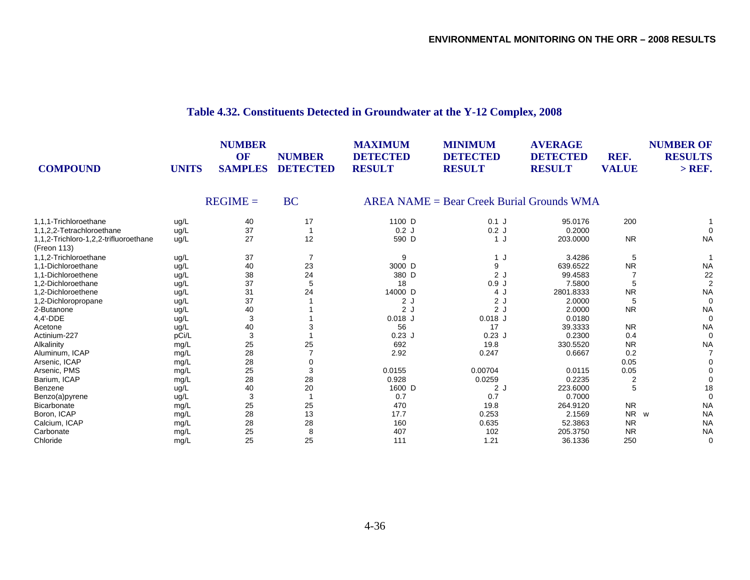**Table 4.32. Constituents Detected in Groundwater at the Y-12 Complex, 2008**

| COMPOUND | UNITS | NUMBER OF SAMPLES | NUMBER DETECTED | MAXIMUM DETECTED RESULT | MINIMUM DETECTED RESULT | AVERAGE DETECTED RESULT | REF. VALUE | NUMBER OF RESULTS > REF. |
|---|---|---|---|---|---|---|---|---|
| | | REGIME = | BC | AREA NAME = Bear Creek Burial Grounds WMA | | | | |
| 1,1,1-Trichloroethane | ug/L | 40 | 17 | 1100 D | 0.1 J | 95.0176 | 200 | 1 |
| 1,1,2,2-Tetrachloroethane | ug/L | 37 | 1 | 0.2 J | 0.2 J | 0.2000 | | 0 |
| 1,1,2-Trichloro-1,2,2-trifluoroethane (Freon 113) | ug/L | 27 | 12 | 590 D | 1 J | 203.0000 | NR | NA |
| 1,1,2-Trichloroethane | ug/L | 37 | 7 | 9 | 1 J | 3.4286 | 5 | 1 |
| 1,1-Dichloroethane | ug/L | 40 | 23 | 3000 D | 9 | 639.6522 | NR | NA |
| 1,1-Dichloroethene | ug/L | 38 | 24 | 380 D | 2 J | 99.4583 | 7 | 22 |
| 1,2-Dichloroethane | ug/L | 37 | 5 | 18 | 0.9 J | 7.5800 | 5 | 2 |
| 1,2-Dichloroethene | ug/L | 31 | 24 | 14000 D | 4 J | 2801.8333 | NR | NA |
| 1,2-Dichloropropane | ug/L | 37 | 1 | 2 J | 2 J | 2.0000 | 5 | 0 |
| 2-Butanone | ug/L | 40 | 1 | 2 J | 2 J | 2.0000 | NR | NA |
| 4,4'-DDE | ug/L | 3 | 1 | 0.018 J | 0.018 J | 0.0180 | | 0 |
| Acetone | ug/L | 40 | 3 | 56 | 17 | 39.3333 | NR | NA |
| Actinium-227 | pCi/L | 3 | 1 | 0.23 J | 0.23 J | 0.2300 | 0.4 | 0 |
| Alkalinity | mg/L | 25 | 25 | 692 | 19.8 | 330.5520 | NR | NA |
| Aluminum, ICAP | mg/L | 28 | 7 | 2.92 | 0.247 | 0.6667 | 0.2 | 7 |
| Arsenic, ICAP | mg/L | 28 | 0 | | | | 0.05 | 0 |
| Arsenic, PMS | mg/L | 25 | 3 | 0.0155 | 0.00704 | 0.0115 | 0.05 | 0 |
| Barium, ICAP | mg/L | 28 | 28 | 0.928 | 0.0259 | 0.2235 | 2 | 0 |
| Benzene | ug/L | 40 | 20 | 1600 D | 2 J | 223.6000 | 5 | 18 |
| Benzo(a)pyrene | ug/L | 3 | 1 | 0.7 | 0.7 | 0.7000 | | 0 |
| Bicarbonate | mg/L | 25 | 25 | 470 | 19.8 | 264.9120 | NR | NA |
| Boron, ICAP | mg/L | 28 | 13 | 17.7 | 0.253 | 2.1569 | NR w | NA |
| Calcium, ICAP | mg/L | 28 | 28 | 160 | 0.635 | 52.3863 | NR | NA |
| Carbonate | mg/L | 25 | 8 | 407 | 102 | 205.3750 | NR | NA |
| Chloride | mg/L | 25 | 25 | 111 | 1.21 | 36.1336 | 250 | 0 |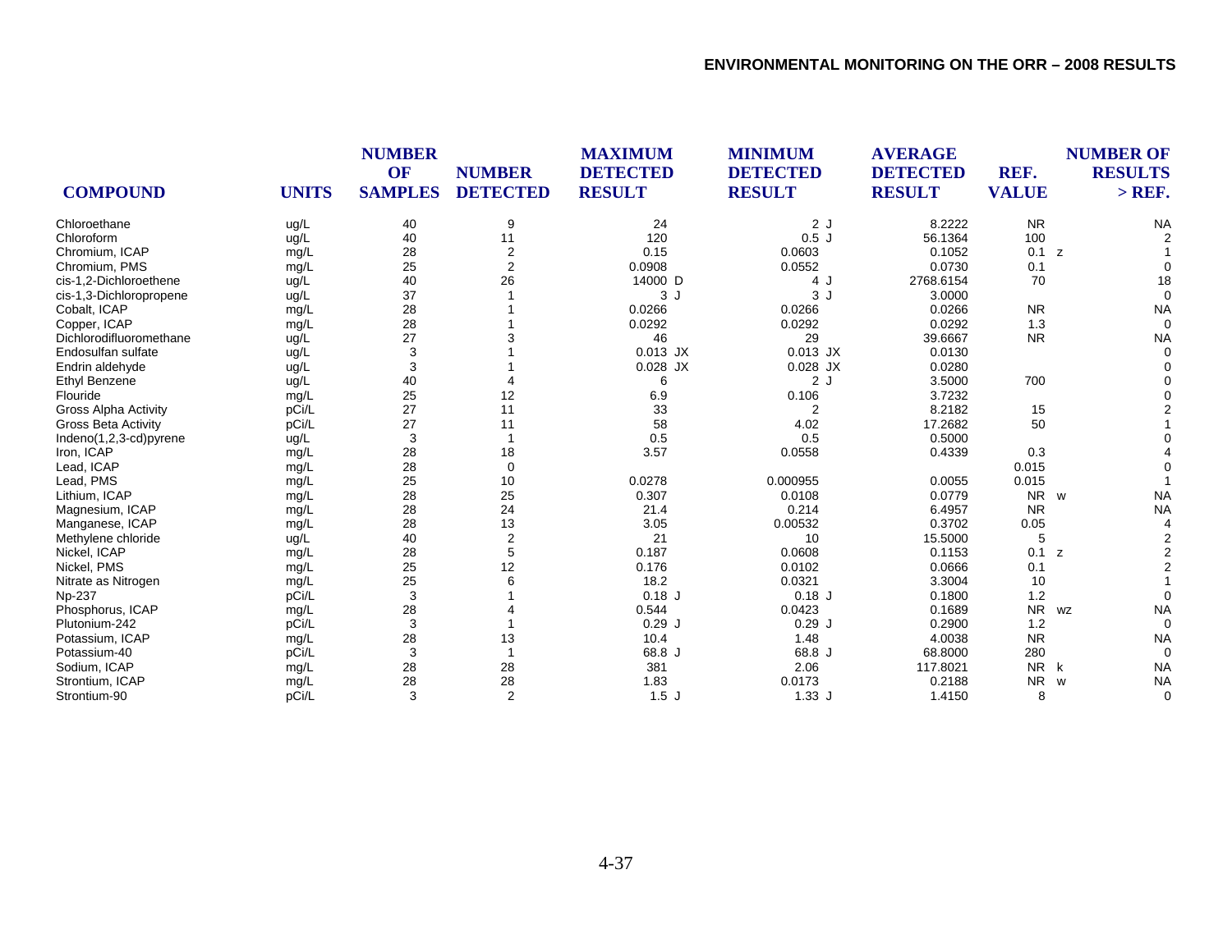| COMPOUND | UNITS | NUMBER OF SAMPLES | NUMBER DETECTED | MAXIMUM DETECTED RESULT | MINIMUM DETECTED RESULT | AVERAGE DETECTED RESULT | REF. VALUE | NUMBER OF RESULTS > REF. |
|---|---|---|---|---|---|---|---|---|
| Chloroethane | ug/L | 40 | 9 | 24 | 2 J | 8.2222 | NR | NA |
| Chloroform | ug/L | 40 | 11 | 120 | 0.5 J | 56.1364 | 100 | 2 |
| Chromium, ICAP | mg/L | 28 | 2 | 0.15 | 0.0603 | 0.1052 | 0.1 z | 1 |
| Chromium, PMS | mg/L | 25 | 2 | 0.0908 | 0.0552 | 0.0730 | 0.1 | 0 |
| cis-1,2-Dichloroethene | ug/L | 40 | 26 | 14000 D | 4 J | 2768.6154 | 70 | 18 |
| cis-1,3-Dichloropropene | ug/L | 37 | 1 | 3 J | 3 J | 3.0000 | | 0 |
| Cobalt, ICAP | mg/L | 28 | 1 | 0.0266 | 0.0266 | 0.0266 | NR | NA |
| Copper, ICAP | mg/L | 28 | 1 | 0.0292 | 0.0292 | 0.0292 | 1.3 | 0 |
| Dichlorodifluoromethane | ug/L | 27 | 3 | 46 | 29 | 39.6667 | NR | NA |
| Endosulfan sulfate | ug/L | 3 | 1 | 0.013 JX | 0.013 JX | 0.0130 | | 0 |
| Endrin aldehyde | ug/L | 3 | 1 | 0.028 JX | 0.028 JX | 0.0280 | | 0 |
| Ethyl Benzene | ug/L | 40 | 4 | 6 | 2 J | 3.5000 | 700 | 0 |
| Flouride | mg/L | 25 | 12 | 6.9 | 0.106 | 3.7232 | | 0 |
| Gross Alpha Activity | pCi/L | 27 | 11 | 33 | 2 | 8.2182 | 15 | 2 |
| Gross Beta Activity | pCi/L | 27 | 11 | 58 | 4.02 | 17.2682 | 50 | 1 |
| Indeno(1,2,3-cd)pyrene | ug/L | 3 | 1 | 0.5 | 0.5 | 0.5000 | | 0 |
| Iron, ICAP | mg/L | 28 | 18 | 3.57 | 0.0558 | 0.4339 | 0.3 | 4 |
| Lead, ICAP | mg/L | 28 | 0 | | | | 0.015 | 0 |
| Lead, PMS | mg/L | 25 | 10 | 0.0278 | 0.000955 | 0.0055 | 0.015 | 1 |
| Lithium, ICAP | mg/L | 28 | 25 | 0.307 | 0.0108 | 0.0779 | NR w | NA |
| Magnesium, ICAP | mg/L | 28 | 24 | 21.4 | 0.214 | 6.4957 | NR | NA |
| Manganese, ICAP | mg/L | 28 | 13 | 3.05 | 0.00532 | 0.3702 | 0.05 | 4 |
| Methylene chloride | ug/L | 40 | 2 | 21 | 10 | 15.5000 | 5 | 2 |
| Nickel, ICAP | mg/L | 28 | 5 | 0.187 | 0.0608 | 0.1153 | 0.1 z | 2 |
| Nickel, PMS | mg/L | 25 | 12 | 0.176 | 0.0102 | 0.0666 | 0.1 | 2 |
| Nitrate as Nitrogen | mg/L | 25 | 6 | 18.2 | 0.0321 | 3.3004 | 10 | 1 |
| Np-237 | pCi/L | 3 | 1 | 0.18 J | 0.18 J | 0.1800 | 1.2 | 0 |
| Phosphorus, ICAP | mg/L | 28 | 4 | 0.544 | 0.0423 | 0.1689 | NR wz | NA |
| Plutonium-242 | pCi/L | 3 | 1 | 0.29 J | 0.29 J | 0.2900 | 1.2 | 0 |
| Potassium, ICAP | mg/L | 28 | 13 | 10.4 | 1.48 | 4.0038 | NR | NA |
| Potassium-40 | pCi/L | 3 | 1 | 68.8 J | 68.8 J | 68.8000 | 280 | 0 |
| Sodium, ICAP | mg/L | 28 | 28 | 381 | 2.06 | 117.8021 | NR k | NA |
| Strontium, ICAP | mg/L | 28 | 28 | 1.83 | 0.0173 | 0.2188 | NR w | NA |
| Strontium-90 | pCi/L | 3 | 2 | 1.5 J | 1.33 J | 1.4150 | 8 | 0 |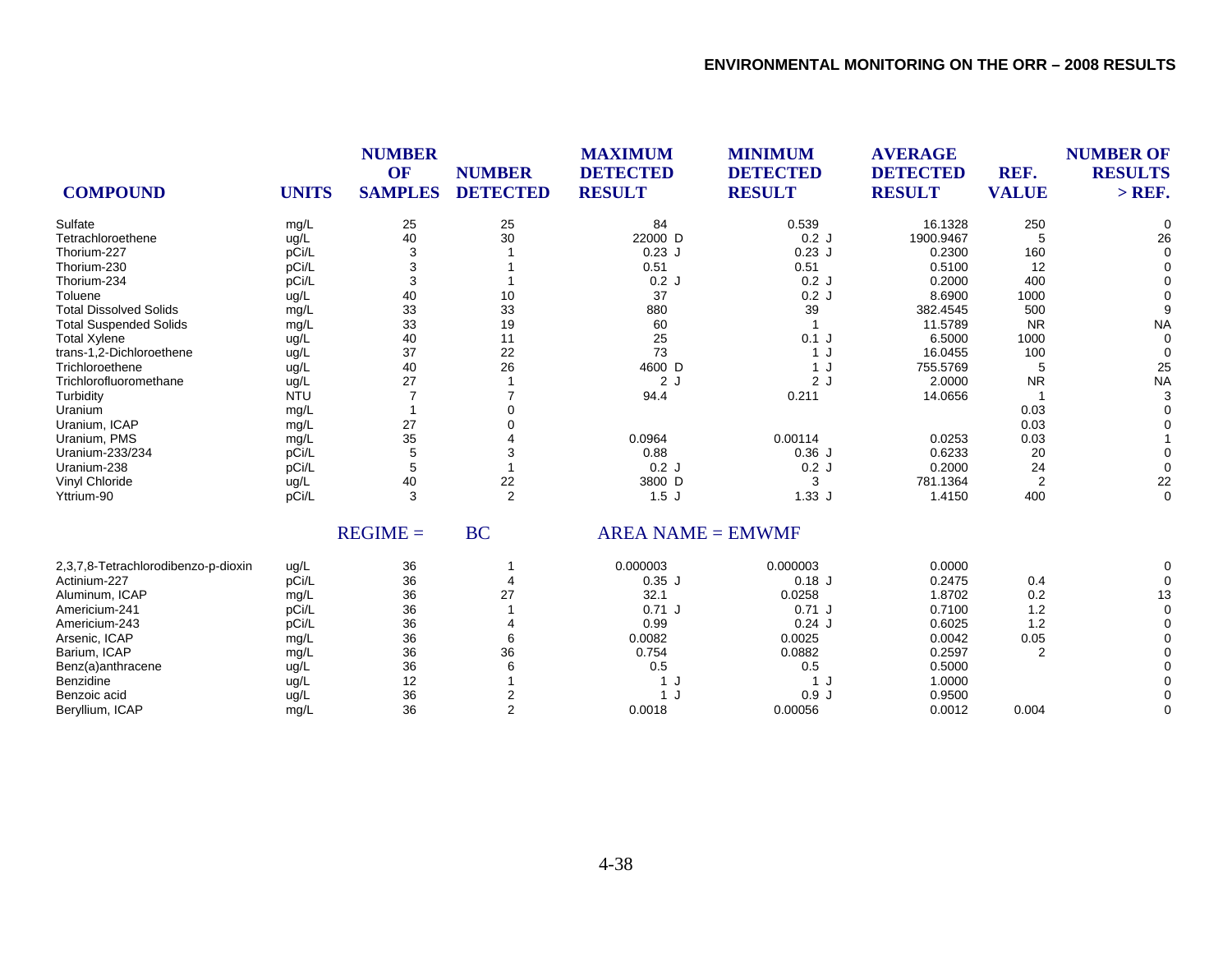| COMPOUND | UNITS | NUMBER OF SAMPLES | NUMBER DETECTED | MAXIMUM DETECTED RESULT | MINIMUM DETECTED RESULT | AVERAGE DETECTED RESULT | REF. VALUE | NUMBER OF RESULTS > REF. |
|---|---|---|---|---|---|---|---|---|
| Sulfate | mg/L | 25 | 25 | 84 | 0.539 | 16.1328 | 250 | 0 |
| Tetrachloroethene | ug/L | 40 | 30 | 22000 D | 0.2 J | 1900.9467 | 5 | 26 |
| Thorium-227 | pCi/L | 3 | 1 | 0.23 J | 0.23 J | 0.2300 | 160 | 0 |
| Thorium-230 | pCi/L | 3 | 1 | 0.51 | 0.51 | 0.5100 | 12 | 0 |
| Thorium-234 | pCi/L | 3 | 1 | 0.2 J | 0.2 J | 0.2000 | 400 | 0 |
| Toluene | ug/L | 40 | 10 | 37 | 0.2 J | 8.6900 | 1000 | 0 |
| Total Dissolved Solids | mg/L | 33 | 33 | 880 | 39 | 382.4545 | 500 | 9 |
| Total Suspended Solids | mg/L | 33 | 19 | 60 | 1 | 11.5789 | NR | NA |
| Total Xylene | ug/L | 40 | 11 | 25 | 0.1 J | 6.5000 | 1000 | 0 |
| trans-1,2-Dichloroethene | ug/L | 37 | 22 | 73 | 1 J | 16.0455 | 100 | 0 |
| Trichloroethene | ug/L | 40 | 26 | 4600 D | 1 J | 755.5769 | 5 | 25 |
| Trichlorofluoromethane | ug/L | 27 | 1 | 2 J | 2 J | 2.0000 | NR | NA |
| Turbidity | NTU | 7 | 7 | 94.4 | 0.211 | 14.0656 | 1 | 3 |
| Uranium | mg/L | 1 | 0 | | | | 0.03 | 0 |
| Uranium, ICAP | mg/L | 27 | 0 | | | | 0.03 | 0 |
| Uranium, PMS | mg/L | 35 | 4 | 0.0964 | 0.00114 | 0.0253 | 0.03 | 1 |
| Uranium-233/234 | pCi/L | 5 | 3 | 0.88 | 0.36 J | 0.6233 | 20 | 0 |
| Uranium-238 | pCi/L | 5 | 1 | 0.2 J | 0.2 J | 0.2000 | 24 | 0 |
| Vinyl Chloride | ug/L | 40 | 22 | 3800 D | 3 | 781.1364 | 2 | 22 |
| Yttrium-90 | pCi/L | 3 | 2 | 1.5 J | 1.33 J | 1.4150 | 400 | 0 |

REGIME = BC AREA NAME = EMWMF

| COMPOUND | UNITS | NUMBER OF SAMPLES | NUMBER DETECTED | MAXIMUM DETECTED RESULT | MINIMUM DETECTED RESULT | AVERAGE DETECTED RESULT | REF. VALUE | NUMBER OF RESULTS > REF. |
|---|---|---|---|---|---|---|---|---|
| 2,3,7,8-Tetrachlorodibenzo-p-dioxin | ug/L | 36 | 1 | 0.000003 | 0.000003 | 0.0000 | | 0 |
| Actinium-227 | pCi/L | 36 | 4 | 0.35 J | 0.18 J | 0.2475 | 0.4 | 0 |
| Aluminum, ICAP | mg/L | 36 | 27 | 32.1 | 0.0258 | 1.8702 | 0.2 | 13 |
| Americium-241 | pCi/L | 36 | 1 | 0.71 J | 0.71 J | 0.7100 | 1.2 | 0 |
| Americium-243 | pCi/L | 36 | 4 | 0.99 | 0.24 J | 0.6025 | 1.2 | 0 |
| Arsenic, ICAP | mg/L | 36 | 6 | 0.0082 | 0.0025 | 0.0042 | 0.05 | 0 |
| Barium, ICAP | mg/L | 36 | 36 | 0.754 | 0.0882 | 0.2597 | 2 | 0 |
| Benz(a)anthracene | ug/L | 36 | 6 | 0.5 | 0.5 | 0.5000 | | 0 |
| Benzidine | ug/L | 12 | 1 | 1 J | 1 J | 1.0000 | | 0 |
| Benzoic acid | ug/L | 36 | 2 | 1 J | 0.9 J | 0.9500 | | 0 |
| Beryllium, ICAP | mg/L | 36 | 2 | 0.0018 | 0.00056 | 0.0012 | 0.004 | 0 |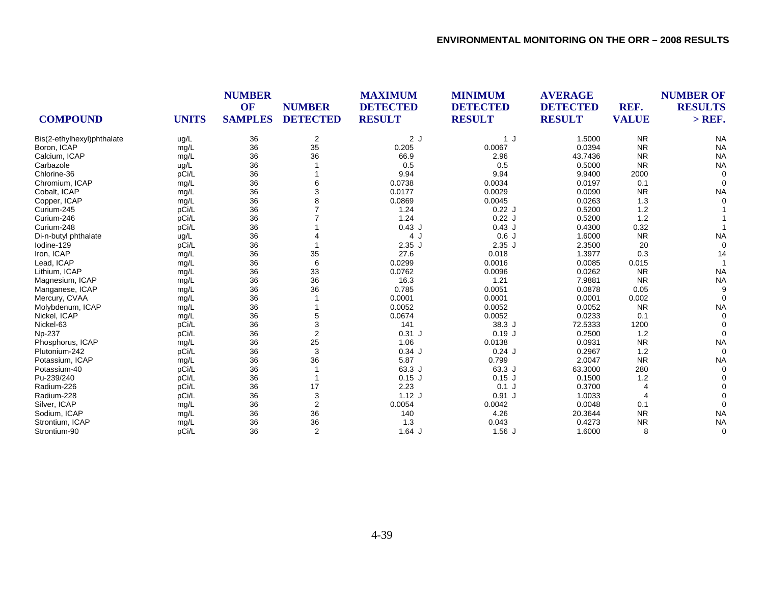| COMPOUND | UNITS | NUMBER OF SAMPLES | NUMBER DETECTED | MAXIMUM DETECTED RESULT | MINIMUM DETECTED RESULT | AVERAGE DETECTED RESULT | REF. VALUE | NUMBER OF RESULTS > REF. |
|---|---|---|---|---|---|---|---|---|
| Bis(2-ethylhexyl)phthalate | ug/L | 36 | 2 | 2 J | 1 J | 1.5000 | NR | NA |
| Boron, ICAP | mg/L | 36 | 35 | 0.205 | 0.0067 | 0.0394 | NR | NA |
| Calcium, ICAP | mg/L | 36 | 36 | 66.9 | 2.96 | 43.7436 | NR | NA |
| Carbazole | ug/L | 36 | 1 | 0.5 | 0.5 | 0.5000 | NR | NA |
| Chlorine-36 | pCi/L | 36 | 1 | 9.94 | 9.94 | 9.9400 | 2000 | 0 |
| Chromium, ICAP | mg/L | 36 | 6 | 0.0738 | 0.0034 | 0.0197 | 0.1 | 0 |
| Cobalt, ICAP | mg/L | 36 | 3 | 0.0177 | 0.0029 | 0.0090 | NR | NA |
| Copper, ICAP | mg/L | 36 | 8 | 0.0869 | 0.0045 | 0.0263 | 1.3 | 0 |
| Curium-245 | pCi/L | 36 | 7 | 1.24 | 0.22 J | 0.5200 | 1.2 | 1 |
| Curium-246 | pCi/L | 36 | 7 | 1.24 | 0.22 J | 0.5200 | 1.2 | 1 |
| Curium-248 | pCi/L | 36 | 1 | 0.43 J | 0.43 J | 0.4300 | 0.32 | 1 |
| Di-n-butyl phthalate | ug/L | 36 | 4 | 4 J | 0.6 J | 1.6000 | NR | NA |
| Iodine-129 | pCi/L | 36 | 1 | 2.35 J | 2.35 J | 2.3500 | 20 | 0 |
| Iron, ICAP | mg/L | 36 | 35 | 27.6 | 0.018 | 1.3977 | 0.3 | 14 |
| Lead, ICAP | mg/L | 36 | 6 | 0.0299 | 0.0016 | 0.0085 | 0.015 | 1 |
| Lithium, ICAP | mg/L | 36 | 33 | 0.0762 | 0.0096 | 0.0262 | NR | NA |
| Magnesium, ICAP | mg/L | 36 | 36 | 16.3 | 1.21 | 7.9881 | NR | NA |
| Manganese, ICAP | mg/L | 36 | 36 | 0.785 | 0.0051 | 0.0878 | 0.05 | 9 |
| Mercury, CVAA | mg/L | 36 | 1 | 0.0001 | 0.0001 | 0.0001 | 0.002 | 0 |
| Molybdenum, ICAP | mg/L | 36 | 1 | 0.0052 | 0.0052 | 0.0052 | NR | NA |
| Nickel, ICAP | mg/L | 36 | 5 | 0.0674 | 0.0052 | 0.0233 | 0.1 | 0 |
| Nickel-63 | pCi/L | 36 | 3 | 141 | 38.3 J | 72.5333 | 1200 | 0 |
| Np-237 | pCi/L | 36 | 2 | 0.31 J | 0.19 J | 0.2500 | 1.2 | 0 |
| Phosphorus, ICAP | mg/L | 36 | 25 | 1.06 | 0.0138 | 0.0931 | NR | NA |
| Plutonium-242 | pCi/L | 36 | 3 | 0.34 J | 0.24 J | 0.2967 | 1.2 | 0 |
| Potassium, ICAP | mg/L | 36 | 36 | 5.87 | 0.799 | 2.0047 | NR | NA |
| Potassium-40 | pCi/L | 36 | 1 | 63.3 J | 63.3 J | 63.3000 | 280 | 0 |
| Pu-239/240 | pCi/L | 36 | 1 | 0.15 J | 0.15 J | 0.1500 | 1.2 | 0 |
| Radium-226 | pCi/L | 36 | 17 | 2.23 | 0.1 J | 0.3700 | 4 | 0 |
| Radium-228 | pCi/L | 36 | 3 | 1.12 J | 0.91 J | 1.0033 | 4 | 0 |
| Silver, ICAP | mg/L | 36 | 2 | 0.0054 | 0.0042 | 0.0048 | 0.1 | 0 |
| Sodium, ICAP | mg/L | 36 | 36 | 140 | 4.26 | 20.3644 | NR | NA |
| Strontium, ICAP | mg/L | 36 | 36 | 1.3 | 0.043 | 0.4273 | NR | NA |
| Strontium-90 | pCi/L | 36 | 2 | 1.64 J | 1.56 J | 1.6000 | 8 | 0 |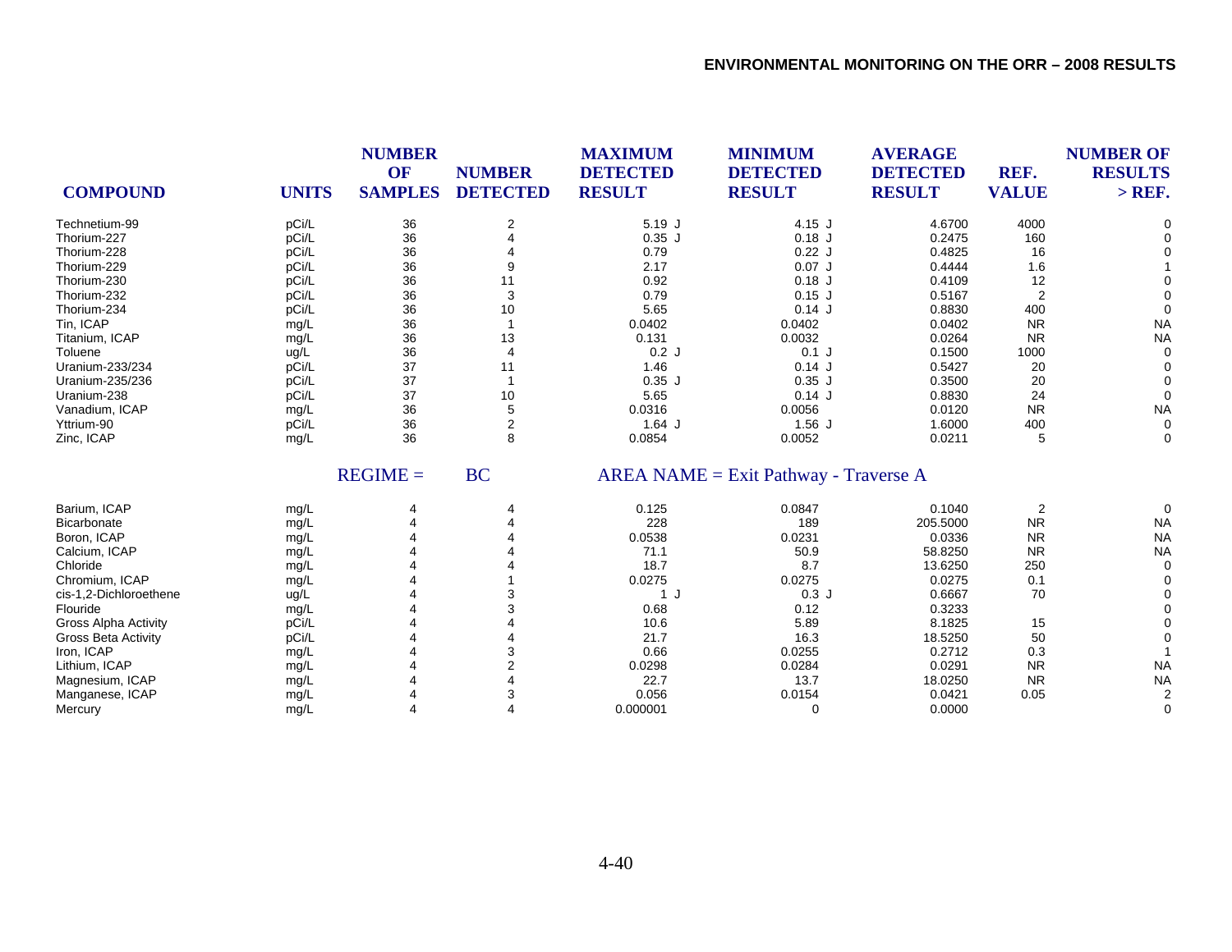| COMPOUND | UNITS | NUMBER OF SAMPLES | NUMBER DETECTED | MAXIMUM DETECTED RESULT | MINIMUM DETECTED RESULT | AVERAGE DETECTED RESULT | REF. VALUE | NUMBER OF RESULTS > REF. |
|---|---|---|---|---|---|---|---|---|
| Technetium-99 | pCi/L | 36 | 2 | 5.19 J | 4.15 J | 4.6700 | 4000 | 0 |
| Thorium-227 | pCi/L | 36 | 4 | 0.35 J | 0.18 J | 0.2475 | 160 | 0 |
| Thorium-228 | pCi/L | 36 | 4 | 0.79 | 0.22 J | 0.4825 | 16 | 0 |
| Thorium-229 | pCi/L | 36 | 9 | 2.17 | 0.07 J | 0.4444 | 1.6 | 1 |
| Thorium-230 | pCi/L | 36 | 11 | 0.92 | 0.18 J | 0.4109 | 12 | 0 |
| Thorium-232 | pCi/L | 36 | 3 | 0.79 | 0.15 J | 0.5167 | 2 | 0 |
| Thorium-234 | pCi/L | 36 | 10 | 5.65 | 0.14 J | 0.8830 | 400 | 0 |
| Tin, ICAP | mg/L | 36 | 1 | 0.0402 | 0.0402 | 0.0402 | NR | NA |
| Titanium, ICAP | mg/L | 36 | 13 | 0.131 | 0.0032 | 0.0264 | NR | NA |
| Toluene | ug/L | 36 | 4 | 0.2 J | 0.1 J | 0.1500 | 1000 | 0 |
| Uranium-233/234 | pCi/L | 37 | 11 | 1.46 | 0.14 J | 0.5427 | 20 | 0 |
| Uranium-235/236 | pCi/L | 37 | 1 | 0.35 J | 0.35 J | 0.3500 | 20 | 0 |
| Uranium-238 | pCi/L | 37 | 10 | 5.65 | 0.14 J | 0.8830 | 24 | 0 |
| Vanadium, ICAP | mg/L | 36 | 5 | 0.0316 | 0.0056 | 0.0120 | NR | NA |
| Yttrium-90 | pCi/L | 36 | 2 | 1.64 J | 1.56 J | 1.6000 | 400 | 0 |
| Zinc, ICAP | mg/L | 36 | 8 | 0.0854 | 0.0052 | 0.0211 | 5 | 0 |

REGIME = BC AREA NAME = Exit Pathway - Traverse A

| COMPOUND | UNITS | NUMBER OF SAMPLES | NUMBER DETECTED | MAXIMUM DETECTED RESULT | MINIMUM DETECTED RESULT | AVERAGE DETECTED RESULT | REF. VALUE | NUMBER OF RESULTS > REF. |
|---|---|---|---|---|---|---|---|---|
| Barium, ICAP | mg/L | 4 | 4 | 0.125 | 0.0847 | 0.1040 | 2 | 0 |
| Bicarbonate | mg/L | 4 | 4 | 228 | 189 | 205.5000 | NR | NA |
| Boron, ICAP | mg/L | 4 | 4 | 0.0538 | 0.0231 | 0.0336 | NR | NA |
| Calcium, ICAP | mg/L | 4 | 4 | 71.1 | 50.9 | 58.8250 | NR | NA |
| Chloride | mg/L | 4 | 4 | 18.7 | 8.7 | 13.6250 | 250 | 0 |
| Chromium, ICAP | mg/L | 4 | 1 | 0.0275 | 0.0275 | 0.0275 | 0.1 | 0 |
| cis-1,2-Dichloroethene | ug/L | 4 | 3 | 1 J | 0.3 J | 0.6667 | 70 | 0 |
| Flouride | mg/L | 4 | 3 | 0.68 | 0.12 | 0.3233 | | 0 |
| Gross Alpha Activity | pCi/L | 4 | 4 | 10.6 | 5.89 | 8.1825 | 15 | 0 |
| Gross Beta Activity | pCi/L | 4 | 4 | 21.7 | 16.3 | 18.5250 | 50 | 0 |
| Iron, ICAP | mg/L | 4 | 3 | 0.66 | 0.0255 | 0.2712 | 0.3 | 1 |
| Lithium, ICAP | mg/L | 4 | 2 | 0.0298 | 0.0284 | 0.0291 | NR | NA |
| Magnesium, ICAP | mg/L | 4 | 4 | 22.7 | 13.7 | 18.0250 | NR | NA |
| Manganese, ICAP | mg/L | 4 | 3 | 0.056 | 0.0154 | 0.0421 | 0.05 | 2 |
| Mercury | mg/L | 4 | 4 | 0.000001 | 0 | 0.0000 | | 0 |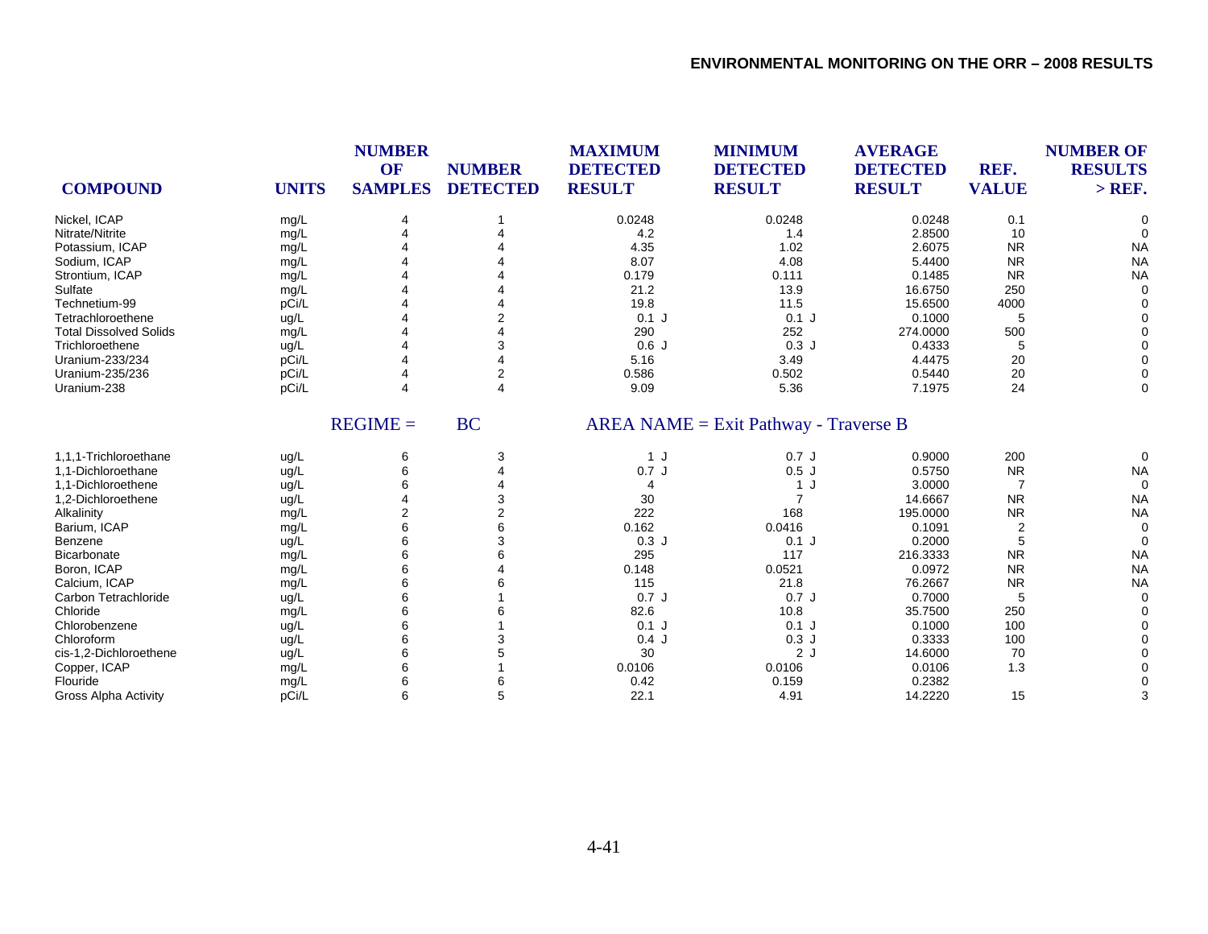| COMPOUND | UNITS | NUMBER OF SAMPLES | NUMBER DETECTED | MAXIMUM DETECTED RESULT | MINIMUM DETECTED RESULT | AVERAGE DETECTED RESULT | REF. VALUE | NUMBER OF RESULTS > REF. |
|---|---|---|---|---|---|---|---|---|
| Nickel, ICAP | mg/L | 4 | 1 | 0.0248 | 0.0248 | 0.0248 | 0.1 | 0 |
| Nitrate/Nitrite | mg/L | 4 | 4 | 4.2 | 1.4 | 2.8500 | 10 | 0 |
| Potassium, ICAP | mg/L | 4 | 4 | 4.35 | 1.02 | 2.6075 | NR | NA |
| Sodium, ICAP | mg/L | 4 | 4 | 8.07 | 4.08 | 5.4400 | NR | NA |
| Strontium, ICAP | mg/L | 4 | 4 | 0.179 | 0.111 | 0.1485 | NR | NA |
| Sulfate | mg/L | 4 | 4 | 21.2 | 13.9 | 16.6750 | 250 | 0 |
| Technetium-99 | pCi/L | 4 | 4 | 19.8 | 11.5 | 15.6500 | 4000 | 0 |
| Tetrachloroethene | ug/L | 4 | 2 | 0.1 J | 0.1 J | 0.1000 | 5 | 0 |
| Total Dissolved Solids | mg/L | 4 | 4 | 290 | 252 | 274.0000 | 500 | 0 |
| Trichloroethene | ug/L | 4 | 3 | 0.6 J | 0.3 J | 0.4333 | 5 | 0 |
| Uranium-233/234 | pCi/L | 4 | 4 | 5.16 | 3.49 | 4.4475 | 20 | 0 |
| Uranium-235/236 | pCi/L | 4 | 2 | 0.586 | 0.502 | 0.5440 | 20 | 0 |
| Uranium-238 | pCi/L | 4 | 4 | 9.09 | 5.36 | 7.1975 | 24 | 0 |

REGIME = BC AREA NAME = Exit Pathway - Traverse B

| COMPOUND | UNITS | NUMBER OF SAMPLES | NUMBER DETECTED | MAXIMUM DETECTED RESULT | MINIMUM DETECTED RESULT | AVERAGE DETECTED RESULT | REF. VALUE | NUMBER OF RESULTS > REF. |
|---|---|---|---|---|---|---|---|---|
| 1,1,1-Trichloroethane | ug/L | 6 | 3 | 1 J | 0.7 J | 0.9000 | 200 | 0 |
| 1,1-Dichloroethane | ug/L | 6 | 4 | 0.7 J | 0.5 J | 0.5750 | NR | NA |
| 1,1-Dichloroethene | ug/L | 6 | 4 | 4 | 1 J | 3.0000 | 7 | 0 |
| 1,2-Dichloroethene | ug/L | 4 | 3 | 30 | 7 | 14.6667 | NR | NA |
| Alkalinity | mg/L | 2 | 2 | 222 | 168 | 195.0000 | NR | NA |
| Barium, ICAP | mg/L | 6 | 6 | 0.162 | 0.0416 | 0.1091 | 2 | 0 |
| Benzene | ug/L | 6 | 3 | 0.3 J | 0.1 J | 0.2000 | 5 | 0 |
| Bicarbonate | mg/L | 6 | 6 | 295 | 117 | 216.3333 | NR | NA |
| Boron, ICAP | mg/L | 6 | 4 | 0.148 | 0.0521 | 0.0972 | NR | NA |
| Calcium, ICAP | mg/L | 6 | 6 | 115 | 21.8 | 76.2667 | NR | NA |
| Carbon Tetrachloride | ug/L | 6 | 1 | 0.7 J | 0.7 J | 0.7000 | 5 | 0 |
| Chloride | mg/L | 6 | 6 | 82.6 | 10.8 | 35.7500 | 250 | 0 |
| Chlorobenzene | ug/L | 6 | 1 | 0.1 J | 0.1 J | 0.1000 | 100 | 0 |
| Chloroform | ug/L | 6 | 3 | 0.4 J | 0.3 J | 0.3333 | 100 | 0 |
| cis-1,2-Dichloroethene | ug/L | 6 | 5 | 30 | 2 J | 14.6000 | 70 | 0 |
| Copper, ICAP | mg/L | 6 | 1 | 0.0106 | 0.0106 | 0.0106 | 1.3 | 0 |
| Flouride | mg/L | 6 | 6 | 0.42 | 0.159 | 0.2382 | | 0 |
| Gross Alpha Activity | pCi/L | 6 | 5 | 22.1 | 4.91 | 14.2220 | 15 | 3 |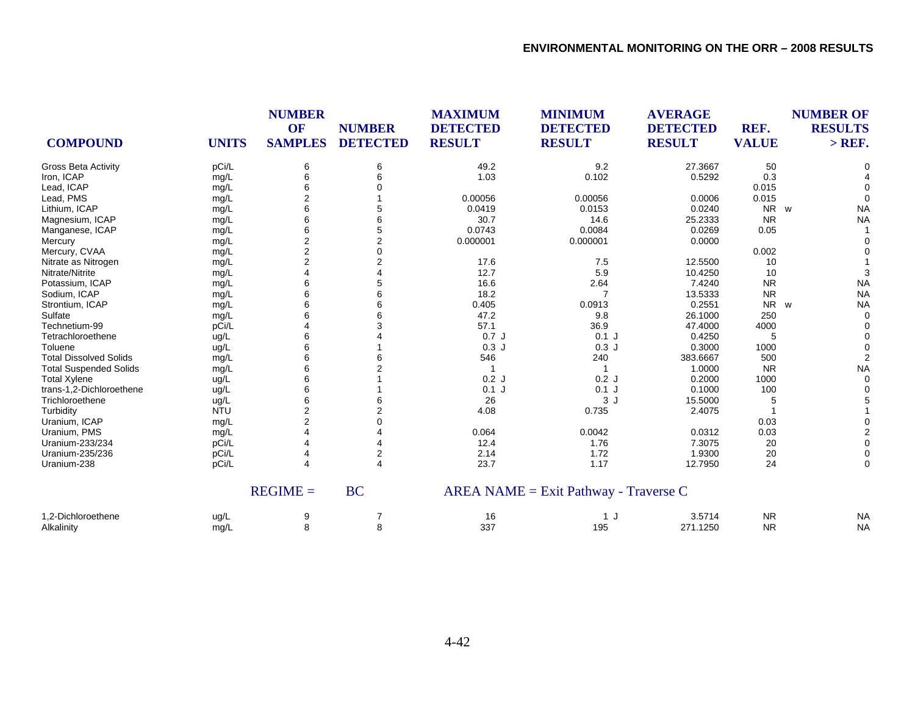| COMPOUND | UNITS | NUMBER OF SAMPLES | NUMBER DETECTED | MAXIMUM DETECTED RESULT | MINIMUM DETECTED RESULT | AVERAGE DETECTED RESULT | REF. VALUE | NUMBER OF RESULTS > REF. |
|---|---|---|---|---|---|---|---|---|
| Gross Beta Activity | pCi/L | 6 | 6 | 49.2 | 9.2 | 27.3667 | 50 | 0 |
| Iron, ICAP | mg/L | 6 | 6 | 1.03 | 0.102 | 0.5292 | 0.3 | 4 |
| Lead, ICAP | mg/L | 6 | 0 | | | | 0.015 | 0 |
| Lead, PMS | mg/L | 2 | 1 | 0.00056 | 0.00056 | 0.0006 | 0.015 | 0 |
| Lithium, ICAP | mg/L | 6 | 5 | 0.0419 | 0.0153 | 0.0240 | NR w | NA |
| Magnesium, ICAP | mg/L | 6 | 6 | 30.7 | 14.6 | 25.2333 | NR | NA |
| Manganese, ICAP | mg/L | 6 | 5 | 0.0743 | 0.0084 | 0.0269 | 0.05 | 1 |
| Mercury | mg/L | 2 | 2 | 0.000001 | 0.000001 | 0.0000 | | 0 |
| Mercury, CVAA | mg/L | 2 | 0 | | | | 0.002 | 0 |
| Nitrate as Nitrogen | mg/L | 2 | 2 | 17.6 | 7.5 | 12.5500 | 10 | 1 |
| Nitrate/Nitrite | mg/L | 4 | 4 | 12.7 | 5.9 | 10.4250 | 10 | 3 |
| Potassium, ICAP | mg/L | 6 | 5 | 16.6 | 2.64 | 7.4240 | NR | NA |
| Sodium, ICAP | mg/L | 6 | 6 | 18.2 | 7 | 13.5333 | NR | NA |
| Strontium, ICAP | mg/L | 6 | 6 | 0.405 | 0.0913 | 0.2551 | NR w | NA |
| Sulfate | mg/L | 6 | 6 | 47.2 | 9.8 | 26.1000 | 250 | 0 |
| Technetium-99 | pCi/L | 4 | 3 | 57.1 | 36.9 | 47.4000 | 4000 | 0 |
| Tetrachloroethene | ug/L | 6 | 4 | 0.7 J | 0.1 J | 0.4250 | 5 | 0 |
| Toluene | ug/L | 6 | 1 | 0.3 J | 0.3 J | 0.3000 | 1000 | 0 |
| Total Dissolved Solids | mg/L | 6 | 6 | 546 | 240 | 383.6667 | 500 | 2 |
| Total Suspended Solids | mg/L | 6 | 2 | 1 | 1 | 1.0000 | NR | NA |
| Total Xylene | ug/L | 6 | 1 | 0.2 J | 0.2 J | 0.2000 | 1000 | 0 |
| trans-1,2-Dichloroethene | ug/L | 6 | 1 | 0.1 J | 0.1 J | 0.1000 | 100 | 0 |
| Trichloroethene | ug/L | 6 | 6 | 26 | 3 J | 15.5000 | 5 | 5 |
| Turbidity | NTU | 2 | 2 | 4.08 | 0.735 | 2.4075 | 1 | 1 |
| Uranium, ICAP | mg/L | 2 | 0 | | | | 0.03 | 0 |
| Uranium, PMS | mg/L | 4 | 4 | 0.064 | 0.0042 | 0.0312 | 0.03 | 2 |
| Uranium-233/234 | pCi/L | 4 | 4 | 12.4 | 1.76 | 7.3075 | 20 | 0 |
| Uranium-235/236 | pCi/L | 4 | 2 | 2.14 | 1.72 | 1.9300 | 20 | 0 |
| Uranium-238 | pCi/L | 4 | 4 | 23.7 | 1.17 | 12.7950 | 24 | 0 |

REGIME = BC     AREA NAME = Exit Pathway - Traverse C

| COMPOUND | UNITS | NUMBER OF SAMPLES | NUMBER DETECTED | MAXIMUM DETECTED RESULT | MINIMUM DETECTED RESULT | AVERAGE DETECTED RESULT | REF. VALUE | NUMBER OF RESULTS > REF. |
|---|---|---|---|---|---|---|---|---|
| 1,2-Dichloroethene | ug/L | 9 | 7 | 16 | 1 J | 3.5714 | NR | NA |
| Alkalinity | mg/L | 8 | 8 | 337 | 195 | 271.1250 | NR | NA |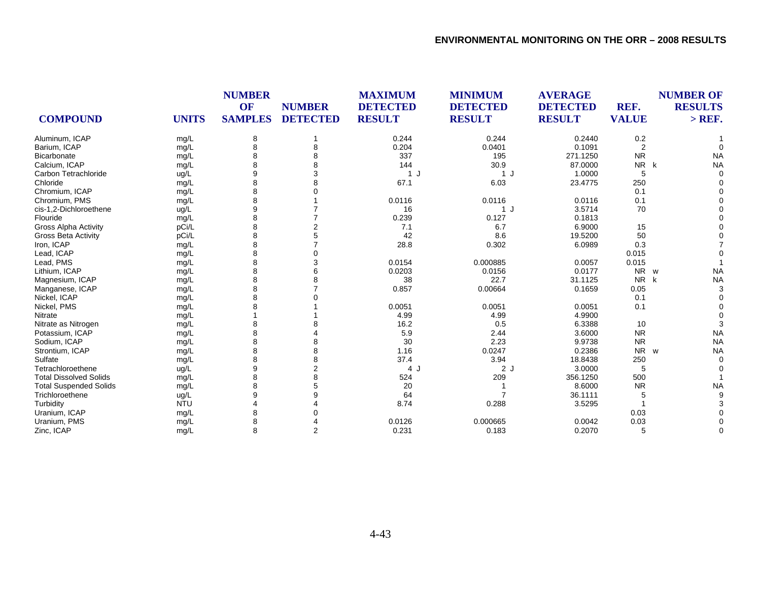| COMPOUND | UNITS | NUMBER OF SAMPLES | NUMBER DETECTED | MAXIMUM DETECTED RESULT | MINIMUM DETECTED RESULT | AVERAGE DETECTED RESULT | REF. VALUE | NUMBER OF RESULTS > REF. |
|---|---|---|---|---|---|---|---|---|
| Aluminum, ICAP | mg/L | 8 | 1 | 0.244 | 0.244 | 0.2440 | 0.2 | 1 |
| Barium, ICAP | mg/L | 8 | 8 | 0.204 | 0.0401 | 0.1091 | 2 | 0 |
| Bicarbonate | mg/L | 8 | 8 | 337 | 195 | 271.1250 | NR | NA |
| Calcium, ICAP | mg/L | 8 | 8 | 144 | 30.9 | 87.0000 | NR k | NA |
| Carbon Tetrachloride | ug/L | 9 | 3 | 1 J | 1 J | 1.0000 | 5 | 0 |
| Chloride | mg/L | 8 | 8 | 67.1 | 6.03 | 23.4775 | 250 | 0 |
| Chromium, ICAP | mg/L | 8 | 0 | | | | 0.1 | 0 |
| Chromium, PMS | mg/L | 8 | 1 | 0.0116 | 0.0116 | 0.0116 | 0.1 | 0 |
| cis-1,2-Dichloroethene | ug/L | 9 | 7 | 16 | 1 J | 3.5714 | 70 | 0 |
| Flouride | mg/L | 8 | 7 | 0.239 | 0.127 | 0.1813 | | 0 |
| Gross Alpha Activity | pCi/L | 8 | 2 | 7.1 | 6.7 | 6.9000 | 15 | 0 |
| Gross Beta Activity | pCi/L | 8 | 5 | 42 | 8.6 | 19.5200 | 50 | 0 |
| Iron, ICAP | mg/L | 8 | 7 | 28.8 | 0.302 | 6.0989 | 0.3 | 7 |
| Lead, ICAP | mg/L | 8 | 0 | | | | 0.015 | 0 |
| Lead, PMS | mg/L | 8 | 3 | 0.0154 | 0.000885 | 0.0057 | 0.015 | 1 |
| Lithium, ICAP | mg/L | 8 | 6 | 0.0203 | 0.0156 | 0.0177 | NR w | NA |
| Magnesium, ICAP | mg/L | 8 | 8 | 38 | 22.7 | 31.1125 | NR k | NA |
| Manganese, ICAP | mg/L | 8 | 7 | 0.857 | 0.00664 | 0.1659 | 0.05 | 3 |
| Nickel, ICAP | mg/L | 8 | 0 | | | | 0.1 | 0 |
| Nickel, PMS | mg/L | 8 | 1 | 0.0051 | 0.0051 | 0.0051 | 0.1 | 0 |
| Nitrate | mg/L | 1 | 1 | 4.99 | 4.99 | 4.9900 | | 0 |
| Nitrate as Nitrogen | mg/L | 8 | 8 | 16.2 | 0.5 | 6.3388 | 10 | 3 |
| Potassium, ICAP | mg/L | 8 | 4 | 5.9 | 2.44 | 3.6000 | NR | NA |
| Sodium, ICAP | mg/L | 8 | 8 | 30 | 2.23 | 9.9738 | NR | NA |
| Strontium, ICAP | mg/L | 8 | 8 | 1.16 | 0.0247 | 0.2386 | NR w | NA |
| Sulfate | mg/L | 8 | 8 | 37.4 | 3.94 | 18.8438 | 250 | 0 |
| Tetrachloroethene | ug/L | 9 | 2 | 4 J | 2 J | 3.0000 | 5 | 0 |
| Total Dissolved Solids | mg/L | 8 | 8 | 524 | 209 | 356.1250 | 500 | 1 |
| Total Suspended Solids | mg/L | 8 | 5 | 20 | 1 | 8.6000 | NR | NA |
| Trichloroethene | ug/L | 9 | 9 | 64 | 7 | 36.1111 | 5 | 9 |
| Turbidity | NTU | 4 | 4 | 8.74 | 0.288 | 3.5295 | 1 | 3 |
| Uranium, ICAP | mg/L | 8 | 0 | | | | 0.03 | 0 |
| Uranium, PMS | mg/L | 8 | 4 | 0.0126 | 0.000665 | 0.0042 | 0.03 | 0 |
| Zinc, ICAP | mg/L | 8 | 2 | 0.231 | 0.183 | 0.2070 | 5 | 0 |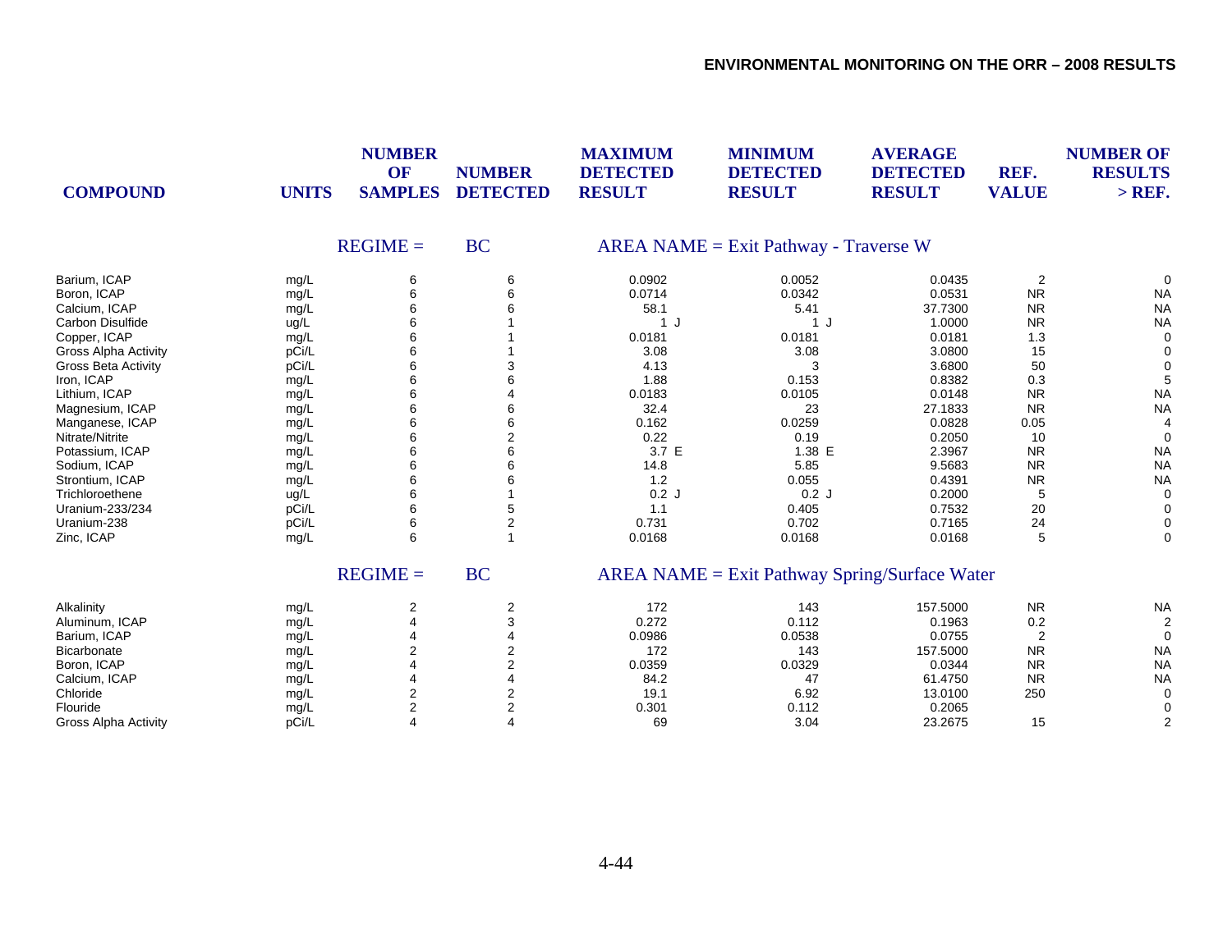| COMPOUND | UNITS | NUMBER OF SAMPLES | NUMBER DETECTED | MAXIMUM DETECTED RESULT | MINIMUM DETECTED RESULT | AVERAGE DETECTED RESULT | REF. VALUE | NUMBER OF RESULTS > REF. |
|---|---|---|---|---|---|---|---|---|
| | | REGIME = | BC | AREA NAME = Exit Pathway - Traverse W | | | | |
| Barium, ICAP | mg/L | 6 | 6 | 0.0902 | 0.0052 | 0.0435 | 2 | 0 |
| Boron, ICAP | mg/L | 6 | 6 | 0.0714 | 0.0342 | 0.0531 | NR | NA |
| Calcium, ICAP | mg/L | 6 | 6 | 58.1 | 5.41 | 37.7300 | NR | NA |
| Carbon Disulfide | ug/L | 6 | 1 | 1 J | 1 J | 1.0000 | NR | NA |
| Copper, ICAP | mg/L | 6 | 1 | 0.0181 | 0.0181 | 0.0181 | 1.3 | 0 |
| Gross Alpha Activity | pCi/L | 6 | 1 | 3.08 | 3.08 | 3.0800 | 15 | 0 |
| Gross Beta Activity | pCi/L | 6 | 3 | 4.13 | 3 | 3.6800 | 50 | 0 |
| Iron, ICAP | mg/L | 6 | 6 | 1.88 | 0.153 | 0.8382 | 0.3 | 5 |
| Lithium, ICAP | mg/L | 6 | 4 | 0.0183 | 0.0105 | 0.0148 | NR | NA |
| Magnesium, ICAP | mg/L | 6 | 6 | 32.4 | 23 | 27.1833 | NR | NA |
| Manganese, ICAP | mg/L | 6 | 6 | 0.162 | 0.0259 | 0.0828 | 0.05 | 4 |
| Nitrate/Nitrite | mg/L | 6 | 2 | 0.22 | 0.19 | 0.2050 | 10 | 0 |
| Potassium, ICAP | mg/L | 6 | 6 | 3.7 E | 1.38 E | 2.3967 | NR | NA |
| Sodium, ICAP | mg/L | 6 | 6 | 14.8 | 5.85 | 9.5683 | NR | NA |
| Strontium, ICAP | mg/L | 6 | 6 | 1.2 | 0.055 | 0.4391 | NR | NA |
| Trichloroethene | ug/L | 6 | 1 | 0.2 J | 0.2 J | 0.2000 | 5 | 0 |
| Uranium-233/234 | pCi/L | 6 | 5 | 1.1 | 0.405 | 0.7532 | 20 | 0 |
| Uranium-238 | pCi/L | 6 | 2 | 0.731 | 0.702 | 0.7165 | 24 | 0 |
| Zinc, ICAP | mg/L | 6 | 1 | 0.0168 | 0.0168 | 0.0168 | 5 | 0 |
| | | REGIME = | BC | AREA NAME = Exit Pathway Spring/Surface Water | | | | |
| Alkalinity | mg/L | 2 | 2 | 172 | 143 | 157.5000 | NR | NA |
| Aluminum, ICAP | mg/L | 4 | 3 | 0.272 | 0.112 | 0.1963 | 0.2 | 2 |
| Barium, ICAP | mg/L | 4 | 4 | 0.0986 | 0.0538 | 0.0755 | 2 | 0 |
| Bicarbonate | mg/L | 2 | 2 | 172 | 143 | 157.5000 | NR | NA |
| Boron, ICAP | mg/L | 4 | 2 | 0.0359 | 0.0329 | 0.0344 | NR | NA |
| Calcium, ICAP | mg/L | 4 | 4 | 84.2 | 47 | 61.4750 | NR | NA |
| Chloride | mg/L | 2 | 2 | 19.1 | 6.92 | 13.0100 | 250 | 0 |
| Flouride | mg/L | 2 | 2 | 0.301 | 0.112 | 0.2065 | | 0 |
| Gross Alpha Activity | pCi/L | 4 | 4 | 69 | 3.04 | 23.2675 | 15 | 2 |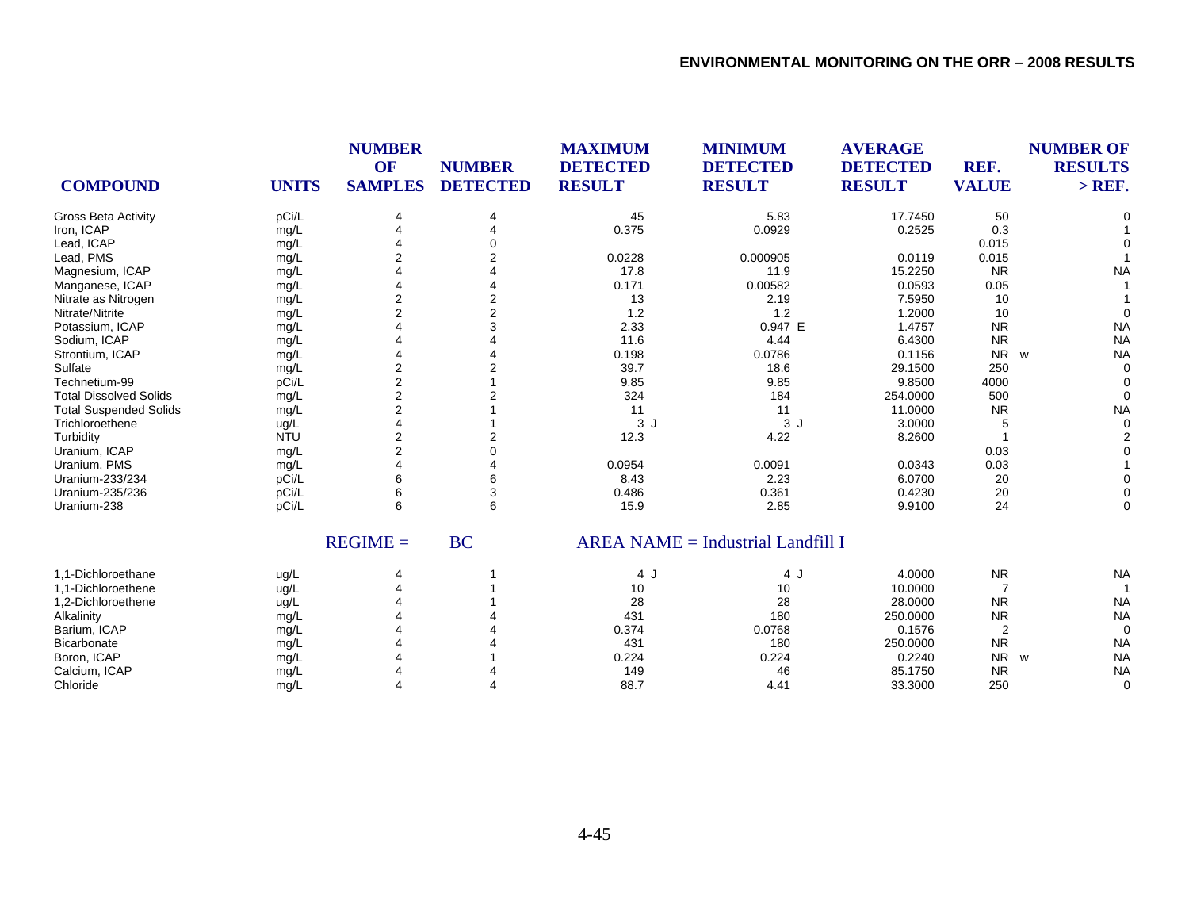| COMPOUND | UNITS | NUMBER OF SAMPLES | NUMBER DETECTED | MAXIMUM DETECTED RESULT | MINIMUM DETECTED RESULT | AVERAGE DETECTED RESULT | REF. VALUE | NUMBER OF RESULTS > REF. |
|---|---|---|---|---|---|---|---|---|
| Gross Beta Activity | pCi/L | 4 | 4 | 45 | 5.83 | 17.7450 | 50 | 0 |
| Iron, ICAP | mg/L | 4 | 4 | 0.375 | 0.0929 | 0.2525 | 0.3 | 1 |
| Lead, ICAP | mg/L | 4 | 0 | | | | 0.015 | 0 |
| Lead, PMS | mg/L | 2 | 2 | 0.0228 | 0.000905 | 0.0119 | 0.015 | 1 |
| Magnesium, ICAP | mg/L | 4 | 4 | 17.8 | 11.9 | 15.2250 | NR | NA |
| Manganese, ICAP | mg/L | 4 | 4 | 0.171 | 0.00582 | 0.0593 | 0.05 | 1 |
| Nitrate as Nitrogen | mg/L | 2 | 2 | 13 | 2.19 | 7.5950 | 10 | 1 |
| Nitrate/Nitrite | mg/L | 2 | 2 | 1.2 | 1.2 | 1.2000 | 10 | 0 |
| Potassium, ICAP | mg/L | 4 | 3 | 2.33 | 0.947 E | 1.4757 | NR | NA |
| Sodium, ICAP | mg/L | 4 | 4 | 11.6 | 4.44 | 6.4300 | NR | NA |
| Strontium, ICAP | mg/L | 4 | 4 | 0.198 | 0.0786 | 0.1156 | NR w | NA |
| Sulfate | mg/L | 2 | 2 | 39.7 | 18.6 | 29.1500 | 250 | 0 |
| Technetium-99 | pCi/L | 2 | 1 | 9.85 | 9.85 | 9.8500 | 4000 | 0 |
| Total Dissolved Solids | mg/L | 2 | 2 | 324 | 184 | 254.0000 | 500 | 0 |
| Total Suspended Solids | mg/L | 2 | 1 | 11 | 11 | 11.0000 | NR | NA |
| Trichloroethene | ug/L | 4 | 1 | 3 J | 3 J | 3.0000 | 5 | 0 |
| Turbidity | NTU | 2 | 2 | 12.3 | 4.22 | 8.2600 | 1 | 2 |
| Uranium, ICAP | mg/L | 2 | 0 | | | | 0.03 | 0 |
| Uranium, PMS | mg/L | 4 | 4 | 0.0954 | 0.0091 | 0.0343 | 0.03 | 1 |
| Uranium-233/234 | pCi/L | 6 | 6 | 8.43 | 2.23 | 6.0700 | 20 | 0 |
| Uranium-235/236 | pCi/L | 6 | 3 | 0.486 | 0.361 | 0.4230 | 20 | 0 |
| Uranium-238 | pCi/L | 6 | 6 | 15.9 | 2.85 | 9.9100 | 24 | 0 |
| | | REGIME = | BC | AREA NAME = Industrial Landfill I | | | | |
| 1,1-Dichloroethane | ug/L | 4 | 1 | 4 J | 4 J | 4.0000 | NR | NA |
| 1,1-Dichloroethene | ug/L | 4 | 1 | 10 | 10 | 10.0000 | 7 | 1 |
| 1,2-Dichloroethene | ug/L | 4 | 1 | 28 | 28 | 28.0000 | NR | NA |
| Alkalinity | mg/L | 4 | 4 | 431 | 180 | 250.0000 | NR | NA |
| Barium, ICAP | mg/L | 4 | 4 | 0.374 | 0.0768 | 0.1576 | 2 | 0 |
| Bicarbonate | mg/L | 4 | 4 | 431 | 180 | 250.0000 | NR | NA |
| Boron, ICAP | mg/L | 4 | 1 | 0.224 | 0.224 | 0.2240 | NR w | NA |
| Calcium, ICAP | mg/L | 4 | 4 | 149 | 46 | 85.1750 | NR | NA |
| Chloride | mg/L | 4 | 4 | 88.7 | 4.41 | 33.3000 | 250 | 0 |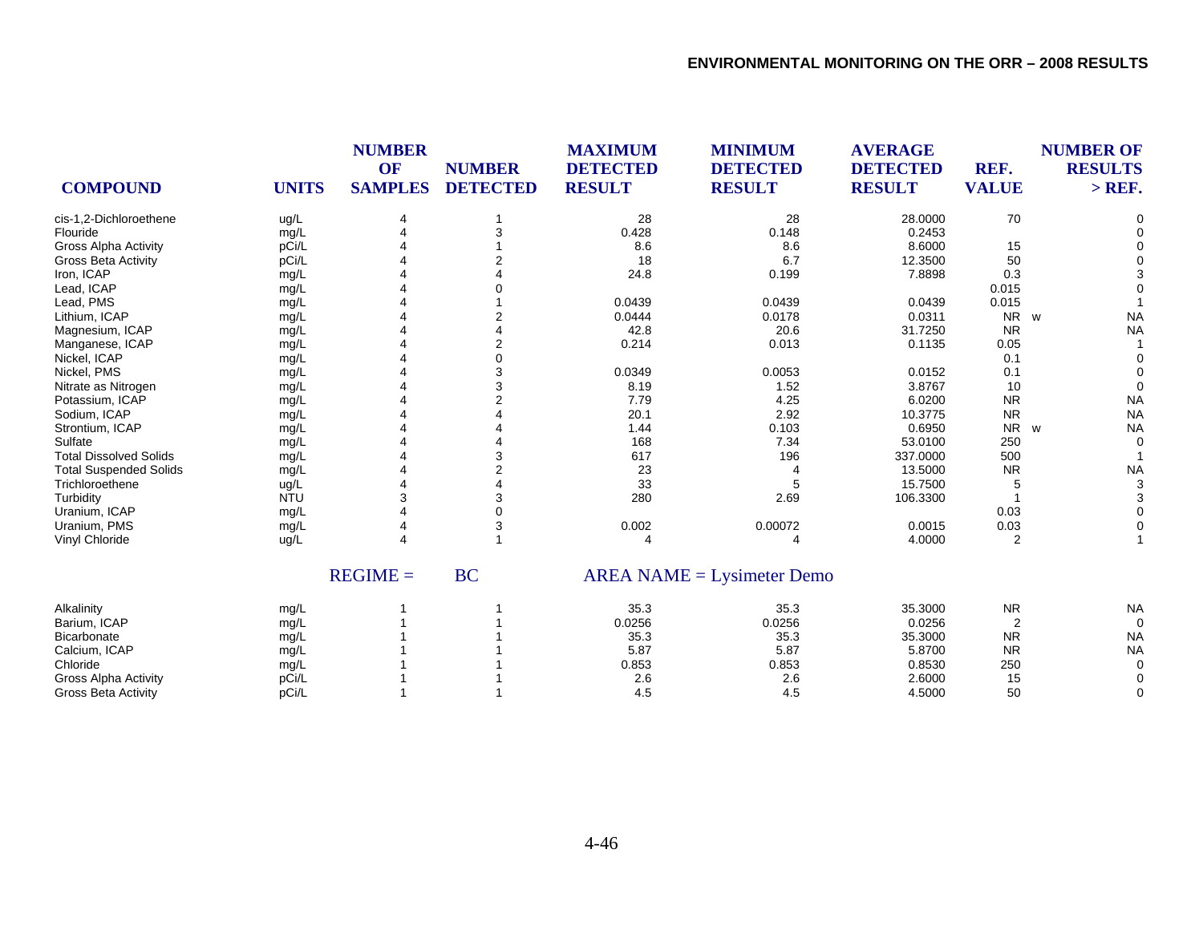| COMPOUND | UNITS | NUMBER OF SAMPLES | NUMBER DETECTED | MAXIMUM DETECTED RESULT | MINIMUM DETECTED RESULT | AVERAGE DETECTED RESULT | REF. VALUE | | NUMBER OF RESULTS > REF. |
|---|---|---|---|---|---|---|---|---|---|
| cis-1,2-Dichloroethene | ug/L | 4 | 1 | 28 | 28 | 28.0000 | 70 | | 0 |
| Flouride | mg/L | 4 | 3 | 0.428 | 0.148 | 0.2453 | | | 0 |
| Gross Alpha Activity | pCi/L | 4 | 1 | 8.6 | 8.6 | 8.6000 | 15 | | 0 |
| Gross Beta Activity | pCi/L | 4 | 2 | 18 | 6.7 | 12.3500 | 50 | | 0 |
| Iron, ICAP | mg/L | 4 | 4 | 24.8 | 0.199 | 7.8898 | 0.3 | | 3 |
| Lead, ICAP | mg/L | 4 | 0 | | | | 0.015 | | 0 |
| Lead, PMS | mg/L | 4 | 1 | 0.0439 | 0.0439 | 0.0439 | 0.015 | | 1 |
| Lithium, ICAP | mg/L | 4 | 2 | 0.0444 | 0.0178 | 0.0311 | NR | w | NA |
| Magnesium, ICAP | mg/L | 4 | 4 | 42.8 | 20.6 | 31.7250 | NR | | NA |
| Manganese, ICAP | mg/L | 4 | 2 | 0.214 | 0.013 | 0.1135 | 0.05 | | 1 |
| Nickel, ICAP | mg/L | 4 | 0 | | | | 0.1 | | 0 |
| Nickel, PMS | mg/L | 4 | 3 | 0.0349 | 0.0053 | 0.0152 | 0.1 | | 0 |
| Nitrate as Nitrogen | mg/L | 4 | 3 | 8.19 | 1.52 | 3.8767 | 10 | | 0 |
| Potassium, ICAP | mg/L | 4 | 2 | 7.79 | 4.25 | 6.0200 | NR | | NA |
| Sodium, ICAP | mg/L | 4 | 4 | 20.1 | 2.92 | 10.3775 | NR | | NA |
| Strontium, ICAP | mg/L | 4 | 4 | 1.44 | 0.103 | 0.6950 | NR | w | NA |
| Sulfate | mg/L | 4 | 4 | 168 | 7.34 | 53.0100 | 250 | | 0 |
| Total Dissolved Solids | mg/L | 4 | 3 | 617 | 196 | 337.0000 | 500 | | 1 |
| Total Suspended Solids | mg/L | 4 | 2 | 23 | 4 | 13.5000 | NR | | NA |
| Trichloroethene | ug/L | 4 | 4 | 33 | 5 | 15.7500 | 5 | | 3 |
| Turbidity | NTU | 3 | 3 | 280 | 2.69 | 106.3300 | 1 | | 3 |
| Uranium, ICAP | mg/L | 4 | 0 | | | | 0.03 | | 0 |
| Uranium, PMS | mg/L | 4 | 3 | 0.002 | 0.00072 | 0.0015 | 0.03 | | 0 |
| Vinyl Chloride | ug/L | 4 | 1 | 4 | 4 | 4.0000 | 2 | | 1 |

REGIME = BC AREA NAME = Lysimeter Demo

| COMPOUND | UNITS | NUMBER OF SAMPLES | NUMBER DETECTED | MAXIMUM DETECTED RESULT | MINIMUM DETECTED RESULT | AVERAGE DETECTED RESULT | REF. VALUE | | NUMBER OF RESULTS > REF. |
|---|---|---|---|---|---|---|---|---|---|
| Alkalinity | mg/L | 1 | 1 | 35.3 | 35.3 | 35.3000 | NR | | NA |
| Barium, ICAP | mg/L | 1 | 1 | 0.0256 | 0.0256 | 0.0256 | 2 | | 0 |
| Bicarbonate | mg/L | 1 | 1 | 35.3 | 35.3 | 35.3000 | NR | | NA |
| Calcium, ICAP | mg/L | 1 | 1 | 5.87 | 5.87 | 5.8700 | NR | | NA |
| Chloride | mg/L | 1 | 1 | 0.853 | 0.853 | 0.8530 | 250 | | 0 |
| Gross Alpha Activity | pCi/L | 1 | 1 | 2.6 | 2.6 | 2.6000 | 15 | | 0 |
| Gross Beta Activity | pCi/L | 1 | 1 | 4.5 | 4.5 | 4.5000 | 50 | | 0 |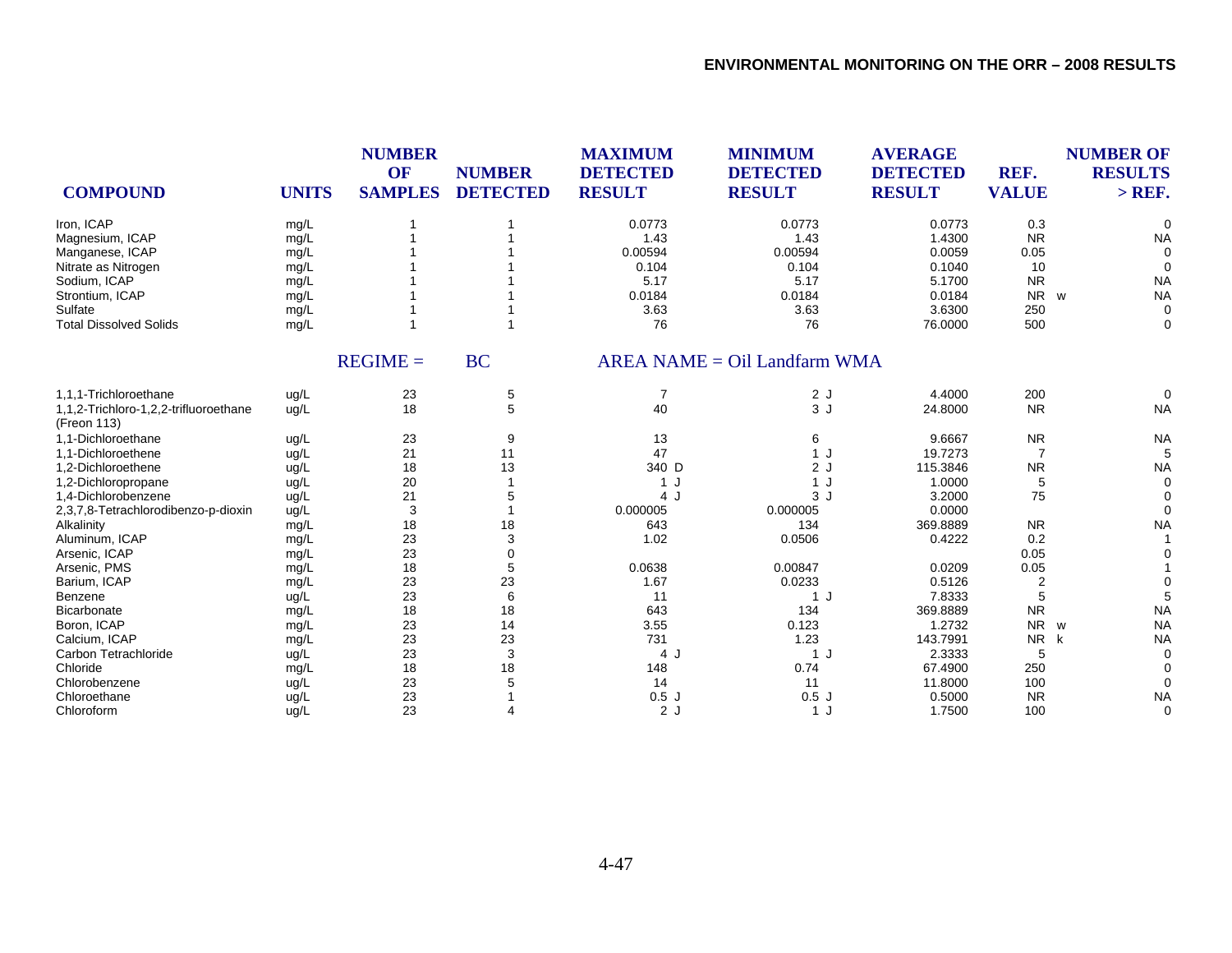| COMPOUND | UNITS | NUMBER OF SAMPLES | NUMBER DETECTED | MAXIMUM DETECTED RESULT | MINIMUM DETECTED RESULT | AVERAGE DETECTED RESULT | REF. VALUE | NUMBER OF RESULTS > REF. |
|---|---|---|---|---|---|---|---|---|
| Iron, ICAP | mg/L | 1 | 1 | 0.0773 | 0.0773 | 0.0773 | 0.3 | 0 |
| Magnesium, ICAP | mg/L | 1 | 1 | 1.43 | 1.43 | 1.4300 | NR | NA |
| Manganese, ICAP | mg/L | 1 | 1 | 0.00594 | 0.00594 | 0.0059 | 0.05 | 0 |
| Nitrate as Nitrogen | mg/L | 1 | 1 | 0.104 | 0.104 | 0.1040 | 10 | 0 |
| Sodium, ICAP | mg/L | 1 | 1 | 5.17 | 5.17 | 5.1700 | NR | NA |
| Strontium, ICAP | mg/L | 1 | 1 | 0.0184 | 0.0184 | 0.0184 | NR w | NA |
| Sulfate | mg/L | 1 | 1 | 3.63 | 3.63 | 3.6300 | 250 | 0 |
| Total Dissolved Solids | mg/L | 1 | 1 | 76 | 76 | 76.0000 | 500 | 0 |
| | REGIME = | BC | | AREA NAME = Oil Landfarm WMA | | | | |
| 1,1,1-Trichloroethane | ug/L | 23 | 5 | 7 | 2 J | 4.4000 | 200 | 0 |
| 1,1,2-Trichloro-1,2,2-trifluoroethane (Freon 113) | ug/L | 18 | 5 | 40 | 3 J | 24.8000 | NR | NA |
| 1,1-Dichloroethane | ug/L | 23 | 9 | 13 | 6 | 9.6667 | NR | NA |
| 1,1-Dichloroethene | ug/L | 21 | 11 | 47 | 1 J | 19.7273 | 7 | 5 |
| 1,2-Dichloroethene | ug/L | 18 | 13 | 340 D | 2 J | 115.3846 | NR | NA |
| 1,2-Dichloropropane | ug/L | 20 | 1 | 1 J | 1 J | 1.0000 | 5 | 0 |
| 1,4-Dichlorobenzene | ug/L | 21 | 5 | 4 J | 3 J | 3.2000 | 75 | 0 |
| 2,3,7,8-Tetrachlorodibenzo-p-dioxin | ug/L | 3 | 1 | 0.000005 | 0.000005 | 0.0000 | | 0 |
| Alkalinity | mg/L | 18 | 18 | 643 | 134 | 369.8889 | NR | NA |
| Aluminum, ICAP | mg/L | 23 | 3 | 1.02 | 0.0506 | 0.4222 | 0.2 | 1 |
| Arsenic, ICAP | mg/L | 23 | 0 | | | | 0.05 | 0 |
| Arsenic, PMS | mg/L | 18 | 5 | 0.0638 | 0.00847 | 0.0209 | 0.05 | 1 |
| Barium, ICAP | mg/L | 23 | 23 | 1.67 | 0.0233 | 0.5126 | 2 | 0 |
| Benzene | ug/L | 23 | 6 | 11 | 1 J | 7.8333 | 5 | 5 |
| Bicarbonate | mg/L | 18 | 18 | 643 | 134 | 369.8889 | NR | NA |
| Boron, ICAP | mg/L | 23 | 14 | 3.55 | 0.123 | 1.2732 | NR w | NA |
| Calcium, ICAP | mg/L | 23 | 23 | 731 | 1.23 | 143.7991 | NR k | NA |
| Carbon Tetrachloride | ug/L | 23 | 3 | 4 J | 1 J | 2.3333 | 5 | 0 |
| Chloride | mg/L | 18 | 18 | 148 | 0.74 | 67.4900 | 250 | 0 |
| Chlorobenzene | ug/L | 23 | 5 | 14 | 11 | 11.8000 | 100 | 0 |
| Chloroethane | ug/L | 23 | 1 | 0.5 J | 0.5 J | 0.5000 | NR | NA |
| Chloroform | ug/L | 23 | 4 | 2 J | 1 J | 1.7500 | 100 | 0 |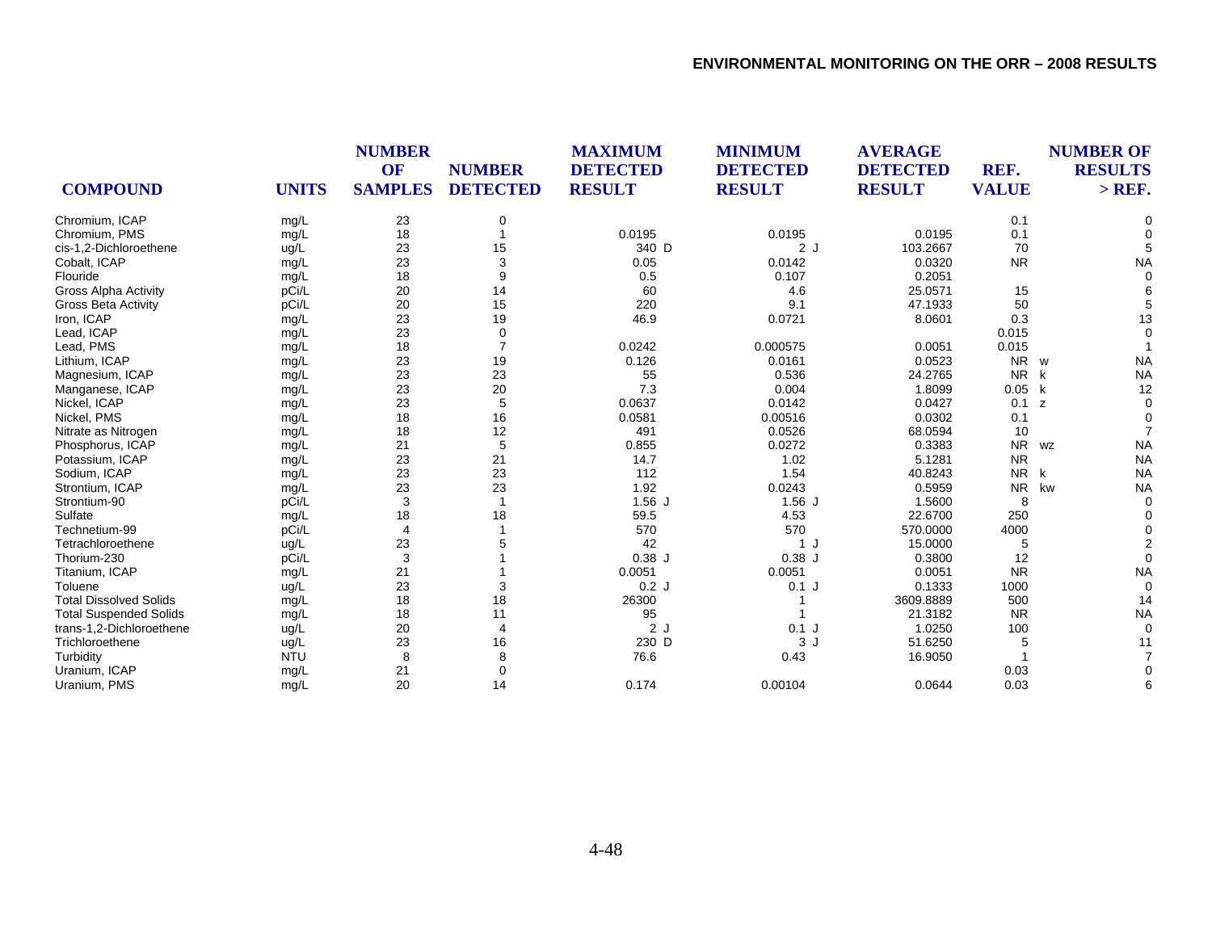| COMPOUND | UNITS | NUMBER OF SAMPLES | NUMBER DETECTED | MAXIMUM DETECTED RESULT | MINIMUM DETECTED RESULT | AVERAGE DETECTED RESULT | REF. VALUE | | NUMBER OF RESULTS > REF. |
|---|---|---|---|---|---|---|---|---|---|
| Chromium, ICAP | mg/L | 23 | 0 | | | | 0.1 | | 0 |
| Chromium, PMS | mg/L | 18 | 1 | 0.0195 | 0.0195 | 0.0195 | 0.1 | | 0 |
| cis-1,2-Dichloroethene | ug/L | 23 | 15 | 340 D | 2 J | 103.2667 | 70 | | 5 |
| Cobalt, ICAP | mg/L | 23 | 3 | 0.05 | 0.0142 | 0.0320 | NR | | NA |
| Flouride | mg/L | 18 | 9 | 0.5 | 0.107 | 0.2051 | | | 0 |
| Gross Alpha Activity | pCi/L | 20 | 14 | 60 | 4.6 | 25.0571 | 15 | | 6 |
| Gross Beta Activity | pCi/L | 20 | 15 | 220 | 9.1 | 47.1933 | 50 | | 5 |
| Iron, ICAP | mg/L | 23 | 19 | 46.9 | 0.0721 | 8.0601 | 0.3 | | 13 |
| Lead, ICAP | mg/L | 23 | 0 | | | | 0.015 | | 0 |
| Lead, PMS | mg/L | 18 | 7 | 0.0242 | 0.000575 | 0.0051 | 0.015 | | 1 |
| Lithium, ICAP | mg/L | 23 | 19 | 0.126 | 0.0161 | 0.0523 | NR | w | NA |
| Magnesium, ICAP | mg/L | 23 | 23 | 55 | 0.536 | 24.2765 | NR | k | NA |
| Manganese, ICAP | mg/L | 23 | 20 | 7.3 | 0.004 | 1.8099 | 0.05 | k | 12 |
| Nickel, ICAP | mg/L | 23 | 5 | 0.0637 | 0.0142 | 0.0427 | 0.1 | z | 0 |
| Nickel, PMS | mg/L | 18 | 16 | 0.0581 | 0.00516 | 0.0302 | 0.1 | | 0 |
| Nitrate as Nitrogen | mg/L | 18 | 12 | 491 | 0.0526 | 68.0594 | 10 | | 7 |
| Phosphorus, ICAP | mg/L | 21 | 5 | 0.855 | 0.0272 | 0.3383 | NR | wz | NA |
| Potassium, ICAP | mg/L | 23 | 21 | 14.7 | 1.02 | 5.1281 | NR | | NA |
| Sodium, ICAP | mg/L | 23 | 23 | 112 | 1.54 | 40.8243 | NR | k | NA |
| Strontium, ICAP | mg/L | 23 | 23 | 1.92 | 0.0243 | 0.5959 | NR | kw | NA |
| Strontium-90 | pCi/L | 3 | 1 | 1.56 J | 1.56 J | 1.5600 | 8 | | 0 |
| Sulfate | mg/L | 18 | 18 | 59.5 | 4.53 | 22.6700 | 250 | | 0 |
| Technetium-99 | pCi/L | 4 | 1 | 570 | 570 | 570.0000 | 4000 | | 0 |
| Tetrachloroethene | ug/L | 23 | 5 | 42 | 1 J | 15.0000 | 5 | | 2 |
| Thorium-230 | pCi/L | 3 | 1 | 0.38 J | 0.38 J | 0.3800 | 12 | | 0 |
| Titanium, ICAP | mg/L | 21 | 1 | 0.0051 | 0.0051 | 0.0051 | NR | | NA |
| Toluene | ug/L | 23 | 3 | 0.2 J | 0.1 J | 0.1333 | 1000 | | 0 |
| Total Dissolved Solids | mg/L | 18 | 18 | 26300 | 1 | 3609.8889 | 500 | | 14 |
| Total Suspended Solids | mg/L | 18 | 11 | 95 | 1 | 21.3182 | NR | | NA |
| trans-1,2-Dichloroethene | ug/L | 20 | 4 | 2 J | 0.1 J | 1.0250 | 100 | | 0 |
| Trichloroethene | ug/L | 23 | 16 | 230 D | 3 J | 51.6250 | 5 | | 11 |
| Turbidity | NTU | 8 | 8 | 76.6 | 0.43 | 16.9050 | 1 | | 7 |
| Uranium, ICAP | mg/L | 21 | 0 | | | | 0.03 | | 0 |
| Uranium, PMS | mg/L | 20 | 14 | 0.174 | 0.00104 | 0.0644 | 0.03 | | 6 |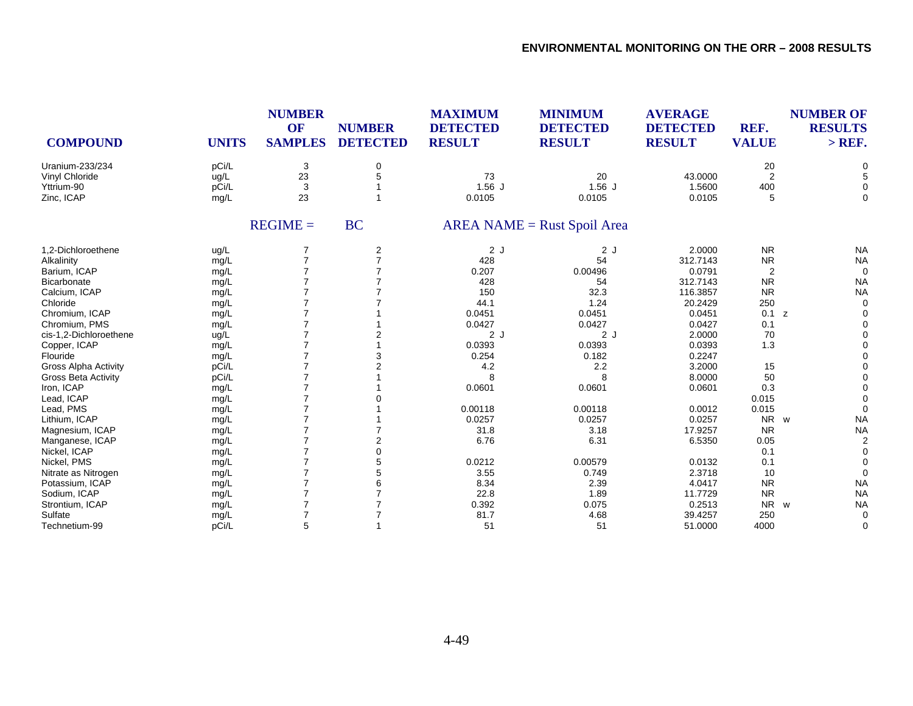| COMPOUND | UNITS | NUMBER OF SAMPLES | NUMBER DETECTED | MAXIMUM DETECTED RESULT | MINIMUM DETECTED RESULT | AVERAGE DETECTED RESULT | REF. VALUE | NUMBER OF RESULTS > REF. |
|---|---|---|---|---|---|---|---|---|
| Uranium-233/234 | pCi/L | 3 | 0 | | | | 20 | 0 |
| Vinyl Chloride | ug/L | 23 | 5 | 73 | 20 | 43.0000 | 2 | 5 |
| Yttrium-90 | pCi/L | 3 | 1 | 1.56 J | 1.56 J | 1.5600 | 400 | 0 |
| Zinc, ICAP | mg/L | 23 | 1 | 0.0105 | 0.0105 | 0.0105 | 5 | 0 |
| | | REGIME = | BC | AREA NAME = Rust Spoil Area | | | | |
| 1,2-Dichloroethene | ug/L | 7 | 2 | 2 J | 2 J | 2.0000 | NR | NA |
| Alkalinity | mg/L | 7 | 7 | 428 | 54 | 312.7143 | NR | NA |
| Barium, ICAP | mg/L | 7 | 7 | 0.207 | 0.00496 | 0.0791 | 2 | 0 |
| Bicarbonate | mg/L | 7 | 7 | 428 | 54 | 312.7143 | NR | NA |
| Calcium, ICAP | mg/L | 7 | 7 | 150 | 32.3 | 116.3857 | NR | NA |
| Chloride | mg/L | 7 | 7 | 44.1 | 1.24 | 20.2429 | 250 | 0 |
| Chromium, ICAP | mg/L | 7 | 1 | 0.0451 | 0.0451 | 0.0451 | 0.1 z | 0 |
| Chromium, PMS | mg/L | 7 | 1 | 0.0427 | 0.0427 | 0.0427 | 0.1 | 0 |
| cis-1,2-Dichloroethene | ug/L | 7 | 2 | 2 J | 2 J | 2.0000 | 70 | 0 |
| Copper, ICAP | mg/L | 7 | 1 | 0.0393 | 0.0393 | 0.0393 | 1.3 | 0 |
| Flouride | mg/L | 7 | 3 | 0.254 | 0.182 | 0.2247 | | 0 |
| Gross Alpha Activity | pCi/L | 7 | 2 | 4.2 | 2.2 | 3.2000 | 15 | 0 |
| Gross Beta Activity | pCi/L | 7 | 1 | 8 | 8 | 8.0000 | 50 | 0 |
| Iron, ICAP | mg/L | 7 | 1 | 0.0601 | 0.0601 | 0.0601 | 0.3 | 0 |
| Lead, ICAP | mg/L | 7 | 0 | | | | 0.015 | 0 |
| Lead, PMS | mg/L | 7 | 1 | 0.00118 | 0.00118 | 0.0012 | 0.015 | 0 |
| Lithium, ICAP | mg/L | 7 | 1 | 0.0257 | 0.0257 | 0.0257 | NR w | NA |
| Magnesium, ICAP | mg/L | 7 | 7 | 31.8 | 3.18 | 17.9257 | NR | NA |
| Manganese, ICAP | mg/L | 7 | 2 | 6.76 | 6.31 | 6.5350 | 0.05 | 2 |
| Nickel, ICAP | mg/L | 7 | 0 | | | | 0.1 | 0 |
| Nickel, PMS | mg/L | 7 | 5 | 0.0212 | 0.00579 | 0.0132 | 0.1 | 0 |
| Nitrate as Nitrogen | mg/L | 7 | 5 | 3.55 | 0.749 | 2.3718 | 10 | 0 |
| Potassium, ICAP | mg/L | 7 | 6 | 8.34 | 2.39 | 4.0417 | NR | NA |
| Sodium, ICAP | mg/L | 7 | 7 | 22.8 | 1.89 | 11.7729 | NR | NA |
| Strontium, ICAP | mg/L | 7 | 7 | 0.392 | 0.075 | 0.2513 | NR w | NA |
| Sulfate | mg/L | 7 | 7 | 81.7 | 4.68 | 39.4257 | 250 | 0 |
| Technetium-99 | pCi/L | 5 | 1 | 51 | 51 | 51.0000 | 4000 | 0 |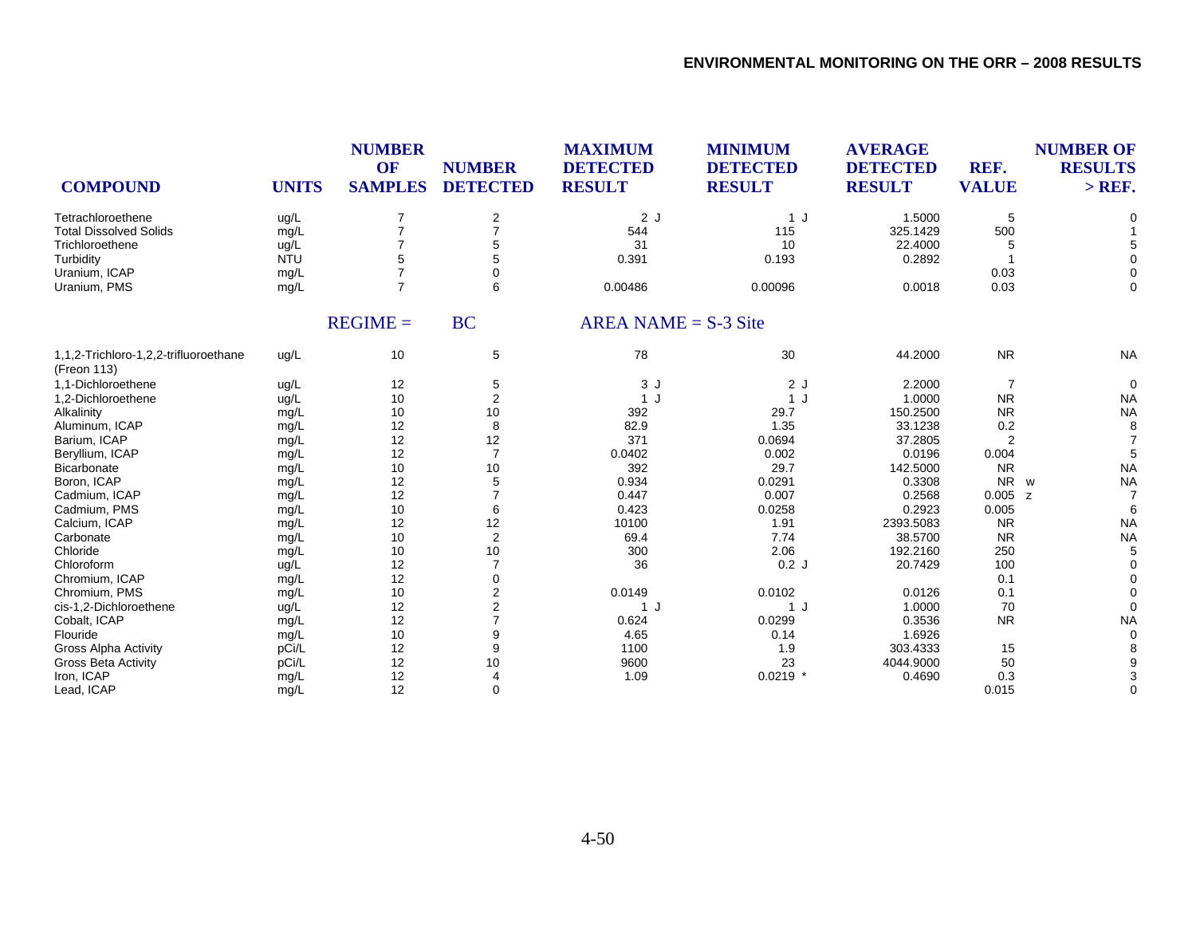| COMPOUND | UNITS | NUMBER OF SAMPLES | NUMBER DETECTED | MAXIMUM DETECTED RESULT | MINIMUM DETECTED RESULT | AVERAGE DETECTED RESULT | REF. VALUE | NUMBER OF RESULTS > REF. |
|---|---|---|---|---|---|---|---|---|
| Tetrachloroethene | ug/L | 7 | 2 | 2 J | 1 J | 1.5000 | 5 | 0 |
| Total Dissolved Solids | mg/L | 7 | 7 | 544 | 115 | 325.1429 | 500 | 1 |
| Trichloroethene | ug/L | 7 | 5 | 31 | 10 | 22.4000 | 5 | 5 |
| Turbidity | NTU | 5 | 5 | 0.391 | 0.193 | 0.2892 | 1 | 0 |
| Uranium, ICAP | mg/L | 7 | 0 | | | | 0.03 | 0 |
| Uranium, PMS | mg/L | 7 | 6 | 0.00486 | 0.00096 | 0.0018 | 0.03 | 0 |
| | | REGIME = | BC | AREA NAME = S-3 Site | | | | |
| 1,1,2-Trichloro-1,2,2-trifluoroethane (Freon 113) | ug/L | 10 | 5 | 78 | 30 | 44.2000 | NR | NA |
| 1,1-Dichloroethene | ug/L | 12 | 5 | 3 J | 2 J | 2.2000 | 7 | 0 |
| 1,2-Dichloroethene | ug/L | 10 | 2 | 1 J | 1 J | 1.0000 | NR | NA |
| Alkalinity | mg/L | 10 | 10 | 392 | 29.7 | 150.2500 | NR | NA |
| Aluminum, ICAP | mg/L | 12 | 8 | 82.9 | 1.35 | 33.1238 | 0.2 | 8 |
| Barium, ICAP | mg/L | 12 | 12 | 371 | 0.0694 | 37.2805 | 2 | 7 |
| Beryllium, ICAP | mg/L | 12 | 7 | 0.0402 | 0.002 | 0.0196 | 0.004 | 5 |
| Bicarbonate | mg/L | 10 | 10 | 392 | 29.7 | 142.5000 | NR | NA |
| Boron, ICAP | mg/L | 12 | 5 | 0.934 | 0.0291 | 0.3308 | NR w | NA |
| Cadmium, ICAP | mg/L | 12 | 7 | 0.447 | 0.007 | 0.2568 | 0.005 z | 7 |
| Cadmium, PMS | mg/L | 10 | 6 | 0.423 | 0.0258 | 0.2923 | 0.005 | 6 |
| Calcium, ICAP | mg/L | 12 | 12 | 10100 | 1.91 | 2393.5083 | NR | NA |
| Carbonate | mg/L | 10 | 2 | 69.4 | 7.74 | 38.5700 | NR | NA |
| Chloride | mg/L | 10 | 10 | 300 | 2.06 | 192.2160 | 250 | 5 |
| Chloroform | ug/L | 12 | 7 | 36 | 0.2 J | 20.7429 | 100 | 0 |
| Chromium, ICAP | mg/L | 12 | 0 | | | | 0.1 | 0 |
| Chromium, PMS | mg/L | 10 | 2 | 0.0149 | 0.0102 | 0.0126 | 0.1 | 0 |
| cis-1,2-Dichloroethene | ug/L | 12 | 2 | 1 J | 1 J | 1.0000 | 70 | 0 |
| Cobalt, ICAP | mg/L | 12 | 7 | 0.624 | 0.0299 | 0.3536 | NR | NA |
| Flouride | mg/L | 10 | 9 | 4.65 | 0.14 | 1.6926 | | 0 |
| Gross Alpha Activity | pCi/L | 12 | 9 | 1100 | 1.9 | 303.4333 | 15 | 8 |
| Gross Beta Activity | pCi/L | 12 | 10 | 9600 | 23 | 4044.9000 | 50 | 9 |
| Iron, ICAP | mg/L | 12 | 4 | 1.09 | 0.0219 * | 0.4690 | 0.3 | 3 |
| Lead, ICAP | mg/L | 12 | 0 | | | | 0.015 | 0 |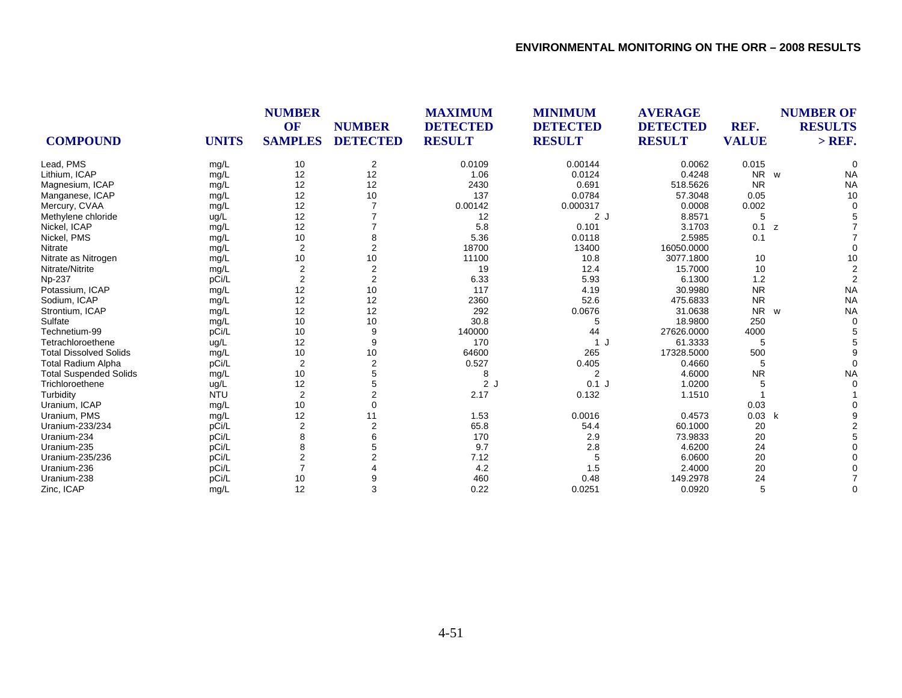| COMPOUND | UNITS | NUMBER OF SAMPLES | NUMBER DETECTED | MAXIMUM DETECTED RESULT | MINIMUM DETECTED RESULT | AVERAGE DETECTED RESULT | REF. VALUE | NUMBER OF RESULTS > REF. |
|---|---|---|---|---|---|---|---|---|
| Lead, PMS | mg/L | 10 | 2 | 0.0109 | 0.00144 | 0.0062 | 0.015 | 0 |
| Lithium, ICAP | mg/L | 12 | 12 | 1.06 | 0.0124 | 0.4248 | NR w | NA |
| Magnesium, ICAP | mg/L | 12 | 12 | 2430 | 0.691 | 518.5626 | NR | NA |
| Manganese, ICAP | mg/L | 12 | 10 | 137 | 0.0784 | 57.3048 | 0.05 | 10 |
| Mercury, CVAA | mg/L | 12 | 7 | 0.00142 | 0.000317 | 0.0008 | 0.002 | 0 |
| Methylene chloride | ug/L | 12 | 7 | 12 | 2 J | 8.8571 | 5 | 5 |
| Nickel, ICAP | mg/L | 12 | 7 | 5.8 | 0.101 | 3.1703 | 0.1 z | 7 |
| Nickel, PMS | mg/L | 10 | 8 | 5.36 | 0.0118 | 2.5985 | 0.1 | 7 |
| Nitrate | mg/L | 2 | 2 | 18700 | 13400 | 16050.0000 | | 0 |
| Nitrate as Nitrogen | mg/L | 10 | 10 | 11100 | 10.8 | 3077.1800 | 10 | 10 |
| Nitrate/Nitrite | mg/L | 2 | 2 | 19 | 12.4 | 15.7000 | 10 | 2 |
| Np-237 | pCi/L | 2 | 2 | 6.33 | 5.93 | 6.1300 | 1.2 | 2 |
| Potassium, ICAP | mg/L | 12 | 10 | 117 | 4.19 | 30.9980 | NR | NA |
| Sodium, ICAP | mg/L | 12 | 12 | 2360 | 52.6 | 475.6833 | NR | NA |
| Strontium, ICAP | mg/L | 12 | 12 | 292 | 0.0676 | 31.0638 | NR w | NA |
| Sulfate | mg/L | 10 | 10 | 30.8 | 5 | 18.9800 | 250 | 0 |
| Technetium-99 | pCi/L | 10 | 9 | 140000 | 44 | 27626.0000 | 4000 | 5 |
| Tetrachloroethene | ug/L | 12 | 9 | 170 | 1 J | 61.3333 | 5 | 5 |
| Total Dissolved Solids | mg/L | 10 | 10 | 64600 | 265 | 17328.5000 | 500 | 9 |
| Total Radium Alpha | pCi/L | 2 | 2 | 0.527 | 0.405 | 0.4660 | 5 | 0 |
| Total Suspended Solids | mg/L | 10 | 5 | 8 | 2 | 4.6000 | NR | NA |
| Trichloroethene | ug/L | 12 | 5 | 2 J | 0.1 J | 1.0200 | 5 | 0 |
| Turbidity | NTU | 2 | 2 | 2.17 | 0.132 | 1.1510 | 1 | 1 |
| Uranium, ICAP | mg/L | 10 | 0 | | | | 0.03 | 0 |
| Uranium, PMS | mg/L | 12 | 11 | 1.53 | 0.0016 | 0.4573 | 0.03 k | 9 |
| Uranium-233/234 | pCi/L | 2 | 2 | 65.8 | 54.4 | 60.1000 | 20 | 2 |
| Uranium-234 | pCi/L | 8 | 6 | 170 | 2.9 | 73.9833 | 20 | 5 |
| Uranium-235 | pCi/L | 8 | 5 | 9.7 | 2.8 | 4.6200 | 24 | 0 |
| Uranium-235/236 | pCi/L | 2 | 2 | 7.12 | 5 | 6.0600 | 20 | 0 |
| Uranium-236 | pCi/L | 7 | 4 | 4.2 | 1.5 | 2.4000 | 20 | 0 |
| Uranium-238 | pCi/L | 10 | 9 | 460 | 0.48 | 149.2978 | 24 | 7 |
| Zinc, ICAP | mg/L | 12 | 3 | 0.22 | 0.0251 | 0.0920 | 5 | 0 |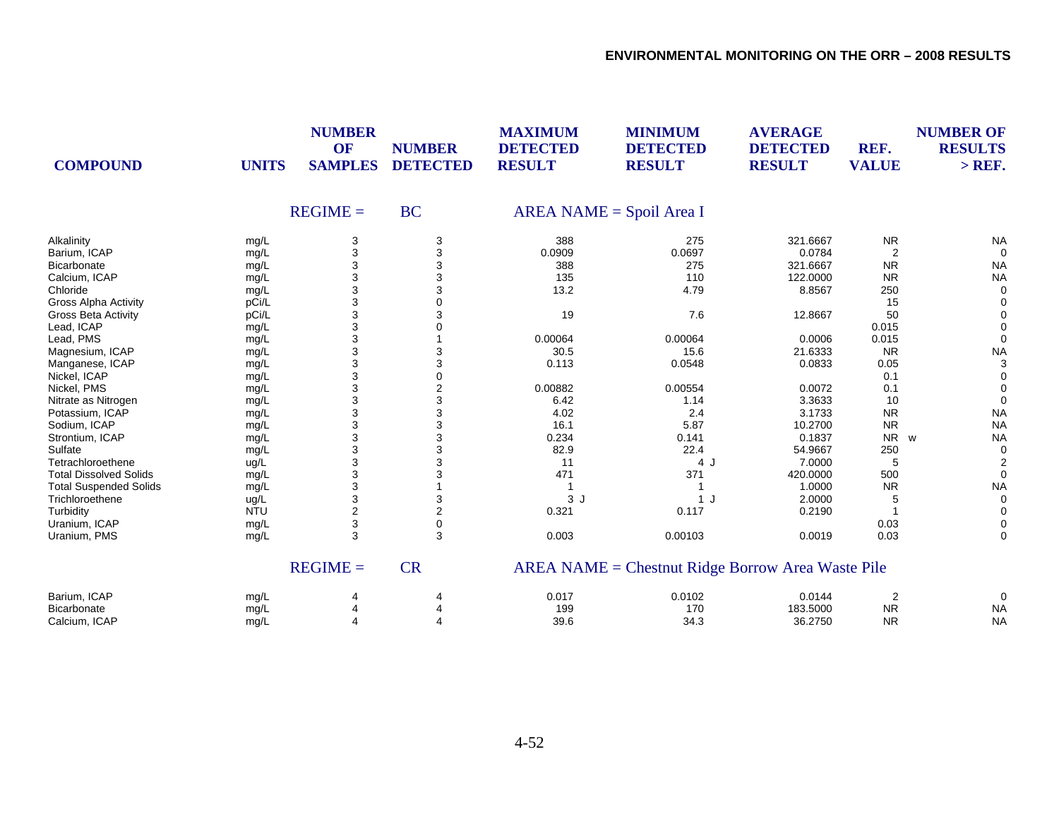| COMPOUND | UNITS | NUMBER OF SAMPLES | NUMBER DETECTED | MAXIMUM DETECTED RESULT | MINIMUM DETECTED RESULT | AVERAGE DETECTED RESULT | REF. VALUE | NUMBER OF RESULTS > REF. |
|---|---|---|---|---|---|---|---|---|
| | | REGIME = | BC | AREA NAME = Spoil Area I | | | | |
| Alkalinity | mg/L | 3 | 3 | 388 | 275 | 321.6667 | NR | NA |
| Barium, ICAP | mg/L | 3 | 3 | 0.0909 | 0.0697 | 0.0784 | 2 | 0 |
| Bicarbonate | mg/L | 3 | 3 | 388 | 275 | 321.6667 | NR | NA |
| Calcium, ICAP | mg/L | 3 | 3 | 135 | 110 | 122.0000 | NR | NA |
| Chloride | mg/L | 3 | 3 | 13.2 | 4.79 | 8.8567 | 250 | 0 |
| Gross Alpha Activity | pCi/L | 3 | 0 | | | | 15 | 0 |
| Gross Beta Activity | pCi/L | 3 | 3 | 19 | 7.6 | 12.8667 | 50 | 0 |
| Lead, ICAP | mg/L | 3 | 0 | | | | 0.015 | 0 |
| Lead, PMS | mg/L | 3 | 1 | 0.00064 | 0.00064 | 0.0006 | 0.015 | 0 |
| Magnesium, ICAP | mg/L | 3 | 3 | 30.5 | 15.6 | 21.6333 | NR | NA |
| Manganese, ICAP | mg/L | 3 | 3 | 0.113 | 0.0548 | 0.0833 | 0.05 | 3 |
| Nickel, ICAP | mg/L | 3 | 0 | | | | 0.1 | 0 |
| Nickel, PMS | mg/L | 3 | 2 | 0.00882 | 0.00554 | 0.0072 | 0.1 | 0 |
| Nitrate as Nitrogen | mg/L | 3 | 3 | 6.42 | 1.14 | 3.3633 | 10 | 0 |
| Potassium, ICAP | mg/L | 3 | 3 | 4.02 | 2.4 | 3.1733 | NR | NA |
| Sodium, ICAP | mg/L | 3 | 3 | 16.1 | 5.87 | 10.2700 | NR | NA |
| Strontium, ICAP | mg/L | 3 | 3 | 0.234 | 0.141 | 0.1837 | NR w | NA |
| Sulfate | mg/L | 3 | 3 | 82.9 | 22.4 | 54.9667 | 250 | 0 |
| Tetrachloroethene | ug/L | 3 | 3 | 11 | 4 J | 7.0000 | 5 | 2 |
| Total Dissolved Solids | mg/L | 3 | 3 | 471 | 371 | 420.0000 | 500 | 0 |
| Total Suspended Solids | mg/L | 3 | 1 | 1 | 1 | 1.0000 | NR | NA |
| Trichloroethene | ug/L | 3 | 3 | 3 J | 1 J | 2.0000 | 5 | 0 |
| Turbidity | NTU | 2 | 2 | 0.321 | 0.117 | 0.2190 | 1 | 0 |
| Uranium, ICAP | mg/L | 3 | 0 | | | | 0.03 | 0 |
| Uranium, PMS | mg/L | 3 | 3 | 0.003 | 0.00103 | 0.0019 | 0.03 | 0 |
| | | REGIME = | CR | AREA NAME = Chestnut Ridge Borrow Area Waste Pile | | | | |
| Barium, ICAP | mg/L | 4 | 4 | 0.017 | 0.0102 | 0.0144 | 2 | 0 |
| Bicarbonate | mg/L | 4 | 4 | 199 | 170 | 183.5000 | NR | NA |
| Calcium, ICAP | mg/L | 4 | 4 | 39.6 | 34.3 | 36.2750 | NR | NA |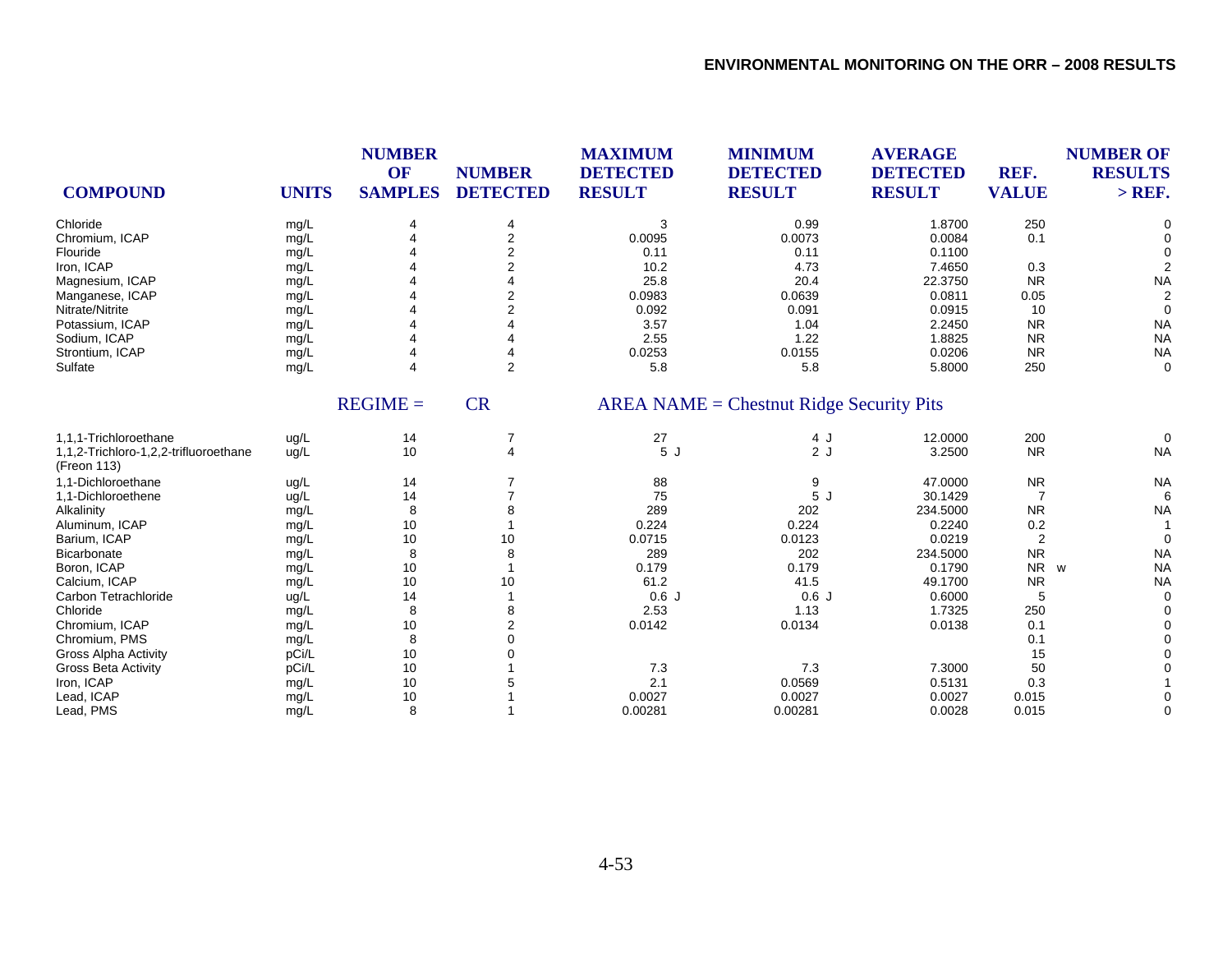| COMPOUND | UNITS | NUMBER OF SAMPLES | NUMBER DETECTED | MAXIMUM DETECTED RESULT | MINIMUM DETECTED RESULT | AVERAGE DETECTED RESULT | REF. VALUE | NUMBER OF RESULTS > REF. |
|---|---|---|---|---|---|---|---|---|
| Chloride | mg/L | 4 | 4 | 3 | 0.99 | 1.8700 | 250 | 0 |
| Chromium, ICAP | mg/L | 4 | 2 | 0.0095 | 0.0073 | 0.0084 | 0.1 | 0 |
| Flouride | mg/L | 4 | 2 | 0.11 | 0.11 | 0.1100 | | 0 |
| Iron, ICAP | mg/L | 4 | 2 | 10.2 | 4.73 | 7.4650 | 0.3 | 2 |
| Magnesium, ICAP | mg/L | 4 | 4 | 25.8 | 20.4 | 22.3750 | NR | NA |
| Manganese, ICAP | mg/L | 4 | 2 | 0.0983 | 0.0639 | 0.0811 | 0.05 | 2 |
| Nitrate/Nitrite | mg/L | 4 | 2 | 0.092 | 0.091 | 0.0915 | 10 | 0 |
| Potassium, ICAP | mg/L | 4 | 4 | 3.57 | 1.04 | 2.2450 | NR | NA |
| Sodium, ICAP | mg/L | 4 | 4 | 2.55 | 1.22 | 1.8825 | NR | NA |
| Strontium, ICAP | mg/L | 4 | 4 | 0.0253 | 0.0155 | 0.0206 | NR | NA |
| Sulfate | mg/L | 4 | 2 | 5.8 | 5.8 | 5.8000 | 250 | 0 |
| | | REGIME = | CR | AREA NAME = Chestnut Ridge Security Pits | | | | |
| 1,1,1-Trichloroethane | ug/L | 14 | 7 | 27 | 4 J | 12.0000 | 200 | 0 |
| 1,1,2-Trichloro-1,2,2-trifluoroethane (Freon 113) | ug/L | 10 | 4 | 5 J | 2 J | 3.2500 | NR | NA |
| 1,1-Dichloroethane | ug/L | 14 | 7 | 88 | 9 | 47.0000 | NR | NA |
| 1,1-Dichloroethene | ug/L | 14 | 7 | 75 | 5 J | 30.1429 | 7 | 6 |
| Alkalinity | mg/L | 8 | 8 | 289 | 202 | 234.5000 | NR | NA |
| Aluminum, ICAP | mg/L | 10 | 1 | 0.224 | 0.224 | 0.2240 | 0.2 | 1 |
| Barium, ICAP | mg/L | 10 | 10 | 0.0715 | 0.0123 | 0.0219 | 2 | 0 |
| Bicarbonate | mg/L | 8 | 8 | 289 | 202 | 234.5000 | NR | NA |
| Boron, ICAP | mg/L | 10 | 1 | 0.179 | 0.179 | 0.1790 | NR w | NA |
| Calcium, ICAP | mg/L | 10 | 10 | 61.2 | 41.5 | 49.1700 | NR | NA |
| Carbon Tetrachloride | ug/L | 14 | 1 | 0.6 J | 0.6 J | 0.6000 | 5 | 0 |
| Chloride | mg/L | 8 | 8 | 2.53 | 1.13 | 1.7325 | 250 | 0 |
| Chromium, ICAP | mg/L | 10 | 2 | 0.0142 | 0.0134 | 0.0138 | 0.1 | 0 |
| Chromium, PMS | mg/L | 8 | 0 | | | | 0.1 | 0 |
| Gross Alpha Activity | pCi/L | 10 | 0 | | | | 15 | 0 |
| Gross Beta Activity | pCi/L | 10 | 1 | 7.3 | 7.3 | 7.3000 | 50 | 0 |
| Iron, ICAP | mg/L | 10 | 5 | 2.1 | 0.0569 | 0.5131 | 0.3 | 1 |
| Lead, ICAP | mg/L | 10 | 1 | 0.0027 | 0.0027 | 0.0027 | 0.015 | 0 |
| Lead, PMS | mg/L | 8 | 1 | 0.00281 | 0.00281 | 0.0028 | 0.015 | 0 |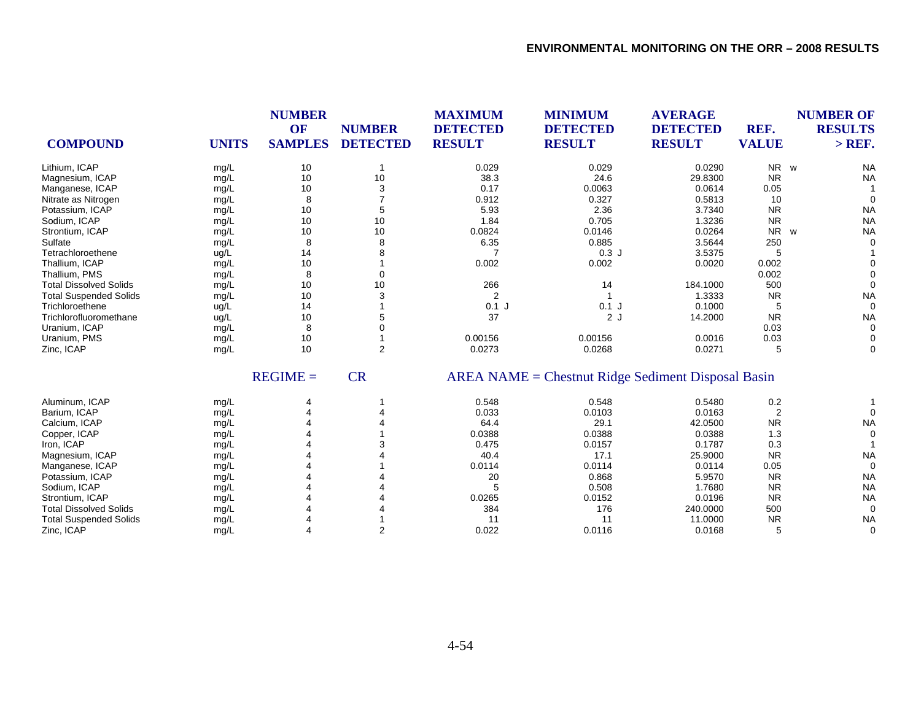| COMPOUND | UNITS | NUMBER OF SAMPLES | NUMBER DETECTED | MAXIMUM DETECTED RESULT | MINIMUM DETECTED RESULT | AVERAGE DETECTED RESULT | REF. VALUE | NUMBER OF RESULTS > REF. |
|---|---|---|---|---|---|---|---|---|
| Lithium, ICAP | mg/L | 10 | 1 | 0.029 | 0.029 | 0.0290 | NR w | NA |
| Magnesium, ICAP | mg/L | 10 | 10 | 38.3 | 24.6 | 29.8300 | NR | NA |
| Manganese, ICAP | mg/L | 10 | 3 | 0.17 | 0.0063 | 0.0614 | 0.05 | 1 |
| Nitrate as Nitrogen | mg/L | 8 | 7 | 0.912 | 0.327 | 0.5813 | 10 | 0 |
| Potassium, ICAP | mg/L | 10 | 5 | 5.93 | 2.36 | 3.7340 | NR | NA |
| Sodium, ICAP | mg/L | 10 | 10 | 1.84 | 0.705 | 1.3236 | NR | NA |
| Strontium, ICAP | mg/L | 10 | 10 | 0.0824 | 0.0146 | 0.0264 | NR w | NA |
| Sulfate | mg/L | 8 | 8 | 6.35 | 0.885 | 3.5644 | 250 | 0 |
| Tetrachloroethene | ug/L | 14 | 8 | 7 | 0.3 J | 3.5375 | 5 | 1 |
| Thallium, ICAP | mg/L | 10 | 1 | 0.002 | 0.002 | 0.0020 | 0.002 | 0 |
| Thallium, PMS | mg/L | 8 | 0 | | | | 0.002 | 0 |
| Total Dissolved Solids | mg/L | 10 | 10 | 266 | 14 | 184.1000 | 500 | 0 |
| Total Suspended Solids | mg/L | 10 | 3 | 2 | 1 | 1.3333 | NR | NA |
| Trichloroethene | ug/L | 14 | 1 | 0.1 J | 0.1 J | 0.1000 | 5 | 0 |
| Trichlorofluoromethane | ug/L | 10 | 5 | 37 | 2 J | 14.2000 | NR | NA |
| Uranium, ICAP | mg/L | 8 | 0 | | | | 0.03 | 0 |
| Uranium, PMS | mg/L | 10 | 1 | 0.00156 | 0.00156 | 0.0016 | 0.03 | 0 |
| Zinc, ICAP | mg/L | 10 | 2 | 0.0273 | 0.0268 | 0.0271 | 5 | 0 |

REGIME = CR AREA NAME = Chestnut Ridge Sediment Disposal Basin

| COMPOUND | UNITS | NUMBER OF SAMPLES | NUMBER DETECTED | MAXIMUM DETECTED RESULT | MINIMUM DETECTED RESULT | AVERAGE DETECTED RESULT | REF. VALUE | NUMBER OF RESULTS > REF. |
|---|---|---|---|---|---|---|---|---|
| Aluminum, ICAP | mg/L | 4 | 1 | 0.548 | 0.548 | 0.5480 | 0.2 | 1 |
| Barium, ICAP | mg/L | 4 | 4 | 0.033 | 0.0103 | 0.0163 | 2 | 0 |
| Calcium, ICAP | mg/L | 4 | 4 | 64.4 | 29.1 | 42.0500 | NR | NA |
| Copper, ICAP | mg/L | 4 | 1 | 0.0388 | 0.0388 | 0.0388 | 1.3 | 0 |
| Iron, ICAP | mg/L | 4 | 3 | 0.475 | 0.0157 | 0.1787 | 0.3 | 1 |
| Magnesium, ICAP | mg/L | 4 | 4 | 40.4 | 17.1 | 25.9000 | NR | NA |
| Manganese, ICAP | mg/L | 4 | 1 | 0.0114 | 0.0114 | 0.0114 | 0.05 | 0 |
| Potassium, ICAP | mg/L | 4 | 4 | 20 | 0.868 | 5.9570 | NR | NA |
| Sodium, ICAP | mg/L | 4 | 4 | 5 | 0.508 | 1.7680 | NR | NA |
| Strontium, ICAP | mg/L | 4 | 4 | 0.0265 | 0.0152 | 0.0196 | NR | NA |
| Total Dissolved Solids | mg/L | 4 | 4 | 384 | 176 | 240.0000 | 500 | 0 |
| Total Suspended Solids | mg/L | 4 | 1 | 11 | 11 | 11.0000 | NR | NA |
| Zinc, ICAP | mg/L | 4 | 2 | 0.022 | 0.0116 | 0.0168 | 5 | 0 |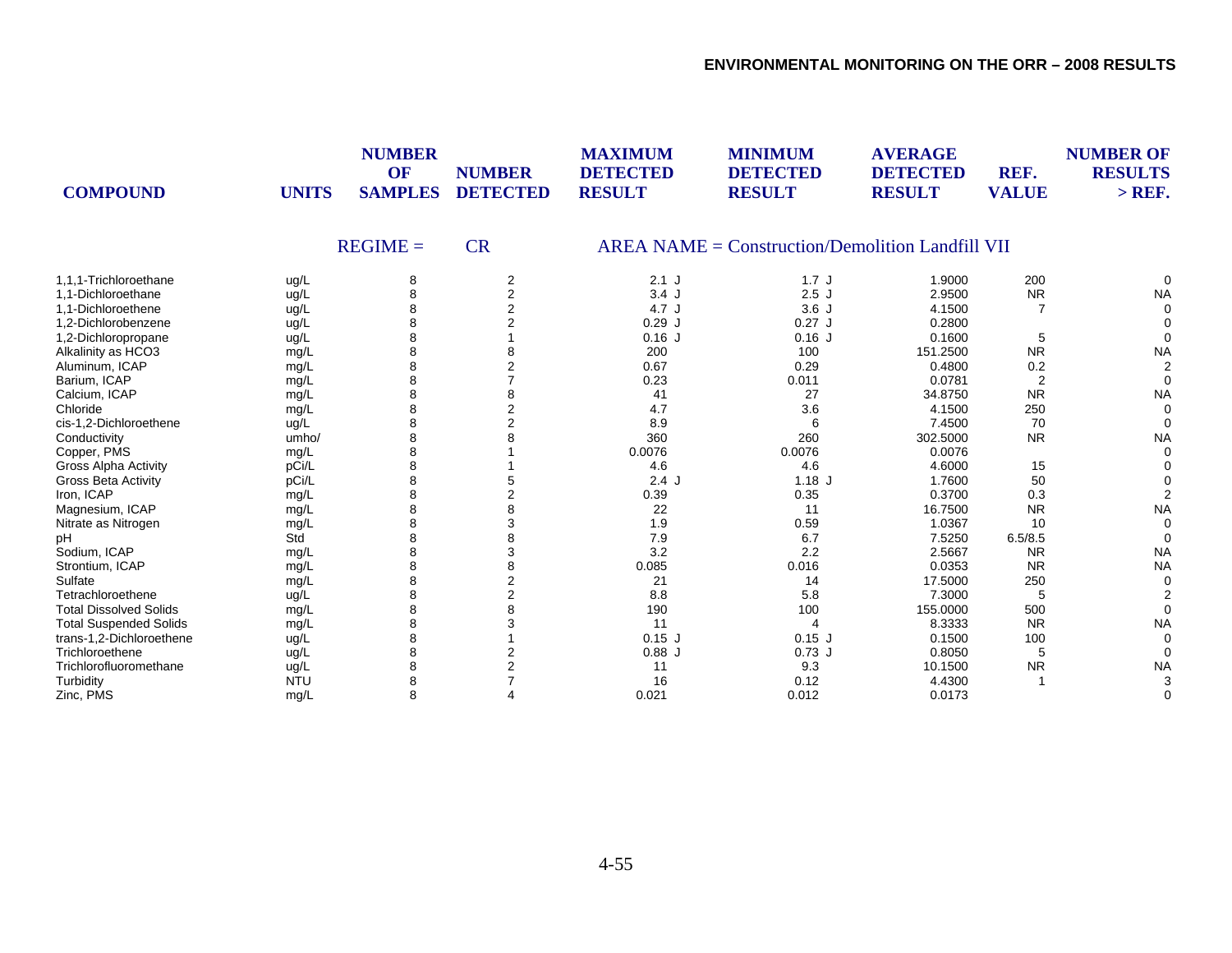| COMPOUND | UNITS | NUMBER OF SAMPLES | NUMBER DETECTED | MAXIMUM DETECTED RESULT | MINIMUM DETECTED RESULT | AVERAGE DETECTED RESULT | REF. VALUE | NUMBER OF RESULTS > REF. |
|---|---|---|---|---|---|---|---|---|
| | | REGIME = | CR | AREA NAME = Construction/Demolition Landfill VII | | | | |
| 1,1,1-Trichloroethane | ug/L | 8 | 2 | 2.1 J | 1.7 J | 1.9000 | 200 | 0 |
| 1,1-Dichloroethane | ug/L | 8 | 2 | 3.4 J | 2.5 J | 2.9500 | NR | NA |
| 1,1-Dichloroethene | ug/L | 8 | 2 | 4.7 J | 3.6 J | 4.1500 | 7 | 0 |
| 1,2-Dichlorobenzene | ug/L | 8 | 2 | 0.29 J | 0.27 J | 0.2800 | | 0 |
| 1,2-Dichloropropane | ug/L | 8 | 1 | 0.16 J | 0.16 J | 0.1600 | 5 | 0 |
| Alkalinity as HCO3 | mg/L | 8 | 8 | 200 | 100 | 151.2500 | NR | NA |
| Aluminum, ICAP | mg/L | 8 | 2 | 0.67 | 0.29 | 0.4800 | 0.2 | 2 |
| Barium, ICAP | mg/L | 8 | 7 | 0.23 | 0.011 | 0.0781 | 2 | 0 |
| Calcium, ICAP | mg/L | 8 | 8 | 41 | 27 | 34.8750 | NR | NA |
| Chloride | mg/L | 8 | 2 | 4.7 | 3.6 | 4.1500 | 250 | 0 |
| cis-1,2-Dichloroethene | ug/L | 8 | 2 | 8.9 | 6 | 7.4500 | 70 | 0 |
| Conductivity | umho/ | 8 | 8 | 360 | 260 | 302.5000 | NR | NA |
| Copper, PMS | mg/L | 8 | 1 | 0.0076 | 0.0076 | 0.0076 | | 0 |
| Gross Alpha Activity | pCi/L | 8 | 1 | 4.6 | 4.6 | 4.6000 | 15 | 0 |
| Gross Beta Activity | pCi/L | 8 | 5 | 2.4 J | 1.18 J | 1.7600 | 50 | 0 |
| Iron, ICAP | mg/L | 8 | 2 | 0.39 | 0.35 | 0.3700 | 0.3 | 2 |
| Magnesium, ICAP | mg/L | 8 | 8 | 22 | 11 | 16.7500 | NR | NA |
| Nitrate as Nitrogen | mg/L | 8 | 3 | 1.9 | 0.59 | 1.0367 | 10 | 0 |
| pH | Std | 8 | 8 | 7.9 | 6.7 | 7.5250 | 6.5/8.5 | 0 |
| Sodium, ICAP | mg/L | 8 | 3 | 3.2 | 2.2 | 2.5667 | NR | NA |
| Strontium, ICAP | mg/L | 8 | 8 | 0.085 | 0.016 | 0.0353 | NR | NA |
| Sulfate | mg/L | 8 | 2 | 21 | 14 | 17.5000 | 250 | 0 |
| Tetrachloroethene | ug/L | 8 | 2 | 8.8 | 5.8 | 7.3000 | 5 | 2 |
| Total Dissolved Solids | mg/L | 8 | 8 | 190 | 100 | 155.0000 | 500 | 0 |
| Total Suspended Solids | mg/L | 8 | 3 | 11 | 4 | 8.3333 | NR | NA |
| trans-1,2-Dichloroethene | ug/L | 8 | 1 | 0.15 J | 0.15 J | 0.1500 | 100 | 0 |
| Trichloroethene | ug/L | 8 | 2 | 0.88 J | 0.73 J | 0.8050 | 5 | 0 |
| Trichlorofluoromethane | ug/L | 8 | 2 | 11 | 9.3 | 10.1500 | NR | NA |
| Turbidity | NTU | 8 | 7 | 16 | 0.12 | 4.4300 | 1 | 3 |
| Zinc, PMS | mg/L | 8 | 4 | 0.021 | 0.012 | 0.0173 | | 0 |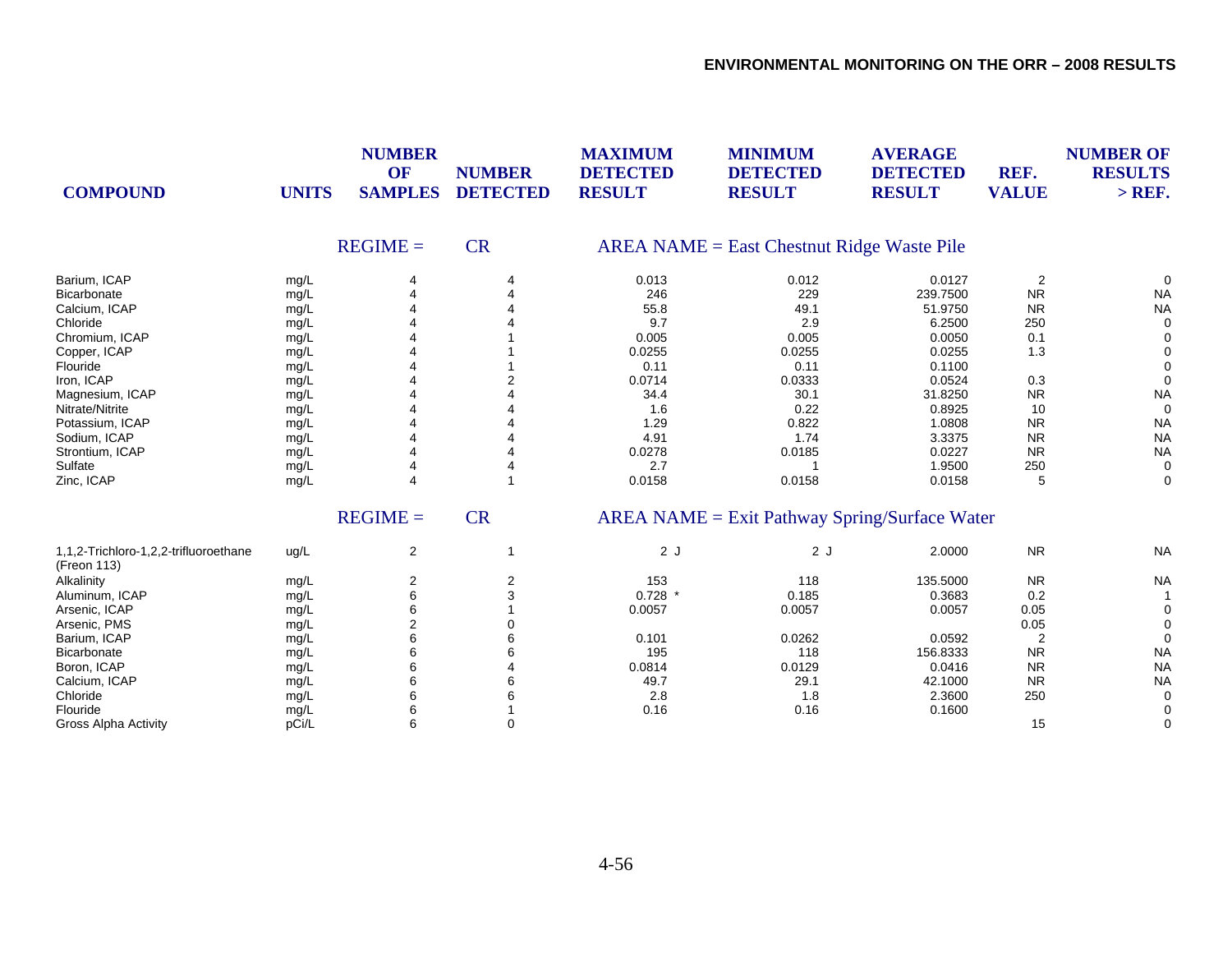| COMPOUND | UNITS | NUMBER OF SAMPLES | NUMBER DETECTED | MAXIMUM DETECTED RESULT | MINIMUM DETECTED RESULT | AVERAGE DETECTED RESULT | REF. VALUE | NUMBER OF RESULTS > REF. |
|---|---|---|---|---|---|---|---|---|
| | | REGIME = | CR | AREA NAME = East Chestnut Ridge Waste Pile | | | | |
| Barium, ICAP | mg/L | 4 | 4 | 0.013 | 0.012 | 0.0127 | 2 | 0 |
| Bicarbonate | mg/L | 4 | 4 | 246 | 229 | 239.7500 | NR | NA |
| Calcium, ICAP | mg/L | 4 | 4 | 55.8 | 49.1 | 51.9750 | NR | NA |
| Chloride | mg/L | 4 | 4 | 9.7 | 2.9 | 6.2500 | 250 | 0 |
| Chromium, ICAP | mg/L | 4 | 1 | 0.005 | 0.005 | 0.0050 | 0.1 | 0 |
| Copper, ICAP | mg/L | 4 | 1 | 0.0255 | 0.0255 | 0.0255 | 1.3 | 0 |
| Flouride | mg/L | 4 | 1 | 0.11 | 0.11 | 0.1100 | | 0 |
| Iron, ICAP | mg/L | 4 | 2 | 0.0714 | 0.0333 | 0.0524 | 0.3 | 0 |
| Magnesium, ICAP | mg/L | 4 | 4 | 34.4 | 30.1 | 31.8250 | NR | NA |
| Nitrate/Nitrite | mg/L | 4 | 4 | 1.6 | 0.22 | 0.8925 | 10 | 0 |
| Potassium, ICAP | mg/L | 4 | 4 | 1.29 | 0.822 | 1.0808 | NR | NA |
| Sodium, ICAP | mg/L | 4 | 4 | 4.91 | 1.74 | 3.3375 | NR | NA |
| Strontium, ICAP | mg/L | 4 | 4 | 0.0278 | 0.0185 | 0.0227 | NR | NA |
| Sulfate | mg/L | 4 | 4 | 2.7 | 1 | 1.9500 | 250 | 0 |
| Zinc, ICAP | mg/L | 4 | 1 | 0.0158 | 0.0158 | 0.0158 | 5 | 0 |
| | | REGIME = | CR | AREA NAME = Exit Pathway Spring/Surface Water | | | | |
| 1,1,2-Trichloro-1,2,2-trifluoroethane (Freon 113) | ug/L | 2 | 1 | 2 J | 2 J | 2.0000 | NR | NA |
| Alkalinity | mg/L | 2 | 2 | 153 | 118 | 135.5000 | NR | NA |
| Aluminum, ICAP | mg/L | 6 | 3 | 0.728 * | 0.185 | 0.3683 | 0.2 | 1 |
| Arsenic, ICAP | mg/L | 6 | 1 | 0.0057 | 0.0057 | 0.0057 | 0.05 | 0 |
| Arsenic, PMS | mg/L | 2 | 0 | | | | 0.05 | 0 |
| Barium, ICAP | mg/L | 6 | 6 | 0.101 | 0.0262 | 0.0592 | 2 | 0 |
| Bicarbonate | mg/L | 6 | 6 | 195 | 118 | 156.8333 | NR | NA |
| Boron, ICAP | mg/L | 6 | 4 | 0.0814 | 0.0129 | 0.0416 | NR | NA |
| Calcium, ICAP | mg/L | 6 | 6 | 49.7 | 29.1 | 42.1000 | NR | NA |
| Chloride | mg/L | 6 | 6 | 2.8 | 1.8 | 2.3600 | 250 | 0 |
| Flouride | mg/L | 6 | 1 | 0.16 | 0.16 | 0.1600 | | 0 |
| Gross Alpha Activity | pCi/L | 6 | 0 | | | | 15 | 0 |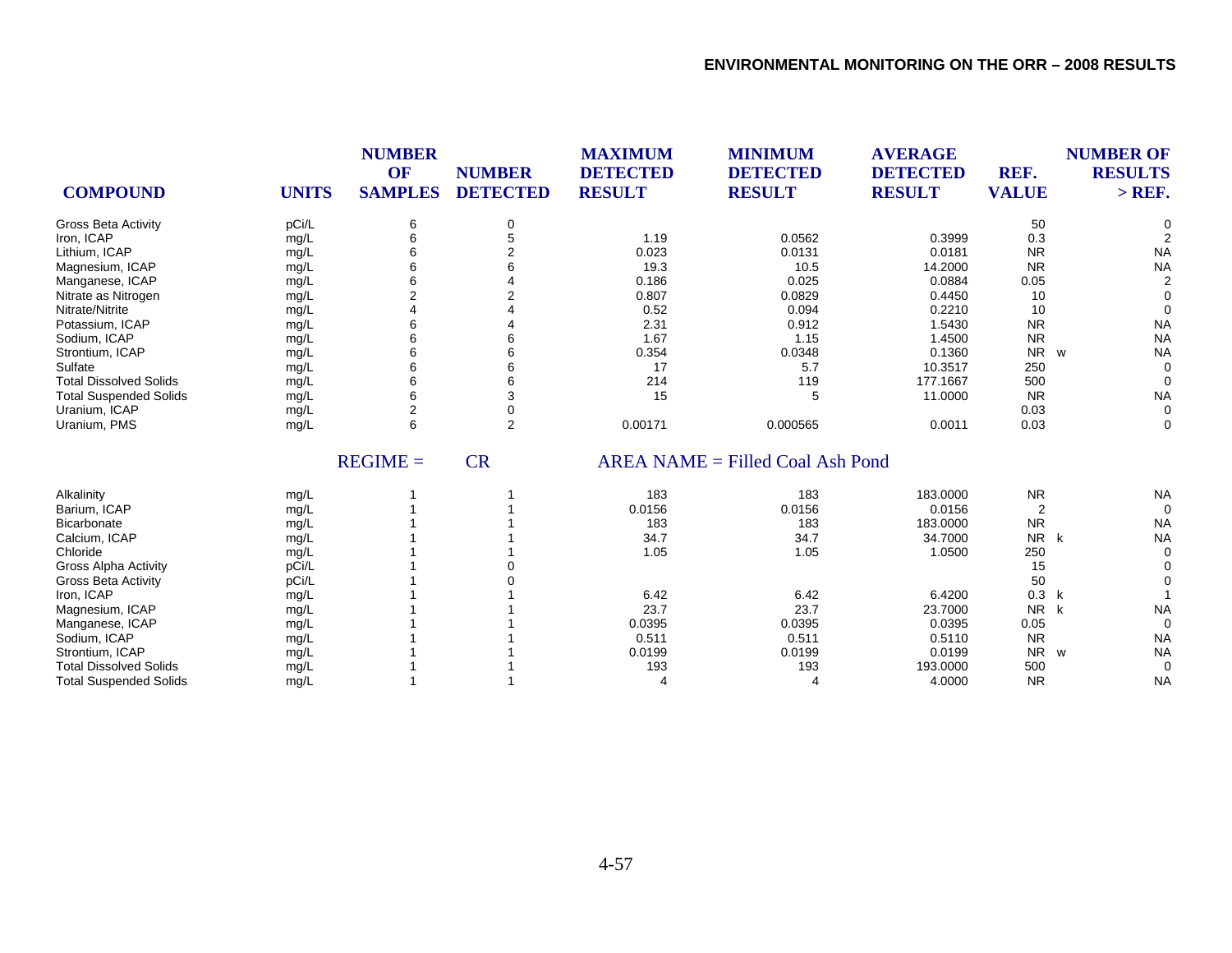| COMPOUND | UNITS | NUMBER OF SAMPLES | NUMBER DETECTED | MAXIMUM DETECTED RESULT | MINIMUM DETECTED RESULT | AVERAGE DETECTED RESULT | REF. VALUE | NUMBER OF RESULTS > REF. |
|---|---|---|---|---|---|---|---|---|
| Gross Beta Activity | pCi/L | 6 | 0 | | | | 50 | 0 |
| Iron, ICAP | mg/L | 6 | 5 | 1.19 | 0.0562 | 0.3999 | 0.3 | 2 |
| Lithium, ICAP | mg/L | 6 | 2 | 0.023 | 0.0131 | 0.0181 | NR | NA |
| Magnesium, ICAP | mg/L | 6 | 6 | 19.3 | 10.5 | 14.2000 | NR | NA |
| Manganese, ICAP | mg/L | 6 | 4 | 0.186 | 0.025 | 0.0884 | 0.05 | 2 |
| Nitrate as Nitrogen | mg/L | 2 | 2 | 0.807 | 0.0829 | 0.4450 | 10 | 0 |
| Nitrate/Nitrite | mg/L | 4 | 4 | 0.52 | 0.094 | 0.2210 | 10 | 0 |
| Potassium, ICAP | mg/L | 6 | 4 | 2.31 | 0.912 | 1.5430 | NR | NA |
| Sodium, ICAP | mg/L | 6 | 6 | 1.67 | 1.15 | 1.4500 | NR | NA |
| Strontium, ICAP | mg/L | 6 | 6 | 0.354 | 0.0348 | 0.1360 | NR w | NA |
| Sulfate | mg/L | 6 | 6 | 17 | 5.7 | 10.3517 | 250 | 0 |
| Total Dissolved Solids | mg/L | 6 | 6 | 214 | 119 | 177.1667 | 500 | 0 |
| Total Suspended Solids | mg/L | 6 | 3 | 15 | 5 | 11.0000 | NR | NA |
| Uranium, ICAP | mg/L | 2 | 0 | | | | 0.03 | 0 |
| Uranium, PMS | mg/L | 6 | 2 | 0.00171 | 0.000565 | 0.0011 | 0.03 | 0 |

REGIME = CR AREA NAME = Filled Coal Ash Pond

| COMPOUND | UNITS | NUMBER OF SAMPLES | NUMBER DETECTED | MAXIMUM DETECTED RESULT | MINIMUM DETECTED RESULT | AVERAGE DETECTED RESULT | REF. VALUE | NUMBER OF RESULTS > REF. |
|---|---|---|---|---|---|---|---|---|
| Alkalinity | mg/L | 1 | 1 | 183 | 183 | 183.0000 | NR | NA |
| Barium, ICAP | mg/L | 1 | 1 | 0.0156 | 0.0156 | 0.0156 | 2 | 0 |
| Bicarbonate | mg/L | 1 | 1 | 183 | 183 | 183.0000 | NR | NA |
| Calcium, ICAP | mg/L | 1 | 1 | 34.7 | 34.7 | 34.7000 | NR k | NA |
| Chloride | mg/L | 1 | 1 | 1.05 | 1.05 | 1.0500 | 250 | 0 |
| Gross Alpha Activity | pCi/L | 1 | 0 | | | | 15 | 0 |
| Gross Beta Activity | pCi/L | 1 | 0 | | | | 50 | 0 |
| Iron, ICAP | mg/L | 1 | 1 | 6.42 | 6.42 | 6.4200 | 0.3 k | 1 |
| Magnesium, ICAP | mg/L | 1 | 1 | 23.7 | 23.7 | 23.7000 | NR k | NA |
| Manganese, ICAP | mg/L | 1 | 1 | 0.0395 | 0.0395 | 0.0395 | 0.05 | 0 |
| Sodium, ICAP | mg/L | 1 | 1 | 0.511 | 0.511 | 0.5110 | NR | NA |
| Strontium, ICAP | mg/L | 1 | 1 | 0.0199 | 0.0199 | 0.0199 | NR w | NA |
| Total Dissolved Solids | mg/L | 1 | 1 | 193 | 193 | 193.0000 | 500 | 0 |
| Total Suspended Solids | mg/L | 1 | 1 | 4 | 4 | 4.0000 | NR | NA |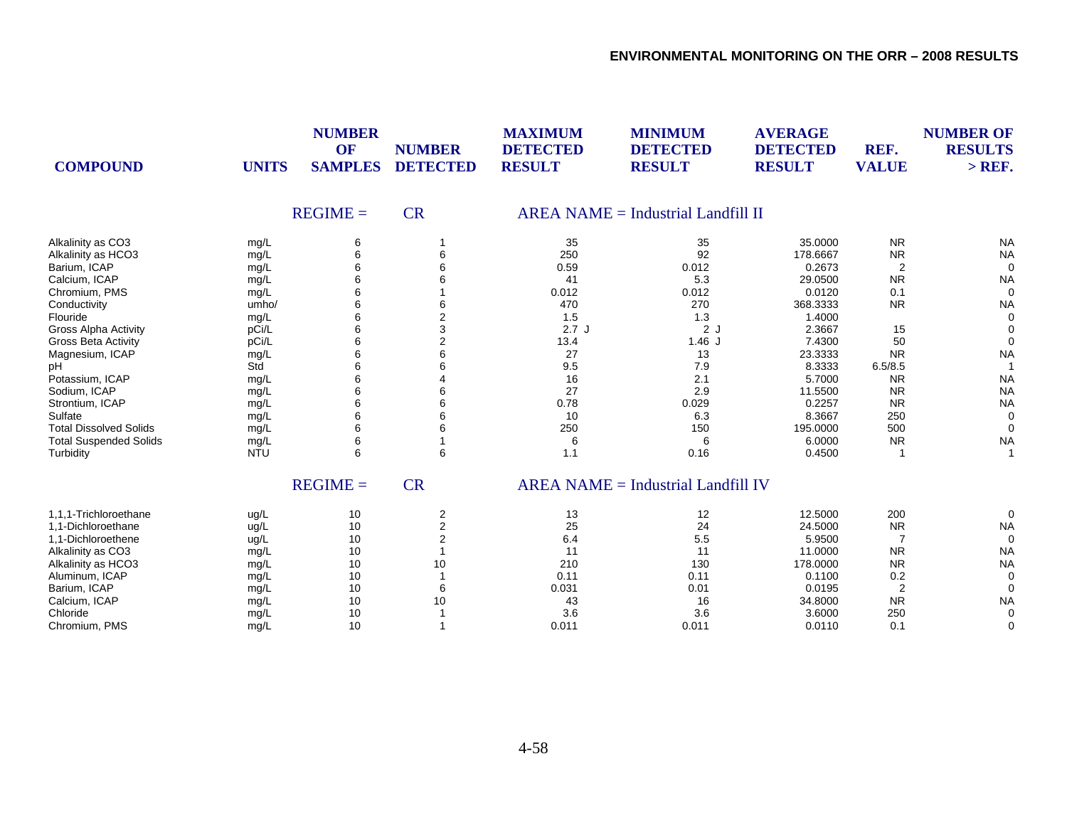| COMPOUND | UNITS | NUMBER OF SAMPLES | NUMBER DETECTED | MAXIMUM DETECTED RESULT | MINIMUM DETECTED RESULT | AVERAGE DETECTED RESULT | REF. VALUE | NUMBER OF RESULTS > REF. |
|---|---|---|---|---|---|---|---|---|
| | | REGIME = | CR | AREA NAME = Industrial Landfill II | | | | |
| Alkalinity as CO3 | mg/L | 6 | 1 | 35 | 35 | 35.0000 | NR | NA |
| Alkalinity as HCO3 | mg/L | 6 | 6 | 250 | 92 | 178.6667 | NR | NA |
| Barium, ICAP | mg/L | 6 | 6 | 0.59 | 0.012 | 0.2673 | 2 | 0 |
| Calcium, ICAP | mg/L | 6 | 6 | 41 | 5.3 | 29.0500 | NR | NA |
| Chromium, PMS | mg/L | 6 | 1 | 0.012 | 0.012 | 0.0120 | 0.1 | 0 |
| Conductivity | umho/ | 6 | 6 | 470 | 270 | 368.3333 | NR | NA |
| Flouride | mg/L | 6 | 2 | 1.5 | 1.3 | 1.4000 | | 0 |
| Gross Alpha Activity | pCi/L | 6 | 3 | 2.7 J | 2 J | 2.3667 | 15 | 0 |
| Gross Beta Activity | pCi/L | 6 | 2 | 13.4 | 1.46 J | 7.4300 | 50 | 0 |
| Magnesium, ICAP | mg/L | 6 | 6 | 27 | 13 | 23.3333 | NR | NA |
| pH | Std | 6 | 6 | 9.5 | 7.9 | 8.3333 | 6.5/8.5 | 1 |
| Potassium, ICAP | mg/L | 6 | 4 | 16 | 2.1 | 5.7000 | NR | NA |
| Sodium, ICAP | mg/L | 6 | 6 | 27 | 2.9 | 11.5500 | NR | NA |
| Strontium, ICAP | mg/L | 6 | 6 | 0.78 | 0.029 | 0.2257 | NR | NA |
| Sulfate | mg/L | 6 | 6 | 10 | 6.3 | 8.3667 | 250 | 0 |
| Total Dissolved Solids | mg/L | 6 | 6 | 250 | 150 | 195.0000 | 500 | 0 |
| Total Suspended Solids | mg/L | 6 | 1 | 6 | 6 | 6.0000 | NR | NA |
| Turbidity | NTU | 6 | 6 | 1.1 | 0.16 | 0.4500 | 1 | 1 |
| | | REGIME = | CR | AREA NAME = Industrial Landfill IV | | | | |
| 1,1,1-Trichloroethane | ug/L | 10 | 2 | 13 | 12 | 12.5000 | 200 | 0 |
| 1,1-Dichloroethane | ug/L | 10 | 2 | 25 | 24 | 24.5000 | NR | NA |
| 1,1-Dichloroethene | ug/L | 10 | 2 | 6.4 | 5.5 | 5.9500 | 7 | 0 |
| Alkalinity as CO3 | mg/L | 10 | 1 | 11 | 11 | 11.0000 | NR | NA |
| Alkalinity as HCO3 | mg/L | 10 | 10 | 210 | 130 | 178.0000 | NR | NA |
| Aluminum, ICAP | mg/L | 10 | 1 | 0.11 | 0.11 | 0.1100 | 0.2 | 0 |
| Barium, ICAP | mg/L | 10 | 6 | 0.031 | 0.01 | 0.0195 | 2 | 0 |
| Calcium, ICAP | mg/L | 10 | 10 | 43 | 16 | 34.8000 | NR | NA |
| Chloride | mg/L | 10 | 1 | 3.6 | 3.6 | 3.6000 | 250 | 0 |
| Chromium, PMS | mg/L | 10 | 1 | 0.011 | 0.011 | 0.0110 | 0.1 | 0 |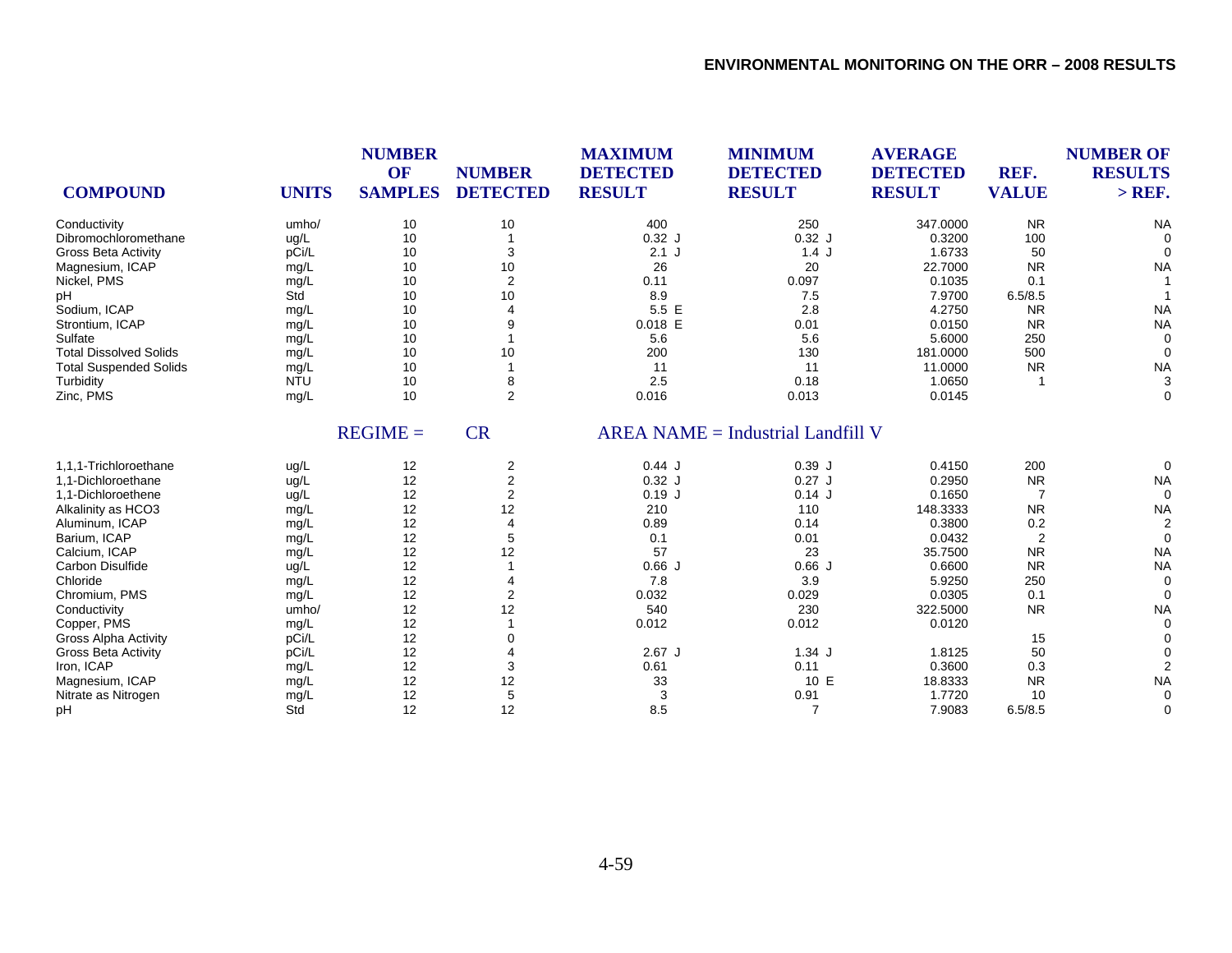| COMPOUND | UNITS | NUMBER OF SAMPLES | NUMBER DETECTED | MAXIMUM DETECTED RESULT | MINIMUM DETECTED RESULT | AVERAGE DETECTED RESULT | REF. VALUE | NUMBER OF RESULTS > REF. |
|---|---|---|---|---|---|---|---|---|
| Conductivity | umho/ | 10 | 10 | 400 | 250 | 347.0000 | NR | NA |
| Dibromochloromethane | ug/L | 10 | 1 | 0.32 J | 0.32 J | 0.3200 | 100 | 0 |
| Gross Beta Activity | pCi/L | 10 | 3 | 2.1 J | 1.4 J | 1.6733 | 50 | 0 |
| Magnesium, ICAP | mg/L | 10 | 10 | 26 | 20 | 22.7000 | NR | NA |
| Nickel, PMS | mg/L | 10 | 2 | 0.11 | 0.097 | 0.1035 | 0.1 | 1 |
| pH | Std | 10 | 10 | 8.9 | 7.5 | 7.9700 | 6.5/8.5 | 1 |
| Sodium, ICAP | mg/L | 10 | 4 | 5.5 E | 2.8 | 4.2750 | NR | NA |
| Strontium, ICAP | mg/L | 10 | 9 | 0.018 E | 0.01 | 0.0150 | NR | NA |
| Sulfate | mg/L | 10 | 1 | 5.6 | 5.6 | 5.6000 | 250 | 0 |
| Total Dissolved Solids | mg/L | 10 | 10 | 200 | 130 | 181.0000 | 500 | 0 |
| Total Suspended Solids | mg/L | 10 | 1 | 11 | 11 | 11.0000 | NR | NA |
| Turbidity | NTU | 10 | 8 | 2.5 | 0.18 | 1.0650 | 1 | 3 |
| Zinc, PMS | mg/L | 10 | 2 | 0.016 | 0.013 | 0.0145 | | 0 |

REGIME = CR AREA NAME = Industrial Landfill V

| COMPOUND | UNITS | NUMBER OF SAMPLES | NUMBER DETECTED | MAXIMUM DETECTED RESULT | MINIMUM DETECTED RESULT | AVERAGE DETECTED RESULT | REF. VALUE | NUMBER OF RESULTS > REF. |
|---|---|---|---|---|---|---|---|---|
| 1,1,1-Trichloroethane | ug/L | 12 | 2 | 0.44 J | 0.39 J | 0.4150 | 200 | 0 |
| 1,1-Dichloroethane | ug/L | 12 | 2 | 0.32 J | 0.27 J | 0.2950 | NR | NA |
| 1,1-Dichloroethene | ug/L | 12 | 2 | 0.19 J | 0.14 J | 0.1650 | 7 | 0 |
| Alkalinity as HCO3 | mg/L | 12 | 12 | 210 | 110 | 148.3333 | NR | NA |
| Aluminum, ICAP | mg/L | 12 | 4 | 0.89 | 0.14 | 0.3800 | 0.2 | 2 |
| Barium, ICAP | mg/L | 12 | 5 | 0.1 | 0.01 | 0.0432 | 2 | 0 |
| Calcium, ICAP | mg/L | 12 | 12 | 57 | 23 | 35.7500 | NR | NA |
| Carbon Disulfide | ug/L | 12 | 1 | 0.66 J | 0.66 J | 0.6600 | NR | NA |
| Chloride | mg/L | 12 | 4 | 7.8 | 3.9 | 5.9250 | 250 | 0 |
| Chromium, PMS | mg/L | 12 | 2 | 0.032 | 0.029 | 0.0305 | 0.1 | 0 |
| Conductivity | umho/ | 12 | 12 | 540 | 230 | 322.5000 | NR | NA |
| Copper, PMS | mg/L | 12 | 1 | 0.012 | 0.012 | 0.0120 | | 0 |
| Gross Alpha Activity | pCi/L | 12 | 0 | | | | 15 | 0 |
| Gross Beta Activity | pCi/L | 12 | 4 | 2.67 J | 1.34 J | 1.8125 | 50 | 0 |
| Iron, ICAP | mg/L | 12 | 3 | 0.61 | 0.11 | 0.3600 | 0.3 | 2 |
| Magnesium, ICAP | mg/L | 12 | 12 | 33 | 10 E | 18.8333 | NR | NA |
| Nitrate as Nitrogen | mg/L | 12 | 5 | 3 | 0.91 | 1.7720 | 10 | 0 |
| pH | Std | 12 | 12 | 8.5 | 7 | 7.9083 | 6.5/8.5 | 0 |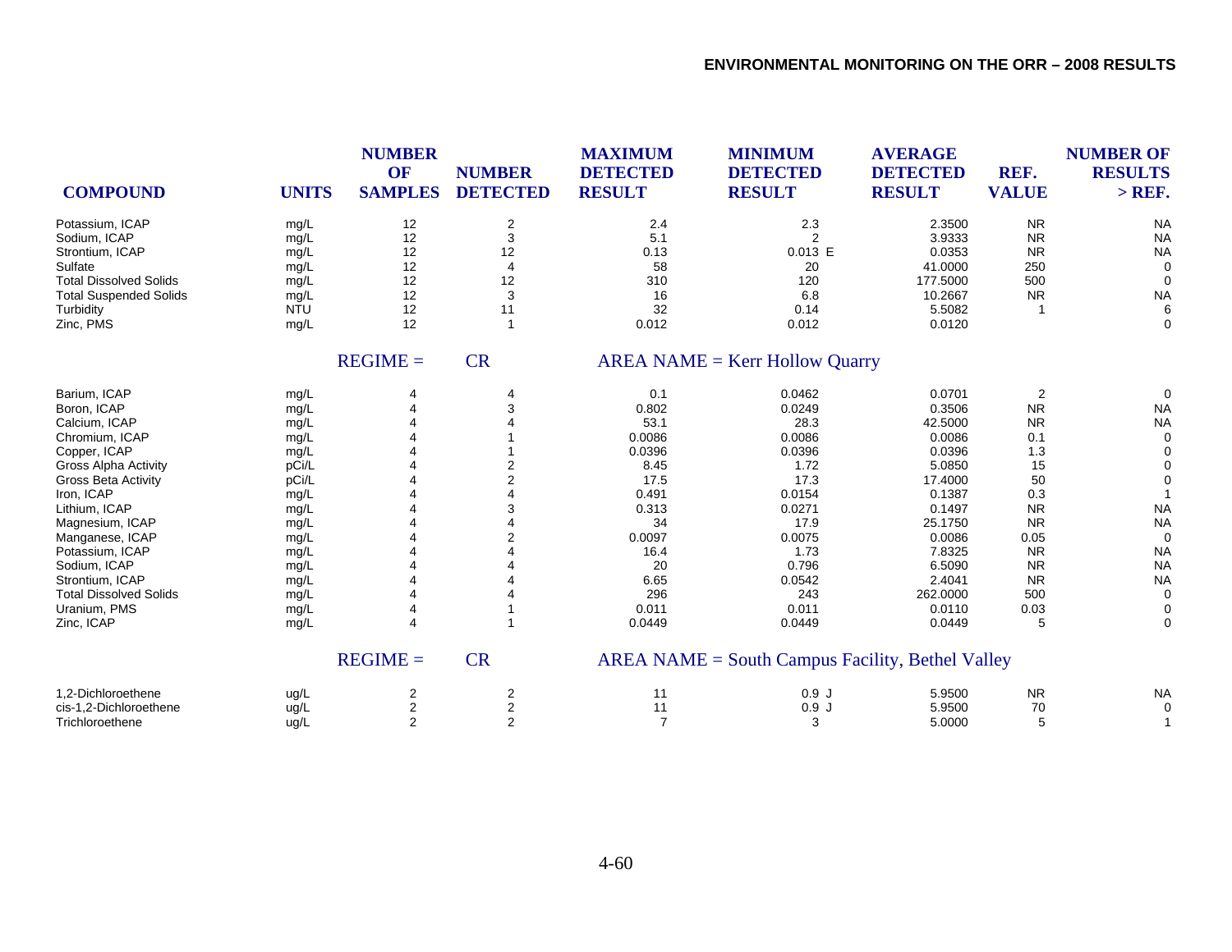| COMPOUND | UNITS | NUMBER OF SAMPLES | NUMBER DETECTED | MAXIMUM DETECTED RESULT | MINIMUM DETECTED RESULT | AVERAGE DETECTED RESULT | REF. VALUE | NUMBER OF RESULTS > REF. |
|---|---|---|---|---|---|---|---|---|
| Potassium, ICAP | mg/L | 12 | 2 | 2.4 | 2.3 | 2.3500 | NR | NA |
| Sodium, ICAP | mg/L | 12 | 3 | 5.1 | 2 | 3.9333 | NR | NA |
| Strontium, ICAP | mg/L | 12 | 12 | 0.13 | 0.013 E | 0.0353 | NR | NA |
| Sulfate | mg/L | 12 | 4 | 58 | 20 | 41.0000 | 250 | 0 |
| Total Dissolved Solids | mg/L | 12 | 12 | 310 | 120 | 177.5000 | 500 | 0 |
| Total Suspended Solids | mg/L | 12 | 3 | 16 | 6.8 | 10.2667 | NR | NA |
| Turbidity | NTU | 12 | 11 | 32 | 0.14 | 5.5082 | 1 | 6 |
| Zinc, PMS | mg/L | 12 | 1 | 0.012 | 0.012 | 0.0120 | | 0 |
| | | REGIME = | CR | AREA NAME = Kerr Hollow Quarry | | | | |
| Barium, ICAP | mg/L | 4 | 4 | 0.1 | 0.0462 | 0.0701 | 2 | 0 |
| Boron, ICAP | mg/L | 4 | 3 | 0.802 | 0.0249 | 0.3506 | NR | NA |
| Calcium, ICAP | mg/L | 4 | 4 | 53.1 | 28.3 | 42.5000 | NR | NA |
| Chromium, ICAP | mg/L | 4 | 1 | 0.0086 | 0.0086 | 0.0086 | 0.1 | 0 |
| Copper, ICAP | mg/L | 4 | 1 | 0.0396 | 0.0396 | 0.0396 | 1.3 | 0 |
| Gross Alpha Activity | pCi/L | 4 | 2 | 8.45 | 1.72 | 5.0850 | 15 | 0 |
| Gross Beta Activity | pCi/L | 4 | 2 | 17.5 | 17.3 | 17.4000 | 50 | 0 |
| Iron, ICAP | mg/L | 4 | 4 | 0.491 | 0.0154 | 0.1387 | 0.3 | 1 |
| Lithium, ICAP | mg/L | 4 | 3 | 0.313 | 0.0271 | 0.1497 | NR | NA |
| Magnesium, ICAP | mg/L | 4 | 4 | 34 | 17.9 | 25.1750 | NR | NA |
| Manganese, ICAP | mg/L | 4 | 2 | 0.0097 | 0.0075 | 0.0086 | 0.05 | 0 |
| Potassium, ICAP | mg/L | 4 | 4 | 16.4 | 1.73 | 7.8325 | NR | NA |
| Sodium, ICAP | mg/L | 4 | 4 | 20 | 0.796 | 6.5090 | NR | NA |
| Strontium, ICAP | mg/L | 4 | 4 | 6.65 | 0.0542 | 2.4041 | NR | NA |
| Total Dissolved Solids | mg/L | 4 | 4 | 296 | 243 | 262.0000 | 500 | 0 |
| Uranium, PMS | mg/L | 4 | 1 | 0.011 | 0.011 | 0.0110 | 0.03 | 0 |
| Zinc, ICAP | mg/L | 4 | 1 | 0.0449 | 0.0449 | 0.0449 | 5 | 0 |
| | | REGIME = | CR | AREA NAME = South Campus Facility, Bethel Valley | | | | |
| 1,2-Dichloroethene | ug/L | 2 | 2 | 11 | 0.9 J | 5.9500 | NR | NA |
| cis-1,2-Dichloroethene | ug/L | 2 | 2 | 11 | 0.9 J | 5.9500 | 70 | 0 |
| Trichloroethene | ug/L | 2 | 2 | 7 | 3 | 5.0000 | 5 | 1 |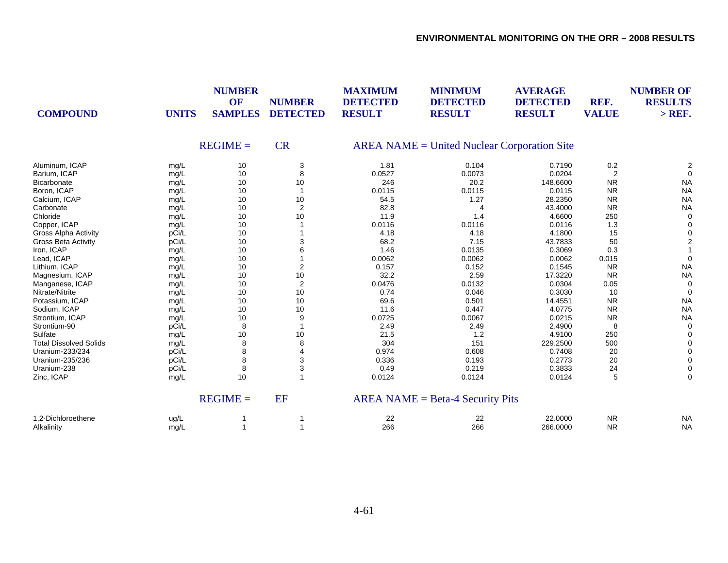| COMPOUND | UNITS | NUMBER OF SAMPLES | NUMBER DETECTED | MAXIMUM DETECTED RESULT | MINIMUM DETECTED RESULT | AVERAGE DETECTED RESULT | REF. VALUE | NUMBER OF RESULTS > REF. |
|---|---|---|---|---|---|---|---|---|
| | | REGIME = | CR | AREA NAME = United Nuclear Corporation Site | | | | |
| Aluminum, ICAP | mg/L | 10 | 3 | 1.81 | 0.104 | 0.7190 | 0.2 | 2 |
| Barium, ICAP | mg/L | 10 | 8 | 0.0527 | 0.0073 | 0.0204 | 2 | 0 |
| Bicarbonate | mg/L | 10 | 10 | 246 | 20.2 | 148.6600 | NR | NA |
| Boron, ICAP | mg/L | 10 | 1 | 0.0115 | 0.0115 | 0.0115 | NR | NA |
| Calcium, ICAP | mg/L | 10 | 10 | 54.5 | 1.27 | 28.2350 | NR | NA |
| Carbonate | mg/L | 10 | 2 | 82.8 | 4 | 43.4000 | NR | NA |
| Chloride | mg/L | 10 | 10 | 11.9 | 1.4 | 4.6600 | 250 | 0 |
| Copper, ICAP | mg/L | 10 | 1 | 0.0116 | 0.0116 | 0.0116 | 1.3 | 0 |
| Gross Alpha Activity | pCi/L | 10 | 1 | 4.18 | 4.18 | 4.1800 | 15 | 0 |
| Gross Beta Activity | pCi/L | 10 | 3 | 68.2 | 7.15 | 43.7833 | 50 | 2 |
| Iron, ICAP | mg/L | 10 | 6 | 1.46 | 0.0135 | 0.3069 | 0.3 | 1 |
| Lead, ICAP | mg/L | 10 | 1 | 0.0062 | 0.0062 | 0.0062 | 0.015 | 0 |
| Lithium, ICAP | mg/L | 10 | 2 | 0.157 | 0.152 | 0.1545 | NR | NA |
| Magnesium, ICAP | mg/L | 10 | 10 | 32.2 | 2.59 | 17.3220 | NR | NA |
| Manganese, ICAP | mg/L | 10 | 2 | 0.0476 | 0.0132 | 0.0304 | 0.05 | 0 |
| Nitrate/Nitrite | mg/L | 10 | 10 | 0.74 | 0.046 | 0.3030 | 10 | 0 |
| Potassium, ICAP | mg/L | 10 | 10 | 69.6 | 0.501 | 14.4551 | NR | NA |
| Sodium, ICAP | mg/L | 10 | 10 | 11.6 | 0.447 | 4.0775 | NR | NA |
| Strontium, ICAP | mg/L | 10 | 9 | 0.0725 | 0.0067 | 0.0215 | NR | NA |
| Strontium-90 | pCi/L | 8 | 1 | 2.49 | 2.49 | 2.4900 | 8 | 0 |
| Sulfate | mg/L | 10 | 10 | 21.5 | 1.2 | 4.9100 | 250 | 0 |
| Total Dissolved Solids | mg/L | 8 | 8 | 304 | 151 | 229.2500 | 500 | 0 |
| Uranium-233/234 | pCi/L | 8 | 4 | 0.974 | 0.608 | 0.7408 | 20 | 0 |
| Uranium-235/236 | pCi/L | 8 | 3 | 0.336 | 0.193 | 0.2773 | 20 | 0 |
| Uranium-238 | pCi/L | 8 | 3 | 0.49 | 0.219 | 0.3833 | 24 | 0 |
| Zinc, ICAP | mg/L | 10 | 1 | 0.0124 | 0.0124 | 0.0124 | 5 | 0 |
| | | REGIME = | EF | AREA NAME = Beta-4 Security Pits | | | | |
| 1,2-Dichloroethene | ug/L | 1 | 1 | 22 | 22 | 22.0000 | NR | NA |
| Alkalinity | mg/L | 1 | 1 | 266 | 266 | 266.0000 | NR | NA |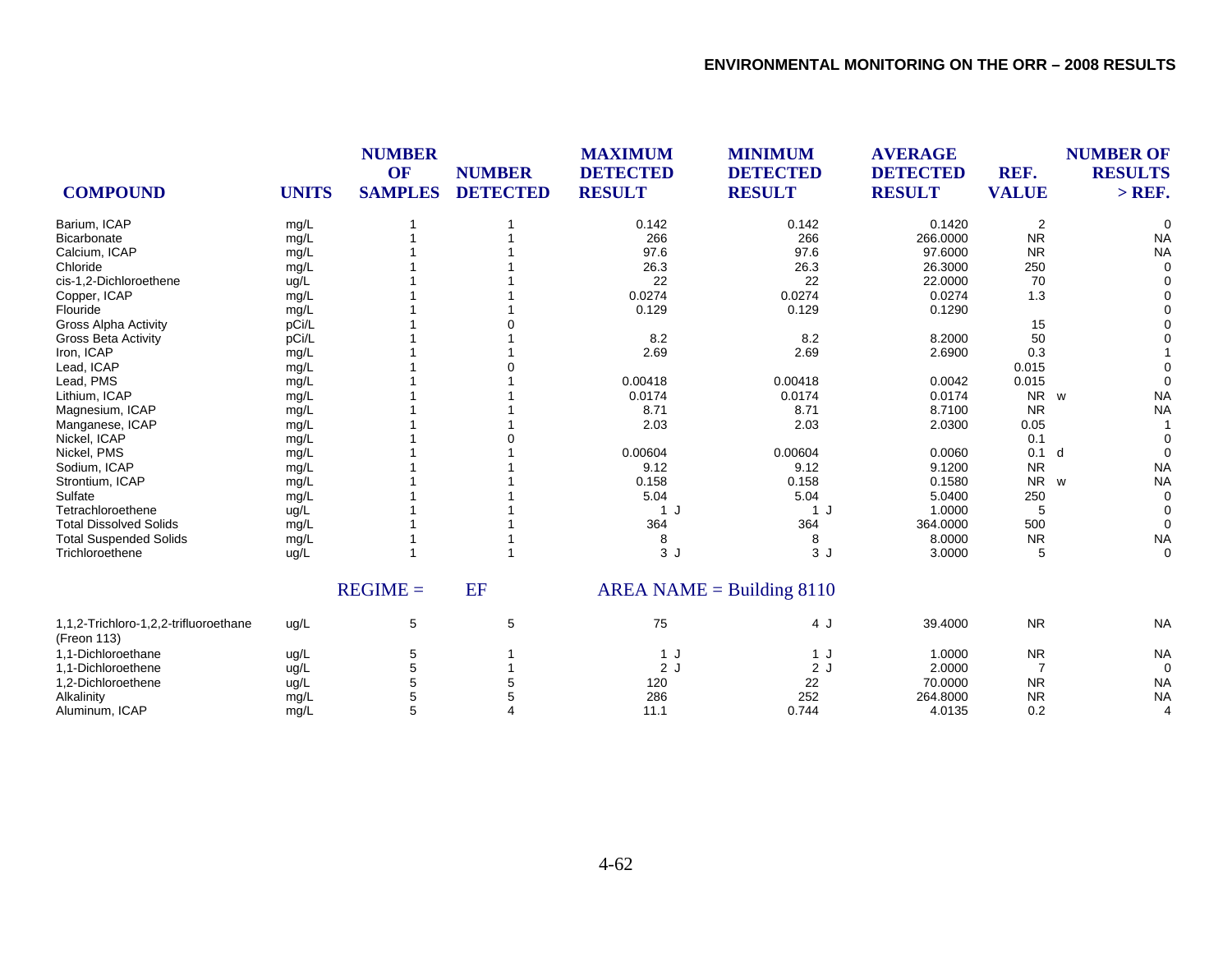| COMPOUND | UNITS | NUMBER OF SAMPLES | NUMBER DETECTED | MAXIMUM DETECTED RESULT | MINIMUM DETECTED RESULT | AVERAGE DETECTED RESULT | REF. VALUE | NUMBER OF RESULTS > REF. |
|---|---|---|---|---|---|---|---|---|
| Barium, ICAP | mg/L | 1 | 1 | 0.142 | 0.142 | 0.1420 | 2 | 0 |
| Bicarbonate | mg/L | 1 | 1 | 266 | 266 | 266.0000 | NR | NA |
| Calcium, ICAP | mg/L | 1 | 1 | 97.6 | 97.6 | 97.6000 | NR | NA |
| Chloride | mg/L | 1 | 1 | 26.3 | 26.3 | 26.3000 | 250 | 0 |
| cis-1,2-Dichloroethene | ug/L | 1 | 1 | 22 | 22 | 22.0000 | 70 | 0 |
| Copper, ICAP | mg/L | 1 | 1 | 0.0274 | 0.0274 | 0.0274 | 1.3 | 0 |
| Flouride | mg/L | 1 | 1 | 0.129 | 0.129 | 0.1290 | | 0 |
| Gross Alpha Activity | pCi/L | 1 | 0 | | | | 15 | 0 |
| Gross Beta Activity | pCi/L | 1 | 1 | 8.2 | 8.2 | 8.2000 | 50 | 0 |
| Iron, ICAP | mg/L | 1 | 1 | 2.69 | 2.69 | 2.6900 | 0.3 | 1 |
| Lead, ICAP | mg/L | 1 | 0 | | | | 0.015 | 0 |
| Lead, PMS | mg/L | 1 | 1 | 0.00418 | 0.00418 | 0.0042 | 0.015 | 0 |
| Lithium, ICAP | mg/L | 1 | 1 | 0.0174 | 0.0174 | 0.0174 | NR w | NA |
| Magnesium, ICAP | mg/L | 1 | 1 | 8.71 | 8.71 | 8.7100 | NR | NA |
| Manganese, ICAP | mg/L | 1 | 1 | 2.03 | 2.03 | 2.0300 | 0.05 | 1 |
| Nickel, ICAP | mg/L | 1 | 0 | | | | 0.1 | 0 |
| Nickel, PMS | mg/L | 1 | 1 | 0.00604 | 0.00604 | 0.0060 | 0.1 d | 0 |
| Sodium, ICAP | mg/L | 1 | 1 | 9.12 | 9.12 | 9.1200 | NR | NA |
| Strontium, ICAP | mg/L | 1 | 1 | 0.158 | 0.158 | 0.1580 | NR w | NA |
| Sulfate | mg/L | 1 | 1 | 5.04 | 5.04 | 5.0400 | 250 | 0 |
| Tetrachloroethene | ug/L | 1 | 1 | 1 J | 1 J | 1.0000 | 5 | 0 |
| Total Dissolved Solids | mg/L | 1 | 1 | 364 | 364 | 364.0000 | 500 | 0 |
| Total Suspended Solids | mg/L | 1 | 1 | 8 | 8 | 8.0000 | NR | NA |
| Trichloroethene | ug/L | 1 | 1 | 3 J | 3 J | 3.0000 | 5 | 0 |
| | | REGIME = | EF | AREA NAME = Building 8110 | | | | |
| 1,1,2-Trichloro-1,2,2-trifluoroethane (Freon 113) | ug/L | 5 | 5 | 75 | 4 J | 39.4000 | NR | NA |
| 1,1-Dichloroethane | ug/L | 5 | 1 | 1 J | 1 J | 1.0000 | NR | NA |
| 1,1-Dichloroethene | ug/L | 5 | 1 | 2 J | 2 J | 2.0000 | 7 | 0 |
| 1,2-Dichloroethene | ug/L | 5 | 5 | 120 | 22 | 70.0000 | NR | NA |
| Alkalinity | mg/L | 5 | 5 | 286 | 252 | 264.8000 | NR | NA |
| Aluminum, ICAP | mg/L | 5 | 4 | 11.1 | 0.744 | 4.0135 | 0.2 | 4 |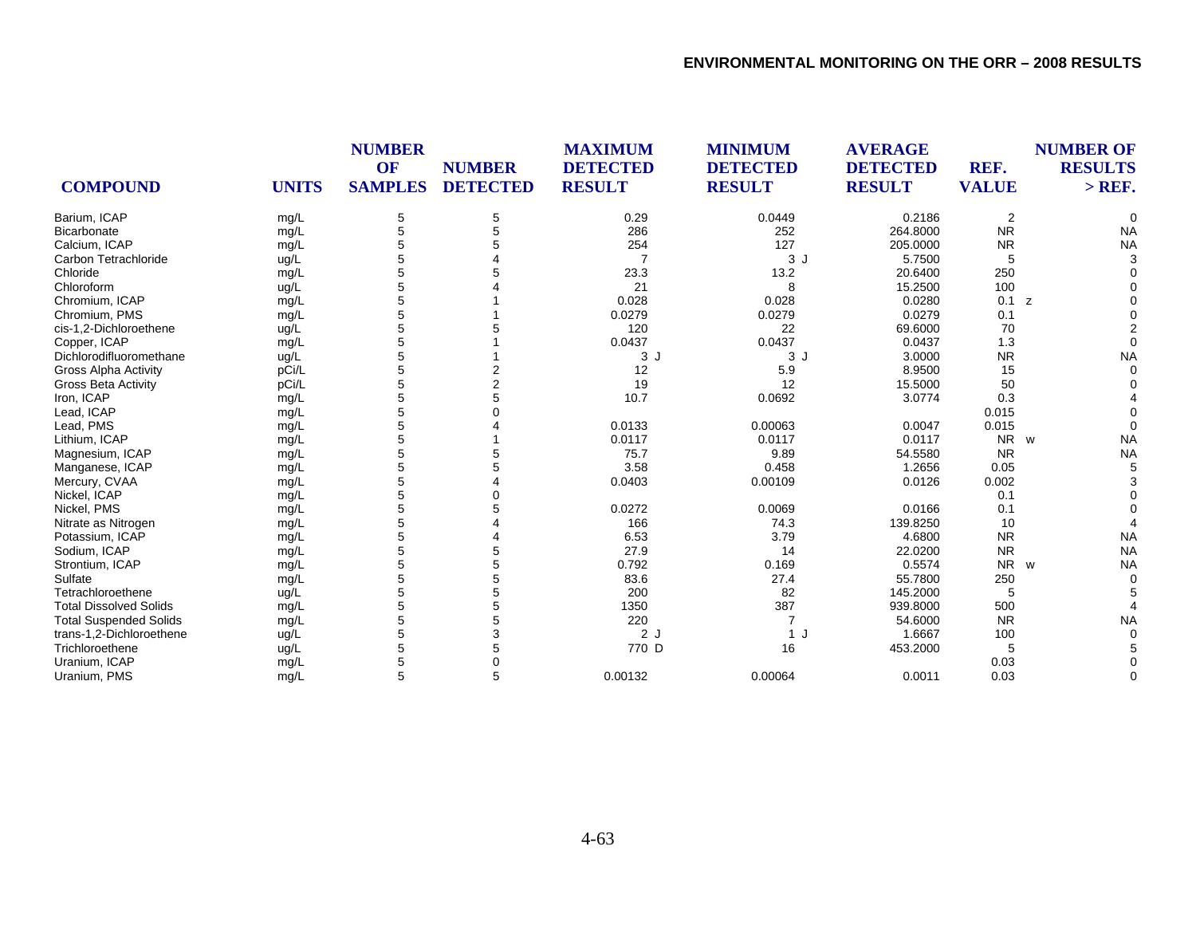| COMPOUND | UNITS | NUMBER OF SAMPLES | NUMBER DETECTED | MAXIMUM DETECTED RESULT | MINIMUM DETECTED RESULT | AVERAGE DETECTED RESULT | REF. VALUE | NUMBER OF RESULTS > REF. |
|---|---|---|---|---|---|---|---|---|
| Barium, ICAP | mg/L | 5 | 5 | 0.29 | 0.0449 | 0.2186 | 2 | 0 |
| Bicarbonate | mg/L | 5 | 5 | 286 | 252 | 264.8000 | NR | NA |
| Calcium, ICAP | mg/L | 5 | 5 | 254 | 127 | 205.0000 | NR | NA |
| Carbon Tetrachloride | ug/L | 5 | 4 | 7 | 3 J | 5.7500 | 5 | 3 |
| Chloride | mg/L | 5 | 5 | 23.3 | 13.2 | 20.6400 | 250 | 0 |
| Chloroform | ug/L | 5 | 4 | 21 | 8 | 15.2500 | 100 | 0 |
| Chromium, ICAP | mg/L | 5 | 1 | 0.028 | 0.028 | 0.0280 | 0.1 z | 0 |
| Chromium, PMS | mg/L | 5 | 1 | 0.0279 | 0.0279 | 0.0279 | 0.1 | 0 |
| cis-1,2-Dichloroethene | ug/L | 5 | 5 | 120 | 22 | 69.6000 | 70 | 2 |
| Copper, ICAP | mg/L | 5 | 1 | 0.0437 | 0.0437 | 0.0437 | 1.3 | 0 |
| Dichlorodifluoromethane | ug/L | 5 | 1 | 3 J | 3 J | 3.0000 | NR | NA |
| Gross Alpha Activity | pCi/L | 5 | 2 | 12 | 5.9 | 8.9500 | 15 | 0 |
| Gross Beta Activity | pCi/L | 5 | 2 | 19 | 12 | 15.5000 | 50 | 0 |
| Iron, ICAP | mg/L | 5 | 5 | 10.7 | 0.0692 | 3.0774 | 0.3 | 4 |
| Lead, ICAP | mg/L | 5 | 0 | | | | 0.015 | 0 |
| Lead, PMS | mg/L | 5 | 4 | 0.0133 | 0.00063 | 0.0047 | 0.015 | 0 |
| Lithium, ICAP | mg/L | 5 | 1 | 0.0117 | 0.0117 | 0.0117 | NR w | NA |
| Magnesium, ICAP | mg/L | 5 | 5 | 75.7 | 9.89 | 54.5580 | NR | NA |
| Manganese, ICAP | mg/L | 5 | 5 | 3.58 | 0.458 | 1.2656 | 0.05 | 5 |
| Mercury, CVAA | mg/L | 5 | 4 | 0.0403 | 0.00109 | 0.0126 | 0.002 | 3 |
| Nickel, ICAP | mg/L | 5 | 0 | | | | 0.1 | 0 |
| Nickel, PMS | mg/L | 5 | 5 | 0.0272 | 0.0069 | 0.0166 | 0.1 | 0 |
| Nitrate as Nitrogen | mg/L | 5 | 4 | 166 | 74.3 | 139.8250 | 10 | 4 |
| Potassium, ICAP | mg/L | 5 | 4 | 6.53 | 3.79 | 4.6800 | NR | NA |
| Sodium, ICAP | mg/L | 5 | 5 | 27.9 | 14 | 22.0200 | NR | NA |
| Strontium, ICAP | mg/L | 5 | 5 | 0.792 | 0.169 | 0.5574 | NR w | NA |
| Sulfate | mg/L | 5 | 5 | 83.6 | 27.4 | 55.7800 | 250 | 0 |
| Tetrachloroethene | ug/L | 5 | 5 | 200 | 82 | 145.2000 | 5 | 5 |
| Total Dissolved Solids | mg/L | 5 | 5 | 1350 | 387 | 939.8000 | 500 | 4 |
| Total Suspended Solids | mg/L | 5 | 5 | 220 | 7 | 54.6000 | NR | NA |
| trans-1,2-Dichloroethene | ug/L | 5 | 3 | 2 J | 1 J | 1.6667 | 100 | 0 |
| Trichloroethene | ug/L | 5 | 5 | 770 D | 16 | 453.2000 | 5 | 5 |
| Uranium, ICAP | mg/L | 5 | 0 | | | | 0.03 | 0 |
| Uranium, PMS | mg/L | 5 | 5 | 0.00132 | 0.00064 | 0.0011 | 0.03 | 0 |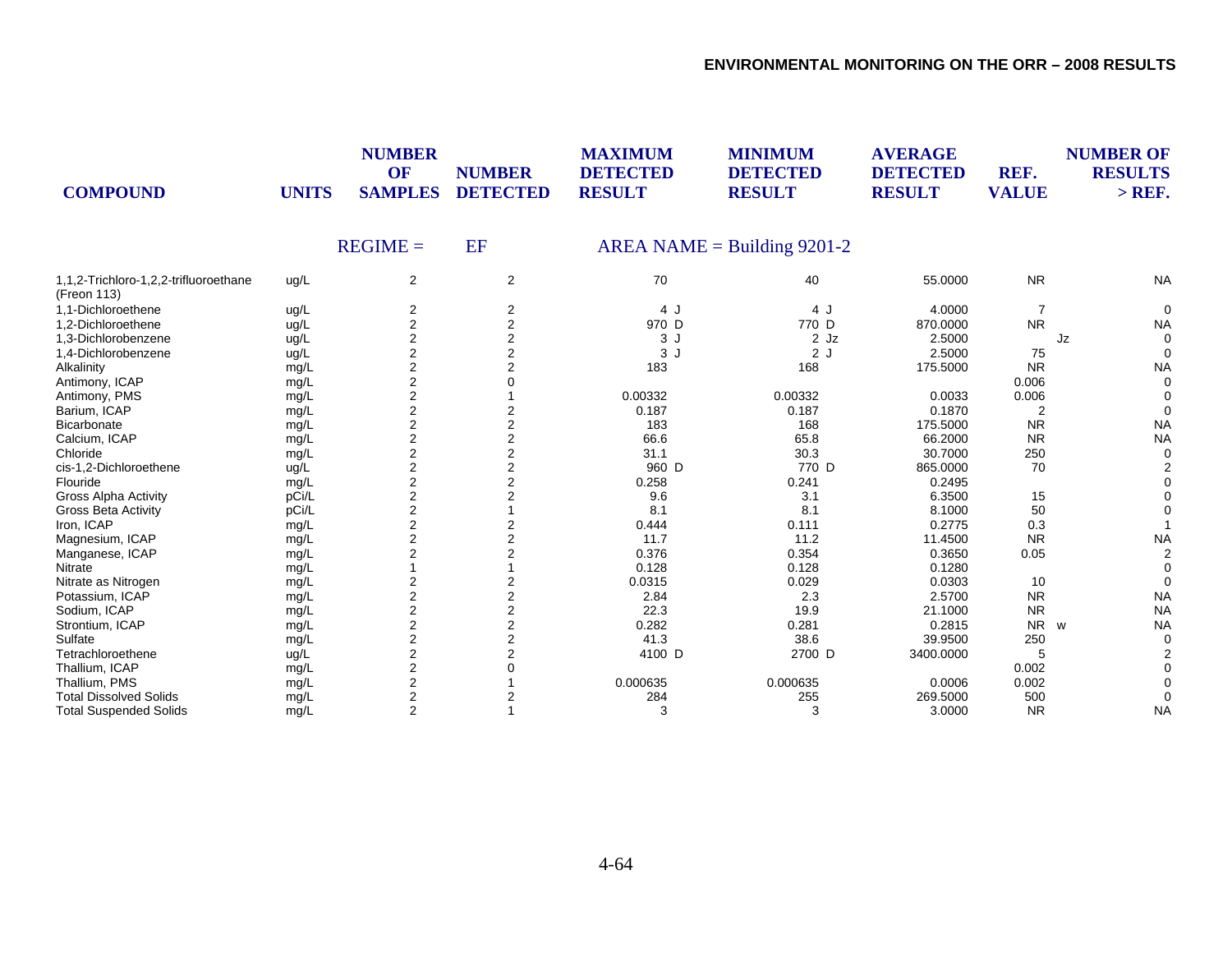| COMPOUND | UNITS | NUMBER OF SAMPLES | NUMBER DETECTED | MAXIMUM DETECTED RESULT | MINIMUM DETECTED RESULT | AVERAGE DETECTED RESULT | REF. VALUE | NUMBER OF RESULTS > REF. |
|---|---|---|---|---|---|---|---|---|
| | | REGIME = | EF | AREA NAME = Building 9201-2 | | | | |
| 1,1,2-Trichloro-1,2,2-trifluoroethane (Freon 113) | ug/L | 2 | 2 | 70 | 40 | 55.0000 | NR | NA |
| 1,1-Dichloroethene | ug/L | 2 | 2 | 4 J | 4 J | 4.0000 | 7 | 0 |
| 1,2-Dichloroethene | ug/L | 2 | 2 | 970 D | 770 D | 870.0000 | NR | NA |
| 1,3-Dichlorobenzene | ug/L | 2 | 2 | 3 J | 2 Jz | 2.5000 | Jz | 0 |
| 1,4-Dichlorobenzene | ug/L | 2 | 2 | 3 J | 2 J | 2.5000 | 75 | 0 |
| Alkalinity | mg/L | 2 | 2 | 183 | 168 | 175.5000 | NR | NA |
| Antimony, ICAP | mg/L | 2 | 0 | | | | 0.006 | 0 |
| Antimony, PMS | mg/L | 2 | 1 | 0.00332 | 0.00332 | 0.0033 | 0.006 | 0 |
| Barium, ICAP | mg/L | 2 | 2 | 0.187 | 0.187 | 0.1870 | 2 | 0 |
| Bicarbonate | mg/L | 2 | 2 | 183 | 168 | 175.5000 | NR | NA |
| Calcium, ICAP | mg/L | 2 | 2 | 66.6 | 65.8 | 66.2000 | NR | NA |
| Chloride | mg/L | 2 | 2 | 31.1 | 30.3 | 30.7000 | 250 | 0 |
| cis-1,2-Dichloroethene | ug/L | 2 | 2 | 960 D | 770 D | 865.0000 | 70 | 2 |
| Flouride | mg/L | 2 | 2 | 0.258 | 0.241 | 0.2495 | | 0 |
| Gross Alpha Activity | pCi/L | 2 | 2 | 9.6 | 3.1 | 6.3500 | 15 | 0 |
| Gross Beta Activity | pCi/L | 2 | 1 | 8.1 | 8.1 | 8.1000 | 50 | 0 |
| Iron, ICAP | mg/L | 2 | 2 | 0.444 | 0.111 | 0.2775 | 0.3 | 1 |
| Magnesium, ICAP | mg/L | 2 | 2 | 11.7 | 11.2 | 11.4500 | NR | NA |
| Manganese, ICAP | mg/L | 2 | 2 | 0.376 | 0.354 | 0.3650 | 0.05 | 2 |
| Nitrate | mg/L | 1 | 1 | 0.128 | 0.128 | 0.1280 | | 0 |
| Nitrate as Nitrogen | mg/L | 2 | 2 | 0.0315 | 0.029 | 0.0303 | 10 | 0 |
| Potassium, ICAP | mg/L | 2 | 2 | 2.84 | 2.3 | 2.5700 | NR | NA |
| Sodium, ICAP | mg/L | 2 | 2 | 22.3 | 19.9 | 21.1000 | NR | NA |
| Strontium, ICAP | mg/L | 2 | 2 | 0.282 | 0.281 | 0.2815 | NR w | NA |
| Sulfate | mg/L | 2 | 2 | 41.3 | 38.6 | 39.9500 | 250 | 0 |
| Tetrachloroethene | ug/L | 2 | 2 | 4100 D | 2700 D | 3400.0000 | 5 | 2 |
| Thallium, ICAP | mg/L | 2 | 0 | | | | 0.002 | 0 |
| Thallium, PMS | mg/L | 2 | 1 | 0.000635 | 0.000635 | 0.0006 | 0.002 | 0 |
| Total Dissolved Solids | mg/L | 2 | 2 | 284 | 255 | 269.5000 | 500 | 0 |
| Total Suspended Solids | mg/L | 2 | 1 | 3 | 3 | 3.0000 | NR | NA |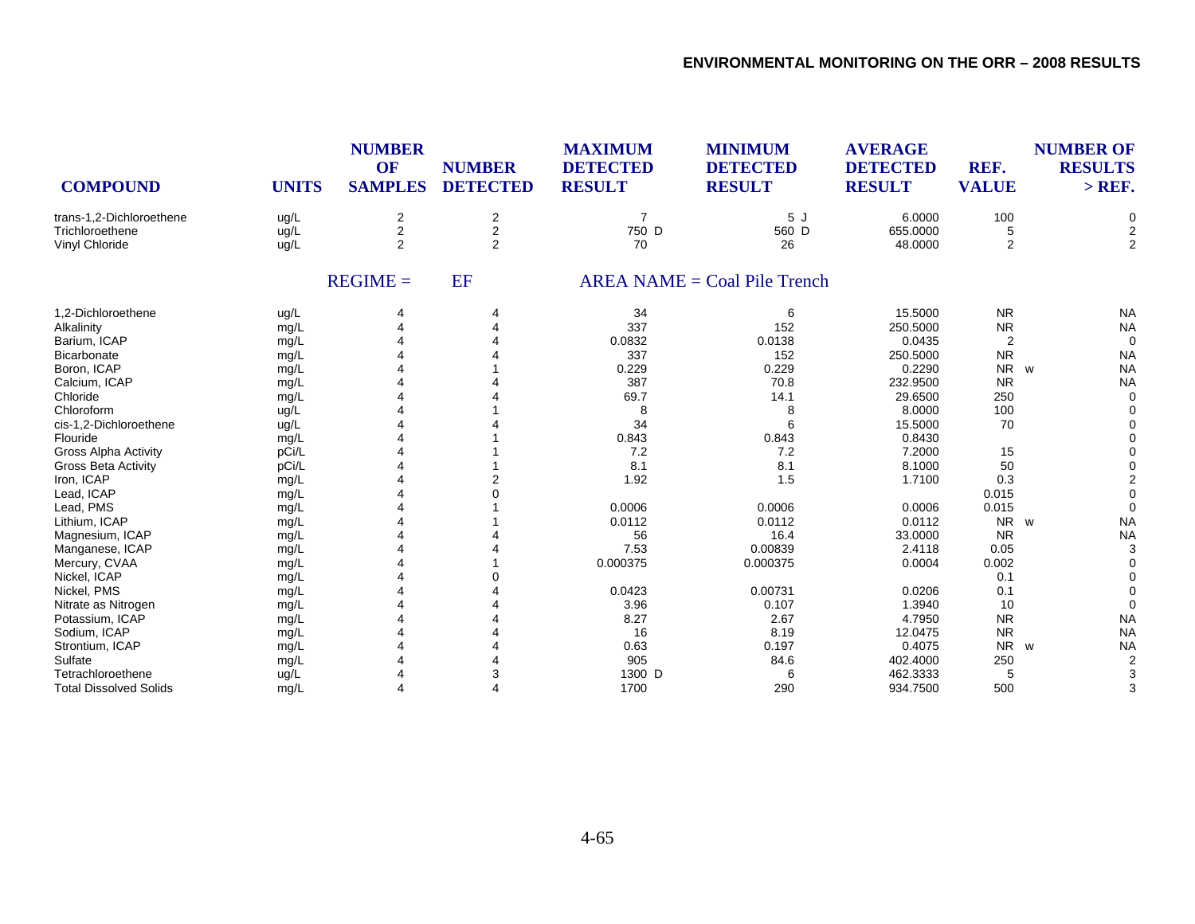| COMPOUND | UNITS | NUMBER OF SAMPLES | NUMBER DETECTED | MAXIMUM DETECTED RESULT | MINIMUM DETECTED RESULT | AVERAGE DETECTED RESULT | REF. VALUE | NUMBER OF RESULTS > REF. |
|---|---|---|---|---|---|---|---|---|
| trans-1,2-Dichloroethene | ug/L | 2 | 2 | 7 | 5 J | 6.0000 | 100 | 0 |
| Trichloroethene | ug/L | 2 | 2 | 750 D | 560 D | 655.0000 | 5 | 2 |
| Vinyl Chloride | ug/L | 2 | 2 | 70 | 26 | 48.0000 | 2 | 2 |

REGIME = EF AREA NAME = Coal Pile Trench

| COMPOUND | UNITS | NUMBER OF SAMPLES | NUMBER DETECTED | MAXIMUM DETECTED RESULT | MINIMUM DETECTED RESULT | AVERAGE DETECTED RESULT | REF. VALUE | NUMBER OF RESULTS > REF. |
|---|---|---|---|---|---|---|---|---|
| 1,2-Dichloroethene | ug/L | 4 | 4 | 34 | 6 | 15.5000 | NR | NA |
| Alkalinity | mg/L | 4 | 4 | 337 | 152 | 250.5000 | NR | NA |
| Barium, ICAP | mg/L | 4 | 4 | 0.0832 | 0.0138 | 0.0435 | 2 | 0 |
| Bicarbonate | mg/L | 4 | 4 | 337 | 152 | 250.5000 | NR | NA |
| Boron, ICAP | mg/L | 4 | 1 | 0.229 | 0.229 | 0.2290 | NR w | NA |
| Calcium, ICAP | mg/L | 4 | 4 | 387 | 70.8 | 232.9500 | NR | NA |
| Chloride | mg/L | 4 | 4 | 69.7 | 14.1 | 29.6500 | 250 | 0 |
| Chloroform | ug/L | 4 | 1 | 8 | 8 | 8.0000 | 100 | 0 |
| cis-1,2-Dichloroethene | ug/L | 4 | 4 | 34 | 6 | 15.5000 | 70 | 0 |
| Flouride | mg/L | 4 | 1 | 0.843 | 0.843 | 0.8430 | | 0 |
| Gross Alpha Activity | pCi/L | 4 | 1 | 7.2 | 7.2 | 7.2000 | 15 | 0 |
| Gross Beta Activity | pCi/L | 4 | 1 | 8.1 | 8.1 | 8.1000 | 50 | 0 |
| Iron, ICAP | mg/L | 4 | 2 | 1.92 | 1.5 | 1.7100 | 0.3 | 2 |
| Lead, ICAP | mg/L | 4 | 0 | | | | 0.015 | 0 |
| Lead, PMS | mg/L | 4 | 1 | 0.0006 | 0.0006 | 0.0006 | 0.015 | 0 |
| Lithium, ICAP | mg/L | 4 | 1 | 0.0112 | 0.0112 | 0.0112 | NR w | NA |
| Magnesium, ICAP | mg/L | 4 | 4 | 56 | 16.4 | 33.0000 | NR | NA |
| Manganese, ICAP | mg/L | 4 | 4 | 7.53 | 0.00839 | 2.4118 | 0.05 | 3 |
| Mercury, CVAA | mg/L | 4 | 1 | 0.000375 | 0.000375 | 0.0004 | 0.002 | 0 |
| Nickel, ICAP | mg/L | 4 | 0 | | | | 0.1 | 0 |
| Nickel, PMS | mg/L | 4 | 4 | 0.0423 | 0.00731 | 0.0206 | 0.1 | 0 |
| Nitrate as Nitrogen | mg/L | 4 | 4 | 3.96 | 0.107 | 1.3940 | 10 | 0 |
| Potassium, ICAP | mg/L | 4 | 4 | 8.27 | 2.67 | 4.7950 | NR | NA |
| Sodium, ICAP | mg/L | 4 | 4 | 16 | 8.19 | 12.0475 | NR | NA |
| Strontium, ICAP | mg/L | 4 | 4 | 0.63 | 0.197 | 0.4075 | NR w | NA |
| Sulfate | mg/L | 4 | 4 | 905 | 84.6 | 402.4000 | 250 | 2 |
| Tetrachloroethene | ug/L | 4 | 3 | 1300 D | 6 | 462.3333 | 5 | 3 |
| Total Dissolved Solids | mg/L | 4 | 4 | 1700 | 290 | 934.7500 | 500 | 3 |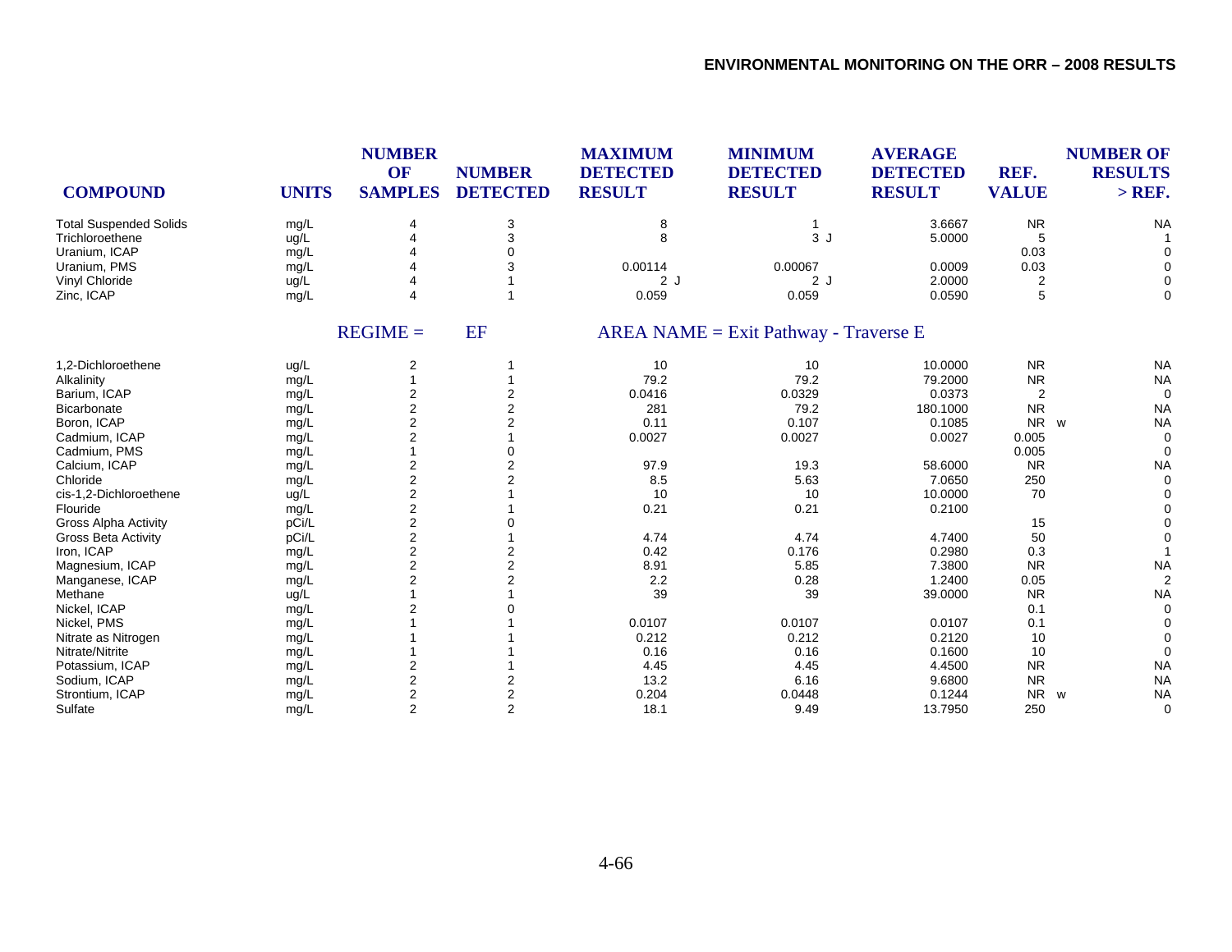| COMPOUND | UNITS | NUMBER OF SAMPLES | NUMBER DETECTED | MAXIMUM DETECTED RESULT | MINIMUM DETECTED RESULT | AVERAGE DETECTED RESULT | REF. VALUE | NUMBER OF RESULTS > REF. |
|---|---|---|---|---|---|---|---|---|
| Total Suspended Solids | mg/L | 4 | 3 | 8 | 1 | 3.6667 | NR | NA |
| Trichloroethene | ug/L | 4 | 3 | 8 | 3 J | 5.0000 | 5 | 1 |
| Uranium, ICAP | mg/L | 4 | 0 | | | | 0.03 | 0 |
| Uranium, PMS | mg/L | 4 | 3 | 0.00114 | 0.00067 | 0.0009 | 0.03 | 0 |
| Vinyl Chloride | ug/L | 4 | 1 | 2 J | 2 J | 2.0000 | 2 | 0 |
| Zinc, ICAP | mg/L | 4 | 1 | 0.059 | 0.059 | 0.0590 | 5 | 0 |

REGIME = EF AREA NAME = Exit Pathway - Traverse E

| COMPOUND | UNITS | NUMBER OF SAMPLES | NUMBER DETECTED | MAXIMUM DETECTED RESULT | MINIMUM DETECTED RESULT | AVERAGE DETECTED RESULT | REF. VALUE | NUMBER OF RESULTS > REF. |
|---|---|---|---|---|---|---|---|---|
| 1,2-Dichloroethene | ug/L | 2 | 1 | 10 | 10 | 10.0000 | NR | NA |
| Alkalinity | mg/L | 1 | 1 | 79.2 | 79.2 | 79.2000 | NR | NA |
| Barium, ICAP | mg/L | 2 | 2 | 0.0416 | 0.0329 | 0.0373 | 2 | 0 |
| Bicarbonate | mg/L | 2 | 2 | 281 | 79.2 | 180.1000 | NR | NA |
| Boron, ICAP | mg/L | 2 | 2 | 0.11 | 0.107 | 0.1085 | NR w | NA |
| Cadmium, ICAP | mg/L | 2 | 1 | 0.0027 | 0.0027 | 0.0027 | 0.005 | 0 |
| Cadmium, PMS | mg/L | 1 | 0 | | | | 0.005 | 0 |
| Calcium, ICAP | mg/L | 2 | 2 | 97.9 | 19.3 | 58.6000 | NR | NA |
| Chloride | mg/L | 2 | 2 | 8.5 | 5.63 | 7.0650 | 250 | 0 |
| cis-1,2-Dichloroethene | ug/L | 2 | 1 | 10 | 10 | 10.0000 | 70 | 0 |
| Flouride | mg/L | 2 | 1 | 0.21 | 0.21 | 0.2100 | | 0 |
| Gross Alpha Activity | pCi/L | 2 | 0 | | | | 15 | 0 |
| Gross Beta Activity | pCi/L | 2 | 1 | 4.74 | 4.74 | 4.7400 | 50 | 0 |
| Iron, ICAP | mg/L | 2 | 2 | 0.42 | 0.176 | 0.2980 | 0.3 | 1 |
| Magnesium, ICAP | mg/L | 2 | 2 | 8.91 | 5.85 | 7.3800 | NR | NA |
| Manganese, ICAP | mg/L | 2 | 2 | 2.2 | 0.28 | 1.2400 | 0.05 | 2 |
| Methane | ug/L | 1 | 1 | 39 | 39 | 39.0000 | NR | NA |
| Nickel, ICAP | mg/L | 2 | 0 | | | | 0.1 | 0 |
| Nickel, PMS | mg/L | 1 | 1 | 0.0107 | 0.0107 | 0.0107 | 0.1 | 0 |
| Nitrate as Nitrogen | mg/L | 1 | 1 | 0.212 | 0.212 | 0.2120 | 10 | 0 |
| Nitrate/Nitrite | mg/L | 1 | 1 | 0.16 | 0.16 | 0.1600 | 10 | 0 |
| Potassium, ICAP | mg/L | 2 | 1 | 4.45 | 4.45 | 4.4500 | NR | NA |
| Sodium, ICAP | mg/L | 2 | 2 | 13.2 | 6.16 | 9.6800 | NR | NA |
| Strontium, ICAP | mg/L | 2 | 2 | 0.204 | 0.0448 | 0.1244 | NR w | NA |
| Sulfate | mg/L | 2 | 2 | 18.1 | 9.49 | 13.7950 | 250 | 0 |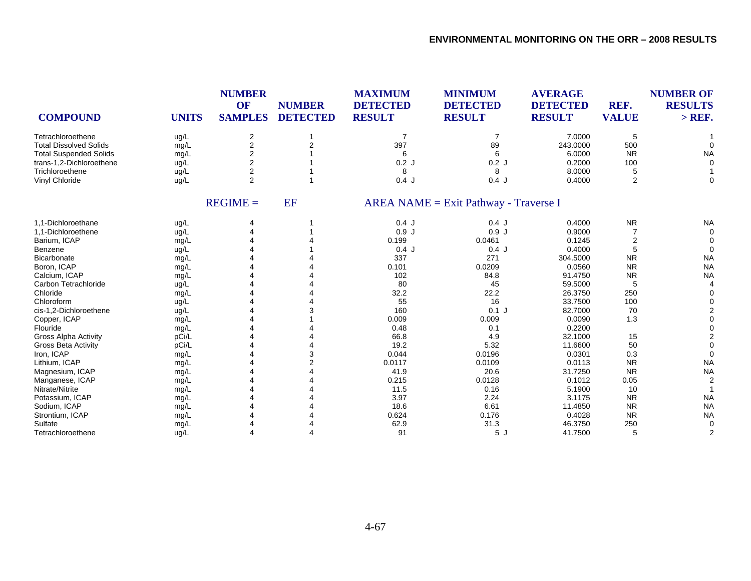| COMPOUND | UNITS | NUMBER OF SAMPLES | NUMBER DETECTED | MAXIMUM DETECTED RESULT | MINIMUM DETECTED RESULT | AVERAGE DETECTED RESULT | REF. VALUE | NUMBER OF RESULTS > REF. |
|---|---|---|---|---|---|---|---|---|
| Tetrachloroethene | ug/L | 2 | 1 | 7 | 7 | 7.0000 | 5 | 1 |
| Total Dissolved Solids | mg/L | 2 | 2 | 397 | 89 | 243.0000 | 500 | 0 |
| Total Suspended Solids | mg/L | 2 | 1 | 6 | 6 | 6.0000 | NR | NA |
| trans-1,2-Dichloroethene | ug/L | 2 | 1 | 0.2 J | 0.2 J | 0.2000 | 100 | 0 |
| Trichloroethene | ug/L | 2 | 1 | 8 | 8 | 8.0000 | 5 | 1 |
| Vinyl Chloride | ug/L | 2 | 1 | 0.4 J | 0.4 J | 0.4000 | 2 | 0 |
| | REGIME = | EF | | AREA NAME = Exit Pathway - Traverse I | | | | |
| 1,1-Dichloroethane | ug/L | 4 | 1 | 0.4 J | 0.4 J | 0.4000 | NR | NA |
| 1,1-Dichloroethene | ug/L | 4 | 1 | 0.9 J | 0.9 J | 0.9000 | 7 | 0 |
| Barium, ICAP | mg/L | 4 | 4 | 0.199 | 0.0461 | 0.1245 | 2 | 0 |
| Benzene | ug/L | 4 | 1 | 0.4 J | 0.4 J | 0.4000 | 5 | 0 |
| Bicarbonate | mg/L | 4 | 4 | 337 | 271 | 304.5000 | NR | NA |
| Boron, ICAP | mg/L | 4 | 4 | 0.101 | 0.0209 | 0.0560 | NR | NA |
| Calcium, ICAP | mg/L | 4 | 4 | 102 | 84.8 | 91.4750 | NR | NA |
| Carbon Tetrachloride | ug/L | 4 | 4 | 80 | 45 | 59.5000 | 5 | 4 |
| Chloride | mg/L | 4 | 4 | 32.2 | 22.2 | 26.3750 | 250 | 0 |
| Chloroform | ug/L | 4 | 4 | 55 | 16 | 33.7500 | 100 | 0 |
| cis-1,2-Dichloroethene | ug/L | 4 | 3 | 160 | 0.1 J | 82.7000 | 70 | 2 |
| Copper, ICAP | mg/L | 4 | 1 | 0.009 | 0.009 | 0.0090 | 1.3 | 0 |
| Flouride | mg/L | 4 | 4 | 0.48 | 0.1 | 0.2200 | | 0 |
| Gross Alpha Activity | pCi/L | 4 | 4 | 66.8 | 4.9 | 32.1000 | 15 | 2 |
| Gross Beta Activity | pCi/L | 4 | 4 | 19.2 | 5.32 | 11.6600 | 50 | 0 |
| Iron, ICAP | mg/L | 4 | 3 | 0.044 | 0.0196 | 0.0301 | 0.3 | 0 |
| Lithium, ICAP | mg/L | 4 | 2 | 0.0117 | 0.0109 | 0.0113 | NR | NA |
| Magnesium, ICAP | mg/L | 4 | 4 | 41.9 | 20.6 | 31.7250 | NR | NA |
| Manganese, ICAP | mg/L | 4 | 4 | 0.215 | 0.0128 | 0.1012 | 0.05 | 2 |
| Nitrate/Nitrite | mg/L | 4 | 4 | 11.5 | 0.16 | 5.1900 | 10 | 1 |
| Potassium, ICAP | mg/L | 4 | 4 | 3.97 | 2.24 | 3.1175 | NR | NA |
| Sodium, ICAP | mg/L | 4 | 4 | 18.6 | 6.61 | 11.4850 | NR | NA |
| Strontium, ICAP | mg/L | 4 | 4 | 0.624 | 0.176 | 0.4028 | NR | NA |
| Sulfate | mg/L | 4 | 4 | 62.9 | 31.3 | 46.3750 | 250 | 0 |
| Tetrachloroethene | ug/L | 4 | 4 | 91 | 5 J | 41.7500 | 5 | 2 |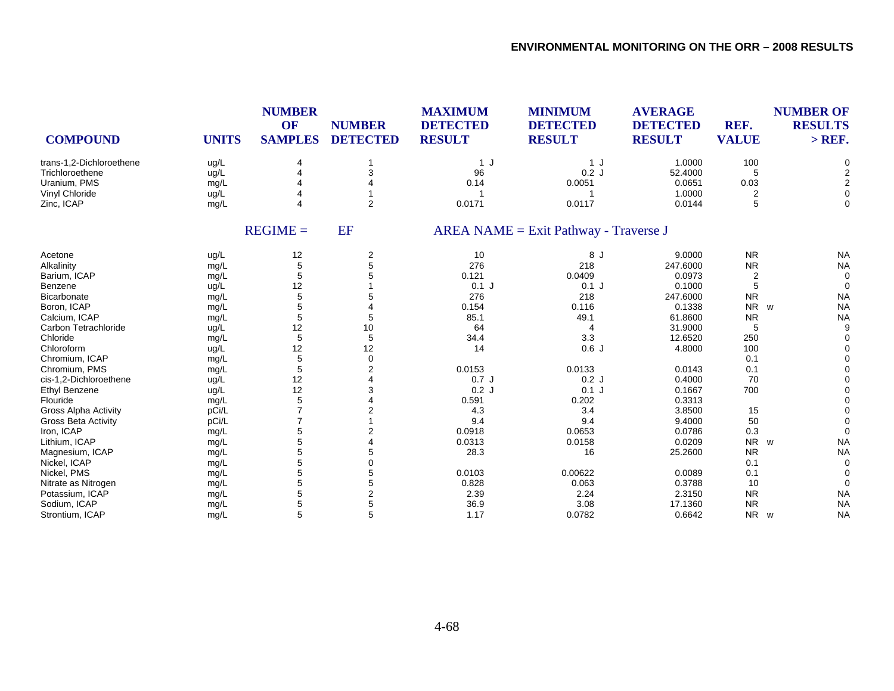| COMPOUND | UNITS | NUMBER OF SAMPLES | NUMBER DETECTED | MAXIMUM DETECTED RESULT | MINIMUM DETECTED RESULT | AVERAGE DETECTED RESULT | REF. VALUE | NUMBER OF RESULTS > REF. |
|---|---|---|---|---|---|---|---|---|
| trans-1,2-Dichloroethene | ug/L | 4 | 1 | 1 J | 1 J | 1.0000 | 100 | 0 |
| Trichloroethene | ug/L | 4 | 3 | 96 | 0.2 J | 52.4000 | 5 | 2 |
| Uranium, PMS | mg/L | 4 | 4 | 0.14 | 0.0051 | 0.0651 | 0.03 | 2 |
| Vinyl Chloride | ug/L | 4 | 1 | 1 | 1 | 1.0000 | 2 | 0 |
| Zinc, ICAP | mg/L | 4 | 2 | 0.0171 | 0.0117 | 0.0144 | 5 | 0 |
| | | REGIME = | EF | AREA NAME = Exit Pathway - Traverse J | | | | |
| Acetone | ug/L | 12 | 2 | 10 | 8 J | 9.0000 | NR | NA |
| Alkalinity | mg/L | 5 | 5 | 276 | 218 | 247.6000 | NR | NA |
| Barium, ICAP | mg/L | 5 | 5 | 0.121 | 0.0409 | 0.0973 | 2 | 0 |
| Benzene | ug/L | 12 | 1 | 0.1 J | 0.1 J | 0.1000 | 5 | 0 |
| Bicarbonate | mg/L | 5 | 5 | 276 | 218 | 247.6000 | NR | NA |
| Boron, ICAP | mg/L | 5 | 4 | 0.154 | 0.116 | 0.1338 | NR w | NA |
| Calcium, ICAP | mg/L | 5 | 5 | 85.1 | 49.1 | 61.8600 | NR | NA |
| Carbon Tetrachloride | ug/L | 12 | 10 | 64 | 4 | 31.9000 | 5 | 9 |
| Chloride | mg/L | 5 | 5 | 34.4 | 3.3 | 12.6520 | 250 | 0 |
| Chloroform | ug/L | 12 | 12 | 14 | 0.6 J | 4.8000 | 100 | 0 |
| Chromium, ICAP | mg/L | 5 | 0 | | | | 0.1 | 0 |
| Chromium, PMS | mg/L | 5 | 2 | 0.0153 | 0.0133 | 0.0143 | 0.1 | 0 |
| cis-1,2-Dichloroethene | ug/L | 12 | 4 | 0.7 J | 0.2 J | 0.4000 | 70 | 0 |
| Ethyl Benzene | ug/L | 12 | 3 | 0.2 J | 0.1 J | 0.1667 | 700 | 0 |
| Flouride | mg/L | 5 | 4 | 0.591 | 0.202 | 0.3313 | | 0 |
| Gross Alpha Activity | pCi/L | 7 | 2 | 4.3 | 3.4 | 3.8500 | 15 | 0 |
| Gross Beta Activity | pCi/L | 7 | 1 | 9.4 | 9.4 | 9.4000 | 50 | 0 |
| Iron, ICAP | mg/L | 5 | 2 | 0.0918 | 0.0653 | 0.0786 | 0.3 | 0 |
| Lithium, ICAP | mg/L | 5 | 4 | 0.0313 | 0.0158 | 0.0209 | NR w | NA |
| Magnesium, ICAP | mg/L | 5 | 5 | 28.3 | 16 | 25.2600 | NR | NA |
| Nickel, ICAP | mg/L | 5 | 0 | | | | 0.1 | 0 |
| Nickel, PMS | mg/L | 5 | 5 | 0.0103 | 0.00622 | 0.0089 | 0.1 | 0 |
| Nitrate as Nitrogen | mg/L | 5 | 5 | 0.828 | 0.063 | 0.3788 | 10 | 0 |
| Potassium, ICAP | mg/L | 5 | 2 | 2.39 | 2.24 | 2.3150 | NR | NA |
| Sodium, ICAP | mg/L | 5 | 5 | 36.9 | 3.08 | 17.1360 | NR | NA |
| Strontium, ICAP | mg/L | 5 | 5 | 1.17 | 0.0782 | 0.6642 | NR w | NA |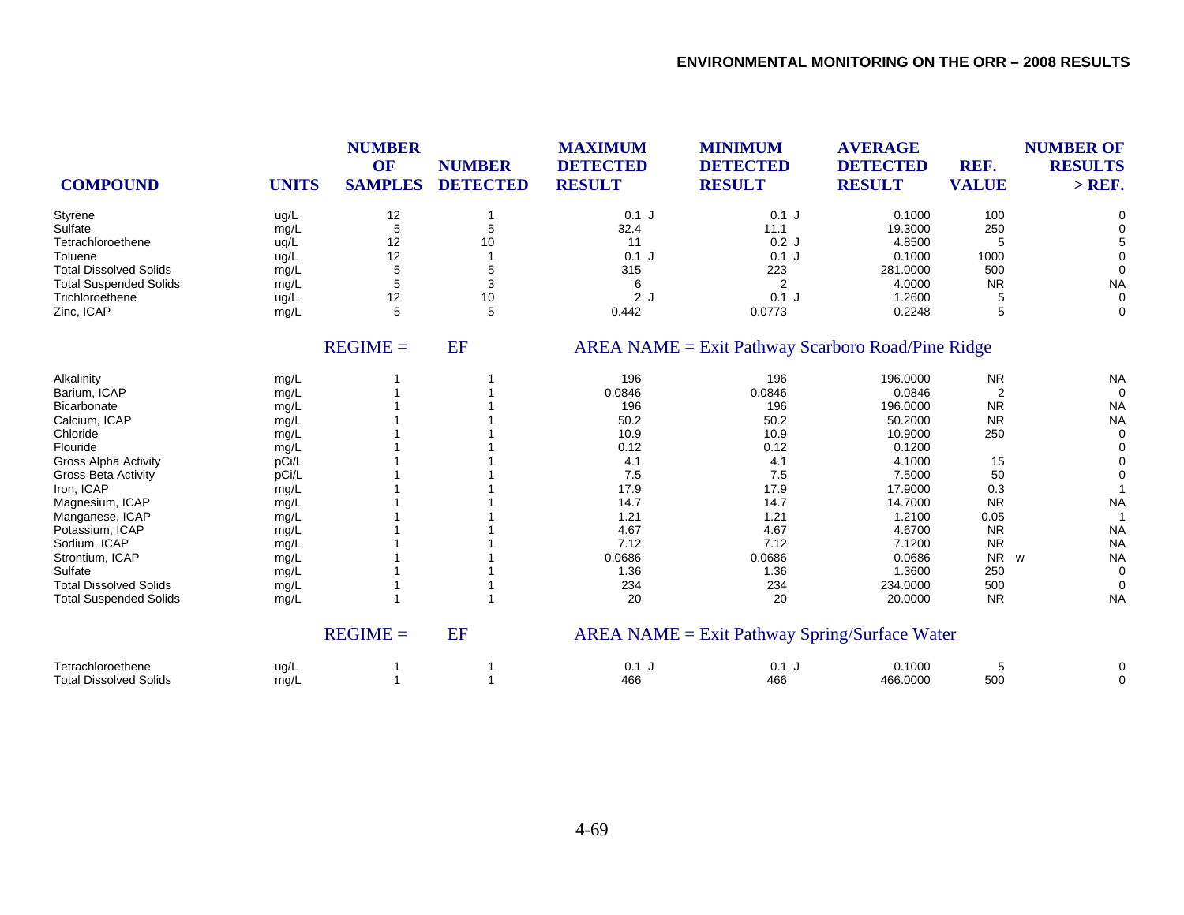| COMPOUND | UNITS | NUMBER OF SAMPLES | NUMBER DETECTED | MAXIMUM DETECTED RESULT | MINIMUM DETECTED RESULT | AVERAGE DETECTED RESULT | REF. VALUE | NUMBER OF RESULTS > REF. |
|---|---|---|---|---|---|---|---|---|
| Styrene | ug/L | 12 | 1 | 0.1 J | 0.1 J | 0.1000 | 100 | 0 |
| Sulfate | mg/L | 5 | 5 | 32.4 | 11.1 | 19.3000 | 250 | 0 |
| Tetrachloroethene | ug/L | 12 | 10 | 11 | 0.2 J | 4.8500 | 5 | 5 |
| Toluene | ug/L | 12 | 1 | 0.1 J | 0.1 J | 0.1000 | 1000 | 0 |
| Total Dissolved Solids | mg/L | 5 | 5 | 315 | 223 | 281.0000 | 500 | 0 |
| Total Suspended Solids | mg/L | 5 | 3 | 6 | 2 | 4.0000 | NR | NA |
| Trichloroethene | ug/L | 12 | 10 | 2 J | 0.1 J | 1.2600 | 5 | 0 |
| Zinc, ICAP | mg/L | 5 | 5 | 0.442 | 0.0773 | 0.2248 | 5 | 0 |
| | REGIME = | EF | | AREA NAME = Exit Pathway Scarboro Road/Pine Ridge | | | | |
| Alkalinity | mg/L | 1 | 1 | 196 | 196 | 196.0000 | NR | NA |
| Barium, ICAP | mg/L | 1 | 1 | 0.0846 | 0.0846 | 0.0846 | 2 | 0 |
| Bicarbonate | mg/L | 1 | 1 | 196 | 196 | 196.0000 | NR | NA |
| Calcium, ICAP | mg/L | 1 | 1 | 50.2 | 50.2 | 50.2000 | NR | NA |
| Chloride | mg/L | 1 | 1 | 10.9 | 10.9 | 10.9000 | 250 | 0 |
| Flouride | mg/L | 1 | 1 | 0.12 | 0.12 | 0.1200 | | 0 |
| Gross Alpha Activity | pCi/L | 1 | 1 | 4.1 | 4.1 | 4.1000 | 15 | 0 |
| Gross Beta Activity | pCi/L | 1 | 1 | 7.5 | 7.5 | 7.5000 | 50 | 0 |
| Iron, ICAP | mg/L | 1 | 1 | 17.9 | 17.9 | 17.9000 | 0.3 | 1 |
| Magnesium, ICAP | mg/L | 1 | 1 | 14.7 | 14.7 | 14.7000 | NR | NA |
| Manganese, ICAP | mg/L | 1 | 1 | 1.21 | 1.21 | 1.2100 | 0.05 | 1 |
| Potassium, ICAP | mg/L | 1 | 1 | 4.67 | 4.67 | 4.6700 | NR | NA |
| Sodium, ICAP | mg/L | 1 | 1 | 7.12 | 7.12 | 7.1200 | NR | NA |
| Strontium, ICAP | mg/L | 1 | 1 | 0.0686 | 0.0686 | 0.0686 | NR w | NA |
| Sulfate | mg/L | 1 | 1 | 1.36 | 1.36 | 1.3600 | 250 | 0 |
| Total Dissolved Solids | mg/L | 1 | 1 | 234 | 234 | 234.0000 | 500 | 0 |
| Total Suspended Solids | mg/L | 1 | 1 | 20 | 20 | 20.0000 | NR | NA |
| | REGIME = | EF | | AREA NAME = Exit Pathway Spring/Surface Water | | | | |
| Tetrachloroethene | ug/L | 1 | 1 | 0.1 J | 0.1 J | 0.1000 | 5 | 0 |
| Total Dissolved Solids | mg/L | 1 | 1 | 466 | 466 | 466.0000 | 500 | 0 |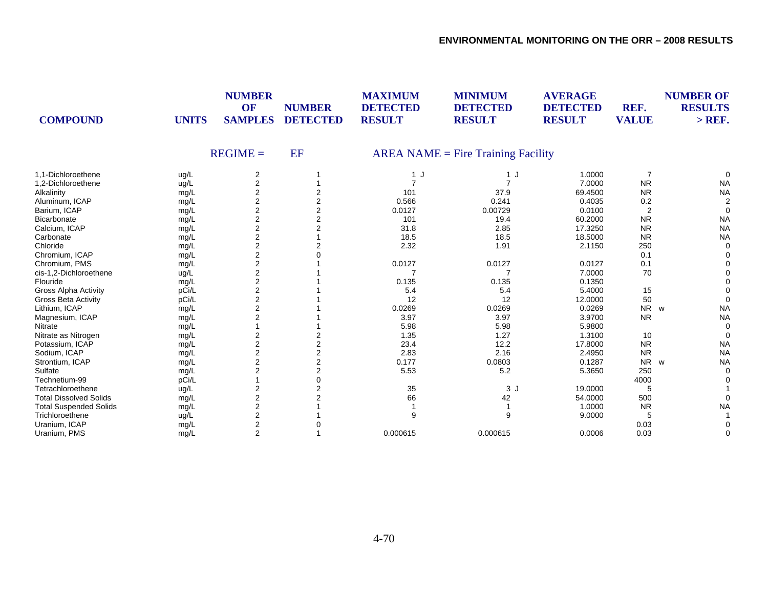| COMPOUND | UNITS | NUMBER OF SAMPLES | NUMBER DETECTED | MAXIMUM DETECTED RESULT | MINIMUM DETECTED RESULT | AVERAGE DETECTED RESULT | REF. VALUE | NUMBER OF RESULTS > REF. |
|---|---|---|---|---|---|---|---|---|
| | | REGIME = | EF | AREA NAME = Fire Training Facility | | | | |
| 1,1-Dichloroethene | ug/L | 2 | 1 | 1 J | 1 J | 1.0000 | 7 | 0 |
| 1,2-Dichloroethene | ug/L | 2 | 1 | 7 | 7 | 7.0000 | NR | NA |
| Alkalinity | mg/L | 2 | 2 | 101 | 37.9 | 69.4500 | NR | NA |
| Aluminum, ICAP | mg/L | 2 | 2 | 0.566 | 0.241 | 0.4035 | 0.2 | 2 |
| Barium, ICAP | mg/L | 2 | 2 | 0.0127 | 0.00729 | 0.0100 | 2 | 0 |
| Bicarbonate | mg/L | 2 | 2 | 101 | 19.4 | 60.2000 | NR | NA |
| Calcium, ICAP | mg/L | 2 | 2 | 31.8 | 2.85 | 17.3250 | NR | NA |
| Carbonate | mg/L | 2 | 1 | 18.5 | 18.5 | 18.5000 | NR | NA |
| Chloride | mg/L | 2 | 2 | 2.32 | 1.91 | 2.1150 | 250 | 0 |
| Chromium, ICAP | mg/L | 2 | 0 | | | | 0.1 | 0 |
| Chromium, PMS | mg/L | 2 | 1 | 0.0127 | 0.0127 | 0.0127 | 0.1 | 0 |
| cis-1,2-Dichloroethene | ug/L | 2 | 1 | 7 | 7 | 7.0000 | 70 | 0 |
| Flouride | mg/L | 2 | 1 | 0.135 | 0.135 | 0.1350 | | 0 |
| Gross Alpha Activity | pCi/L | 2 | 1 | 5.4 | 5.4 | 5.4000 | 15 | 0 |
| Gross Beta Activity | pCi/L | 2 | 1 | 12 | 12 | 12.0000 | 50 | 0 |
| Lithium, ICAP | mg/L | 2 | 1 | 0.0269 | 0.0269 | 0.0269 | NR w | NA |
| Magnesium, ICAP | mg/L | 2 | 1 | 3.97 | 3.97 | 3.9700 | NR | NA |
| Nitrate | mg/L | 1 | 1 | 5.98 | 5.98 | 5.9800 | | 0 |
| Nitrate as Nitrogen | mg/L | 2 | 2 | 1.35 | 1.27 | 1.3100 | 10 | 0 |
| Potassium, ICAP | mg/L | 2 | 2 | 23.4 | 12.2 | 17.8000 | NR | NA |
| Sodium, ICAP | mg/L | 2 | 2 | 2.83 | 2.16 | 2.4950 | NR | NA |
| Strontium, ICAP | mg/L | 2 | 2 | 0.177 | 0.0803 | 0.1287 | NR w | NA |
| Sulfate | mg/L | 2 | 2 | 5.53 | 5.2 | 5.3650 | 250 | 0 |
| Technetium-99 | pCi/L | 1 | 0 | | | | 4000 | 0 |
| Tetrachloroethene | ug/L | 2 | 2 | 35 | 3 J | 19.0000 | 5 | 1 |
| Total Dissolved Solids | mg/L | 2 | 2 | 66 | 42 | 54.0000 | 500 | 0 |
| Total Suspended Solids | mg/L | 2 | 1 | 1 | 1 | 1.0000 | NR | NA |
| Trichloroethene | ug/L | 2 | 1 | 9 | 9 | 9.0000 | 5 | 1 |
| Uranium, ICAP | mg/L | 2 | 0 | | | | 0.03 | 0 |
| Uranium, PMS | mg/L | 2 | 1 | 0.000615 | 0.000615 | 0.0006 | 0.03 | 0 |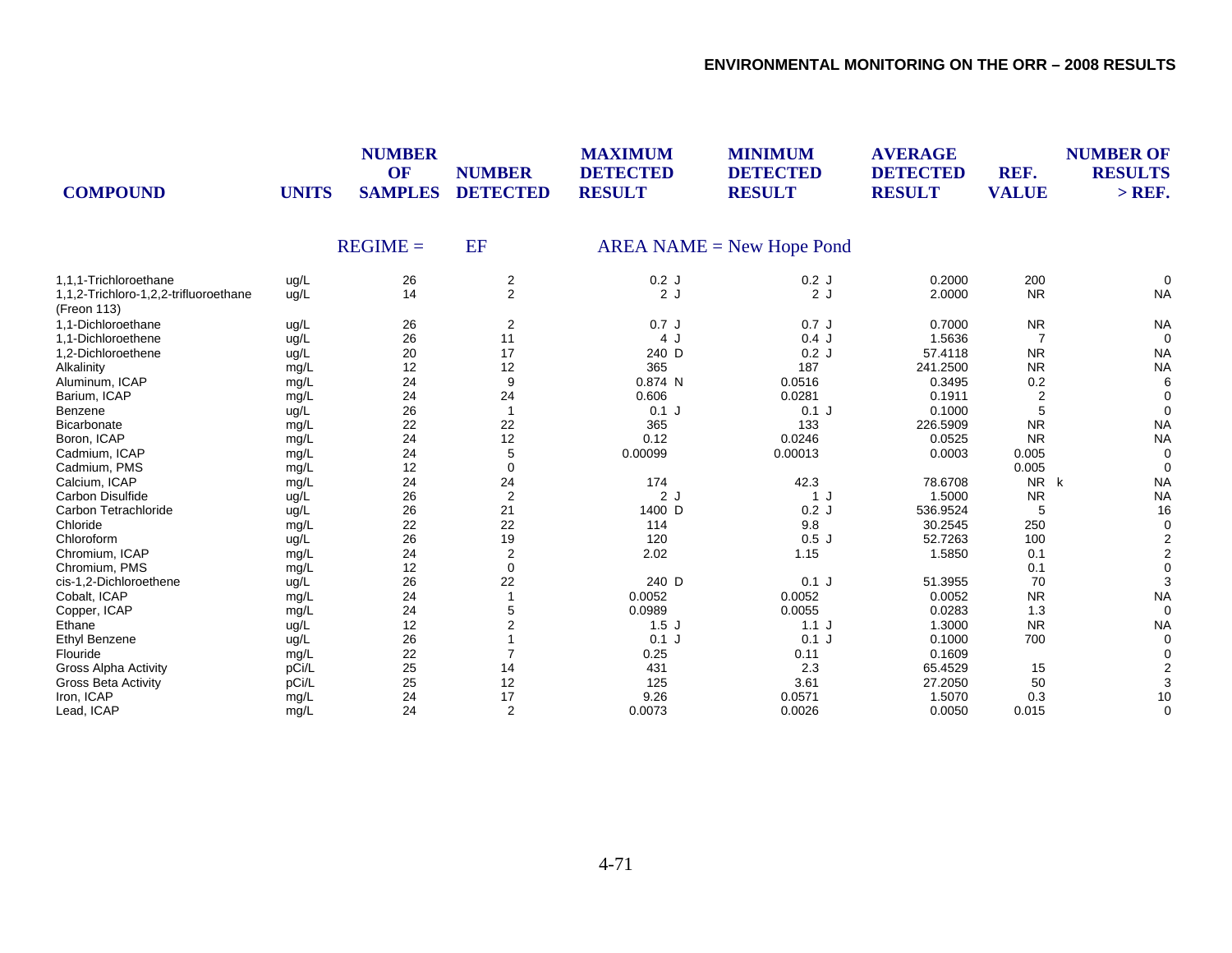| COMPOUND | UNITS | NUMBER OF SAMPLES | NUMBER DETECTED | MAXIMUM DETECTED RESULT | MINIMUM DETECTED RESULT | AVERAGE DETECTED RESULT | REF. VALUE | NUMBER OF RESULTS > REF. |
|---|---|---|---|---|---|---|---|---|
| | | REGIME = | EF | AREA NAME = New Hope Pond | | | | |
| 1,1,1-Trichloroethane | ug/L | 26 | 2 | 0.2 J | 0.2 J | 0.2000 | 200 | 0 |
| 1,1,2-Trichloro-1,2,2-trifluoroethane (Freon 113) | ug/L | 14 | 2 | 2 J | 2 J | 2.0000 | NR | NA |
| 1,1-Dichloroethane | ug/L | 26 | 2 | 0.7 J | 0.7 J | 0.7000 | NR | NA |
| 1,1-Dichloroethene | ug/L | 26 | 11 | 4 J | 0.4 J | 1.5636 | 7 | 0 |
| 1,2-Dichloroethene | ug/L | 20 | 17 | 240 D | 0.2 J | 57.4118 | NR | NA |
| Alkalinity | mg/L | 12 | 12 | 365 | 187 | 241.2500 | NR | NA |
| Aluminum, ICAP | mg/L | 24 | 9 | 0.874 N | 0.0516 | 0.3495 | 0.2 | 6 |
| Barium, ICAP | mg/L | 24 | 24 | 0.606 | 0.0281 | 0.1911 | 2 | 0 |
| Benzene | ug/L | 26 | 1 | 0.1 J | 0.1 J | 0.1000 | 5 | 0 |
| Bicarbonate | mg/L | 22 | 22 | 365 | 133 | 226.5909 | NR | NA |
| Boron, ICAP | mg/L | 24 | 12 | 0.12 | 0.0246 | 0.0525 | NR | NA |
| Cadmium, ICAP | mg/L | 24 | 5 | 0.00099 | 0.00013 | 0.0003 | 0.005 | 0 |
| Cadmium, PMS | mg/L | 12 | 0 | | | | 0.005 | 0 |
| Calcium, ICAP | mg/L | 24 | 24 | 174 | 42.3 | 78.6708 | NR k | NA |
| Carbon Disulfide | ug/L | 26 | 2 | 2 J | 1 J | 1.5000 | NR | NA |
| Carbon Tetrachloride | ug/L | 26 | 21 | 1400 D | 0.2 J | 536.9524 | 5 | 16 |
| Chloride | mg/L | 22 | 22 | 114 | 9.8 | 30.2545 | 250 | 0 |
| Chloroform | ug/L | 26 | 19 | 120 | 0.5 J | 52.7263 | 100 | 2 |
| Chromium, ICAP | mg/L | 24 | 2 | 2.02 | 1.15 | 1.5850 | 0.1 | 2 |
| Chromium, PMS | mg/L | 12 | 0 | | | | 0.1 | 0 |
| cis-1,2-Dichloroethene | ug/L | 26 | 22 | 240 D | 0.1 J | 51.3955 | 70 | 3 |
| Cobalt, ICAP | mg/L | 24 | 1 | 0.0052 | 0.0052 | 0.0052 | NR | NA |
| Copper, ICAP | mg/L | 24 | 5 | 0.0989 | 0.0055 | 0.0283 | 1.3 | 0 |
| Ethane | ug/L | 12 | 2 | 1.5 J | 1.1 J | 1.3000 | NR | NA |
| Ethyl Benzene | ug/L | 26 | 1 | 0.1 J | 0.1 J | 0.1000 | 700 | 0 |
| Flouride | mg/L | 22 | 7 | 0.25 | 0.11 | 0.1609 | | 0 |
| Gross Alpha Activity | pCi/L | 25 | 14 | 431 | 2.3 | 65.4529 | 15 | 2 |
| Gross Beta Activity | pCi/L | 25 | 12 | 125 | 3.61 | 27.2050 | 50 | 3 |
| Iron, ICAP | mg/L | 24 | 17 | 9.26 | 0.0571 | 1.5070 | 0.3 | 10 |
| Lead, ICAP | mg/L | 24 | 2 | 0.0073 | 0.0026 | 0.0050 | 0.015 | 0 |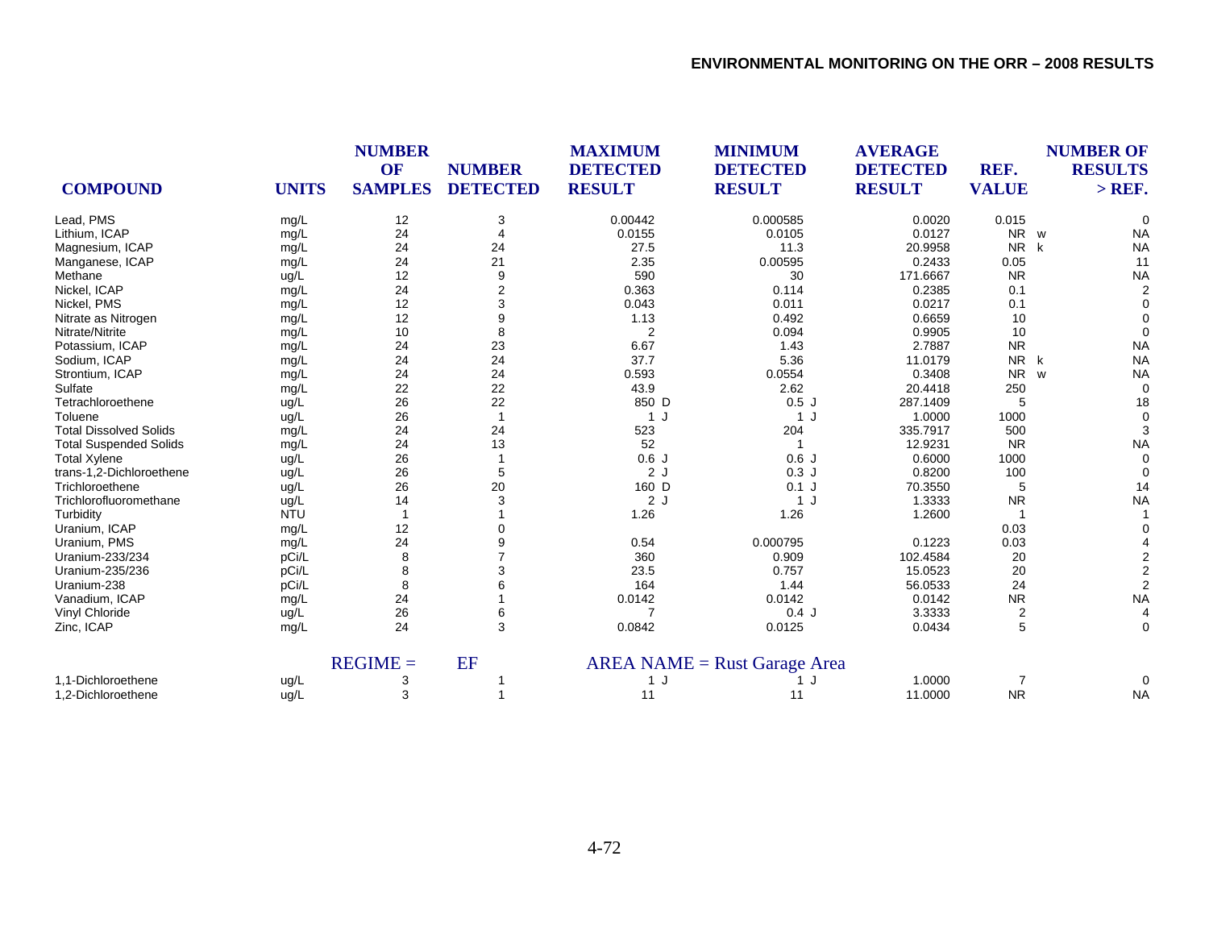| COMPOUND | UNITS | NUMBER OF SAMPLES | NUMBER DETECTED | MAXIMUM DETECTED RESULT | MINIMUM DETECTED RESULT | AVERAGE DETECTED RESULT | REF. VALUE | NUMBER OF RESULTS > REF. |
|---|---|---|---|---|---|---|---|---|
| Lead, PMS | mg/L | 12 | 3 | 0.00442 | 0.000585 | 0.0020 | 0.015 | 0 |
| Lithium, ICAP | mg/L | 24 | 4 | 0.0155 | 0.0105 | 0.0127 | NR w | NA |
| Magnesium, ICAP | mg/L | 24 | 24 | 27.5 | 11.3 | 20.9958 | NR k | NA |
| Manganese, ICAP | mg/L | 24 | 21 | 2.35 | 0.00595 | 0.2433 | 0.05 | 11 |
| Methane | ug/L | 12 | 9 | 590 | 30 | 171.6667 | NR | NA |
| Nickel, ICAP | mg/L | 24 | 2 | 0.363 | 0.114 | 0.2385 | 0.1 | 2 |
| Nickel, PMS | mg/L | 12 | 3 | 0.043 | 0.011 | 0.0217 | 0.1 | 0 |
| Nitrate as Nitrogen | mg/L | 12 | 9 | 1.13 | 0.492 | 0.6659 | 10 | 0 |
| Nitrate/Nitrite | mg/L | 10 | 8 | 2 | 0.094 | 0.9905 | 10 | 0 |
| Potassium, ICAP | mg/L | 24 | 23 | 6.67 | 1.43 | 2.7887 | NR | NA |
| Sodium, ICAP | mg/L | 24 | 24 | 37.7 | 5.36 | 11.0179 | NR k | NA |
| Strontium, ICAP | mg/L | 24 | 24 | 0.593 | 0.0554 | 0.3408 | NR w | NA |
| Sulfate | mg/L | 22 | 22 | 43.9 | 2.62 | 20.4418 | 250 | 0 |
| Tetrachloroethene | ug/L | 26 | 22 | 850 D | 0.5 J | 287.1409 | 5 | 18 |
| Toluene | ug/L | 26 | 1 | 1 J | 1 J | 1.0000 | 1000 | 0 |
| Total Dissolved Solids | mg/L | 24 | 24 | 523 | 204 | 335.7917 | 500 | 3 |
| Total Suspended Solids | mg/L | 24 | 13 | 52 | 1 | 12.9231 | NR | NA |
| Total Xylene | ug/L | 26 | 1 | 0.6 J | 0.6 J | 0.6000 | 1000 | 0 |
| trans-1,2-Dichloroethene | ug/L | 26 | 5 | 2 J | 0.3 J | 0.8200 | 100 | 0 |
| Trichloroethene | ug/L | 26 | 20 | 160 D | 0.1 J | 70.3550 | 5 | 14 |
| Trichlorofluoromethane | ug/L | 14 | 3 | 2 J | 1 J | 1.3333 | NR | NA |
| Turbidity | NTU | 1 | 1 | 1.26 | 1.26 | 1.2600 | 1 | 1 |
| Uranium, ICAP | mg/L | 12 | 0 | | | | 0.03 | 0 |
| Uranium, PMS | mg/L | 24 | 9 | 0.54 | 0.000795 | 0.1223 | 0.03 | 4 |
| Uranium-233/234 | pCi/L | 8 | 7 | 360 | 0.909 | 102.4584 | 20 | 2 |
| Uranium-235/236 | pCi/L | 8 | 3 | 23.5 | 0.757 | 15.0523 | 20 | 2 |
| Uranium-238 | pCi/L | 8 | 6 | 164 | 1.44 | 56.0533 | 24 | 2 |
| Vanadium, ICAP | mg/L | 24 | 1 | 0.0142 | 0.0142 | 0.0142 | NR | NA |
| Vinyl Chloride | ug/L | 26 | 6 | 7 | 0.4 J | 3.3333 | 2 | 4 |
| Zinc, ICAP | mg/L | 24 | 3 | 0.0842 | 0.0125 | 0.0434 | 5 | 0 |
| | | REGIME = | EF | AREA NAME = Rust Garage Area | | | | |
| 1,1-Dichloroethene | ug/L | 3 | 1 | 1 J | 1 J | 1.0000 | 7 | 0 |
| 1,2-Dichloroethene | ug/L | 3 | 1 | 11 | 11 | 11.0000 | NR | NA |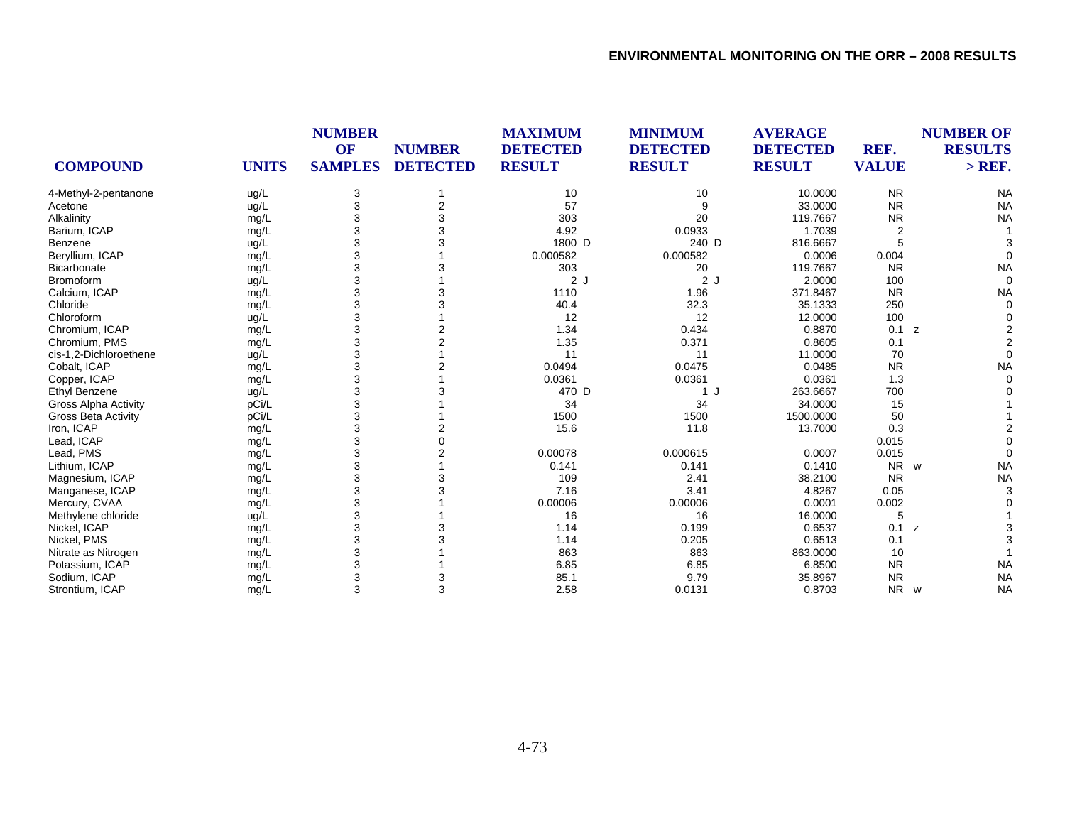| COMPOUND | UNITS | NUMBER OF SAMPLES | NUMBER DETECTED | MAXIMUM DETECTED RESULT | MINIMUM DETECTED RESULT | AVERAGE DETECTED RESULT | REF. VALUE | NUMBER OF RESULTS > REF. |
|---|---|---|---|---|---|---|---|---|
| 4-Methyl-2-pentanone | ug/L | 3 | 1 | 10 | 10 | 10.0000 | NR | NA |
| Acetone | ug/L | 3 | 2 | 57 | 9 | 33.0000 | NR | NA |
| Alkalinity | mg/L | 3 | 3 | 303 | 20 | 119.7667 | NR | NA |
| Barium, ICAP | mg/L | 3 | 3 | 4.92 | 0.0933 | 1.7039 | 2 | 1 |
| Benzene | ug/L | 3 | 3 | 1800 D | 240 D | 816.6667 | 5 | 3 |
| Beryllium, ICAP | mg/L | 3 | 1 | 0.000582 | 0.000582 | 0.0006 | 0.004 | 0 |
| Bicarbonate | mg/L | 3 | 3 | 303 | 20 | 119.7667 | NR | NA |
| Bromoform | ug/L | 3 | 1 | 2 J | 2 J | 2.0000 | 100 | 0 |
| Calcium, ICAP | mg/L | 3 | 3 | 1110 | 1.96 | 371.8467 | NR | NA |
| Chloride | mg/L | 3 | 3 | 40.4 | 32.3 | 35.1333 | 250 | 0 |
| Chloroform | ug/L | 3 | 1 | 12 | 12 | 12.0000 | 100 | 0 |
| Chromium, ICAP | mg/L | 3 | 2 | 1.34 | 0.434 | 0.8870 | 0.1 z | 2 |
| Chromium, PMS | mg/L | 3 | 2 | 1.35 | 0.371 | 0.8605 | 0.1 | 2 |
| cis-1,2-Dichloroethene | ug/L | 3 | 1 | 11 | 11 | 11.0000 | 70 | 0 |
| Cobalt, ICAP | mg/L | 3 | 2 | 0.0494 | 0.0475 | 0.0485 | NR | NA |
| Copper, ICAP | mg/L | 3 | 1 | 0.0361 | 0.0361 | 0.0361 | 1.3 | 0 |
| Ethyl Benzene | ug/L | 3 | 3 | 470 D | 1 J | 263.6667 | 700 | 0 |
| Gross Alpha Activity | pCi/L | 3 | 1 | 34 | 34 | 34.0000 | 15 | 1 |
| Gross Beta Activity | pCi/L | 3 | 1 | 1500 | 1500 | 1500.0000 | 50 | 1 |
| Iron, ICAP | mg/L | 3 | 2 | 15.6 | 11.8 | 13.7000 | 0.3 | 2 |
| Lead, ICAP | mg/L | 3 | 0 | | | | 0.015 | 0 |
| Lead, PMS | mg/L | 3 | 2 | 0.00078 | 0.000615 | 0.0007 | 0.015 | 0 |
| Lithium, ICAP | mg/L | 3 | 1 | 0.141 | 0.141 | 0.1410 | NR w | NA |
| Magnesium, ICAP | mg/L | 3 | 3 | 109 | 2.41 | 38.2100 | NR | NA |
| Manganese, ICAP | mg/L | 3 | 3 | 7.16 | 3.41 | 4.8267 | 0.05 | 3 |
| Mercury, CVAA | mg/L | 3 | 1 | 0.00006 | 0.00006 | 0.0001 | 0.002 | 0 |
| Methylene chloride | ug/L | 3 | 1 | 16 | 16 | 16.0000 | 5 | 1 |
| Nickel, ICAP | mg/L | 3 | 3 | 1.14 | 0.199 | 0.6537 | 0.1 z | 3 |
| Nickel, PMS | mg/L | 3 | 3 | 1.14 | 0.205 | 0.6513 | 0.1 | 3 |
| Nitrate as Nitrogen | mg/L | 3 | 1 | 863 | 863 | 863.0000 | 10 | 1 |
| Potassium, ICAP | mg/L | 3 | 1 | 6.85 | 6.85 | 6.8500 | NR | NA |
| Sodium, ICAP | mg/L | 3 | 3 | 85.1 | 9.79 | 35.8967 | NR | NA |
| Strontium, ICAP | mg/L | 3 | 3 | 2.58 | 0.0131 | 0.8703 | NR w | NA |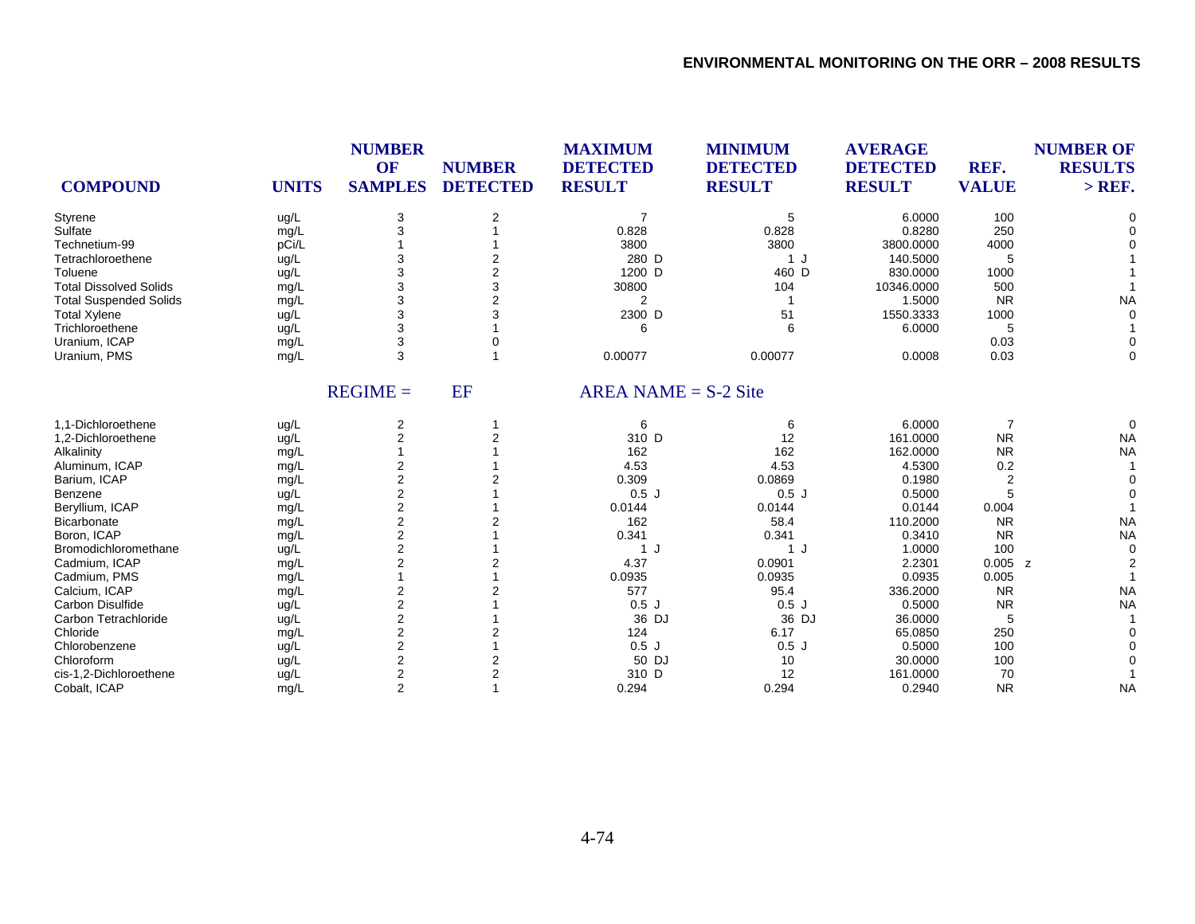| COMPOUND | UNITS | NUMBER OF SAMPLES | NUMBER DETECTED | MAXIMUM DETECTED RESULT | MINIMUM DETECTED RESULT | AVERAGE DETECTED RESULT | REF. VALUE | NUMBER OF RESULTS > REF. |
|---|---|---|---|---|---|---|---|---|
| Styrene | ug/L | 3 | 2 | 7 | 5 | 6.0000 | 100 | 0 |
| Sulfate | mg/L | 3 | 1 | 0.828 | 0.828 | 0.8280 | 250 | 0 |
| Technetium-99 | pCi/L | 1 | 1 | 3800 | 3800 | 3800.0000 | 4000 | 0 |
| Tetrachloroethene | ug/L | 3 | 2 | 280 D | 1 J | 140.5000 | 5 | 1 |
| Toluene | ug/L | 3 | 2 | 1200 D | 460 D | 830.0000 | 1000 | 1 |
| Total Dissolved Solids | mg/L | 3 | 3 | 30800 | 104 | 10346.0000 | 500 | 1 |
| Total Suspended Solids | mg/L | 3 | 2 | 2 | 1 | 1.5000 | NR | NA |
| Total Xylene | ug/L | 3 | 3 | 2300 D | 51 | 1550.3333 | 1000 | 0 |
| Trichloroethene | ug/L | 3 | 1 | 6 | 6 | 6.0000 | 5 | 1 |
| Uranium, ICAP | mg/L | 3 | 0 | | | | 0.03 | 0 |
| Uranium, PMS | mg/L | 3 | 1 | 0.00077 | 0.00077 | 0.0008 | 0.03 | 0 |
| | | REGIME = | EF | AREA NAME = S-2 Site | | | | |
| 1,1-Dichloroethene | ug/L | 2 | 1 | 6 | 6 | 6.0000 | 7 | 0 |
| 1,2-Dichloroethene | ug/L | 2 | 2 | 310 D | 12 | 161.0000 | NR | NA |
| Alkalinity | mg/L | 1 | 1 | 162 | 162 | 162.0000 | NR | NA |
| Aluminum, ICAP | mg/L | 2 | 1 | 4.53 | 4.53 | 4.5300 | 0.2 | 1 |
| Barium, ICAP | mg/L | 2 | 2 | 0.309 | 0.0869 | 0.1980 | 2 | 0 |
| Benzene | ug/L | 2 | 1 | 0.5 J | 0.5 J | 0.5000 | 5 | 0 |
| Beryllium, ICAP | mg/L | 2 | 1 | 0.0144 | 0.0144 | 0.0144 | 0.004 | 1 |
| Bicarbonate | mg/L | 2 | 2 | 162 | 58.4 | 110.2000 | NR | NA |
| Boron, ICAP | mg/L | 2 | 1 | 0.341 | 0.341 | 0.3410 | NR | NA |
| Bromodichloromethane | ug/L | 2 | 1 | 1 J | 1 J | 1.0000 | 100 | 0 |
| Cadmium, ICAP | mg/L | 2 | 2 | 4.37 | 0.0901 | 2.2301 | 0.005 z | 2 |
| Cadmium, PMS | mg/L | 1 | 1 | 0.0935 | 0.0935 | 0.0935 | 0.005 | 1 |
| Calcium, ICAP | mg/L | 2 | 2 | 577 | 95.4 | 336.2000 | NR | NA |
| Carbon Disulfide | ug/L | 2 | 1 | 0.5 J | 0.5 J | 0.5000 | NR | NA |
| Carbon Tetrachloride | ug/L | 2 | 1 | 36 DJ | 36 DJ | 36.0000 | 5 | 1 |
| Chloride | mg/L | 2 | 2 | 124 | 6.17 | 65.0850 | 250 | 0 |
| Chlorobenzene | ug/L | 2 | 1 | 0.5 J | 0.5 J | 0.5000 | 100 | 0 |
| Chloroform | ug/L | 2 | 2 | 50 DJ | 10 | 30.0000 | 100 | 0 |
| cis-1,2-Dichloroethene | ug/L | 2 | 2 | 310 D | 12 | 161.0000 | 70 | 1 |
| Cobalt, ICAP | mg/L | 2 | 1 | 0.294 | 0.294 | 0.2940 | NR | NA |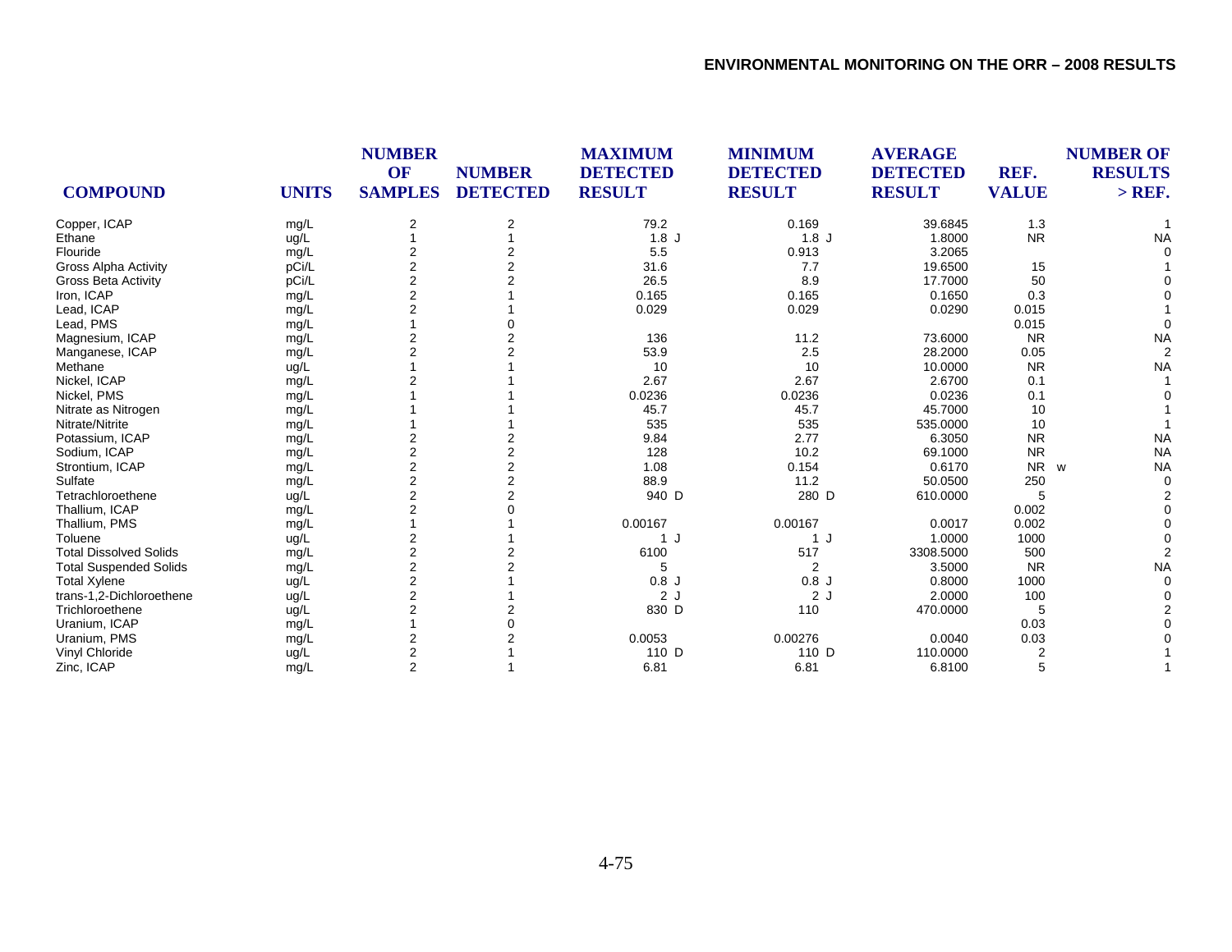| COMPOUND | UNITS | NUMBER OF SAMPLES | NUMBER DETECTED | MAXIMUM DETECTED RESULT | MINIMUM DETECTED RESULT | AVERAGE DETECTED RESULT | REF. VALUE | NUMBER OF RESULTS > REF. |
|---|---|---|---|---|---|---|---|---|
| Copper, ICAP | mg/L | 2 | 2 | 79.2 | 0.169 | 39.6845 | 1.3 | 1 |
| Ethane | ug/L | 1 | 1 | 1.8 J | 1.8 J | 1.8000 | NR | NA |
| Flouride | mg/L | 2 | 2 | 5.5 | 0.913 | 3.2065 | | 0 |
| Gross Alpha Activity | pCi/L | 2 | 2 | 31.6 | 7.7 | 19.6500 | 15 | 1 |
| Gross Beta Activity | pCi/L | 2 | 2 | 26.5 | 8.9 | 17.7000 | 50 | 0 |
| Iron, ICAP | mg/L | 2 | 1 | 0.165 | 0.165 | 0.1650 | 0.3 | 0 |
| Lead, ICAP | mg/L | 2 | 1 | 0.029 | 0.029 | 0.0290 | 0.015 | 1 |
| Lead, PMS | mg/L | 1 | 0 | | | | 0.015 | 0 |
| Magnesium, ICAP | mg/L | 2 | 2 | 136 | 11.2 | 73.6000 | NR | NA |
| Manganese, ICAP | mg/L | 2 | 2 | 53.9 | 2.5 | 28.2000 | 0.05 | 2 |
| Methane | ug/L | 1 | 1 | 10 | 10 | 10.0000 | NR | NA |
| Nickel, ICAP | mg/L | 2 | 1 | 2.67 | 2.67 | 2.6700 | 0.1 | 1 |
| Nickel, PMS | mg/L | 1 | 1 | 0.0236 | 0.0236 | 0.0236 | 0.1 | 0 |
| Nitrate as Nitrogen | mg/L | 1 | 1 | 45.7 | 45.7 | 45.7000 | 10 | 1 |
| Nitrate/Nitrite | mg/L | 1 | 1 | 535 | 535 | 535.0000 | 10 | 1 |
| Potassium, ICAP | mg/L | 2 | 2 | 9.84 | 2.77 | 6.3050 | NR | NA |
| Sodium, ICAP | mg/L | 2 | 2 | 128 | 10.2 | 69.1000 | NR | NA |
| Strontium, ICAP | mg/L | 2 | 2 | 1.08 | 0.154 | 0.6170 | NR w | NA |
| Sulfate | mg/L | 2 | 2 | 88.9 | 11.2 | 50.0500 | 250 | 0 |
| Tetrachloroethene | ug/L | 2 | 2 | 940 D | 280 D | 610.0000 | 5 | 2 |
| Thallium, ICAP | mg/L | 2 | 0 | | | | 0.002 | 0 |
| Thallium, PMS | mg/L | 1 | 1 | 0.00167 | 0.00167 | 0.0017 | 0.002 | 0 |
| Toluene | ug/L | 2 | 1 | 1 J | 1 J | 1.0000 | 1000 | 0 |
| Total Dissolved Solids | mg/L | 2 | 2 | 6100 | 517 | 3308.5000 | 500 | 2 |
| Total Suspended Solids | mg/L | 2 | 2 | 5 | 2 | 3.5000 | NR | NA |
| Total Xylene | ug/L | 2 | 1 | 0.8 J | 0.8 J | 0.8000 | 1000 | 0 |
| trans-1,2-Dichloroethene | ug/L | 2 | 1 | 2 J | 2 J | 2.0000 | 100 | 0 |
| Trichloroethene | ug/L | 2 | 2 | 830 D | 110 | 470.0000 | 5 | 2 |
| Uranium, ICAP | mg/L | 1 | 0 | | | | 0.03 | 0 |
| Uranium, PMS | mg/L | 2 | 2 | 0.0053 | 0.00276 | 0.0040 | 0.03 | 0 |
| Vinyl Chloride | ug/L | 2 | 1 | 110 D | 110 D | 110.0000 | 2 | 1 |
| Zinc, ICAP | mg/L | 2 | 1 | 6.81 | 6.81 | 6.8100 | 5 | 1 |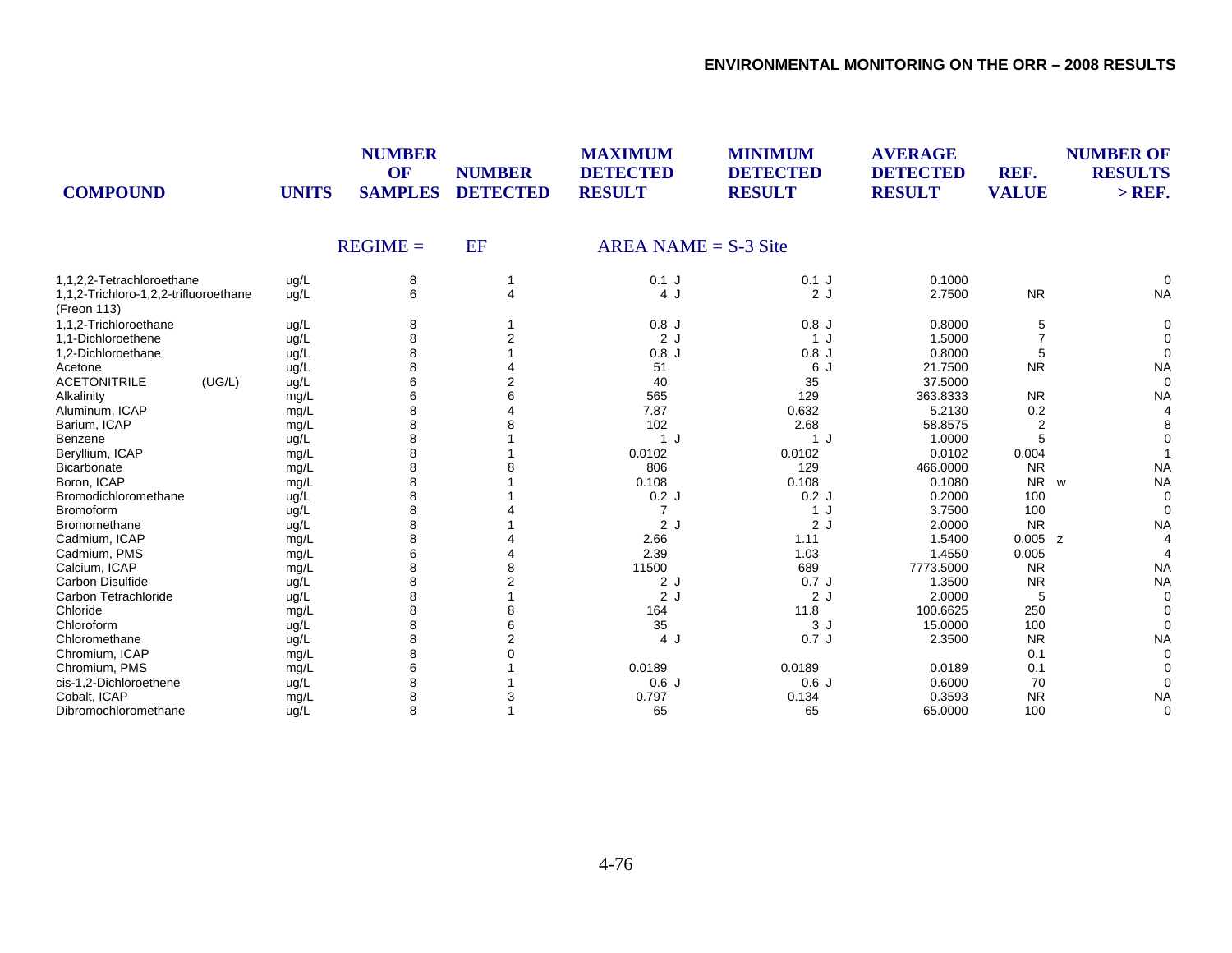| COMPOUND | UNITS | NUMBER OF SAMPLES | NUMBER DETECTED | MAXIMUM DETECTED RESULT | MINIMUM DETECTED RESULT | AVERAGE DETECTED RESULT | REF. VALUE | NUMBER OF RESULTS > REF. |
|---|---|---|---|---|---|---|---|---|
| | | REGIME = | EF | AREA NAME = S-3 Site | | | | |
| 1,1,2,2-Tetrachloroethane | ug/L | 8 | 1 | 0.1 J | 0.1 J | 0.1000 | | 0 |
| 1,1,2-Trichloro-1,2,2-trifluoroethane (Freon 113) | ug/L | 6 | 4 | 4 J | 2 J | 2.7500 | NR | NA |
| 1,1,2-Trichloroethane | ug/L | 8 | 1 | 0.8 J | 0.8 J | 0.8000 | 5 | 0 |
| 1,1-Dichloroethene | ug/L | 8 | 2 | 2 J | 1 J | 1.5000 | 7 | 0 |
| 1,2-Dichloroethane | ug/L | 8 | 1 | 0.8 J | 0.8 J | 0.8000 | 5 | 0 |
| Acetone | ug/L | 8 | 4 | 51 | 6 J | 21.7500 | NR | NA |
| ACETONITRILE (UG/L) | ug/L | 6 | 2 | 40 | 35 | 37.5000 | | 0 |
| Alkalinity | mg/L | 6 | 6 | 565 | 129 | 363.8333 | NR | NA |
| Aluminum, ICAP | mg/L | 8 | 4 | 7.87 | 0.632 | 5.2130 | 0.2 | 4 |
| Barium, ICAP | mg/L | 8 | 8 | 102 | 2.68 | 58.8575 | 2 | 8 |
| Benzene | ug/L | 8 | 1 | 1 J | 1 J | 1.0000 | 5 | 0 |
| Beryllium, ICAP | mg/L | 8 | 1 | 0.0102 | 0.0102 | 0.0102 | 0.004 | 1 |
| Bicarbonate | mg/L | 8 | 8 | 806 | 129 | 466.0000 | NR | NA |
| Boron, ICAP | mg/L | 8 | 1 | 0.108 | 0.108 | 0.1080 | NR w | NA |
| Bromodichloromethane | ug/L | 8 | 1 | 0.2 J | 0.2 J | 0.2000 | 100 | 0 |
| Bromoform | ug/L | 8 | 4 | 7 | 1 J | 3.7500 | 100 | 0 |
| Bromomethane | ug/L | 8 | 1 | 2 J | 2 J | 2.0000 | NR | NA |
| Cadmium, ICAP | mg/L | 8 | 4 | 2.66 | 1.11 | 1.5400 | 0.005 z | 4 |
| Cadmium, PMS | mg/L | 6 | 4 | 2.39 | 1.03 | 1.4550 | 0.005 | 4 |
| Calcium, ICAP | mg/L | 8 | 8 | 11500 | 689 | 7773.5000 | NR | NA |
| Carbon Disulfide | ug/L | 8 | 2 | 2 J | 0.7 J | 1.3500 | NR | NA |
| Carbon Tetrachloride | ug/L | 8 | 1 | 2 J | 2 J | 2.0000 | 5 | 0 |
| Chloride | mg/L | 8 | 8 | 164 | 11.8 | 100.6625 | 250 | 0 |
| Chloroform | ug/L | 8 | 6 | 35 | 3 J | 15.0000 | 100 | 0 |
| Chloromethane | ug/L | 8 | 2 | 4 J | 0.7 J | 2.3500 | NR | NA |
| Chromium, ICAP | mg/L | 8 | 0 | | | | 0.1 | 0 |
| Chromium, PMS | mg/L | 6 | 1 | 0.0189 | 0.0189 | 0.0189 | 0.1 | 0 |
| cis-1,2-Dichloroethene | ug/L | 8 | 1 | 0.6 J | 0.6 J | 0.6000 | 70 | 0 |
| Cobalt, ICAP | mg/L | 8 | 3 | 0.797 | 0.134 | 0.3593 | NR | NA |
| Dibromochloromethane | ug/L | 8 | 1 | 65 | 65 | 65.0000 | 100 | 0 |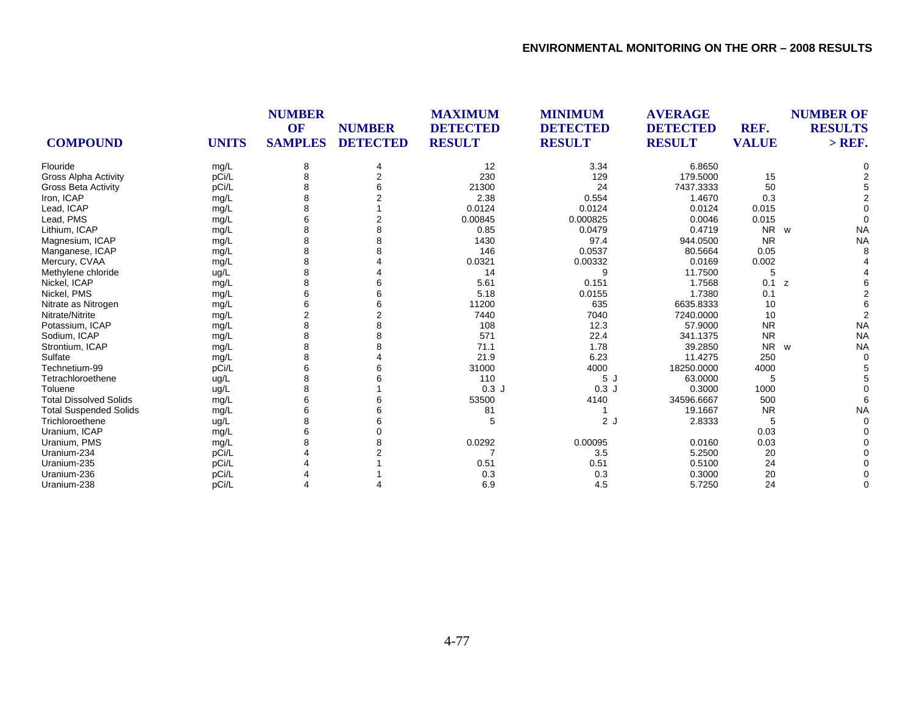| COMPOUND | UNITS | NUMBER OF SAMPLES | NUMBER DETECTED | MAXIMUM DETECTED RESULT | MINIMUM DETECTED RESULT | AVERAGE DETECTED RESULT | REF. VALUE | NUMBER OF RESULTS > REF. |
|---|---|---|---|---|---|---|---|---|
| Flouride | mg/L | 8 | 4 | 12 | 3.34 | 6.8650 | | 0 |
| Gross Alpha Activity | pCi/L | 8 | 2 | 230 | 129 | 179.5000 | 15 | 2 |
| Gross Beta Activity | pCi/L | 8 | 6 | 21300 | 24 | 7437.3333 | 50 | 5 |
| Iron, ICAP | mg/L | 8 | 2 | 2.38 | 0.554 | 1.4670 | 0.3 | 2 |
| Lead, ICAP | mg/L | 8 | 1 | 0.0124 | 0.0124 | 0.0124 | 0.015 | 0 |
| Lead, PMS | mg/L | 6 | 2 | 0.00845 | 0.000825 | 0.0046 | 0.015 | 0 |
| Lithium, ICAP | mg/L | 8 | 8 | 0.85 | 0.0479 | 0.4719 | NR w | NA |
| Magnesium, ICAP | mg/L | 8 | 8 | 1430 | 97.4 | 944.0500 | NR | NA |
| Manganese, ICAP | mg/L | 8 | 8 | 146 | 0.0537 | 80.5664 | 0.05 | 8 |
| Mercury, CVAA | mg/L | 8 | 4 | 0.0321 | 0.00332 | 0.0169 | 0.002 | 4 |
| Methylene chloride | ug/L | 8 | 4 | 14 | 9 | 11.7500 | 5 | 4 |
| Nickel, ICAP | mg/L | 8 | 6 | 5.61 | 0.151 | 1.7568 | 0.1 z | 6 |
| Nickel, PMS | mg/L | 6 | 6 | 5.18 | 0.0155 | 1.7380 | 0.1 | 2 |
| Nitrate as Nitrogen | mg/L | 6 | 6 | 11200 | 635 | 6635.8333 | 10 | 6 |
| Nitrate/Nitrite | mg/L | 2 | 2 | 7440 | 7040 | 7240.0000 | 10 | 2 |
| Potassium, ICAP | mg/L | 8 | 8 | 108 | 12.3 | 57.9000 | NR | NA |
| Sodium, ICAP | mg/L | 8 | 8 | 571 | 22.4 | 341.1375 | NR | NA |
| Strontium, ICAP | mg/L | 8 | 8 | 71.1 | 1.78 | 39.2850 | NR w | NA |
| Sulfate | mg/L | 8 | 4 | 21.9 | 6.23 | 11.4275 | 250 | 0 |
| Technetium-99 | pCi/L | 6 | 6 | 31000 | 4000 | 18250.0000 | 4000 | 5 |
| Tetrachloroethene | ug/L | 8 | 6 | 110 | 5 J | 63.0000 | 5 | 5 |
| Toluene | ug/L | 8 | 1 | 0.3 J | 0.3 J | 0.3000 | 1000 | 0 |
| Total Dissolved Solids | mg/L | 6 | 6 | 53500 | 4140 | 34596.6667 | 500 | 6 |
| Total Suspended Solids | mg/L | 6 | 6 | 81 | 1 | 19.1667 | NR | NA |
| Trichloroethene | ug/L | 8 | 6 | 5 | 2 J | 2.8333 | 5 | 0 |
| Uranium, ICAP | mg/L | 6 | 0 | | | | 0.03 | 0 |
| Uranium, PMS | mg/L | 8 | 8 | 0.0292 | 0.00095 | 0.0160 | 0.03 | 0 |
| Uranium-234 | pCi/L | 4 | 2 | 7 | 3.5 | 5.2500 | 20 | 0 |
| Uranium-235 | pCi/L | 4 | 1 | 0.51 | 0.51 | 0.5100 | 24 | 0 |
| Uranium-236 | pCi/L | 4 | 1 | 0.3 | 0.3 | 0.3000 | 20 | 0 |
| Uranium-238 | pCi/L | 4 | 4 | 6.9 | 4.5 | 5.7250 | 24 | 0 |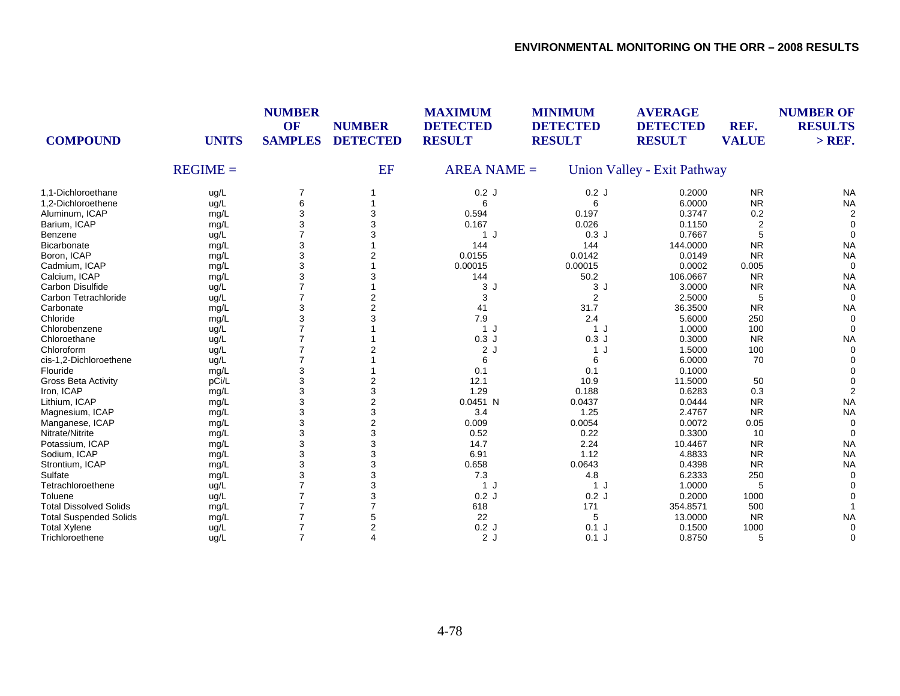| COMPOUND | UNITS | NUMBER OF SAMPLES | NUMBER DETECTED | MAXIMUM DETECTED RESULT | MINIMUM DETECTED RESULT | AVERAGE DETECTED RESULT | REF. VALUE | NUMBER OF RESULTS > REF. |
|---|---|---|---|---|---|---|---|---|
| | REGIME = | | EF | AREA NAME = | Union Valley - Exit Pathway | | | |
| 1,1-Dichloroethane | ug/L | 7 | 1 | 0.2 J | 0.2 J | 0.2000 | NR | NA |
| 1,2-Dichloroethene | ug/L | 6 | 1 | 6 | 6 | 6.0000 | NR | NA |
| Aluminum, ICAP | mg/L | 3 | 3 | 0.594 | 0.197 | 0.3747 | 0.2 | 2 |
| Barium, ICAP | mg/L | 3 | 3 | 0.167 | 0.026 | 0.1150 | 2 | 0 |
| Benzene | ug/L | 7 | 3 | 1 J | 0.3 J | 0.7667 | 5 | 0 |
| Bicarbonate | mg/L | 3 | 1 | 144 | 144 | 144.0000 | NR | NA |
| Boron, ICAP | mg/L | 3 | 2 | 0.0155 | 0.0142 | 0.0149 | NR | NA |
| Cadmium, ICAP | mg/L | 3 | 1 | 0.00015 | 0.00015 | 0.0002 | 0.005 | 0 |
| Calcium, ICAP | mg/L | 3 | 3 | 144 | 50.2 | 106.0667 | NR | NA |
| Carbon Disulfide | ug/L | 7 | 1 | 3 J | 3 J | 3.0000 | NR | NA |
| Carbon Tetrachloride | ug/L | 7 | 2 | 3 | 2 | 2.5000 | 5 | 0 |
| Carbonate | mg/L | 3 | 2 | 41 | 31.7 | 36.3500 | NR | NA |
| Chloride | mg/L | 3 | 3 | 7.9 | 2.4 | 5.6000 | 250 | 0 |
| Chlorobenzene | ug/L | 7 | 1 | 1 J | 1 J | 1.0000 | 100 | 0 |
| Chloroethane | ug/L | 7 | 1 | 0.3 J | 0.3 J | 0.3000 | NR | NA |
| Chloroform | ug/L | 7 | 2 | 2 J | 1 J | 1.5000 | 100 | 0 |
| cis-1,2-Dichloroethene | ug/L | 7 | 1 | 6 | 6 | 6.0000 | 70 | 0 |
| Flouride | mg/L | 3 | 1 | 0.1 | 0.1 | 0.1000 | | 0 |
| Gross Beta Activity | pCi/L | 3 | 2 | 12.1 | 10.9 | 11.5000 | 50 | 0 |
| Iron, ICAP | mg/L | 3 | 3 | 1.29 | 0.188 | 0.6283 | 0.3 | 2 |
| Lithium, ICAP | mg/L | 3 | 2 | 0.0451 N | 0.0437 | 0.0444 | NR | NA |
| Magnesium, ICAP | mg/L | 3 | 3 | 3.4 | 1.25 | 2.4767 | NR | NA |
| Manganese, ICAP | mg/L | 3 | 2 | 0.009 | 0.0054 | 0.0072 | 0.05 | 0 |
| Nitrate/Nitrite | mg/L | 3 | 3 | 0.52 | 0.22 | 0.3300 | 10 | 0 |
| Potassium, ICAP | mg/L | 3 | 3 | 14.7 | 2.24 | 10.4467 | NR | NA |
| Sodium, ICAP | mg/L | 3 | 3 | 6.91 | 1.12 | 4.8833 | NR | NA |
| Strontium, ICAP | mg/L | 3 | 3 | 0.658 | 0.0643 | 0.4398 | NR | NA |
| Sulfate | mg/L | 3 | 3 | 7.3 | 4.8 | 6.2333 | 250 | 0 |
| Tetrachloroethene | ug/L | 7 | 3 | 1 J | 1 J | 1.0000 | 5 | 0 |
| Toluene | ug/L | 7 | 3 | 0.2 J | 0.2 J | 0.2000 | 1000 | 0 |
| Total Dissolved Solids | mg/L | 7 | 7 | 618 | 171 | 354.8571 | 500 | 1 |
| Total Suspended Solids | mg/L | 7 | 5 | 22 | 5 | 13.0000 | NR | NA |
| Total Xylene | ug/L | 7 | 2 | 0.2 J | 0.1 J | 0.1500 | 1000 | 0 |
| Trichloroethene | ug/L | 7 | 4 | 2 J | 0.1 J | 0.8750 | 5 | 0 |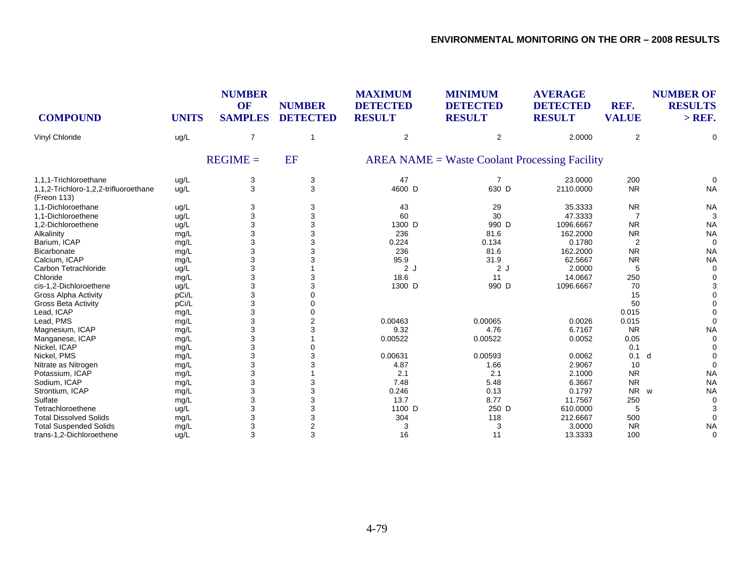| COMPOUND | UNITS | NUMBER OF SAMPLES | NUMBER DETECTED | MAXIMUM DETECTED RESULT | MINIMUM DETECTED RESULT | AVERAGE DETECTED RESULT | REF. VALUE | NUMBER OF RESULTS > REF. |
|---|---|---|---|---|---|---|---|---|
| Vinyl Chloride | ug/L | 7 | 1 | 2 | 2 | 2.0000 | 2 | 0 |
| | | REGIME = | EF | AREA NAME = Waste Coolant Processing Facility | | | | |
| 1,1,1-Trichloroethane | ug/L | 3 | 3 | 47 | 7 | 23.0000 | 200 | 0 |
| 1,1,2-Trichloro-1,2,2-trifluoroethane (Freon 113) | ug/L | 3 | 3 | 4600 D | 630 D | 2110.0000 | NR | NA |
| 1,1-Dichloroethane | ug/L | 3 | 3 | 43 | 29 | 35.3333 | NR | NA |
| 1,1-Dichloroethene | ug/L | 3 | 3 | 60 | 30 | 47.3333 | 7 | 3 |
| 1,2-Dichloroethene | ug/L | 3 | 3 | 1300 D | 990 D | 1096.6667 | NR | NA |
| Alkalinity | mg/L | 3 | 3 | 236 | 81.6 | 162.2000 | NR | NA |
| Barium, ICAP | mg/L | 3 | 3 | 0.224 | 0.134 | 0.1780 | 2 | 0 |
| Bicarbonate | mg/L | 3 | 3 | 236 | 81.6 | 162.2000 | NR | NA |
| Calcium, ICAP | mg/L | 3 | 3 | 95.9 | 31.9 | 62.5667 | NR | NA |
| Carbon Tetrachloride | ug/L | 3 | 1 | 2 J | 2 J | 2.0000 | 5 | 0 |
| Chloride | mg/L | 3 | 3 | 18.6 | 11 | 14.0667 | 250 | 0 |
| cis-1,2-Dichloroethene | ug/L | 3 | 3 | 1300 D | 990 D | 1096.6667 | 70 | 3 |
| Gross Alpha Activity | pCi/L | 3 | 0 | | | | 15 | 0 |
| Gross Beta Activity | pCi/L | 3 | 0 | | | | 50 | 0 |
| Lead, ICAP | mg/L | 3 | 0 | | | | 0.015 | 0 |
| Lead, PMS | mg/L | 3 | 2 | 0.00463 | 0.00065 | 0.0026 | 0.015 | 0 |
| Magnesium, ICAP | mg/L | 3 | 3 | 9.32 | 4.76 | 6.7167 | NR | NA |
| Manganese, ICAP | mg/L | 3 | 1 | 0.00522 | 0.00522 | 0.0052 | 0.05 | 0 |
| Nickel, ICAP | mg/L | 3 | 0 | | | | 0.1 | 0 |
| Nickel, PMS | mg/L | 3 | 3 | 0.00631 | 0.00593 | 0.0062 | 0.1 d | 0 |
| Nitrate as Nitrogen | mg/L | 3 | 3 | 4.87 | 1.66 | 2.9067 | 10 | 0 |
| Potassium, ICAP | mg/L | 3 | 1 | 2.1 | 2.1 | 2.1000 | NR | NA |
| Sodium, ICAP | mg/L | 3 | 3 | 7.48 | 5.48 | 6.3667 | NR | NA |
| Strontium, ICAP | mg/L | 3 | 3 | 0.246 | 0.13 | 0.1797 | NR w | NA |
| Sulfate | mg/L | 3 | 3 | 13.7 | 8.77 | 11.7567 | 250 | 0 |
| Tetrachloroethene | ug/L | 3 | 3 | 1100 D | 250 D | 610.0000 | 5 | 3 |
| Total Dissolved Solids | mg/L | 3 | 3 | 304 | 118 | 212.6667 | 500 | 0 |
| Total Suspended Solids | mg/L | 3 | 2 | 3 | 3 | 3.0000 | NR | NA |
| trans-1,2-Dichloroethene | ug/L | 3 | 3 | 16 | 11 | 13.3333 | 100 | 0 |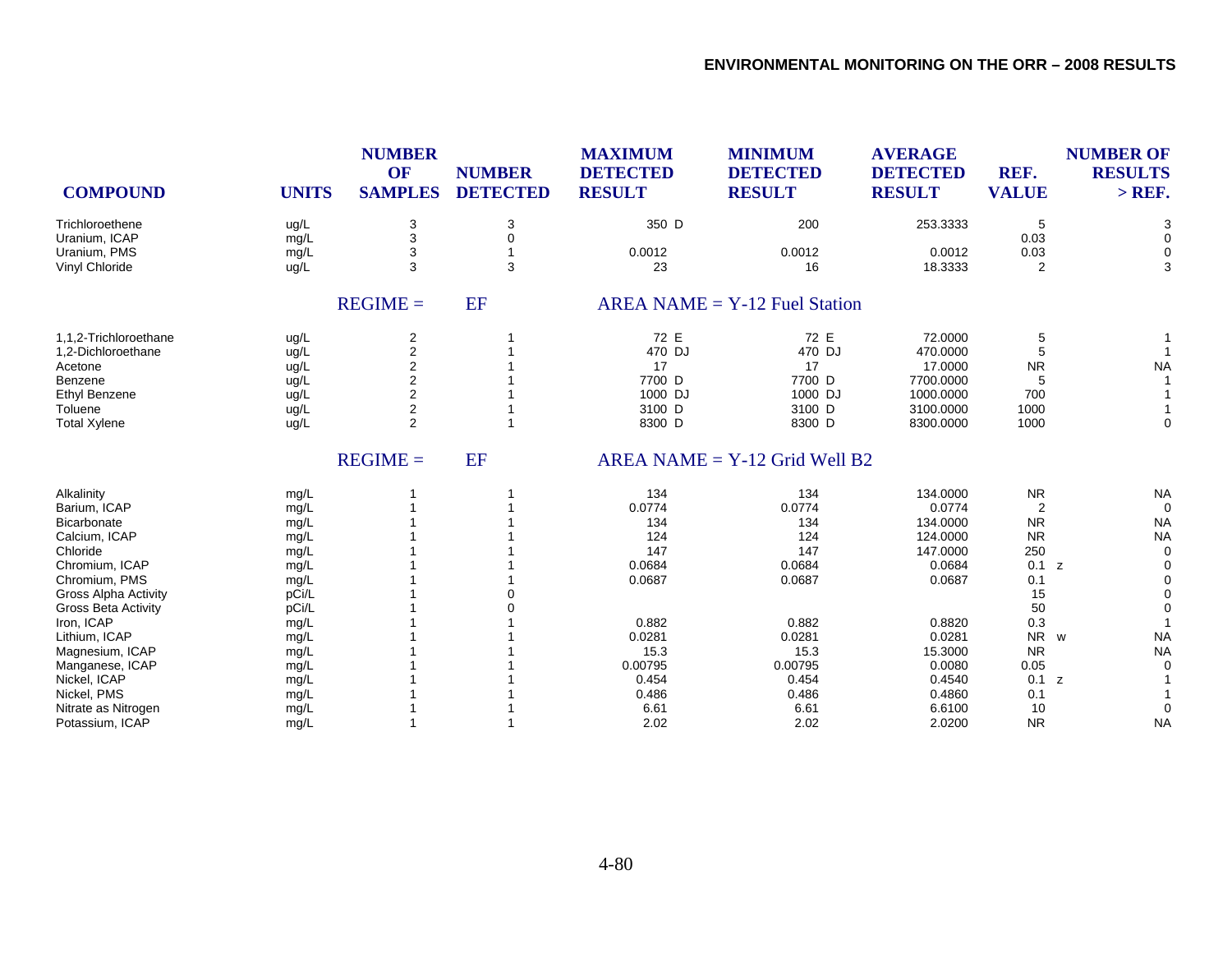| COMPOUND | UNITS | NUMBER OF SAMPLES | NUMBER DETECTED | MAXIMUM DETECTED RESULT | MINIMUM DETECTED RESULT | AVERAGE DETECTED RESULT | REF. VALUE | NUMBER OF RESULTS > REF. |
|---|---|---|---|---|---|---|---|---|
| Trichloroethene | ug/L | 3 | 3 | 350 D | 200 | 253.3333 | 5 | 3 |
| Uranium, ICAP | mg/L | 3 | 0 | | | | 0.03 | 0 |
| Uranium, PMS | mg/L | 3 | 1 | 0.0012 | 0.0012 | 0.0012 | 0.03 | 0 |
| Vinyl Chloride | ug/L | 3 | 3 | 23 | 16 | 18.3333 | 2 | 3 |
| **REGIME = EF** | | | | **AREA NAME = Y-12 Fuel Station** | | | | |
| 1,1,2-Trichloroethane | ug/L | 2 | 1 | 72 E | 72 E | 72.0000 | 5 | 1 |
| 1,2-Dichloroethane | ug/L | 2 | 1 | 470 DJ | 470 DJ | 470.0000 | 5 | 1 |
| Acetone | ug/L | 2 | 1 | 17 | 17 | 17.0000 | NR | NA |
| Benzene | ug/L | 2 | 1 | 7700 D | 7700 D | 7700.0000 | 5 | 1 |
| Ethyl Benzene | ug/L | 2 | 1 | 1000 DJ | 1000 DJ | 1000.0000 | 700 | 1 |
| Toluene | ug/L | 2 | 1 | 3100 D | 3100 D | 3100.0000 | 1000 | 1 |
| Total Xylene | ug/L | 2 | 1 | 8300 D | 8300 D | 8300.0000 | 1000 | 0 |
| **REGIME = EF** | | | | **AREA NAME = Y-12 Grid Well B2** | | | | |
| Alkalinity | mg/L | 1 | 1 | 134 | 134 | 134.0000 | NR | NA |
| Barium, ICAP | mg/L | 1 | 1 | 0.0774 | 0.0774 | 0.0774 | 2 | 0 |
| Bicarbonate | mg/L | 1 | 1 | 134 | 134 | 134.0000 | NR | NA |
| Calcium, ICAP | mg/L | 1 | 1 | 124 | 124 | 124.0000 | NR | NA |
| Chloride | mg/L | 1 | 1 | 147 | 147 | 147.0000 | 250 | 0 |
| Chromium, ICAP | mg/L | 1 | 1 | 0.0684 | 0.0684 | 0.0684 | 0.1 z | 0 |
| Chromium, PMS | mg/L | 1 | 1 | 0.0687 | 0.0687 | 0.0687 | 0.1 | 0 |
| Gross Alpha Activity | pCi/L | 1 | 0 | | | | 15 | 0 |
| Gross Beta Activity | pCi/L | 1 | 0 | | | | 50 | 0 |
| Iron, ICAP | mg/L | 1 | 1 | 0.882 | 0.882 | 0.8820 | 0.3 | 1 |
| Lithium, ICAP | mg/L | 1 | 1 | 0.0281 | 0.0281 | 0.0281 | NR w | NA |
| Magnesium, ICAP | mg/L | 1 | 1 | 15.3 | 15.3 | 15.3000 | NR | NA |
| Manganese, ICAP | mg/L | 1 | 1 | 0.00795 | 0.00795 | 0.0080 | 0.05 | 0 |
| Nickel, ICAP | mg/L | 1 | 1 | 0.454 | 0.454 | 0.4540 | 0.1 z | 1 |
| Nickel, PMS | mg/L | 1 | 1 | 0.486 | 0.486 | 0.4860 | 0.1 | 1 |
| Nitrate as Nitrogen | mg/L | 1 | 1 | 6.61 | 6.61 | 6.6100 | 10 | 0 |
| Potassium, ICAP | mg/L | 1 | 1 | 2.02 | 2.02 | 2.0200 | NR | NA |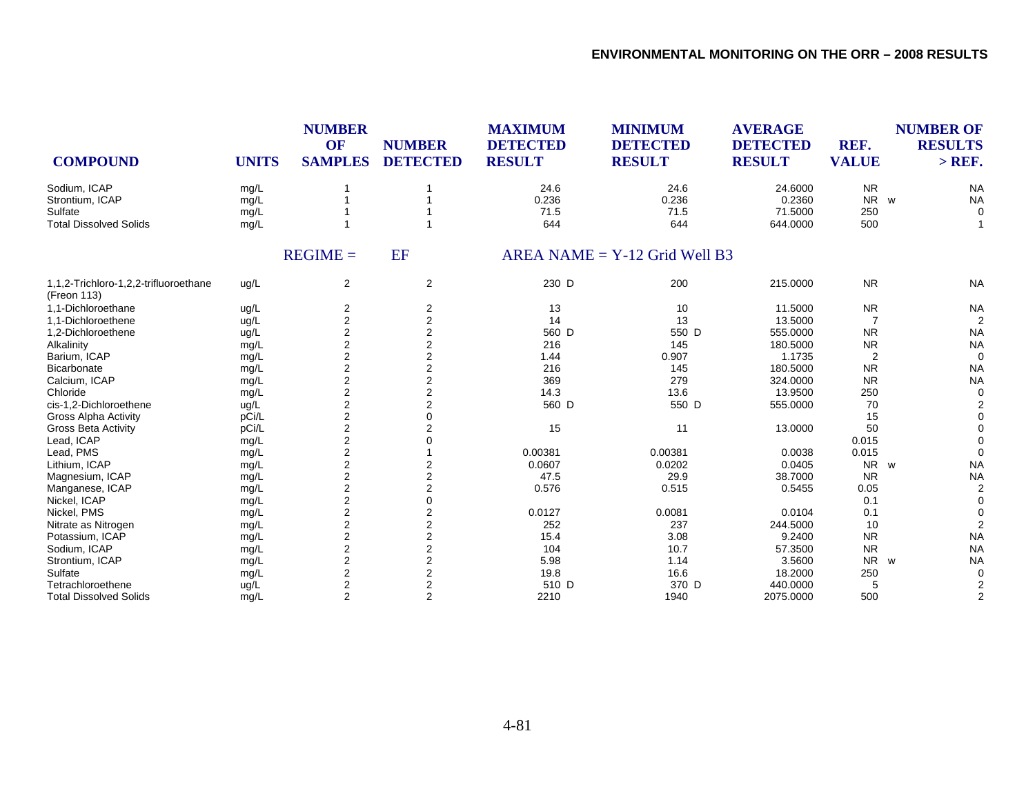| COMPOUND | UNITS | NUMBER OF SAMPLES | NUMBER DETECTED | MAXIMUM DETECTED RESULT | MINIMUM DETECTED RESULT | AVERAGE DETECTED RESULT | REF. VALUE | NUMBER OF RESULTS > REF. |
|---|---|---|---|---|---|---|---|---|
| Sodium, ICAP | mg/L | 1 | 1 | 24.6 | 24.6 | 24.6000 | NR | NA |
| Strontium, ICAP | mg/L | 1 | 1 | 0.236 | 0.236 | 0.2360 | NR w | NA |
| Sulfate | mg/L | 1 | 1 | 71.5 | 71.5 | 71.5000 | 250 | 0 |
| Total Dissolved Solids | mg/L | 1 | 1 | 644 | 644 | 644.0000 | 500 | 1 |
| | REGIME = | EF | | AREA NAME = Y-12 Grid Well B3 | | | | |
| 1,1,2-Trichloro-1,2,2-trifluoroethane (Freon 113) | ug/L | 2 | 2 | 230 D | 200 | 215.0000 | NR | NA |
| 1,1-Dichloroethane | ug/L | 2 | 2 | 13 | 10 | 11.5000 | NR | NA |
| 1,1-Dichloroethene | ug/L | 2 | 2 | 14 | 13 | 13.5000 | 7 | 2 |
| 1,2-Dichloroethene | ug/L | 2 | 2 | 560 D | 550 D | 555.0000 | NR | NA |
| Alkalinity | mg/L | 2 | 2 | 216 | 145 | 180.5000 | NR | NA |
| Barium, ICAP | mg/L | 2 | 2 | 1.44 | 0.907 | 1.1735 | 2 | 0 |
| Bicarbonate | mg/L | 2 | 2 | 216 | 145 | 180.5000 | NR | NA |
| Calcium, ICAP | mg/L | 2 | 2 | 369 | 279 | 324.0000 | NR | NA |
| Chloride | mg/L | 2 | 2 | 14.3 | 13.6 | 13.9500 | 250 | 0 |
| cis-1,2-Dichloroethene | ug/L | 2 | 2 | 560 D | 550 D | 555.0000 | 70 | 2 |
| Gross Alpha Activity | pCi/L | 2 | 0 | | | | 15 | 0 |
| Gross Beta Activity | pCi/L | 2 | 2 | 15 | 11 | 13.0000 | 50 | 0 |
| Lead, ICAP | mg/L | 2 | 0 | | | | 0.015 | 0 |
| Lead, PMS | mg/L | 2 | 1 | 0.00381 | 0.00381 | 0.0038 | 0.015 | 0 |
| Lithium, ICAP | mg/L | 2 | 2 | 0.0607 | 0.0202 | 0.0405 | NR w | NA |
| Magnesium, ICAP | mg/L | 2 | 2 | 47.5 | 29.9 | 38.7000 | NR | NA |
| Manganese, ICAP | mg/L | 2 | 2 | 0.576 | 0.515 | 0.5455 | 0.05 | 2 |
| Nickel, ICAP | mg/L | 2 | 0 | | | | 0.1 | 0 |
| Nickel, PMS | mg/L | 2 | 2 | 0.0127 | 0.0081 | 0.0104 | 0.1 | 0 |
| Nitrate as Nitrogen | mg/L | 2 | 2 | 252 | 237 | 244.5000 | 10 | 2 |
| Potassium, ICAP | mg/L | 2 | 2 | 15.4 | 3.08 | 9.2400 | NR | NA |
| Sodium, ICAP | mg/L | 2 | 2 | 104 | 10.7 | 57.3500 | NR | NA |
| Strontium, ICAP | mg/L | 2 | 2 | 5.98 | 1.14 | 3.5600 | NR w | NA |
| Sulfate | mg/L | 2 | 2 | 19.8 | 16.6 | 18.2000 | 250 | 0 |
| Tetrachloroethene | ug/L | 2 | 2 | 510 D | 370 D | 440.0000 | 5 | 2 |
| Total Dissolved Solids | mg/L | 2 | 2 | 2210 | 1940 | 2075.0000 | 500 | 2 |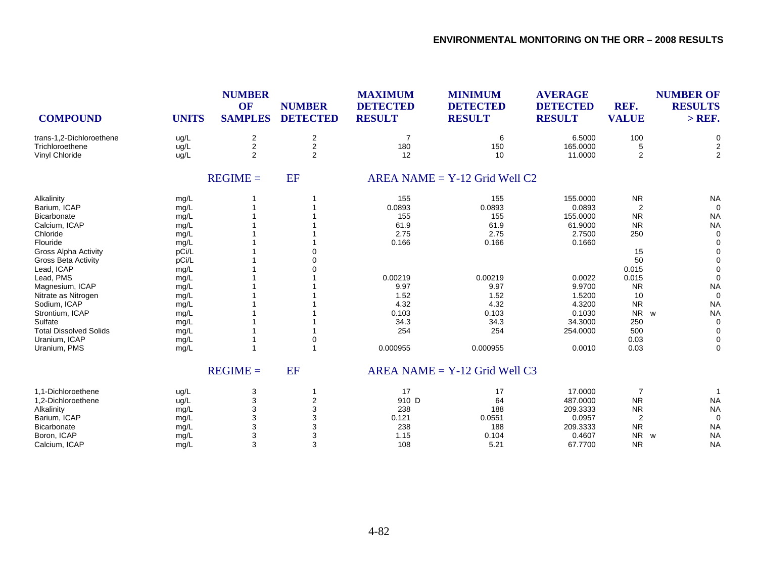| COMPOUND | UNITS | NUMBER OF SAMPLES | NUMBER DETECTED | MAXIMUM DETECTED RESULT | MINIMUM DETECTED RESULT | AVERAGE DETECTED RESULT | REF. VALUE | NUMBER OF RESULTS > REF. |
|---|---|---|---|---|---|---|---|---|
| trans-1,2-Dichloroethene | ug/L | 2 | 2 | 7 | 6 | 6.5000 | 100 | 0 |
| Trichloroethene | ug/L | 2 | 2 | 180 | 150 | 165.0000 | 5 | 2 |
| Vinyl Chloride | ug/L | 2 | 2 | 12 | 10 | 11.0000 | 2 | 2 |
| | | REGIME = | EF | AREA NAME = Y-12 Grid Well C2 | | | | |
| Alkalinity | mg/L | 1 | 1 | 155 | 155 | 155.0000 | NR | NA |
| Barium, ICAP | mg/L | 1 | 1 | 0.0893 | 0.0893 | 0.0893 | 2 | 0 |
| Bicarbonate | mg/L | 1 | 1 | 155 | 155 | 155.0000 | NR | NA |
| Calcium, ICAP | mg/L | 1 | 1 | 61.9 | 61.9 | 61.9000 | NR | NA |
| Chloride | mg/L | 1 | 1 | 2.75 | 2.75 | 2.7500 | 250 | 0 |
| Flouride | mg/L | 1 | 1 | 0.166 | 0.166 | 0.1660 | | 0 |
| Gross Alpha Activity | pCi/L | 1 | 0 | | | | 15 | 0 |
| Gross Beta Activity | pCi/L | 1 | 0 | | | | 50 | 0 |
| Lead, ICAP | mg/L | 1 | 0 | | | | 0.015 | 0 |
| Lead, PMS | mg/L | 1 | 1 | 0.00219 | 0.00219 | 0.0022 | 0.015 | 0 |
| Magnesium, ICAP | mg/L | 1 | 1 | 9.97 | 9.97 | 9.9700 | NR | NA |
| Nitrate as Nitrogen | mg/L | 1 | 1 | 1.52 | 1.52 | 1.5200 | 10 | 0 |
| Sodium, ICAP | mg/L | 1 | 1 | 4.32 | 4.32 | 4.3200 | NR | NA |
| Strontium, ICAP | mg/L | 1 | 1 | 0.103 | 0.103 | 0.1030 | NR w | NA |
| Sulfate | mg/L | 1 | 1 | 34.3 | 34.3 | 34.3000 | 250 | 0 |
| Total Dissolved Solids | mg/L | 1 | 1 | 254 | 254 | 254.0000 | 500 | 0 |
| Uranium, ICAP | mg/L | 1 | 0 | | | | 0.03 | 0 |
| Uranium, PMS | mg/L | 1 | 1 | 0.000955 | 0.000955 | 0.0010 | 0.03 | 0 |
| | | REGIME = | EF | AREA NAME = Y-12 Grid Well C3 | | | | |
| 1,1-Dichloroethene | ug/L | 3 | 1 | 17 | 17 | 17.0000 | 7 | 1 |
| 1,2-Dichloroethene | ug/L | 3 | 2 | 910 D | 64 | 487.0000 | NR | NA |
| Alkalinity | mg/L | 3 | 3 | 238 | 188 | 209.3333 | NR | NA |
| Barium, ICAP | mg/L | 3 | 3 | 0.121 | 0.0551 | 0.0957 | 2 | 0 |
| Bicarbonate | mg/L | 3 | 3 | 238 | 188 | 209.3333 | NR | NA |
| Boron, ICAP | mg/L | 3 | 3 | 1.15 | 0.104 | 0.4607 | NR w | NA |
| Calcium, ICAP | mg/L | 3 | 3 | 108 | 5.21 | 67.7700 | NR | NA |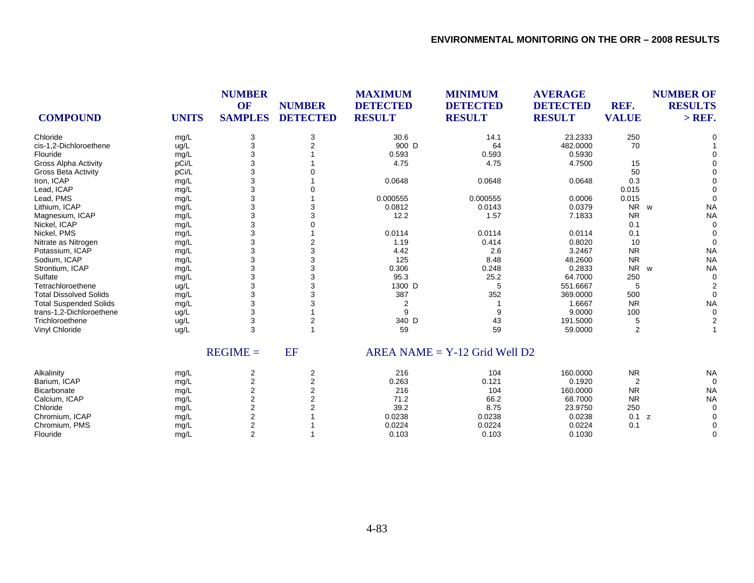| COMPOUND | UNITS | NUMBER OF SAMPLES | NUMBER DETECTED | MAXIMUM DETECTED RESULT | MINIMUM DETECTED RESULT | AVERAGE DETECTED RESULT | REF. VALUE | NUMBER OF RESULTS > REF. |
|---|---|---|---|---|---|---|---|---|
| Chloride | mg/L | 3 | 3 | 30.6 | 14.1 | 23.2333 | 250 | 0 |
| cis-1,2-Dichloroethene | ug/L | 3 | 2 | 900 D | 64 | 482.0000 | 70 | 1 |
| Flouride | mg/L | 3 | 1 | 0.593 | 0.593 | 0.5930 | | 0 |
| Gross Alpha Activity | pCi/L | 3 | 1 | 4.75 | 4.75 | 4.7500 | 15 | 0 |
| Gross Beta Activity | pCi/L | 3 | 0 | | | | 50 | 0 |
| Iron, ICAP | mg/L | 3 | 1 | 0.0648 | 0.0648 | 0.0648 | 0.3 | 0 |
| Lead, ICAP | mg/L | 3 | 0 | | | | 0.015 | 0 |
| Lead, PMS | mg/L | 3 | 1 | 0.000555 | 0.000555 | 0.0006 | 0.015 | 0 |
| Lithium, ICAP | mg/L | 3 | 3 | 0.0812 | 0.0143 | 0.0379 | NR w | NA |
| Magnesium, ICAP | mg/L | 3 | 3 | 12.2 | 1.57 | 7.1833 | NR | NA |
| Nickel, ICAP | mg/L | 3 | 0 | | | | 0.1 | 0 |
| Nickel, PMS | mg/L | 3 | 1 | 0.0114 | 0.0114 | 0.0114 | 0.1 | 0 |
| Nitrate as Nitrogen | mg/L | 3 | 2 | 1.19 | 0.414 | 0.8020 | 10 | 0 |
| Potassium, ICAP | mg/L | 3 | 3 | 4.42 | 2.6 | 3.2467 | NR | NA |
| Sodium, ICAP | mg/L | 3 | 3 | 125 | 8.48 | 48.2600 | NR | NA |
| Strontium, ICAP | mg/L | 3 | 3 | 0.306 | 0.248 | 0.2833 | NR w | NA |
| Sulfate | mg/L | 3 | 3 | 95.3 | 25.2 | 64.7000 | 250 | 0 |
| Tetrachloroethene | ug/L | 3 | 3 | 1300 D | 5 | 551.6667 | 5 | 2 |
| Total Dissolved Solids | mg/L | 3 | 3 | 387 | 352 | 369.0000 | 500 | 0 |
| Total Suspended Solids | mg/L | 3 | 3 | 2 | 1 | 1.6667 | NR | NA |
| trans-1,2-Dichloroethene | ug/L | 3 | 1 | 9 | 9 | 9.0000 | 100 | 0 |
| Trichloroethene | ug/L | 3 | 2 | 340 D | 43 | 191.5000 | 5 | 2 |
| Vinyl Chloride | ug/L | 3 | 1 | 59 | 59 | 59.0000 | 2 | 1 |

REGIME = EF AREA NAME = Y-12 Grid Well D2

| COMPOUND | UNITS | NUMBER OF SAMPLES | NUMBER DETECTED | MAXIMUM DETECTED RESULT | MINIMUM DETECTED RESULT | AVERAGE DETECTED RESULT | REF. VALUE | NUMBER OF RESULTS > REF. |
|---|---|---|---|---|---|---|---|---|
| Alkalinity | mg/L | 2 | 2 | 216 | 104 | 160.0000 | NR | NA |
| Barium, ICAP | mg/L | 2 | 2 | 0.263 | 0.121 | 0.1920 | 2 | 0 |
| Bicarbonate | mg/L | 2 | 2 | 216 | 104 | 160.0000 | NR | NA |
| Calcium, ICAP | mg/L | 2 | 2 | 71.2 | 66.2 | 68.7000 | NR | NA |
| Chloride | mg/L | 2 | 2 | 39.2 | 8.75 | 23.9750 | 250 | 0 |
| Chromium, ICAP | mg/L | 2 | 1 | 0.0238 | 0.0238 | 0.0238 | 0.1 z | 0 |
| Chromium, PMS | mg/L | 2 | 1 | 0.0224 | 0.0224 | 0.0224 | 0.1 | 0 |
| Flouride | mg/L | 2 | 1 | 0.103 | 0.103 | 0.1030 | | 0 |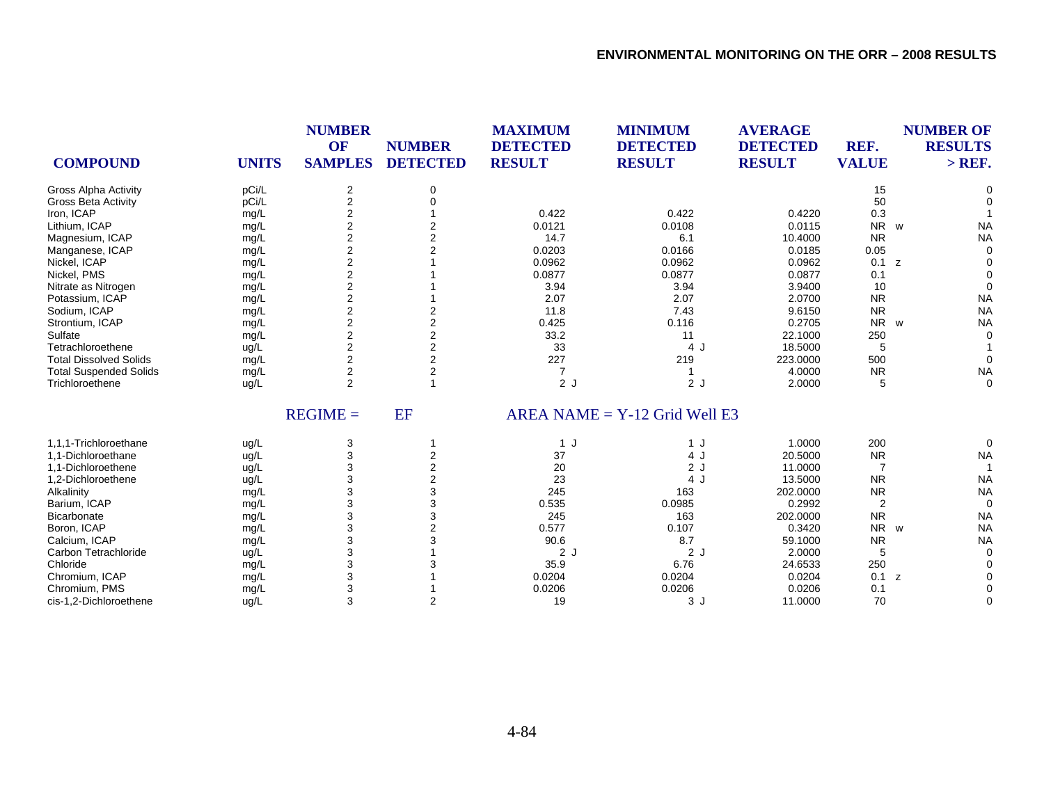| COMPOUND | UNITS | NUMBER OF SAMPLES | NUMBER DETECTED | MAXIMUM DETECTED RESULT | MINIMUM DETECTED RESULT | AVERAGE DETECTED RESULT | REF. VALUE | NUMBER OF RESULTS > REF. |
|---|---|---|---|---|---|---|---|---|
| Gross Alpha Activity | pCi/L | 2 | 0 | | | | 15 | 0 |
| Gross Beta Activity | pCi/L | 2 | 0 | | | | 50 | 0 |
| Iron, ICAP | mg/L | 2 | 1 | 0.422 | 0.422 | 0.4220 | 0.3 | 1 |
| Lithium, ICAP | mg/L | 2 | 2 | 0.0121 | 0.0108 | 0.0115 | NR w | NA |
| Magnesium, ICAP | mg/L | 2 | 2 | 14.7 | 6.1 | 10.4000 | NR | NA |
| Manganese, ICAP | mg/L | 2 | 2 | 0.0203 | 0.0166 | 0.0185 | 0.05 | 0 |
| Nickel, ICAP | mg/L | 2 | 1 | 0.0962 | 0.0962 | 0.0962 | 0.1 z | 0 |
| Nickel, PMS | mg/L | 2 | 1 | 0.0877 | 0.0877 | 0.0877 | 0.1 | 0 |
| Nitrate as Nitrogen | mg/L | 2 | 1 | 3.94 | 3.94 | 3.9400 | 10 | 0 |
| Potassium, ICAP | mg/L | 2 | 1 | 2.07 | 2.07 | 2.0700 | NR | NA |
| Sodium, ICAP | mg/L | 2 | 2 | 11.8 | 7.43 | 9.6150 | NR | NA |
| Strontium, ICAP | mg/L | 2 | 2 | 0.425 | 0.116 | 0.2705 | NR w | NA |
| Sulfate | mg/L | 2 | 2 | 33.2 | 11 | 22.1000 | 250 | 0 |
| Tetrachloroethene | ug/L | 2 | 2 | 33 | 4 J | 18.5000 | 5 | 1 |
| Total Dissolved Solids | mg/L | 2 | 2 | 227 | 219 | 223.0000 | 500 | 0 |
| Total Suspended Solids | mg/L | 2 | 2 | 7 | 1 | 4.0000 | NR | NA |
| Trichloroethene | ug/L | 2 | 1 | 2 J | 2 J | 2.0000 | 5 | 0 |

REGIME = EF AREA NAME = Y-12 Grid Well E3

| COMPOUND | UNITS | NUMBER OF SAMPLES | NUMBER DETECTED | MAXIMUM DETECTED RESULT | MINIMUM DETECTED RESULT | AVERAGE DETECTED RESULT | REF. VALUE | NUMBER OF RESULTS > REF. |
|---|---|---|---|---|---|---|---|---|
| 1,1,1-Trichloroethane | ug/L | 3 | 1 | 1 J | 1 J | 1.0000 | 200 | 0 |
| 1,1-Dichloroethane | ug/L | 3 | 2 | 37 | 4 J | 20.5000 | NR | NA |
| 1,1-Dichloroethene | ug/L | 3 | 2 | 20 | 2 J | 11.0000 | 7 | 1 |
| 1,2-Dichloroethene | ug/L | 3 | 2 | 23 | 4 J | 13.5000 | NR | NA |
| Alkalinity | mg/L | 3 | 3 | 245 | 163 | 202.0000 | NR | NA |
| Barium, ICAP | mg/L | 3 | 3 | 0.535 | 0.0985 | 0.2992 | 2 | 0 |
| Bicarbonate | mg/L | 3 | 3 | 245 | 163 | 202.0000 | NR | NA |
| Boron, ICAP | mg/L | 3 | 2 | 0.577 | 0.107 | 0.3420 | NR w | NA |
| Calcium, ICAP | mg/L | 3 | 3 | 90.6 | 8.7 | 59.1000 | NR | NA |
| Carbon Tetrachloride | ug/L | 3 | 1 | 2 J | 2 J | 2.0000 | 5 | 0 |
| Chloride | mg/L | 3 | 3 | 35.9 | 6.76 | 24.6533 | 250 | 0 |
| Chromium, ICAP | mg/L | 3 | 1 | 0.0204 | 0.0204 | 0.0204 | 0.1 z | 0 |
| Chromium, PMS | mg/L | 3 | 1 | 0.0206 | 0.0206 | 0.0206 | 0.1 | 0 |
| cis-1,2-Dichloroethene | ug/L | 3 | 2 | 19 | 3 J | 11.0000 | 70 | 0 |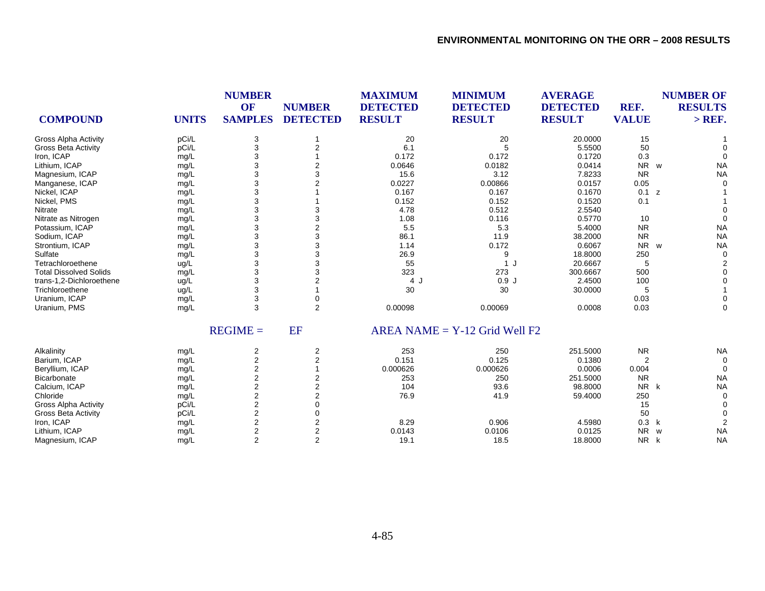| COMPOUND | UNITS | NUMBER OF SAMPLES | NUMBER DETECTED | MAXIMUM DETECTED RESULT | MINIMUM DETECTED RESULT | AVERAGE DETECTED RESULT | REF. VALUE | NUMBER OF RESULTS > REF. |
|---|---|---|---|---|---|---|---|---|
| Gross Alpha Activity | pCi/L | 3 | 1 | 20 | 20 | 20.0000 | 15 | 1 |
| Gross Beta Activity | pCi/L | 3 | 2 | 6.1 | 5 | 5.5500 | 50 | 0 |
| Iron, ICAP | mg/L | 3 | 1 | 0.172 | 0.172 | 0.1720 | 0.3 | 0 |
| Lithium, ICAP | mg/L | 3 | 2 | 0.0646 | 0.0182 | 0.0414 | NR w | NA |
| Magnesium, ICAP | mg/L | 3 | 3 | 15.6 | 3.12 | 7.8233 | NR | NA |
| Manganese, ICAP | mg/L | 3 | 2 | 0.0227 | 0.00866 | 0.0157 | 0.05 | 0 |
| Nickel, ICAP | mg/L | 3 | 1 | 0.167 | 0.167 | 0.1670 | 0.1 z | 1 |
| Nickel, PMS | mg/L | 3 | 1 | 0.152 | 0.152 | 0.1520 | 0.1 | 1 |
| Nitrate | mg/L | 3 | 3 | 4.78 | 0.512 | 2.5540 | | 0 |
| Nitrate as Nitrogen | mg/L | 3 | 3 | 1.08 | 0.116 | 0.5770 | 10 | 0 |
| Potassium, ICAP | mg/L | 3 | 2 | 5.5 | 5.3 | 5.4000 | NR | NA |
| Sodium, ICAP | mg/L | 3 | 3 | 86.1 | 11.9 | 38.2000 | NR | NA |
| Strontium, ICAP | mg/L | 3 | 3 | 1.14 | 0.172 | 0.6067 | NR w | NA |
| Sulfate | mg/L | 3 | 3 | 26.9 | 9 | 18.8000 | 250 | 0 |
| Tetrachloroethene | ug/L | 3 | 3 | 55 | 1 J | 20.6667 | 5 | 2 |
| Total Dissolved Solids | mg/L | 3 | 3 | 323 | 273 | 300.6667 | 500 | 0 |
| trans-1,2-Dichloroethene | ug/L | 3 | 2 | 4 J | 0.9 J | 2.4500 | 100 | 0 |
| Trichloroethene | ug/L | 3 | 1 | 30 | 30 | 30.0000 | 5 | 1 |
| Uranium, ICAP | mg/L | 3 | 0 | | | | 0.03 | 0 |
| Uranium, PMS | mg/L | 3 | 2 | 0.00098 | 0.00069 | 0.0008 | 0.03 | 0 |

REGIME = EF AREA NAME = Y-12 Grid Well F2

| COMPOUND | UNITS | NUMBER OF SAMPLES | NUMBER DETECTED | MAXIMUM DETECTED RESULT | MINIMUM DETECTED RESULT | AVERAGE DETECTED RESULT | REF. VALUE | NUMBER OF RESULTS > REF. |
|---|---|---|---|---|---|---|---|---|
| Alkalinity | mg/L | 2 | 2 | 253 | 250 | 251.5000 | NR | NA |
| Barium, ICAP | mg/L | 2 | 2 | 0.151 | 0.125 | 0.1380 | 2 | 0 |
| Beryllium, ICAP | mg/L | 2 | 1 | 0.000626 | 0.000626 | 0.0006 | 0.004 | 0 |
| Bicarbonate | mg/L | 2 | 2 | 253 | 250 | 251.5000 | NR | NA |
| Calcium, ICAP | mg/L | 2 | 2 | 104 | 93.6 | 98.8000 | NR k | NA |
| Chloride | mg/L | 2 | 2 | 76.9 | 41.9 | 59.4000 | 250 | 0 |
| Gross Alpha Activity | pCi/L | 2 | 0 | | | | 15 | 0 |
| Gross Beta Activity | pCi/L | 2 | 0 | | | | 50 | 0 |
| Iron, ICAP | mg/L | 2 | 2 | 8.29 | 0.906 | 4.5980 | 0.3 k | 2 |
| Lithium, ICAP | mg/L | 2 | 2 | 0.0143 | 0.0106 | 0.0125 | NR w | NA |
| Magnesium, ICAP | mg/L | 2 | 2 | 19.1 | 18.5 | 18.8000 | NR k | NA |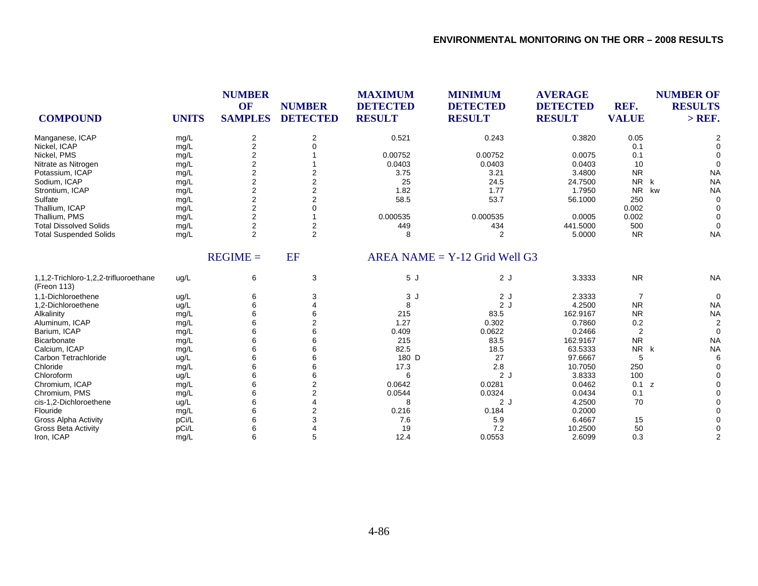| COMPOUND | UNITS | NUMBER OF SAMPLES | NUMBER DETECTED | MAXIMUM DETECTED RESULT | MINIMUM DETECTED RESULT | AVERAGE DETECTED RESULT | REF. VALUE | NUMBER OF RESULTS > REF. |
|---|---|---|---|---|---|---|---|---|
| Manganese, ICAP | mg/L | 2 | 2 | 0.521 | 0.243 | 0.3820 | 0.05 | 2 |
| Nickel, ICAP | mg/L | 2 | 0 | | | | 0.1 | 0 |
| Nickel, PMS | mg/L | 2 | 1 | 0.00752 | 0.00752 | 0.0075 | 0.1 | 0 |
| Nitrate as Nitrogen | mg/L | 2 | 1 | 0.0403 | 0.0403 | 0.0403 | 10 | 0 |
| Potassium, ICAP | mg/L | 2 | 2 | 3.75 | 3.21 | 3.4800 | NR | NA |
| Sodium, ICAP | mg/L | 2 | 2 | 25 | 24.5 | 24.7500 | NR k | NA |
| Strontium, ICAP | mg/L | 2 | 2 | 1.82 | 1.77 | 1.7950 | NR kw | NA |
| Sulfate | mg/L | 2 | 2 | 58.5 | 53.7 | 56.1000 | 250 | 0 |
| Thallium, ICAP | mg/L | 2 | 0 | | | | 0.002 | 0 |
| Thallium, PMS | mg/L | 2 | 1 | 0.000535 | 0.000535 | 0.0005 | 0.002 | 0 |
| Total Dissolved Solids | mg/L | 2 | 2 | 449 | 434 | 441.5000 | 500 | 0 |
| Total Suspended Solids | mg/L | 2 | 2 | 8 | 2 | 5.0000 | NR | NA |
| | | REGIME = | EF | AREA NAME = Y-12 Grid Well G3 | | | | |
| 1,1,2-Trichloro-1,2,2-trifluoroethane (Freon 113) | ug/L | 6 | 3 | 5 J | 2 J | 3.3333 | NR | NA |
| 1,1-Dichloroethene | ug/L | 6 | 3 | 3 J | 2 J | 2.3333 | 7 | 0 |
| 1,2-Dichloroethene | ug/L | 6 | 4 | 8 | 2 J | 4.2500 | NR | NA |
| Alkalinity | mg/L | 6 | 6 | 215 | 83.5 | 162.9167 | NR | NA |
| Aluminum, ICAP | mg/L | 6 | 2 | 1.27 | 0.302 | 0.7860 | 0.2 | 2 |
| Barium, ICAP | mg/L | 6 | 6 | 0.409 | 0.0622 | 0.2466 | 2 | 0 |
| Bicarbonate | mg/L | 6 | 6 | 215 | 83.5 | 162.9167 | NR | NA |
| Calcium, ICAP | mg/L | 6 | 6 | 82.5 | 18.5 | 63.5333 | NR k | NA |
| Carbon Tetrachloride | ug/L | 6 | 6 | 180 D | 27 | 97.6667 | 5 | 6 |
| Chloride | mg/L | 6 | 6 | 17.3 | 2.8 | 10.7050 | 250 | 0 |
| Chloroform | ug/L | 6 | 6 | 6 | 2 J | 3.8333 | 100 | 0 |
| Chromium, ICAP | mg/L | 6 | 2 | 0.0642 | 0.0281 | 0.0462 | 0.1 z | 0 |
| Chromium, PMS | mg/L | 6 | 2 | 0.0544 | 0.0324 | 0.0434 | 0.1 | 0 |
| cis-1,2-Dichloroethene | ug/L | 6 | 4 | 8 | 2 J | 4.2500 | 70 | 0 |
| Flouride | mg/L | 6 | 2 | 0.216 | 0.184 | 0.2000 | | 0 |
| Gross Alpha Activity | pCi/L | 6 | 3 | 7.6 | 5.9 | 6.4667 | 15 | 0 |
| Gross Beta Activity | pCi/L | 6 | 4 | 19 | 7.2 | 10.2500 | 50 | 0 |
| Iron, ICAP | mg/L | 6 | 5 | 12.4 | 0.0553 | 2.6099 | 0.3 | 2 |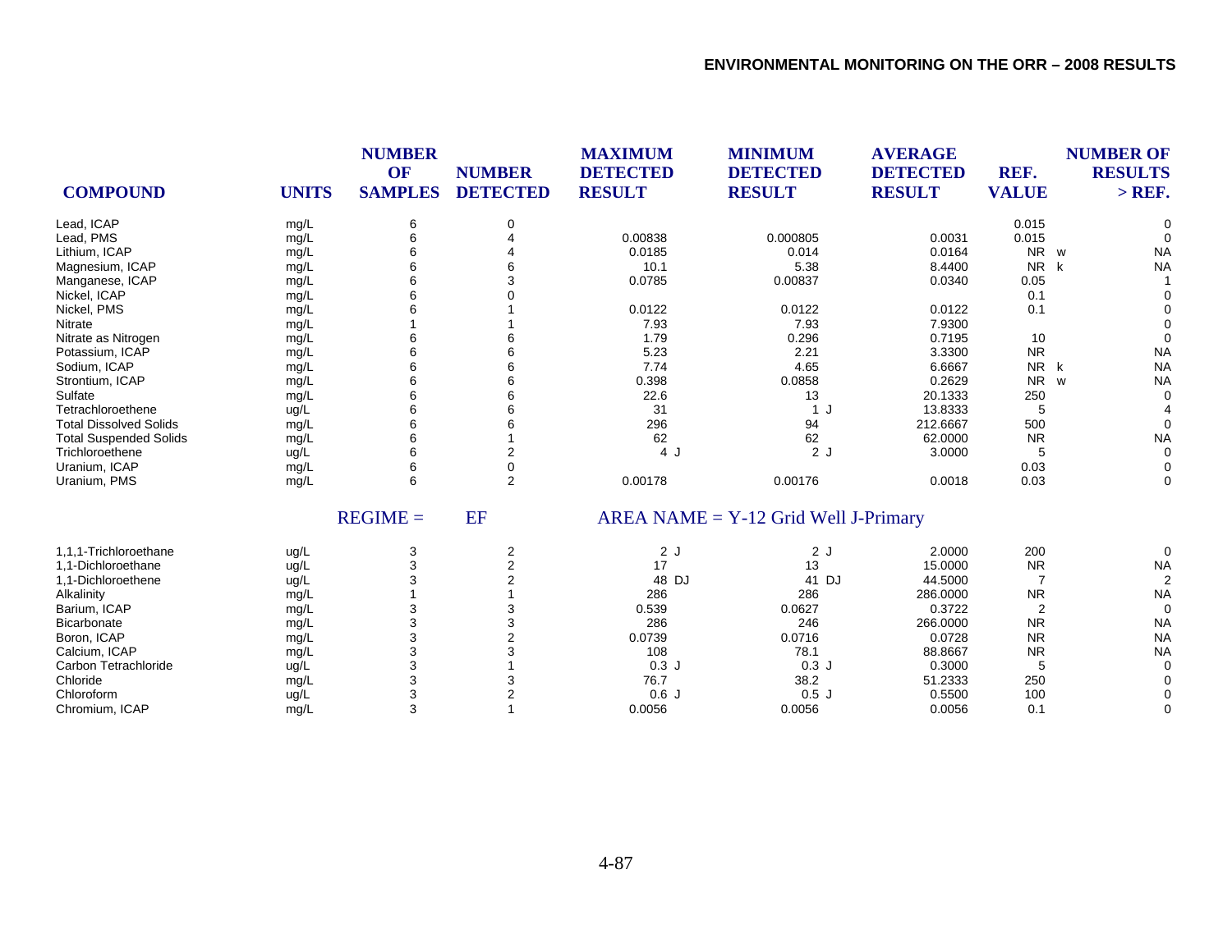| COMPOUND | UNITS | NUMBER OF SAMPLES | NUMBER DETECTED | MAXIMUM DETECTED RESULT | MINIMUM DETECTED RESULT | AVERAGE DETECTED RESULT | REF. VALUE | NUMBER OF RESULTS > REF. |
|---|---|---|---|---|---|---|---|---|
| Lead, ICAP | mg/L | 6 | 0 | | | | 0.015 | 0 |
| Lead, PMS | mg/L | 6 | 4 | 0.00838 | 0.000805 | 0.0031 | 0.015 | 0 |
| Lithium, ICAP | mg/L | 6 | 4 | 0.0185 | 0.014 | 0.0164 | NR w | NA |
| Magnesium, ICAP | mg/L | 6 | 6 | 10.1 | 5.38 | 8.4400 | NR k | NA |
| Manganese, ICAP | mg/L | 6 | 3 | 0.0785 | 0.00837 | 0.0340 | 0.05 | 1 |
| Nickel, ICAP | mg/L | 6 | 0 | | | | 0.1 | 0 |
| Nickel, PMS | mg/L | 6 | 1 | 0.0122 | 0.0122 | 0.0122 | 0.1 | 0 |
| Nitrate | mg/L | 1 | 1 | 7.93 | 7.93 | 7.9300 | | 0 |
| Nitrate as Nitrogen | mg/L | 6 | 6 | 1.79 | 0.296 | 0.7195 | 10 | 0 |
| Potassium, ICAP | mg/L | 6 | 6 | 5.23 | 2.21 | 3.3300 | NR | NA |
| Sodium, ICAP | mg/L | 6 | 6 | 7.74 | 4.65 | 6.6667 | NR k | NA |
| Strontium, ICAP | mg/L | 6 | 6 | 0.398 | 0.0858 | 0.2629 | NR w | NA |
| Sulfate | mg/L | 6 | 6 | 22.6 | 13 | 20.1333 | 250 | 0 |
| Tetrachloroethene | ug/L | 6 | 6 | 31 | 1 J | 13.8333 | 5 | 4 |
| Total Dissolved Solids | mg/L | 6 | 6 | 296 | 94 | 212.6667 | 500 | 0 |
| Total Suspended Solids | mg/L | 6 | 1 | 62 | 62 | 62.0000 | NR | NA |
| Trichloroethene | ug/L | 6 | 2 | 4 J | 2 J | 3.0000 | 5 | 0 |
| Uranium, ICAP | mg/L | 6 | 0 | | | | 0.03 | 0 |
| Uranium, PMS | mg/L | 6 | 2 | 0.00178 | 0.00176 | 0.0018 | 0.03 | 0 |

REGIME = EF AREA NAME = Y-12 Grid Well J-Primary

| COMPOUND | UNITS | NUMBER OF SAMPLES | NUMBER DETECTED | MAXIMUM DETECTED RESULT | MINIMUM DETECTED RESULT | AVERAGE DETECTED RESULT | REF. VALUE | NUMBER OF RESULTS > REF. |
|---|---|---|---|---|---|---|---|---|
| 1,1,1-Trichloroethane | ug/L | 3 | 2 | 2 J | 2 J | 2.0000 | 200 | 0 |
| 1,1-Dichloroethane | ug/L | 3 | 2 | 17 | 13 | 15.0000 | NR | NA |
| 1,1-Dichloroethene | ug/L | 3 | 2 | 48 DJ | 41 DJ | 44.5000 | 7 | 2 |
| Alkalinity | mg/L | 1 | 1 | 286 | 286 | 286.0000 | NR | NA |
| Barium, ICAP | mg/L | 3 | 3 | 0.539 | 0.0627 | 0.3722 | 2 | 0 |
| Bicarbonate | mg/L | 3 | 3 | 286 | 246 | 266.0000 | NR | NA |
| Boron, ICAP | mg/L | 3 | 2 | 0.0739 | 0.0716 | 0.0728 | NR | NA |
| Calcium, ICAP | mg/L | 3 | 3 | 108 | 78.1 | 88.8667 | NR | NA |
| Carbon Tetrachloride | ug/L | 3 | 1 | 0.3 J | 0.3 J | 0.3000 | 5 | 0 |
| Chloride | mg/L | 3 | 3 | 76.7 | 38.2 | 51.2333 | 250 | 0 |
| Chloroform | ug/L | 3 | 2 | 0.6 J | 0.5 J | 0.5500 | 100 | 0 |
| Chromium, ICAP | mg/L | 3 | 1 | 0.0056 | 0.0056 | 0.0056 | 0.1 | 0 |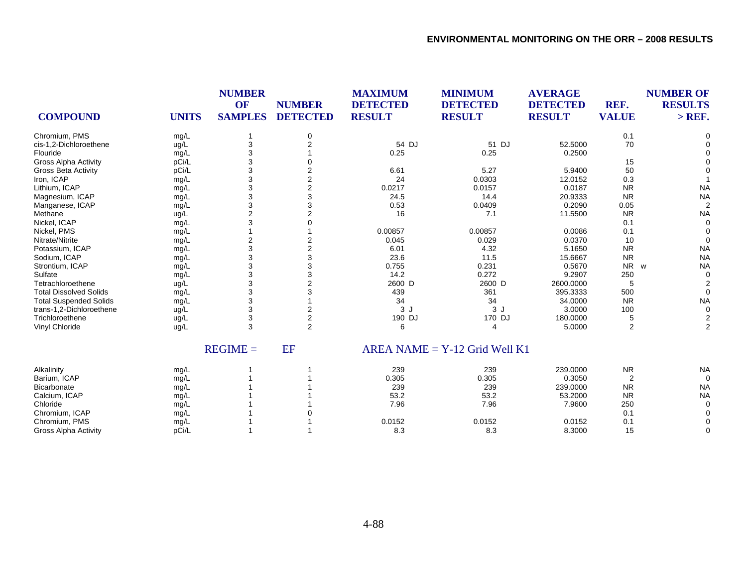| COMPOUND | UNITS | NUMBER OF SAMPLES | NUMBER DETECTED | MAXIMUM DETECTED RESULT | MINIMUM DETECTED RESULT | AVERAGE DETECTED RESULT | REF. VALUE | NUMBER OF RESULTS > REF. |
|---|---|---|---|---|---|---|---|---|
| Chromium, PMS | mg/L | 1 | 0 | | | | 0.1 | 0 |
| cis-1,2-Dichloroethene | ug/L | 3 | 2 | 54 DJ | 51 DJ | 52.5000 | 70 | 0 |
| Flouride | mg/L | 3 | 1 | 0.25 | 0.25 | 0.2500 | | 0 |
| Gross Alpha Activity | pCi/L | 3 | 0 | | | | 15 | 0 |
| Gross Beta Activity | pCi/L | 3 | 2 | 6.61 | 5.27 | 5.9400 | 50 | 0 |
| Iron, ICAP | mg/L | 3 | 2 | 24 | 0.0303 | 12.0152 | 0.3 | 1 |
| Lithium, ICAP | mg/L | 3 | 2 | 0.0217 | 0.0157 | 0.0187 | NR | NA |
| Magnesium, ICAP | mg/L | 3 | 3 | 24.5 | 14.4 | 20.9333 | NR | NA |
| Manganese, ICAP | mg/L | 3 | 3 | 0.53 | 0.0409 | 0.2090 | 0.05 | 2 |
| Methane | ug/L | 2 | 2 | 16 | 7.1 | 11.5500 | NR | NA |
| Nickel, ICAP | mg/L | 3 | 0 | | | | 0.1 | 0 |
| Nickel, PMS | mg/L | 1 | 1 | 0.00857 | 0.00857 | 0.0086 | 0.1 | 0 |
| Nitrate/Nitrite | mg/L | 2 | 2 | 0.045 | 0.029 | 0.0370 | 10 | 0 |
| Potassium, ICAP | mg/L | 3 | 2 | 6.01 | 4.32 | 5.1650 | NR | NA |
| Sodium, ICAP | mg/L | 3 | 3 | 23.6 | 11.5 | 15.6667 | NR | NA |
| Strontium, ICAP | mg/L | 3 | 3 | 0.755 | 0.231 | 0.5670 | NR w | NA |
| Sulfate | mg/L | 3 | 3 | 14.2 | 0.272 | 9.2907 | 250 | 0 |
| Tetrachloroethene | ug/L | 3 | 2 | 2600 D | 2600 D | 2600.0000 | 5 | 2 |
| Total Dissolved Solids | mg/L | 3 | 3 | 439 | 361 | 395.3333 | 500 | 0 |
| Total Suspended Solids | mg/L | 3 | 1 | 34 | 34 | 34.0000 | NR | NA |
| trans-1,2-Dichloroethene | ug/L | 3 | 2 | 3 J | 3 J | 3.0000 | 100 | 0 |
| Trichloroethene | ug/L | 3 | 2 | 190 DJ | 170 DJ | 180.0000 | 5 | 2 |
| Vinyl Chloride | ug/L | 3 | 2 | 6 | 4 | 5.0000 | 2 | 2 |

REGIME = EF AREA NAME = Y-12 Grid Well K1

| COMPOUND | UNITS | NUMBER OF SAMPLES | NUMBER DETECTED | MAXIMUM DETECTED RESULT | MINIMUM DETECTED RESULT | AVERAGE DETECTED RESULT | REF. VALUE | NUMBER OF RESULTS > REF. |
|---|---|---|---|---|---|---|---|---|
| Alkalinity | mg/L | 1 | 1 | 239 | 239 | 239.0000 | NR | NA |
| Barium, ICAP | mg/L | 1 | 1 | 0.305 | 0.305 | 0.3050 | 2 | 0 |
| Bicarbonate | mg/L | 1 | 1 | 239 | 239 | 239.0000 | NR | NA |
| Calcium, ICAP | mg/L | 1 | 1 | 53.2 | 53.2 | 53.2000 | NR | NA |
| Chloride | mg/L | 1 | 1 | 7.96 | 7.96 | 7.9600 | 250 | 0 |
| Chromium, ICAP | mg/L | 1 | 0 | | | | 0.1 | 0 |
| Chromium, PMS | mg/L | 1 | 1 | 0.0152 | 0.0152 | 0.0152 | 0.1 | 0 |
| Gross Alpha Activity | pCi/L | 1 | 1 | 8.3 | 8.3 | 8.3000 | 15 | 0 |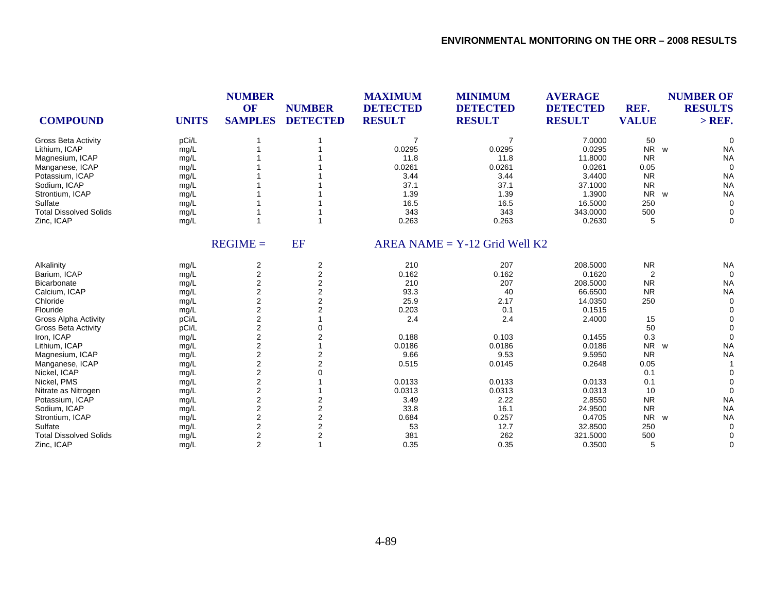| COMPOUND | UNITS | NUMBER OF SAMPLES | NUMBER DETECTED | MAXIMUM DETECTED RESULT | MINIMUM DETECTED RESULT | AVERAGE DETECTED RESULT | REF. VALUE | NUMBER OF RESULTS > REF. |
|---|---|---|---|---|---|---|---|---|
| Gross Beta Activity | pCi/L | 1 | 1 | 7 | 7 | 7.0000 | 50 | 0 |
| Lithium, ICAP | mg/L | 1 | 1 | 0.0295 | 0.0295 | 0.0295 | NR w | NA |
| Magnesium, ICAP | mg/L | 1 | 1 | 11.8 | 11.8 | 11.8000 | NR | NA |
| Manganese, ICAP | mg/L | 1 | 1 | 0.0261 | 0.0261 | 0.0261 | 0.05 | 0 |
| Potassium, ICAP | mg/L | 1 | 1 | 3.44 | 3.44 | 3.4400 | NR | NA |
| Sodium, ICAP | mg/L | 1 | 1 | 37.1 | 37.1 | 37.1000 | NR | NA |
| Strontium, ICAP | mg/L | 1 | 1 | 1.39 | 1.39 | 1.3900 | NR w | NA |
| Sulfate | mg/L | 1 | 1 | 16.5 | 16.5 | 16.5000 | 250 | 0 |
| Total Dissolved Solids | mg/L | 1 | 1 | 343 | 343 | 343.0000 | 500 | 0 |
| Zinc, ICAP | mg/L | 1 | 1 | 0.263 | 0.263 | 0.2630 | 5 | 0 |

REGIME = EF AREA NAME = Y-12 Grid Well K2

| COMPOUND | UNITS | NUMBER OF SAMPLES | NUMBER DETECTED | MAXIMUM DETECTED RESULT | MINIMUM DETECTED RESULT | AVERAGE DETECTED RESULT | REF. VALUE | NUMBER OF RESULTS > REF. |
|---|---|---|---|---|---|---|---|---|
| Alkalinity | mg/L | 2 | 2 | 210 | 207 | 208.5000 | NR | NA |
| Barium, ICAP | mg/L | 2 | 2 | 0.162 | 0.162 | 0.1620 | 2 | 0 |
| Bicarbonate | mg/L | 2 | 2 | 210 | 207 | 208.5000 | NR | NA |
| Calcium, ICAP | mg/L | 2 | 2 | 93.3 | 40 | 66.6500 | NR | NA |
| Chloride | mg/L | 2 | 2 | 25.9 | 2.17 | 14.0350 | 250 | 0 |
| Flouride | mg/L | 2 | 2 | 0.203 | 0.1 | 0.1515 | | 0 |
| Gross Alpha Activity | pCi/L | 2 | 1 | 2.4 | 2.4 | 2.4000 | 15 | 0 |
| Gross Beta Activity | pCi/L | 2 | 0 | | | | 50 | 0 |
| Iron, ICAP | mg/L | 2 | 2 | 0.188 | 0.103 | 0.1455 | 0.3 | 0 |
| Lithium, ICAP | mg/L | 2 | 1 | 0.0186 | 0.0186 | 0.0186 | NR w | NA |
| Magnesium, ICAP | mg/L | 2 | 2 | 9.66 | 9.53 | 9.5950 | NR | NA |
| Manganese, ICAP | mg/L | 2 | 2 | 0.515 | 0.0145 | 0.2648 | 0.05 | 1 |
| Nickel, ICAP | mg/L | 2 | 0 | | | | 0.1 | 0 |
| Nickel, PMS | mg/L | 2 | 1 | 0.0133 | 0.0133 | 0.0133 | 0.1 | 0 |
| Nitrate as Nitrogen | mg/L | 2 | 1 | 0.0313 | 0.0313 | 0.0313 | 10 | 0 |
| Potassium, ICAP | mg/L | 2 | 2 | 3.49 | 2.22 | 2.8550 | NR | NA |
| Sodium, ICAP | mg/L | 2 | 2 | 33.8 | 16.1 | 24.9500 | NR | NA |
| Strontium, ICAP | mg/L | 2 | 2 | 0.684 | 0.257 | 0.4705 | NR w | NA |
| Sulfate | mg/L | 2 | 2 | 53 | 12.7 | 32.8500 | 250 | 0 |
| Total Dissolved Solids | mg/L | 2 | 2 | 381 | 262 | 321.5000 | 500 | 0 |
| Zinc, ICAP | mg/L | 2 | 1 | 0.35 | 0.35 | 0.3500 | 5 | 0 |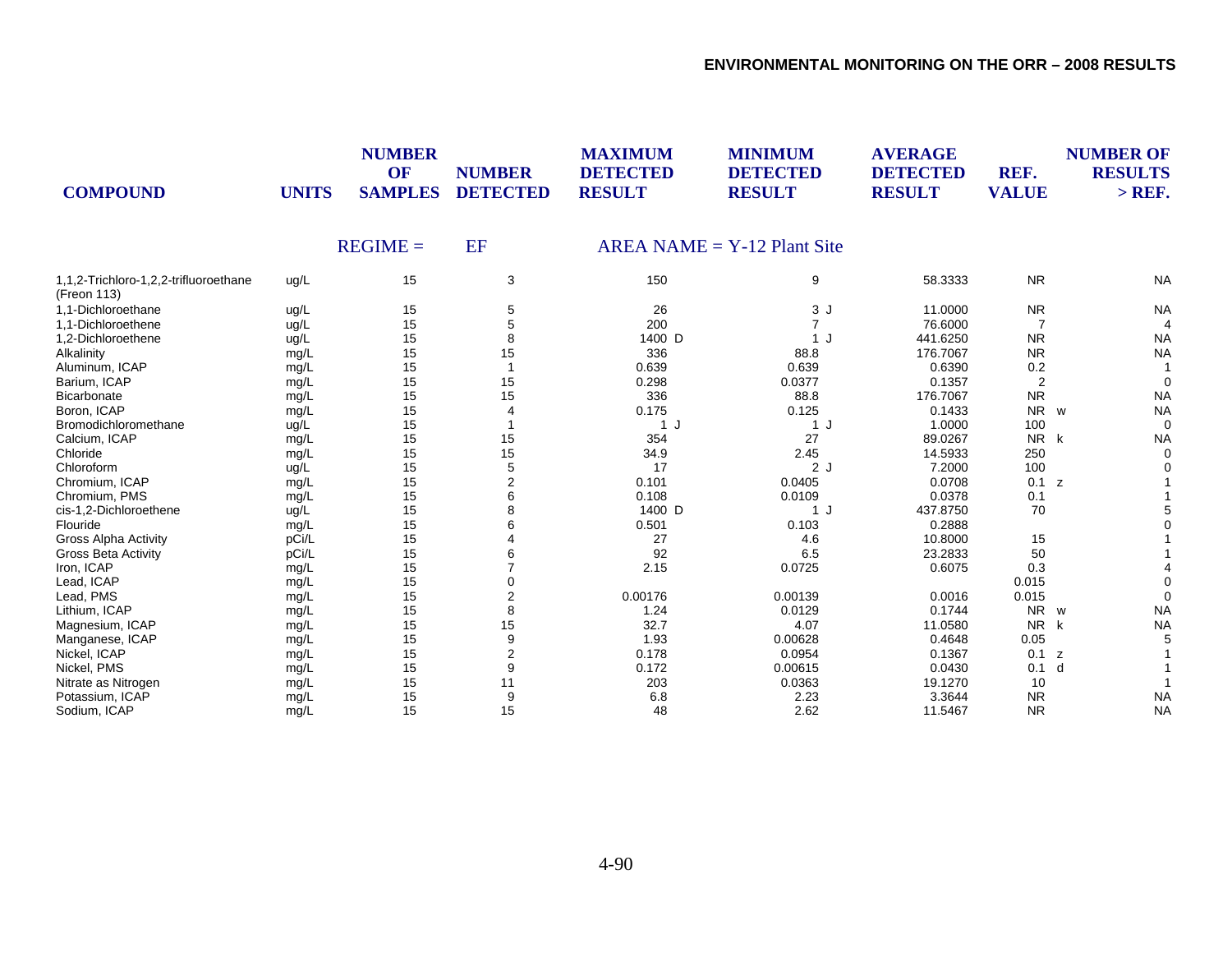REGIME = EF AREA NAME = Y-12 Plant Site

| COMPOUND | UNITS | NUMBER OF SAMPLES | NUMBER DETECTED | MAXIMUM DETECTED RESULT | MINIMUM DETECTED RESULT | AVERAGE DETECTED RESULT | REF. VALUE | NUMBER OF RESULTS > REF. |
|---|---|---|---|---|---|---|---|---|
| 1,1,2-Trichloro-1,2,2-trifluoroethane (Freon 113) | ug/L | 15 | 3 | 150 | 9 | 58.3333 | NR | NA |
| 1,1-Dichloroethane | ug/L | 15 | 5 | 26 | 3 J | 11.0000 | NR | NA |
| 1,1-Dichloroethene | ug/L | 15 | 5 | 200 | 7 | 76.6000 | 7 | 4 |
| 1,2-Dichloroethene | ug/L | 15 | 8 | 1400 D | 1 J | 441.6250 | NR | NA |
| Alkalinity | mg/L | 15 | 15 | 336 | 88.8 | 176.7067 | NR | NA |
| Aluminum, ICAP | mg/L | 15 | 1 | 0.639 | 0.639 | 0.6390 | 0.2 | 1 |
| Barium, ICAP | mg/L | 15 | 15 | 0.298 | 0.0377 | 0.1357 | 2 | 0 |
| Bicarbonate | mg/L | 15 | 15 | 336 | 88.8 | 176.7067 | NR | NA |
| Boron, ICAP | mg/L | 15 | 4 | 0.175 | 0.125 | 0.1433 | NR w | NA |
| Bromodichloromethane | ug/L | 15 | 1 | 1 J | 1 J | 1.0000 | 100 | 0 |
| Calcium, ICAP | mg/L | 15 | 15 | 354 | 27 | 89.0267 | NR k | NA |
| Chloride | mg/L | 15 | 15 | 34.9 | 2.45 | 14.5933 | 250 | 0 |
| Chloroform | ug/L | 15 | 5 | 17 | 2 J | 7.2000 | 100 | 0 |
| Chromium, ICAP | mg/L | 15 | 2 | 0.101 | 0.0405 | 0.0708 | 0.1 z | 1 |
| Chromium, PMS | mg/L | 15 | 6 | 0.108 | 0.0109 | 0.0378 | 0.1 | 1 |
| cis-1,2-Dichloroethene | ug/L | 15 | 8 | 1400 D | 1 J | 437.8750 | 70 | 5 |
| Flouride | mg/L | 15 | 6 | 0.501 | 0.103 | 0.2888 | | 0 |
| Gross Alpha Activity | pCi/L | 15 | 4 | 27 | 4.6 | 10.8000 | 15 | 1 |
| Gross Beta Activity | pCi/L | 15 | 6 | 92 | 6.5 | 23.2833 | 50 | 1 |
| Iron, ICAP | mg/L | 15 | 7 | 2.15 | 0.0725 | 0.6075 | 0.3 | 4 |
| Lead, ICAP | mg/L | 15 | 0 | | | | 0.015 | 0 |
| Lead, PMS | mg/L | 15 | 2 | 0.00176 | 0.00139 | 0.0016 | 0.015 | 0 |
| Lithium, ICAP | mg/L | 15 | 8 | 1.24 | 0.0129 | 0.1744 | NR w | NA |
| Magnesium, ICAP | mg/L | 15 | 15 | 32.7 | 4.07 | 11.0580 | NR k | NA |
| Manganese, ICAP | mg/L | 15 | 9 | 1.93 | 0.00628 | 0.4648 | 0.05 | 5 |
| Nickel, ICAP | mg/L | 15 | 2 | 0.178 | 0.0954 | 0.1367 | 0.1 z | 1 |
| Nickel, PMS | mg/L | 15 | 9 | 0.172 | 0.00615 | 0.0430 | 0.1 d | 1 |
| Nitrate as Nitrogen | mg/L | 15 | 11 | 203 | 0.0363 | 19.1270 | 10 | 1 |
| Potassium, ICAP | mg/L | 15 | 9 | 6.8 | 2.23 | 3.3644 | NR | NA |
| Sodium, ICAP | mg/L | 15 | 15 | 48 | 2.62 | 11.5467 | NR | NA |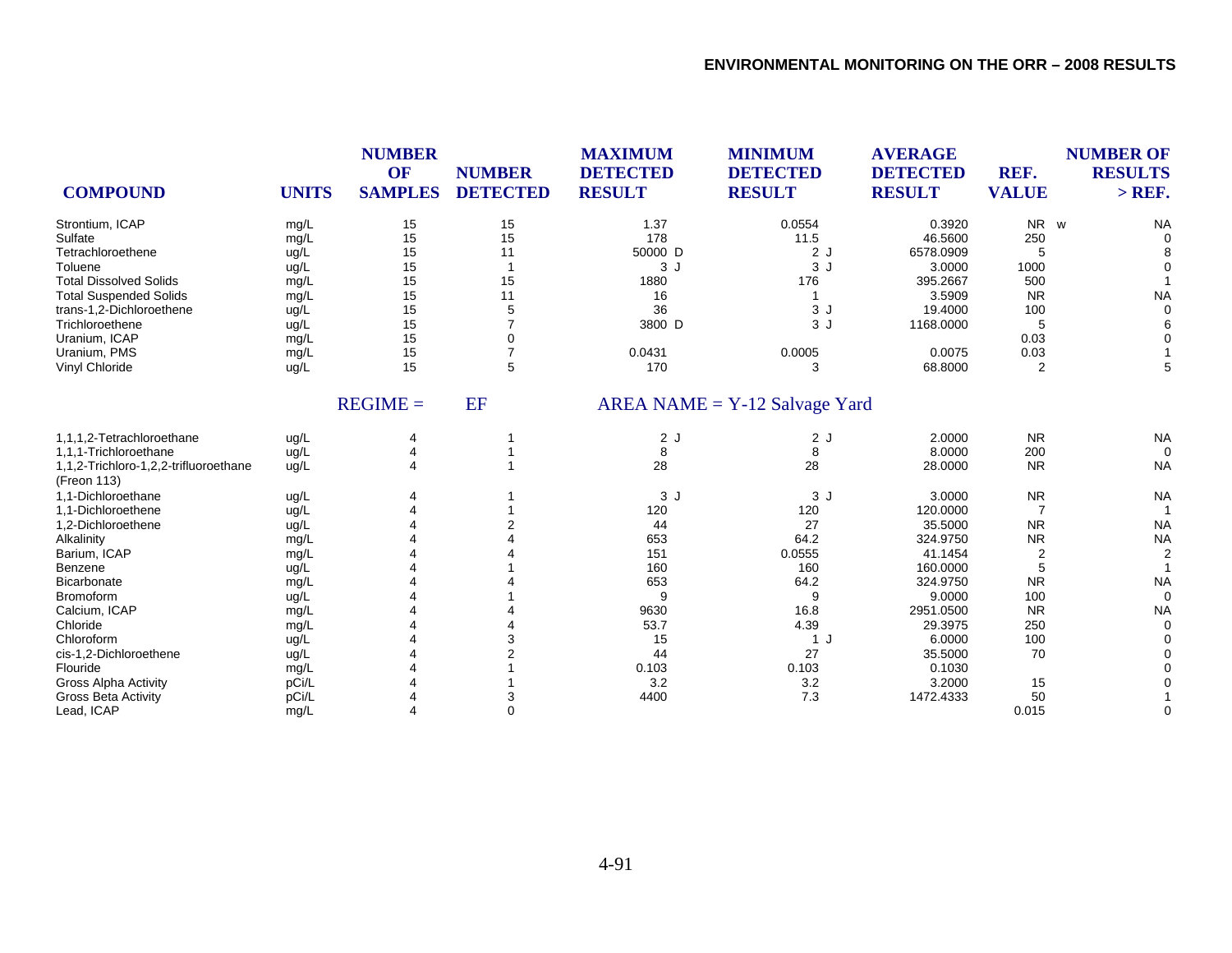| COMPOUND | UNITS | NUMBER OF SAMPLES | NUMBER DETECTED | MAXIMUM DETECTED RESULT | MINIMUM DETECTED RESULT | AVERAGE DETECTED RESULT | REF. VALUE | NUMBER OF RESULTS > REF. |
|---|---|---|---|---|---|---|---|---|
| Strontium, ICAP | mg/L | 15 | 15 | 1.37 | 0.0554 | 0.3920 | NR w | NA |
| Sulfate | mg/L | 15 | 15 | 178 | 11.5 | 46.5600 | 250 | 0 |
| Tetrachloroethene | ug/L | 15 | 11 | 50000 D | 2 J | 6578.0909 | 5 | 8 |
| Toluene | ug/L | 15 | 1 | 3 J | 3 J | 3.0000 | 1000 | 0 |
| Total Dissolved Solids | mg/L | 15 | 15 | 1880 | 176 | 395.2667 | 500 | 1 |
| Total Suspended Solids | mg/L | 15 | 11 | 16 | 1 | 3.5909 | NR | NA |
| trans-1,2-Dichloroethene | ug/L | 15 | 5 | 36 | 3 J | 19.4000 | 100 | 0 |
| Trichloroethene | ug/L | 15 | 7 | 3800 D | 3 J | 1168.0000 | 5 | 6 |
| Uranium, ICAP | mg/L | 15 | 0 | | | | 0.03 | 0 |
| Uranium, PMS | mg/L | 15 | 7 | 0.0431 | 0.0005 | 0.0075 | 0.03 | 1 |
| Vinyl Chloride | ug/L | 15 | 5 | 170 | 3 | 68.8000 | 2 | 5 |

REGIME = EF AREA NAME = Y-12 Salvage Yard

| COMPOUND | UNITS | NUMBER OF SAMPLES | NUMBER DETECTED | MAXIMUM DETECTED RESULT | MINIMUM DETECTED RESULT | AVERAGE DETECTED RESULT | REF. VALUE | NUMBER OF RESULTS > REF. |
|---|---|---|---|---|---|---|---|---|
| 1,1,1,2-Tetrachloroethane | ug/L | 4 | 1 | 2 J | 2 J | 2.0000 | NR | NA |
| 1,1,1-Trichloroethane | ug/L | 4 | 1 | 8 | 8 | 8.0000 | 200 | 0 |
| 1,1,2-Trichloro-1,2,2-trifluoroethane (Freon 113) | ug/L | 4 | 1 | 28 | 28 | 28.0000 | NR | NA |
| 1,1-Dichloroethane | ug/L | 4 | 1 | 3 J | 3 J | 3.0000 | NR | NA |
| 1,1-Dichloroethene | ug/L | 4 | 1 | 120 | 120 | 120.0000 | 7 | 1 |
| 1,2-Dichloroethene | ug/L | 4 | 2 | 44 | 27 | 35.5000 | NR | NA |
| Alkalinity | mg/L | 4 | 4 | 653 | 64.2 | 324.9750 | NR | NA |
| Barium, ICAP | mg/L | 4 | 4 | 151 | 0.0555 | 41.1454 | 2 | 2 |
| Benzene | ug/L | 4 | 1 | 160 | 160 | 160.0000 | 5 | 1 |
| Bicarbonate | mg/L | 4 | 4 | 653 | 64.2 | 324.9750 | NR | NA |
| Bromoform | ug/L | 4 | 1 | 9 | 9 | 9.0000 | 100 | 0 |
| Calcium, ICAP | mg/L | 4 | 4 | 9630 | 16.8 | 2951.0500 | NR | NA |
| Chloride | mg/L | 4 | 4 | 53.7 | 4.39 | 29.3975 | 250 | 0 |
| Chloroform | ug/L | 4 | 3 | 15 | 1 J | 6.0000 | 100 | 0 |
| cis-1,2-Dichloroethene | ug/L | 4 | 2 | 44 | 27 | 35.5000 | 70 | 0 |
| Flouride | mg/L | 4 | 1 | 0.103 | 0.103 | 0.1030 | | 0 |
| Gross Alpha Activity | pCi/L | 4 | 1 | 3.2 | 3.2 | 3.2000 | 15 | 0 |
| Gross Beta Activity | pCi/L | 4 | 3 | 4400 | 7.3 | 1472.4333 | 50 | 1 |
| Lead, ICAP | mg/L | 4 | 0 | | | | 0.015 | 0 |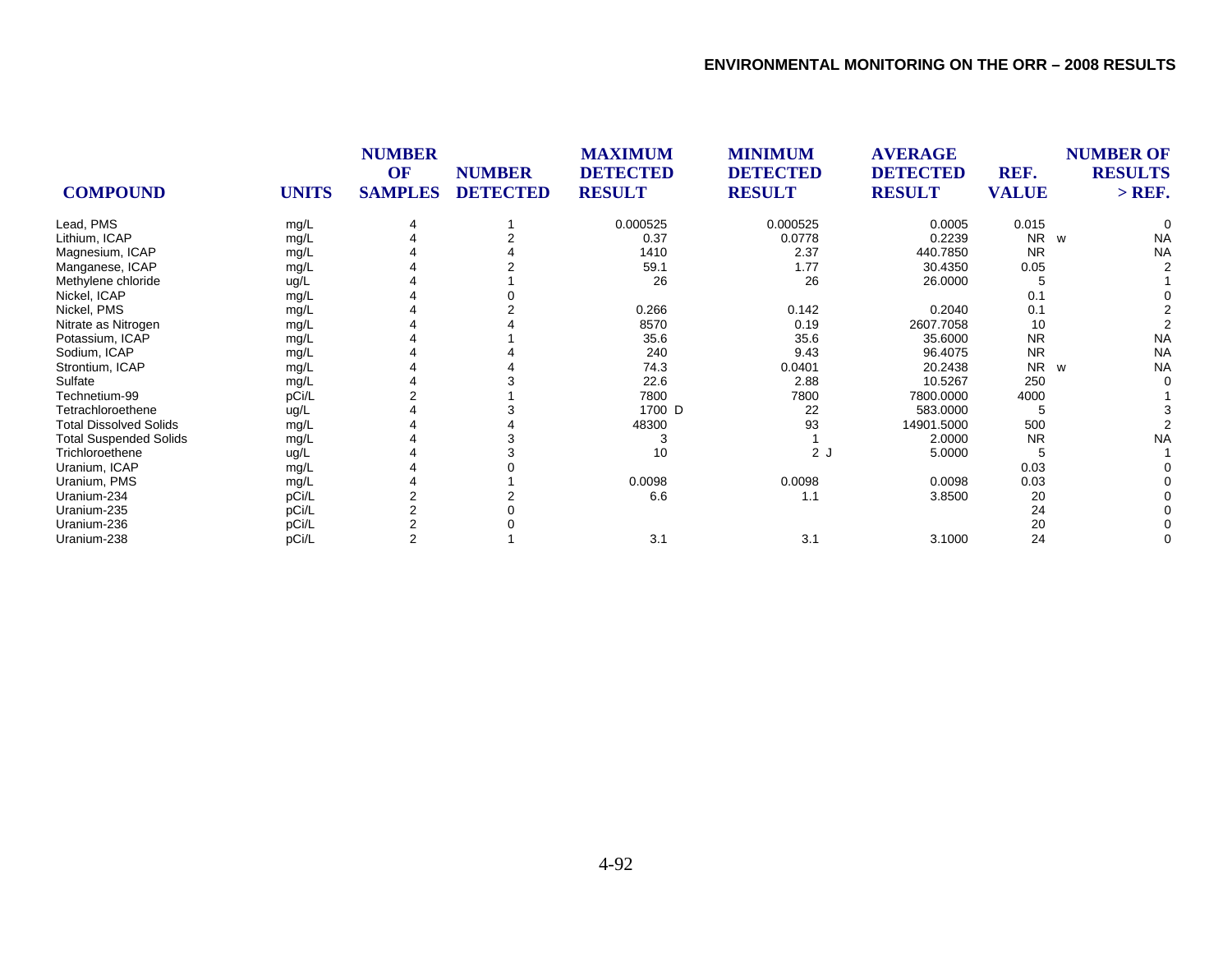| COMPOUND | UNITS | NUMBER OF SAMPLES | NUMBER DETECTED | MAXIMUM DETECTED RESULT | MINIMUM DETECTED RESULT | AVERAGE DETECTED RESULT | REF. VALUE | NUMBER OF RESULTS > REF. |
|---|---|---|---|---|---|---|---|---|
| Lead, PMS | mg/L | 4 | 1 | 0.000525 | 0.000525 | 0.0005 | 0.015 | 0 |
| Lithium, ICAP | mg/L | 4 | 2 | 0.37 | 0.0778 | 0.2239 | NR w | NA |
| Magnesium, ICAP | mg/L | 4 | 4 | 1410 | 2.37 | 440.7850 | NR | NA |
| Manganese, ICAP | mg/L | 4 | 2 | 59.1 | 1.77 | 30.4350 | 0.05 | 2 |
| Methylene chloride | ug/L | 4 | 1 | 26 | 26 | 26.0000 | 5 | 1 |
| Nickel, ICAP | mg/L | 4 | 0 | | | | 0.1 | 0 |
| Nickel, PMS | mg/L | 4 | 2 | 0.266 | 0.142 | 0.2040 | 0.1 | 2 |
| Nitrate as Nitrogen | mg/L | 4 | 4 | 8570 | 0.19 | 2607.7058 | 10 | 2 |
| Potassium, ICAP | mg/L | 4 | 1 | 35.6 | 35.6 | 35.6000 | NR | NA |
| Sodium, ICAP | mg/L | 4 | 4 | 240 | 9.43 | 96.4075 | NR | NA |
| Strontium, ICAP | mg/L | 4 | 4 | 74.3 | 0.0401 | 20.2438 | NR w | NA |
| Sulfate | mg/L | 4 | 3 | 22.6 | 2.88 | 10.5267 | 250 | 0 |
| Technetium-99 | pCi/L | 2 | 1 | 7800 | 7800 | 7800.0000 | 4000 | 1 |
| Tetrachloroethene | ug/L | 4 | 3 | 1700 D | 22 | 583.0000 | 5 | 3 |
| Total Dissolved Solids | mg/L | 4 | 4 | 48300 | 93 | 14901.5000 | 500 | 2 |
| Total Suspended Solids | mg/L | 4 | 3 | 3 | 1 | 2.0000 | NR | NA |
| Trichloroethene | ug/L | 4 | 3 | 10 | 2 J | 5.0000 | 5 | 1 |
| Uranium, ICAP | mg/L | 4 | 0 | | | | 0.03 | 0 |
| Uranium, PMS | mg/L | 4 | 1 | 0.0098 | 0.0098 | 0.0098 | 0.03 | 0 |
| Uranium-234 | pCi/L | 2 | 2 | 6.6 | 1.1 | 3.8500 | 20 | 0 |
| Uranium-235 | pCi/L | 2 | 0 | | | | 24 | 0 |
| Uranium-236 | pCi/L | 2 | 0 | | | | 20 | 0 |
| Uranium-238 | pCi/L | 2 | 1 | 3.1 | 3.1 | 3.1000 | 24 | 0 |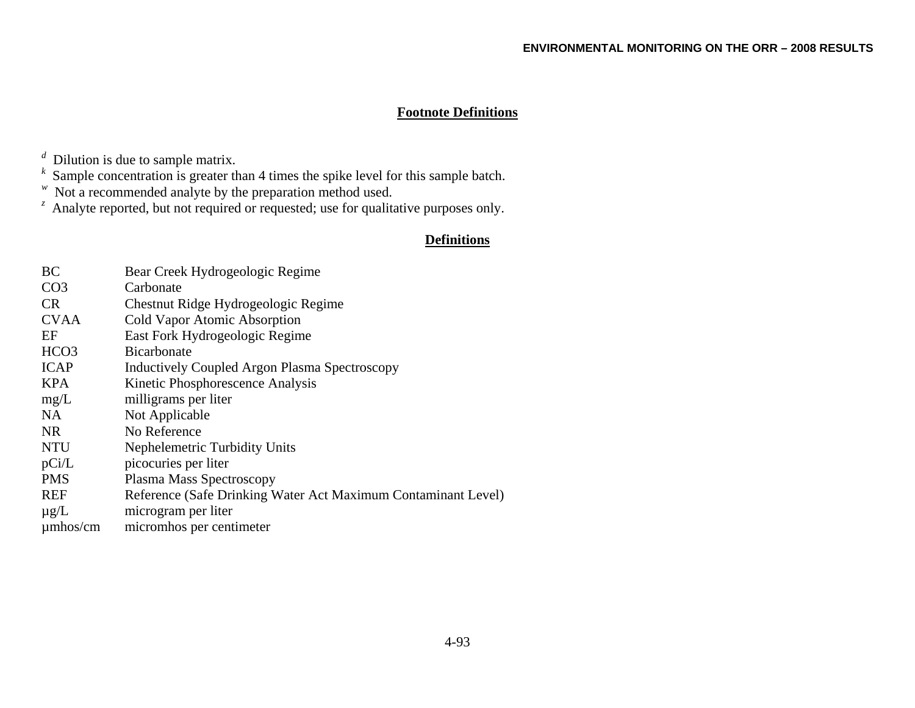## Footnote Definitions

[d] Dilution is due to sample matrix.
[k] Sample concentration is greater than 4 times the spike level for this sample batch.
[w] Not a recommended analyte by the preparation method used.
[z] Analyte reported, but not required or requested; use for qualitative purposes only.

## Definitions

| | |
|---|---|
| BC | Bear Creek Hydrogeologic Regime |
| CO3 | Carbonate |
| CR | Chestnut Ridge Hydrogeologic Regime |
| CVAA | Cold Vapor Atomic Absorption |
| EF | East Fork Hydrogeologic Regime |
| HCO3 | Bicarbonate |
| ICAP | Inductively Coupled Argon Plasma Spectroscopy |
| KPA | Kinetic Phosphorescence Analysis |
| mg/L | milligrams per liter |
| NA | Not Applicable |
| NR | No Reference |
| NTU | Nephelemetric Turbidity Units |
| pCi/L | picocuries per liter |
| PMS | Plasma Mass Spectroscopy |
| REF | Reference (Safe Drinking Water Act Maximum Contaminant Level) |
| µg/L | microgram per liter |
| µmhos/cm | micromhos per centimeter |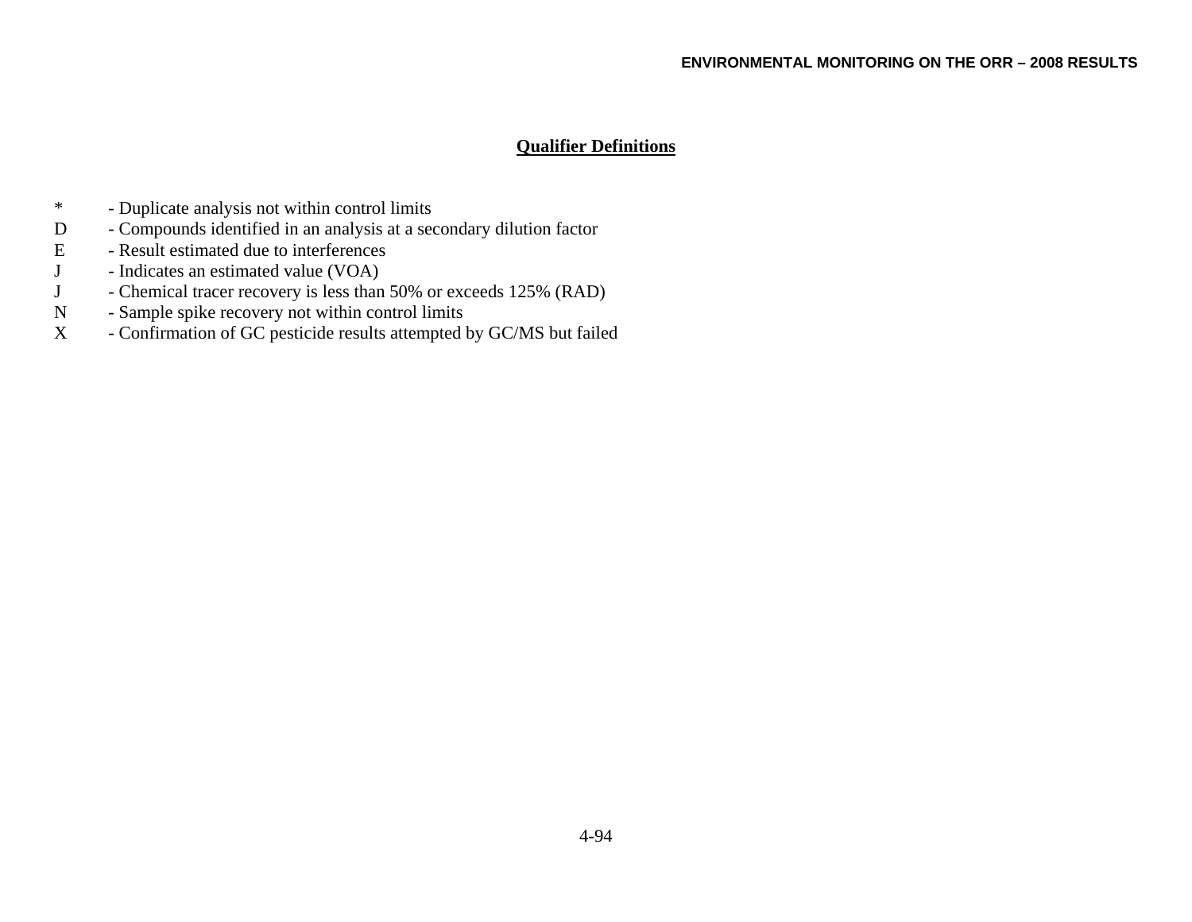## Qualifier Definitions

*       - Duplicate analysis not within control limits
D       - Compounds identified in an analysis at a secondary dilution factor
E       - Result estimated due to interferences
J       - Indicates an estimated value (VOA)
J       - Chemical tracer recovery is less than 50% or exceeds 125% (RAD)
N       - Sample spike recovery not within control limits
X       - Confirmation of GC pesticide results attempted by GC/MS but failed